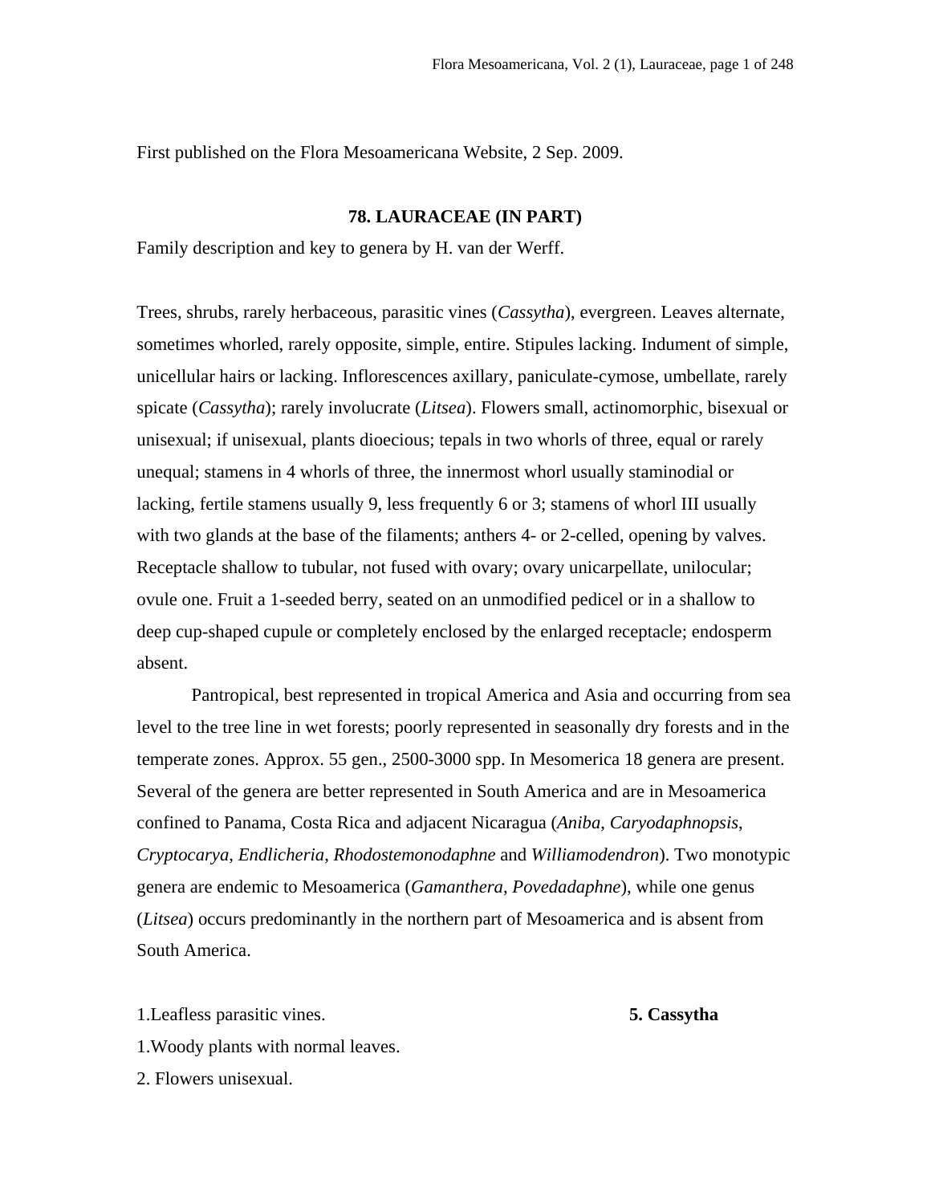First published on the Flora Mesoamericana Website, 2 Sep. 2009.

## 78. LAURACEAE (IN PART)

Family description and key to genera by H. van der Werff.

Trees, shrubs, rarely herbaceous, parasitic vines (*Cassytha*), evergreen. Leaves alternate, sometimes whorled, rarely opposite, simple, entire. Stipules lacking. Indument of simple, unicellular hairs or lacking. Inflorescences axillary, paniculate-cymose, umbellate, rarely spicate (*Cassytha*); rarely involucrate (*Litsea*). Flowers small, actinomorphic, bisexual or unisexual; if unisexual, plants dioecious; tepals in two whorls of three, equal or rarely unequal; stamens in 4 whorls of three, the innermost whorl usually staminodial or lacking, fertile stamens usually 9, less frequently 6 or 3; stamens of whorl III usually with two glands at the base of the filaments; anthers 4- or 2-celled, opening by valves. Receptacle shallow to tubular, not fused with ovary; ovary unicarpellate, unilocular; ovule one. Fruit a 1-seeded berry, seated on an unmodified pedicel or in a shallow to deep cup-shaped cupule or completely enclosed by the enlarged receptacle; endosperm absent.

Pantropical, best represented in tropical America and Asia and occurring from sea level to the tree line in wet forests; poorly represented in seasonally dry forests and in the temperate zones. Approx. 55 gen., 2500-3000 spp. In Mesomerica 18 genera are present. Several of the genera are better represented in South America and are in Mesoamerica confined to Panama, Costa Rica and adjacent Nicaragua (*Aniba*, *Caryodaphnopsis*, *Cryptocarya*, *Endlicheria*, *Rhodostemonodaphne* and *Williamodendron*). Two monotypic genera are endemic to Mesoamerica (*Gamanthera*, *Povedadaphne*), while one genus (*Litsea*) occurs predominantly in the northern part of Mesoamerica and is absent from South America.

1.Leafless parasitic vines. **5. Cassytha**

1.Woody plants with normal leaves.

2. Flowers unisexual.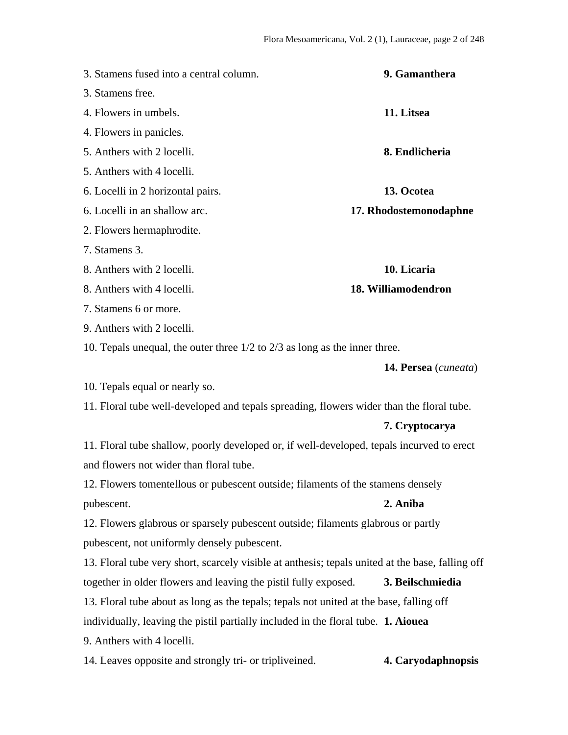3. Stamens fused into a central column. **9. Gamanthera**

3. Stamens free.

4. Flowers in umbels. **11. Litsea**

4. Flowers in panicles.

5. Anthers with 2 locelli. **8. Endlicheria**

5. Anthers with 4 locelli.

6. Locelli in 2 horizontal pairs. **13. Ocotea**

6. Locelli in an shallow arc. **17. Rhodostemonodaphne**

2. Flowers hermaphrodite.

7. Stamens 3.

8. Anthers with 2 locelli. **10. Licaria**

8. Anthers with 4 locelli. **18. Williamodendron**

7. Stamens 6 or more.

9. Anthers with 2 locelli.

10. Tepals unequal, the outer three 1/2 to 2/3 as long as the inner three. **14. Persea** (*cuneata*)

10. Tepals equal or nearly so.

11. Floral tube well-developed and tepals spreading, flowers wider than the floral tube. **7. Cryptocarya**

11. Floral tube shallow, poorly developed or, if well-developed, tepals incurved to erect and flowers not wider than floral tube.

12. Flowers tomentellous or pubescent outside; filaments of the stamens densely pubescent. **2. Aniba**

12. Flowers glabrous or sparsely pubescent outside; filaments glabrous or partly pubescent, not uniformly densely pubescent.

13. Floral tube very short, scarcely visible at anthesis; tepals united at the base, falling off together in older flowers and leaving the pistil fully exposed. **3. Beilschmiedia**

13. Floral tube about as long as the tepals; tepals not united at the base, falling off individually, leaving the pistil partially included in the floral tube. **1. Aiouea**

9. Anthers with 4 locelli.

14. Leaves opposite and strongly tri- or tripliveined. **4. Caryodaphnopsis**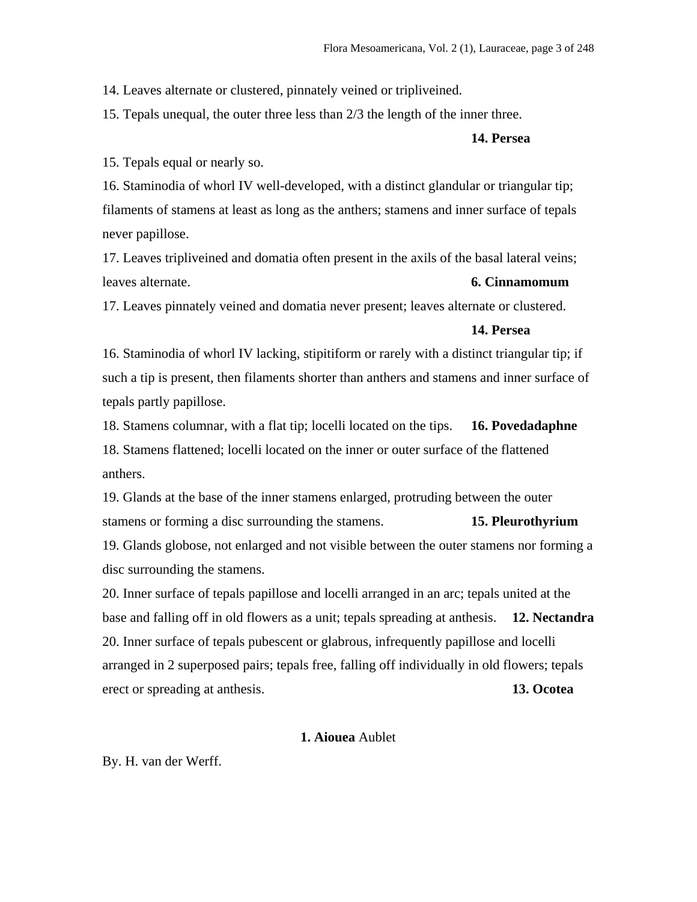14. Leaves alternate or clustered, pinnately veined or tripliveined.

15. Tepals unequal, the outer three less than 2/3 the length of the inner three. **14. Persea**

15. Tepals equal or nearly so.

16. Staminodia of whorl IV well-developed, with a distinct glandular or triangular tip; filaments of stamens at least as long as the anthers; stamens and inner surface of tepals never papillose.

17. Leaves tripliveined and domatia often present in the axils of the basal lateral veins; leaves alternate. **6. Cinnamomum**

17. Leaves pinnately veined and domatia never present; leaves alternate or clustered. **14. Persea**

16. Staminodia of whorl IV lacking, stipitiform or rarely with a distinct triangular tip; if such a tip is present, then filaments shorter than anthers and stamens and inner surface of tepals partly papillose.

18. Stamens columnar, with a flat tip; locelli located on the tips. **16. Povedadaphne**

18. Stamens flattened; locelli located on the inner or outer surface of the flattened anthers.

19. Glands at the base of the inner stamens enlarged, protruding between the outer stamens or forming a disc surrounding the stamens. **15. Pleurothyrium**

19. Glands globose, not enlarged and not visible between the outer stamens nor forming a disc surrounding the stamens.

20. Inner surface of tepals papillose and locelli arranged in an arc; tepals united at the base and falling off in old flowers as a unit; tepals spreading at anthesis. **12. Nectandra**

20. Inner surface of tepals pubescent or glabrous, infrequently papillose and locelli arranged in 2 superposed pairs; tepals free, falling off individually in old flowers; tepals erect or spreading at anthesis. **13. Ocotea**

## **1. Aiouea** Aublet

By. H. van der Werff.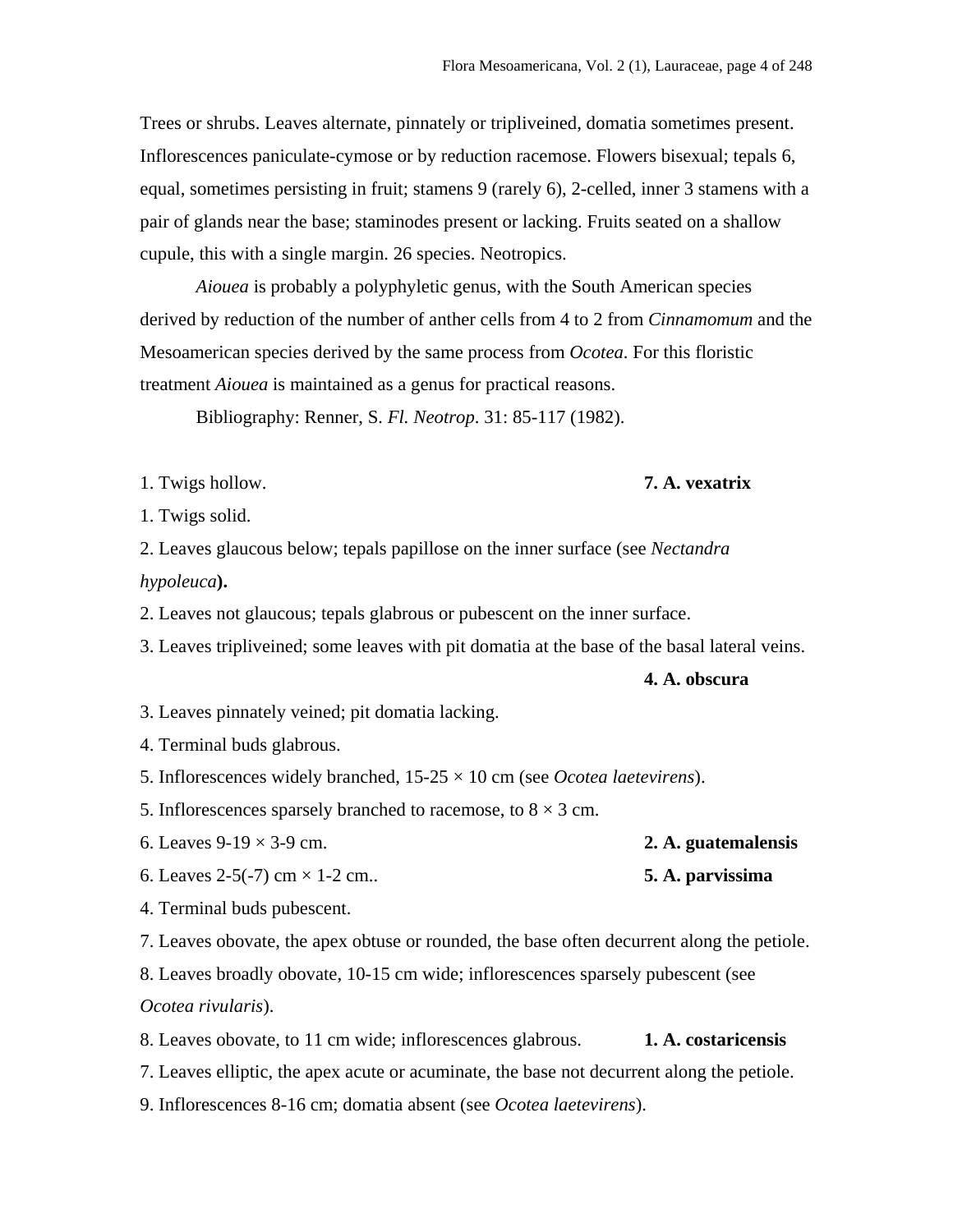Trees or shrubs. Leaves alternate, pinnately or tripliveined, domatia sometimes present. Inflorescences paniculate-cymose or by reduction racemose. Flowers bisexual; tepals 6, equal, sometimes persisting in fruit; stamens 9 (rarely 6), 2-celled, inner 3 stamens with a pair of glands near the base; staminodes present or lacking. Fruits seated on a shallow cupule, this with a single margin. 26 species. Neotropics.

*Aiouea* is probably a polyphyletic genus, with the South American species derived by reduction of the number of anther cells from 4 to 2 from *Cinnamomum* and the Mesoamerican species derived by the same process from *Ocotea*. For this floristic treatment *Aiouea* is maintained as a genus for practical reasons.

Bibliography: Renner, S. *Fl. Neotrop.* 31: 85-117 (1982).

1. Twigs hollow. **7. A. vexatrix**

1. Twigs solid.

2. Leaves glaucous below; tepals papillose on the inner surface (see *Nectandra hypoleuca*).

2. Leaves not glaucous; tepals glabrous or pubescent on the inner surface.

3. Leaves tripliveined; some leaves with pit domatia at the base of the basal lateral veins. **4. A. obscura**

3. Leaves pinnately veined; pit domatia lacking.

4. Terminal buds glabrous.

5. Inflorescences widely branched, 15-25 × 10 cm (see *Ocotea laetevirens*).

5. Inflorescences sparsely branched to racemose, to 8 × 3 cm.

6. Leaves 9-19 × 3-9 cm. **2. A. guatemalensis**

6. Leaves 2-5(-7) cm × 1-2 cm.. **5. A. parvissima**

4. Terminal buds pubescent.

7. Leaves obovate, the apex obtuse or rounded, the base often decurrent along the petiole.

8. Leaves broadly obovate, 10-15 cm wide; inflorescences sparsely pubescent (see *Ocotea rivularis*).

8. Leaves obovate, to 11 cm wide; inflorescences glabrous. **1. A. costaricensis**

7. Leaves elliptic, the apex acute or acuminate, the base not decurrent along the petiole.

9. Inflorescences 8-16 cm; domatia absent (see *Ocotea laetevirens*).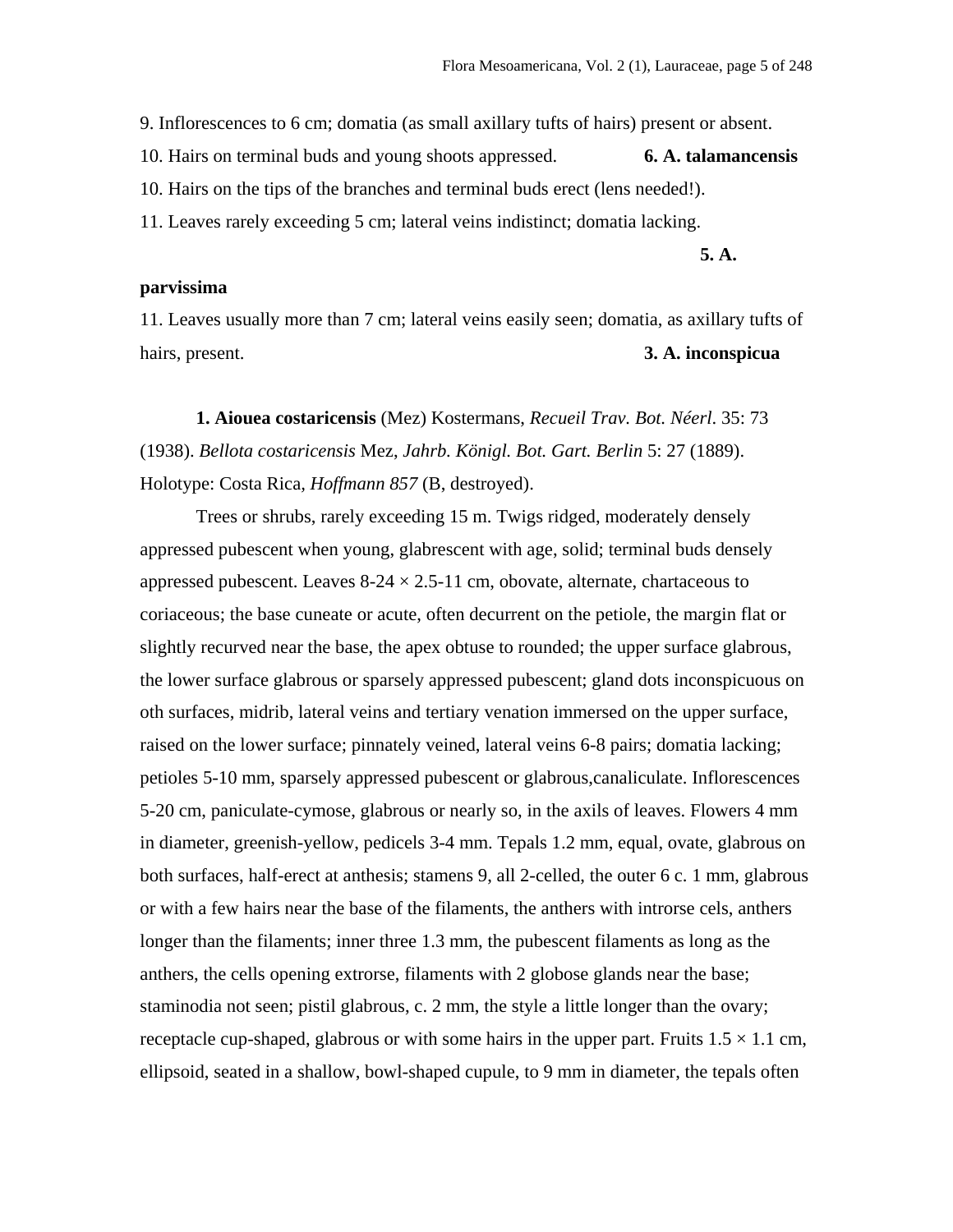9. Inflorescences to 6 cm; domatia (as small axillary tufts of hairs) present or absent.

10. Hairs on terminal buds and young shoots appressed. **6. A. talamancensis**

10. Hairs on the tips of the branches and terminal buds erect (lens needed!).

11. Leaves rarely exceeding 5 cm; lateral veins indistinct; domatia lacking. **5. A. parvissima**

11. Leaves usually more than 7 cm; lateral veins easily seen; domatia, as axillary tufts of hairs, present. **3. A. inconspicua**

**1. Aiouea costaricensis** (Mez) Kostermans, *Recueil Trav. Bot. Néerl.* 35: 73 (1938). *Bellota costaricensis* Mez, *Jahrb. Königl. Bot. Gart. Berlin* 5: 27 (1889). Holotype: Costa Rica, *Hoffmann 857* (B, destroyed).

Trees or shrubs, rarely exceeding 15 m. Twigs ridged, moderately densely appressed pubescent when young, glabrescent with age, solid; terminal buds densely appressed pubescent. Leaves 8-24 × 2.5-11 cm, obovate, alternate, chartaceous to coriaceous; the base cuneate or acute, often decurrent on the petiole, the margin flat or slightly recurved near the base, the apex obtuse to rounded; the upper surface glabrous, the lower surface glabrous or sparsely appressed pubescent; gland dots inconspicuous on oth surfaces, midrib, lateral veins and tertiary venation immersed on the upper surface, raised on the lower surface; pinnately veined, lateral veins 6-8 pairs; domatia lacking; petioles 5-10 mm, sparsely appressed pubescent or glabrous,canaliculate. Inflorescences 5-20 cm, paniculate-cymose, glabrous or nearly so, in the axils of leaves. Flowers 4 mm in diameter, greenish-yellow, pedicels 3-4 mm. Tepals 1.2 mm, equal, ovate, glabrous on both surfaces, half-erect at anthesis; stamens 9, all 2-celled, the outer 6 c. 1 mm, glabrous or with a few hairs near the base of the filaments, the anthers with introrse cels, anthers longer than the filaments; inner three 1.3 mm, the pubescent filaments as long as the anthers, the cells opening extrorse, filaments with 2 globose glands near the base; staminodia not seen; pistil glabrous, c. 2 mm, the style a little longer than the ovary; receptacle cup-shaped, glabrous or with some hairs in the upper part. Fruits 1.5 × 1.1 cm, ellipsoid, seated in a shallow, bowl-shaped cupule, to 9 mm in diameter, the tepals often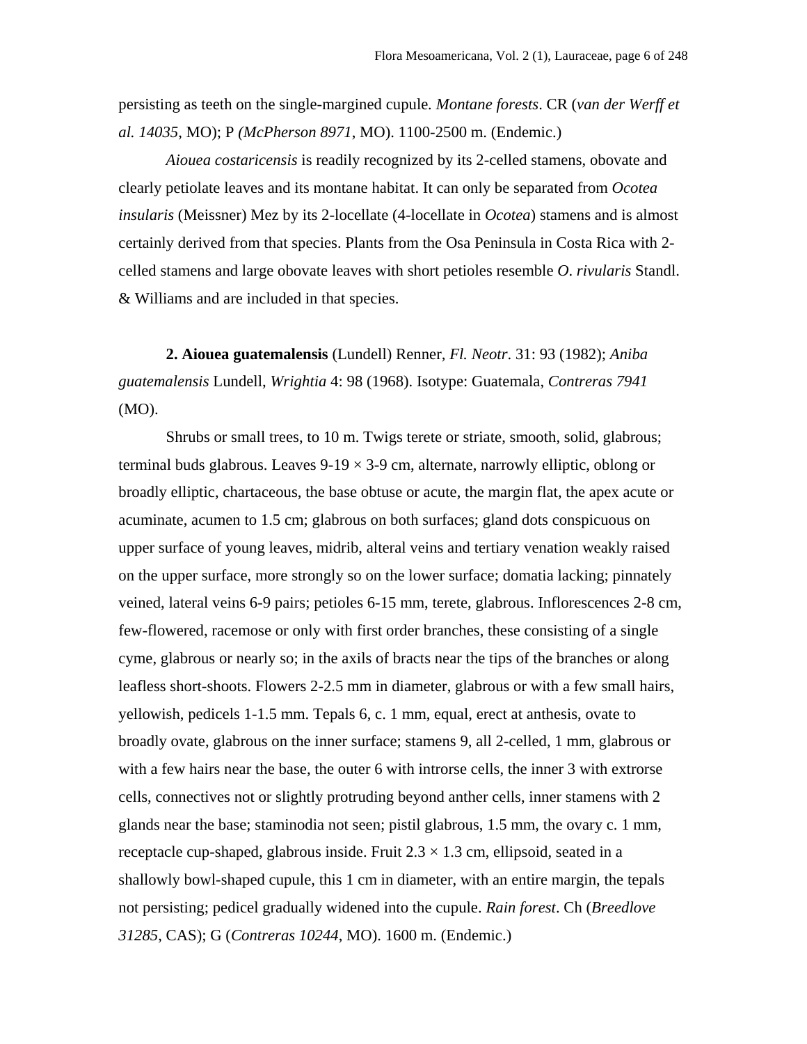persisting as teeth on the single-margined cupule. *Montane forests*. CR (*van der Werff et al. 14035*, MO); P *(McPherson 8971*, MO). 1100-2500 m. (Endemic.)

*Aiouea costaricensis* is readily recognized by its 2-celled stamens, obovate and clearly petiolate leaves and its montane habitat. It can only be separated from *Ocotea insularis* (Meissner) Mez by its 2-locellate (4-locellate in *Ocotea*) stamens and is almost certainly derived from that species. Plants from the Osa Peninsula in Costa Rica with 2-celled stamens and large obovate leaves with short petioles resemble *O. rivularis* Standl. & Williams and are included in that species.

**2. Aiouea guatemalensis** (Lundell) Renner, *Fl. Neotr.* 31: 93 (1982); *Aniba guatemalensis* Lundell, *Wrightia* 4: 98 (1968). Isotype: Guatemala, *Contreras 7941* (MO).

Shrubs or small trees, to 10 m. Twigs terete or striate, smooth, solid, glabrous; terminal buds glabrous. Leaves 9-19 × 3-9 cm, alternate, narrowly elliptic, oblong or broadly elliptic, chartaceous, the base obtuse or acute, the margin flat, the apex acute or acuminate, acumen to 1.5 cm; glabrous on both surfaces; gland dots conspicuous on upper surface of young leaves, midrib, alteral veins and tertiary venation weakly raised on the upper surface, more strongly so on the lower surface; domatia lacking; pinnately veined, lateral veins 6-9 pairs; petioles 6-15 mm, terete, glabrous. Inflorescences 2-8 cm, few-flowered, racemose or only with first order branches, these consisting of a single cyme, glabrous or nearly so; in the axils of bracts near the tips of the branches or along leafless short-shoots. Flowers 2-2.5 mm in diameter, glabrous or with a few small hairs, yellowish, pedicels 1-1.5 mm. Tepals 6, c. 1 mm, equal, erect at anthesis, ovate to broadly ovate, glabrous on the inner surface; stamens 9, all 2-celled, 1 mm, glabrous or with a few hairs near the base, the outer 6 with introrse cells, the inner 3 with extrorse cells, connectives not or slightly protruding beyond anther cells, inner stamens with 2 glands near the base; staminodia not seen; pistil glabrous, 1.5 mm, the ovary c. 1 mm, receptacle cup-shaped, glabrous inside. Fruit 2.3 × 1.3 cm, ellipsoid, seated in a shallowly bowl-shaped cupule, this 1 cm in diameter, with an entire margin, the tepals not persisting; pedicel gradually widened into the cupule. *Rain forest*. Ch (*Breedlove 31285*, CAS); G (*Contreras 10244*, MO). 1600 m. (Endemic.)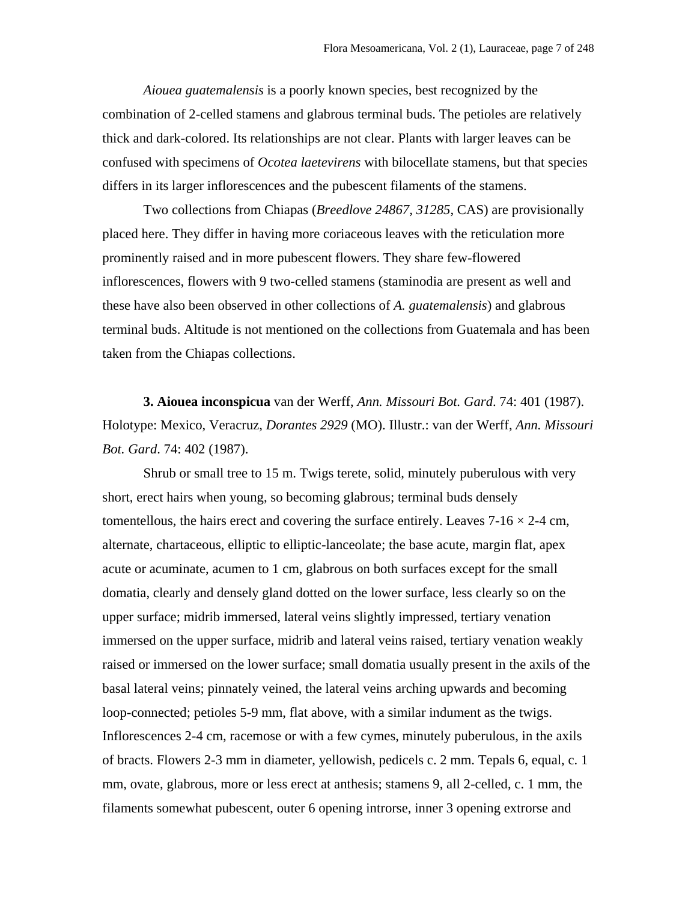*Aiouea guatemalensis* is a poorly known species, best recognized by the combination of 2-celled stamens and glabrous terminal buds. The petioles are relatively thick and dark-colored. Its relationships are not clear. Plants with larger leaves can be confused with specimens of *Ocotea laetevirens* with bilocellate stamens, but that species differs in its larger inflorescences and the pubescent filaments of the stamens.

Two collections from Chiapas (*Breedlove 24867, 31285*, CAS) are provisionally placed here. They differ in having more coriaceous leaves with the reticulation more prominently raised and in more pubescent flowers. They share few-flowered inflorescences, flowers with 9 two-celled stamens (staminodia are present as well and these have also been observed in other collections of *A. guatemalensis*) and glabrous terminal buds. Altitude is not mentioned on the collections from Guatemala and has been taken from the Chiapas collections.

**3. Aiouea inconspicua** van der Werff, *Ann. Missouri Bot. Gard*. 74: 401 (1987). Holotype: Mexico, Veracruz, *Dorantes 2929* (MO). Illustr.: van der Werff, *Ann. Missouri Bot. Gard*. 74: 402 (1987).

Shrub or small tree to 15 m. Twigs terete, solid, minutely puberulous with very short, erect hairs when young, so becoming glabrous; terminal buds densely tomentellous, the hairs erect and covering the surface entirely. Leaves 7-16 × 2-4 cm, alternate, chartaceous, elliptic to elliptic-lanceolate; the base acute, margin flat, apex acute or acuminate, acumen to 1 cm, glabrous on both surfaces except for the small domatia, clearly and densely gland dotted on the lower surface, less clearly so on the upper surface; midrib immersed, lateral veins slightly impressed, tertiary venation immersed on the upper surface, midrib and lateral veins raised, tertiary venation weakly raised or immersed on the lower surface; small domatia usually present in the axils of the basal lateral veins; pinnately veined, the lateral veins arching upwards and becoming loop-connected; petioles 5-9 mm, flat above, with a similar indument as the twigs. Inflorescences 2-4 cm, racemose or with a few cymes, minutely puberulous, in the axils of bracts. Flowers 2-3 mm in diameter, yellowish, pedicels c. 2 mm. Tepals 6, equal, c. 1 mm, ovate, glabrous, more or less erect at anthesis; stamens 9, all 2-celled, c. 1 mm, the filaments somewhat pubescent, outer 6 opening introrse, inner 3 opening extrorse and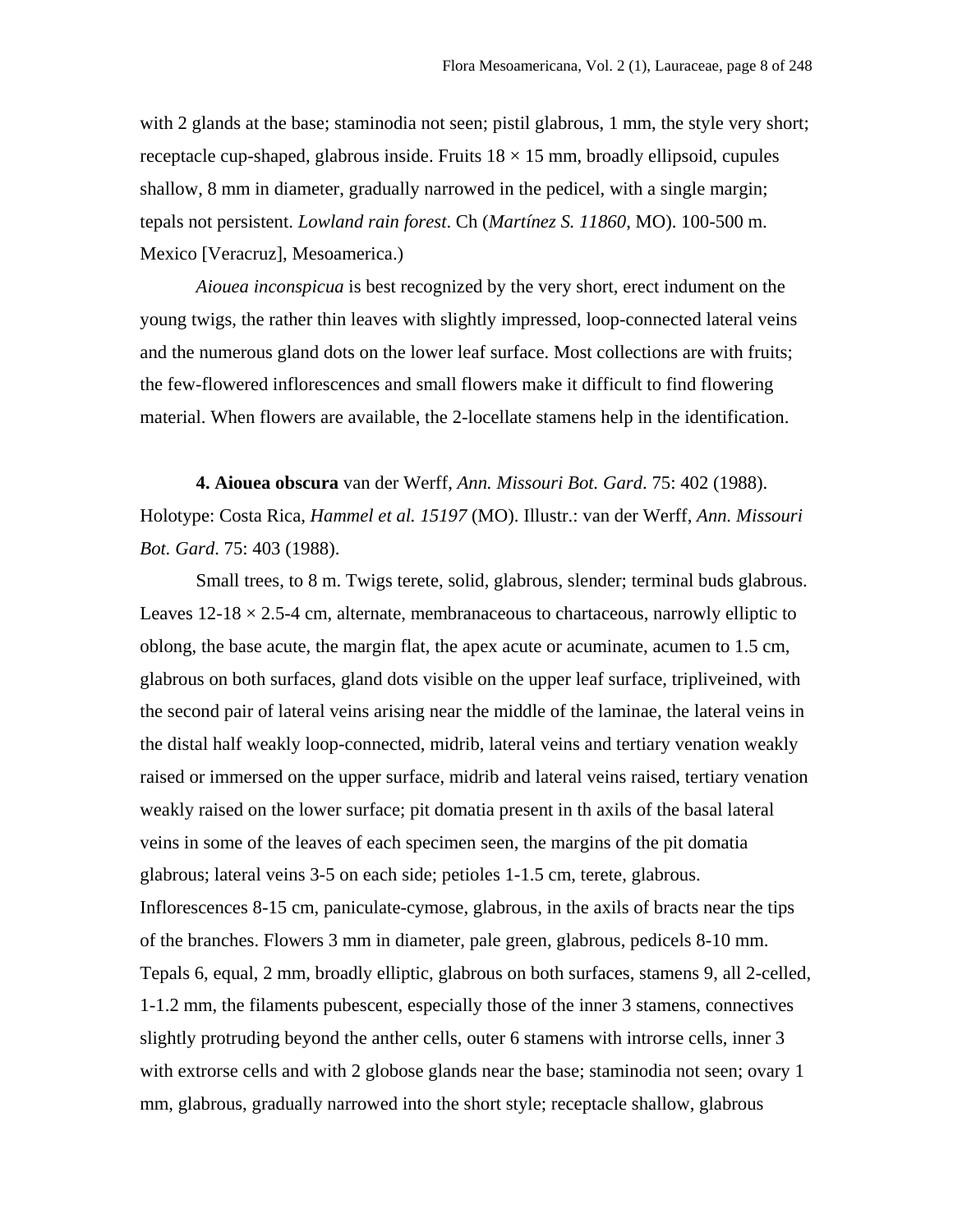with 2 glands at the base; staminodia not seen; pistil glabrous, 1 mm, the style very short; receptacle cup-shaped, glabrous inside. Fruits 18 × 15 mm, broadly ellipsoid, cupules shallow, 8 mm in diameter, gradually narrowed in the pedicel, with a single margin; tepals not persistent. *Lowland rain forest*. Ch (*Martínez S. 11860*, MO). 100-500 m. Mexico [Veracruz], Mesoamerica.)

*Aiouea inconspicua* is best recognized by the very short, erect indument on the young twigs, the rather thin leaves with slightly impressed, loop-connected lateral veins and the numerous gland dots on the lower leaf surface. Most collections are with fruits; the few-flowered inflorescences and small flowers make it difficult to find flowering material. When flowers are available, the 2-locellate stamens help in the identification.

**4. Aiouea obscura** van der Werff, *Ann. Missouri Bot. Gard*. 75: 402 (1988). Holotype: Costa Rica, *Hammel et al. 15197* (MO). Illustr.: van der Werff, *Ann. Missouri Bot. Gard*. 75: 403 (1988).

Small trees, to 8 m. Twigs terete, solid, glabrous, slender; terminal buds glabrous. Leaves 12-18 × 2.5-4 cm, alternate, membranaceous to chartaceous, narrowly elliptic to oblong, the base acute, the margin flat, the apex acute or acuminate, acumen to 1.5 cm, glabrous on both surfaces, gland dots visible on the upper leaf surface, tripliveined, with the second pair of lateral veins arising near the middle of the laminae, the lateral veins in the distal half weakly loop-connected, midrib, lateral veins and tertiary venation weakly raised or immersed on the upper surface, midrib and lateral veins raised, tertiary venation weakly raised on the lower surface; pit domatia present in th axils of the basal lateral veins in some of the leaves of each specimen seen, the margins of the pit domatia glabrous; lateral veins 3-5 on each side; petioles 1-1.5 cm, terete, glabrous. Inflorescences 8-15 cm, paniculate-cymose, glabrous, in the axils of bracts near the tips of the branches. Flowers 3 mm in diameter, pale green, glabrous, pedicels 8-10 mm. Tepals 6, equal, 2 mm, broadly elliptic, glabrous on both surfaces, stamens 9, all 2-celled, 1-1.2 mm, the filaments pubescent, especially those of the inner 3 stamens, connectives slightly protruding beyond the anther cells, outer 6 stamens with introrse cells, inner 3 with extrorse cells and with 2 globose glands near the base; staminodia not seen; ovary 1 mm, glabrous, gradually narrowed into the short style; receptacle shallow, glabrous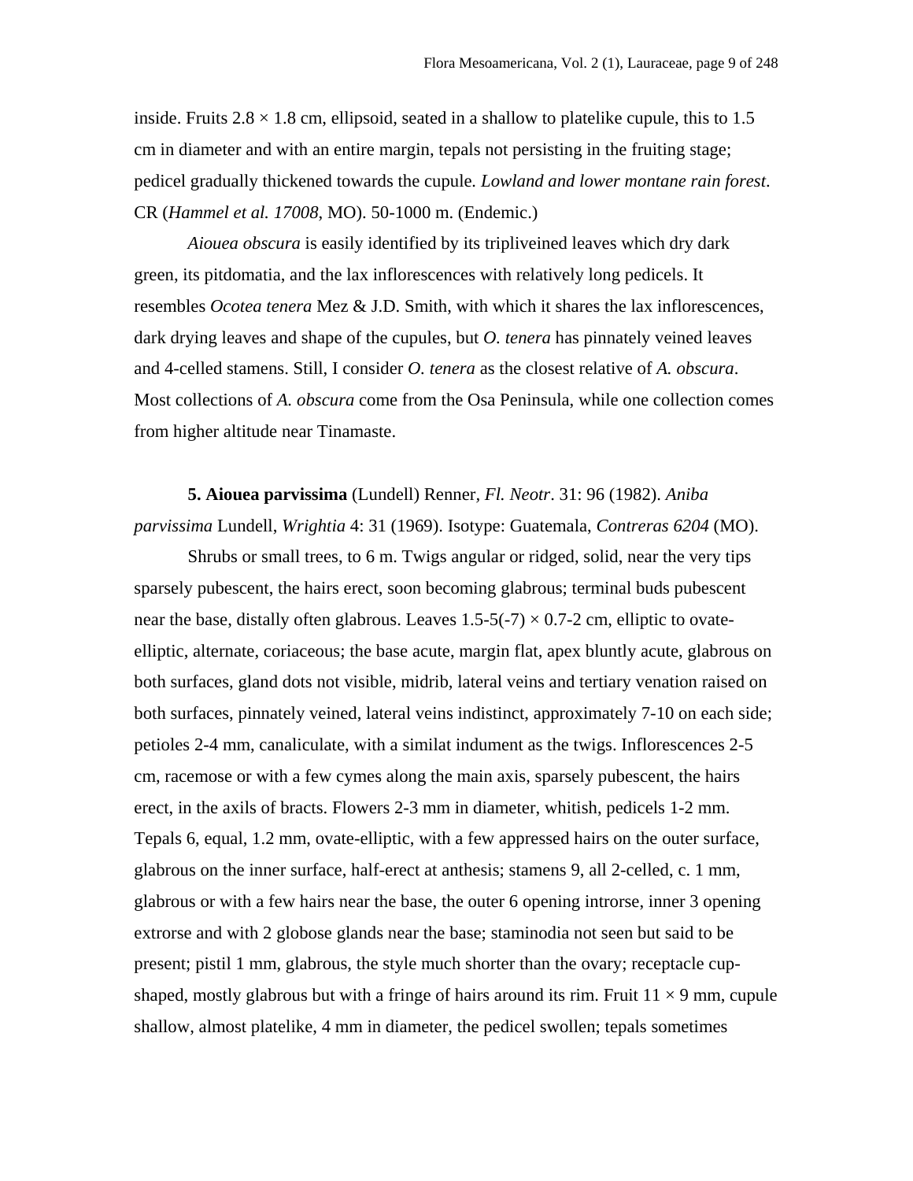inside. Fruits 2.8 × 1.8 cm, ellipsoid, seated in a shallow to platelike cupule, this to 1.5 cm in diameter and with an entire margin, tepals not persisting in the fruiting stage; pedicel gradually thickened towards the cupule. *Lowland and lower montane rain forest*. CR (*Hammel et al. 17008*, MO). 50-1000 m. (Endemic.)

*Aiouea obscura* is easily identified by its tripliveined leaves which dry dark green, its pitdomatia, and the lax inflorescences with relatively long pedicels. It resembles *Ocotea tenera* Mez & J.D. Smith, with which it shares the lax inflorescences, dark drying leaves and shape of the cupules, but *O. tenera* has pinnately veined leaves and 4-celled stamens. Still, I consider *O. tenera* as the closest relative of *A. obscura*. Most collections of *A. obscura* come from the Osa Peninsula, while one collection comes from higher altitude near Tinamaste.

**5. Aiouea parvissima** (Lundell) Renner, *Fl. Neotr*. 31: 96 (1982). *Aniba parvissima* Lundell, *Wrightia* 4: 31 (1969). Isotype: Guatemala, *Contreras 6204* (MO).

Shrubs or small trees, to 6 m. Twigs angular or ridged, solid, near the very tips sparsely pubescent, the hairs erect, soon becoming glabrous; terminal buds pubescent near the base, distally often glabrous. Leaves 1.5-5(-7) × 0.7-2 cm, elliptic to ovate-elliptic, alternate, coriaceous; the base acute, margin flat, apex bluntly acute, glabrous on both surfaces, gland dots not visible, midrib, lateral veins and tertiary venation raised on both surfaces, pinnately veined, lateral veins indistinct, approximately 7-10 on each side; petioles 2-4 mm, canaliculate, with a similat indument as the twigs. Inflorescences 2-5 cm, racemose or with a few cymes along the main axis, sparsely pubescent, the hairs erect, in the axils of bracts. Flowers 2-3 mm in diameter, whitish, pedicels 1-2 mm. Tepals 6, equal, 1.2 mm, ovate-elliptic, with a few appressed hairs on the outer surface, glabrous on the inner surface, half-erect at anthesis; stamens 9, all 2-celled, c. 1 mm, glabrous or with a few hairs near the base, the outer 6 opening introrse, inner 3 opening extrorse and with 2 globose glands near the base; staminodia not seen but said to be present; pistil 1 mm, glabrous, the style much shorter than the ovary; receptacle cup-shaped, mostly glabrous but with a fringe of hairs around its rim. Fruit 11 × 9 mm, cupule shallow, almost platelike, 4 mm in diameter, the pedicel swollen; tepals sometimes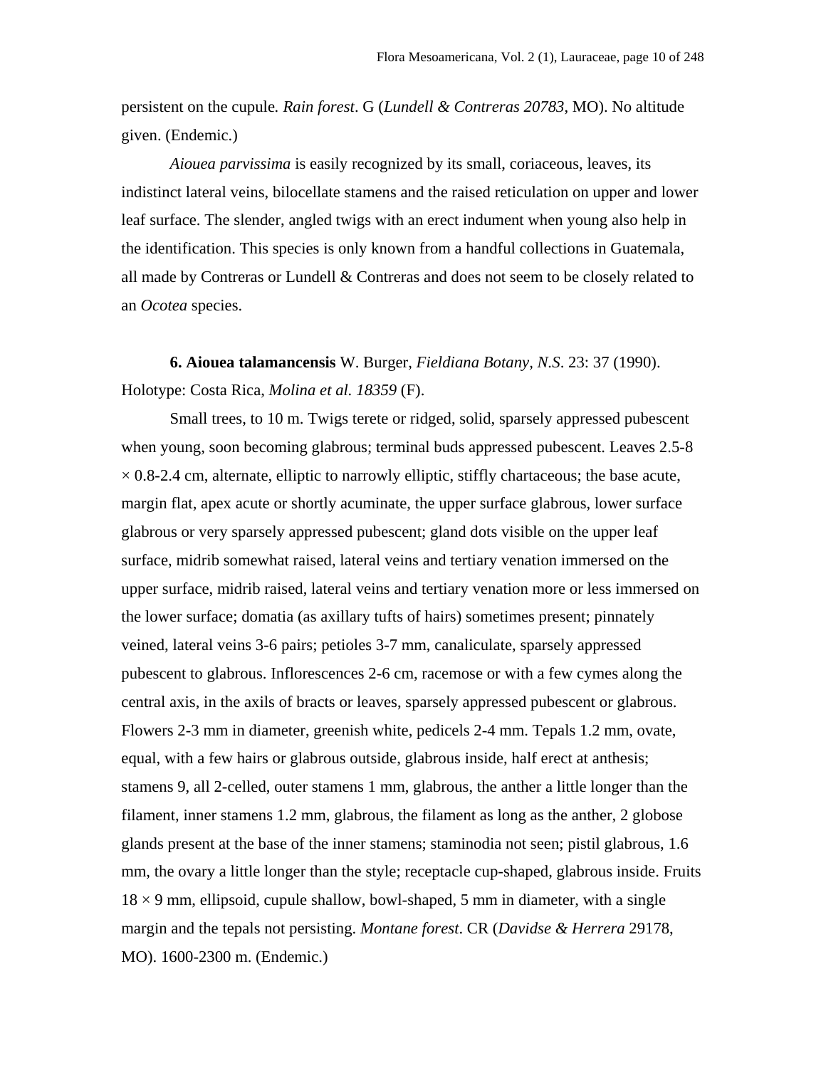persistent on the cupule*. Rain forest*. G (*Lundell & Contreras 20783*, MO). No altitude given. (Endemic.)

*Aiouea parvissima* is easily recognized by its small, coriaceous, leaves, its indistinct lateral veins, bilocellate stamens and the raised reticulation on upper and lower leaf surface. The slender, angled twigs with an erect indument when young also help in the identification. This species is only known from a handful collections in Guatemala, all made by Contreras or Lundell & Contreras and does not seem to be closely related to an *Ocotea* species.

**6. Aiouea talamancensis** W. Burger, *Fieldiana Botany, N.S*. 23: 37 (1990). Holotype: Costa Rica, *Molina et al. 18359* (F).

Small trees, to 10 m. Twigs terete or ridged, solid, sparsely appressed pubescent when young, soon becoming glabrous; terminal buds appressed pubescent. Leaves 2.5-8 × 0.8-2.4 cm, alternate, elliptic to narrowly elliptic, stiffly chartaceous; the base acute, margin flat, apex acute or shortly acuminate, the upper surface glabrous, lower surface glabrous or very sparsely appressed pubescent; gland dots visible on the upper leaf surface, midrib somewhat raised, lateral veins and tertiary venation immersed on the upper surface, midrib raised, lateral veins and tertiary venation more or less immersed on the lower surface; domatia (as axillary tufts of hairs) sometimes present; pinnately veined, lateral veins 3-6 pairs; petioles 3-7 mm, canaliculate, sparsely appressed pubescent to glabrous. Inflorescences 2-6 cm, racemose or with a few cymes along the central axis, in the axils of bracts or leaves, sparsely appressed pubescent or glabrous. Flowers 2-3 mm in diameter, greenish white, pedicels 2-4 mm. Tepals 1.2 mm, ovate, equal, with a few hairs or glabrous outside, glabrous inside, half erect at anthesis; stamens 9, all 2-celled, outer stamens 1 mm, glabrous, the anther a little longer than the filament, inner stamens 1.2 mm, glabrous, the filament as long as the anther, 2 globose glands present at the base of the inner stamens; staminodia not seen; pistil glabrous, 1.6 mm, the ovary a little longer than the style; receptacle cup-shaped, glabrous inside. Fruits 18 × 9 mm, ellipsoid, cupule shallow, bowl-shaped, 5 mm in diameter, with a single margin and the tepals not persisting. *Montane forest*. CR (*Davidse & Herrera* 29178, MO). 1600-2300 m. (Endemic.)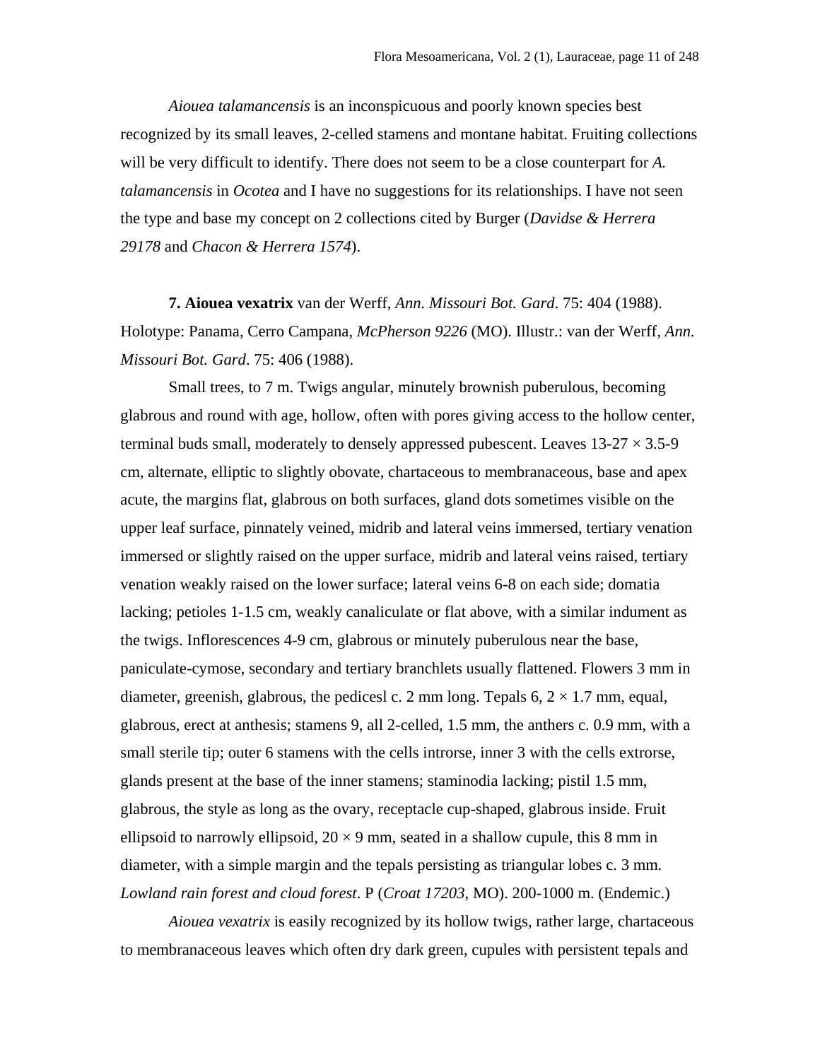*Aiouea talamancensis* is an inconspicuous and poorly known species best recognized by its small leaves, 2-celled stamens and montane habitat. Fruiting collections will be very difficult to identify. There does not seem to be a close counterpart for *A. talamancensis* in *Ocotea* and I have no suggestions for its relationships. I have not seen the type and base my concept on 2 collections cited by Burger (*Davidse & Herrera 29178* and *Chacon & Herrera 1574*).

**7. Aiouea vexatrix** van der Werff, *Ann. Missouri Bot. Gard*. 75: 404 (1988). Holotype: Panama, Cerro Campana, *McPherson 9226* (MO). Illustr.: van der Werff, *Ann. Missouri Bot. Gard*. 75: 406 (1988).

Small trees, to 7 m. Twigs angular, minutely brownish puberulous, becoming glabrous and round with age, hollow, often with pores giving access to the hollow center, terminal buds small, moderately to densely appressed pubescent. Leaves 13-27 × 3.5-9 cm, alternate, elliptic to slightly obovate, chartaceous to membranaceous, base and apex acute, the margins flat, glabrous on both surfaces, gland dots sometimes visible on the upper leaf surface, pinnately veined, midrib and lateral veins immersed, tertiary venation immersed or slightly raised on the upper surface, midrib and lateral veins raised, tertiary venation weakly raised on the lower surface; lateral veins 6-8 on each side; domatia lacking; petioles 1-1.5 cm, weakly canaliculate or flat above, with a similar indument as the twigs. Inflorescences 4-9 cm, glabrous or minutely puberulous near the base, paniculate-cymose, secondary and tertiary branchlets usually flattened. Flowers 3 mm in diameter, greenish, glabrous, the pedicesl c. 2 mm long. Tepals 6, 2 × 1.7 mm, equal, glabrous, erect at anthesis; stamens 9, all 2-celled, 1.5 mm, the anthers c. 0.9 mm, with a small sterile tip; outer 6 stamens with the cells introrse, inner 3 with the cells extrorse, glands present at the base of the inner stamens; staminodia lacking; pistil 1.5 mm, glabrous, the style as long as the ovary, receptacle cup-shaped, glabrous inside. Fruit ellipsoid to narrowly ellipsoid, 20 × 9 mm, seated in a shallow cupule, this 8 mm in diameter, with a simple margin and the tepals persisting as triangular lobes c. 3 mm. *Lowland rain forest and cloud forest*. P (*Croat 17203*, MO). 200-1000 m. (Endemic.)

*Aiouea vexatrix* is easily recognized by its hollow twigs, rather large, chartaceous to membranaceous leaves which often dry dark green, cupules with persistent tepals and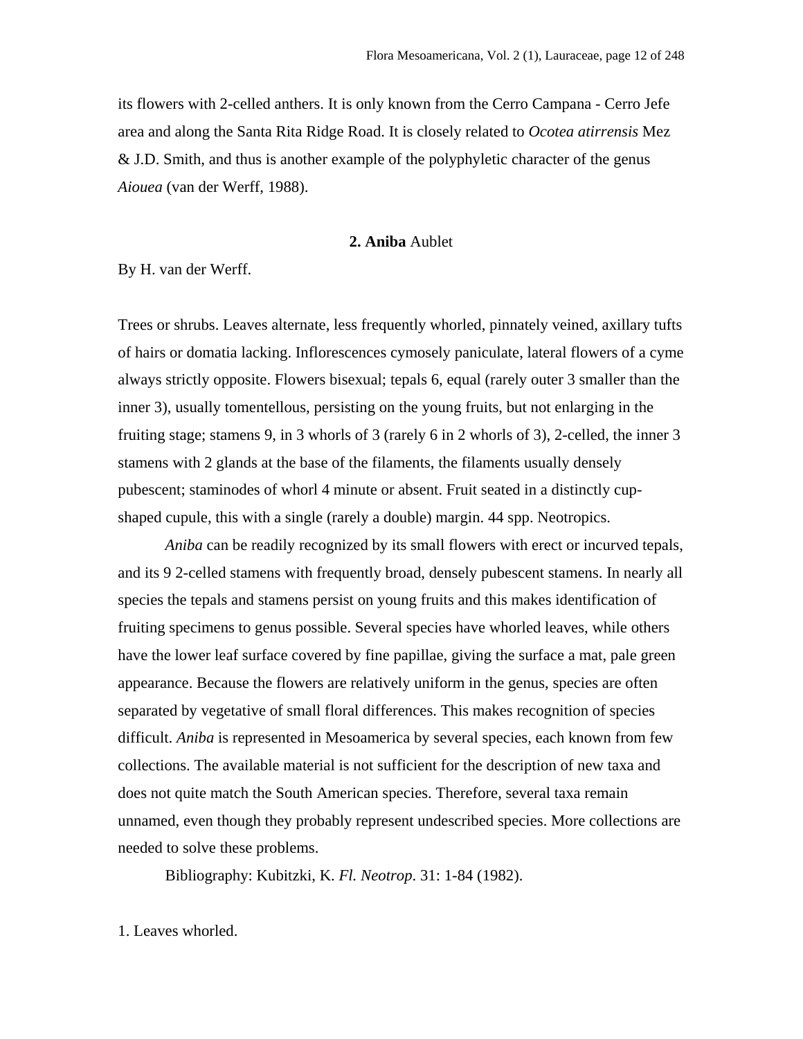its flowers with 2-celled anthers. It is only known from the Cerro Campana - Cerro Jefe area and along the Santa Rita Ridge Road. It is closely related to *Ocotea atirrensis* Mez & J.D. Smith, and thus is another example of the polyphyletic character of the genus *Aiouea* (van der Werff, 1988).

## 2. **Aniba** Aublet

By H. van der Werff.

Trees or shrubs. Leaves alternate, less frequently whorled, pinnately veined, axillary tufts of hairs or domatia lacking. Inflorescences cymosely paniculate, lateral flowers of a cyme always strictly opposite. Flowers bisexual; tepals 6, equal (rarely outer 3 smaller than the inner 3), usually tomentellous, persisting on the young fruits, but not enlarging in the fruiting stage; stamens 9, in 3 whorls of 3 (rarely 6 in 2 whorls of 3), 2-celled, the inner 3 stamens with 2 glands at the base of the filaments, the filaments usually densely pubescent; staminodes of whorl 4 minute or absent. Fruit seated in a distinctly cup-shaped cupule, this with a single (rarely a double) margin. 44 spp. Neotropics.

*Aniba* can be readily recognized by its small flowers with erect or incurved tepals, and its 9 2-celled stamens with frequently broad, densely pubescent stamens. In nearly all species the tepals and stamens persist on young fruits and this makes identification of fruiting specimens to genus possible. Several species have whorled leaves, while others have the lower leaf surface covered by fine papillae, giving the surface a mat, pale green appearance. Because the flowers are relatively uniform in the genus, species are often separated by vegetative of small floral differences. This makes recognition of species difficult. *Aniba* is represented in Mesoamerica by several species, each known from few collections. The available material is not sufficient for the description of new taxa and does not quite match the South American species. Therefore, several taxa remain unnamed, even though they probably represent undescribed species. More collections are needed to solve these problems.

Bibliography: Kubitzki, K. *Fl. Neotrop*. 31: 1-84 (1982).

1. Leaves whorled.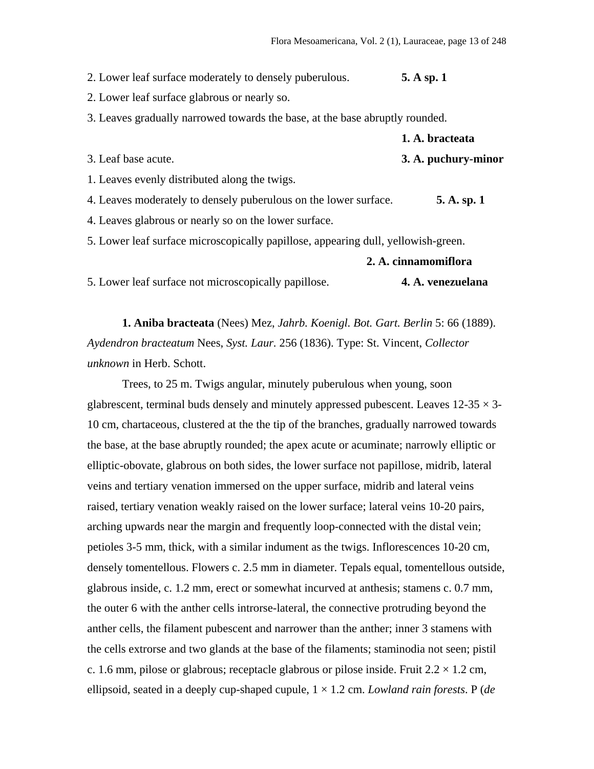2. Lower leaf surface moderately to densely puberulous. **5. A sp. 1**

2. Lower leaf surface glabrous or nearly so.

3. Leaves gradually narrowed towards the base, at the base abruptly rounded. **1. A. bracteata**

3. Leaf base acute. **3. A. puchury-minor**

1. Leaves evenly distributed along the twigs.

4. Leaves moderately to densely puberulous on the lower surface. **5. A. sp. 1**

4. Leaves glabrous or nearly so on the lower surface.

5. Lower leaf surface microscopically papillose, appearing dull, yellowish-green. **2. A. cinnamomiflora**

5. Lower leaf surface not microscopically papillose. **4. A. venezuelana**

**1. Aniba bracteata** (Nees) Mez, *Jahrb. Koenigl. Bot. Gart. Berlin* 5: 66 (1889). *Aydendron bracteatum* Nees, *Syst. Laur.* 256 (1836). Type: St. Vincent, *Collector unknown* in Herb. Schott.

Trees, to 25 m. Twigs angular, minutely puberulous when young, soon glabrescent, terminal buds densely and minutely appressed pubescent. Leaves 12-35 × 3-10 cm, chartaceous, clustered at the the tip of the branches, gradually narrowed towards the base, at the base abruptly rounded; the apex acute or acuminate; narrowly elliptic or elliptic-obovate, glabrous on both sides, the lower surface not papillose, midrib, lateral veins and tertiary venation immersed on the upper surface, midrib and lateral veins raised, tertiary venation weakly raised on the lower surface; lateral veins 10-20 pairs, arching upwards near the margin and frequently loop-connected with the distal vein; petioles 3-5 mm, thick, with a similar indument as the twigs. Inflorescences 10-20 cm, densely tomentellous. Flowers c. 2.5 mm in diameter. Tepals equal, tomentellous outside, glabrous inside, c. 1.2 mm, erect or somewhat incurved at anthesis; stamens c. 0.7 mm, the outer 6 with the anther cells introrse-lateral, the connective protruding beyond the anther cells, the filament pubescent and narrower than the anther; inner 3 stamens with the cells extrorse and two glands at the base of the filaments; staminodia not seen; pistil c. 1.6 mm, pilose or glabrous; receptacle glabrous or pilose inside. Fruit 2.2 × 1.2 cm, ellipsoid, seated in a deeply cup-shaped cupule, 1 × 1.2 cm. *Lowland rain forests*. P (*de*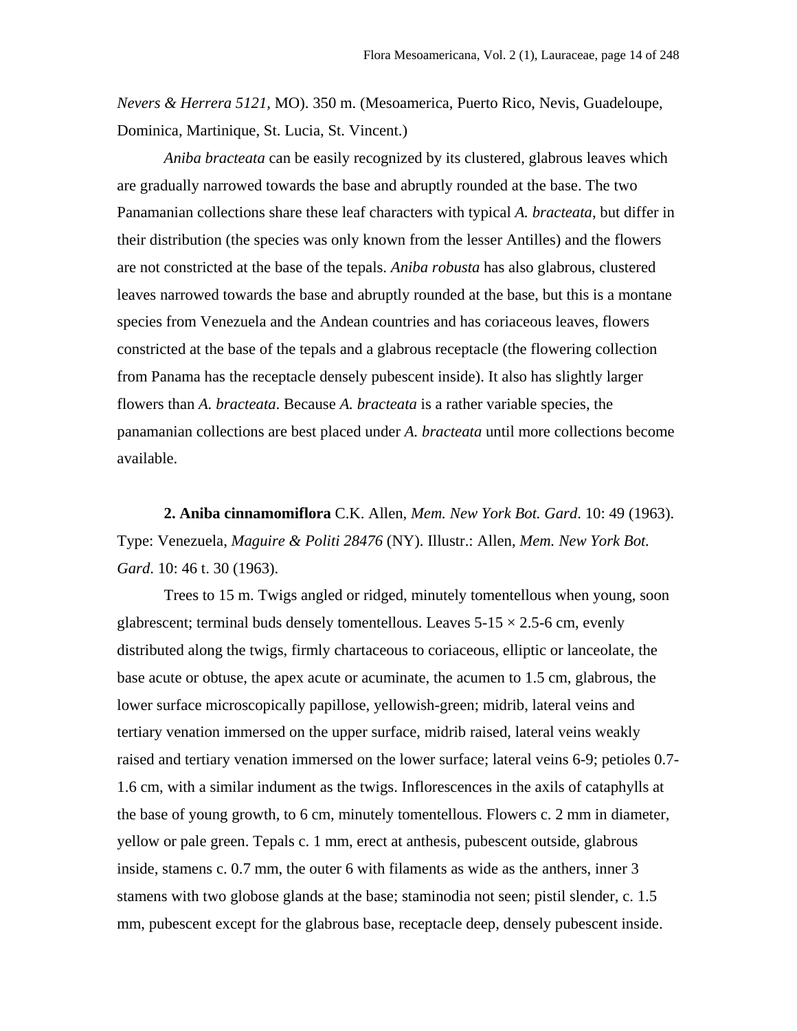*Nevers & Herrera 5121*, MO). 350 m. (Mesoamerica, Puerto Rico, Nevis, Guadeloupe, Dominica, Martinique, St. Lucia, St. Vincent.)

*Aniba bracteata* can be easily recognized by its clustered, glabrous leaves which are gradually narrowed towards the base and abruptly rounded at the base. The two Panamanian collections share these leaf characters with typical *A. bracteata*, but differ in their distribution (the species was only known from the lesser Antilles) and the flowers are not constricted at the base of the tepals. *Aniba robusta* has also glabrous, clustered leaves narrowed towards the base and abruptly rounded at the base, but this is a montane species from Venezuela and the Andean countries and has coriaceous leaves, flowers constricted at the base of the tepals and a glabrous receptacle (the flowering collection from Panama has the receptacle densely pubescent inside). It also has slightly larger flowers than *A. bracteata*. Because *A. bracteata* is a rather variable species, the panamanian collections are best placed under *A. bracteata* until more collections become available.

**2. Aniba cinnamomiflora** C.K. Allen, *Mem. New York Bot. Gard.* 10: 49 (1963). Type: Venezuela, *Maguire & Politi 28476* (NY). Illustr.: Allen, *Mem. New York Bot. Gard.* 10: 46 t. 30 (1963).

Trees to 15 m. Twigs angled or ridged, minutely tomentellous when young, soon glabrescent; terminal buds densely tomentellous. Leaves 5-15 × 2.5-6 cm, evenly distributed along the twigs, firmly chartaceous to coriaceous, elliptic or lanceolate, the base acute or obtuse, the apex acute or acuminate, the acumen to 1.5 cm, glabrous, the lower surface microscopically papillose, yellowish-green; midrib, lateral veins and tertiary venation immersed on the upper surface, midrib raised, lateral veins weakly raised and tertiary venation immersed on the lower surface; lateral veins 6-9; petioles 0.7-1.6 cm, with a similar indument as the twigs. Inflorescences in the axils of cataphylls at the base of young growth, to 6 cm, minutely tomentellous. Flowers c. 2 mm in diameter, yellow or pale green. Tepals c. 1 mm, erect at anthesis, pubescent outside, glabrous inside, stamens c. 0.7 mm, the outer 6 with filaments as wide as the anthers, inner 3 stamens with two globose glands at the base; staminodia not seen; pistil slender, c. 1.5 mm, pubescent except for the glabrous base, receptacle deep, densely pubescent inside.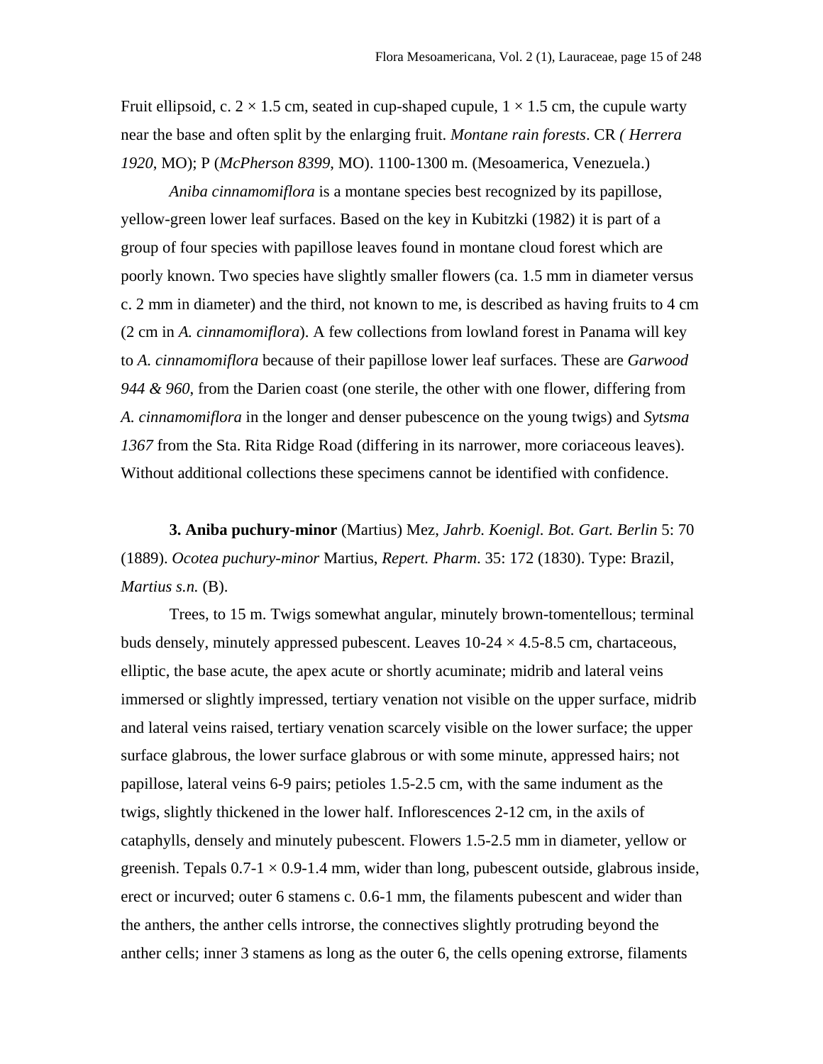Fruit ellipsoid, c. 2 × 1.5 cm, seated in cup-shaped cupule, 1 × 1.5 cm, the cupule warty near the base and often split by the enlarging fruit. *Montane rain forests*. CR *( Herrera 1920*, MO); P (*McPherson 8399*, MO). 1100-1300 m. (Mesoamerica, Venezuela.)

*Aniba cinnamomiflora* is a montane species best recognized by its papillose, yellow-green lower leaf surfaces. Based on the key in Kubitzki (1982) it is part of a group of four species with papillose leaves found in montane cloud forest which are poorly known. Two species have slightly smaller flowers (ca. 1.5 mm in diameter versus c. 2 mm in diameter) and the third, not known to me, is described as having fruits to 4 cm (2 cm in *A. cinnamomiflora*). A few collections from lowland forest in Panama will key to *A. cinnamomiflora* because of their papillose lower leaf surfaces. These are *Garwood 944 & 960*, from the Darien coast (one sterile, the other with one flower, differing from *A. cinnamomiflora* in the longer and denser pubescence on the young twigs) and *Sytsma 1367* from the Sta. Rita Ridge Road (differing in its narrower, more coriaceous leaves). Without additional collections these specimens cannot be identified with confidence.

**3. Aniba puchury-minor** (Martius) Mez, *Jahrb. Koenigl. Bot. Gart. Berlin* 5: 70 (1889). *Ocotea puchury-minor* Martius, *Repert. Pharm*. 35: 172 (1830). Type: Brazil, *Martius s.n.* (B).

Trees, to 15 m. Twigs somewhat angular, minutely brown-tomentellous; terminal buds densely, minutely appressed pubescent. Leaves 10-24 × 4.5-8.5 cm, chartaceous, elliptic, the base acute, the apex acute or shortly acuminate; midrib and lateral veins immersed or slightly impressed, tertiary venation not visible on the upper surface, midrib and lateral veins raised, tertiary venation scarcely visible on the lower surface; the upper surface glabrous, the lower surface glabrous or with some minute, appressed hairs; not papillose, lateral veins 6-9 pairs; petioles 1.5-2.5 cm, with the same indument as the twigs, slightly thickened in the lower half. Inflorescences 2-12 cm, in the axils of cataphylls, densely and minutely pubescent. Flowers 1.5-2.5 mm in diameter, yellow or greenish. Tepals 0.7-1 × 0.9-1.4 mm, wider than long, pubescent outside, glabrous inside, erect or incurved; outer 6 stamens c. 0.6-1 mm, the filaments pubescent and wider than the anthers, the anther cells introrse, the connectives slightly protruding beyond the anther cells; inner 3 stamens as long as the outer 6, the cells opening extrorse, filaments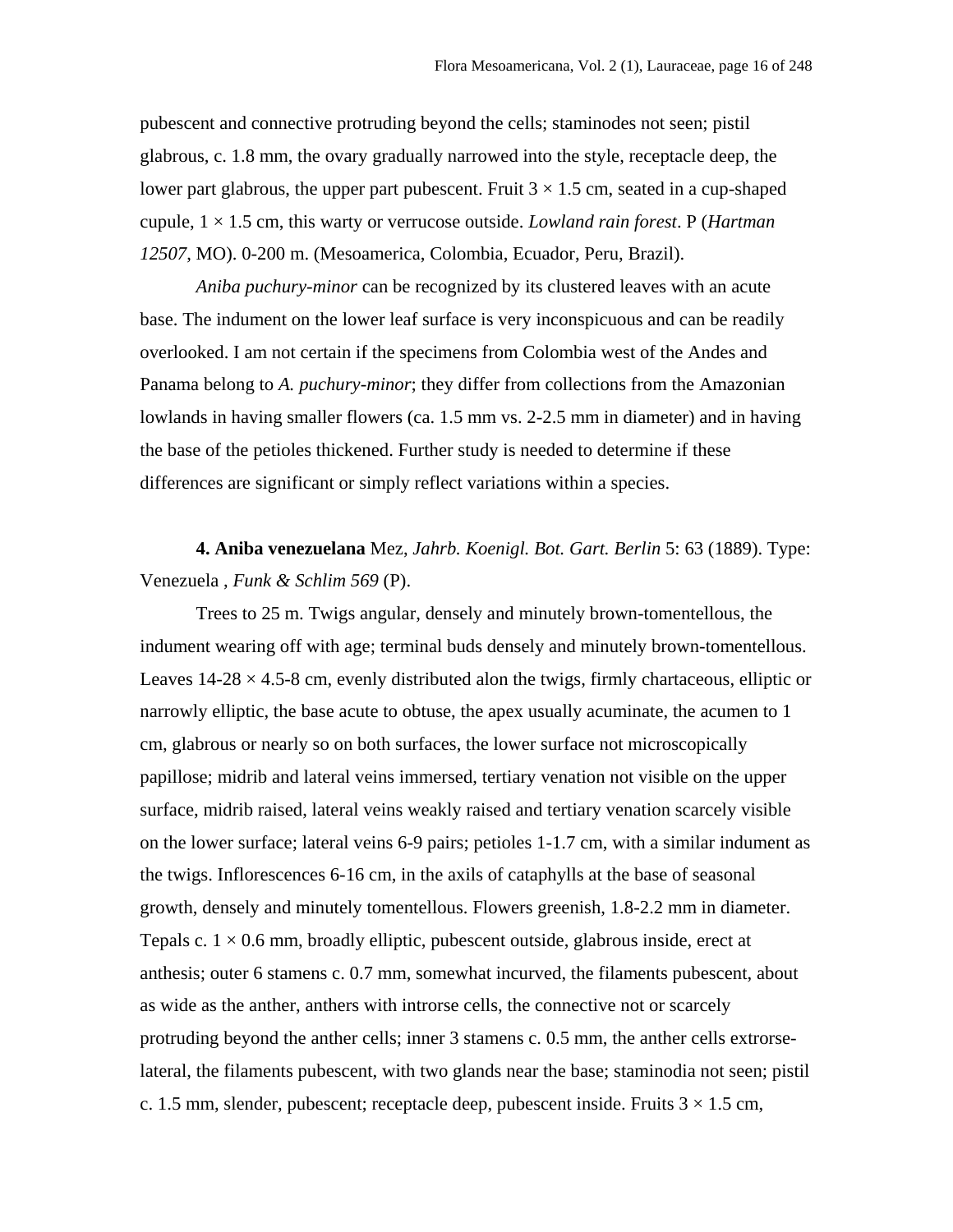pubescent and connective protruding beyond the cells; staminodes not seen; pistil glabrous, c. 1.8 mm, the ovary gradually narrowed into the style, receptacle deep, the lower part glabrous, the upper part pubescent. Fruit 3 × 1.5 cm, seated in a cup-shaped cupule, 1 × 1.5 cm, this warty or verrucose outside. *Lowland rain forest*. P (*Hartman 12507*, MO). 0-200 m. (Mesoamerica, Colombia, Ecuador, Peru, Brazil).

*Aniba puchury-minor* can be recognized by its clustered leaves with an acute base. The indument on the lower leaf surface is very inconspicuous and can be readily overlooked. I am not certain if the specimens from Colombia west of the Andes and Panama belong to *A. puchury-minor*; they differ from collections from the Amazonian lowlands in having smaller flowers (ca. 1.5 mm vs. 2-2.5 mm in diameter) and in having the base of the petioles thickened. Further study is needed to determine if these differences are significant or simply reflect variations within a species.

**4. Aniba venezuelana** Mez, *Jahrb. Koenigl. Bot. Gart. Berlin* 5: 63 (1889). Type: Venezuela , *Funk & Schlim 569* (P).

Trees to 25 m. Twigs angular, densely and minutely brown-tomentellous, the indument wearing off with age; terminal buds densely and minutely brown-tomentellous. Leaves 14-28 × 4.5-8 cm, evenly distributed alon the twigs, firmly chartaceous, elliptic or narrowly elliptic, the base acute to obtuse, the apex usually acuminate, the acumen to 1 cm, glabrous or nearly so on both surfaces, the lower surface not microscopically papillose; midrib and lateral veins immersed, tertiary venation not visible on the upper surface, midrib raised, lateral veins weakly raised and tertiary venation scarcely visible on the lower surface; lateral veins 6-9 pairs; petioles 1-1.7 cm, with a similar indument as the twigs. Inflorescences 6-16 cm, in the axils of cataphylls at the base of seasonal growth, densely and minutely tomentellous. Flowers greenish, 1.8-2.2 mm in diameter. Tepals c. 1 × 0.6 mm, broadly elliptic, pubescent outside, glabrous inside, erect at anthesis; outer 6 stamens c. 0.7 mm, somewhat incurved, the filaments pubescent, about as wide as the anther, anthers with introrse cells, the connective not or scarcely protruding beyond the anther cells; inner 3 stamens c. 0.5 mm, the anther cells extrorse-lateral, the filaments pubescent, with two glands near the base; staminodia not seen; pistil c. 1.5 mm, slender, pubescent; receptacle deep, pubescent inside. Fruits 3 × 1.5 cm,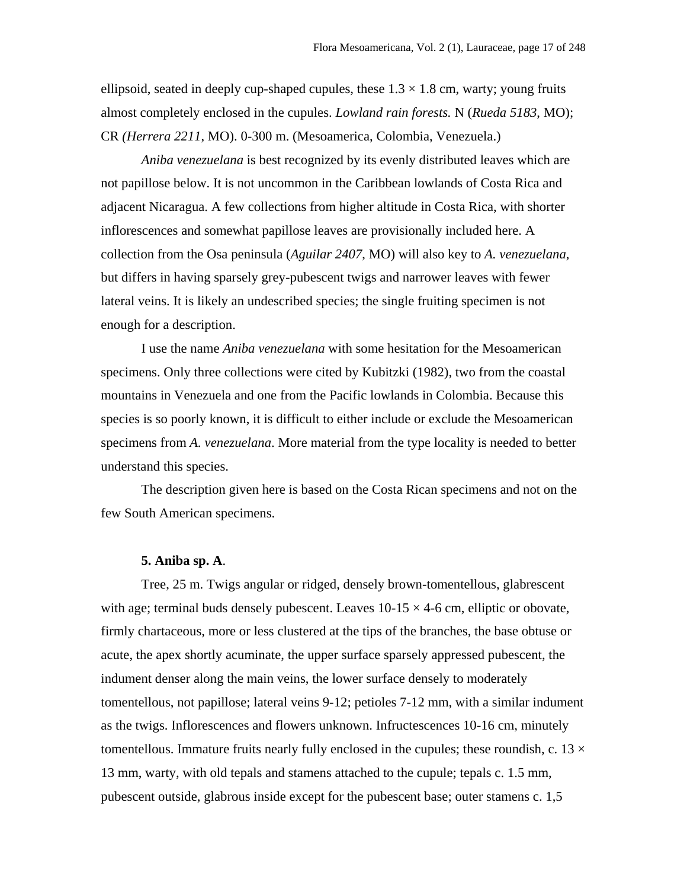ellipsoid, seated in deeply cup-shaped cupules, these 1.3 × 1.8 cm, warty; young fruits almost completely enclosed in the cupules. *Lowland rain forests.* N (*Rueda 5183*, MO); CR *(Herrera 2211*, MO). 0-300 m. (Mesoamerica, Colombia, Venezuela.)

*Aniba venezuelana* is best recognized by its evenly distributed leaves which are not papillose below. It is not uncommon in the Caribbean lowlands of Costa Rica and adjacent Nicaragua. A few collections from higher altitude in Costa Rica, with shorter inflorescences and somewhat papillose leaves are provisionally included here. A collection from the Osa peninsula (*Aguilar 2407*, MO) will also key to *A. venezuelana*, but differs in having sparsely grey-pubescent twigs and narrower leaves with fewer lateral veins. It is likely an undescribed species; the single fruiting specimen is not enough for a description.

I use the name *Aniba venezuelana* with some hesitation for the Mesoamerican specimens. Only three collections were cited by Kubitzki (1982), two from the coastal mountains in Venezuela and one from the Pacific lowlands in Colombia. Because this species is so poorly known, it is difficult to either include or exclude the Mesoamerican specimens from *A. venezuelana*. More material from the type locality is needed to better understand this species.

The description given here is based on the Costa Rican specimens and not on the few South American specimens.

**5. Aniba sp. A**.

Tree, 25 m. Twigs angular or ridged, densely brown-tomentellous, glabrescent with age; terminal buds densely pubescent. Leaves 10-15 × 4-6 cm, elliptic or obovate, firmly chartaceous, more or less clustered at the tips of the branches, the base obtuse or acute, the apex shortly acuminate, the upper surface sparsely appressed pubescent, the indument denser along the main veins, the lower surface densely to moderately tomentellous, not papillose; lateral veins 9-12; petioles 7-12 mm, with a similar indument as the twigs. Inflorescences and flowers unknown. Infructescences 10-16 cm, minutely tomentellous. Immature fruits nearly fully enclosed in the cupules; these roundish, c. 13 × 13 mm, warty, with old tepals and stamens attached to the cupule; tepals c. 1.5 mm, pubescent outside, glabrous inside except for the pubescent base; outer stamens c. 1,5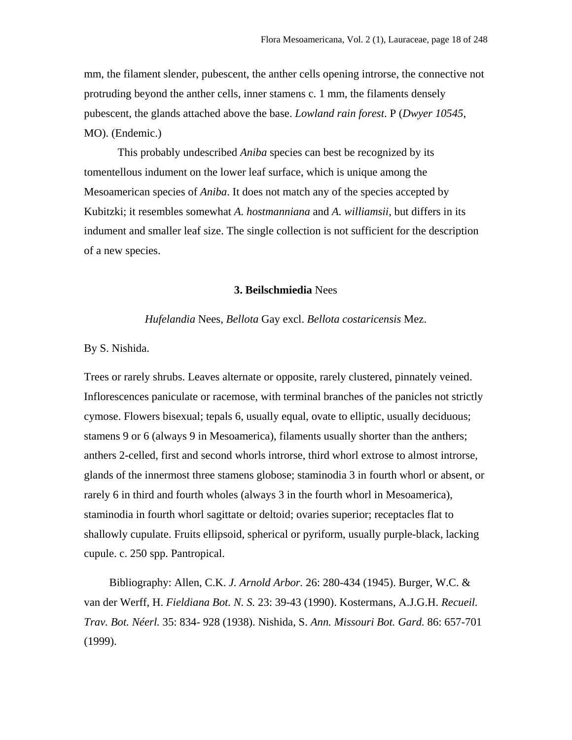mm, the filament slender, pubescent, the anther cells opening introrse, the connective not protruding beyond the anther cells, inner stamens c. 1 mm, the filaments densely pubescent, the glands attached above the base. *Lowland rain forest*. P (*Dwyer 10545*, MO). (Endemic.)

This probably undescribed *Aniba* species can best be recognized by its tomentellous indument on the lower leaf surface, which is unique among the Mesoamerican species of *Aniba*. It does not match any of the species accepted by Kubitzki; it resembles somewhat *A. hostmanniana* and *A. williamsii*, but differs in its indument and smaller leaf size. The single collection is not sufficient for the description of a new species.

## 3. **Beilschmiedia** Nees

*Hufelandia* Nees, *Bellota* Gay excl. *Bellota costaricensis* Mez.

By S. Nishida.

Trees or rarely shrubs. Leaves alternate or opposite, rarely clustered, pinnately veined. Inflorescences paniculate or racemose, with terminal branches of the panicles not strictly cymose. Flowers bisexual; tepals 6, usually equal, ovate to elliptic, usually deciduous; stamens 9 or 6 (always 9 in Mesoamerica), filaments usually shorter than the anthers; anthers 2-celled, first and second whorls introrse, third whorl extrose to almost introrse, glands of the innermost three stamens globose; staminodia 3 in fourth whorl or absent, or rarely 6 in third and fourth wholes (always 3 in the fourth whorl in Mesoamerica), staminodia in fourth whorl sagittate or deltoid; ovaries superior; receptacles flat to shallowly cupulate. Fruits ellipsoid, spherical or pyriform, usually purple-black, lacking cupule. c. 250 spp. Pantropical.

Bibliography: Allen, C.K. *J. Arnold Arbor.* 26: 280-434 (1945). Burger, W.C. & van der Werff, H. *Fieldiana Bot. N. S.* 23: 39-43 (1990). Kostermans, A.J.G.H. *Recueil. Trav. Bot. Néerl.* 35: 834- 928 (1938). Nishida, S. *Ann. Missouri Bot. Gard.* 86: 657-701 (1999).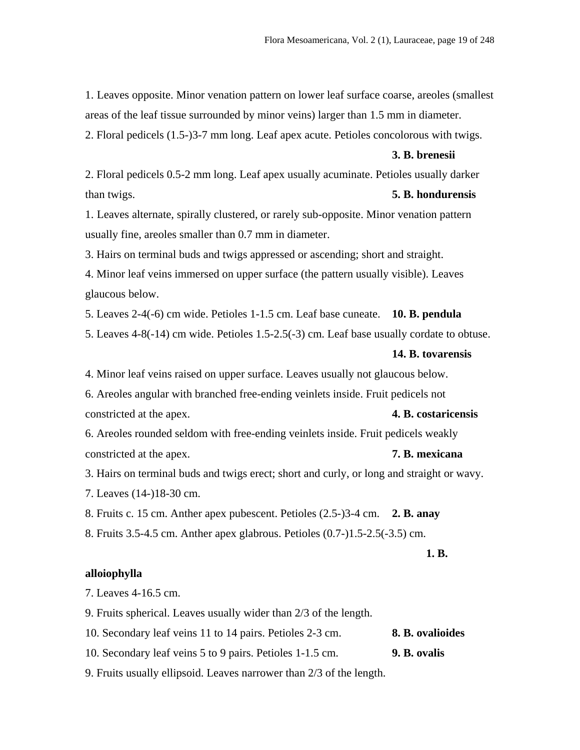1. Leaves opposite. Minor venation pattern on lower leaf surface coarse, areoles (smallest areas of the leaf tissue surrounded by minor veins) larger than 1.5 mm in diameter.

2. Floral pedicels (1.5-)3-7 mm long. Leaf apex acute. Petioles concolorous with twigs. **3. B. brenesii**

2. Floral pedicels 0.5-2 mm long. Leaf apex usually acuminate. Petioles usually darker than twigs. **5. B. hondurensis**

1. Leaves alternate, spirally clustered, or rarely sub-opposite. Minor venation pattern usually fine, areoles smaller than 0.7 mm in diameter.

3. Hairs on terminal buds and twigs appressed or ascending; short and straight.

4. Minor leaf veins immersed on upper surface (the pattern usually visible). Leaves glaucous below.

5. Leaves 2-4(-6) cm wide. Petioles 1-1.5 cm. Leaf base cuneate. **10. B. pendula**

5. Leaves 4-8(-14) cm wide. Petioles 1.5-2.5(-3) cm. Leaf base usually cordate to obtuse. **14. B. tovarensis**

4. Minor leaf veins raised on upper surface. Leaves usually not glaucous below.

6. Areoles angular with branched free-ending veinlets inside. Fruit pedicels not constricted at the apex. **4. B. costaricensis**

6. Areoles rounded seldom with free-ending veinlets inside. Fruit pedicels weakly constricted at the apex. **7. B. mexicana**

3. Hairs on terminal buds and twigs erect; short and curly, or long and straight or wavy.

7. Leaves (14-)18-30 cm.

8. Fruits c. 15 cm. Anther apex pubescent. Petioles (2.5-)3-4 cm. **2. B. anay**

8. Fruits 3.5-4.5 cm. Anther apex glabrous. Petioles (0.7-)1.5-2.5(-3.5) cm. **1. B. alloiophylla**

7. Leaves 4-16.5 cm.

9. Fruits spherical. Leaves usually wider than 2/3 of the length.

10. Secondary leaf veins 11 to 14 pairs. Petioles 2-3 cm. **8. B. ovalioides**

10. Secondary leaf veins 5 to 9 pairs. Petioles 1-1.5 cm. **9. B. ovalis**

9. Fruits usually ellipsoid. Leaves narrower than 2/3 of the length.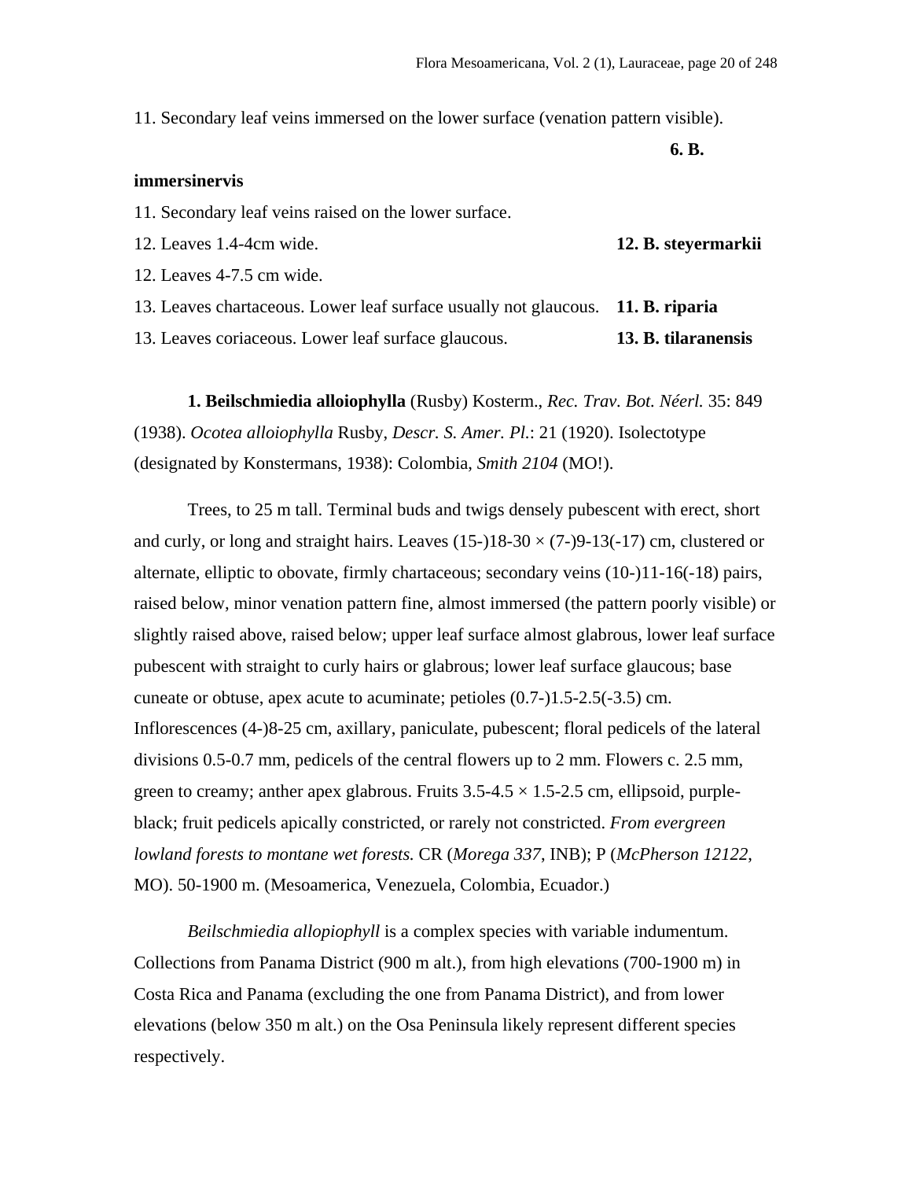11. Secondary leaf veins immersed on the lower surface (venation pattern visible). **6. B. immersinervis**

11. Secondary leaf veins raised on the lower surface.

12. Leaves 1.4-4cm wide. **12. B. steyermarkii**

12. Leaves 4-7.5 cm wide.

13. Leaves chartaceous. Lower leaf surface usually not glaucous. **11. B. riparia**

13. Leaves coriaceous. Lower leaf surface glaucous. **13. B. tilaranensis**

**1. Beilschmiedia alloiophylla** (Rusby) Kosterm., *Rec. Trav. Bot. Néerl.* 35: 849 (1938). *Ocotea alloiophylla* Rusby, *Descr. S. Amer. Pl.*: 21 (1920). Isolectotype (designated by Konstermans, 1938): Colombia, *Smith 2104* (MO!).

Trees, to 25 m tall. Terminal buds and twigs densely pubescent with erect, short and curly, or long and straight hairs. Leaves (15-)18-30 × (7-)9-13(-17) cm, clustered or alternate, elliptic to obovate, firmly chartaceous; secondary veins (10-)11-16(-18) pairs, raised below, minor venation pattern fine, almost immersed (the pattern poorly visible) or slightly raised above, raised below; upper leaf surface almost glabrous, lower leaf surface pubescent with straight to curly hairs or glabrous; lower leaf surface glaucous; base cuneate or obtuse, apex acute to acuminate; petioles (0.7-)1.5-2.5(-3.5) cm. Inflorescences (4-)8-25 cm, axillary, paniculate, pubescent; floral pedicels of the lateral divisions 0.5-0.7 mm, pedicels of the central flowers up to 2 mm. Flowers c. 2.5 mm, green to creamy; anther apex glabrous. Fruits 3.5-4.5 × 1.5-2.5 cm, ellipsoid, purple-black; fruit pedicels apically constricted, or rarely not constricted. *From evergreen lowland forests to montane wet forests.* CR (*Morega 337*, INB); P (*McPherson 12122*, MO). 50-1900 m. (Mesoamerica, Venezuela, Colombia, Ecuador.)

*Beilschmiedia allopiophyll* is a complex species with variable indumentum. Collections from Panama District (900 m alt.), from high elevations (700-1900 m) in Costa Rica and Panama (excluding the one from Panama District), and from lower elevations (below 350 m alt.) on the Osa Peninsula likely represent different species respectively.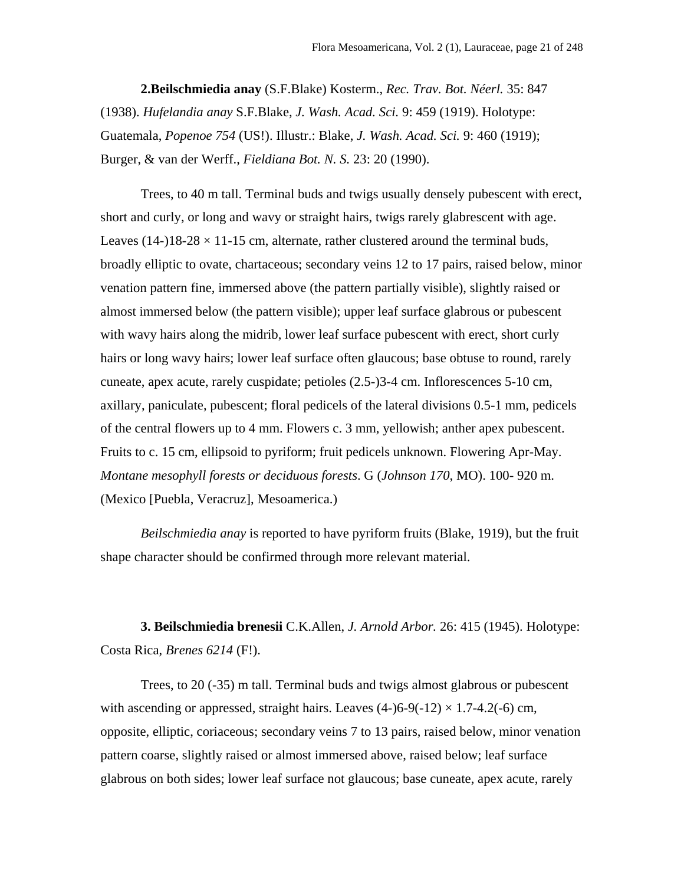**2.Beilschmiedia anay** (S.F.Blake) Kosterm., *Rec. Trav. Bot. Néerl.* 35: 847 (1938). *Hufelandia anay* S.F.Blake, *J. Wash. Acad. Sci.* 9: 459 (1919). Holotype: Guatemala, *Popenoe 754* (US!). Illustr.: Blake, *J. Wash. Acad. Sci.* 9: 460 (1919); Burger, & van der Werff., *Fieldiana Bot. N. S.* 23: 20 (1990).

Trees, to 40 m tall. Terminal buds and twigs usually densely pubescent with erect, short and curly, or long and wavy or straight hairs, twigs rarely glabrescent with age. Leaves (14-)18-28 × 11-15 cm, alternate, rather clustered around the terminal buds, broadly elliptic to ovate, chartaceous; secondary veins 12 to 17 pairs, raised below, minor venation pattern fine, immersed above (the pattern partially visible), slightly raised or almost immersed below (the pattern visible); upper leaf surface glabrous or pubescent with wavy hairs along the midrib, lower leaf surface pubescent with erect, short curly hairs or long wavy hairs; lower leaf surface often glaucous; base obtuse to round, rarely cuneate, apex acute, rarely cuspidate; petioles (2.5-)3-4 cm. Inflorescences 5-10 cm, axillary, paniculate, pubescent; floral pedicels of the lateral divisions 0.5-1 mm, pedicels of the central flowers up to 4 mm. Flowers c. 3 mm, yellowish; anther apex pubescent. Fruits to c. 15 cm, ellipsoid to pyriform; fruit pedicels unknown. Flowering Apr-May. *Montane mesophyll forests or deciduous forests*. G (*Johnson 170*, MO). 100- 920 m. (Mexico [Puebla, Veracruz], Mesoamerica.)

*Beilschmiedia anay* is reported to have pyriform fruits (Blake, 1919), but the fruit shape character should be confirmed through more relevant material.

**3. Beilschmiedia brenesii** C.K.Allen, *J. Arnold Arbor.* 26: 415 (1945). Holotype: Costa Rica, *Brenes 6214* (F!).

Trees, to 20 (-35) m tall. Terminal buds and twigs almost glabrous or pubescent with ascending or appressed, straight hairs. Leaves (4-)6-9(-12) × 1.7-4.2(-6) cm, opposite, elliptic, coriaceous; secondary veins 7 to 13 pairs, raised below, minor venation pattern coarse, slightly raised or almost immersed above, raised below; leaf surface glabrous on both sides; lower leaf surface not glaucous; base cuneate, apex acute, rarely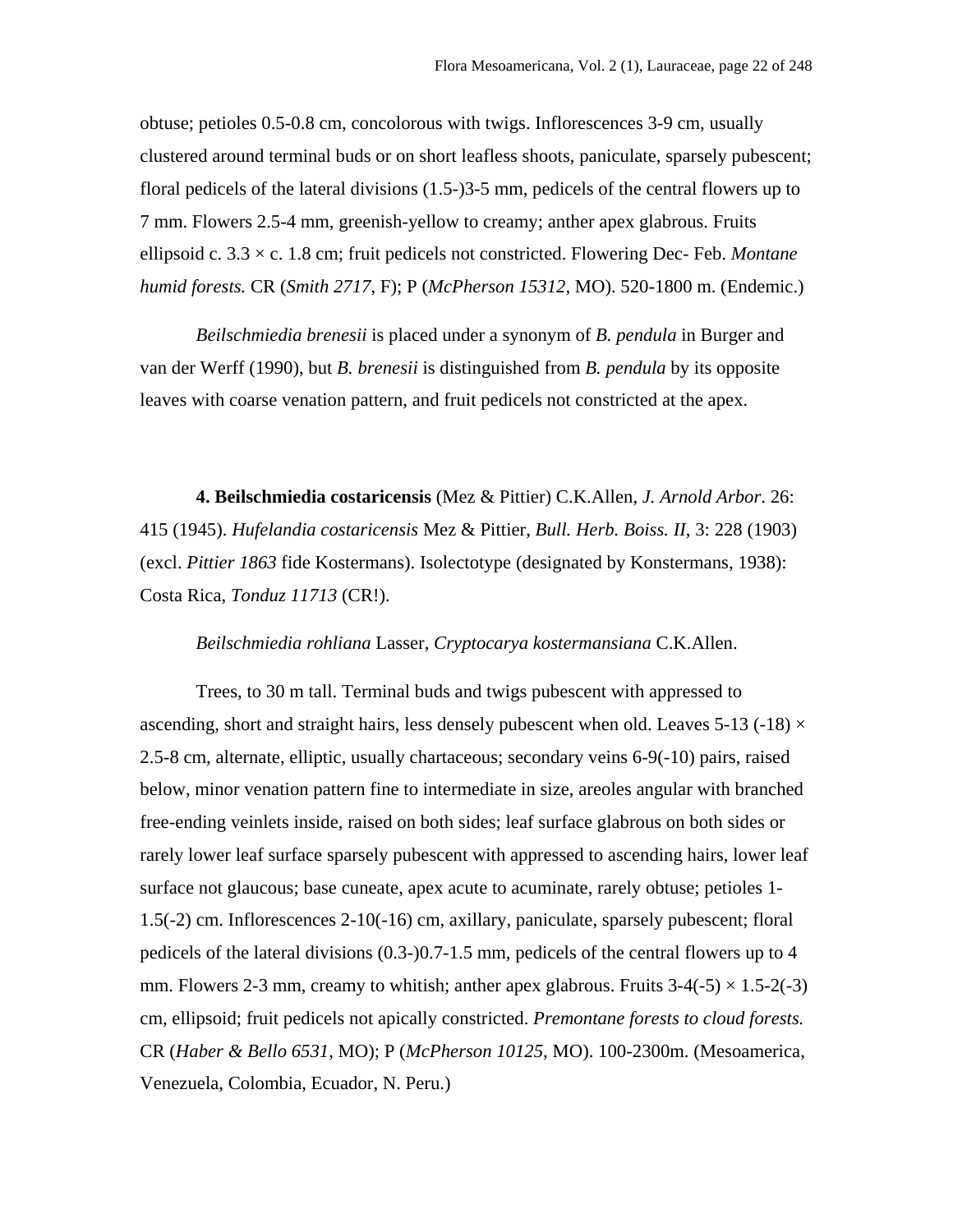obtuse; petioles 0.5-0.8 cm, concolorous with twigs. Inflorescences 3-9 cm, usually clustered around terminal buds or on short leafless shoots, paniculate, sparsely pubescent; floral pedicels of the lateral divisions (1.5-)3-5 mm, pedicels of the central flowers up to 7 mm. Flowers 2.5-4 mm, greenish-yellow to creamy; anther apex glabrous. Fruits ellipsoid c. 3.3 × c. 1.8 cm; fruit pedicels not constricted. Flowering Dec- Feb. *Montane humid forests.* CR (*Smith 2717*, F); P (*McPherson 15312*, MO). 520-1800 m. (Endemic.)

*Beilschmiedia brenesii* is placed under a synonym of *B. pendula* in Burger and van der Werff (1990), but *B. brenesii* is distinguished from *B. pendula* by its opposite leaves with coarse venation pattern, and fruit pedicels not constricted at the apex.

**4. Beilschmiedia costaricensis** (Mez & Pittier) C.K.Allen, *J. Arnold Arbor*. 26: 415 (1945). *Hufelandia costaricensis* Mez & Pittier, *Bull. Herb. Boiss. II*, 3: 228 (1903) (excl. *Pittier 1863* fide Kostermans). Isolectotype (designated by Konstermans, 1938): Costa Rica, *Tonduz 11713* (CR!).

*Beilschmiedia rohliana* Lasser, *Cryptocarya kostermansiana* C.K.Allen.

Trees, to 30 m tall. Terminal buds and twigs pubescent with appressed to ascending, short and straight hairs, less densely pubescent when old. Leaves 5-13 (-18) × 2.5-8 cm, alternate, elliptic, usually chartaceous; secondary veins 6-9(-10) pairs, raised below, minor venation pattern fine to intermediate in size, areoles angular with branched free-ending veinlets inside, raised on both sides; leaf surface glabrous on both sides or rarely lower leaf surface sparsely pubescent with appressed to ascending hairs, lower leaf surface not glaucous; base cuneate, apex acute to acuminate, rarely obtuse; petioles 1-1.5(-2) cm. Inflorescences 2-10(-16) cm, axillary, paniculate, sparsely pubescent; floral pedicels of the lateral divisions (0.3-)0.7-1.5 mm, pedicels of the central flowers up to 4 mm. Flowers 2-3 mm, creamy to whitish; anther apex glabrous. Fruits 3-4(-5) × 1.5-2(-3) cm, ellipsoid; fruit pedicels not apically constricted. *Premontane forests to cloud forests.* CR (*Haber & Bello 6531*, MO); P (*McPherson 10125*, MO). 100-2300m. (Mesoamerica, Venezuela, Colombia, Ecuador, N. Peru.)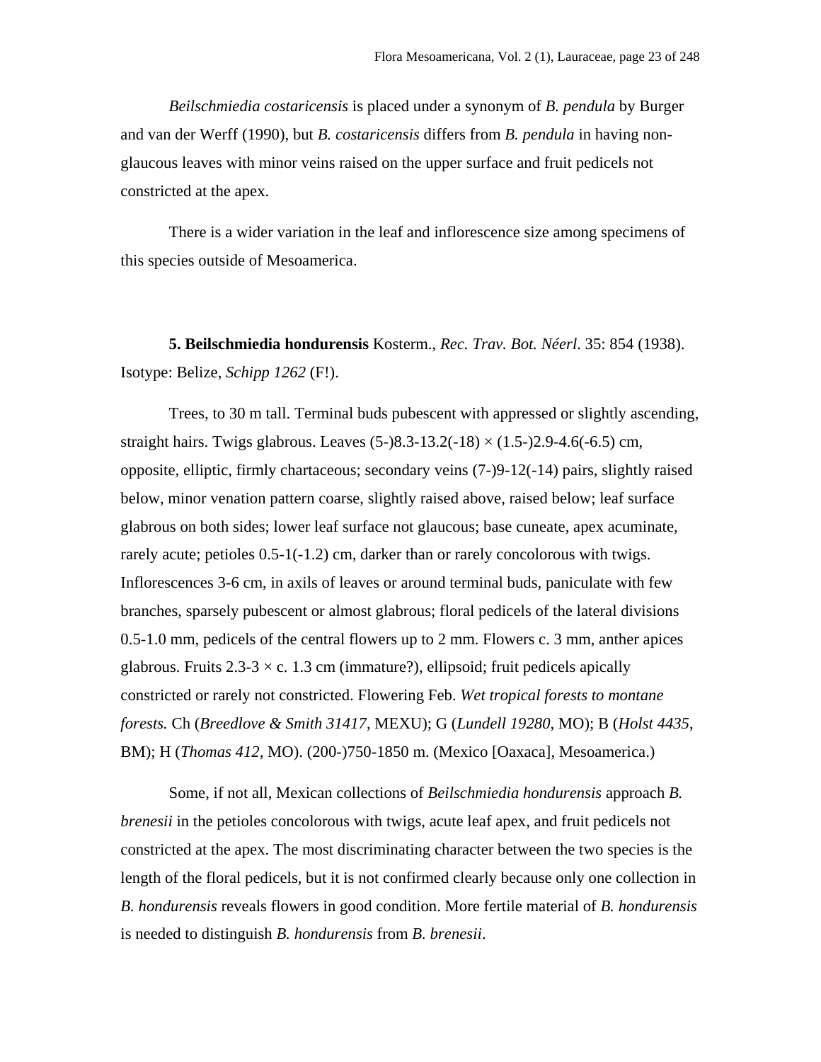*Beilschmiedia costaricensis* is placed under a synonym of *B. pendula* by Burger and van der Werff (1990), but *B. costaricensis* differs from *B. pendula* in having non-glaucous leaves with minor veins raised on the upper surface and fruit pedicels not constricted at the apex.

There is a wider variation in the leaf and inflorescence size among specimens of this species outside of Mesoamerica.

**5. Beilschmiedia hondurensis** Kosterm., *Rec. Trav. Bot. Néerl*. 35: 854 (1938). Isotype: Belize, *Schipp 1262* (F!).

Trees, to 30 m tall. Terminal buds pubescent with appressed or slightly ascending, straight hairs. Twigs glabrous. Leaves (5-)8.3-13.2(-18) × (1.5-)2.9-4.6(-6.5) cm, opposite, elliptic, firmly chartaceous; secondary veins (7-)9-12(-14) pairs, slightly raised below, minor venation pattern coarse, slightly raised above, raised below; leaf surface glabrous on both sides; lower leaf surface not glaucous; base cuneate, apex acuminate, rarely acute; petioles 0.5-1(-1.2) cm, darker than or rarely concolorous with twigs. Inflorescences 3-6 cm, in axils of leaves or around terminal buds, paniculate with few branches, sparsely pubescent or almost glabrous; floral pedicels of the lateral divisions 0.5-1.0 mm, pedicels of the central flowers up to 2 mm. Flowers c. 3 mm, anther apices glabrous. Fruits 2.3-3 × c. 1.3 cm (immature?), ellipsoid; fruit pedicels apically constricted or rarely not constricted. Flowering Feb. *Wet tropical forests to montane forests.* Ch (*Breedlove & Smith 31417*, MEXU); G (*Lundell 19280*, MO); B (*Holst 4435*, BM); H (*Thomas 412*, MO). (200-)750-1850 m. (Mexico [Oaxaca], Mesoamerica.)

Some, if not all, Mexican collections of *Beilschmiedia hondurensis* approach *B. brenesii* in the petioles concolorous with twigs, acute leaf apex, and fruit pedicels not constricted at the apex. The most discriminating character between the two species is the length of the floral pedicels, but it is not confirmed clearly because only one collection in *B. hondurensis* reveals flowers in good condition. More fertile material of *B. hondurensis* is needed to distinguish *B. hondurensis* from *B. brenesii*.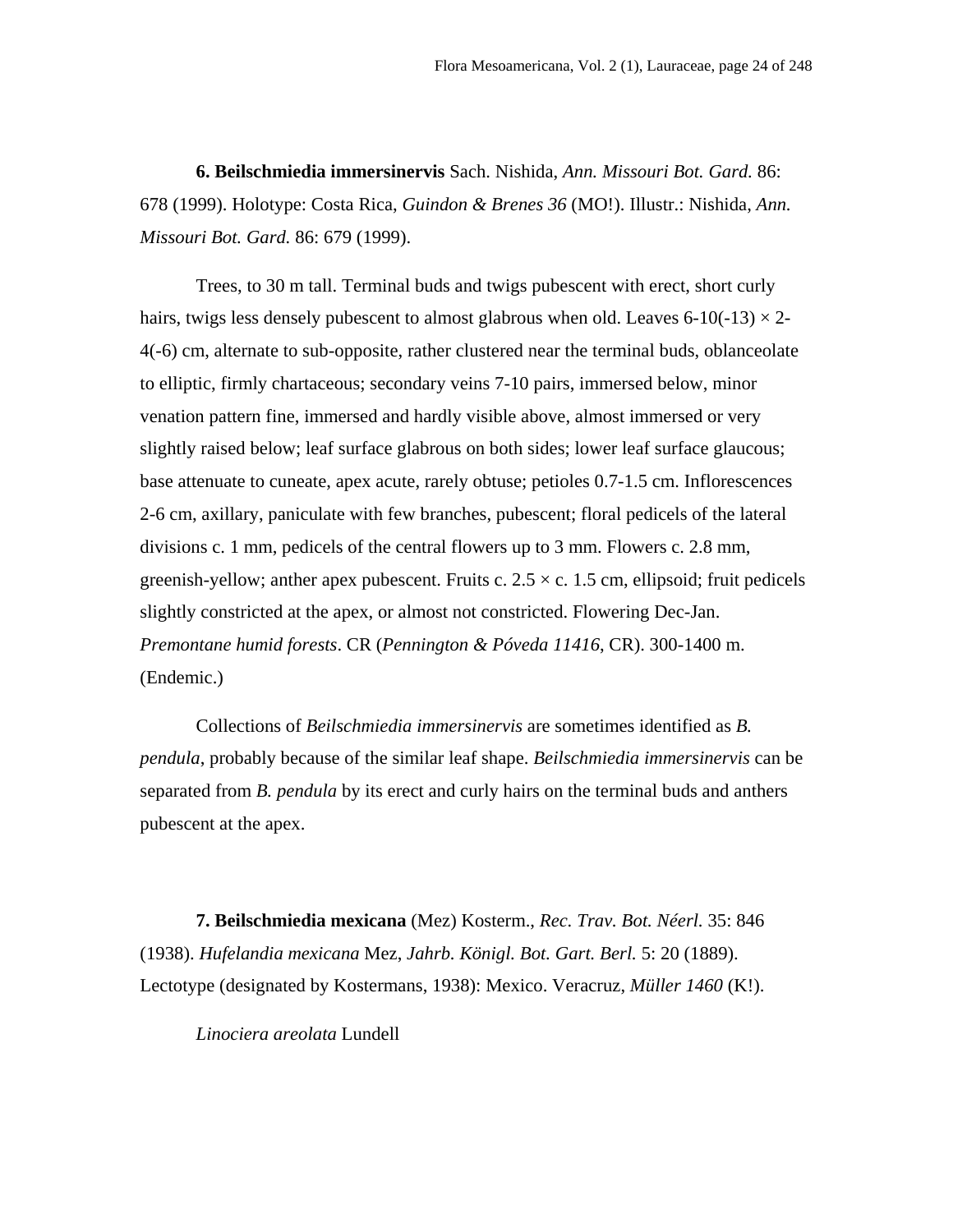**6. Beilschmiedia immersinervis** Sach. Nishida, *Ann. Missouri Bot. Gard.* 86: 678 (1999). Holotype: Costa Rica, *Guindon & Brenes 36* (MO!). Illustr.: Nishida, *Ann. Missouri Bot. Gard.* 86: 679 (1999).

Trees, to 30 m tall. Terminal buds and twigs pubescent with erect, short curly hairs, twigs less densely pubescent to almost glabrous when old. Leaves 6-10(-13) × 2-4(-6) cm, alternate to sub-opposite, rather clustered near the terminal buds, oblanceolate to elliptic, firmly chartaceous; secondary veins 7-10 pairs, immersed below, minor venation pattern fine, immersed and hardly visible above, almost immersed or very slightly raised below; leaf surface glabrous on both sides; lower leaf surface glaucous; base attenuate to cuneate, apex acute, rarely obtuse; petioles 0.7-1.5 cm. Inflorescences 2-6 cm, axillary, paniculate with few branches, pubescent; floral pedicels of the lateral divisions c. 1 mm, pedicels of the central flowers up to 3 mm. Flowers c. 2.8 mm, greenish-yellow; anther apex pubescent. Fruits c. 2.5 × c. 1.5 cm, ellipsoid; fruit pedicels slightly constricted at the apex, or almost not constricted. Flowering Dec-Jan. *Premontane humid forests*. CR (*Pennington & Póveda 11416*, CR). 300-1400 m. (Endemic.)

Collections of *Beilschmiedia immersinervis* are sometimes identified as *B. pendula*, probably because of the similar leaf shape. *Beilschmiedia immersinervis* can be separated from *B. pendula* by its erect and curly hairs on the terminal buds and anthers pubescent at the apex.

**7. Beilschmiedia mexicana** (Mez) Kosterm., *Rec. Trav. Bot. Néerl.* 35: 846 (1938). *Hufelandia mexicana* Mez, *Jahrb. Königl. Bot. Gart. Berl.* 5: 20 (1889). Lectotype (designated by Kostermans, 1938): Mexico. Veracruz, *Müller 1460* (K!).

*Linociera areolata* Lundell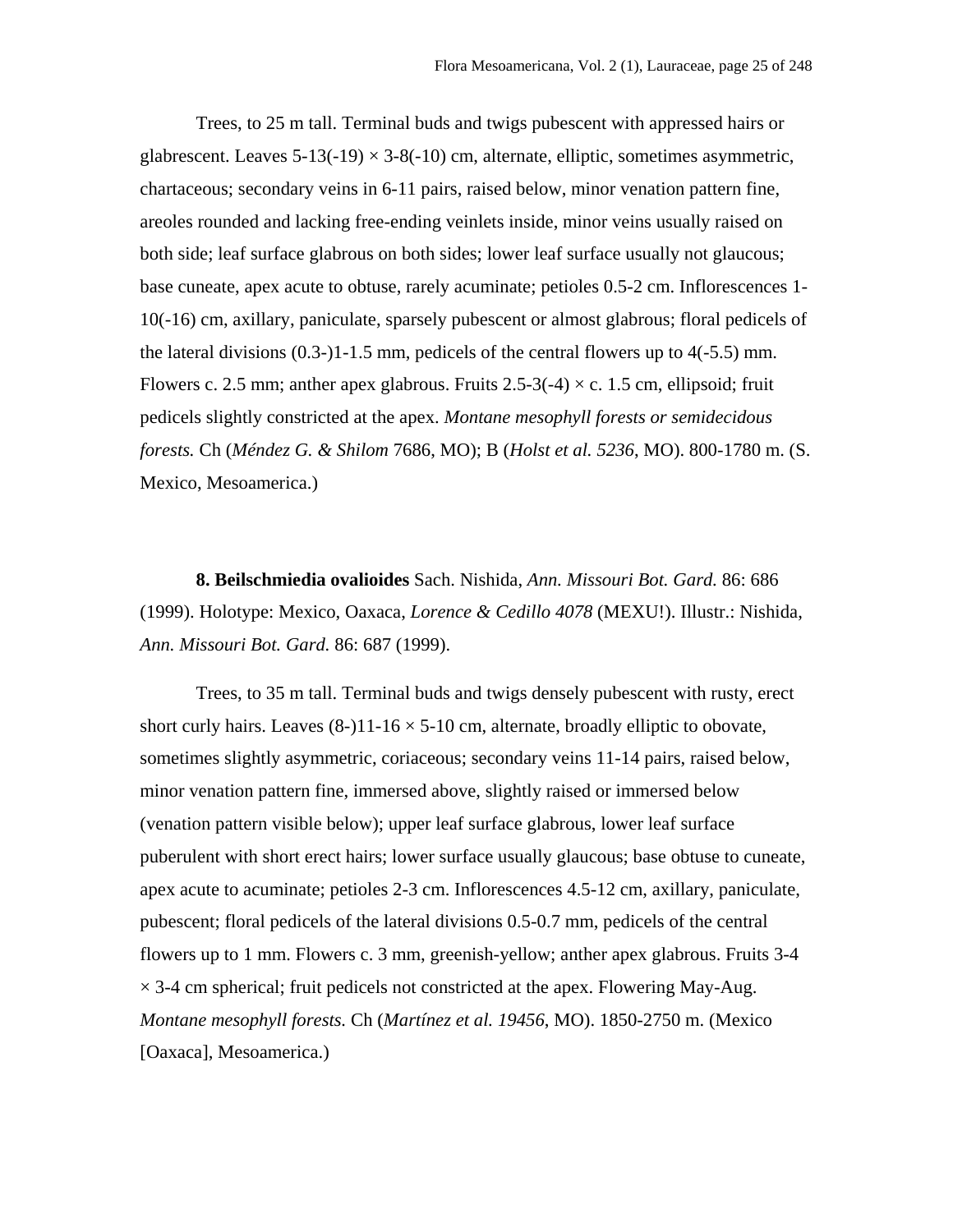Trees, to 25 m tall. Terminal buds and twigs pubescent with appressed hairs or glabrescent. Leaves 5-13(-19) × 3-8(-10) cm, alternate, elliptic, sometimes asymmetric, chartaceous; secondary veins in 6-11 pairs, raised below, minor venation pattern fine, areoles rounded and lacking free-ending veinlets inside, minor veins usually raised on both side; leaf surface glabrous on both sides; lower leaf surface usually not glaucous; base cuneate, apex acute to obtuse, rarely acuminate; petioles 0.5-2 cm. Inflorescences 1-10(-16) cm, axillary, paniculate, sparsely pubescent or almost glabrous; floral pedicels of the lateral divisions (0.3-)1-1.5 mm, pedicels of the central flowers up to 4(-5.5) mm. Flowers c. 2.5 mm; anther apex glabrous. Fruits 2.5-3(-4) × c. 1.5 cm, ellipsoid; fruit pedicels slightly constricted at the apex. *Montane mesophyll forests or semidecidous forests.* Ch (*Méndez G. & Shilom* 7686, MO); B (*Holst et al. 5236*, MO). 800-1780 m. (S. Mexico, Mesoamerica.)

**8. Beilschmiedia ovalioides** Sach. Nishida, *Ann. Missouri Bot. Gard.* 86: 686 (1999). Holotype: Mexico, Oaxaca, *Lorence & Cedillo 4078* (MEXU!). Illustr.: Nishida, *Ann. Missouri Bot. Gard.* 86: 687 (1999).

Trees, to 35 m tall. Terminal buds and twigs densely pubescent with rusty, erect short curly hairs. Leaves (8-)11-16 × 5-10 cm, alternate, broadly elliptic to obovate, sometimes slightly asymmetric, coriaceous; secondary veins 11-14 pairs, raised below, minor venation pattern fine, immersed above, slightly raised or immersed below (venation pattern visible below); upper leaf surface glabrous, lower leaf surface puberulent with short erect hairs; lower surface usually glaucous; base obtuse to cuneate, apex acute to acuminate; petioles 2-3 cm. Inflorescences 4.5-12 cm, axillary, paniculate, pubescent; floral pedicels of the lateral divisions 0.5-0.7 mm, pedicels of the central flowers up to 1 mm. Flowers c. 3 mm, greenish-yellow; anther apex glabrous. Fruits 3-4 × 3-4 cm spherical; fruit pedicels not constricted at the apex. Flowering May-Aug. *Montane mesophyll forests.* Ch (*Martínez et al. 19456*, MO). 1850-2750 m. (Mexico [Oaxaca], Mesoamerica.)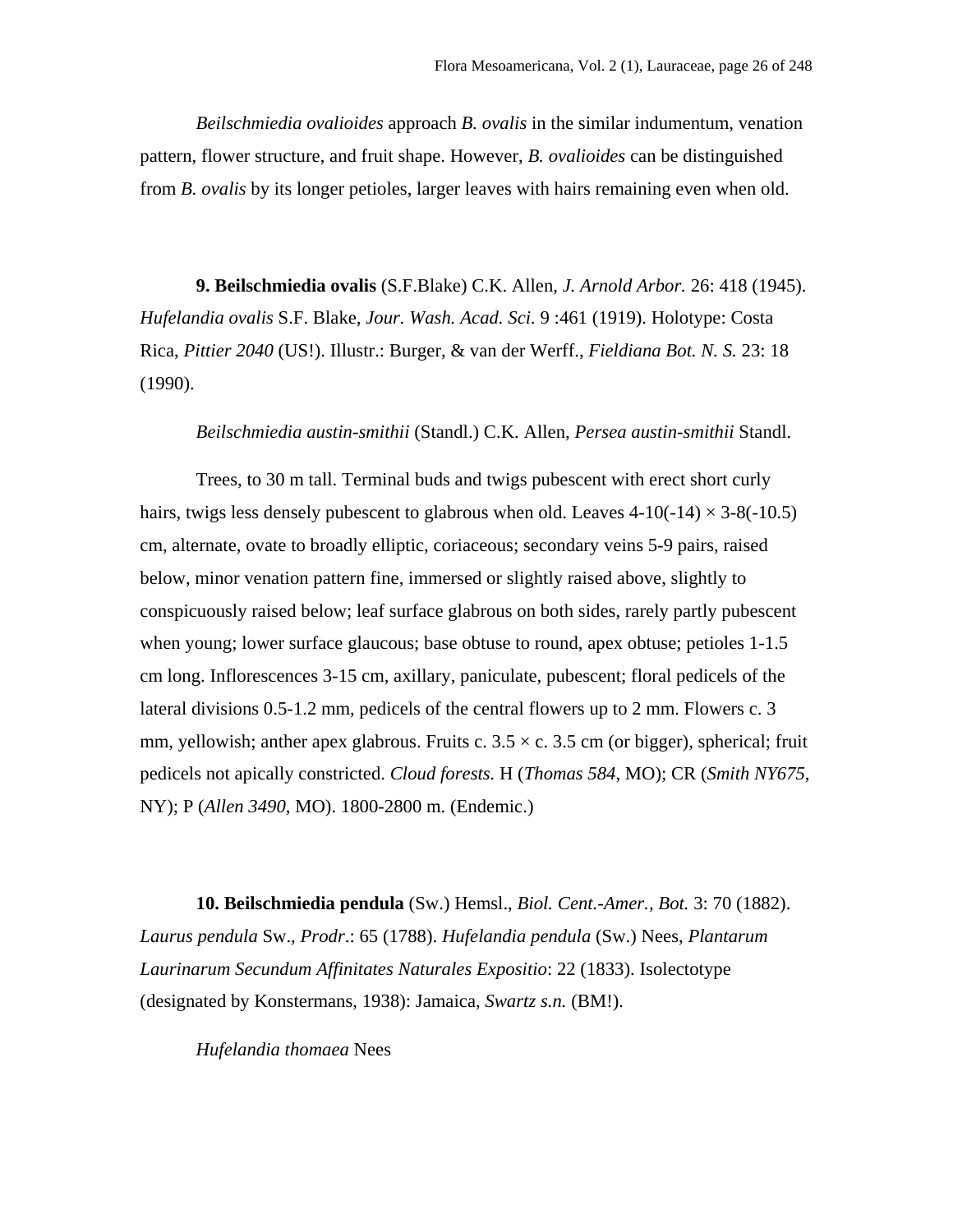*Beilschmiedia ovalioides* approach *B. ovalis* in the similar indumentum, venation pattern, flower structure, and fruit shape. However, *B. ovalioides* can be distinguished from *B. ovalis* by its longer petioles, larger leaves with hairs remaining even when old.

**9. Beilschmiedia ovalis** (S.F.Blake) C.K. Allen, *J. Arnold Arbor.* 26: 418 (1945). *Hufelandia ovalis* S.F. Blake, *Jour. Wash. Acad. Sci.* 9 :461 (1919). Holotype: Costa Rica, *Pittier 2040* (US!). Illustr.: Burger, & van der Werff., *Fieldiana Bot. N. S.* 23: 18 (1990).

*Beilschmiedia austin-smithii* (Standl.) C.K. Allen, *Persea austin-smithii* Standl.

Trees, to 30 m tall. Terminal buds and twigs pubescent with erect short curly hairs, twigs less densely pubescent to glabrous when old. Leaves 4-10(-14) × 3-8(-10.5) cm, alternate, ovate to broadly elliptic, coriaceous; secondary veins 5-9 pairs, raised below, minor venation pattern fine, immersed or slightly raised above, slightly to conspicuously raised below; leaf surface glabrous on both sides, rarely partly pubescent when young; lower surface glaucous; base obtuse to round, apex obtuse; petioles 1-1.5 cm long. Inflorescences 3-15 cm, axillary, paniculate, pubescent; floral pedicels of the lateral divisions 0.5-1.2 mm, pedicels of the central flowers up to 2 mm. Flowers c. 3 mm, yellowish; anther apex glabrous. Fruits c. 3.5 × c. 3.5 cm (or bigger), spherical; fruit pedicels not apically constricted. *Cloud forests.* H (*Thomas 584*, MO); CR (*Smith NY675*, NY); P (*Allen 3490*, MO). 1800-2800 m. (Endemic.)

**10. Beilschmiedia pendula** (Sw.) Hemsl., *Biol. Cent.-Amer., Bot.* 3: 70 (1882). *Laurus pendula* Sw., *Prodr.*: 65 (1788). *Hufelandia pendula* (Sw.) Nees, *Plantarum Laurinarum Secundum Affinitates Naturales Expositio*: 22 (1833). Isolectotype (designated by Konstermans, 1938): Jamaica, *Swartz s.n.* (BM!).

*Hufelandia thomaea* Nees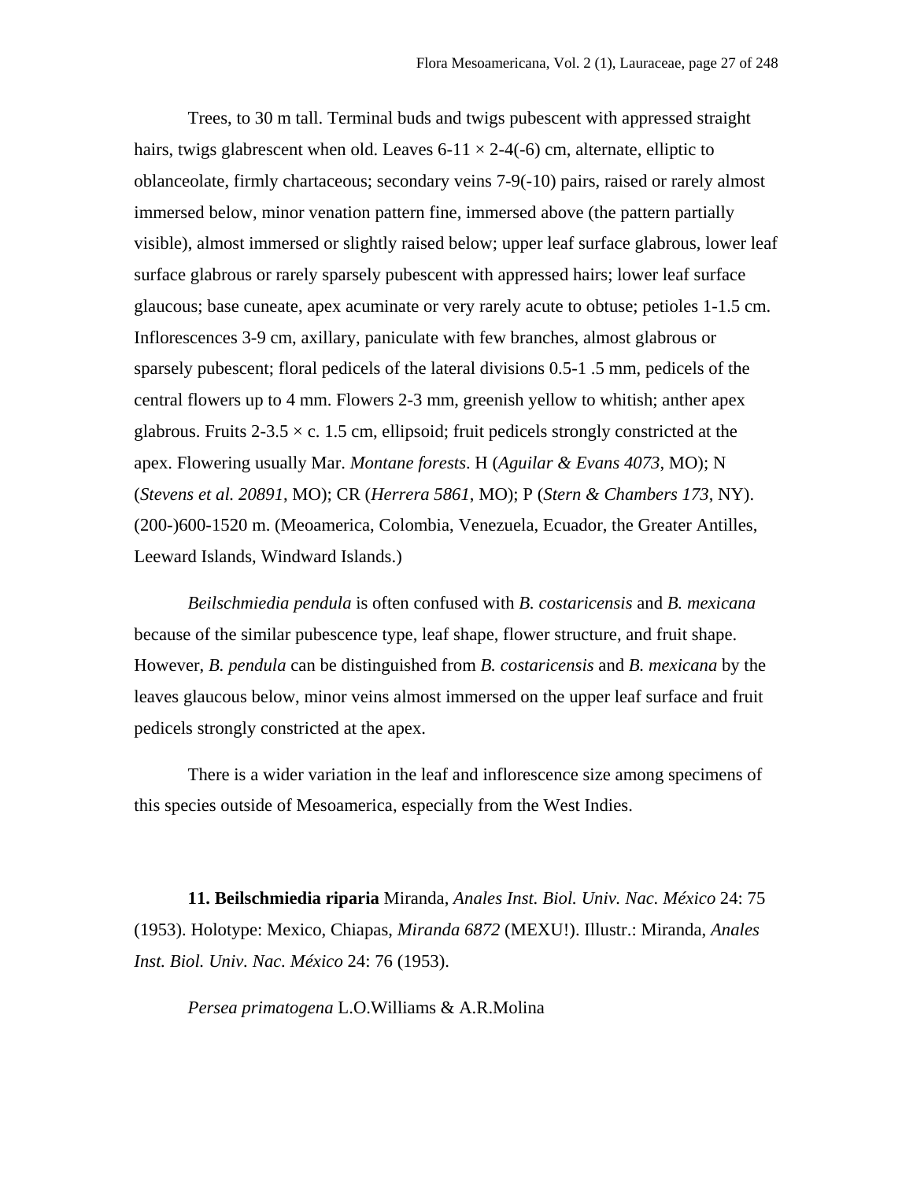Trees, to 30 m tall. Terminal buds and twigs pubescent with appressed straight hairs, twigs glabrescent when old. Leaves 6-11 × 2-4(-6) cm, alternate, elliptic to oblanceolate, firmly chartaceous; secondary veins 7-9(-10) pairs, raised or rarely almost immersed below, minor venation pattern fine, immersed above (the pattern partially visible), almost immersed or slightly raised below; upper leaf surface glabrous, lower leaf surface glabrous or rarely sparsely pubescent with appressed hairs; lower leaf surface glaucous; base cuneate, apex acuminate or very rarely acute to obtuse; petioles 1-1.5 cm. Inflorescences 3-9 cm, axillary, paniculate with few branches, almost glabrous or sparsely pubescent; floral pedicels of the lateral divisions 0.5-1 .5 mm, pedicels of the central flowers up to 4 mm. Flowers 2-3 mm, greenish yellow to whitish; anther apex glabrous. Fruits 2-3.5 × c. 1.5 cm, ellipsoid; fruit pedicels strongly constricted at the apex. Flowering usually Mar. *Montane forests*. H (*Aguilar & Evans 4073*, MO); N (*Stevens et al. 20891*, MO); CR (*Herrera 5861*, MO); P (*Stern & Chambers 173*, NY). (200-)600-1520 m. (Meoamerica, Colombia, Venezuela, Ecuador, the Greater Antilles, Leeward Islands, Windward Islands.)

*Beilschmiedia pendula* is often confused with *B. costaricensis* and *B. mexicana* because of the similar pubescence type, leaf shape, flower structure, and fruit shape. However, *B. pendula* can be distinguished from *B. costaricensis* and *B. mexicana* by the leaves glaucous below, minor veins almost immersed on the upper leaf surface and fruit pedicels strongly constricted at the apex.

There is a wider variation in the leaf and inflorescence size among specimens of this species outside of Mesoamerica, especially from the West Indies.

**11. Beilschmiedia riparia** Miranda, *Anales Inst. Biol. Univ. Nac. México* 24: 75 (1953). Holotype: Mexico, Chiapas, *Miranda 6872* (MEXU!). Illustr.: Miranda, *Anales Inst. Biol. Univ. Nac. México* 24: 76 (1953).

*Persea primatogena* L.O.Williams & A.R.Molina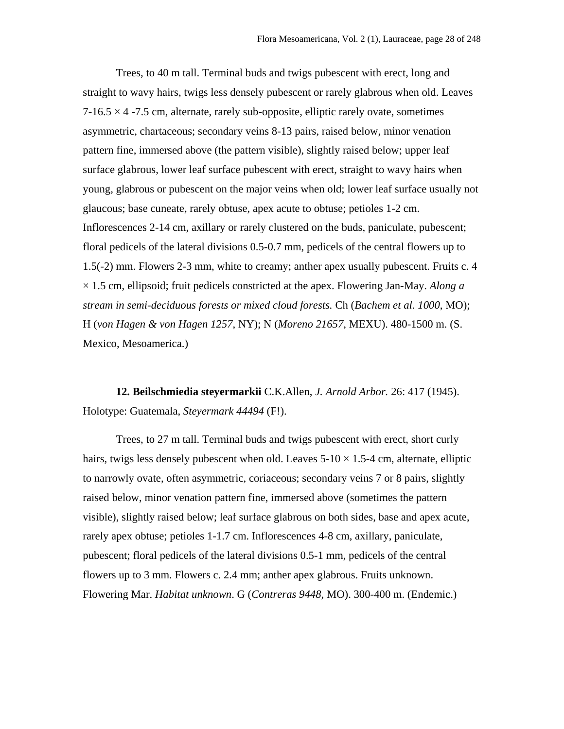Trees, to 40 m tall. Terminal buds and twigs pubescent with erect, long and straight to wavy hairs, twigs less densely pubescent or rarely glabrous when old. Leaves 7-16.5 × 4 -7.5 cm, alternate, rarely sub-opposite, elliptic rarely ovate, sometimes asymmetric, chartaceous; secondary veins 8-13 pairs, raised below, minor venation pattern fine, immersed above (the pattern visible), slightly raised below; upper leaf surface glabrous, lower leaf surface pubescent with erect, straight to wavy hairs when young, glabrous or pubescent on the major veins when old; lower leaf surface usually not glaucous; base cuneate, rarely obtuse, apex acute to obtuse; petioles 1-2 cm. Inflorescences 2-14 cm, axillary or rarely clustered on the buds, paniculate, pubescent; floral pedicels of the lateral divisions 0.5-0.7 mm, pedicels of the central flowers up to 1.5(-2) mm. Flowers 2-3 mm, white to creamy; anther apex usually pubescent. Fruits c. 4 × 1.5 cm, ellipsoid; fruit pedicels constricted at the apex. Flowering Jan-May. *Along a stream in semi-deciduous forests or mixed cloud forests.* Ch (*Bachem et al. 1000*, MO); H (*von Hagen & von Hagen 1257*, NY); N (*Moreno 21657*, MEXU). 480-1500 m. (S. Mexico, Mesoamerica.)

**12. Beilschmiedia steyermarkii** C.K.Allen, *J. Arnold Arbor.* 26: 417 (1945). Holotype: Guatemala, *Steyermark 44494* (F!).

Trees, to 27 m tall. Terminal buds and twigs pubescent with erect, short curly hairs, twigs less densely pubescent when old. Leaves 5-10 × 1.5-4 cm, alternate, elliptic to narrowly ovate, often asymmetric, coriaceous; secondary veins 7 or 8 pairs, slightly raised below, minor venation pattern fine, immersed above (sometimes the pattern visible), slightly raised below; leaf surface glabrous on both sides, base and apex acute, rarely apex obtuse; petioles 1-1.7 cm. Inflorescences 4-8 cm, axillary, paniculate, pubescent; floral pedicels of the lateral divisions 0.5-1 mm, pedicels of the central flowers up to 3 mm. Flowers c. 2.4 mm; anther apex glabrous. Fruits unknown. Flowering Mar. *Habitat unknown*. G (*Contreras 9448*, MO). 300-400 m. (Endemic.)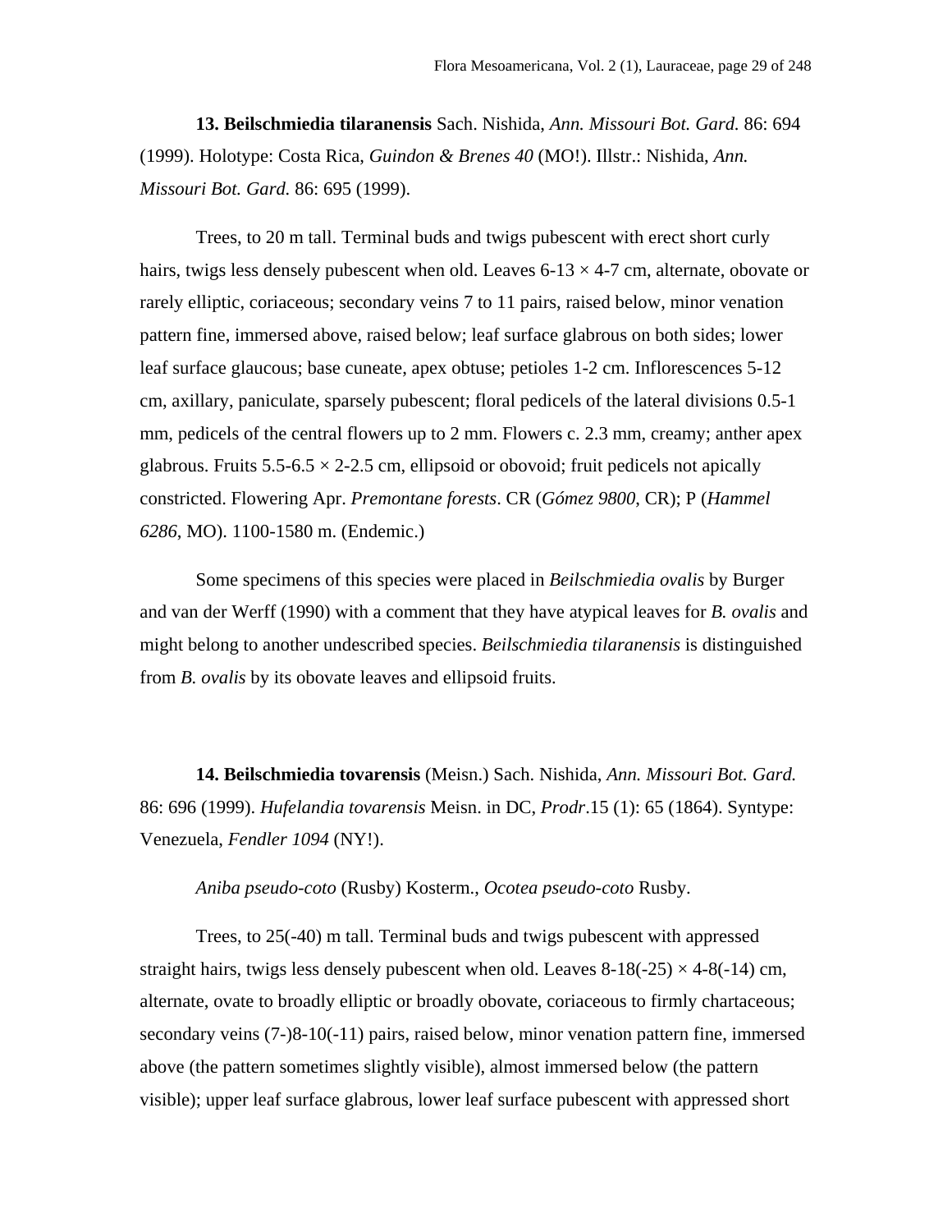**13. Beilschmiedia tilaranensis** Sach. Nishida, *Ann. Missouri Bot. Gard.* 86: 694 (1999). Holotype: Costa Rica, *Guindon & Brenes 40* (MO!). Illstr.: Nishida, *Ann. Missouri Bot. Gard.* 86: 695 (1999).

Trees, to 20 m tall. Terminal buds and twigs pubescent with erect short curly hairs, twigs less densely pubescent when old. Leaves 6-13 × 4-7 cm, alternate, obovate or rarely elliptic, coriaceous; secondary veins 7 to 11 pairs, raised below, minor venation pattern fine, immersed above, raised below; leaf surface glabrous on both sides; lower leaf surface glaucous; base cuneate, apex obtuse; petioles 1-2 cm. Inflorescences 5-12 cm, axillary, paniculate, sparsely pubescent; floral pedicels of the lateral divisions 0.5-1 mm, pedicels of the central flowers up to 2 mm. Flowers c. 2.3 mm, creamy; anther apex glabrous. Fruits 5.5-6.5 × 2-2.5 cm, ellipsoid or obovoid; fruit pedicels not apically constricted. Flowering Apr. *Premontane forests*. CR (*Gómez 9800*, CR); P (*Hammel 6286*, MO). 1100-1580 m. (Endemic.)

Some specimens of this species were placed in *Beilschmiedia ovalis* by Burger and van der Werff (1990) with a comment that they have atypical leaves for *B. ovalis* and might belong to another undescribed species. *Beilschmiedia tilaranensis* is distinguished from *B. ovalis* by its obovate leaves and ellipsoid fruits.

**14. Beilschmiedia tovarensis** (Meisn.) Sach. Nishida, *Ann. Missouri Bot. Gard.* 86: 696 (1999). *Hufelandia tovarensis* Meisn. in DC, *Prodr*.15 (1): 65 (1864). Syntype: Venezuela, *Fendler 1094* (NY!).

*Aniba pseudo-coto* (Rusby) Kosterm., *Ocotea pseudo-coto* Rusby.

Trees, to 25(-40) m tall. Terminal buds and twigs pubescent with appressed straight hairs, twigs less densely pubescent when old. Leaves 8-18(-25) × 4-8(-14) cm, alternate, ovate to broadly elliptic or broadly obovate, coriaceous to firmly chartaceous; secondary veins (7-)8-10(-11) pairs, raised below, minor venation pattern fine, immersed above (the pattern sometimes slightly visible), almost immersed below (the pattern visible); upper leaf surface glabrous, lower leaf surface pubescent with appressed short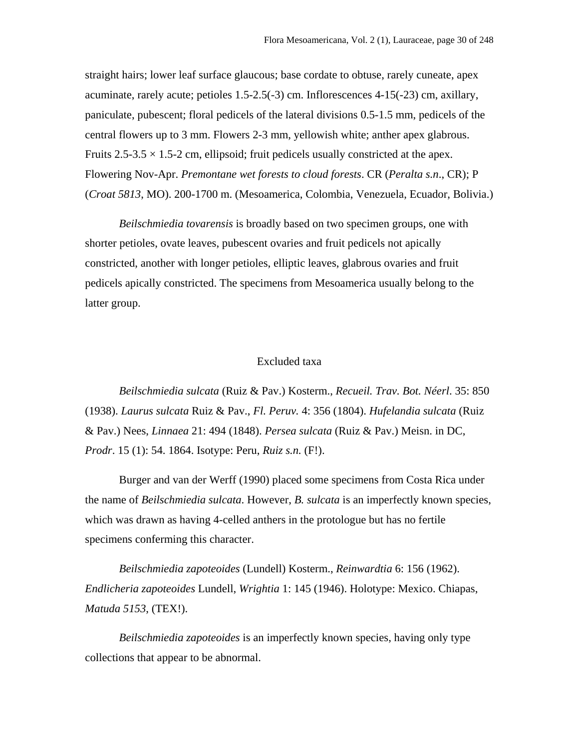straight hairs; lower leaf surface glaucous; base cordate to obtuse, rarely cuneate, apex acuminate, rarely acute; petioles 1.5-2.5(-3) cm. Inflorescences 4-15(-23) cm, axillary, paniculate, pubescent; floral pedicels of the lateral divisions 0.5-1.5 mm, pedicels of the central flowers up to 3 mm. Flowers 2-3 mm, yellowish white; anther apex glabrous. Fruits 2.5-3.5 × 1.5-2 cm, ellipsoid; fruit pedicels usually constricted at the apex. Flowering Nov-Apr. *Premontane wet forests to cloud forests*. CR (*Peralta s.n*., CR); P (*Croat 5813*, MO). 200-1700 m. (Mesoamerica, Colombia, Venezuela, Ecuador, Bolivia.)

*Beilschmiedia tovarensis* is broadly based on two specimen groups, one with shorter petioles, ovate leaves, pubescent ovaries and fruit pedicels not apically constricted, another with longer petioles, elliptic leaves, glabrous ovaries and fruit pedicels apically constricted. The specimens from Mesoamerica usually belong to the latter group.

## Excluded taxa

*Beilschmiedia sulcata* (Ruiz & Pav.) Kosterm., *Recueil. Trav. Bot. Néerl*. 35: 850 (1938). *Laurus sulcata* Ruiz & Pav., *Fl. Peruv.* 4: 356 (1804). *Hufelandia sulcata* (Ruiz & Pav.) Nees, *Linnaea* 21: 494 (1848). *Persea sulcata* (Ruiz & Pav.) Meisn. in DC, *Prodr*. 15 (1): 54. 1864. Isotype: Peru, *Ruiz s.n.* (F!).

Burger and van der Werff (1990) placed some specimens from Costa Rica under the name of *Beilschmiedia sulcata*. However, *B. sulcata* is an imperfectly known species, which was drawn as having 4-celled anthers in the protologue but has no fertile specimens conferming this character.

*Beilschmiedia zapoteoides* (Lundell) Kosterm., *Reinwardtia* 6: 156 (1962). *Endlicheria zapoteoides* Lundell, *Wrightia* 1: 145 (1946). Holotype: Mexico. Chiapas, *Matuda 5153*, (TEX!).

*Beilschmiedia zapoteoides* is an imperfectly known species, having only type collections that appear to be abnormal.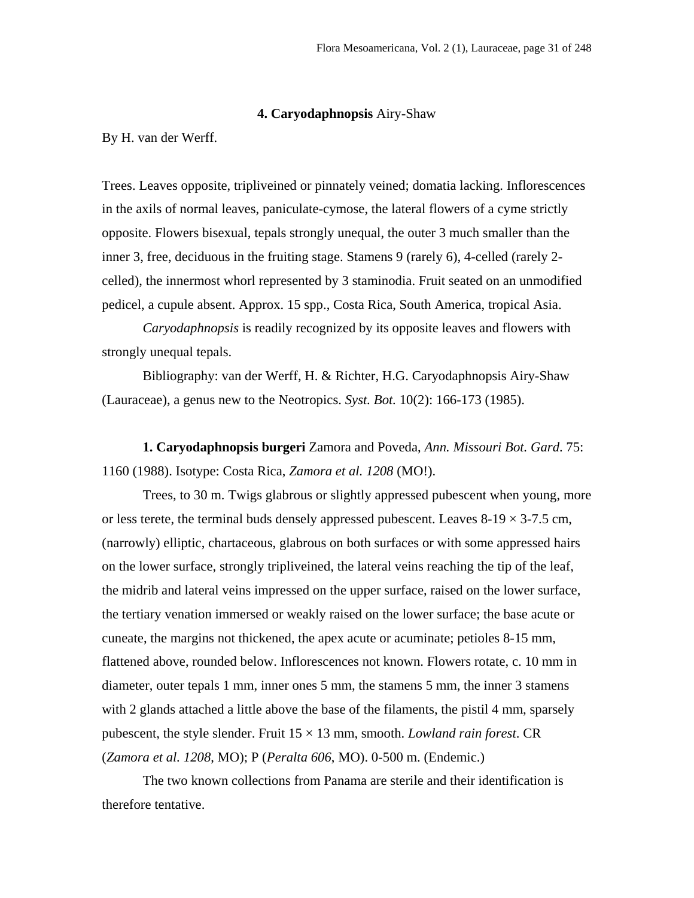## 4. **Caryodaphnopsis** Airy-Shaw

By H. van der Werff.

Trees. Leaves opposite, tripliveined or pinnately veined; domatia lacking. Inflorescences in the axils of normal leaves, paniculate-cymose, the lateral flowers of a cyme strictly opposite. Flowers bisexual, tepals strongly unequal, the outer 3 much smaller than the inner 3, free, deciduous in the fruiting stage. Stamens 9 (rarely 6), 4-celled (rarely 2-celled), the innermost whorl represented by 3 staminodia. Fruit seated on an unmodified pedicel, a cupule absent. Approx. 15 spp., Costa Rica, South America, tropical Asia.

*Caryodaphnopsis* is readily recognized by its opposite leaves and flowers with strongly unequal tepals.

Bibliography: van der Werff, H. & Richter, H.G. Caryodaphnopsis Airy-Shaw (Lauraceae), a genus new to the Neotropics. *Syst. Bot.* 10(2): 166-173 (1985).

**1. Caryodaphnopsis burgeri** Zamora and Poveda, *Ann. Missouri Bot. Gard*. 75: 1160 (1988). Isotype: Costa Rica, *Zamora et al. 1208* (MO!).

Trees, to 30 m. Twigs glabrous or slightly appressed pubescent when young, more or less terete, the terminal buds densely appressed pubescent. Leaves 8-19 × 3-7.5 cm, (narrowly) elliptic, chartaceous, glabrous on both surfaces or with some appressed hairs on the lower surface, strongly tripliveined, the lateral veins reaching the tip of the leaf, the midrib and lateral veins impressed on the upper surface, raised on the lower surface, the tertiary venation immersed or weakly raised on the lower surface; the base acute or cuneate, the margins not thickened, the apex acute or acuminate; petioles 8-15 mm, flattened above, rounded below. Inflorescences not known. Flowers rotate, c. 10 mm in diameter, outer tepals 1 mm, inner ones 5 mm, the stamens 5 mm, the inner 3 stamens with 2 glands attached a little above the base of the filaments, the pistil 4 mm, sparsely pubescent, the style slender. Fruit 15 × 13 mm, smooth. *Lowland rain forest*. CR (*Zamora et al. 1208*, MO); P (*Peralta 606*, MO). 0-500 m. (Endemic.)

The two known collections from Panama are sterile and their identification is therefore tentative.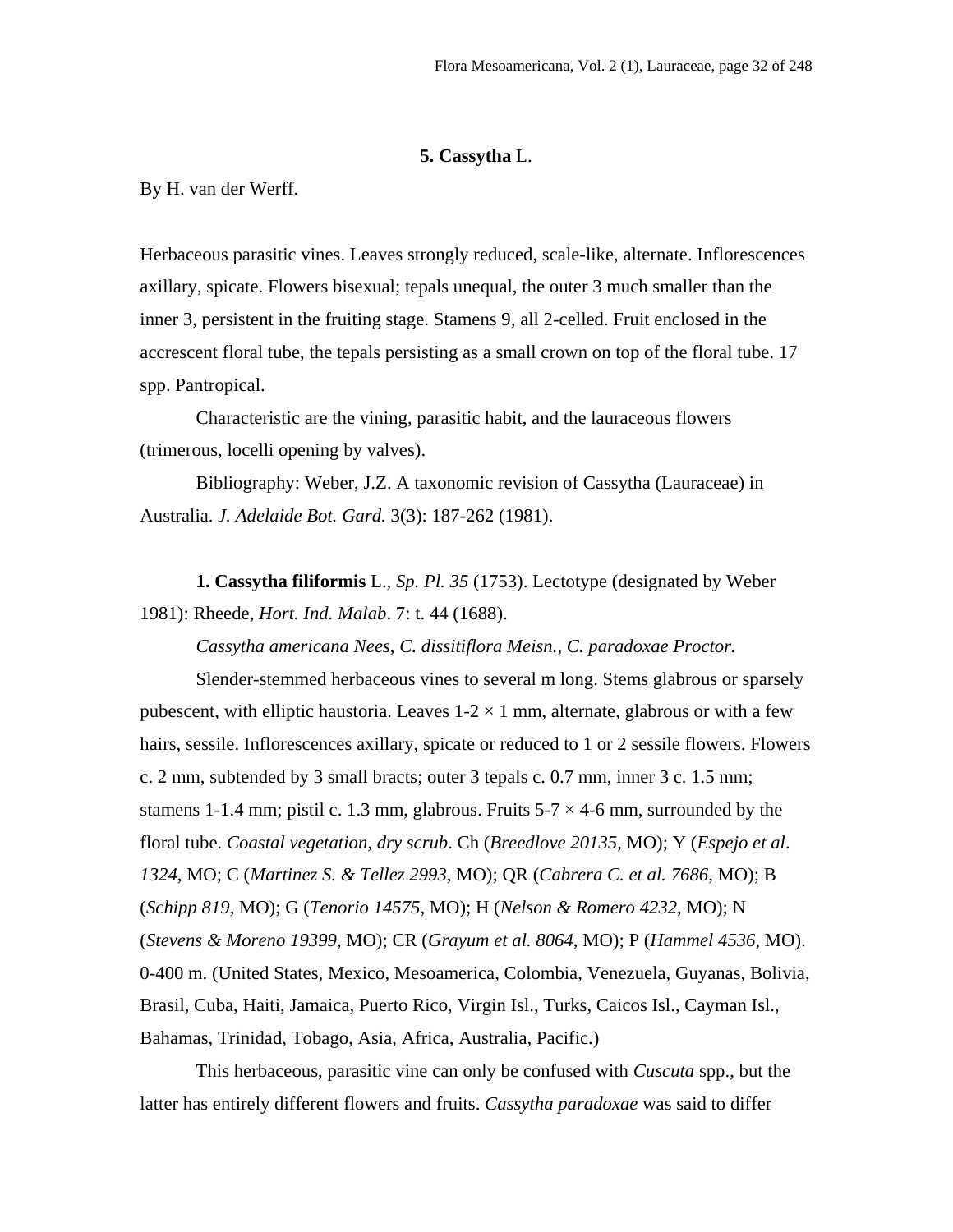## 5. **Cassytha** L.

By H. van der Werff.

Herbaceous parasitic vines. Leaves strongly reduced, scale-like, alternate. Inflorescences axillary, spicate. Flowers bisexual; tepals unequal, the outer 3 much smaller than the inner 3, persistent in the fruiting stage. Stamens 9, all 2-celled. Fruit enclosed in the accrescent floral tube, the tepals persisting as a small crown on top of the floral tube. 17 spp. Pantropical.

Characteristic are the vining, parasitic habit, and the lauraceous flowers (trimerous, locelli opening by valves).

Bibliography: Weber, J.Z. A taxonomic revision of Cassytha (Lauraceae) in Australia. *J. Adelaide Bot. Gard.* 3(3): 187-262 (1981).

**1. Cassytha filiformis** L., *Sp. Pl. 35* (1753). Lectotype (designated by Weber 1981): Rheede, *Hort. Ind. Malab*. 7: t. 44 (1688).

*Cassytha americana Nees, C. dissitiflora Meisn., C. paradoxae Proctor.*

Slender-stemmed herbaceous vines to several m long. Stems glabrous or sparsely pubescent, with elliptic haustoria. Leaves 1-2 × 1 mm, alternate, glabrous or with a few hairs, sessile. Inflorescences axillary, spicate or reduced to 1 or 2 sessile flowers. Flowers c. 2 mm, subtended by 3 small bracts; outer 3 tepals c. 0.7 mm, inner 3 c. 1.5 mm; stamens 1-1.4 mm; pistil c. 1.3 mm, glabrous. Fruits 5-7 × 4-6 mm, surrounded by the floral tube. *Coastal vegetation, dry scrub*. Ch (*Breedlove 20135*, MO); Y (*Espejo et al. 1324*, MO; C (*Martinez S. & Tellez 2993*, MO); QR (*Cabrera C. et al. 7686*, MO); B (*Schipp 819*, MO); G (*Tenorio 14575*, MO); H (*Nelson & Romero 4232*, MO); N (*Stevens & Moreno 19399*, MO); CR (*Grayum et al. 8064*, MO); P (*Hammel 4536*, MO). 0-400 m. (United States, Mexico, Mesoamerica, Colombia, Venezuela, Guyanas, Bolivia, Brasil, Cuba, Haiti, Jamaica, Puerto Rico, Virgin Isl., Turks, Caicos Isl., Cayman Isl., Bahamas, Trinidad, Tobago, Asia, Africa, Australia, Pacific.)

This herbaceous, parasitic vine can only be confused with *Cuscuta* spp., but the latter has entirely different flowers and fruits. *Cassytha paradoxae* was said to differ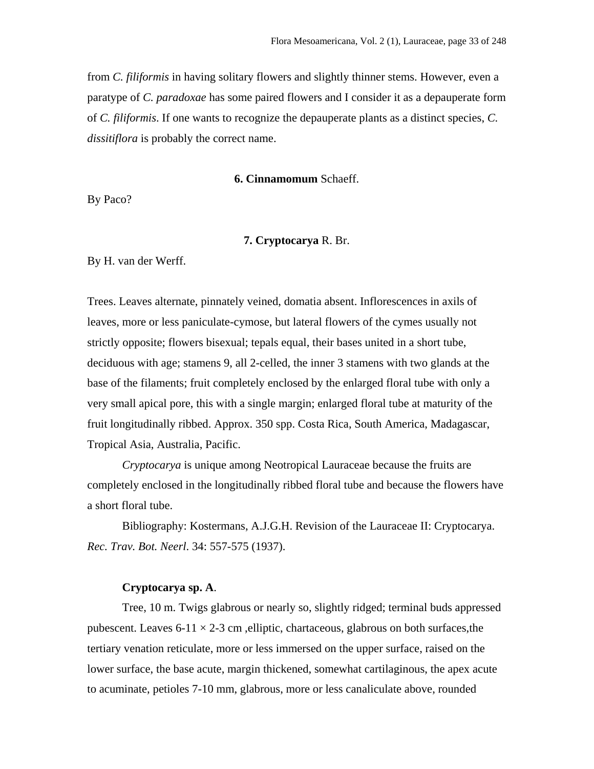from *C. filiformis* in having solitary flowers and slightly thinner stems. However, even a paratype of *C. paradoxae* has some paired flowers and I consider it as a depauperate form of *C. filiformis*. If one wants to recognize the depauperate plants as a distinct species, *C. dissitiflora* is probably the correct name.

## 6. Cinnamomum Schaeff.

By Paco?

## 7. Cryptocarya R. Br.

By H. van der Werff.

Trees. Leaves alternate, pinnately veined, domatia absent. Inflorescences in axils of leaves, more or less paniculate-cymose, but lateral flowers of the cymes usually not strictly opposite; flowers bisexual; tepals equal, their bases united in a short tube, deciduous with age; stamens 9, all 2-celled, the inner 3 stamens with two glands at the base of the filaments; fruit completely enclosed by the enlarged floral tube with only a very small apical pore, this with a single margin; enlarged floral tube at maturity of the fruit longitudinally ribbed. Approx. 350 spp. Costa Rica, South America, Madagascar, Tropical Asia, Australia, Pacific.

*Cryptocarya* is unique among Neotropical Lauraceae because the fruits are completely enclosed in the longitudinally ribbed floral tube and because the flowers have a short floral tube.

Bibliography: Kostermans, A.J.G.H. Revision of the Lauraceae II: Cryptocarya. *Rec. Trav. Bot. Neerl.* 34: 557-575 (1937).

**Cryptocarya sp. A**.

Tree, 10 m. Twigs glabrous or nearly so, slightly ridged; terminal buds appressed pubescent. Leaves 6-11 × 2-3 cm ,elliptic, chartaceous, glabrous on both surfaces,the tertiary venation reticulate, more or less immersed on the upper surface, raised on the lower surface, the base acute, margin thickened, somewhat cartilaginous, the apex acute to acuminate, petioles 7-10 mm, glabrous, more or less canaliculate above, rounded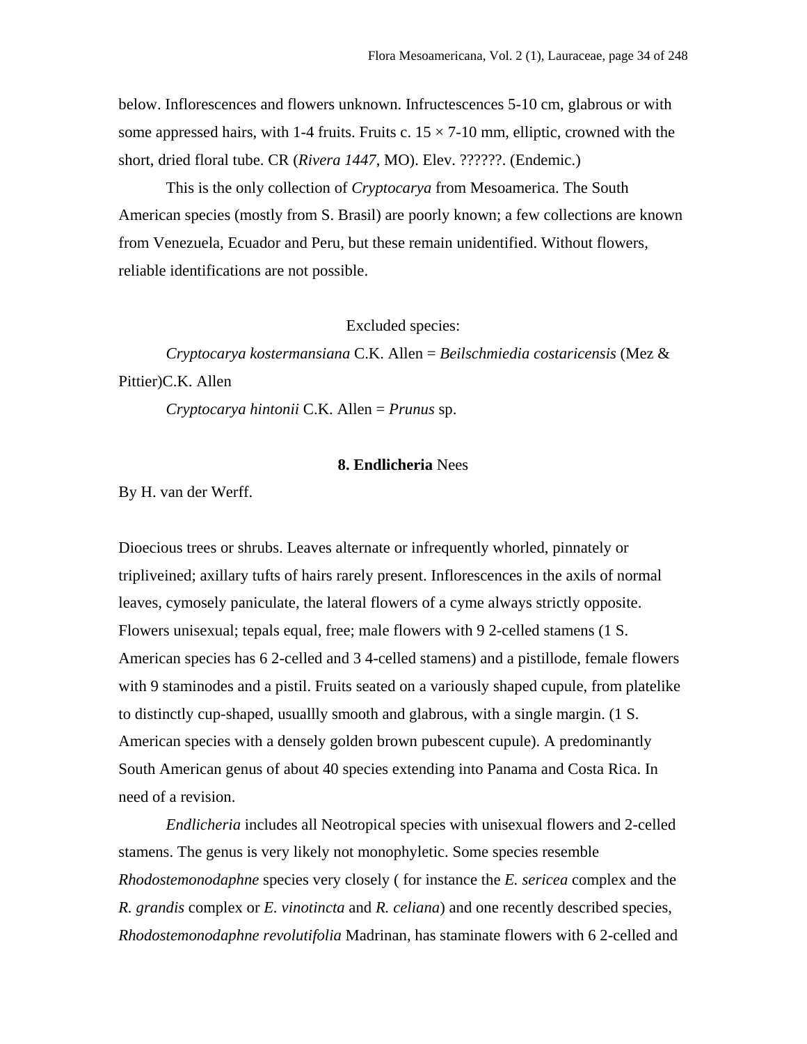below. Inflorescences and flowers unknown. Infructescences 5-10 cm, glabrous or with some appressed hairs, with 1-4 fruits. Fruits c. 15 × 7-10 mm, elliptic, crowned with the short, dried floral tube. CR (*Rivera 1447*, MO). Elev. ??????. (Endemic.)

This is the only collection of *Cryptocarya* from Mesoamerica. The South American species (mostly from S. Brasil) are poorly known; a few collections are known from Venezuela, Ecuador and Peru, but these remain unidentified. Without flowers, reliable identifications are not possible.

Excluded species:

*Cryptocarya kostermansiana* C.K. Allen = *Beilschmiedia costaricensis* (Mez & Pittier)C.K. Allen

*Cryptocarya hintonii* C.K. Allen = *Prunus* sp.

## 8. **Endlicheria** Nees

By H. van der Werff.

Dioecious trees or shrubs. Leaves alternate or infrequently whorled, pinnately or tripliveined; axillary tufts of hairs rarely present. Inflorescences in the axils of normal leaves, cymosely paniculate, the lateral flowers of a cyme always strictly opposite. Flowers unisexual; tepals equal, free; male flowers with 9 2-celled stamens (1 S. American species has 6 2-celled and 3 4-celled stamens) and a pistillode, female flowers with 9 staminodes and a pistil. Fruits seated on a variously shaped cupule, from platelike to distinctly cup-shaped, usuallly smooth and glabrous, with a single margin. (1 S. American species with a densely golden brown pubescent cupule). A predominantly South American genus of about 40 species extending into Panama and Costa Rica. In need of a revision.

*Endlicheria* includes all Neotropical species with unisexual flowers and 2-celled stamens. The genus is very likely not monophyletic. Some species resemble *Rhodostemonodaphne* species very closely ( for instance the *E. sericea* complex and the *R. grandis* complex or *E. vinotincta* and *R. celiana*) and one recently described species, *Rhodostemonodaphne revolutifolia* Madrinan, has staminate flowers with 6 2-celled and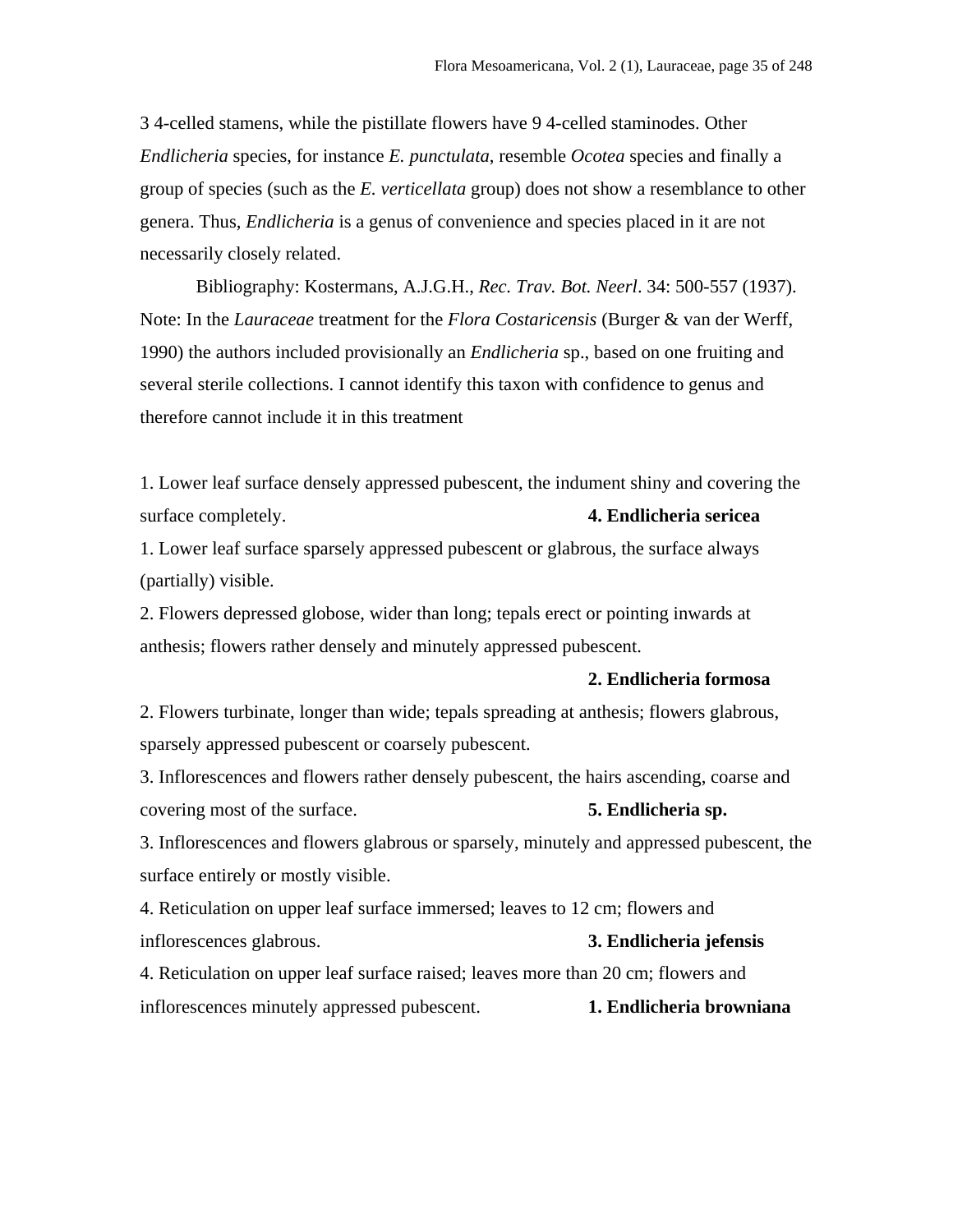3 4-celled stamens, while the pistillate flowers have 9 4-celled staminodes. Other *Endlicheria* species, for instance *E. punctulata*, resemble *Ocotea* species and finally a group of species (such as the *E. verticellata* group) does not show a resemblance to other genera. Thus, *Endlicheria* is a genus of convenience and species placed in it are not necessarily closely related.

Bibliography: Kostermans, A.J.G.H., *Rec. Trav. Bot. Neerl*. 34: 500-557 (1937). Note: In the *Lauraceae* treatment for the *Flora Costaricensis* (Burger & van der Werff, 1990) the authors included provisionally an *Endlicheria* sp., based on one fruiting and several sterile collections. I cannot identify this taxon with confidence to genus and therefore cannot include it in this treatment

1. Lower leaf surface densely appressed pubescent, the indument shiny and covering the surface completely. **4. Endlicheria sericea**

1. Lower leaf surface sparsely appressed pubescent or glabrous, the surface always (partially) visible.

2. Flowers depressed globose, wider than long; tepals erect or pointing inwards at anthesis; flowers rather densely and minutely appressed pubescent. **2. Endlicheria formosa**

2. Flowers turbinate, longer than wide; tepals spreading at anthesis; flowers glabrous, sparsely appressed pubescent or coarsely pubescent.

3. Inflorescences and flowers rather densely pubescent, the hairs ascending, coarse and covering most of the surface. **5. Endlicheria sp.**

3. Inflorescences and flowers glabrous or sparsely, minutely and appressed pubescent, the surface entirely or mostly visible.

4. Reticulation on upper leaf surface immersed; leaves to 12 cm; flowers and inflorescences glabrous. **3. Endlicheria jefensis**

4. Reticulation on upper leaf surface raised; leaves more than 20 cm; flowers and inflorescences minutely appressed pubescent. **1. Endlicheria browniana**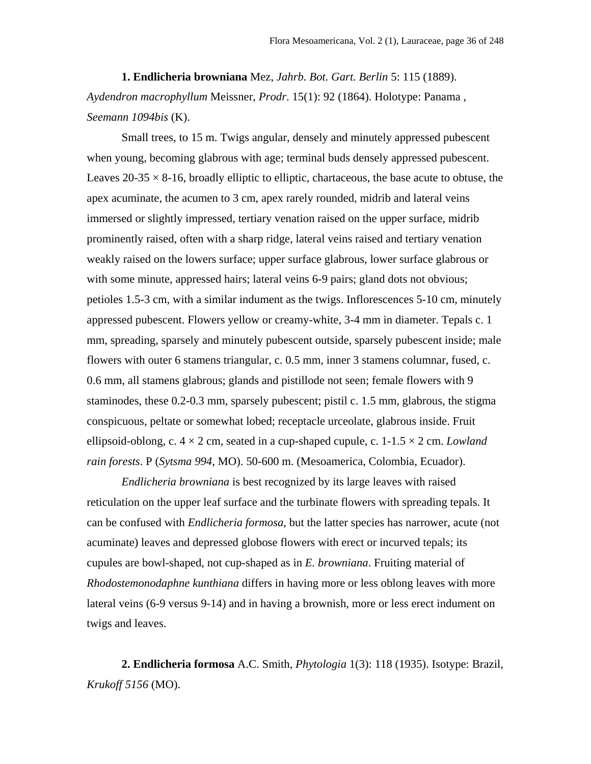**1. Endlicheria browniana** Mez, *Jahrb. Bot. Gart. Berlin* 5: 115 (1889). *Aydendron macrophyllum* Meissner, *Prodr.* 15(1): 92 (1864). Holotype: Panama , *Seemann 1094bis* (K).

Small trees, to 15 m. Twigs angular, densely and minutely appressed pubescent when young, becoming glabrous with age; terminal buds densely appressed pubescent. Leaves 20-35 × 8-16, broadly elliptic to elliptic, chartaceous, the base acute to obtuse, the apex acuminate, the acumen to 3 cm, apex rarely rounded, midrib and lateral veins immersed or slightly impressed, tertiary venation raised on the upper surface, midrib prominently raised, often with a sharp ridge, lateral veins raised and tertiary venation weakly raised on the lowers surface; upper surface glabrous, lower surface glabrous or with some minute, appressed hairs; lateral veins 6-9 pairs; gland dots not obvious; petioles 1.5-3 cm, with a similar indument as the twigs. Inflorescences 5-10 cm, minutely appressed pubescent. Flowers yellow or creamy-white, 3-4 mm in diameter. Tepals c. 1 mm, spreading, sparsely and minutely pubescent outside, sparsely pubescent inside; male flowers with outer 6 stamens triangular, c. 0.5 mm, inner 3 stamens columnar, fused, c. 0.6 mm, all stamens glabrous; glands and pistillode not seen; female flowers with 9 staminodes, these 0.2-0.3 mm, sparsely pubescent; pistil c. 1.5 mm, glabrous, the stigma conspicuous, peltate or somewhat lobed; receptacle urceolate, glabrous inside. Fruit ellipsoid-oblong, c. 4 × 2 cm, seated in a cup-shaped cupule, c. 1-1.5 × 2 cm. *Lowland rain forests*. P (*Sytsma 994*, MO). 50-600 m. (Mesoamerica, Colombia, Ecuador).

*Endlicheria browniana* is best recognized by its large leaves with raised reticulation on the upper leaf surface and the turbinate flowers with spreading tepals. It can be confused with *Endlicheria formosa*, but the latter species has narrower, acute (not acuminate) leaves and depressed globose flowers with erect or incurved tepals; its cupules are bowl-shaped, not cup-shaped as in *E. browniana*. Fruiting material of *Rhodostemonodaphne kunthiana* differs in having more or less oblong leaves with more lateral veins (6-9 versus 9-14) and in having a brownish, more or less erect indument on twigs and leaves.

**2. Endlicheria formosa** A.C. Smith, *Phytologia* 1(3): 118 (1935). Isotype: Brazil, *Krukoff 5156* (MO).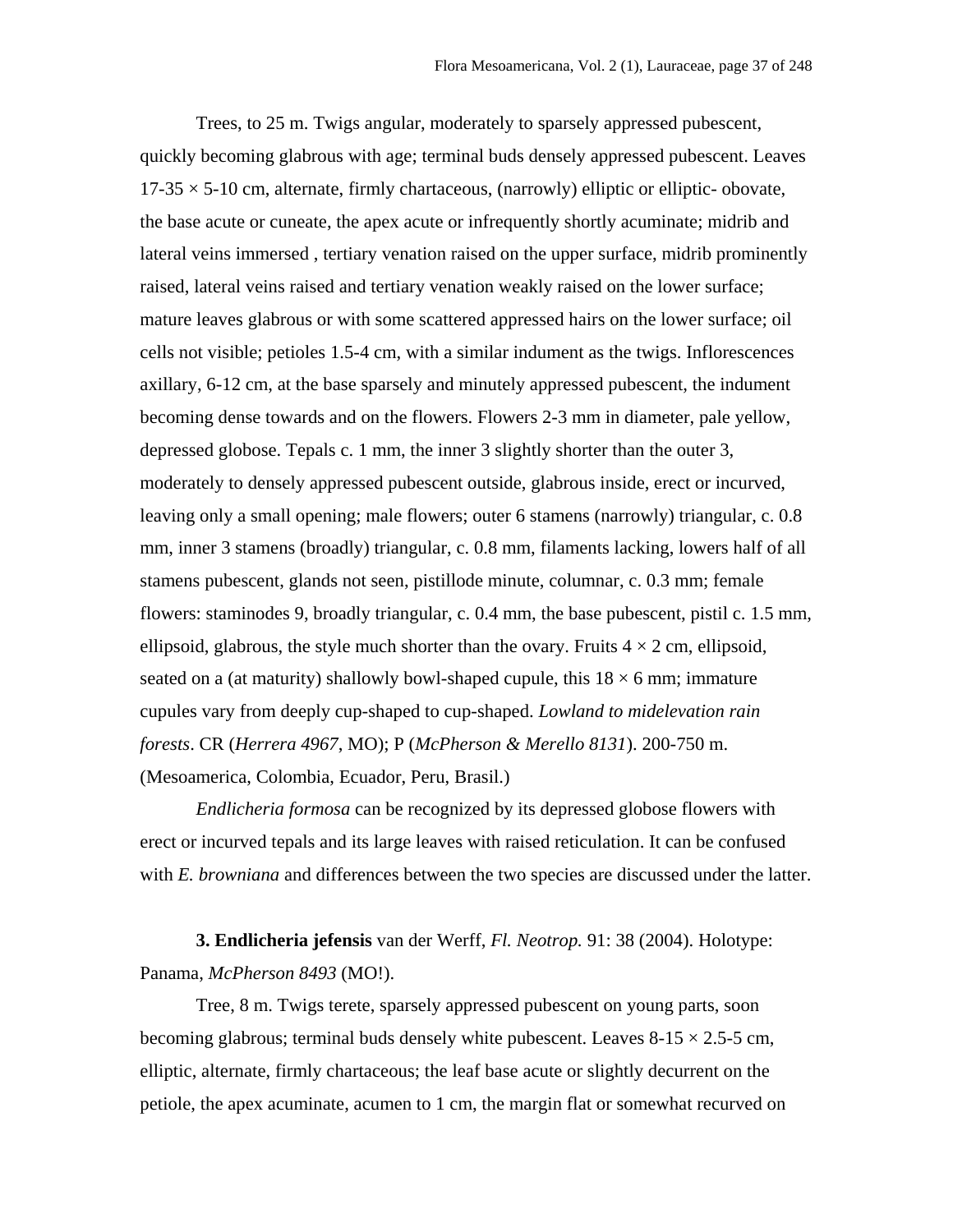Trees, to 25 m. Twigs angular, moderately to sparsely appressed pubescent, quickly becoming glabrous with age; terminal buds densely appressed pubescent. Leaves 17-35 × 5-10 cm, alternate, firmly chartaceous, (narrowly) elliptic or elliptic- obovate, the base acute or cuneate, the apex acute or infrequently shortly acuminate; midrib and lateral veins immersed , tertiary venation raised on the upper surface, midrib prominently raised, lateral veins raised and tertiary venation weakly raised on the lower surface; mature leaves glabrous or with some scattered appressed hairs on the lower surface; oil cells not visible; petioles 1.5-4 cm, with a similar indument as the twigs. Inflorescences axillary, 6-12 cm, at the base sparsely and minutely appressed pubescent, the indument becoming dense towards and on the flowers. Flowers 2-3 mm in diameter, pale yellow, depressed globose. Tepals c. 1 mm, the inner 3 slightly shorter than the outer 3, moderately to densely appressed pubescent outside, glabrous inside, erect or incurved, leaving only a small opening; male flowers; outer 6 stamens (narrowly) triangular, c. 0.8 mm, inner 3 stamens (broadly) triangular, c. 0.8 mm, filaments lacking, lowers half of all stamens pubescent, glands not seen, pistillode minute, columnar, c. 0.3 mm; female flowers: staminodes 9, broadly triangular, c. 0.4 mm, the base pubescent, pistil c. 1.5 mm, ellipsoid, glabrous, the style much shorter than the ovary. Fruits 4 × 2 cm, ellipsoid, seated on a (at maturity) shallowly bowl-shaped cupule, this 18 × 6 mm; immature cupules vary from deeply cup-shaped to cup-shaped. *Lowland to midelevation rain forests*. CR (*Herrera 4967*, MO); P (*McPherson & Merello 8131*). 200-750 m. (Mesoamerica, Colombia, Ecuador, Peru, Brasil.)

*Endlicheria formosa* can be recognized by its depressed globose flowers with erect or incurved tepals and its large leaves with raised reticulation. It can be confused with *E. browniana* and differences between the two species are discussed under the latter.

**3. Endlicheria jefensis** van der Werff, *Fl. Neotrop.* 91: 38 (2004). Holotype: Panama, *McPherson 8493* (MO!).

Tree, 8 m. Twigs terete, sparsely appressed pubescent on young parts, soon becoming glabrous; terminal buds densely white pubescent. Leaves 8-15 × 2.5-5 cm, elliptic, alternate, firmly chartaceous; the leaf base acute or slightly decurrent on the petiole, the apex acuminate, acumen to 1 cm, the margin flat or somewhat recurved on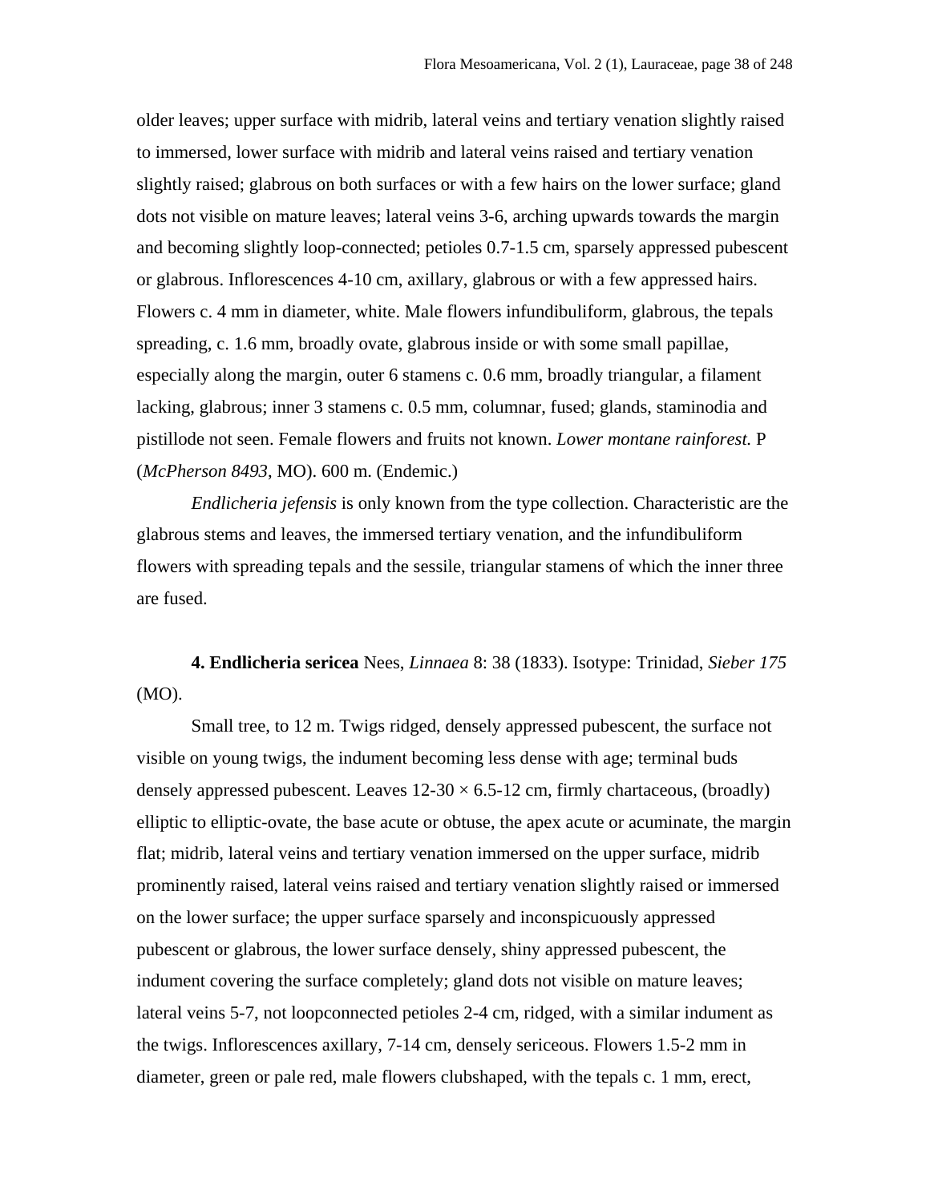older leaves; upper surface with midrib, lateral veins and tertiary venation slightly raised to immersed, lower surface with midrib and lateral veins raised and tertiary venation slightly raised; glabrous on both surfaces or with a few hairs on the lower surface; gland dots not visible on mature leaves; lateral veins 3-6, arching upwards towards the margin and becoming slightly loop-connected; petioles 0.7-1.5 cm, sparsely appressed pubescent or glabrous. Inflorescences 4-10 cm, axillary, glabrous or with a few appressed hairs. Flowers c. 4 mm in diameter, white. Male flowers infundibuliform, glabrous, the tepals spreading, c. 1.6 mm, broadly ovate, glabrous inside or with some small papillae, especially along the margin, outer 6 stamens c. 0.6 mm, broadly triangular, a filament lacking, glabrous; inner 3 stamens c. 0.5 mm, columnar, fused; glands, staminodia and pistillode not seen. Female flowers and fruits not known. *Lower montane rainforest.* P (*McPherson 8493*, MO). 600 m. (Endemic.)

*Endlicheria jefensis* is only known from the type collection. Characteristic are the glabrous stems and leaves, the immersed tertiary venation, and the infundibuliform flowers with spreading tepals and the sessile, triangular stamens of which the inner three are fused.

**4. Endlicheria sericea** Nees, *Linnaea* 8: 38 (1833). Isotype: Trinidad, *Sieber 175* (MO).

Small tree, to 12 m. Twigs ridged, densely appressed pubescent, the surface not visible on young twigs, the indument becoming less dense with age; terminal buds densely appressed pubescent. Leaves 12-30 × 6.5-12 cm, firmly chartaceous, (broadly) elliptic to elliptic-ovate, the base acute or obtuse, the apex acute or acuminate, the margin flat; midrib, lateral veins and tertiary venation immersed on the upper surface, midrib prominently raised, lateral veins raised and tertiary venation slightly raised or immersed on the lower surface; the upper surface sparsely and inconspicuously appressed pubescent or glabrous, the lower surface densely, shiny appressed pubescent, the indument covering the surface completely; gland dots not visible on mature leaves; lateral veins 5-7, not loopconnected petioles 2-4 cm, ridged, with a similar indument as the twigs. Inflorescences axillary, 7-14 cm, densely sericeous. Flowers 1.5-2 mm in diameter, green or pale red, male flowers clubshaped, with the tepals c. 1 mm, erect,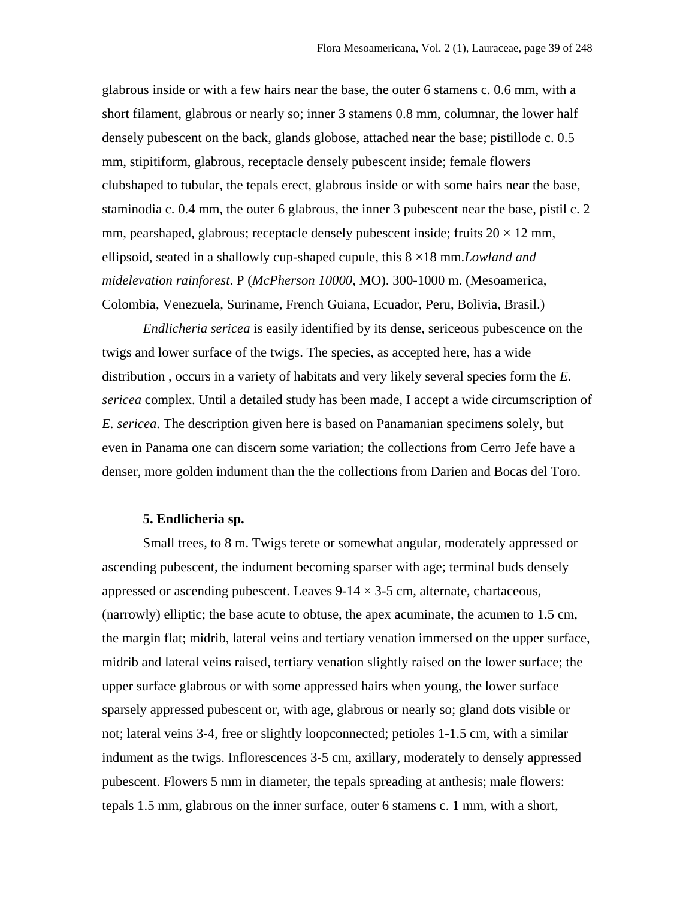glabrous inside or with a few hairs near the base, the outer 6 stamens c. 0.6 mm, with a short filament, glabrous or nearly so; inner 3 stamens 0.8 mm, columnar, the lower half densely pubescent on the back, glands globose, attached near the base; pistillode c. 0.5 mm, stipitiform, glabrous, receptacle densely pubescent inside; female flowers clubshaped to tubular, the tepals erect, glabrous inside or with some hairs near the base, staminodia c. 0.4 mm, the outer 6 glabrous, the inner 3 pubescent near the base, pistil c. 2 mm, pearshaped, glabrous; receptacle densely pubescent inside; fruits 20 × 12 mm, ellipsoid, seated in a shallowly cup-shaped cupule, this 8 ×18 mm.*Lowland and midelevation rainforest*. P (*McPherson 10000*, MO). 300-1000 m. (Mesoamerica, Colombia, Venezuela, Suriname, French Guiana, Ecuador, Peru, Bolivia, Brasil.)

*Endlicheria sericea* is easily identified by its dense, sericeous pubescence on the twigs and lower surface of the twigs. The species, as accepted here, has a wide distribution , occurs in a variety of habitats and very likely several species form the *E. sericea* complex. Until a detailed study has been made, I accept a wide circumscription of *E. sericea*. The description given here is based on Panamanian specimens solely, but even in Panama one can discern some variation; the collections from Cerro Jefe have a denser, more golden indument than the the collections from Darien and Bocas del Toro.

**5. Endlicheria sp.**

Small trees, to 8 m. Twigs terete or somewhat angular, moderately appressed or ascending pubescent, the indument becoming sparser with age; terminal buds densely appressed or ascending pubescent. Leaves 9-14 × 3-5 cm, alternate, chartaceous, (narrowly) elliptic; the base acute to obtuse, the apex acuminate, the acumen to 1.5 cm, the margin flat; midrib, lateral veins and tertiary venation immersed on the upper surface, midrib and lateral veins raised, tertiary venation slightly raised on the lower surface; the upper surface glabrous or with some appressed hairs when young, the lower surface sparsely appressed pubescent or, with age, glabrous or nearly so; gland dots visible or not; lateral veins 3-4, free or slightly loopconnected; petioles 1-1.5 cm, with a similar indument as the twigs. Inflorescences 3-5 cm, axillary, moderately to densely appressed pubescent. Flowers 5 mm in diameter, the tepals spreading at anthesis; male flowers: tepals 1.5 mm, glabrous on the inner surface, outer 6 stamens c. 1 mm, with a short,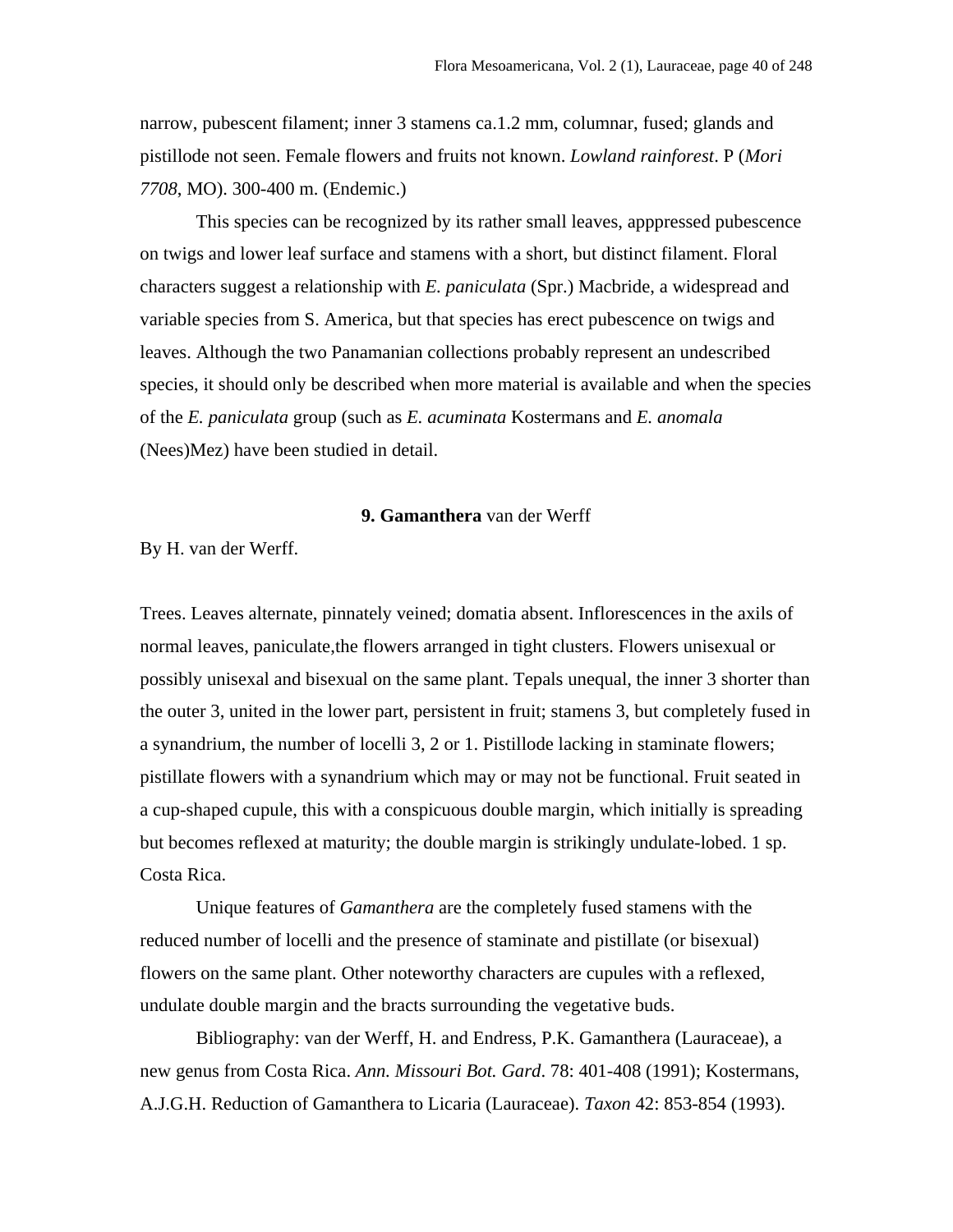narrow, pubescent filament; inner 3 stamens ca.1.2 mm, columnar, fused; glands and pistillode not seen. Female flowers and fruits not known. *Lowland rainforest*. P (*Mori 7708*, MO). 300-400 m. (Endemic.)

This species can be recognized by its rather small leaves, apppressed pubescence on twigs and lower leaf surface and stamens with a short, but distinct filament. Floral characters suggest a relationship with *E. paniculata* (Spr.) Macbride, a widespread and variable species from S. America, but that species has erect pubescence on twigs and leaves. Although the two Panamanian collections probably represent an undescribed species, it should only be described when more material is available and when the species of the *E. paniculata* group (such as *E. acuminata* Kostermans and *E. anomala* (Nees)Mez) have been studied in detail.

## 9. **Gamanthera** van der Werff

By H. van der Werff.

Trees. Leaves alternate, pinnately veined; domatia absent. Inflorescences in the axils of normal leaves, paniculate,the flowers arranged in tight clusters. Flowers unisexual or possibly unisexal and bisexual on the same plant. Tepals unequal, the inner 3 shorter than the outer 3, united in the lower part, persistent in fruit; stamens 3, but completely fused in a synandrium, the number of locelli 3, 2 or 1. Pistillode lacking in staminate flowers; pistillate flowers with a synandrium which may or may not be functional. Fruit seated in a cup-shaped cupule, this with a conspicuous double margin, which initially is spreading but becomes reflexed at maturity; the double margin is strikingly undulate-lobed. 1 sp. Costa Rica.

Unique features of *Gamanthera* are the completely fused stamens with the reduced number of locelli and the presence of staminate and pistillate (or bisexual) flowers on the same plant. Other noteworthy characters are cupules with a reflexed, undulate double margin and the bracts surrounding the vegetative buds.

Bibliography: van der Werff, H. and Endress, P.K. Gamanthera (Lauraceae), a new genus from Costa Rica. *Ann. Missouri Bot. Gard*. 78: 401-408 (1991); Kostermans, A.J.G.H. Reduction of Gamanthera to Licaria (Lauraceae). *Taxon* 42: 853-854 (1993).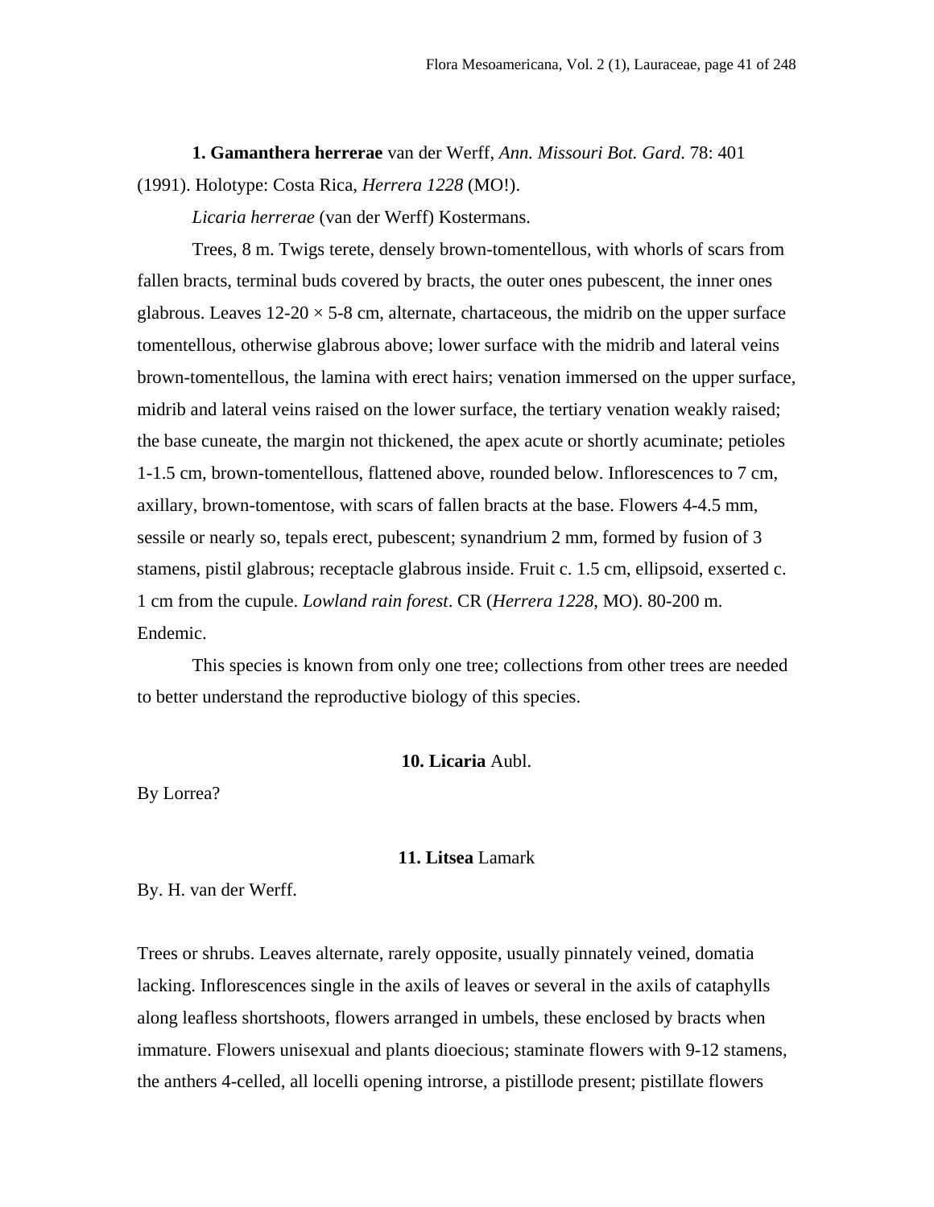**1. Gamanthera herrerae** van der Werff, *Ann. Missouri Bot. Gard*. 78: 401 (1991). Holotype: Costa Rica, *Herrera 1228* (MO!).

*Licaria herrerae* (van der Werff) Kostermans.

Trees, 8 m. Twigs terete, densely brown-tomentellous, with whorls of scars from fallen bracts, terminal buds covered by bracts, the outer ones pubescent, the inner ones glabrous. Leaves 12-20 × 5-8 cm, alternate, chartaceous, the midrib on the upper surface tomentellous, otherwise glabrous above; lower surface with the midrib and lateral veins brown-tomentellous, the lamina with erect hairs; venation immersed on the upper surface, midrib and lateral veins raised on the lower surface, the tertiary venation weakly raised; the base cuneate, the margin not thickened, the apex acute or shortly acuminate; petioles 1-1.5 cm, brown-tomentellous, flattened above, rounded below. Inflorescences to 7 cm, axillary, brown-tomentose, with scars of fallen bracts at the base. Flowers 4-4.5 mm, sessile or nearly so, tepals erect, pubescent; synandrium 2 mm, formed by fusion of 3 stamens, pistil glabrous; receptacle glabrous inside. Fruit c. 1.5 cm, ellipsoid, exserted c. 1 cm from the cupule. *Lowland rain forest*. CR (*Herrera 1228*, MO). 80-200 m. Endemic.

This species is known from only one tree; collections from other trees are needed to better understand the reproductive biology of this species.

## 10. Licaria Aubl.

By Lorrea?

## 11. Litsea Lamark

By. H. van der Werff.

Trees or shrubs. Leaves alternate, rarely opposite, usually pinnately veined, domatia lacking. Inflorescences single in the axils of leaves or several in the axils of cataphylls along leafless shortshoots, flowers arranged in umbels, these enclosed by bracts when immature. Flowers unisexual and plants dioecious; staminate flowers with 9-12 stamens, the anthers 4-celled, all locelli opening introrse, a pistillode present; pistillate flowers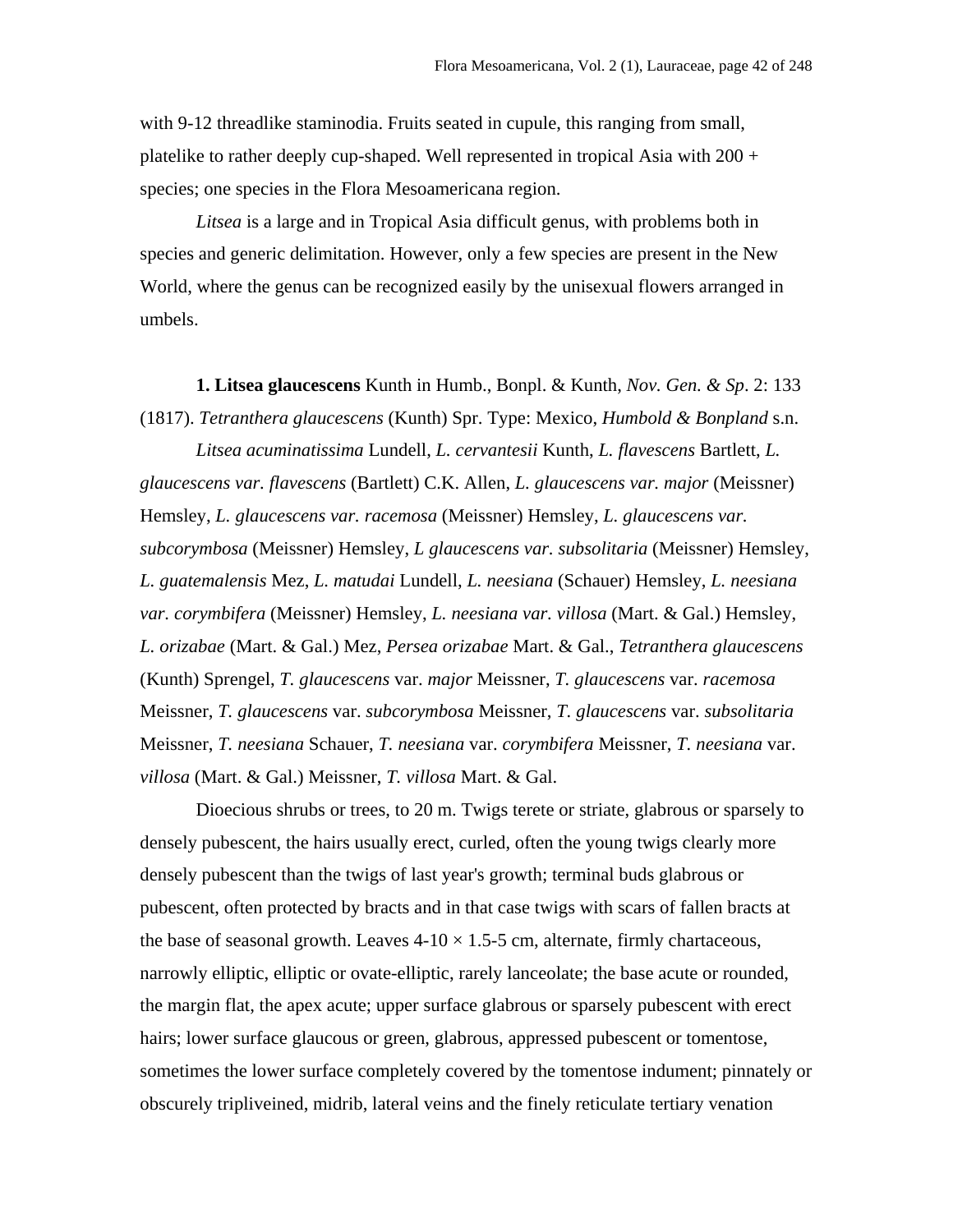with 9-12 threadlike staminodia. Fruits seated in cupule, this ranging from small, platelike to rather deeply cup-shaped. Well represented in tropical Asia with 200 + species; one species in the Flora Mesoamericana region.

*Litsea* is a large and in Tropical Asia difficult genus, with problems both in species and generic delimitation. However, only a few species are present in the New World, where the genus can be recognized easily by the unisexual flowers arranged in umbels.

**1. Litsea glaucescens** Kunth in Humb., Bonpl. & Kunth, *Nov. Gen. & Sp*. 2: 133 (1817). *Tetranthera glaucescens* (Kunth) Spr. Type: Mexico, *Humbold & Bonpland* s.n.

*Litsea acuminatissima* Lundell, *L. cervantesii* Kunth, *L. flavescens* Bartlett, *L. glaucescens var. flavescens* (Bartlett) C.K. Allen, *L. glaucescens var. major* (Meissner) Hemsley, *L. glaucescens var. racemosa* (Meissner) Hemsley, *L. glaucescens var. subcorymbosa* (Meissner) Hemsley, *L glaucescens var. subsolitaria* (Meissner) Hemsley, *L. guatemalensis* Mez, *L. matudai* Lundell, *L. neesiana* (Schauer) Hemsley, *L. neesiana var. corymbifera* (Meissner) Hemsley, *L. neesiana var. villosa* (Mart. & Gal.) Hemsley, *L. orizabae* (Mart. & Gal.) Mez, *Persea orizabae* Mart. & Gal., *Tetranthera glaucescens* (Kunth) Sprengel, *T. glaucescens* var. *major* Meissner, *T. glaucescens* var. *racemosa* Meissner, *T. glaucescens* var. *subcorymbosa* Meissner, *T. glaucescens* var. *subsolitaria* Meissner, *T. neesiana* Schauer, *T. neesiana* var. *corymbifera* Meissner, *T. neesiana* var. *villosa* (Mart. & Gal.) Meissner, *T. villosa* Mart. & Gal.

Dioecious shrubs or trees, to 20 m. Twigs terete or striate, glabrous or sparsely to densely pubescent, the hairs usually erect, curled, often the young twigs clearly more densely pubescent than the twigs of last year's growth; terminal buds glabrous or pubescent, often protected by bracts and in that case twigs with scars of fallen bracts at the base of seasonal growth. Leaves 4-10 × 1.5-5 cm, alternate, firmly chartaceous, narrowly elliptic, elliptic or ovate-elliptic, rarely lanceolate; the base acute or rounded, the margin flat, the apex acute; upper surface glabrous or sparsely pubescent with erect hairs; lower surface glaucous or green, glabrous, appressed pubescent or tomentose, sometimes the lower surface completely covered by the tomentose indument; pinnately or obscurely tripliveined, midrib, lateral veins and the finely reticulate tertiary venation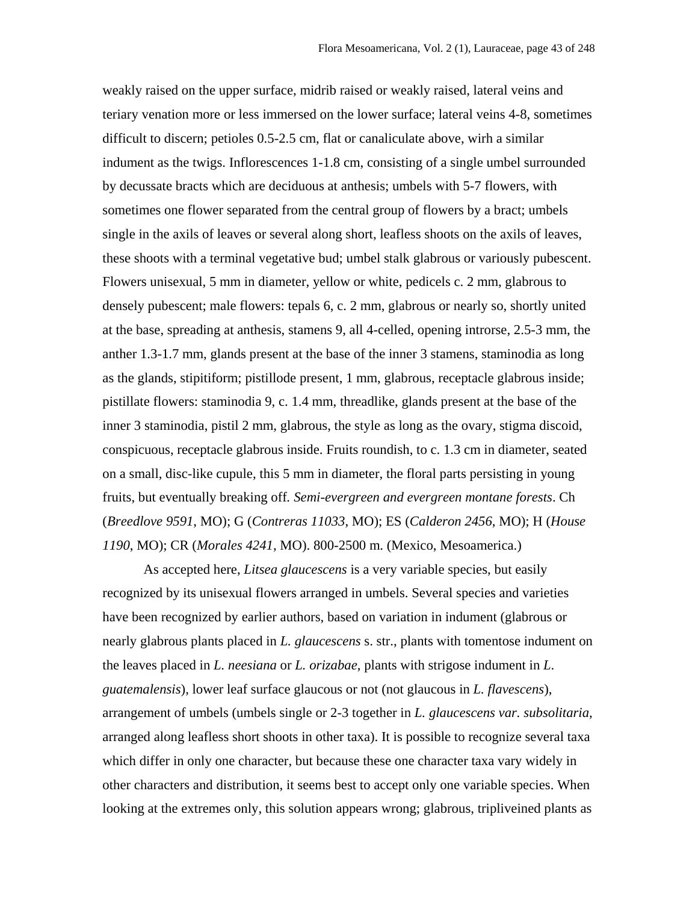weakly raised on the upper surface, midrib raised or weakly raised, lateral veins and teriary venation more or less immersed on the lower surface; lateral veins 4-8, sometimes difficult to discern; petioles 0.5-2.5 cm, flat or canaliculate above, wirh a similar indument as the twigs. Inflorescences 1-1.8 cm, consisting of a single umbel surrounded by decussate bracts which are deciduous at anthesis; umbels with 5-7 flowers, with sometimes one flower separated from the central group of flowers by a bract; umbels single in the axils of leaves or several along short, leafless shoots on the axils of leaves, these shoots with a terminal vegetative bud; umbel stalk glabrous or variously pubescent. Flowers unisexual, 5 mm in diameter, yellow or white, pedicels c. 2 mm, glabrous to densely pubescent; male flowers: tepals 6, c. 2 mm, glabrous or nearly so, shortly united at the base, spreading at anthesis, stamens 9, all 4-celled, opening introrse, 2.5-3 mm, the anther 1.3-1.7 mm, glands present at the base of the inner 3 stamens, staminodia as long as the glands, stipitiform; pistillode present, 1 mm, glabrous, receptacle glabrous inside; pistillate flowers: staminodia 9, c. 1.4 mm, threadlike, glands present at the base of the inner 3 staminodia, pistil 2 mm, glabrous, the style as long as the ovary, stigma discoid, conspicuous, receptacle glabrous inside. Fruits roundish, to c. 1.3 cm in diameter, seated on a small, disc-like cupule, this 5 mm in diameter, the floral parts persisting in young fruits, but eventually breaking off. *Semi-evergreen and evergreen montane forests*. Ch (*Breedlove 9591*, MO); G (*Contreras 11033*, MO); ES (*Calderon 2456*, MO); H (*House 1190*, MO); CR (*Morales 4241*, MO). 800-2500 m. (Mexico, Mesoamerica.)

As accepted here, *Litsea glaucescens* is a very variable species, but easily recognized by its unisexual flowers arranged in umbels. Several species and varieties have been recognized by earlier authors, based on variation in indument (glabrous or nearly glabrous plants placed in *L. glaucescens* s. str., plants with tomentose indument on the leaves placed in *L. neesiana* or *L. orizabae*, plants with strigose indument in *L. guatemalensis*), lower leaf surface glaucous or not (not glaucous in *L. flavescens*), arrangement of umbels (umbels single or 2-3 together in *L. glaucescens var. subsolitaria*, arranged along leafless short shoots in other taxa). It is possible to recognize several taxa which differ in only one character, but because these one character taxa vary widely in other characters and distribution, it seems best to accept only one variable species. When looking at the extremes only, this solution appears wrong; glabrous, tripliveined plants as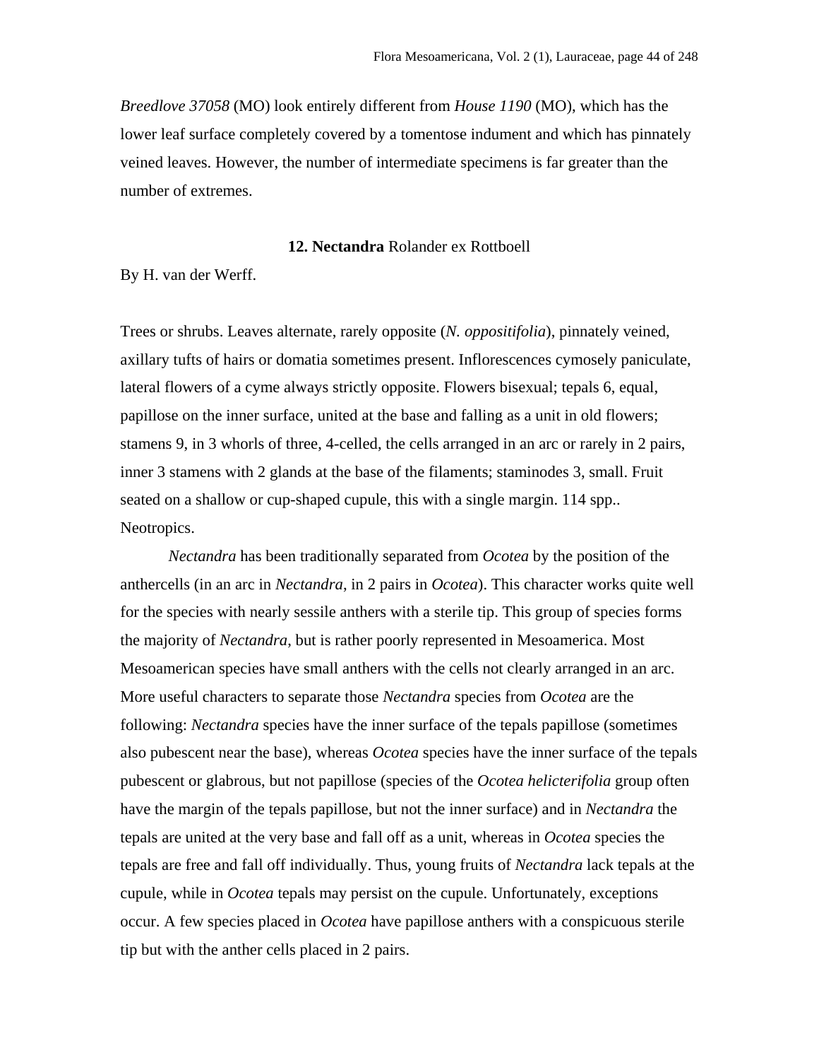*Breedlove 37058* (MO) look entirely different from *House 1190* (MO), which has the lower leaf surface completely covered by a tomentose indument and which has pinnately veined leaves. However, the number of intermediate specimens is far greater than the number of extremes.

## 12. **Nectandra** Rolander ex Rottboell

By H. van der Werff.

Trees or shrubs. Leaves alternate, rarely opposite (*N. oppositifolia*), pinnately veined, axillary tufts of hairs or domatia sometimes present. Inflorescences cymosely paniculate, lateral flowers of a cyme always strictly opposite. Flowers bisexual; tepals 6, equal, papillose on the inner surface, united at the base and falling as a unit in old flowers; stamens 9, in 3 whorls of three, 4-celled, the cells arranged in an arc or rarely in 2 pairs, inner 3 stamens with 2 glands at the base of the filaments; staminodes 3, small. Fruit seated on a shallow or cup-shaped cupule, this with a single margin. 114 spp.. Neotropics.

*Nectandra* has been traditionally separated from *Ocotea* by the position of the anthercells (in an arc in *Nectandra*, in 2 pairs in *Ocotea*). This character works quite well for the species with nearly sessile anthers with a sterile tip. This group of species forms the majority of *Nectandra*, but is rather poorly represented in Mesoamerica. Most Mesoamerican species have small anthers with the cells not clearly arranged in an arc. More useful characters to separate those *Nectandra* species from *Ocotea* are the following: *Nectandra* species have the inner surface of the tepals papillose (sometimes also pubescent near the base), whereas *Ocotea* species have the inner surface of the tepals pubescent or glabrous, but not papillose (species of the *Ocotea helicterifolia* group often have the margin of the tepals papillose, but not the inner surface) and in *Nectandra* the tepals are united at the very base and fall off as a unit, whereas in *Ocotea* species the tepals are free and fall off individually. Thus, young fruits of *Nectandra* lack tepals at the cupule, while in *Ocotea* tepals may persist on the cupule. Unfortunately, exceptions occur. A few species placed in *Ocotea* have papillose anthers with a conspicuous sterile tip but with the anther cells placed in 2 pairs.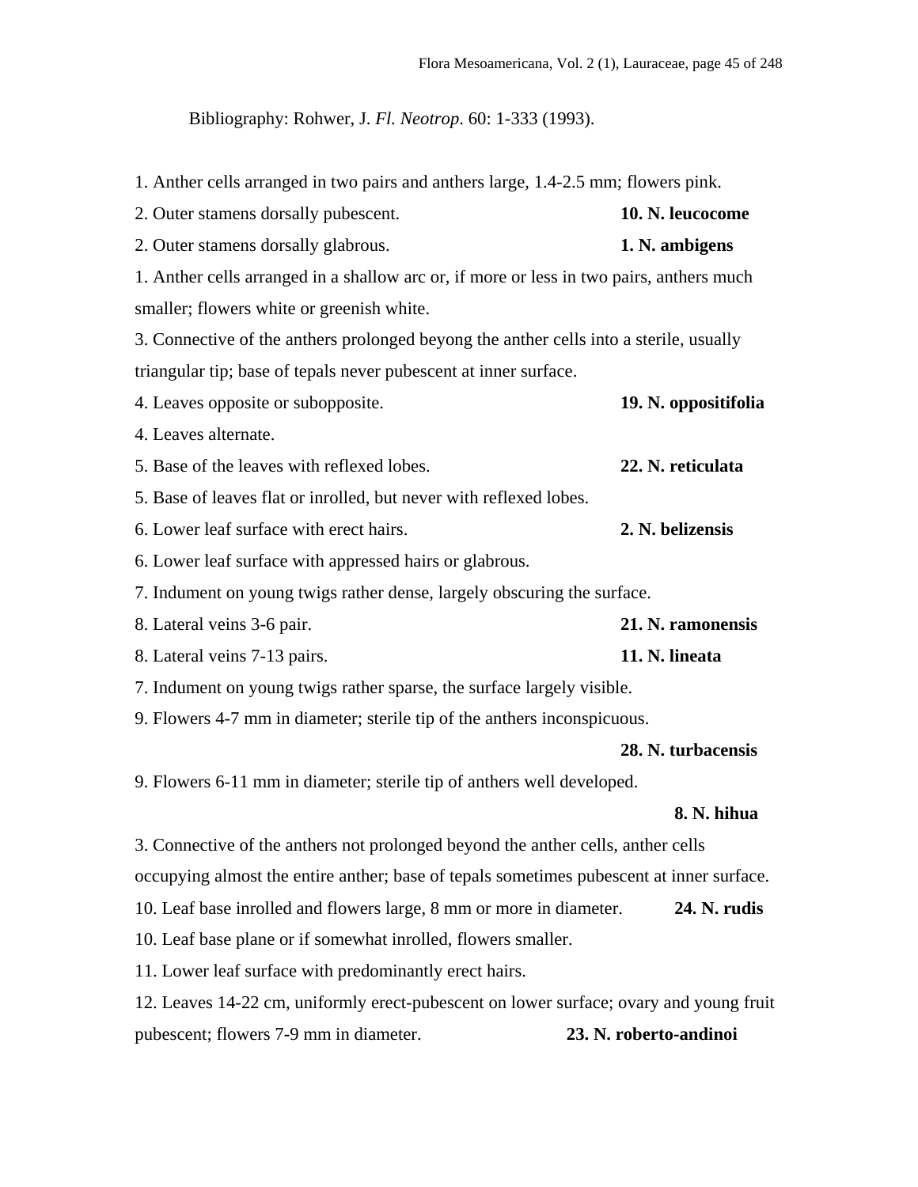Bibliography: Rohwer, J. *Fl. Neotrop*. 60: 1-333 (1993).

1. Anther cells arranged in two pairs and anthers large, 1.4-2.5 mm; flowers pink.

2. Outer stamens dorsally pubescent. **10. N. leucocome**

2. Outer stamens dorsally glabrous. **1. N. ambigens**

1. Anther cells arranged in a shallow arc or, if more or less in two pairs, anthers much smaller; flowers white or greenish white.

3. Connective of the anthers prolonged beyong the anther cells into a sterile, usually triangular tip; base of tepals never pubescent at inner surface.

4. Leaves opposite or subopposite. **19. N. oppositifolia**

4. Leaves alternate.

5. Base of the leaves with reflexed lobes. **22. N. reticulata**

5. Base of leaves flat or inrolled, but never with reflexed lobes.

6. Lower leaf surface with erect hairs. **2. N. belizensis**

6. Lower leaf surface with appressed hairs or glabrous.

7. Indument on young twigs rather dense, largely obscuring the surface.

8. Lateral veins 3-6 pair. **21. N. ramonensis**

8. Lateral veins 7-13 pairs. **11. N. lineata**

7. Indument on young twigs rather sparse, the surface largely visible.

9. Flowers 4-7 mm in diameter; sterile tip of the anthers inconspicuous. **28. N. turbacensis**

9. Flowers 6-11 mm in diameter; sterile tip of anthers well developed. **8. N. hihua**

3. Connective of the anthers not prolonged beyond the anther cells, anther cells occupying almost the entire anther; base of tepals sometimes pubescent at inner surface.

10. Leaf base inrolled and flowers large, 8 mm or more in diameter. **24. N. rudis**

10. Leaf base plane or if somewhat inrolled, flowers smaller.

11. Lower leaf surface with predominantly erect hairs.

12. Leaves 14-22 cm, uniformly erect-pubescent on lower surface; ovary and young fruit pubescent; flowers 7-9 mm in diameter. **23. N. roberto-andinoi**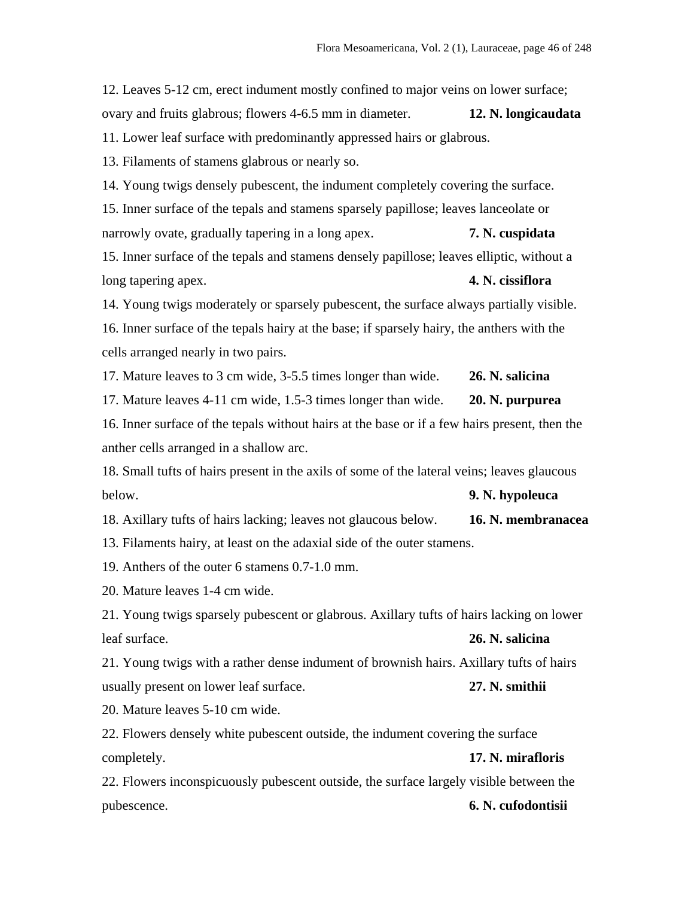12. Leaves 5-12 cm, erect indument mostly confined to major veins on lower surface; ovary and fruits glabrous; flowers 4-6.5 mm in diameter. **12. N. longicaudata**

11. Lower leaf surface with predominantly appressed hairs or glabrous.

13. Filaments of stamens glabrous or nearly so.

14. Young twigs densely pubescent, the indument completely covering the surface.

15. Inner surface of the tepals and stamens sparsely papillose; leaves lanceolate or narrowly ovate, gradually tapering in a long apex. **7. N. cuspidata**

15. Inner surface of the tepals and stamens densely papillose; leaves elliptic, without a long tapering apex. **4. N. cissiflora**

14. Young twigs moderately or sparsely pubescent, the surface always partially visible.

16. Inner surface of the tepals hairy at the base; if sparsely hairy, the anthers with the cells arranged nearly in two pairs.

17. Mature leaves to 3 cm wide, 3-5.5 times longer than wide. **26. N. salicina**

17. Mature leaves 4-11 cm wide, 1.5-3 times longer than wide. **20. N. purpurea**

16. Inner surface of the tepals without hairs at the base or if a few hairs present, then the anther cells arranged in a shallow arc.

18. Small tufts of hairs present in the axils of some of the lateral veins; leaves glaucous below. **9. N. hypoleuca**

18. Axillary tufts of hairs lacking; leaves not glaucous below. **16. N. membranacea**

13. Filaments hairy, at least on the adaxial side of the outer stamens.

19. Anthers of the outer 6 stamens 0.7-1.0 mm.

20. Mature leaves 1-4 cm wide.

21. Young twigs sparsely pubescent or glabrous. Axillary tufts of hairs lacking on lower leaf surface. **26. N. salicina**

21. Young twigs with a rather dense indument of brownish hairs. Axillary tufts of hairs usually present on lower leaf surface. **27. N. smithii**

20. Mature leaves 5-10 cm wide.

22. Flowers densely white pubescent outside, the indument covering the surface completely. **17. N. mirafloris**

22. Flowers inconspicuously pubescent outside, the surface largely visible between the pubescence. **6. N. cufodontisii**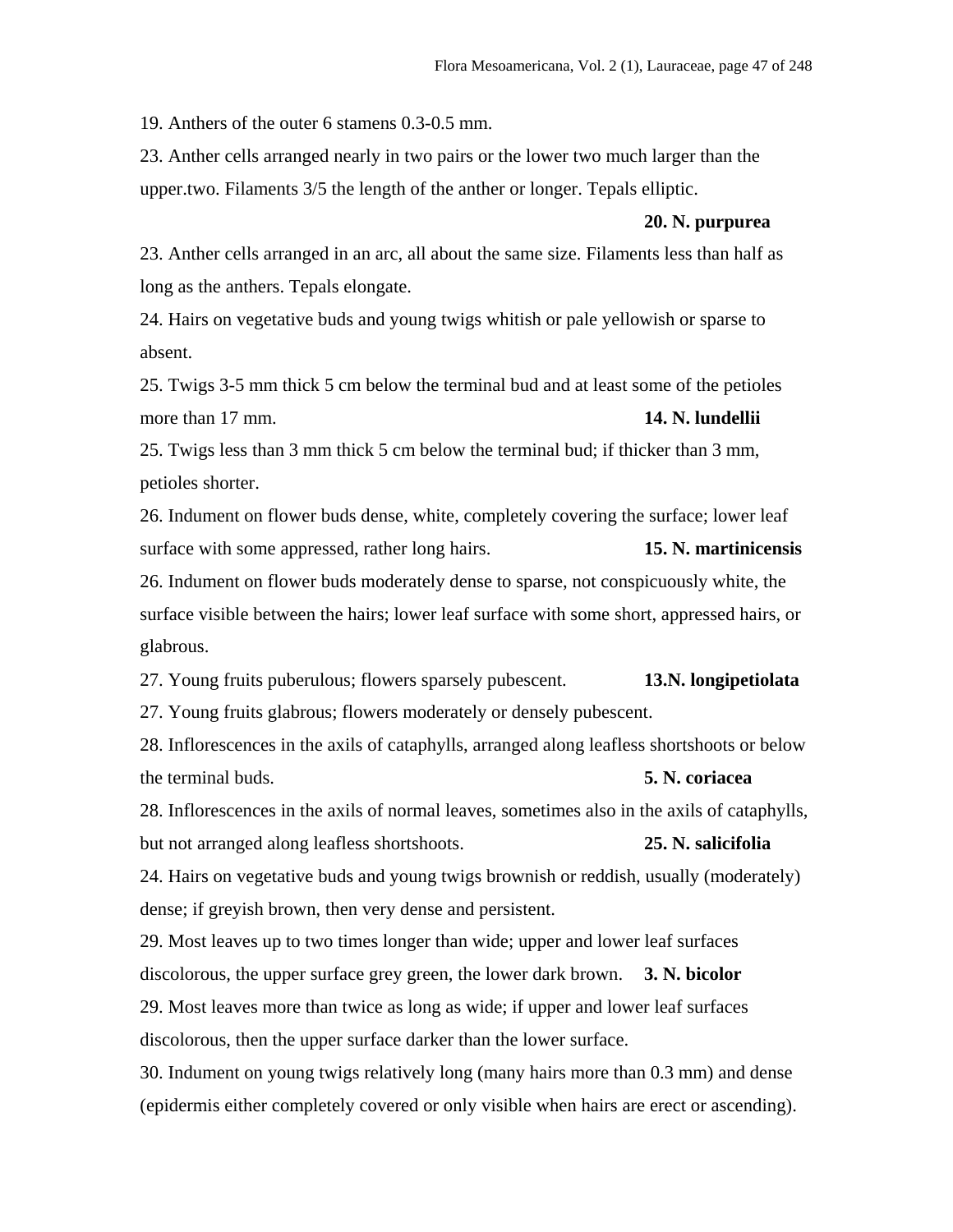19. Anthers of the outer 6 stamens 0.3-0.5 mm.

23. Anther cells arranged nearly in two pairs or the lower two much larger than the upper.two. Filaments 3/5 the length of the anther or longer. Tepals elliptic. **20. N. purpurea**

23. Anther cells arranged in an arc, all about the same size. Filaments less than half as long as the anthers. Tepals elongate.

24. Hairs on vegetative buds and young twigs whitish or pale yellowish or sparse to absent.

25. Twigs 3-5 mm thick 5 cm below the terminal bud and at least some of the petioles more than 17 mm. **14. N. lundellii**

25. Twigs less than 3 mm thick 5 cm below the terminal bud; if thicker than 3 mm, petioles shorter.

26. Indument on flower buds dense, white, completely covering the surface; lower leaf surface with some appressed, rather long hairs. **15. N. martinicensis**

26. Indument on flower buds moderately dense to sparse, not conspicuously white, the surface visible between the hairs; lower leaf surface with some short, appressed hairs, or glabrous.

27. Young fruits puberulous; flowers sparsely pubescent. **13.N. longipetiolata**

27. Young fruits glabrous; flowers moderately or densely pubescent.

28. Inflorescences in the axils of cataphylls, arranged along leafless shortshoots or below the terminal buds. **5. N. coriacea**

28. Inflorescences in the axils of normal leaves, sometimes also in the axils of cataphylls, but not arranged along leafless shortshoots. **25. N. salicifolia**

24. Hairs on vegetative buds and young twigs brownish or reddish, usually (moderately) dense; if greyish brown, then very dense and persistent.

29. Most leaves up to two times longer than wide; upper and lower leaf surfaces discolorous, the upper surface grey green, the lower dark brown. **3. N. bicolor**

29. Most leaves more than twice as long as wide; if upper and lower leaf surfaces discolorous, then the upper surface darker than the lower surface.

30. Indument on young twigs relatively long (many hairs more than 0.3 mm) and dense (epidermis either completely covered or only visible when hairs are erect or ascending).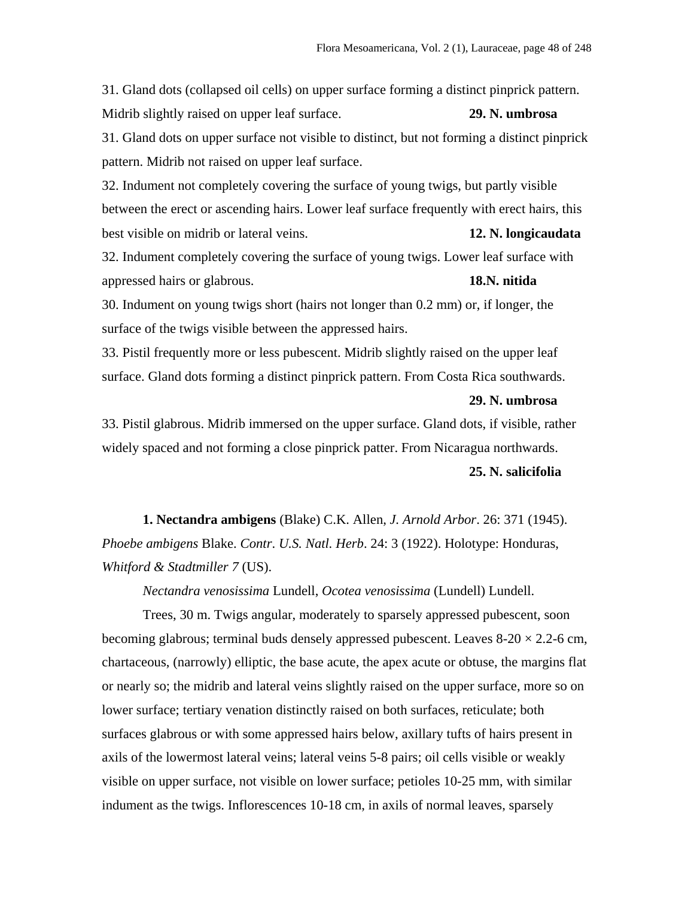31. Gland dots (collapsed oil cells) on upper surface forming a distinct pinprick pattern. Midrib slightly raised on upper leaf surface. **29. N. umbrosa**

31. Gland dots on upper surface not visible to distinct, but not forming a distinct pinprick pattern. Midrib not raised on upper leaf surface.

32. Indument not completely covering the surface of young twigs, but partly visible between the erect or ascending hairs. Lower leaf surface frequently with erect hairs, this best visible on midrib or lateral veins. **12. N. longicaudata**

32. Indument completely covering the surface of young twigs. Lower leaf surface with appressed hairs or glabrous. **18.N. nitida**

30. Indument on young twigs short (hairs not longer than 0.2 mm) or, if longer, the surface of the twigs visible between the appressed hairs.

33. Pistil frequently more or less pubescent. Midrib slightly raised on the upper leaf surface. Gland dots forming a distinct pinprick pattern. From Costa Rica southwards. **29. N. umbrosa**

33. Pistil glabrous. Midrib immersed on the upper surface. Gland dots, if visible, rather widely spaced and not forming a close pinprick patter. From Nicaragua northwards. **25. N. salicifolia**

**1. Nectandra ambigens** (Blake) C.K. Allen, *J. Arnold Arbor*. 26: 371 (1945). *Phoebe ambigens* Blake. *Contr. U.S. Natl. Herb*. 24: 3 (1922). Holotype: Honduras, *Whitford & Stadtmiller 7* (US).

*Nectandra venosissima* Lundell, *Ocotea venosissima* (Lundell) Lundell.

Trees, 30 m. Twigs angular, moderately to sparsely appressed pubescent, soon becoming glabrous; terminal buds densely appressed pubescent. Leaves 8-20 × 2.2-6 cm, chartaceous, (narrowly) elliptic, the base acute, the apex acute or obtuse, the margins flat or nearly so; the midrib and lateral veins slightly raised on the upper surface, more so on lower surface; tertiary venation distinctly raised on both surfaces, reticulate; both surfaces glabrous or with some appressed hairs below, axillary tufts of hairs present in axils of the lowermost lateral veins; lateral veins 5-8 pairs; oil cells visible or weakly visible on upper surface, not visible on lower surface; petioles 10-25 mm, with similar indument as the twigs. Inflorescences 10-18 cm, in axils of normal leaves, sparsely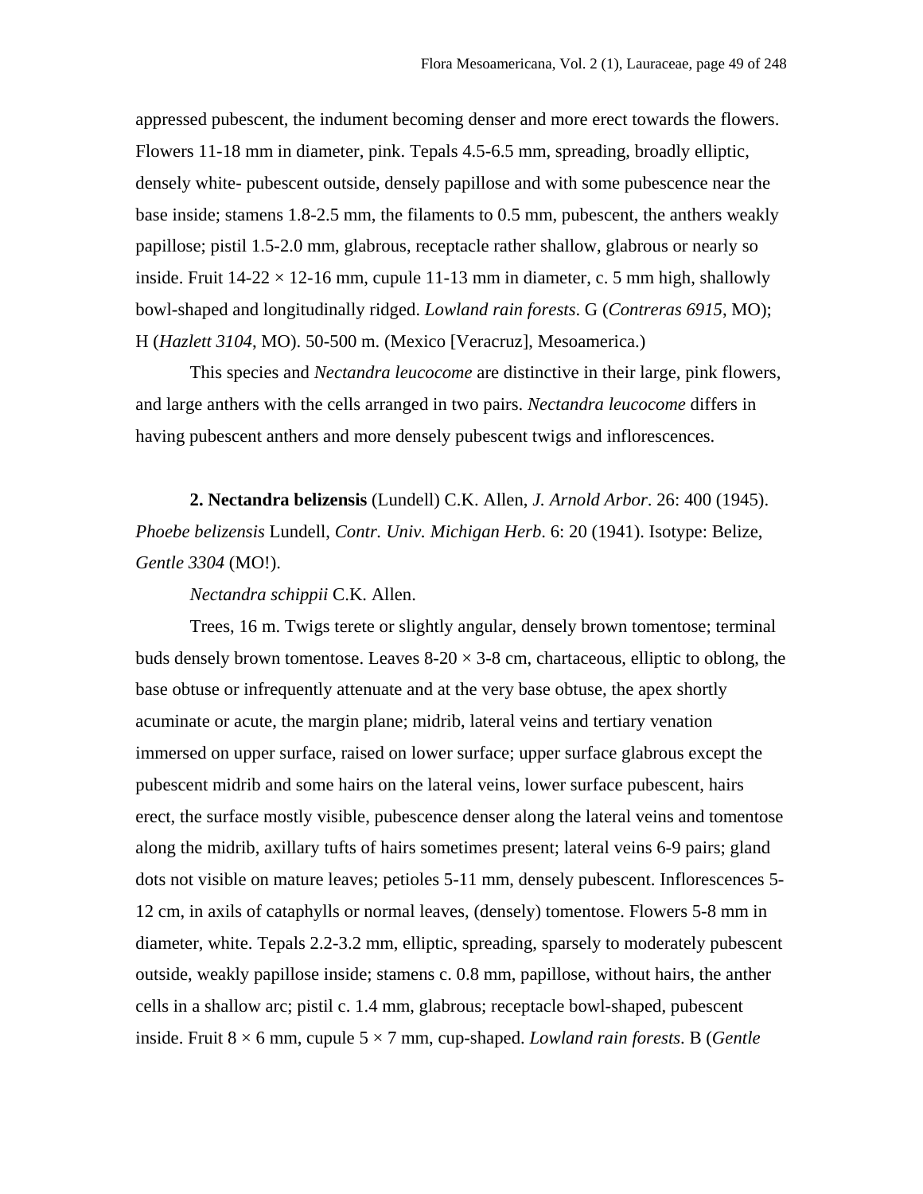appressed pubescent, the indument becoming denser and more erect towards the flowers. Flowers 11-18 mm in diameter, pink. Tepals 4.5-6.5 mm, spreading, broadly elliptic, densely white- pubescent outside, densely papillose and with some pubescence near the base inside; stamens 1.8-2.5 mm, the filaments to 0.5 mm, pubescent, the anthers weakly papillose; pistil 1.5-2.0 mm, glabrous, receptacle rather shallow, glabrous or nearly so inside. Fruit 14-22 × 12-16 mm, cupule 11-13 mm in diameter, c. 5 mm high, shallowly bowl-shaped and longitudinally ridged. *Lowland rain forests*. G (*Contreras 6915*, MO); H (*Hazlett 3104*, MO). 50-500 m. (Mexico [Veracruz], Mesoamerica.)

This species and *Nectandra leucocome* are distinctive in their large, pink flowers, and large anthers with the cells arranged in two pairs. *Nectandra leucocome* differs in having pubescent anthers and more densely pubescent twigs and inflorescences.

**2. Nectandra belizensis** (Lundell) C.K. Allen, *J. Arnold Arbor*. 26: 400 (1945). *Phoebe belizensis* Lundell, *Contr. Univ. Michigan Herb*. 6: 20 (1941). Isotype: Belize, *Gentle 3304* (MO!).

*Nectandra schippii* C.K. Allen.

Trees, 16 m. Twigs terete or slightly angular, densely brown tomentose; terminal buds densely brown tomentose. Leaves 8-20 × 3-8 cm, chartaceous, elliptic to oblong, the base obtuse or infrequently attenuate and at the very base obtuse, the apex shortly acuminate or acute, the margin plane; midrib, lateral veins and tertiary venation immersed on upper surface, raised on lower surface; upper surface glabrous except the pubescent midrib and some hairs on the lateral veins, lower surface pubescent, hairs erect, the surface mostly visible, pubescence denser along the lateral veins and tomentose along the midrib, axillary tufts of hairs sometimes present; lateral veins 6-9 pairs; gland dots not visible on mature leaves; petioles 5-11 mm, densely pubescent. Inflorescences 5-12 cm, in axils of cataphylls or normal leaves, (densely) tomentose. Flowers 5-8 mm in diameter, white. Tepals 2.2-3.2 mm, elliptic, spreading, sparsely to moderately pubescent outside, weakly papillose inside; stamens c. 0.8 mm, papillose, without hairs, the anther cells in a shallow arc; pistil c. 1.4 mm, glabrous; receptacle bowl-shaped, pubescent inside. Fruit 8 × 6 mm, cupule 5 × 7 mm, cup-shaped. *Lowland rain forests*. B (*Gentle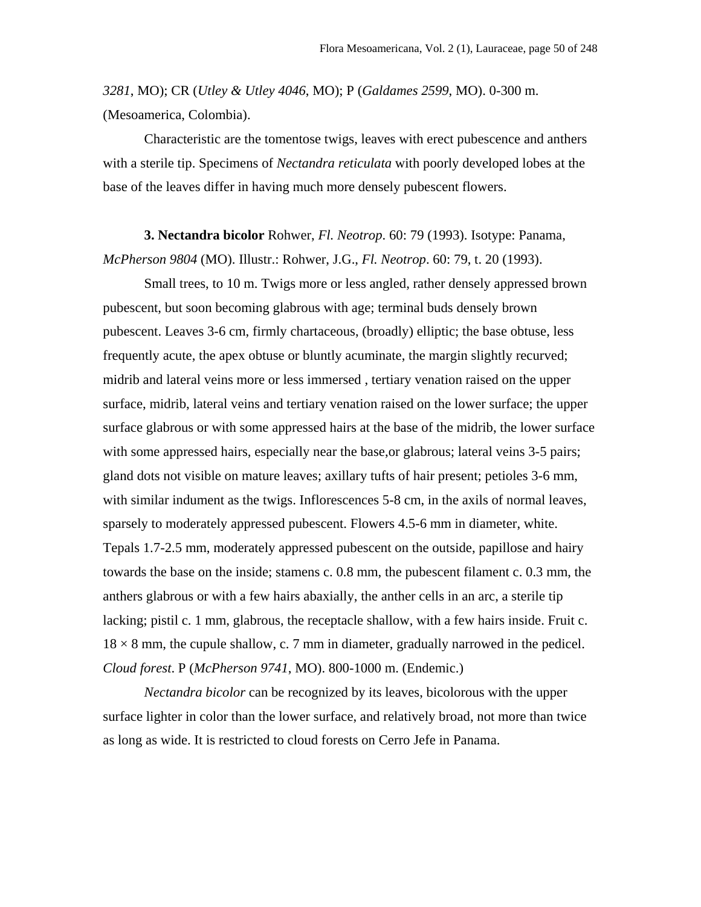*3281*, MO); CR (*Utley & Utley 4046*, MO); P (*Galdames 2599*, MO). 0-300 m. (Mesoamerica, Colombia).

Characteristic are the tomentose twigs, leaves with erect pubescence and anthers with a sterile tip. Specimens of *Nectandra reticulata* with poorly developed lobes at the base of the leaves differ in having much more densely pubescent flowers.

**3. Nectandra bicolor** Rohwer, *Fl. Neotrop*. 60: 79 (1993). Isotype: Panama, *McPherson 9804* (MO). Illustr.: Rohwer, J.G., *Fl. Neotrop*. 60: 79, t. 20 (1993).

Small trees, to 10 m. Twigs more or less angled, rather densely appressed brown pubescent, but soon becoming glabrous with age; terminal buds densely brown pubescent. Leaves 3-6 cm, firmly chartaceous, (broadly) elliptic; the base obtuse, less frequently acute, the apex obtuse or bluntly acuminate, the margin slightly recurved; midrib and lateral veins more or less immersed , tertiary venation raised on the upper surface, midrib, lateral veins and tertiary venation raised on the lower surface; the upper surface glabrous or with some appressed hairs at the base of the midrib, the lower surface with some appressed hairs, especially near the base,or glabrous; lateral veins 3-5 pairs; gland dots not visible on mature leaves; axillary tufts of hair present; petioles 3-6 mm, with similar indument as the twigs. Inflorescences 5-8 cm, in the axils of normal leaves, sparsely to moderately appressed pubescent. Flowers 4.5-6 mm in diameter, white. Tepals 1.7-2.5 mm, moderately appressed pubescent on the outside, papillose and hairy towards the base on the inside; stamens c. 0.8 mm, the pubescent filament c. 0.3 mm, the anthers glabrous or with a few hairs abaxially, the anther cells in an arc, a sterile tip lacking; pistil c. 1 mm, glabrous, the receptacle shallow, with a few hairs inside. Fruit c. 18 × 8 mm, the cupule shallow, c. 7 mm in diameter, gradually narrowed in the pedicel. *Cloud forest*. P (*McPherson 9741*, MO). 800-1000 m. (Endemic.)

*Nectandra bicolor* can be recognized by its leaves, bicolorous with the upper surface lighter in color than the lower surface, and relatively broad, not more than twice as long as wide. It is restricted to cloud forests on Cerro Jefe in Panama.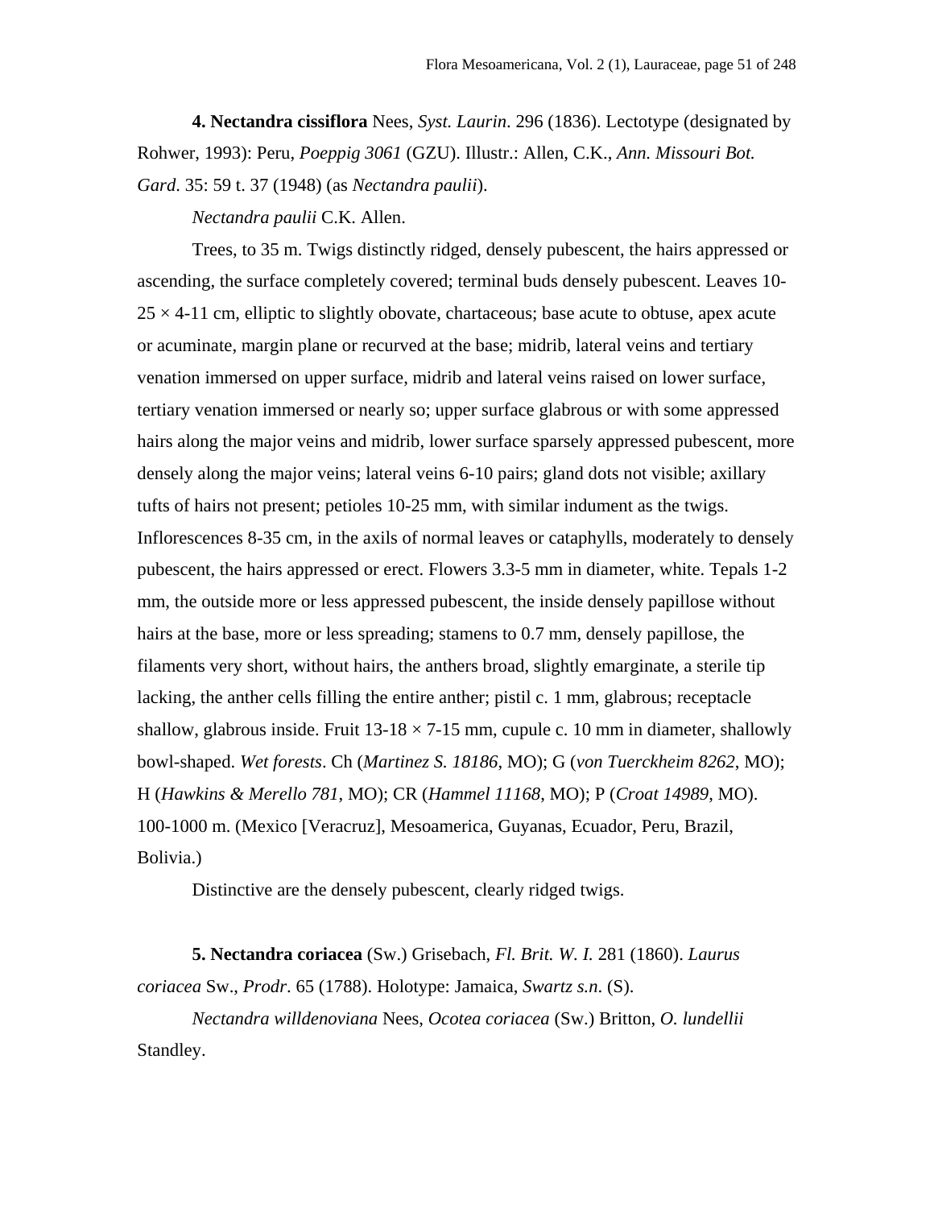**4. Nectandra cissiflora** Nees, *Syst. Laurin.* 296 (1836). Lectotype (designated by Rohwer, 1993): Peru, *Poeppig 3061* (GZU). Illustr.: Allen, C.K., *Ann. Missouri Bot. Gard*. 35: 59 t. 37 (1948) (as *Nectandra paulii*).

*Nectandra paulii* C.K. Allen.

Trees, to 35 m. Twigs distinctly ridged, densely pubescent, the hairs appressed or ascending, the surface completely covered; terminal buds densely pubescent. Leaves 10-25 × 4-11 cm, elliptic to slightly obovate, chartaceous; base acute to obtuse, apex acute or acuminate, margin plane or recurved at the base; midrib, lateral veins and tertiary venation immersed on upper surface, midrib and lateral veins raised on lower surface, tertiary venation immersed or nearly so; upper surface glabrous or with some appressed hairs along the major veins and midrib, lower surface sparsely appressed pubescent, more densely along the major veins; lateral veins 6-10 pairs; gland dots not visible; axillary tufts of hairs not present; petioles 10-25 mm, with similar indument as the twigs. Inflorescences 8-35 cm, in the axils of normal leaves or cataphylls, moderately to densely pubescent, the hairs appressed or erect. Flowers 3.3-5 mm in diameter, white. Tepals 1-2 mm, the outside more or less appressed pubescent, the inside densely papillose without hairs at the base, more or less spreading; stamens to 0.7 mm, densely papillose, the filaments very short, without hairs, the anthers broad, slightly emarginate, a sterile tip lacking, the anther cells filling the entire anther; pistil c. 1 mm, glabrous; receptacle shallow, glabrous inside. Fruit 13-18 × 7-15 mm, cupule c. 10 mm in diameter, shallowly bowl-shaped. *Wet forests*. Ch (*Martinez S. 18186*, MO); G (*von Tuerckheim 8262*, MO); H (*Hawkins & Merello 781*, MO); CR (*Hammel 11168*, MO); P (*Croat 14989*, MO). 100-1000 m. (Mexico [Veracruz], Mesoamerica, Guyanas, Ecuador, Peru, Brazil, Bolivia.)

Distinctive are the densely pubescent, clearly ridged twigs.

**5. Nectandra coriacea** (Sw.) Grisebach, *Fl. Brit. W. I.* 281 (1860). *Laurus coriacea* Sw., *Prodr*. 65 (1788). Holotype: Jamaica, *Swartz s.n*. (S).

*Nectandra willdenoviana* Nees, *Ocotea coriacea* (Sw.) Britton, *O. lundellii* Standley.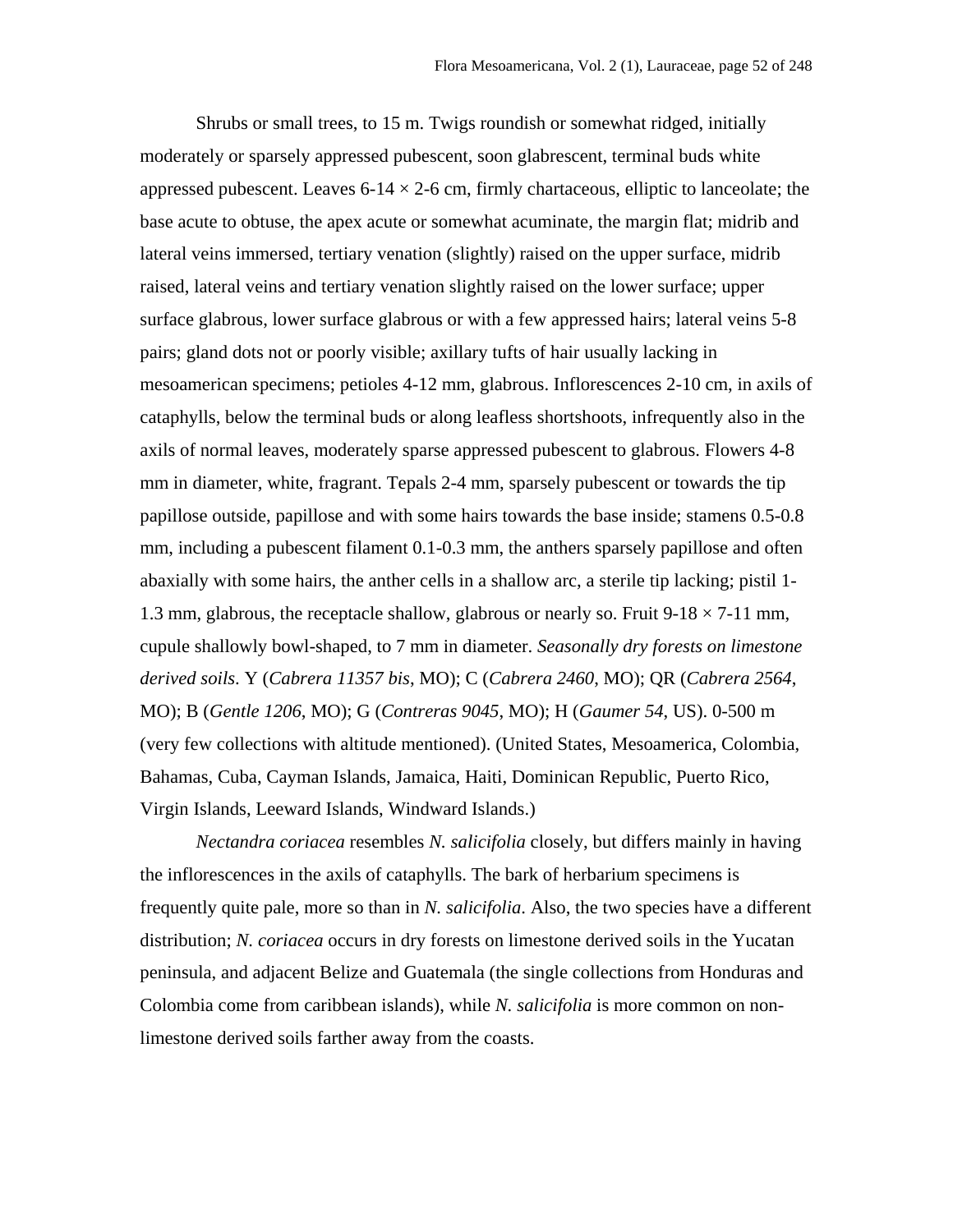Shrubs or small trees, to 15 m. Twigs roundish or somewhat ridged, initially moderately or sparsely appressed pubescent, soon glabrescent, terminal buds white appressed pubescent. Leaves 6-14 × 2-6 cm, firmly chartaceous, elliptic to lanceolate; the base acute to obtuse, the apex acute or somewhat acuminate, the margin flat; midrib and lateral veins immersed, tertiary venation (slightly) raised on the upper surface, midrib raised, lateral veins and tertiary venation slightly raised on the lower surface; upper surface glabrous, lower surface glabrous or with a few appressed hairs; lateral veins 5-8 pairs; gland dots not or poorly visible; axillary tufts of hair usually lacking in mesoamerican specimens; petioles 4-12 mm, glabrous. Inflorescences 2-10 cm, in axils of cataphylls, below the terminal buds or along leafless shortshoots, infrequently also in the axils of normal leaves, moderately sparse appressed pubescent to glabrous. Flowers 4-8 mm in diameter, white, fragrant. Tepals 2-4 mm, sparsely pubescent or towards the tip papillose outside, papillose and with some hairs towards the base inside; stamens 0.5-0.8 mm, including a pubescent filament 0.1-0.3 mm, the anthers sparsely papillose and often abaxially with some hairs, the anther cells in a shallow arc, a sterile tip lacking; pistil 1-1.3 mm, glabrous, the receptacle shallow, glabrous or nearly so. Fruit 9-18 × 7-11 mm, cupule shallowly bowl-shaped, to 7 mm in diameter. *Seasonally dry forests on limestone derived soils*. Y (*Cabrera 11357 bis*, MO); C (*Cabrera 2460*, MO); QR (*Cabrera 2564*, MO); B (*Gentle 1206*, MO); G (*Contreras 9045*, MO); H (*Gaumer 54*, US). 0-500 m (very few collections with altitude mentioned). (United States, Mesoamerica, Colombia, Bahamas, Cuba, Cayman Islands, Jamaica, Haiti, Dominican Republic, Puerto Rico, Virgin Islands, Leeward Islands, Windward Islands.)

*Nectandra coriacea* resembles *N. salicifolia* closely, but differs mainly in having the inflorescences in the axils of cataphylls. The bark of herbarium specimens is frequently quite pale, more so than in *N. salicifolia*. Also, the two species have a different distribution; *N. coriacea* occurs in dry forests on limestone derived soils in the Yucatan peninsula, and adjacent Belize and Guatemala (the single collections from Honduras and Colombia come from caribbean islands), while *N. salicifolia* is more common on non-limestone derived soils farther away from the coasts.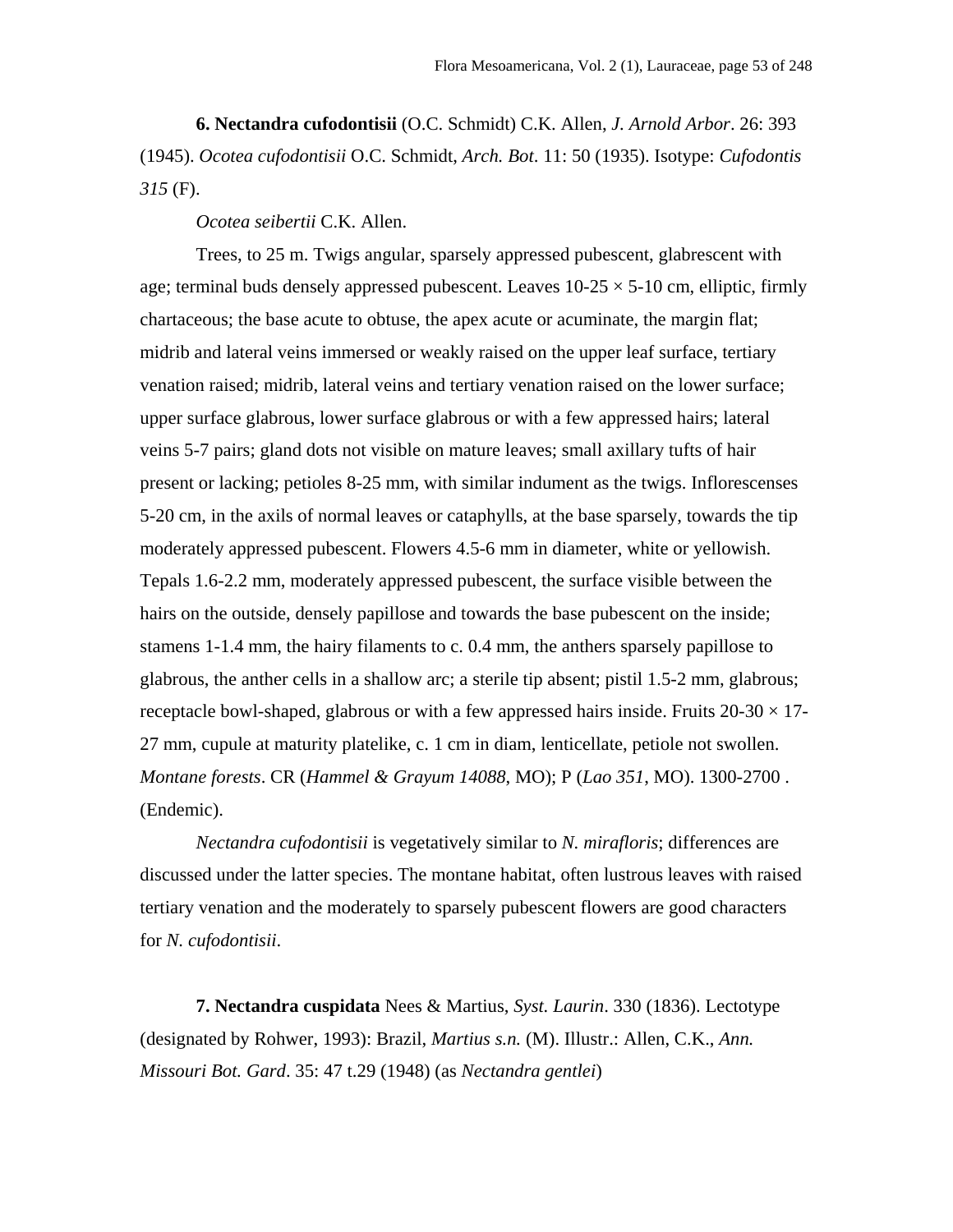**6. Nectandra cufodontisii** (O.C. Schmidt) C.K. Allen, *J. Arnold Arbor*. 26: 393 (1945). *Ocotea cufodontisii* O.C. Schmidt, *Arch. Bot*. 11: 50 (1935). Isotype: *Cufodontis 315* (F).

*Ocotea seibertii* C.K. Allen.

Trees, to 25 m. Twigs angular, sparsely appressed pubescent, glabrescent with age; terminal buds densely appressed pubescent. Leaves 10-25 × 5-10 cm, elliptic, firmly chartaceous; the base acute to obtuse, the apex acute or acuminate, the margin flat; midrib and lateral veins immersed or weakly raised on the upper leaf surface, tertiary venation raised; midrib, lateral veins and tertiary venation raised on the lower surface; upper surface glabrous, lower surface glabrous or with a few appressed hairs; lateral veins 5-7 pairs; gland dots not visible on mature leaves; small axillary tufts of hair present or lacking; petioles 8-25 mm, with similar indument as the twigs. Inflorescenses 5-20 cm, in the axils of normal leaves or cataphylls, at the base sparsely, towards the tip moderately appressed pubescent. Flowers 4.5-6 mm in diameter, white or yellowish. Tepals 1.6-2.2 mm, moderately appressed pubescent, the surface visible between the hairs on the outside, densely papillose and towards the base pubescent on the inside; stamens 1-1.4 mm, the hairy filaments to c. 0.4 mm, the anthers sparsely papillose to glabrous, the anther cells in a shallow arc; a sterile tip absent; pistil 1.5-2 mm, glabrous; receptacle bowl-shaped, glabrous or with a few appressed hairs inside. Fruits 20-30 × 17-27 mm, cupule at maturity platelike, c. 1 cm in diam, lenticellate, petiole not swollen. *Montane forests*. CR (*Hammel & Grayum 14088*, MO); P (*Lao 351*, MO). 1300-2700 . (Endemic).

*Nectandra cufodontisii* is vegetatively similar to *N. mirafloris*; differences are discussed under the latter species. The montane habitat, often lustrous leaves with raised tertiary venation and the moderately to sparsely pubescent flowers are good characters for *N. cufodontisii*.

**7. Nectandra cuspidata** Nees & Martius, *Syst. Laurin*. 330 (1836). Lectotype (designated by Rohwer, 1993): Brazil, *Martius s.n.* (M). Illustr.: Allen, C.K., *Ann. Missouri Bot. Gard*. 35: 47 t.29 (1948) (as *Nectandra gentlei*)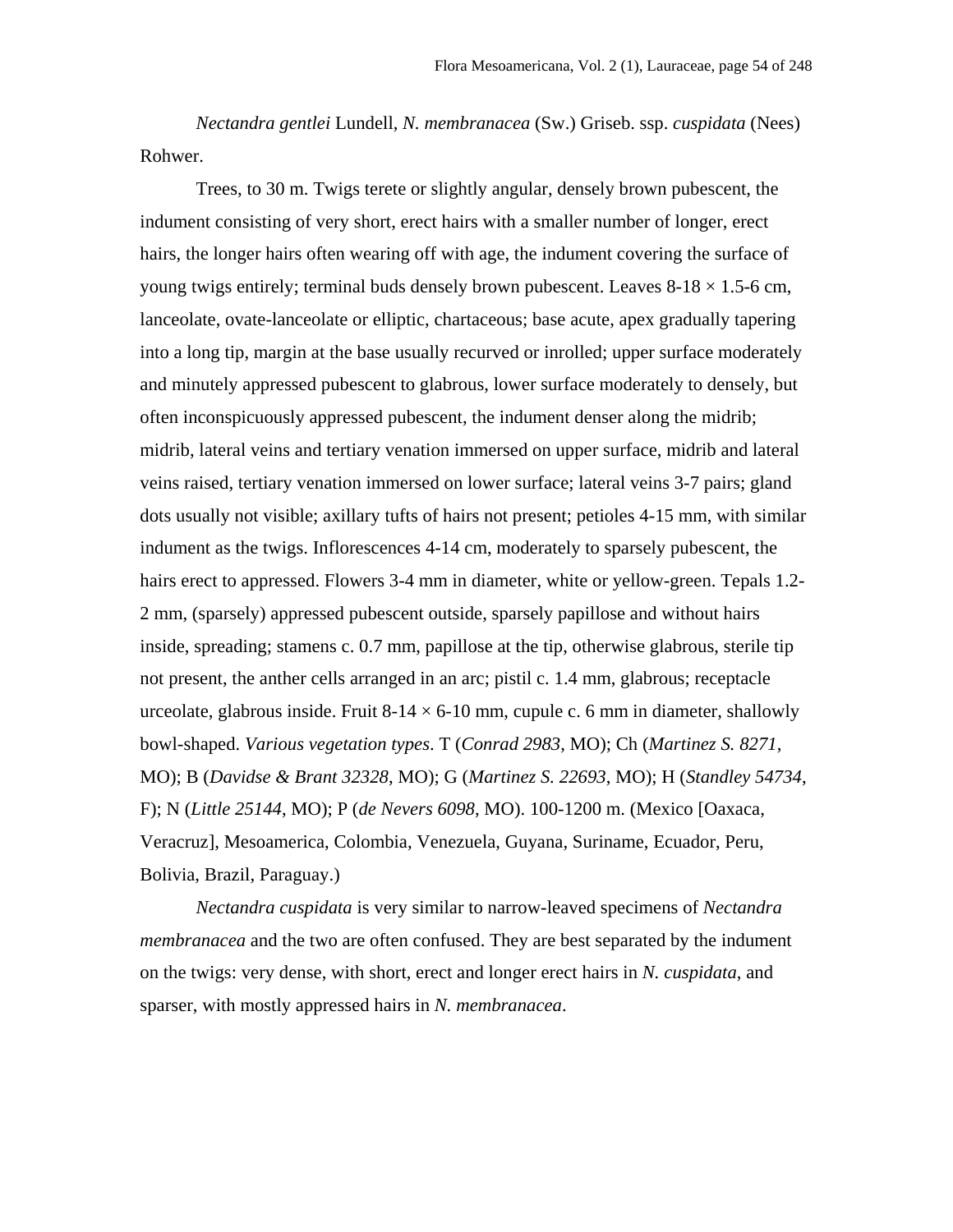*Nectandra gentlei* Lundell, *N. membranacea* (Sw.) Griseb. ssp. *cuspidata* (Nees) Rohwer.

Trees, to 30 m. Twigs terete or slightly angular, densely brown pubescent, the indument consisting of very short, erect hairs with a smaller number of longer, erect hairs, the longer hairs often wearing off with age, the indument covering the surface of young twigs entirely; terminal buds densely brown pubescent. Leaves 8-18 × 1.5-6 cm, lanceolate, ovate-lanceolate or elliptic, chartaceous; base acute, apex gradually tapering into a long tip, margin at the base usually recurved or inrolled; upper surface moderately and minutely appressed pubescent to glabrous, lower surface moderately to densely, but often inconspicuously appressed pubescent, the indument denser along the midrib; midrib, lateral veins and tertiary venation immersed on upper surface, midrib and lateral veins raised, tertiary venation immersed on lower surface; lateral veins 3-7 pairs; gland dots usually not visible; axillary tufts of hairs not present; petioles 4-15 mm, with similar indument as the twigs. Inflorescences 4-14 cm, moderately to sparsely pubescent, the hairs erect to appressed. Flowers 3-4 mm in diameter, white or yellow-green. Tepals 1.2-2 mm, (sparsely) appressed pubescent outside, sparsely papillose and without hairs inside, spreading; stamens c. 0.7 mm, papillose at the tip, otherwise glabrous, sterile tip not present, the anther cells arranged in an arc; pistil c. 1.4 mm, glabrous; receptacle urceolate, glabrous inside. Fruit 8-14 × 6-10 mm, cupule c. 6 mm in diameter, shallowly bowl-shaped. *Various vegetation types*. T (*Conrad 2983*, MO); Ch (*Martinez S. 8271*, MO); B (*Davidse & Brant 32328*, MO); G (*Martinez S. 22693*, MO); H (*Standley 54734*, F); N (*Little 25144*, MO); P (*de Nevers 6098*, MO). 100-1200 m. (Mexico [Oaxaca, Veracruz], Mesoamerica, Colombia, Venezuela, Guyana, Suriname, Ecuador, Peru, Bolivia, Brazil, Paraguay.)

*Nectandra cuspidata* is very similar to narrow-leaved specimens of *Nectandra membranacea* and the two are often confused. They are best separated by the indument on the twigs: very dense, with short, erect and longer erect hairs in *N. cuspidata*, and sparser, with mostly appressed hairs in *N. membranacea*.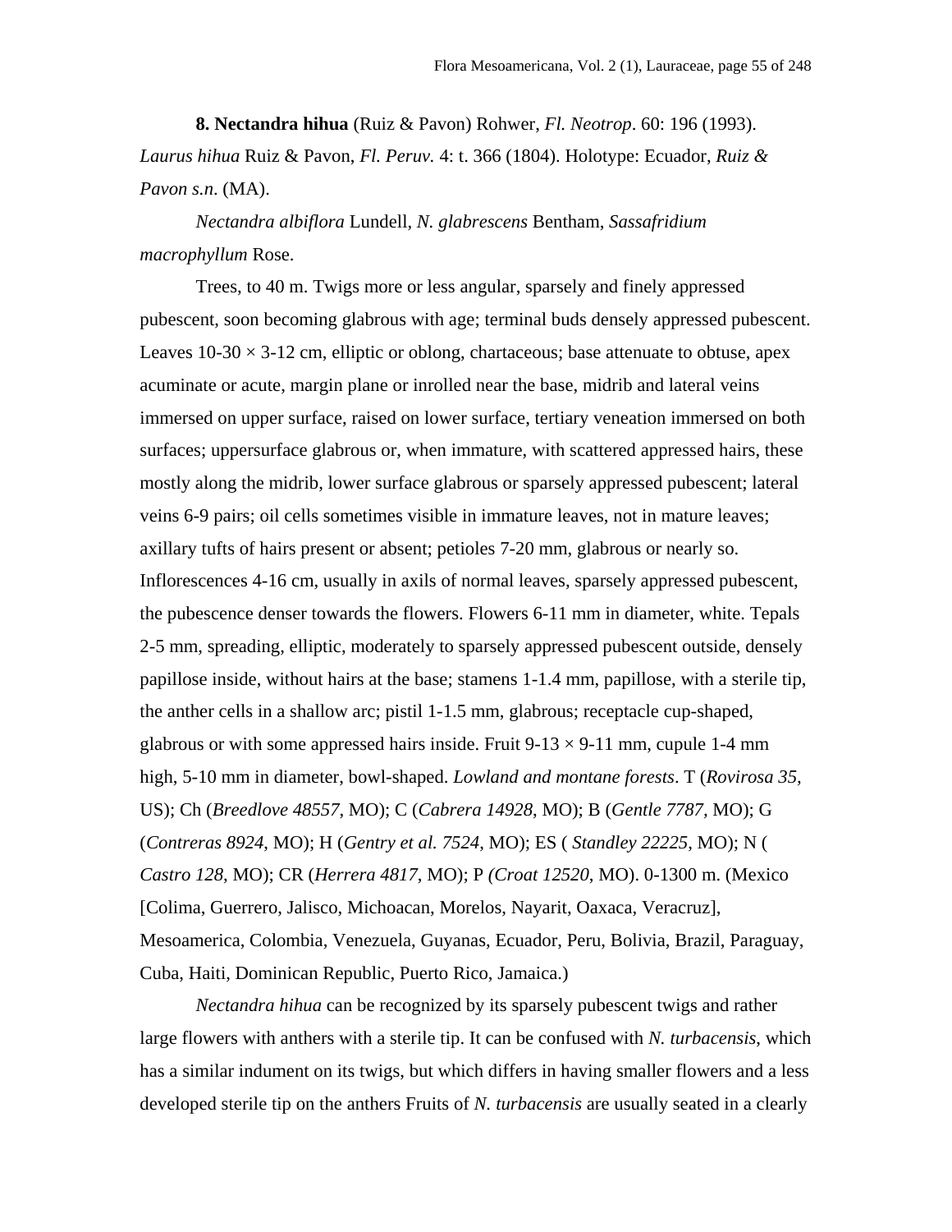**8. Nectandra hihua** (Ruiz & Pavon) Rohwer, *Fl. Neotrop*. 60: 196 (1993). *Laurus hihua* Ruiz & Pavon, *Fl. Peruv.* 4: t. 366 (1804). Holotype: Ecuador, *Ruiz & Pavon s.n*. (MA).

*Nectandra albiflora* Lundell, *N. glabrescens* Bentham, *Sassafridium macrophyllum* Rose.

Trees, to 40 m. Twigs more or less angular, sparsely and finely appressed pubescent, soon becoming glabrous with age; terminal buds densely appressed pubescent. Leaves 10-30 × 3-12 cm, elliptic or oblong, chartaceous; base attenuate to obtuse, apex acuminate or acute, margin plane or inrolled near the base, midrib and lateral veins immersed on upper surface, raised on lower surface, tertiary veneation immersed on both surfaces; uppersurface glabrous or, when immature, with scattered appressed hairs, these mostly along the midrib, lower surface glabrous or sparsely appressed pubescent; lateral veins 6-9 pairs; oil cells sometimes visible in immature leaves, not in mature leaves; axillary tufts of hairs present or absent; petioles 7-20 mm, glabrous or nearly so. Inflorescences 4-16 cm, usually in axils of normal leaves, sparsely appressed pubescent, the pubescence denser towards the flowers. Flowers 6-11 mm in diameter, white. Tepals 2-5 mm, spreading, elliptic, moderately to sparsely appressed pubescent outside, densely papillose inside, without hairs at the base; stamens 1-1.4 mm, papillose, with a sterile tip, the anther cells in a shallow arc; pistil 1-1.5 mm, glabrous; receptacle cup-shaped, glabrous or with some appressed hairs inside. Fruit 9-13 × 9-11 mm, cupule 1-4 mm high, 5-10 mm in diameter, bowl-shaped. *Lowland and montane forests*. T (*Rovirosa 35,* US); Ch (*Breedlove 48557*, MO); C (*Cabrera 14928*, MO); B (*Gentle 7787*, MO); G (*Contreras 8924*, MO); H (*Gentry et al. 7524*, MO); ES ( *Standley 22225*, MO); N ( *Castro 128*, MO); CR (*Herrera 4817*, MO); P *(Croat 12520*, MO). 0-1300 m. (Mexico [Colima, Guerrero, Jalisco, Michoacan, Morelos, Nayarit, Oaxaca, Veracruz], Mesoamerica, Colombia, Venezuela, Guyanas, Ecuador, Peru, Bolivia, Brazil, Paraguay, Cuba, Haiti, Dominican Republic, Puerto Rico, Jamaica.)

*Nectandra hihua* can be recognized by its sparsely pubescent twigs and rather large flowers with anthers with a sterile tip. It can be confused with *N. turbacensis*, which has a similar indument on its twigs, but which differs in having smaller flowers and a less developed sterile tip on the anthers Fruits of *N. turbacensis* are usually seated in a clearly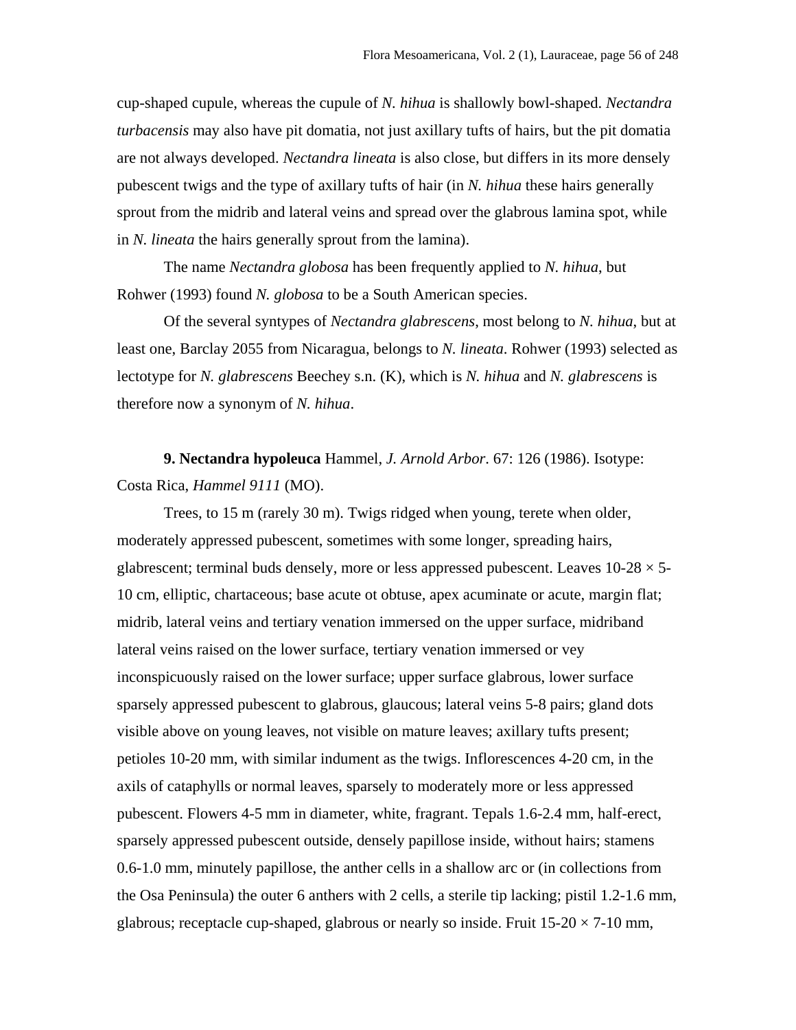cup-shaped cupule, whereas the cupule of *N. hihua* is shallowly bowl-shaped. *Nectandra turbacensis* may also have pit domatia, not just axillary tufts of hairs, but the pit domatia are not always developed. *Nectandra lineata* is also close, but differs in its more densely pubescent twigs and the type of axillary tufts of hair (in *N. hihua* these hairs generally sprout from the midrib and lateral veins and spread over the glabrous lamina spot, while in *N. lineata* the hairs generally sprout from the lamina).

The name *Nectandra globosa* has been frequently applied to *N. hihua*, but Rohwer (1993) found *N. globosa* to be a South American species.

Of the several syntypes of *Nectandra glabrescens*, most belong to *N. hihua*, but at least one, Barclay 2055 from Nicaragua, belongs to *N. lineata*. Rohwer (1993) selected as lectotype for *N. glabrescens* Beechey s.n. (K), which is *N. hihua* and *N. glabrescens* is therefore now a synonym of *N. hihua*.

**9. Nectandra hypoleuca** Hammel, *J. Arnold Arbor*. 67: 126 (1986). Isotype: Costa Rica, *Hammel 9111* (MO).

Trees, to 15 m (rarely 30 m). Twigs ridged when young, terete when older, moderately appressed pubescent, sometimes with some longer, spreading hairs, glabrescent; terminal buds densely, more or less appressed pubescent. Leaves 10-28 × 5-10 cm, elliptic, chartaceous; base acute ot obtuse, apex acuminate or acute, margin flat; midrib, lateral veins and tertiary venation immersed on the upper surface, midriband lateral veins raised on the lower surface, tertiary venation immersed or vey inconspicuously raised on the lower surface; upper surface glabrous, lower surface sparsely appressed pubescent to glabrous, glaucous; lateral veins 5-8 pairs; gland dots visible above on young leaves, not visible on mature leaves; axillary tufts present; petioles 10-20 mm, with similar indument as the twigs. Inflorescences 4-20 cm, in the axils of cataphylls or normal leaves, sparsely to moderately more or less appressed pubescent. Flowers 4-5 mm in diameter, white, fragrant. Tepals 1.6-2.4 mm, half-erect, sparsely appressed pubescent outside, densely papillose inside, without hairs; stamens 0.6-1.0 mm, minutely papillose, the anther cells in a shallow arc or (in collections from the Osa Peninsula) the outer 6 anthers with 2 cells, a sterile tip lacking; pistil 1.2-1.6 mm, glabrous; receptacle cup-shaped, glabrous or nearly so inside. Fruit 15-20 × 7-10 mm,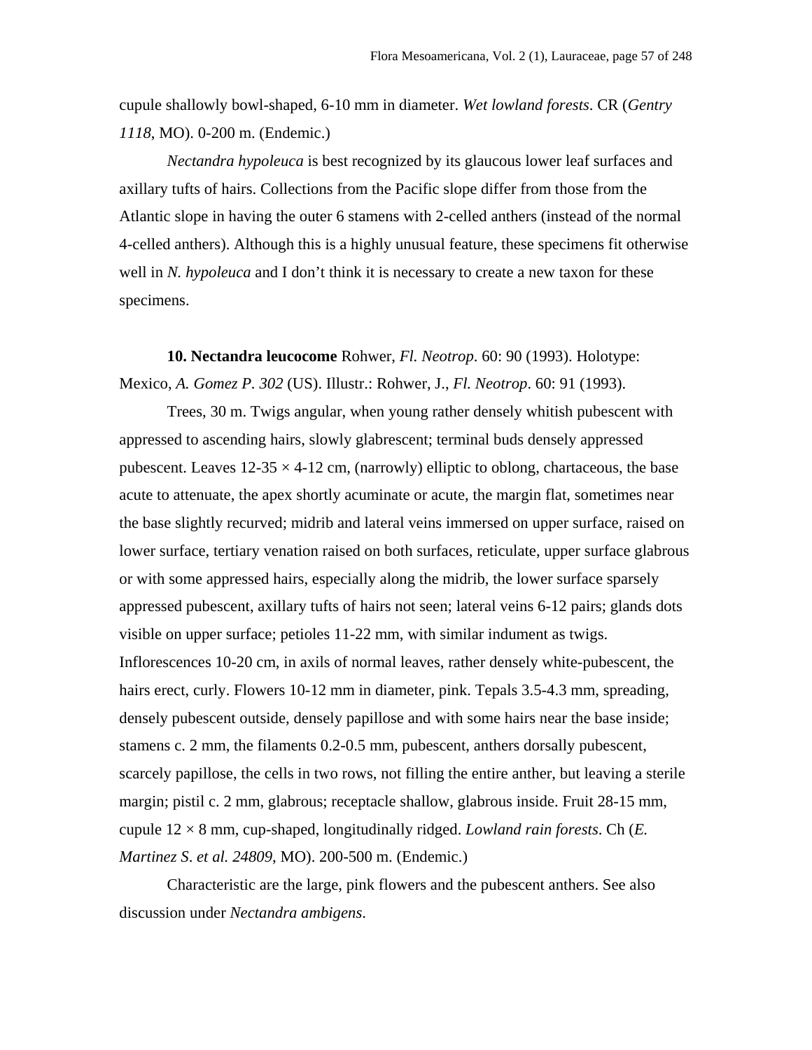cupule shallowly bowl-shaped, 6-10 mm in diameter. *Wet lowland forests*. CR (*Gentry 1118*, MO). 0-200 m. (Endemic.)

*Nectandra hypoleuca* is best recognized by its glaucous lower leaf surfaces and axillary tufts of hairs. Collections from the Pacific slope differ from those from the Atlantic slope in having the outer 6 stamens with 2-celled anthers (instead of the normal 4-celled anthers). Although this is a highly unusual feature, these specimens fit otherwise well in *N. hypoleuca* and I don't think it is necessary to create a new taxon for these specimens.

**10. Nectandra leucocome** Rohwer, *Fl. Neotrop*. 60: 90 (1993). Holotype: Mexico, *A. Gomez P. 302* (US). Illustr.: Rohwer, J., *Fl. Neotrop*. 60: 91 (1993).

Trees, 30 m. Twigs angular, when young rather densely whitish pubescent with appressed to ascending hairs, slowly glabrescent; terminal buds densely appressed pubescent. Leaves 12-35 × 4-12 cm, (narrowly) elliptic to oblong, chartaceous, the base acute to attenuate, the apex shortly acuminate or acute, the margin flat, sometimes near the base slightly recurved; midrib and lateral veins immersed on upper surface, raised on lower surface, tertiary venation raised on both surfaces, reticulate, upper surface glabrous or with some appressed hairs, especially along the midrib, the lower surface sparsely appressed pubescent, axillary tufts of hairs not seen; lateral veins 6-12 pairs; glands dots visible on upper surface; petioles 11-22 mm, with similar indument as twigs. Inflorescences 10-20 cm, in axils of normal leaves, rather densely white-pubescent, the hairs erect, curly. Flowers 10-12 mm in diameter, pink. Tepals 3.5-4.3 mm, spreading, densely pubescent outside, densely papillose and with some hairs near the base inside; stamens c. 2 mm, the filaments 0.2-0.5 mm, pubescent, anthers dorsally pubescent, scarcely papillose, the cells in two rows, not filling the entire anther, but leaving a sterile margin; pistil c. 2 mm, glabrous; receptacle shallow, glabrous inside. Fruit 28-15 mm, cupule 12 × 8 mm, cup-shaped, longitudinally ridged. *Lowland rain forests*. Ch (*E. Martinez S. et al. 24809*, MO). 200-500 m. (Endemic.)

Characteristic are the large, pink flowers and the pubescent anthers. See also discussion under *Nectandra ambigens*.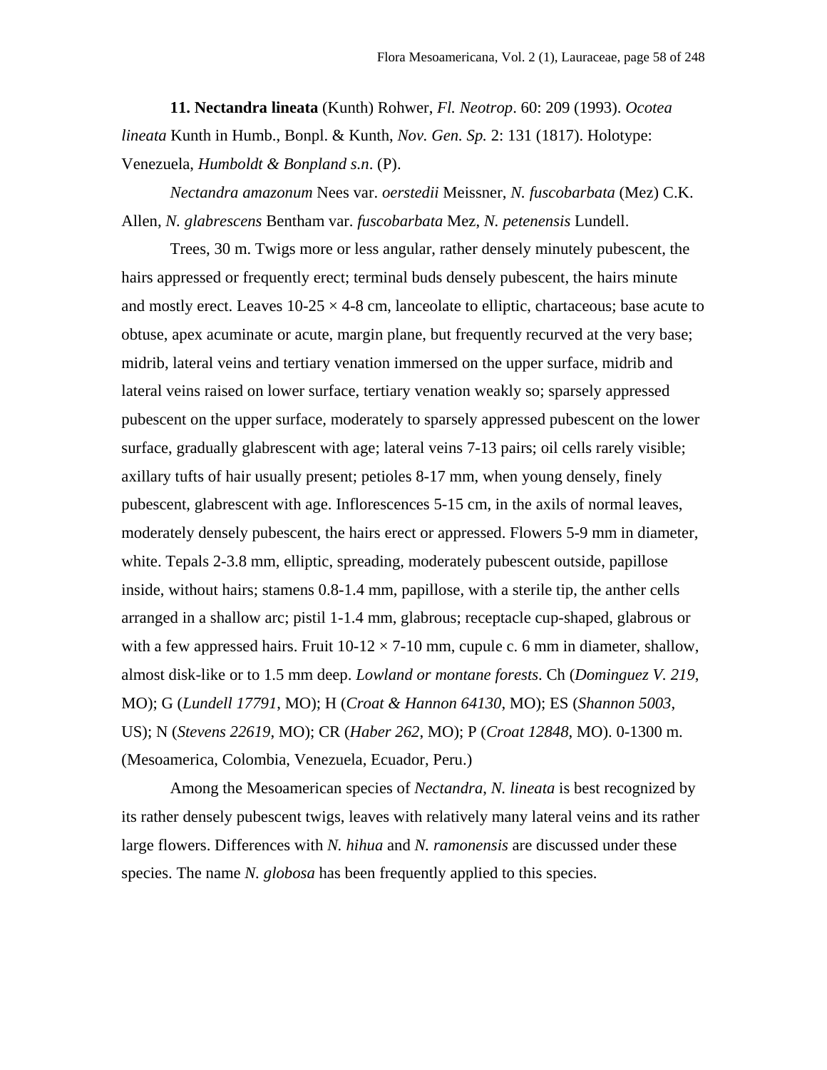**11. Nectandra lineata** (Kunth) Rohwer, *Fl. Neotrop*. 60: 209 (1993). *Ocotea lineata* Kunth in Humb., Bonpl. & Kunth, *Nov. Gen. Sp.* 2: 131 (1817). Holotype: Venezuela, *Humboldt & Bonpland s.n*. (P).

*Nectandra amazonum* Nees var. *oerstedii* Meissner, *N. fuscobarbata* (Mez) C.K. Allen, *N. glabrescens* Bentham var. *fuscobarbata* Mez, *N. petenensis* Lundell.

Trees, 30 m. Twigs more or less angular, rather densely minutely pubescent, the hairs appressed or frequently erect; terminal buds densely pubescent, the hairs minute and mostly erect. Leaves 10-25 × 4-8 cm, lanceolate to elliptic, chartaceous; base acute to obtuse, apex acuminate or acute, margin plane, but frequently recurved at the very base; midrib, lateral veins and tertiary venation immersed on the upper surface, midrib and lateral veins raised on lower surface, tertiary venation weakly so; sparsely appressed pubescent on the upper surface, moderately to sparsely appressed pubescent on the lower surface, gradually glabrescent with age; lateral veins 7-13 pairs; oil cells rarely visible; axillary tufts of hair usually present; petioles 8-17 mm, when young densely, finely pubescent, glabrescent with age. Inflorescences 5-15 cm, in the axils of normal leaves, moderately densely pubescent, the hairs erect or appressed. Flowers 5-9 mm in diameter, white. Tepals 2-3.8 mm, elliptic, spreading, moderately pubescent outside, papillose inside, without hairs; stamens 0.8-1.4 mm, papillose, with a sterile tip, the anther cells arranged in a shallow arc; pistil 1-1.4 mm, glabrous; receptacle cup-shaped, glabrous or with a few appressed hairs. Fruit 10-12 × 7-10 mm, cupule c. 6 mm in diameter, shallow, almost disk-like or to 1.5 mm deep. *Lowland or montane forests*. Ch (*Dominguez V. 219*, MO); G (*Lundell 17791*, MO); H (*Croat & Hannon 64130*, MO); ES (*Shannon 5003*, US); N (*Stevens 22619*, MO); CR (*Haber 262*, MO); P (*Croat 12848*, MO). 0-1300 m. (Mesoamerica, Colombia, Venezuela, Ecuador, Peru.)

Among the Mesoamerican species of *Nectandra*, *N. lineata* is best recognized by its rather densely pubescent twigs, leaves with relatively many lateral veins and its rather large flowers. Differences with *N. hihua* and *N. ramonensis* are discussed under these species. The name *N. globosa* has been frequently applied to this species.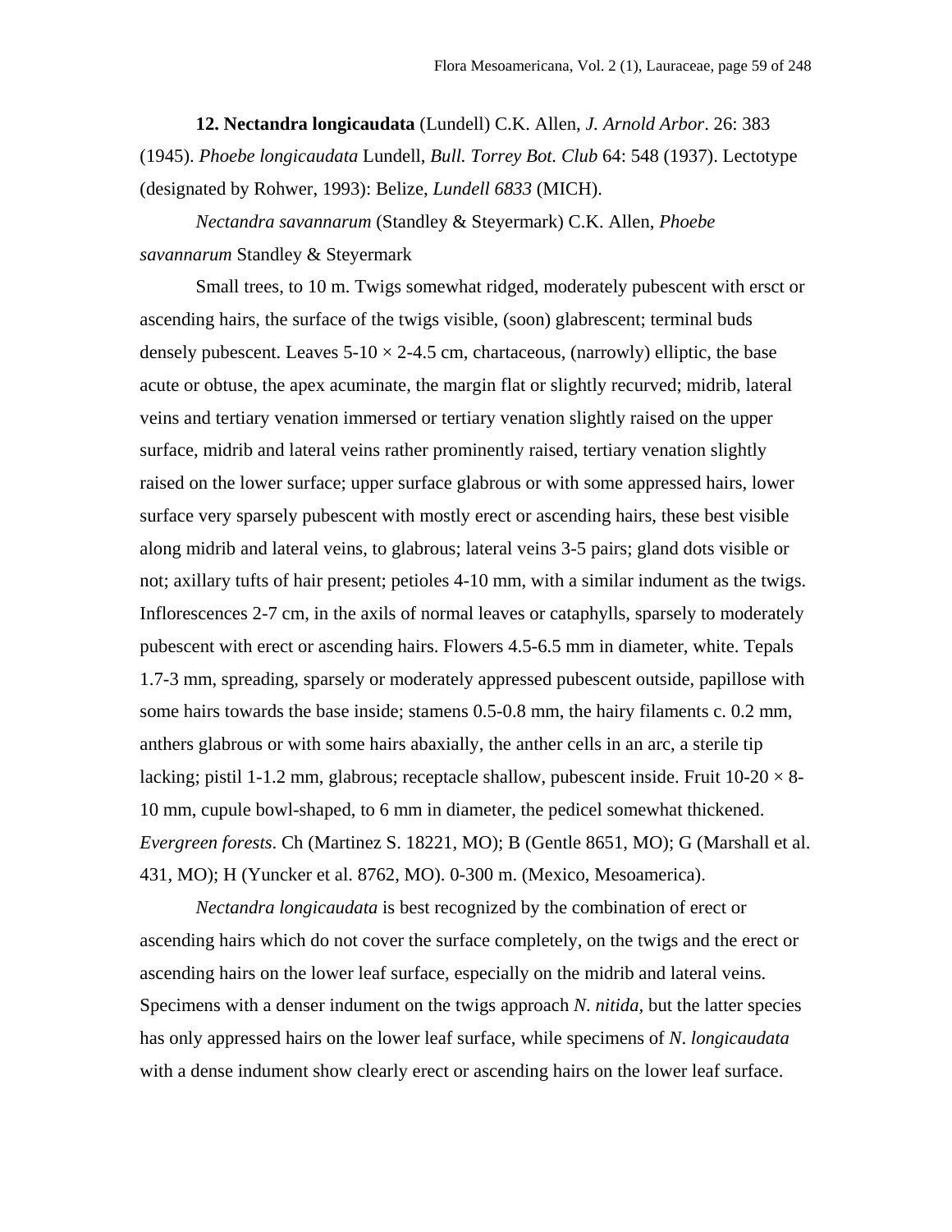**12. Nectandra longicaudata** (Lundell) C.K. Allen, *J. Arnold Arbor*. 26: 383 (1945). *Phoebe longicaudata* Lundell, *Bull. Torrey Bot. Club* 64: 548 (1937). Lectotype (designated by Rohwer, 1993): Belize, *Lundell 6833* (MICH).

*Nectandra savannarum* (Standley & Steyermark) C.K. Allen, *Phoebe savannarum* Standley & Steyermark

Small trees, to 10 m. Twigs somewhat ridged, moderately pubescent with ersct or ascending hairs, the surface of the twigs visible, (soon) glabrescent; terminal buds densely pubescent. Leaves 5-10 × 2-4.5 cm, chartaceous, (narrowly) elliptic, the base acute or obtuse, the apex acuminate, the margin flat or slightly recurved; midrib, lateral veins and tertiary venation immersed or tertiary venation slightly raised on the upper surface, midrib and lateral veins rather prominently raised, tertiary venation slightly raised on the lower surface; upper surface glabrous or with some appressed hairs, lower surface very sparsely pubescent with mostly erect or ascending hairs, these best visible along midrib and lateral veins, to glabrous; lateral veins 3-5 pairs; gland dots visible or not; axillary tufts of hair present; petioles 4-10 mm, with a similar indument as the twigs. Inflorescences 2-7 cm, in the axils of normal leaves or cataphylls, sparsely to moderately pubescent with erect or ascending hairs. Flowers 4.5-6.5 mm in diameter, white. Tepals 1.7-3 mm, spreading, sparsely or moderately appressed pubescent outside, papillose with some hairs towards the base inside; stamens 0.5-0.8 mm, the hairy filaments c. 0.2 mm, anthers glabrous or with some hairs abaxially, the anther cells in an arc, a sterile tip lacking; pistil 1-1.2 mm, glabrous; receptacle shallow, pubescent inside. Fruit 10-20 × 8-10 mm, cupule bowl-shaped, to 6 mm in diameter, the pedicel somewhat thickened. *Evergreen forests*. Ch (Martinez S. 18221, MO); B (Gentle 8651, MO); G (Marshall et al. 431, MO); H (Yuncker et al. 8762, MO). 0-300 m. (Mexico, Mesoamerica).

*Nectandra longicaudata* is best recognized by the combination of erect or ascending hairs which do not cover the surface completely, on the twigs and the erect or ascending hairs on the lower leaf surface, especially on the midrib and lateral veins. Specimens with a denser indument on the twigs approach *N. nitida*, but the latter species has only appressed hairs on the lower leaf surface, while specimens of *N. longicaudata* with a dense indument show clearly erect or ascending hairs on the lower leaf surface.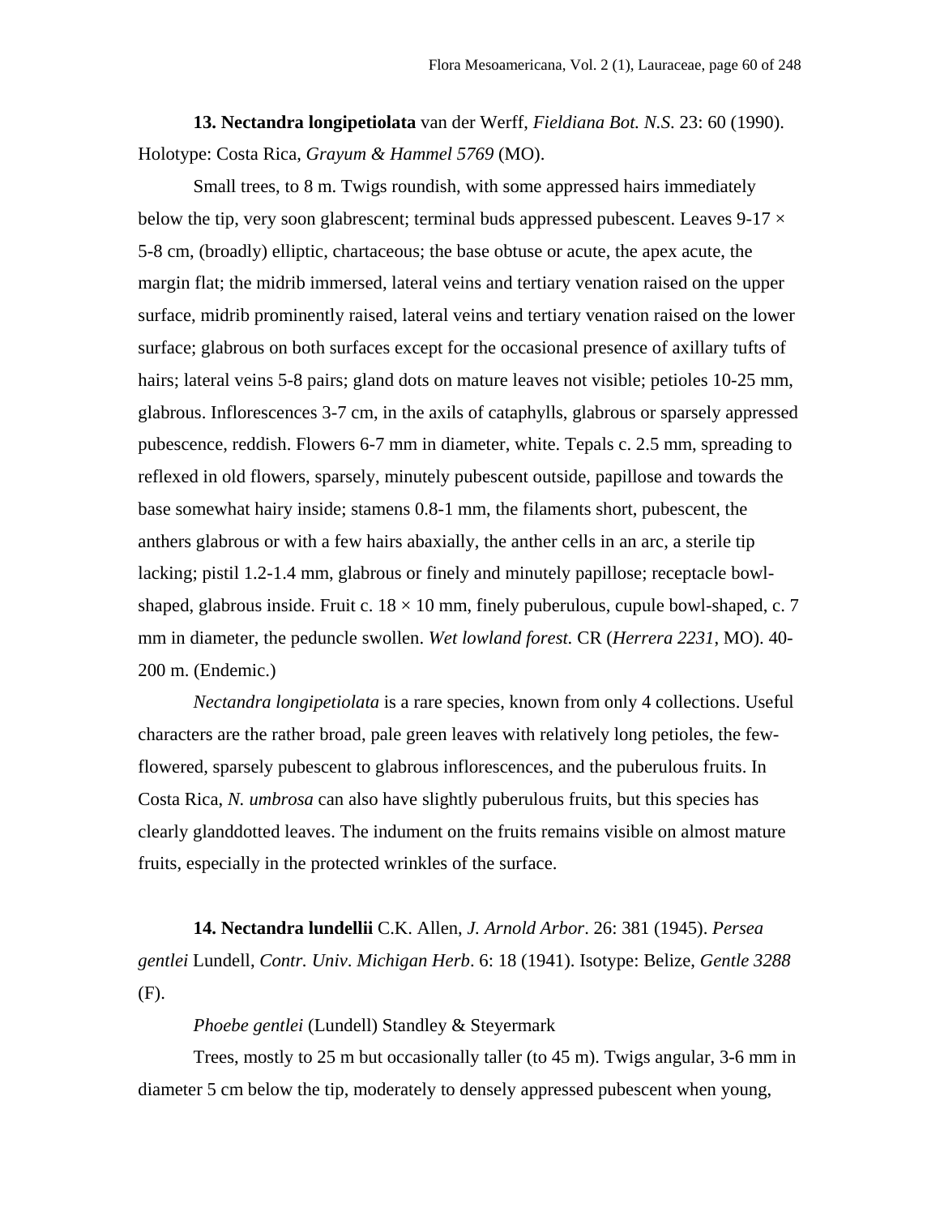**13. Nectandra longipetiolata** van der Werff, *Fieldiana Bot. N.S*. 23: 60 (1990). Holotype: Costa Rica, *Grayum & Hammel 5769* (MO).

Small trees, to 8 m. Twigs roundish, with some appressed hairs immediately below the tip, very soon glabrescent; terminal buds appressed pubescent. Leaves 9-17 × 5-8 cm, (broadly) elliptic, chartaceous; the base obtuse or acute, the apex acute, the margin flat; the midrib immersed, lateral veins and tertiary venation raised on the upper surface, midrib prominently raised, lateral veins and tertiary venation raised on the lower surface; glabrous on both surfaces except for the occasional presence of axillary tufts of hairs; lateral veins 5-8 pairs; gland dots on mature leaves not visible; petioles 10-25 mm, glabrous. Inflorescences 3-7 cm, in the axils of cataphylls, glabrous or sparsely appressed pubescence, reddish. Flowers 6-7 mm in diameter, white. Tepals c. 2.5 mm, spreading to reflexed in old flowers, sparsely, minutely pubescent outside, papillose and towards the base somewhat hairy inside; stamens 0.8-1 mm, the filaments short, pubescent, the anthers glabrous or with a few hairs abaxially, the anther cells in an arc, a sterile tip lacking; pistil 1.2-1.4 mm, glabrous or finely and minutely papillose; receptacle bowl-shaped, glabrous inside. Fruit c. 18 × 10 mm, finely puberulous, cupule bowl-shaped, c. 7 mm in diameter, the peduncle swollen. *Wet lowland forest.* CR (*Herrera 2231*, MO). 40-200 m. (Endemic.)

*Nectandra longipetiolata* is a rare species, known from only 4 collections. Useful characters are the rather broad, pale green leaves with relatively long petioles, the few-flowered, sparsely pubescent to glabrous inflorescences, and the puberulous fruits. In Costa Rica, *N. umbrosa* can also have slightly puberulous fruits, but this species has clearly glanddotted leaves. The indument on the fruits remains visible on almost mature fruits, especially in the protected wrinkles of the surface.

**14. Nectandra lundellii** C.K. Allen, *J. Arnold Arbor*. 26: 381 (1945). *Persea gentlei* Lundell, *Contr. Univ*. *Michigan Herb*. 6: 18 (1941). Isotype: Belize, *Gentle 3288* (F).

*Phoebe gentlei* (Lundell) Standley & Steyermark

Trees, mostly to 25 m but occasionally taller (to 45 m). Twigs angular, 3-6 mm in diameter 5 cm below the tip, moderately to densely appressed pubescent when young,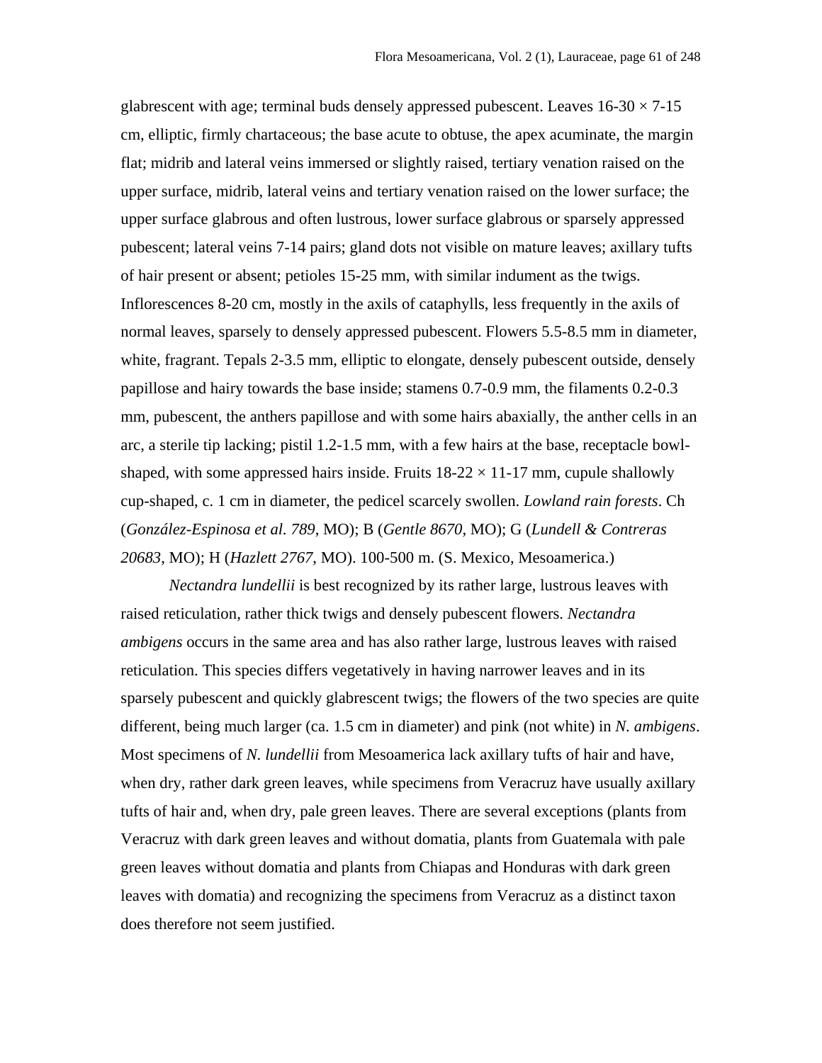glabrescent with age; terminal buds densely appressed pubescent. Leaves 16-30 × 7-15 cm, elliptic, firmly chartaceous; the base acute to obtuse, the apex acuminate, the margin flat; midrib and lateral veins immersed or slightly raised, tertiary venation raised on the upper surface, midrib, lateral veins and tertiary venation raised on the lower surface; the upper surface glabrous and often lustrous, lower surface glabrous or sparsely appressed pubescent; lateral veins 7-14 pairs; gland dots not visible on mature leaves; axillary tufts of hair present or absent; petioles 15-25 mm, with similar indument as the twigs. Inflorescences 8-20 cm, mostly in the axils of cataphylls, less frequently in the axils of normal leaves, sparsely to densely appressed pubescent. Flowers 5.5-8.5 mm in diameter, white, fragrant. Tepals 2-3.5 mm, elliptic to elongate, densely pubescent outside, densely papillose and hairy towards the base inside; stamens 0.7-0.9 mm, the filaments 0.2-0.3 mm, pubescent, the anthers papillose and with some hairs abaxially, the anther cells in an arc, a sterile tip lacking; pistil 1.2-1.5 mm, with a few hairs at the base, receptacle bowl-shaped, with some appressed hairs inside. Fruits 18-22 × 11-17 mm, cupule shallowly cup-shaped, c. 1 cm in diameter, the pedicel scarcely swollen. *Lowland rain forests*. Ch (*González-Espinosa et al. 789*, MO); B (*Gentle 8670*, MO); G (*Lundell & Contreras 20683*, MO); H (*Hazlett 2767*, MO). 100-500 m. (S. Mexico, Mesoamerica.)

*Nectandra lundellii* is best recognized by its rather large, lustrous leaves with raised reticulation, rather thick twigs and densely pubescent flowers. *Nectandra ambigens* occurs in the same area and has also rather large, lustrous leaves with raised reticulation. This species differs vegetatively in having narrower leaves and in its sparsely pubescent and quickly glabrescent twigs; the flowers of the two species are quite different, being much larger (ca. 1.5 cm in diameter) and pink (not white) in *N. ambigens*. Most specimens of *N. lundellii* from Mesoamerica lack axillary tufts of hair and have, when dry, rather dark green leaves, while specimens from Veracruz have usually axillary tufts of hair and, when dry, pale green leaves. There are several exceptions (plants from Veracruz with dark green leaves and without domatia, plants from Guatemala with pale green leaves without domatia and plants from Chiapas and Honduras with dark green leaves with domatia) and recognizing the specimens from Veracruz as a distinct taxon does therefore not seem justified.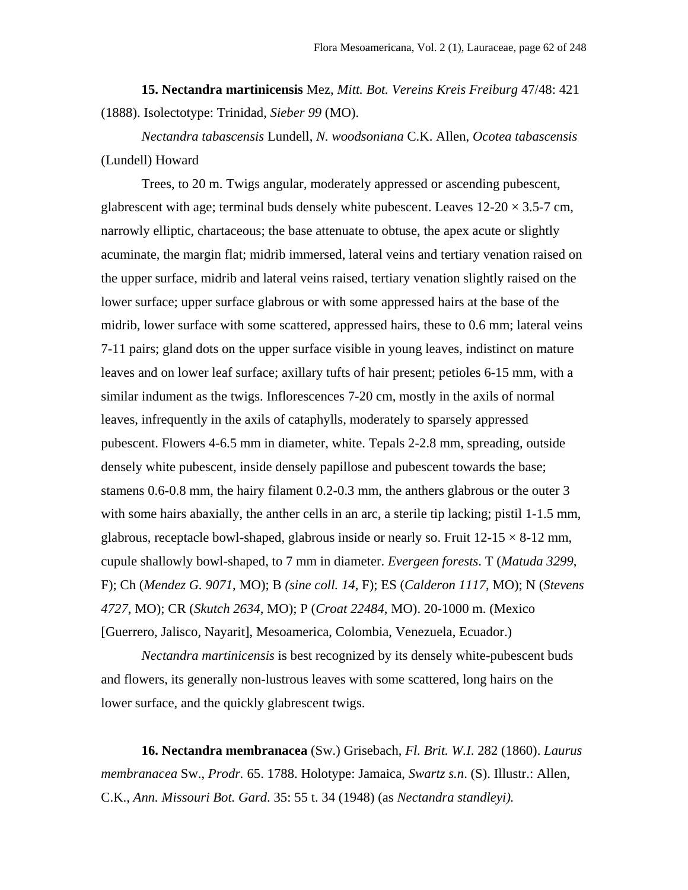**15. Nectandra martinicensis** Mez, *Mitt. Bot. Vereins Kreis Freiburg* 47/48: 421 (1888). Isolectotype: Trinidad, *Sieber 99* (MO).

*Nectandra tabascensis* Lundell, *N. woodsoniana* C.K. Allen, *Ocotea tabascensis* (Lundell) Howard

Trees, to 20 m. Twigs angular, moderately appressed or ascending pubescent, glabrescent with age; terminal buds densely white pubescent. Leaves 12-20 × 3.5-7 cm, narrowly elliptic, chartaceous; the base attenuate to obtuse, the apex acute or slightly acuminate, the margin flat; midrib immersed, lateral veins and tertiary venation raised on the upper surface, midrib and lateral veins raised, tertiary venation slightly raised on the lower surface; upper surface glabrous or with some appressed hairs at the base of the midrib, lower surface with some scattered, appressed hairs, these to 0.6 mm; lateral veins 7-11 pairs; gland dots on the upper surface visible in young leaves, indistinct on mature leaves and on lower leaf surface; axillary tufts of hair present; petioles 6-15 mm, with a similar indument as the twigs. Inflorescences 7-20 cm, mostly in the axils of normal leaves, infrequently in the axils of cataphylls, moderately to sparsely appressed pubescent. Flowers 4-6.5 mm in diameter, white. Tepals 2-2.8 mm, spreading, outside densely white pubescent, inside densely papillose and pubescent towards the base; stamens 0.6-0.8 mm, the hairy filament 0.2-0.3 mm, the anthers glabrous or the outer 3 with some hairs abaxially, the anther cells in an arc, a sterile tip lacking; pistil 1-1.5 mm, glabrous, receptacle bowl-shaped, glabrous inside or nearly so. Fruit 12-15 × 8-12 mm, cupule shallowly bowl-shaped, to 7 mm in diameter. *Evergeen forests*. T (*Matuda 3299*, F); Ch (*Mendez G. 9071*, MO); B *(sine coll. 14*, F); ES (*Calderon 1117*, MO); N (*Stevens 4727*, MO); CR (*Skutch 2634*, MO); P (*Croat 22484*, MO). 20-1000 m. (Mexico [Guerrero, Jalisco, Nayarit], Mesoamerica, Colombia, Venezuela, Ecuador.)

*Nectandra martinicensis* is best recognized by its densely white-pubescent buds and flowers, its generally non-lustrous leaves with some scattered, long hairs on the lower surface, and the quickly glabrescent twigs.

**16. Nectandra membranacea** (Sw.) Grisebach, *Fl. Brit. W.I.* 282 (1860). *Laurus membranacea* Sw., *Prodr.* 65. 1788. Holotype: Jamaica, *Swartz s.n*. (S). Illustr.: Allen, C.K., *Ann. Missouri Bot. Gard.* 35: 55 t. 34 (1948) (as *Nectandra standleyi).*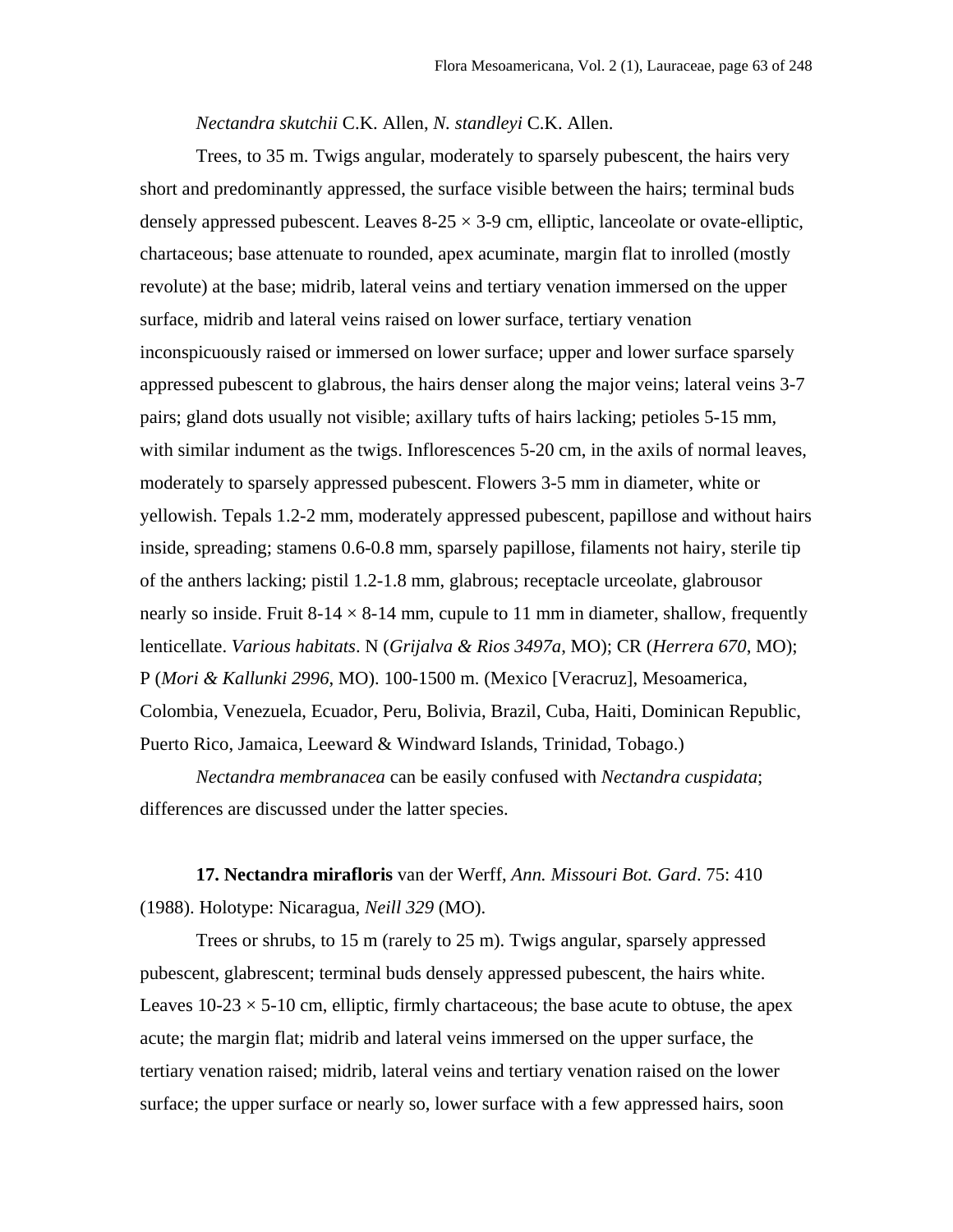*Nectandra skutchii* C.K. Allen, *N. standleyi* C.K. Allen.

Trees, to 35 m. Twigs angular, moderately to sparsely pubescent, the hairs very short and predominantly appressed, the surface visible between the hairs; terminal buds densely appressed pubescent. Leaves 8-25 × 3-9 cm, elliptic, lanceolate or ovate-elliptic, chartaceous; base attenuate to rounded, apex acuminate, margin flat to inrolled (mostly revolute) at the base; midrib, lateral veins and tertiary venation immersed on the upper surface, midrib and lateral veins raised on lower surface, tertiary venation inconspicuously raised or immersed on lower surface; upper and lower surface sparsely appressed pubescent to glabrous, the hairs denser along the major veins; lateral veins 3-7 pairs; gland dots usually not visible; axillary tufts of hairs lacking; petioles 5-15 mm, with similar indument as the twigs. Inflorescences 5-20 cm, in the axils of normal leaves, moderately to sparsely appressed pubescent. Flowers 3-5 mm in diameter, white or yellowish. Tepals 1.2-2 mm, moderately appressed pubescent, papillose and without hairs inside, spreading; stamens 0.6-0.8 mm, sparsely papillose, filaments not hairy, sterile tip of the anthers lacking; pistil 1.2-1.8 mm, glabrous; receptacle urceolate, glabrousor nearly so inside. Fruit 8-14 × 8-14 mm, cupule to 11 mm in diameter, shallow, frequently lenticellate. *Various habitats*. N (*Grijalva & Rios 3497a*, MO); CR (*Herrera 670*, MO); P (*Mori & Kallunki 2996*, MO). 100-1500 m. (Mexico [Veracruz], Mesoamerica, Colombia, Venezuela, Ecuador, Peru, Bolivia, Brazil, Cuba, Haiti, Dominican Republic, Puerto Rico, Jamaica, Leeward & Windward Islands, Trinidad, Tobago.)

*Nectandra membranacea* can be easily confused with *Nectandra cuspidata*; differences are discussed under the latter species.

**17. Nectandra mirafloris** van der Werff, *Ann. Missouri Bot. Gard*. 75: 410 (1988). Holotype: Nicaragua, *Neill 329* (MO).

Trees or shrubs, to 15 m (rarely to 25 m). Twigs angular, sparsely appressed pubescent, glabrescent; terminal buds densely appressed pubescent, the hairs white. Leaves 10-23 × 5-10 cm, elliptic, firmly chartaceous; the base acute to obtuse, the apex acute; the margin flat; midrib and lateral veins immersed on the upper surface, the tertiary venation raised; midrib, lateral veins and tertiary venation raised on the lower surface; the upper surface or nearly so, lower surface with a few appressed hairs, soon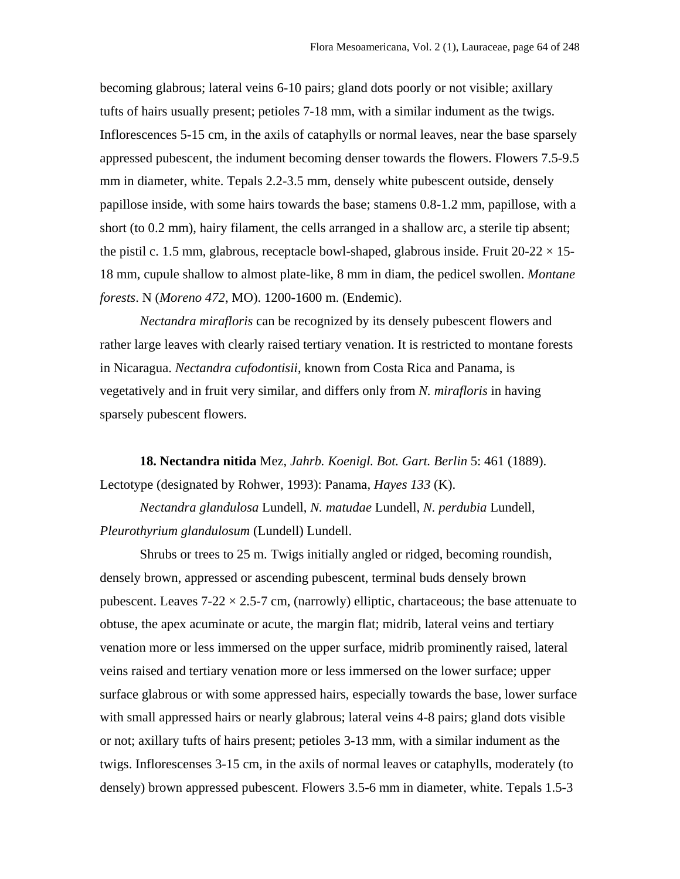becoming glabrous; lateral veins 6-10 pairs; gland dots poorly or not visible; axillary tufts of hairs usually present; petioles 7-18 mm, with a similar indument as the twigs. Inflorescences 5-15 cm, in the axils of cataphylls or normal leaves, near the base sparsely appressed pubescent, the indument becoming denser towards the flowers. Flowers 7.5-9.5 mm in diameter, white. Tepals 2.2-3.5 mm, densely white pubescent outside, densely papillose inside, with some hairs towards the base; stamens 0.8-1.2 mm, papillose, with a short (to 0.2 mm), hairy filament, the cells arranged in a shallow arc, a sterile tip absent; the pistil c. 1.5 mm, glabrous, receptacle bowl-shaped, glabrous inside. Fruit 20-22 × 15-18 mm, cupule shallow to almost plate-like, 8 mm in diam, the pedicel swollen. *Montane forests*. N (*Moreno 472*, MO). 1200-1600 m. (Endemic).

*Nectandra mirafloris* can be recognized by its densely pubescent flowers and rather large leaves with clearly raised tertiary venation. It is restricted to montane forests in Nicaragua. *Nectandra cufodontisii*, known from Costa Rica and Panama, is vegetatively and in fruit very similar, and differs only from *N. mirafloris* in having sparsely pubescent flowers.

**18. Nectandra nitida** Mez, *Jahrb. Koenigl. Bot. Gart. Berlin* 5: 461 (1889). Lectotype (designated by Rohwer, 1993): Panama, *Hayes 133* (K).

*Nectandra glandulosa* Lundell, *N. matudae* Lundell, *N. perdubia* Lundell, *Pleurothyrium glandulosum* (Lundell) Lundell.

Shrubs or trees to 25 m. Twigs initially angled or ridged, becoming roundish, densely brown, appressed or ascending pubescent, terminal buds densely brown pubescent. Leaves 7-22 × 2.5-7 cm, (narrowly) elliptic, chartaceous; the base attenuate to obtuse, the apex acuminate or acute, the margin flat; midrib, lateral veins and tertiary venation more or less immersed on the upper surface, midrib prominently raised, lateral veins raised and tertiary venation more or less immersed on the lower surface; upper surface glabrous or with some appressed hairs, especially towards the base, lower surface with small appressed hairs or nearly glabrous; lateral veins 4-8 pairs; gland dots visible or not; axillary tufts of hairs present; petioles 3-13 mm, with a similar indument as the twigs. Inflorescenses 3-15 cm, in the axils of normal leaves or cataphylls, moderately (to densely) brown appressed pubescent. Flowers 3.5-6 mm in diameter, white. Tepals 1.5-3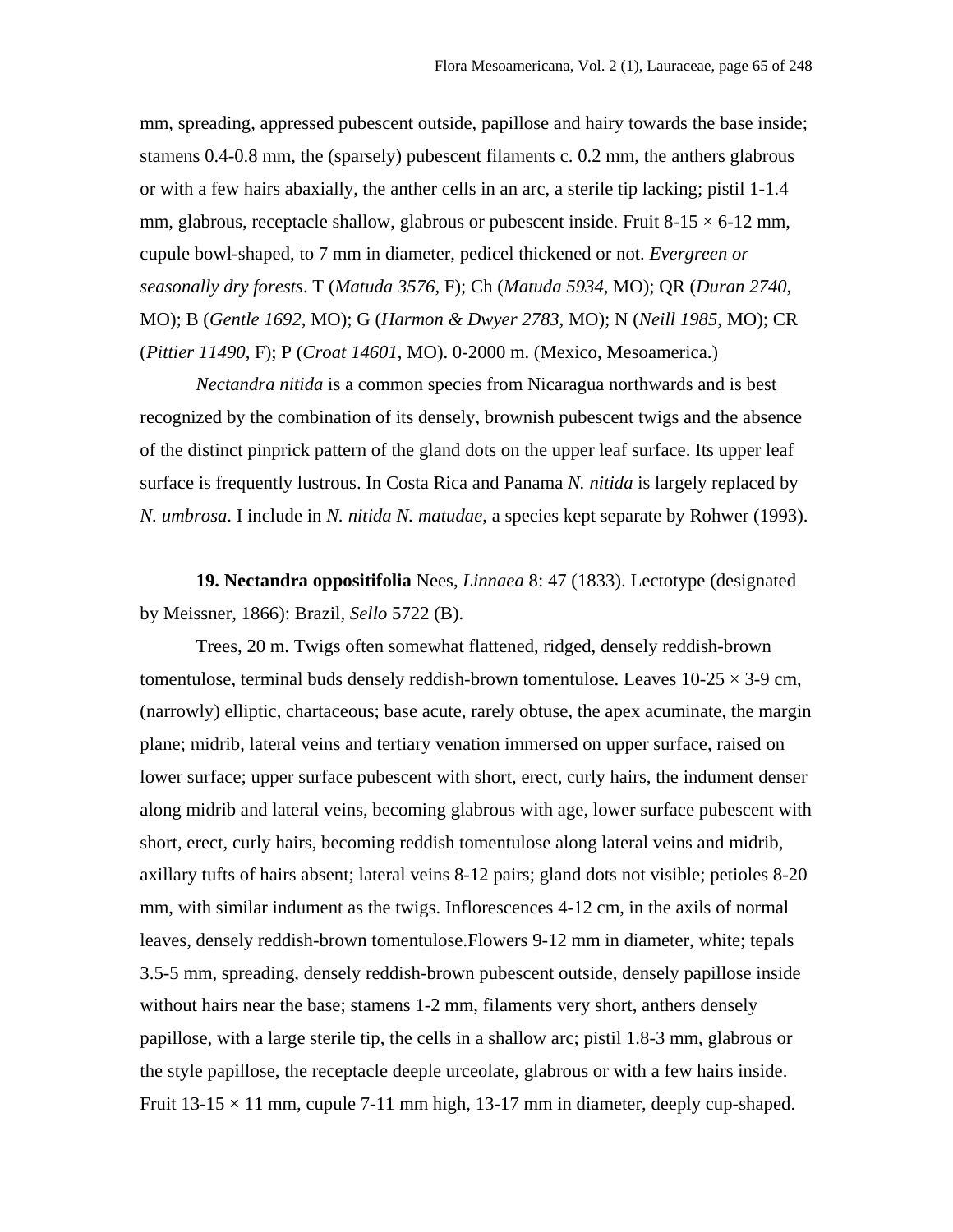mm, spreading, appressed pubescent outside, papillose and hairy towards the base inside; stamens 0.4-0.8 mm, the (sparsely) pubescent filaments c. 0.2 mm, the anthers glabrous or with a few hairs abaxially, the anther cells in an arc, a sterile tip lacking; pistil 1-1.4 mm, glabrous, receptacle shallow, glabrous or pubescent inside. Fruit 8-15 × 6-12 mm, cupule bowl-shaped, to 7 mm in diameter, pedicel thickened or not. *Evergreen or seasonally dry forests*. T (*Matuda 3576*, F); Ch (*Matuda 5934*, MO); QR (*Duran 2740*, MO); B (*Gentle 1692*, MO); G (*Harmon & Dwyer 2783*, MO); N (*Neill 1985*, MO); CR (*Pittier 11490*, F); P (*Croat 14601*, MO). 0-2000 m. (Mexico, Mesoamerica.)

*Nectandra nitida* is a common species from Nicaragua northwards and is best recognized by the combination of its densely, brownish pubescent twigs and the absence of the distinct pinprick pattern of the gland dots on the upper leaf surface. Its upper leaf surface is frequently lustrous. In Costa Rica and Panama *N. nitida* is largely replaced by *N. umbrosa*. I include in *N. nitida N. matudae*, a species kept separate by Rohwer (1993).

**19. Nectandra oppositifolia** Nees, *Linnaea* 8: 47 (1833). Lectotype (designated by Meissner, 1866): Brazil, *Sello* 5722 (B).

Trees, 20 m. Twigs often somewhat flattened, ridged, densely reddish-brown tomentulose, terminal buds densely reddish-brown tomentulose. Leaves 10-25 × 3-9 cm, (narrowly) elliptic, chartaceous; base acute, rarely obtuse, the apex acuminate, the margin plane; midrib, lateral veins and tertiary venation immersed on upper surface, raised on lower surface; upper surface pubescent with short, erect, curly hairs, the indument denser along midrib and lateral veins, becoming glabrous with age, lower surface pubescent with short, erect, curly hairs, becoming reddish tomentulose along lateral veins and midrib, axillary tufts of hairs absent; lateral veins 8-12 pairs; gland dots not visible; petioles 8-20 mm, with similar indument as the twigs. Inflorescences 4-12 cm, in the axils of normal leaves, densely reddish-brown tomentulose.Flowers 9-12 mm in diameter, white; tepals 3.5-5 mm, spreading, densely reddish-brown pubescent outside, densely papillose inside without hairs near the base; stamens 1-2 mm, filaments very short, anthers densely papillose, with a large sterile tip, the cells in a shallow arc; pistil 1.8-3 mm, glabrous or the style papillose, the receptacle deeple urceolate, glabrous or with a few hairs inside. Fruit 13-15 × 11 mm, cupule 7-11 mm high, 13-17 mm in diameter, deeply cup-shaped.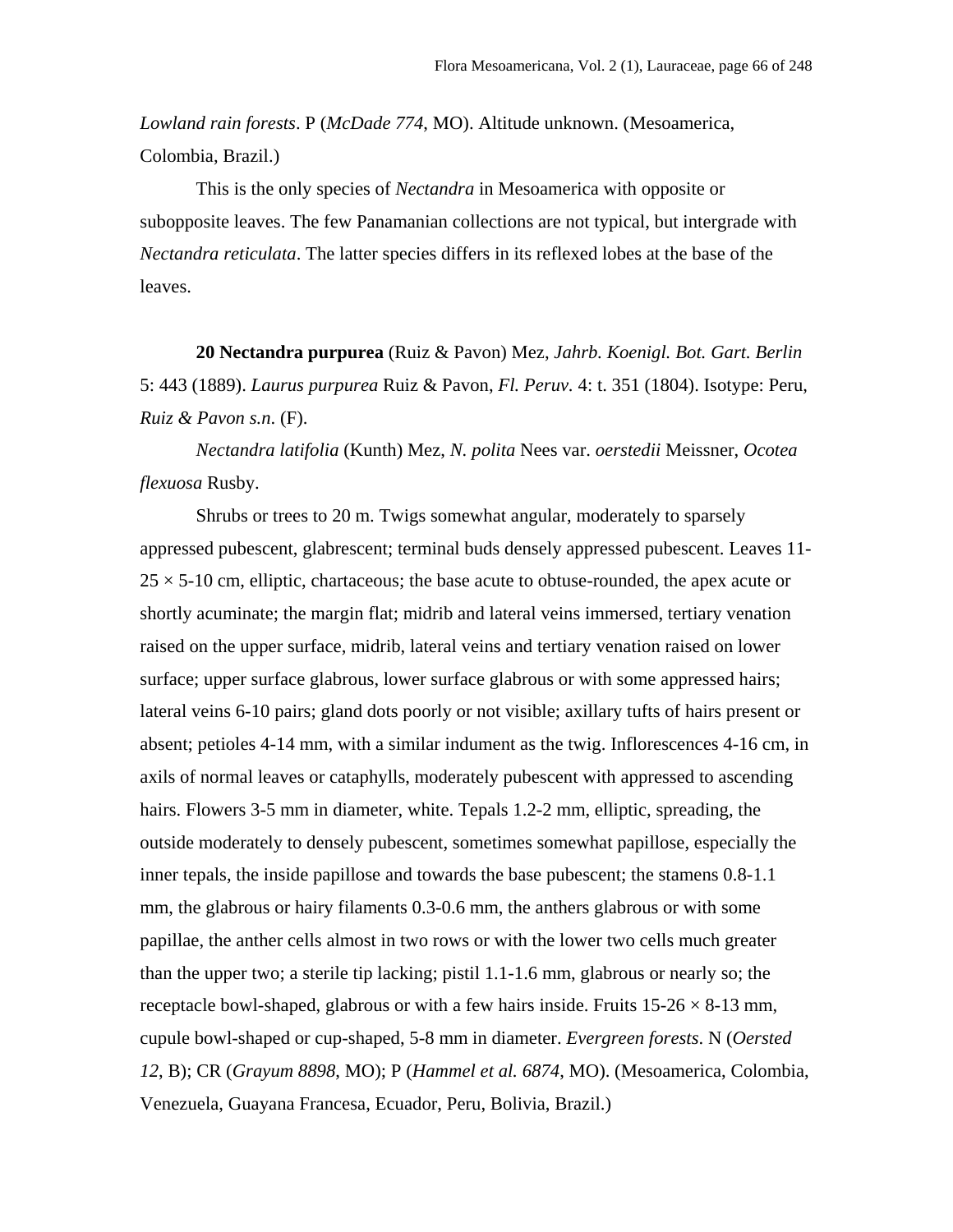*Lowland rain forests*. P (*McDade 774*, MO). Altitude unknown. (Mesoamerica, Colombia, Brazil.)

This is the only species of *Nectandra* in Mesoamerica with opposite or subopposite leaves. The few Panamanian collections are not typical, but intergrade with *Nectandra reticulata*. The latter species differs in its reflexed lobes at the base of the leaves.

**20 Nectandra purpurea** (Ruiz & Pavon) Mez, *Jahrb. Koenigl. Bot. Gart. Berlin* 5: 443 (1889). *Laurus purpurea* Ruiz & Pavon, *Fl. Peruv.* 4: t. 351 (1804). Isotype: Peru, *Ruiz & Pavon s.n*. (F).

*Nectandra latifolia* (Kunth) Mez, *N. polita* Nees var. *oerstedii* Meissner, *Ocotea flexuosa* Rusby.

Shrubs or trees to 20 m. Twigs somewhat angular, moderately to sparsely appressed pubescent, glabrescent; terminal buds densely appressed pubescent. Leaves 11-25 × 5-10 cm, elliptic, chartaceous; the base acute to obtuse-rounded, the apex acute or shortly acuminate; the margin flat; midrib and lateral veins immersed, tertiary venation raised on the upper surface, midrib, lateral veins and tertiary venation raised on lower surface; upper surface glabrous, lower surface glabrous or with some appressed hairs; lateral veins 6-10 pairs; gland dots poorly or not visible; axillary tufts of hairs present or absent; petioles 4-14 mm, with a similar indument as the twig. Inflorescences 4-16 cm, in axils of normal leaves or cataphylls, moderately pubescent with appressed to ascending hairs. Flowers 3-5 mm in diameter, white. Tepals 1.2-2 mm, elliptic, spreading, the outside moderately to densely pubescent, sometimes somewhat papillose, especially the inner tepals, the inside papillose and towards the base pubescent; the stamens 0.8-1.1 mm, the glabrous or hairy filaments 0.3-0.6 mm, the anthers glabrous or with some papillae, the anther cells almost in two rows or with the lower two cells much greater than the upper two; a sterile tip lacking; pistil 1.1-1.6 mm, glabrous or nearly so; the receptacle bowl-shaped, glabrous or with a few hairs inside. Fruits 15-26 × 8-13 mm, cupule bowl-shaped or cup-shaped, 5-8 mm in diameter. *Evergreen forests*. N (*Oersted 12*, B); CR (*Grayum 8898*, MO); P (*Hammel et al. 6874*, MO). (Mesoamerica, Colombia, Venezuela, Guayana Francesa, Ecuador, Peru, Bolivia, Brazil.)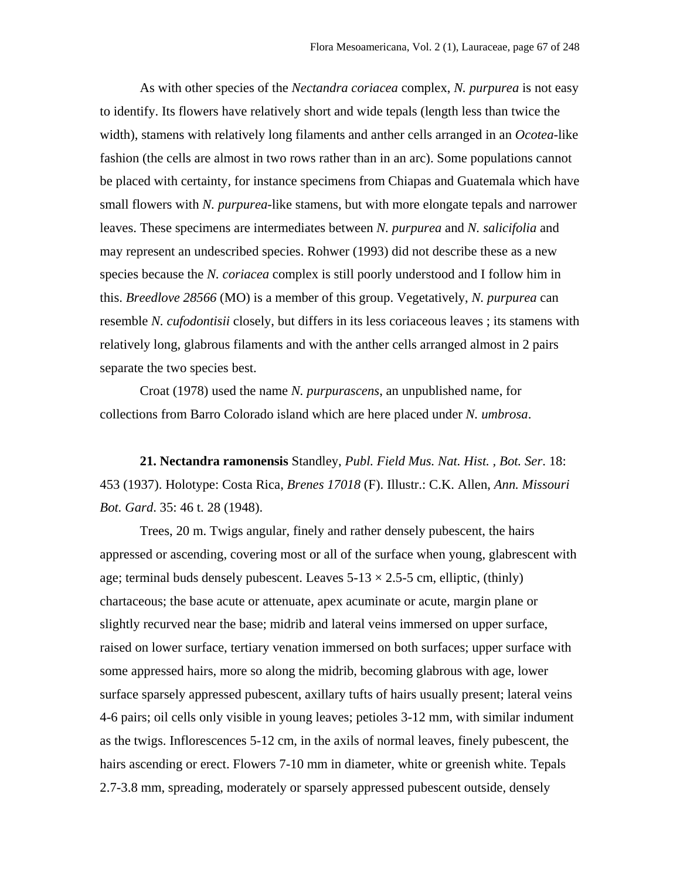As with other species of the *Nectandra coriacea* complex, *N. purpurea* is not easy to identify. Its flowers have relatively short and wide tepals (length less than twice the width), stamens with relatively long filaments and anther cells arranged in an *Ocotea*-like fashion (the cells are almost in two rows rather than in an arc). Some populations cannot be placed with certainty, for instance specimens from Chiapas and Guatemala which have small flowers with *N. purpurea*-like stamens, but with more elongate tepals and narrower leaves. These specimens are intermediates between *N. purpurea* and *N. salicifolia* and may represent an undescribed species. Rohwer (1993) did not describe these as a new species because the *N. coriacea* complex is still poorly understood and I follow him in this. *Breedlove 28566* (MO) is a member of this group. Vegetatively, *N. purpurea* can resemble *N. cufodontisii* closely, but differs in its less coriaceous leaves ; its stamens with relatively long, glabrous filaments and with the anther cells arranged almost in 2 pairs separate the two species best.

Croat (1978) used the name *N. purpurascens*, an unpublished name, for collections from Barro Colorado island which are here placed under *N. umbrosa*.

**21. Nectandra ramonensis** Standley, *Publ. Field Mus. Nat. Hist. , Bot. Ser*. 18: 453 (1937). Holotype: Costa Rica, *Brenes 17018* (F). Illustr.: C.K. Allen, *Ann. Missouri Bot. Gard*. 35: 46 t. 28 (1948).

Trees, 20 m. Twigs angular, finely and rather densely pubescent, the hairs appressed or ascending, covering most or all of the surface when young, glabrescent with age; terminal buds densely pubescent. Leaves 5-13 × 2.5-5 cm, elliptic, (thinly) chartaceous; the base acute or attenuate, apex acuminate or acute, margin plane or slightly recurved near the base; midrib and lateral veins immersed on upper surface, raised on lower surface, tertiary venation immersed on both surfaces; upper surface with some appressed hairs, more so along the midrib, becoming glabrous with age, lower surface sparsely appressed pubescent, axillary tufts of hairs usually present; lateral veins 4-6 pairs; oil cells only visible in young leaves; petioles 3-12 mm, with similar indument as the twigs. Inflorescences 5-12 cm, in the axils of normal leaves, finely pubescent, the hairs ascending or erect. Flowers 7-10 mm in diameter, white or greenish white. Tepals 2.7-3.8 mm, spreading, moderately or sparsely appressed pubescent outside, densely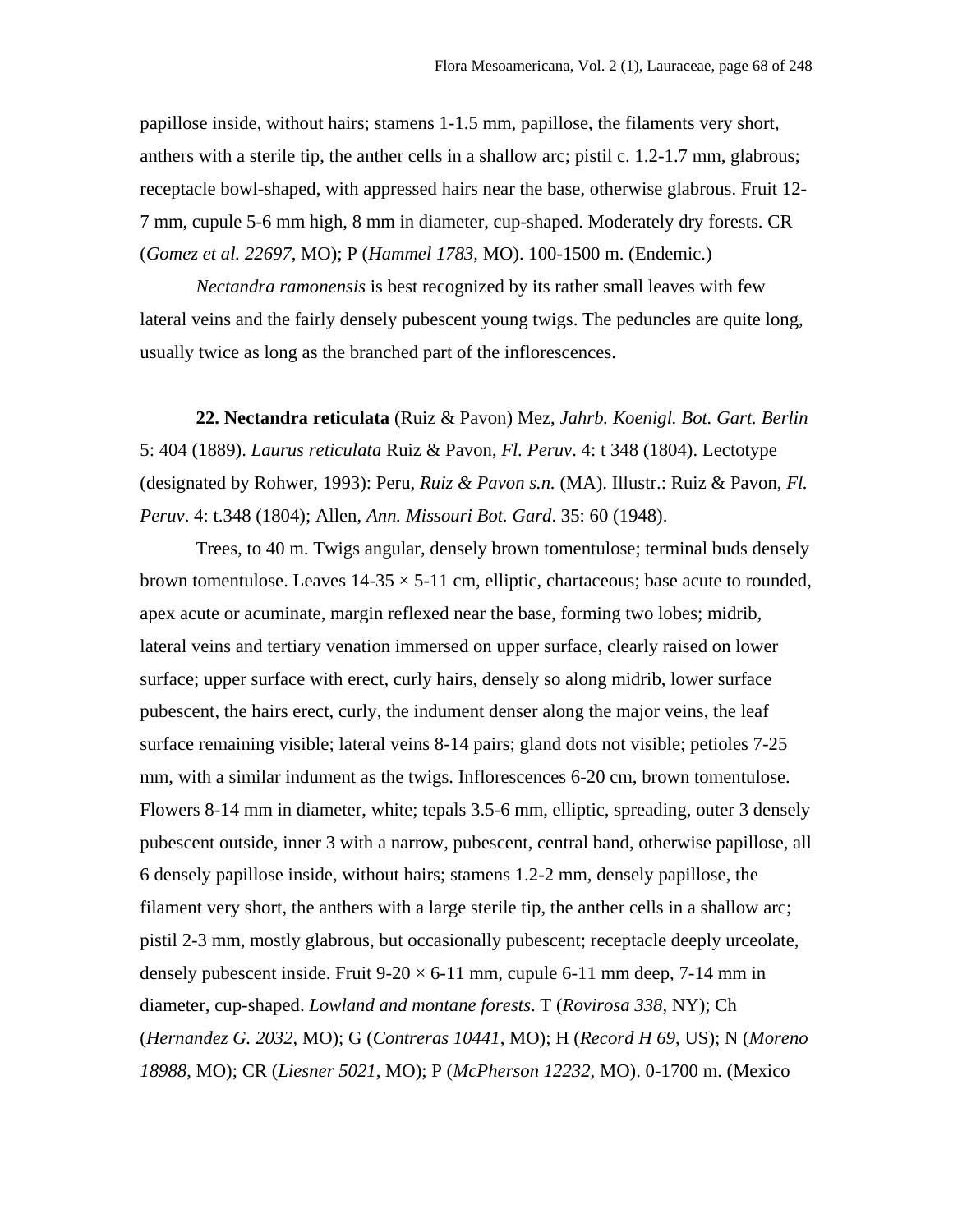papillose inside, without hairs; stamens 1-1.5 mm, papillose, the filaments very short, anthers with a sterile tip, the anther cells in a shallow arc; pistil c. 1.2-1.7 mm, glabrous; receptacle bowl-shaped, with appressed hairs near the base, otherwise glabrous. Fruit 12-7 mm, cupule 5-6 mm high, 8 mm in diameter, cup-shaped. Moderately dry forests. CR (*Gomez et al. 22697*, MO); P (*Hammel 1783*, MO). 100-1500 m. (Endemic.)

*Nectandra ramonensis* is best recognized by its rather small leaves with few lateral veins and the fairly densely pubescent young twigs. The peduncles are quite long, usually twice as long as the branched part of the inflorescences.

**22. Nectandra reticulata** (Ruiz & Pavon) Mez, *Jahrb. Koenigl. Bot. Gart. Berlin* 5: 404 (1889). *Laurus reticulata* Ruiz & Pavon, *Fl. Peruv*. 4: t 348 (1804). Lectotype (designated by Rohwer, 1993): Peru, *Ruiz & Pavon s.n.* (MA). Illustr.: Ruiz & Pavon, *Fl. Peruv*. 4: t.348 (1804); Allen, *Ann. Missouri Bot. Gard*. 35: 60 (1948).

Trees, to 40 m. Twigs angular, densely brown tomentulose; terminal buds densely brown tomentulose. Leaves 14-35 × 5-11 cm, elliptic, chartaceous; base acute to rounded, apex acute or acuminate, margin reflexed near the base, forming two lobes; midrib, lateral veins and tertiary venation immersed on upper surface, clearly raised on lower surface; upper surface with erect, curly hairs, densely so along midrib, lower surface pubescent, the hairs erect, curly, the indument denser along the major veins, the leaf surface remaining visible; lateral veins 8-14 pairs; gland dots not visible; petioles 7-25 mm, with a similar indument as the twigs. Inflorescences 6-20 cm, brown tomentulose. Flowers 8-14 mm in diameter, white; tepals 3.5-6 mm, elliptic, spreading, outer 3 densely pubescent outside, inner 3 with a narrow, pubescent, central band, otherwise papillose, all 6 densely papillose inside, without hairs; stamens 1.2-2 mm, densely papillose, the filament very short, the anthers with a large sterile tip, the anther cells in a shallow arc; pistil 2-3 mm, mostly glabrous, but occasionally pubescent; receptacle deeply urceolate, densely pubescent inside. Fruit 9-20 × 6-11 mm, cupule 6-11 mm deep, 7-14 mm in diameter, cup-shaped. *Lowland and montane forests*. T (*Rovirosa 338*, NY); Ch (*Hernandez G. 2032*, MO); G (*Contreras 10441*, MO); H (*Record H 69*, US); N (*Moreno 18988*, MO); CR (*Liesner 5021*, MO); P (*McPherson 12232*, MO). 0-1700 m. (Mexico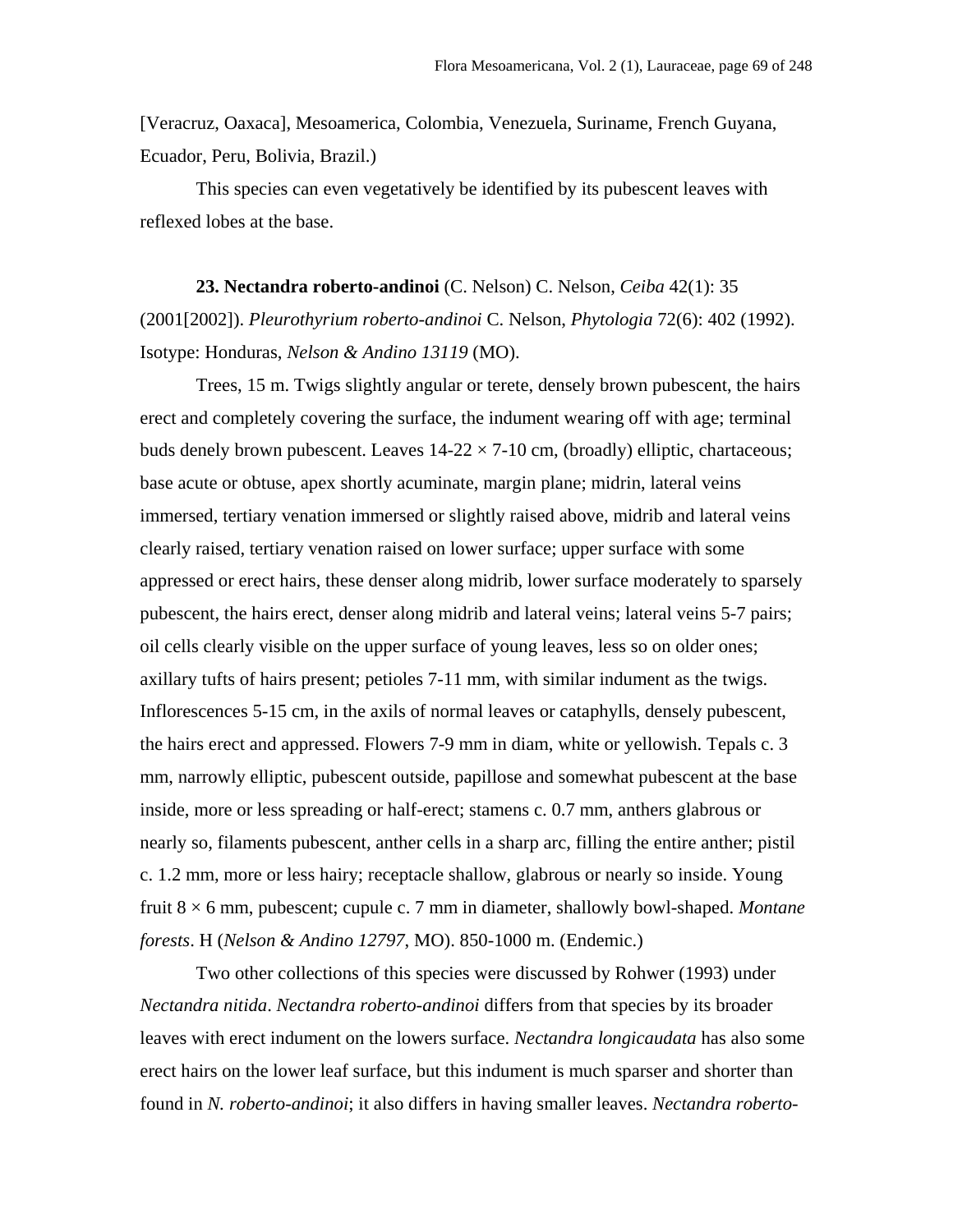[Veracruz, Oaxaca], Mesoamerica, Colombia, Venezuela, Suriname, French Guyana, Ecuador, Peru, Bolivia, Brazil.)

This species can even vegetatively be identified by its pubescent leaves with reflexed lobes at the base.

**23. Nectandra roberto-andinoi** (C. Nelson) C. Nelson, *Ceiba* 42(1): 35 (2001[2002]). *Pleurothyrium roberto-andinoi* C. Nelson, *Phytologia* 72(6): 402 (1992). Isotype: Honduras, *Nelson & Andino 13119* (MO).

Trees, 15 m. Twigs slightly angular or terete, densely brown pubescent, the hairs erect and completely covering the surface, the indument wearing off with age; terminal buds denely brown pubescent. Leaves 14-22 × 7-10 cm, (broadly) elliptic, chartaceous; base acute or obtuse, apex shortly acuminate, margin plane; midrin, lateral veins immersed, tertiary venation immersed or slightly raised above, midrib and lateral veins clearly raised, tertiary venation raised on lower surface; upper surface with some appressed or erect hairs, these denser along midrib, lower surface moderately to sparsely pubescent, the hairs erect, denser along midrib and lateral veins; lateral veins 5-7 pairs; oil cells clearly visible on the upper surface of young leaves, less so on older ones; axillary tufts of hairs present; petioles 7-11 mm, with similar indument as the twigs. Inflorescences 5-15 cm, in the axils of normal leaves or cataphylls, densely pubescent, the hairs erect and appressed. Flowers 7-9 mm in diam, white or yellowish. Tepals c. 3 mm, narrowly elliptic, pubescent outside, papillose and somewhat pubescent at the base inside, more or less spreading or half-erect; stamens c. 0.7 mm, anthers glabrous or nearly so, filaments pubescent, anther cells in a sharp arc, filling the entire anther; pistil c. 1.2 mm, more or less hairy; receptacle shallow, glabrous or nearly so inside. Young fruit 8 × 6 mm, pubescent; cupule c. 7 mm in diameter, shallowly bowl-shaped. *Montane forests*. H (*Nelson & Andino 12797*, MO). 850-1000 m. (Endemic.)

Two other collections of this species were discussed by Rohwer (1993) under *Nectandra nitida*. *Nectandra roberto-andinoi* differs from that species by its broader leaves with erect indument on the lowers surface. *Nectandra longicaudata* has also some erect hairs on the lower leaf surface, but this indument is much sparser and shorter than found in *N. roberto-andinoi*; it also differs in having smaller leaves. *Nectandra roberto-*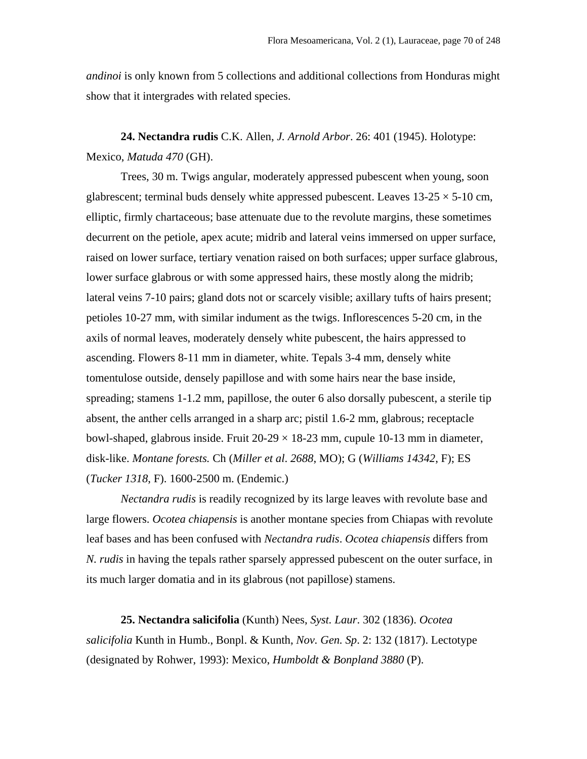*andinoi* is only known from 5 collections and additional collections from Honduras might show that it intergrades with related species.

**24. Nectandra rudis** C.K. Allen, *J. Arnold Arbor*. 26: 401 (1945). Holotype: Mexico, *Matuda 470* (GH).

Trees, 30 m. Twigs angular, moderately appressed pubescent when young, soon glabrescent; terminal buds densely white appressed pubescent. Leaves 13-25 × 5-10 cm, elliptic, firmly chartaceous; base attenuate due to the revolute margins, these sometimes decurrent on the petiole, apex acute; midrib and lateral veins immersed on upper surface, raised on lower surface, tertiary venation raised on both surfaces; upper surface glabrous, lower surface glabrous or with some appressed hairs, these mostly along the midrib; lateral veins 7-10 pairs; gland dots not or scarcely visible; axillary tufts of hairs present; petioles 10-27 mm, with similar indument as the twigs. Inflorescences 5-20 cm, in the axils of normal leaves, moderately densely white pubescent, the hairs appressed to ascending. Flowers 8-11 mm in diameter, white. Tepals 3-4 mm, densely white tomentulose outside, densely papillose and with some hairs near the base inside, spreading; stamens 1-1.2 mm, papillose, the outer 6 also dorsally pubescent, a sterile tip absent, the anther cells arranged in a sharp arc; pistil 1.6-2 mm, glabrous; receptacle bowl-shaped, glabrous inside. Fruit 20-29 × 18-23 mm, cupule 10-13 mm in diameter, disk-like. *Montane forests.* Ch (*Miller et al*. *2688*, MO); G (*Williams 14342*, F); ES (*Tucker 1318*, F). 1600-2500 m. (Endemic.)

*Nectandra rudis* is readily recognized by its large leaves with revolute base and large flowers. *Ocotea chiapensis* is another montane species from Chiapas with revolute leaf bases and has been confused with *Nectandra rudis*. *Ocotea chiapensis* differs from *N. rudis* in having the tepals rather sparsely appressed pubescent on the outer surface, in its much larger domatia and in its glabrous (not papillose) stamens.

**25. Nectandra salicifolia** (Kunth) Nees, *Syst. Laur*. 302 (1836). *Ocotea salicifolia* Kunth in Humb., Bonpl. & Kunth, *Nov. Gen. Sp*. 2: 132 (1817). Lectotype (designated by Rohwer, 1993): Mexico, *Humboldt & Bonpland 3880* (P).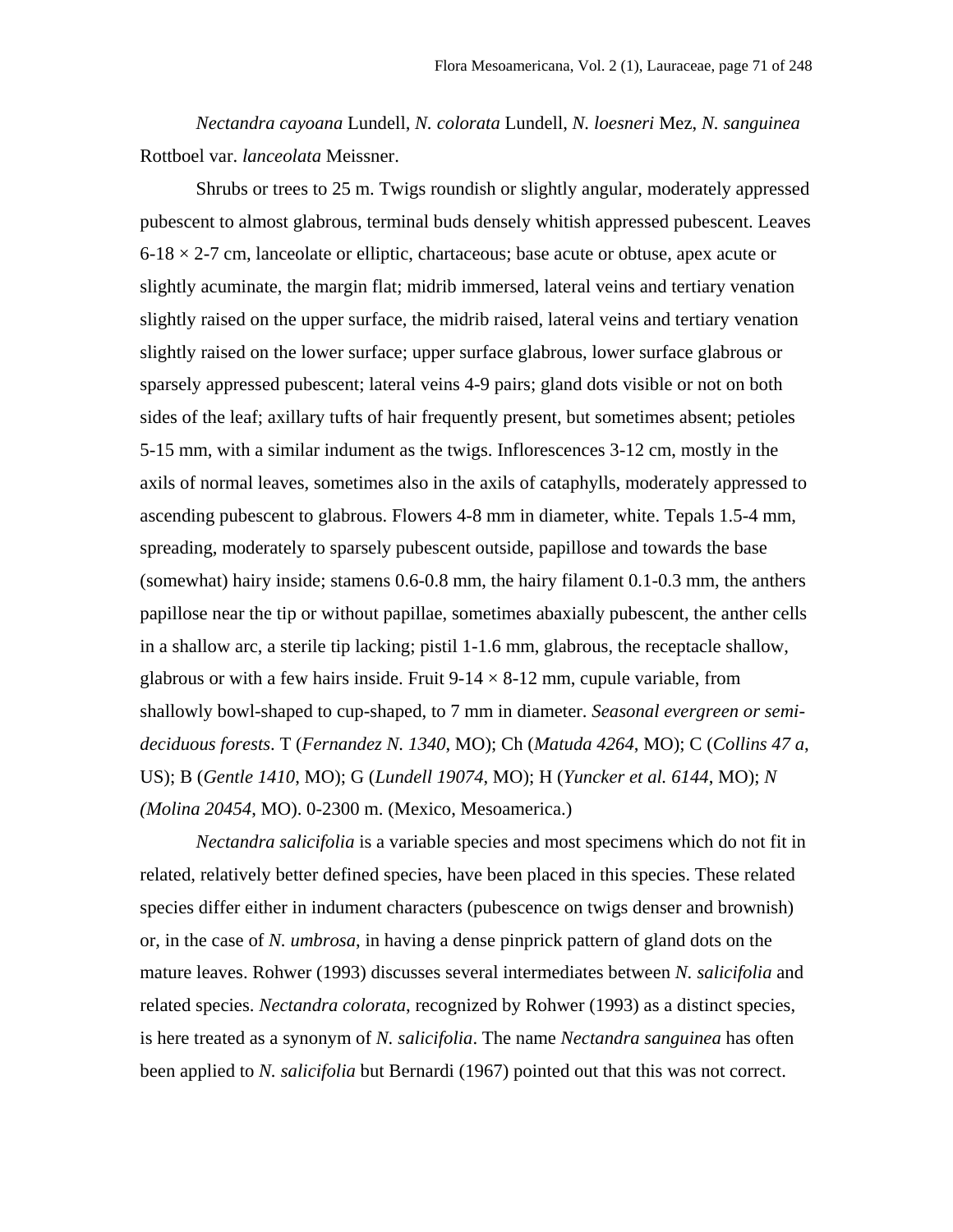*Nectandra cayoana* Lundell, *N. colorata* Lundell, *N. loesneri* Mez, *N. sanguinea* Rottboel var. *lanceolata* Meissner.

Shrubs or trees to 25 m. Twigs roundish or slightly angular, moderately appressed pubescent to almost glabrous, terminal buds densely whitish appressed pubescent. Leaves 6-18 × 2-7 cm, lanceolate or elliptic, chartaceous; base acute or obtuse, apex acute or slightly acuminate, the margin flat; midrib immersed, lateral veins and tertiary venation slightly raised on the upper surface, the midrib raised, lateral veins and tertiary venation slightly raised on the lower surface; upper surface glabrous, lower surface glabrous or sparsely appressed pubescent; lateral veins 4-9 pairs; gland dots visible or not on both sides of the leaf; axillary tufts of hair frequently present, but sometimes absent; petioles 5-15 mm, with a similar indument as the twigs. Inflorescences 3-12 cm, mostly in the axils of normal leaves, sometimes also in the axils of cataphylls, moderately appressed to ascending pubescent to glabrous. Flowers 4-8 mm in diameter, white. Tepals 1.5-4 mm, spreading, moderately to sparsely pubescent outside, papillose and towards the base (somewhat) hairy inside; stamens 0.6-0.8 mm, the hairy filament 0.1-0.3 mm, the anthers papillose near the tip or without papillae, sometimes abaxially pubescent, the anther cells in a shallow arc, a sterile tip lacking; pistil 1-1.6 mm, glabrous, the receptacle shallow, glabrous or with a few hairs inside. Fruit 9-14 × 8-12 mm, cupule variable, from shallowly bowl-shaped to cup-shaped, to 7 mm in diameter. *Seasonal evergreen or semi-deciduous forests*. T (*Fernandez N. 1340*, MO); Ch (*Matuda 4264*, MO); C (*Collins 47 a*, US); B (*Gentle 1410*, MO); G (*Lundell 19074*, MO); H (*Yuncker et al. 6144*, MO); *N (Molina 20454*, MO). 0-2300 m. (Mexico, Mesoamerica.)

*Nectandra salicifolia* is a variable species and most specimens which do not fit in related, relatively better defined species, have been placed in this species. These related species differ either in indument characters (pubescence on twigs denser and brownish) or, in the case of *N. umbrosa*, in having a dense pinprick pattern of gland dots on the mature leaves. Rohwer (1993) discusses several intermediates between *N. salicifolia* and related species. *Nectandra colorata*, recognized by Rohwer (1993) as a distinct species, is here treated as a synonym of *N. salicifolia*. The name *Nectandra sanguinea* has often been applied to *N. salicifolia* but Bernardi (1967) pointed out that this was not correct.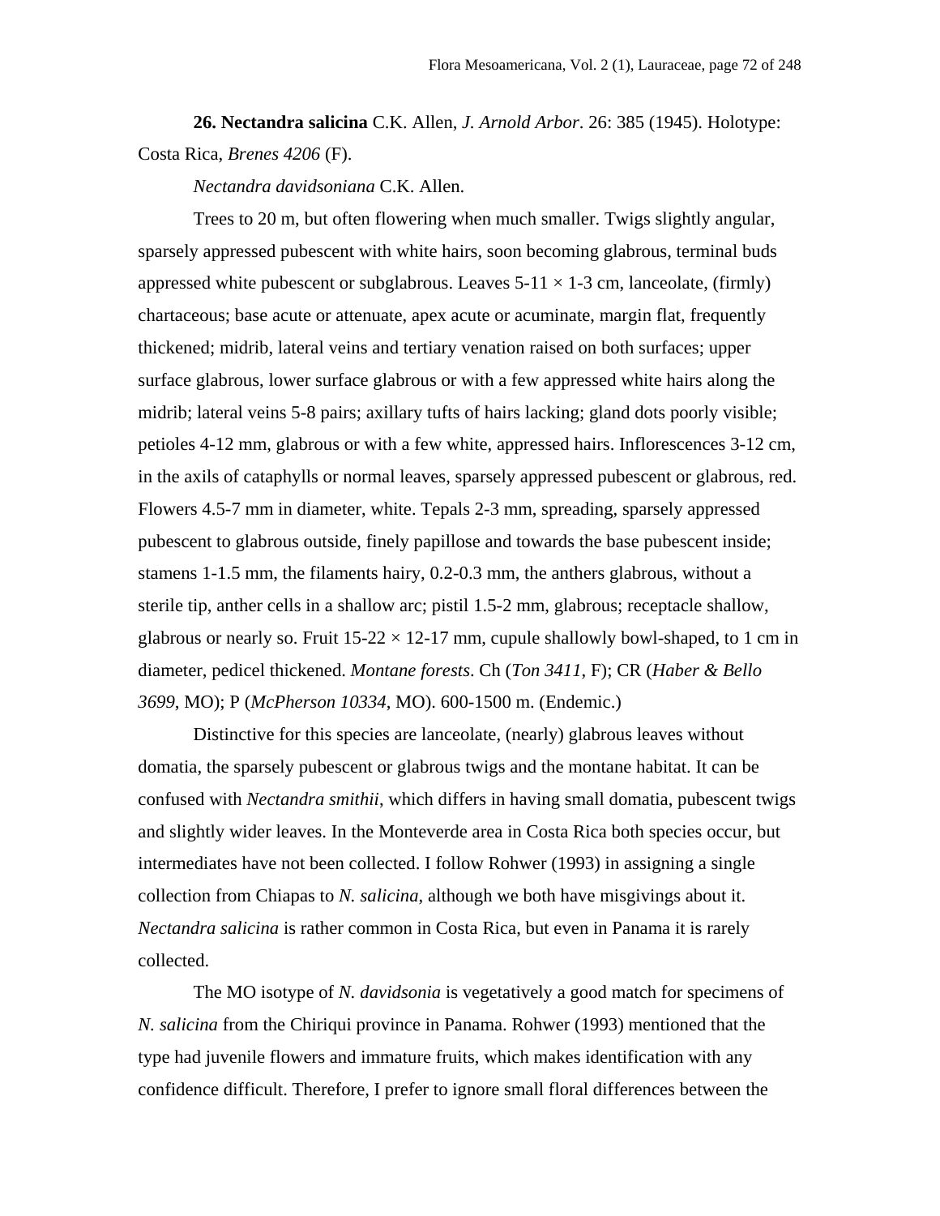**26. Nectandra salicina** C.K. Allen, *J. Arnold Arbor*. 26: 385 (1945). Holotype: Costa Rica, *Brenes 4206* (F).

*Nectandra davidsoniana* C.K. Allen.

Trees to 20 m, but often flowering when much smaller. Twigs slightly angular, sparsely appressed pubescent with white hairs, soon becoming glabrous, terminal buds appressed white pubescent or subglabrous. Leaves 5-11 × 1-3 cm, lanceolate, (firmly) chartaceous; base acute or attenuate, apex acute or acuminate, margin flat, frequently thickened; midrib, lateral veins and tertiary venation raised on both surfaces; upper surface glabrous, lower surface glabrous or with a few appressed white hairs along the midrib; lateral veins 5-8 pairs; axillary tufts of hairs lacking; gland dots poorly visible; petioles 4-12 mm, glabrous or with a few white, appressed hairs. Inflorescences 3-12 cm, in the axils of cataphylls or normal leaves, sparsely appressed pubescent or glabrous, red. Flowers 4.5-7 mm in diameter, white. Tepals 2-3 mm, spreading, sparsely appressed pubescent to glabrous outside, finely papillose and towards the base pubescent inside; stamens 1-1.5 mm, the filaments hairy, 0.2-0.3 mm, the anthers glabrous, without a sterile tip, anther cells in a shallow arc; pistil 1.5-2 mm, glabrous; receptacle shallow, glabrous or nearly so. Fruit 15-22 × 12-17 mm, cupule shallowly bowl-shaped, to 1 cm in diameter, pedicel thickened. *Montane forests*. Ch (*Ton 3411*, F); CR (*Haber & Bello 3699*, MO); P (*McPherson 10334*, MO). 600-1500 m. (Endemic.)

Distinctive for this species are lanceolate, (nearly) glabrous leaves without domatia, the sparsely pubescent or glabrous twigs and the montane habitat. It can be confused with *Nectandra smithii*, which differs in having small domatia, pubescent twigs and slightly wider leaves. In the Monteverde area in Costa Rica both species occur, but intermediates have not been collected. I follow Rohwer (1993) in assigning a single collection from Chiapas to *N. salicina*, although we both have misgivings about it. *Nectandra salicina* is rather common in Costa Rica, but even in Panama it is rarely collected.

The MO isotype of *N. davidsonia* is vegetatively a good match for specimens of *N. salicina* from the Chiriqui province in Panama. Rohwer (1993) mentioned that the type had juvenile flowers and immature fruits, which makes identification with any confidence difficult. Therefore, I prefer to ignore small floral differences between the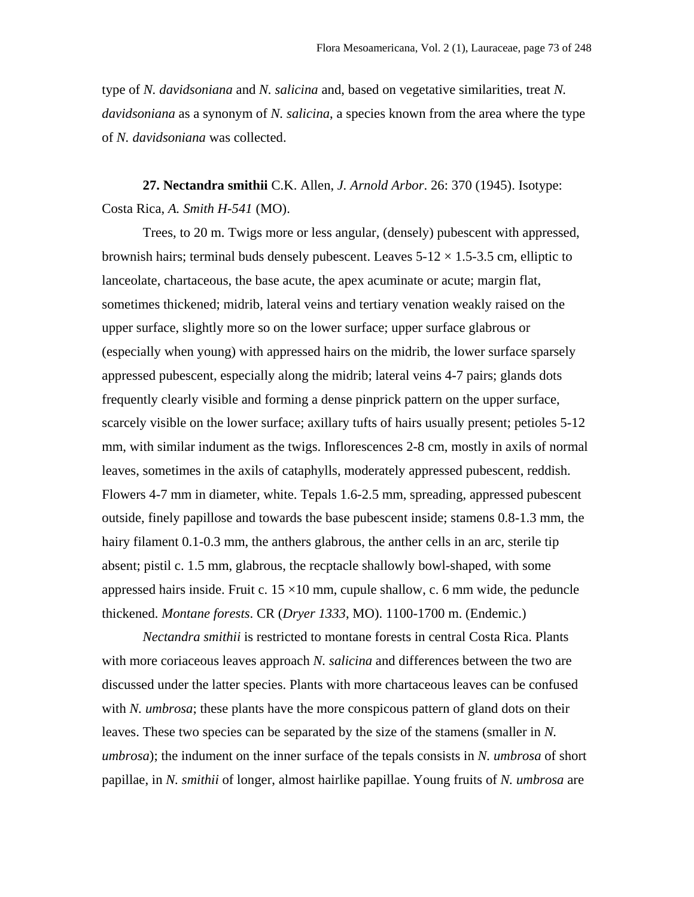type of *N. davidsoniana* and *N. salicina* and, based on vegetative similarities, treat *N. davidsoniana* as a synonym of *N. salicina*, a species known from the area where the type of *N. davidsoniana* was collected.

**27. Nectandra smithii** C.K. Allen, *J. Arnold Arbor*. 26: 370 (1945). Isotype: Costa Rica, *A. Smith H-541* (MO).

Trees, to 20 m. Twigs more or less angular, (densely) pubescent with appressed, brownish hairs; terminal buds densely pubescent. Leaves 5-12 × 1.5-3.5 cm, elliptic to lanceolate, chartaceous, the base acute, the apex acuminate or acute; margin flat, sometimes thickened; midrib, lateral veins and tertiary venation weakly raised on the upper surface, slightly more so on the lower surface; upper surface glabrous or (especially when young) with appressed hairs on the midrib, the lower surface sparsely appressed pubescent, especially along the midrib; lateral veins 4-7 pairs; glands dots frequently clearly visible and forming a dense pinprick pattern on the upper surface, scarcely visible on the lower surface; axillary tufts of hairs usually present; petioles 5-12 mm, with similar indument as the twigs. Inflorescences 2-8 cm, mostly in axils of normal leaves, sometimes in the axils of cataphylls, moderately appressed pubescent, reddish. Flowers 4-7 mm in diameter, white. Tepals 1.6-2.5 mm, spreading, appressed pubescent outside, finely papillose and towards the base pubescent inside; stamens 0.8-1.3 mm, the hairy filament 0.1-0.3 mm, the anthers glabrous, the anther cells in an arc, sterile tip absent; pistil c. 1.5 mm, glabrous, the recptacle shallowly bowl-shaped, with some appressed hairs inside. Fruit c. 15 ×10 mm, cupule shallow, c. 6 mm wide, the peduncle thickened. *Montane forests*. CR (*Dryer 1333*, MO). 1100-1700 m. (Endemic.)

*Nectandra smithii* is restricted to montane forests in central Costa Rica. Plants with more coriaceous leaves approach *N. salicina* and differences between the two are discussed under the latter species. Plants with more chartaceous leaves can be confused with *N. umbrosa*; these plants have the more conspicous pattern of gland dots on their leaves. These two species can be separated by the size of the stamens (smaller in *N. umbrosa*); the indument on the inner surface of the tepals consists in *N. umbrosa* of short papillae, in *N. smithii* of longer, almost hairlike papillae. Young fruits of *N. umbrosa* are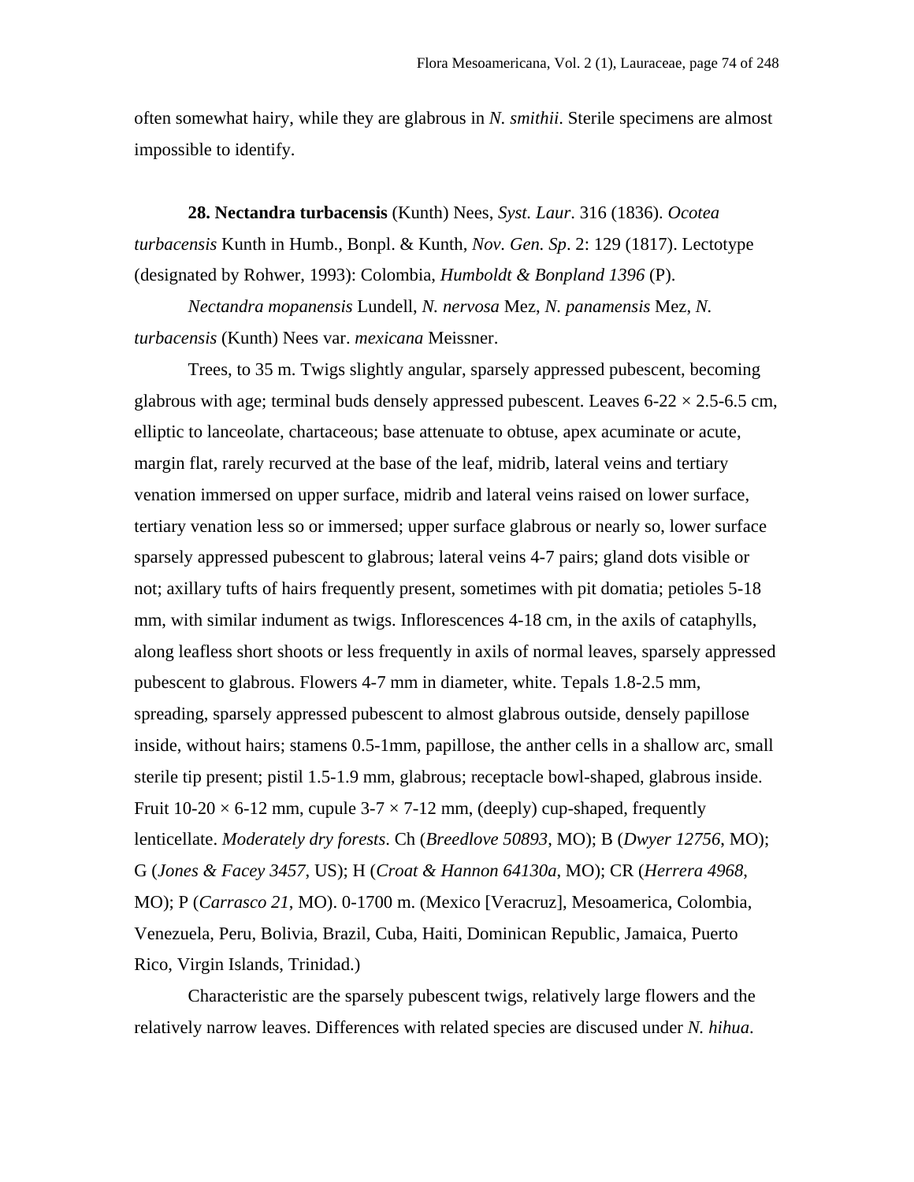often somewhat hairy, while they are glabrous in *N. smithii*. Sterile specimens are almost impossible to identify.

**28. Nectandra turbacensis** (Kunth) Nees, *Syst. Laur*. 316 (1836). *Ocotea turbacensis* Kunth in Humb., Bonpl. & Kunth, *Nov. Gen. Sp*. 2: 129 (1817). Lectotype (designated by Rohwer, 1993): Colombia, *Humboldt & Bonpland 1396* (P).

*Nectandra mopanensis* Lundell, *N. nervosa* Mez, *N. panamensis* Mez, *N. turbacensis* (Kunth) Nees var. *mexicana* Meissner.

Trees, to 35 m. Twigs slightly angular, sparsely appressed pubescent, becoming glabrous with age; terminal buds densely appressed pubescent. Leaves 6-22 × 2.5-6.5 cm, elliptic to lanceolate, chartaceous; base attenuate to obtuse, apex acuminate or acute, margin flat, rarely recurved at the base of the leaf, midrib, lateral veins and tertiary venation immersed on upper surface, midrib and lateral veins raised on lower surface, tertiary venation less so or immersed; upper surface glabrous or nearly so, lower surface sparsely appressed pubescent to glabrous; lateral veins 4-7 pairs; gland dots visible or not; axillary tufts of hairs frequently present, sometimes with pit domatia; petioles 5-18 mm, with similar indument as twigs. Inflorescences 4-18 cm, in the axils of cataphylls, along leafless short shoots or less frequently in axils of normal leaves, sparsely appressed pubescent to glabrous. Flowers 4-7 mm in diameter, white. Tepals 1.8-2.5 mm, spreading, sparsely appressed pubescent to almost glabrous outside, densely papillose inside, without hairs; stamens 0.5-1mm, papillose, the anther cells in a shallow arc, small sterile tip present; pistil 1.5-1.9 mm, glabrous; receptacle bowl-shaped, glabrous inside. Fruit 10-20 × 6-12 mm, cupule 3-7 × 7-12 mm, (deeply) cup-shaped, frequently lenticellate. *Moderately dry forests*. Ch (*Breedlove 50893*, MO); B (*Dwyer 12756*, MO); G (*Jones & Facey 3457*, US); H (*Croat & Hannon 64130a*, MO); CR (*Herrera 4968*, MO); P (*Carrasco 21*, MO). 0-1700 m. (Mexico [Veracruz], Mesoamerica, Colombia, Venezuela, Peru, Bolivia, Brazil, Cuba, Haiti, Dominican Republic, Jamaica, Puerto Rico, Virgin Islands, Trinidad.)

Characteristic are the sparsely pubescent twigs, relatively large flowers and the relatively narrow leaves. Differences with related species are discused under *N. hihua*.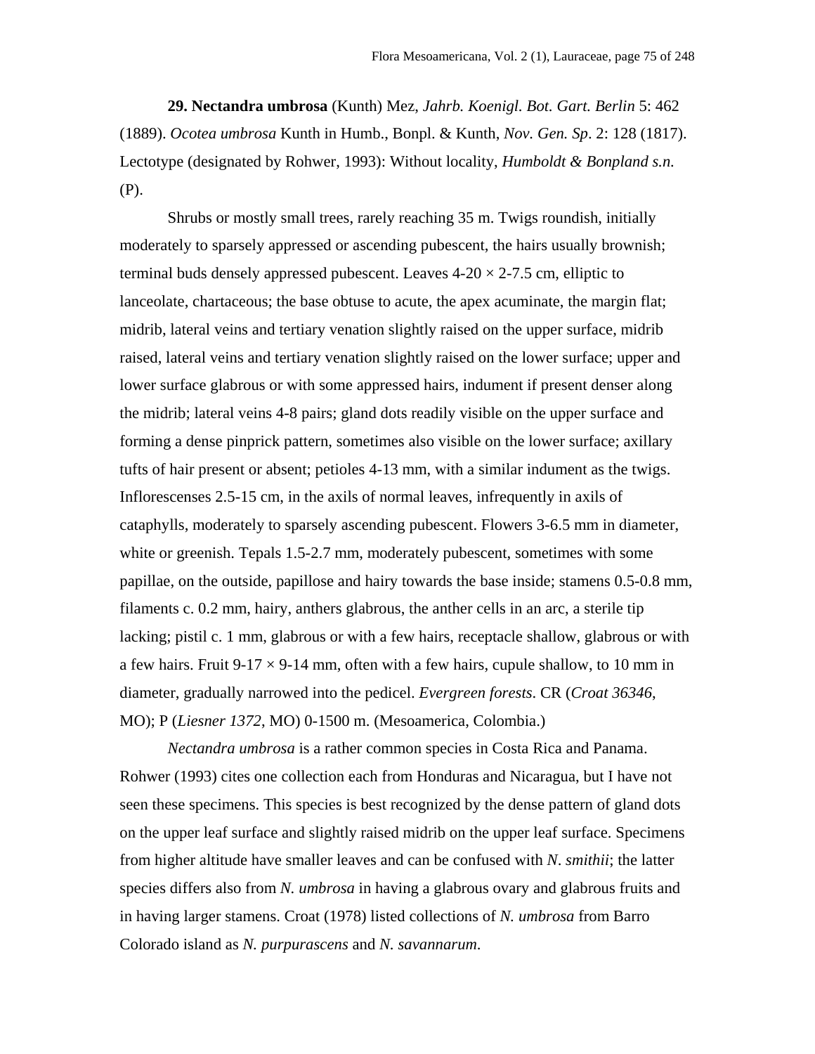**29. Nectandra umbrosa** (Kunth) Mez, *Jahrb. Koenigl. Bot. Gart. Berlin* 5: 462 (1889). *Ocotea umbrosa* Kunth in Humb., Bonpl. & Kunth, *Nov. Gen. Sp*. 2: 128 (1817). Lectotype (designated by Rohwer, 1993): Without locality, *Humboldt & Bonpland s.n.* (P).

Shrubs or mostly small trees, rarely reaching 35 m. Twigs roundish, initially moderately to sparsely appressed or ascending pubescent, the hairs usually brownish; terminal buds densely appressed pubescent. Leaves 4-20 × 2-7.5 cm, elliptic to lanceolate, chartaceous; the base obtuse to acute, the apex acuminate, the margin flat; midrib, lateral veins and tertiary venation slightly raised on the upper surface, midrib raised, lateral veins and tertiary venation slightly raised on the lower surface; upper and lower surface glabrous or with some appressed hairs, indument if present denser along the midrib; lateral veins 4-8 pairs; gland dots readily visible on the upper surface and forming a dense pinprick pattern, sometimes also visible on the lower surface; axillary tufts of hair present or absent; petioles 4-13 mm, with a similar indument as the twigs. Inflorescenses 2.5-15 cm, in the axils of normal leaves, infrequently in axils of cataphylls, moderately to sparsely ascending pubescent. Flowers 3-6.5 mm in diameter, white or greenish. Tepals 1.5-2.7 mm, moderately pubescent, sometimes with some papillae, on the outside, papillose and hairy towards the base inside; stamens 0.5-0.8 mm, filaments c. 0.2 mm, hairy, anthers glabrous, the anther cells in an arc, a sterile tip lacking; pistil c. 1 mm, glabrous or with a few hairs, receptacle shallow, glabrous or with a few hairs. Fruit 9-17 × 9-14 mm, often with a few hairs, cupule shallow, to 10 mm in diameter, gradually narrowed into the pedicel. *Evergreen forests*. CR (*Croat 36346*, MO); P (*Liesner 1372*, MO) 0-1500 m. (Mesoamerica, Colombia.)

*Nectandra umbrosa* is a rather common species in Costa Rica and Panama. Rohwer (1993) cites one collection each from Honduras and Nicaragua, but I have not seen these specimens. This species is best recognized by the dense pattern of gland dots on the upper leaf surface and slightly raised midrib on the upper leaf surface. Specimens from higher altitude have smaller leaves and can be confused with *N. smithii*; the latter species differs also from *N. umbrosa* in having a glabrous ovary and glabrous fruits and in having larger stamens. Croat (1978) listed collections of *N. umbrosa* from Barro Colorado island as *N. purpurascens* and *N. savannarum*.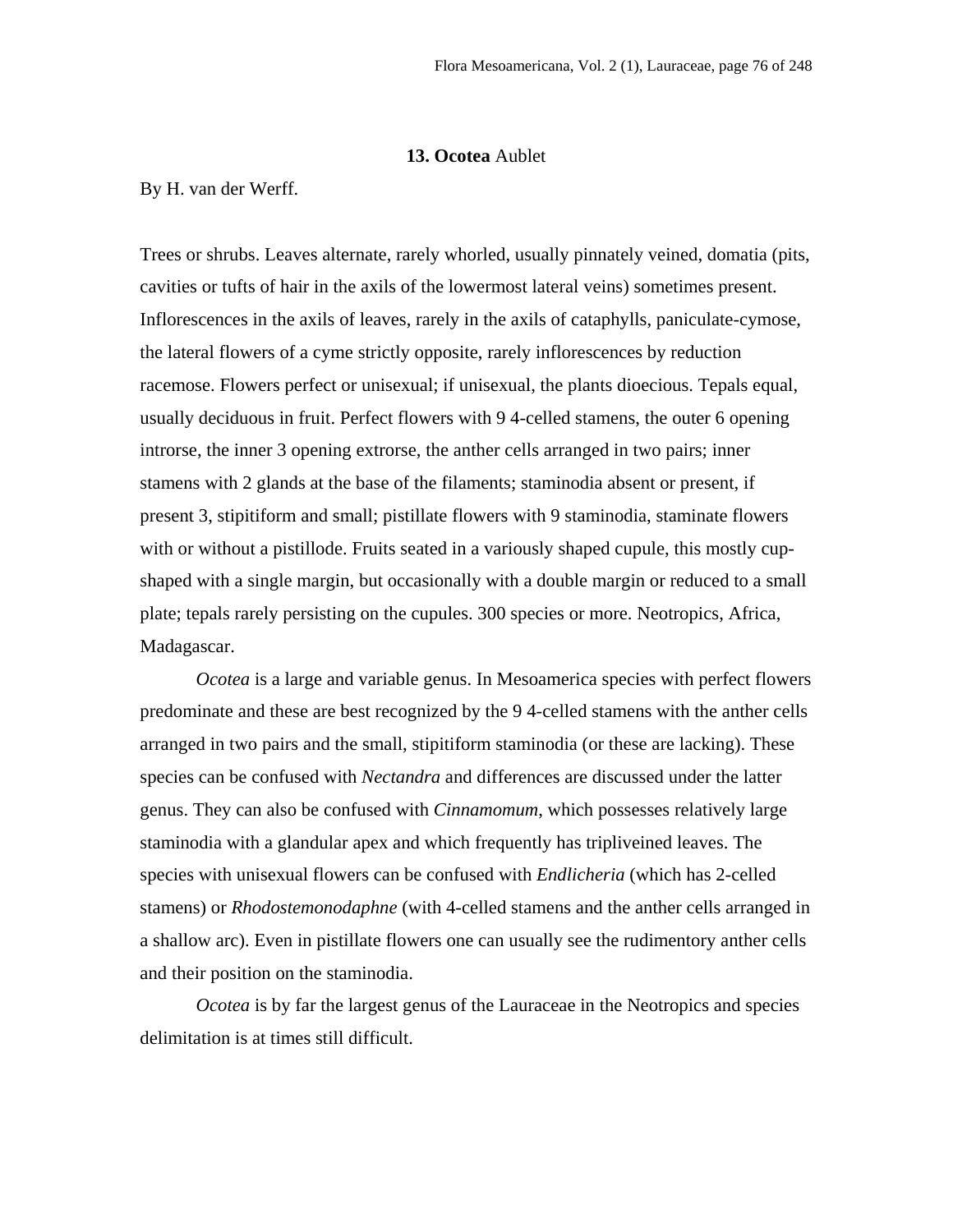## 13. **Ocotea** Aublet

By H. van der Werff.

Trees or shrubs. Leaves alternate, rarely whorled, usually pinnately veined, domatia (pits, cavities or tufts of hair in the axils of the lowermost lateral veins) sometimes present. Inflorescences in the axils of leaves, rarely in the axils of cataphylls, paniculate-cymose, the lateral flowers of a cyme strictly opposite, rarely inflorescences by reduction racemose. Flowers perfect or unisexual; if unisexual, the plants dioecious. Tepals equal, usually deciduous in fruit. Perfect flowers with 9 4-celled stamens, the outer 6 opening introrse, the inner 3 opening extrorse, the anther cells arranged in two pairs; inner stamens with 2 glands at the base of the filaments; staminodia absent or present, if present 3, stipitiform and small; pistillate flowers with 9 staminodia, staminate flowers with or without a pistillode. Fruits seated in a variously shaped cupule, this mostly cup-shaped with a single margin, but occasionally with a double margin or reduced to a small plate; tepals rarely persisting on the cupules. 300 species or more. Neotropics, Africa, Madagascar.

*Ocotea* is a large and variable genus. In Mesoamerica species with perfect flowers predominate and these are best recognized by the 9 4-celled stamens with the anther cells arranged in two pairs and the small, stipitiform staminodia (or these are lacking). These species can be confused with *Nectandra* and differences are discussed under the latter genus. They can also be confused with *Cinnamomum*, which possesses relatively large staminodia with a glandular apex and which frequently has tripliveined leaves. The species with unisexual flowers can be confused with *Endlicheria* (which has 2-celled stamens) or *Rhodostemonodaphne* (with 4-celled stamens and the anther cells arranged in a shallow arc). Even in pistillate flowers one can usually see the rudimentory anther cells and their position on the staminodia.

*Ocotea* is by far the largest genus of the Lauraceae in the Neotropics and species delimitation is at times still difficult.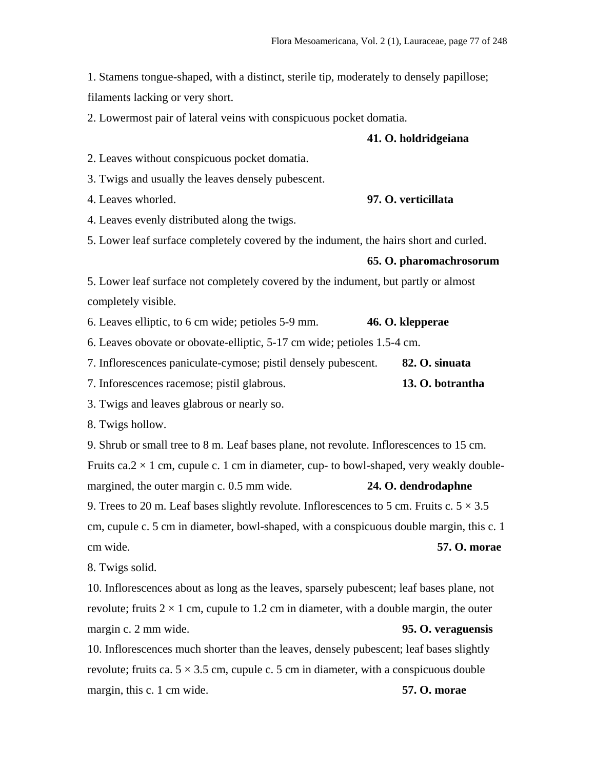1. Stamens tongue-shaped, with a distinct, sterile tip, moderately to densely papillose; filaments lacking or very short.

2. Lowermost pair of lateral veins with conspicuous pocket domatia.

**41. O. holdridgeiana**

2. Leaves without conspicuous pocket domatia.

3. Twigs and usually the leaves densely pubescent.

4. Leaves whorled. **97. O. verticillata**

4. Leaves evenly distributed along the twigs.

5. Lower leaf surface completely covered by the indument, the hairs short and curled.

**65. O. pharomachrosorum**

5. Lower leaf surface not completely covered by the indument, but partly or almost completely visible.

6. Leaves elliptic, to 6 cm wide; petioles 5-9 mm. **46. O. klepperae**

6. Leaves obovate or obovate-elliptic, 5-17 cm wide; petioles 1.5-4 cm.

7. Inflorescences paniculate-cymose; pistil densely pubescent. **82. O. sinuata**

7. Inforescences racemose; pistil glabrous. **13. O. botrantha**

3. Twigs and leaves glabrous or nearly so.

8. Twigs hollow.

9. Shrub or small tree to 8 m. Leaf bases plane, not revolute. Inflorescences to 15 cm. Fruits ca.2 × 1 cm, cupule c. 1 cm in diameter, cup- to bowl-shaped, very weakly double-margined, the outer margin c. 0.5 mm wide. **24. O. dendrodaphne**

9. Trees to 20 m. Leaf bases slightly revolute. Inflorescences to 5 cm. Fruits c. 5 × 3.5 cm, cupule c. 5 cm in diameter, bowl-shaped, with a conspicuous double margin, this c. 1 cm wide. **57. O. morae**

8. Twigs solid.

10. Inflorescences about as long as the leaves, sparsely pubescent; leaf bases plane, not revolute; fruits 2 × 1 cm, cupule to 1.2 cm in diameter, with a double margin, the outer margin c. 2 mm wide. **95. O. veraguensis**

10. Inflorescences much shorter than the leaves, densely pubescent; leaf bases slightly revolute; fruits ca. 5 × 3.5 cm, cupule c. 5 cm in diameter, with a conspicuous double margin, this c. 1 cm wide. **57. O. morae**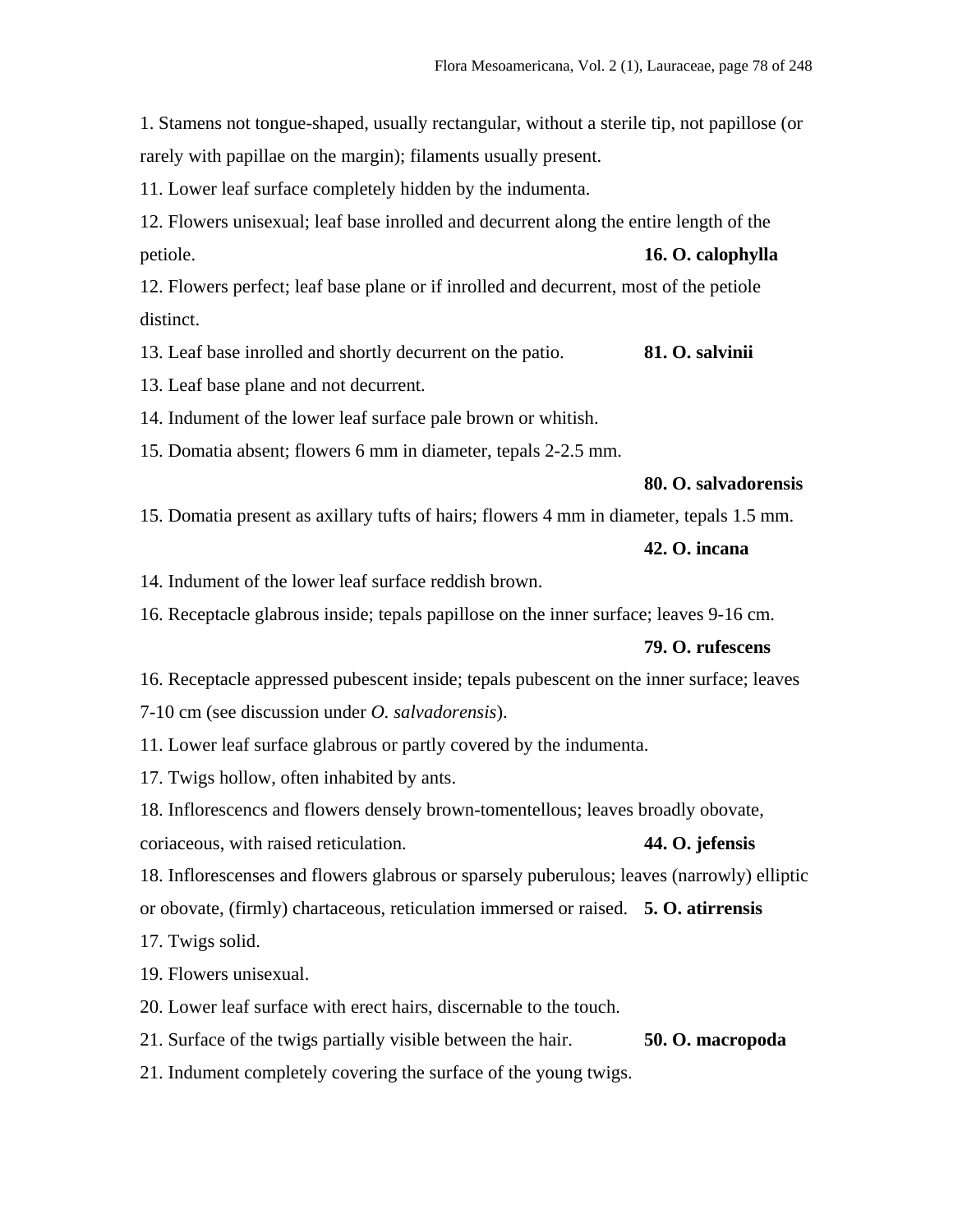1. Stamens not tongue-shaped, usually rectangular, without a sterile tip, not papillose (or rarely with papillae on the margin); filaments usually present.

11. Lower leaf surface completely hidden by the indumenta.

12. Flowers unisexual; leaf base inrolled and decurrent along the entire length of the petiole. **16. O. calophylla**

12. Flowers perfect; leaf base plane or if inrolled and decurrent, most of the petiole distinct.

13. Leaf base inrolled and shortly decurrent on the patio. **81. O. salvinii**

13. Leaf base plane and not decurrent.

14. Indument of the lower leaf surface pale brown or whitish.

15. Domatia absent; flowers 6 mm in diameter, tepals 2-2.5 mm. **80. O. salvadorensis**

15. Domatia present as axillary tufts of hairs; flowers 4 mm in diameter, tepals 1.5 mm. **42. O. incana**

14. Indument of the lower leaf surface reddish brown.

16. Receptacle glabrous inside; tepals papillose on the inner surface; leaves 9-16 cm. **79. O. rufescens**

16. Receptacle appressed pubescent inside; tepals pubescent on the inner surface; leaves 7-10 cm (see discussion under *O. salvadorensis*).

11. Lower leaf surface glabrous or partly covered by the indumenta.

17. Twigs hollow, often inhabited by ants.

18. Inflorescencs and flowers densely brown-tomentellous; leaves broadly obovate, coriaceous, with raised reticulation. **44. O. jefensis**

18. Inflorescenses and flowers glabrous or sparsely puberulous; leaves (narrowly) elliptic or obovate, (firmly) chartaceous, reticulation immersed or raised. **5. O. atirrensis**

17. Twigs solid.

19. Flowers unisexual.

20. Lower leaf surface with erect hairs, discernable to the touch.

21. Surface of the twigs partially visible between the hair. **50. O. macropoda**

21. Indument completely covering the surface of the young twigs.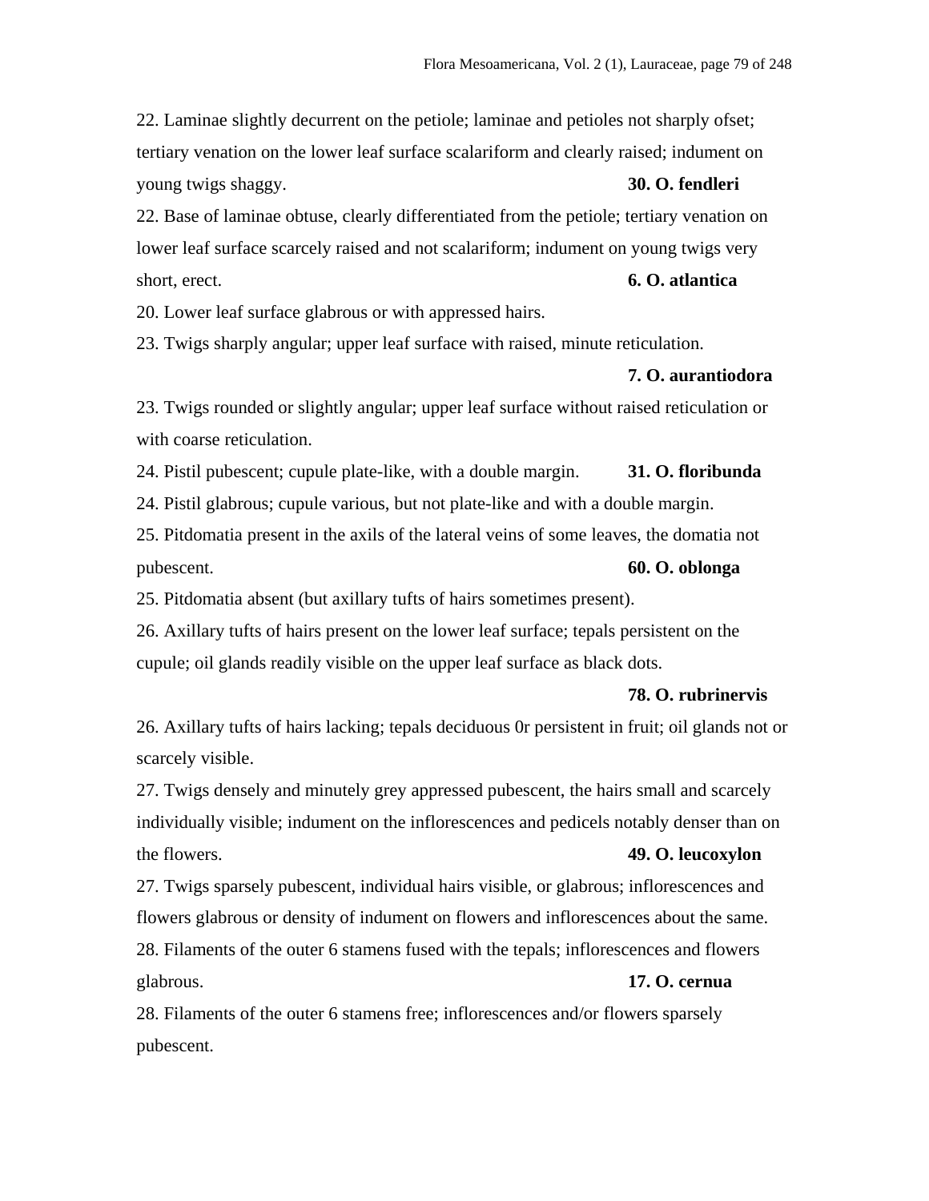22. Laminae slightly decurrent on the petiole; laminae and petioles not sharply ofset; tertiary venation on the lower leaf surface scalariform and clearly raised; indument on young twigs shaggy. **30. O. fendleri**

22. Base of laminae obtuse, clearly differentiated from the petiole; tertiary venation on lower leaf surface scarcely raised and not scalariform; indument on young twigs very short, erect. **6. O. atlantica**

20. Lower leaf surface glabrous or with appressed hairs.

23. Twigs sharply angular; upper leaf surface with raised, minute reticulation. **7. O. aurantiodora**

23. Twigs rounded or slightly angular; upper leaf surface without raised reticulation or with coarse reticulation.

24. Pistil pubescent; cupule plate-like, with a double margin. **31. O. floribunda**

24. Pistil glabrous; cupule various, but not plate-like and with a double margin.

25. Pitdomatia present in the axils of the lateral veins of some leaves, the domatia not pubescent. **60. O. oblonga**

25. Pitdomatia absent (but axillary tufts of hairs sometimes present).

26. Axillary tufts of hairs present on the lower leaf surface; tepals persistent on the cupule; oil glands readily visible on the upper leaf surface as black dots. **78. O. rubrinervis**

26. Axillary tufts of hairs lacking; tepals deciduous 0r persistent in fruit; oil glands not or scarcely visible.

27. Twigs densely and minutely grey appressed pubescent, the hairs small and scarcely individually visible; indument on the inflorescences and pedicels notably denser than on the flowers. **49. O. leucoxylon**

27. Twigs sparsely pubescent, individual hairs visible, or glabrous; inflorescences and flowers glabrous or density of indument on flowers and inflorescences about the same.

28. Filaments of the outer 6 stamens fused with the tepals; inflorescences and flowers glabrous. **17. O. cernua**

28. Filaments of the outer 6 stamens free; inflorescences and/or flowers sparsely pubescent.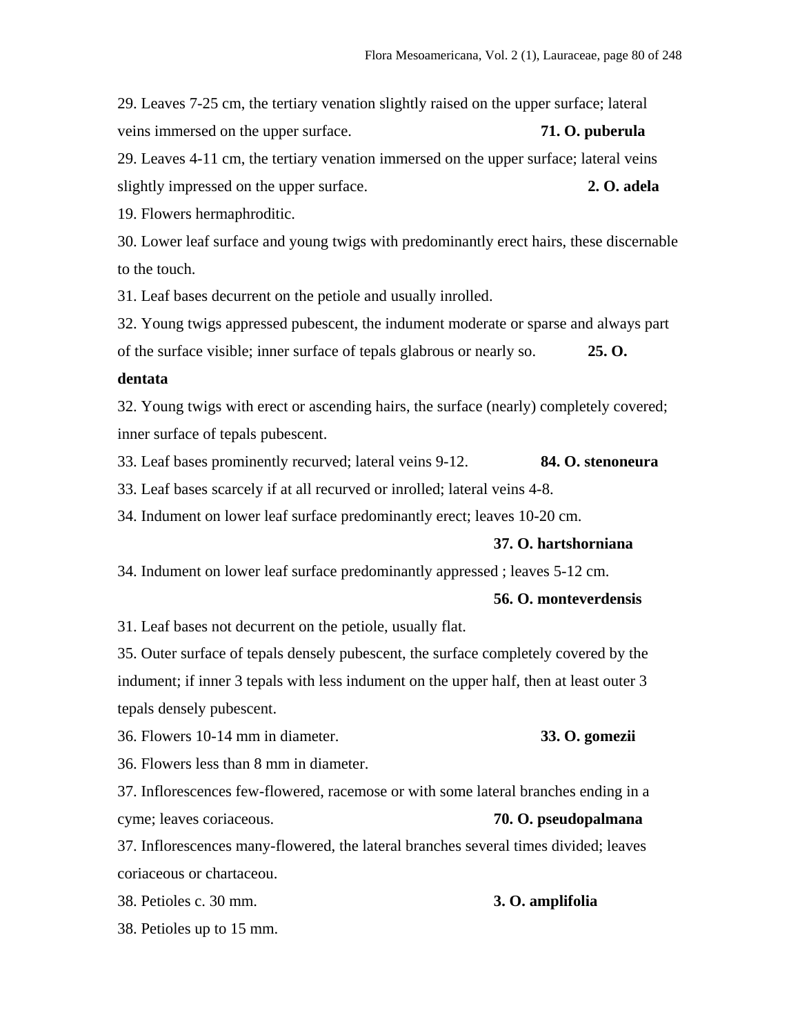29. Leaves 7-25 cm, the tertiary venation slightly raised on the upper surface; lateral veins immersed on the upper surface. **71. O. puberula**

29. Leaves 4-11 cm, the tertiary venation immersed on the upper surface; lateral veins slightly impressed on the upper surface. **2. O. adela**

19. Flowers hermaphroditic.

30. Lower leaf surface and young twigs with predominantly erect hairs, these discernable to the touch.

31. Leaf bases decurrent on the petiole and usually inrolled.

32. Young twigs appressed pubescent, the indument moderate or sparse and always part of the surface visible; inner surface of tepals glabrous or nearly so. **25. O. dentata**

32. Young twigs with erect or ascending hairs, the surface (nearly) completely covered; inner surface of tepals pubescent.

33. Leaf bases prominently recurved; lateral veins 9-12. **84. O. stenoneura**

33. Leaf bases scarcely if at all recurved or inrolled; lateral veins 4-8.

34. Indument on lower leaf surface predominantly erect; leaves 10-20 cm. **37. O. hartshorniana**

34. Indument on lower leaf surface predominantly appressed ; leaves 5-12 cm. **56. O. monteverdensis**

31. Leaf bases not decurrent on the petiole, usually flat.

35. Outer surface of tepals densely pubescent, the surface completely covered by the indument; if inner 3 tepals with less indument on the upper half, then at least outer 3 tepals densely pubescent.

36. Flowers 10-14 mm in diameter. **33. O. gomezii**

36. Flowers less than 8 mm in diameter.

37. Inflorescences few-flowered, racemose or with some lateral branches ending in a cyme; leaves coriaceous. **70. O. pseudopalmana**

37. Inflorescences many-flowered, the lateral branches several times divided; leaves coriaceous or chartaceou.

38. Petioles c. 30 mm. **3. O. amplifolia**

38. Petioles up to 15 mm.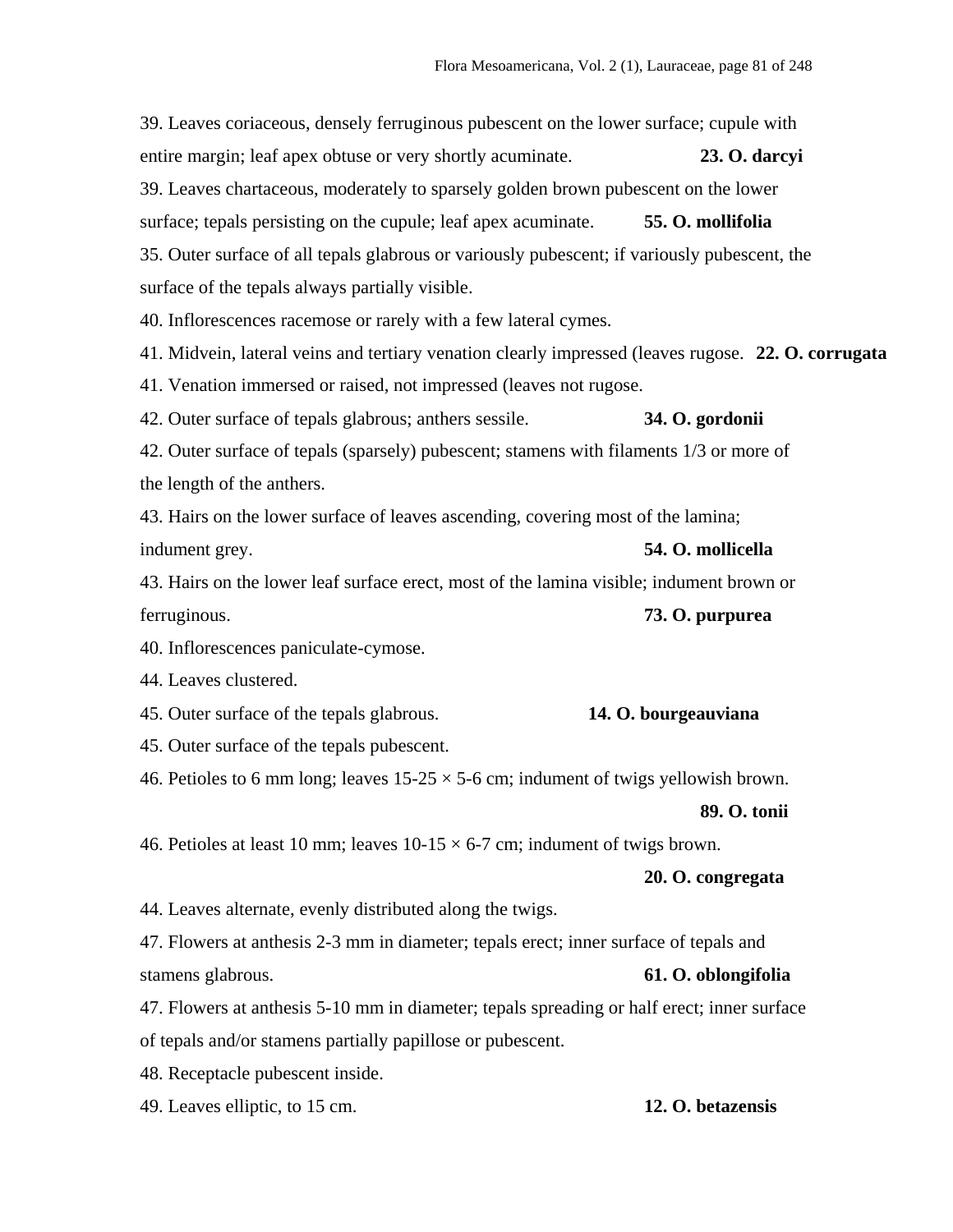39. Leaves coriaceous, densely ferruginous pubescent on the lower surface; cupule with entire margin; leaf apex obtuse or very shortly acuminate. **23. O. darcyi**

39. Leaves chartaceous, moderately to sparsely golden brown pubescent on the lower surface; tepals persisting on the cupule; leaf apex acuminate. **55. O. mollifolia**

35. Outer surface of all tepals glabrous or variously pubescent; if variously pubescent, the surface of the tepals always partially visible.

40. Inflorescences racemose or rarely with a few lateral cymes.

41. Midvein, lateral veins and tertiary venation clearly impressed (leaves rugose. **22. O. corrugata**

41. Venation immersed or raised, not impressed (leaves not rugose.

42. Outer surface of tepals glabrous; anthers sessile. **34. O. gordonii**

42. Outer surface of tepals (sparsely) pubescent; stamens with filaments 1/3 or more of the length of the anthers.

43. Hairs on the lower surface of leaves ascending, covering most of the lamina; indument grey. **54. O. mollicella**

43. Hairs on the lower leaf surface erect, most of the lamina visible; indument brown or ferruginous. **73. O. purpurea**

40. Inflorescences paniculate-cymose.

44. Leaves clustered.

45. Outer surface of the tepals glabrous. **14. O. bourgeauviana**

45. Outer surface of the tepals pubescent.

46. Petioles to 6 mm long; leaves 15-25 × 5-6 cm; indument of twigs yellowish brown. **89. O. tonii**

46. Petioles at least 10 mm; leaves 10-15 × 6-7 cm; indument of twigs brown. **20. O. congregata**

44. Leaves alternate, evenly distributed along the twigs.

47. Flowers at anthesis 2-3 mm in diameter; tepals erect; inner surface of tepals and stamens glabrous. **61. O. oblongifolia**

47. Flowers at anthesis 5-10 mm in diameter; tepals spreading or half erect; inner surface of tepals and/or stamens partially papillose or pubescent.

48. Receptacle pubescent inside.

49. Leaves elliptic, to 15 cm. **12. O. betazensis**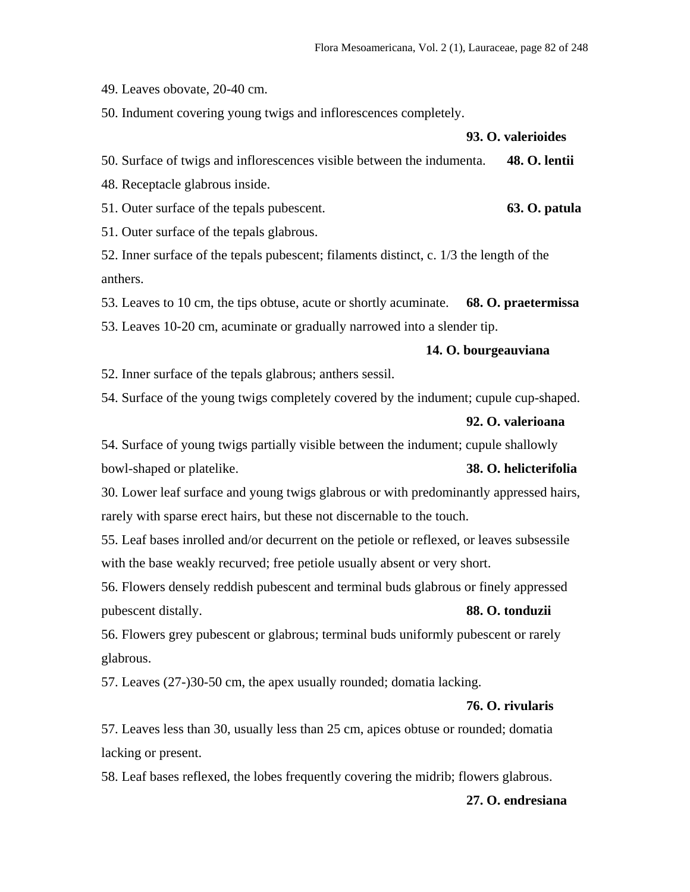49. Leaves obovate, 20-40 cm.

50. Indument covering young twigs and inflorescences completely. **93. O. valerioides**

50. Surface of twigs and inflorescences visible between the indumenta. **48. O. lentii**

48. Receptacle glabrous inside.

51. Outer surface of the tepals pubescent. **63. O. patula**

51. Outer surface of the tepals glabrous.

52. Inner surface of the tepals pubescent; filaments distinct, c. 1/3 the length of the anthers.

53. Leaves to 10 cm, the tips obtuse, acute or shortly acuminate. **68. O. praetermissa**

53. Leaves 10-20 cm, acuminate or gradually narrowed into a slender tip. **14. O. bourgeauviana**

52. Inner surface of the tepals glabrous; anthers sessil.

54. Surface of the young twigs completely covered by the indument; cupule cup-shaped. **92. O. valerioana**

54. Surface of young twigs partially visible between the indument; cupule shallowly bowl-shaped or platelike. **38. O. helicterifolia**

30. Lower leaf surface and young twigs glabrous or with predominantly appressed hairs, rarely with sparse erect hairs, but these not discernable to the touch.

55. Leaf bases inrolled and/or decurrent on the petiole or reflexed, or leaves subsessile with the base weakly recurved; free petiole usually absent or very short.

56. Flowers densely reddish pubescent and terminal buds glabrous or finely appressed pubescent distally. **88. O. tonduzii**

56. Flowers grey pubescent or glabrous; terminal buds uniformly pubescent or rarely glabrous.

57. Leaves (27-)30-50 cm, the apex usually rounded; domatia lacking. **76. O. rivularis**

57. Leaves less than 30, usually less than 25 cm, apices obtuse or rounded; domatia lacking or present.

58. Leaf bases reflexed, the lobes frequently covering the midrib; flowers glabrous. **27. O. endresiana**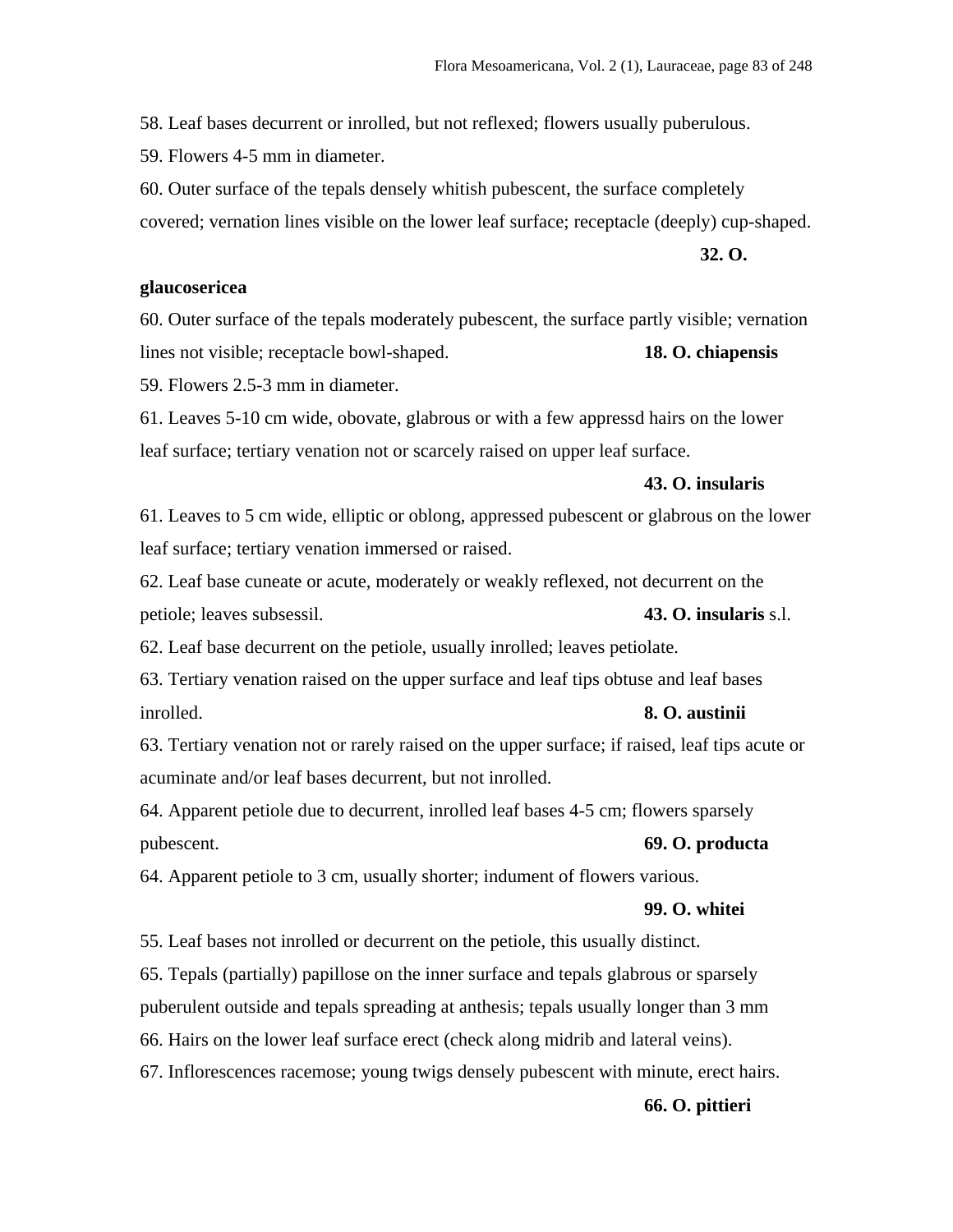58. Leaf bases decurrent or inrolled, but not reflexed; flowers usually puberulous.

59. Flowers 4-5 mm in diameter.

60. Outer surface of the tepals densely whitish pubescent, the surface completely covered; vernation lines visible on the lower leaf surface; receptacle (deeply) cup-shaped. **32. O. glaucosericea**

60. Outer surface of the tepals moderately pubescent, the surface partly visible; vernation lines not visible; receptacle bowl-shaped. **18. O. chiapensis**

59. Flowers 2.5-3 mm in diameter.

61. Leaves 5-10 cm wide, obovate, glabrous or with a few appressd hairs on the lower leaf surface; tertiary venation not or scarcely raised on upper leaf surface. **43. O. insularis**

61. Leaves to 5 cm wide, elliptic or oblong, appressed pubescent or glabrous on the lower leaf surface; tertiary venation immersed or raised.

62. Leaf base cuneate or acute, moderately or weakly reflexed, not decurrent on the petiole; leaves subsessil. **43. O. insularis** s.l.

62. Leaf base decurrent on the petiole, usually inrolled; leaves petiolate.

63. Tertiary venation raised on the upper surface and leaf tips obtuse and leaf bases inrolled. **8. O. austinii**

63. Tertiary venation not or rarely raised on the upper surface; if raised, leaf tips acute or acuminate and/or leaf bases decurrent, but not inrolled.

64. Apparent petiole due to decurrent, inrolled leaf bases 4-5 cm; flowers sparsely pubescent. **69. O. producta**

64. Apparent petiole to 3 cm, usually shorter; indument of flowers various. **99. O. whitei**

55. Leaf bases not inrolled or decurrent on the petiole, this usually distinct.

65. Tepals (partially) papillose on the inner surface and tepals glabrous or sparsely puberulent outside and tepals spreading at anthesis; tepals usually longer than 3 mm

66. Hairs on the lower leaf surface erect (check along midrib and lateral veins).

67. Inflorescences racemose; young twigs densely pubescent with minute, erect hairs. **66. O. pittieri**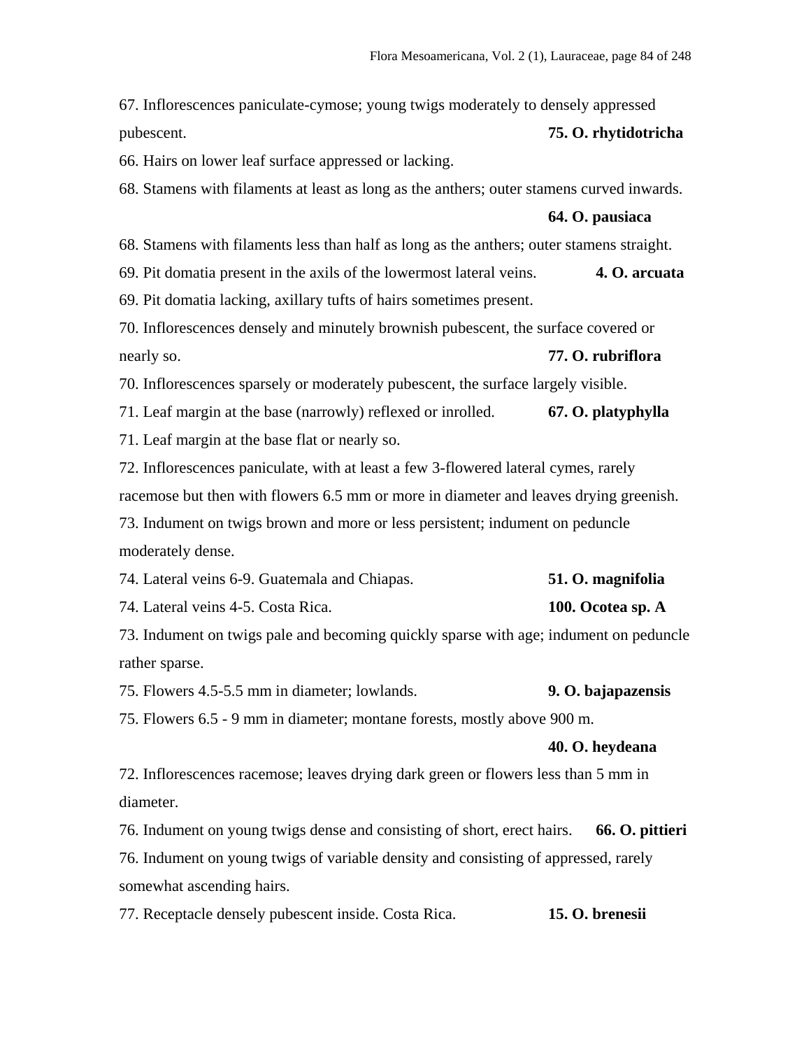67. Inflorescences paniculate-cymose; young twigs moderately to densely appressed pubescent. **75. O. rhytidotricha**

66. Hairs on lower leaf surface appressed or lacking.

68. Stamens with filaments at least as long as the anthers; outer stamens curved inwards. **64. O. pausiaca**

68. Stamens with filaments less than half as long as the anthers; outer stamens straight.

69. Pit domatia present in the axils of the lowermost lateral veins. **4. O. arcuata**

69. Pit domatia lacking, axillary tufts of hairs sometimes present.

70. Inflorescences densely and minutely brownish pubescent, the surface covered or nearly so. **77. O. rubriflora**

70. Inflorescences sparsely or moderately pubescent, the surface largely visible.

71. Leaf margin at the base (narrowly) reflexed or inrolled. **67. O. platyphylla**

71. Leaf margin at the base flat or nearly so.

72. Inflorescences paniculate, with at least a few 3-flowered lateral cymes, rarely racemose but then with flowers 6.5 mm or more in diameter and leaves drying greenish.

73. Indument on twigs brown and more or less persistent; indument on peduncle moderately dense.

74. Lateral veins 6-9. Guatemala and Chiapas. **51. O. magnifolia**

74. Lateral veins 4-5. Costa Rica. **100. Ocotea sp. A**

73. Indument on twigs pale and becoming quickly sparse with age; indument on peduncle rather sparse.

75. Flowers 4.5-5.5 mm in diameter; lowlands. **9. O. bajapazensis**

75. Flowers 6.5 - 9 mm in diameter; montane forests, mostly above 900 m. **40. O. heydeana**

72. Inflorescences racemose; leaves drying dark green or flowers less than 5 mm in diameter.

76. Indument on young twigs dense and consisting of short, erect hairs. **66. O. pittieri**

76. Indument on young twigs of variable density and consisting of appressed, rarely somewhat ascending hairs.

77. Receptacle densely pubescent inside. Costa Rica. **15. O. brenesii**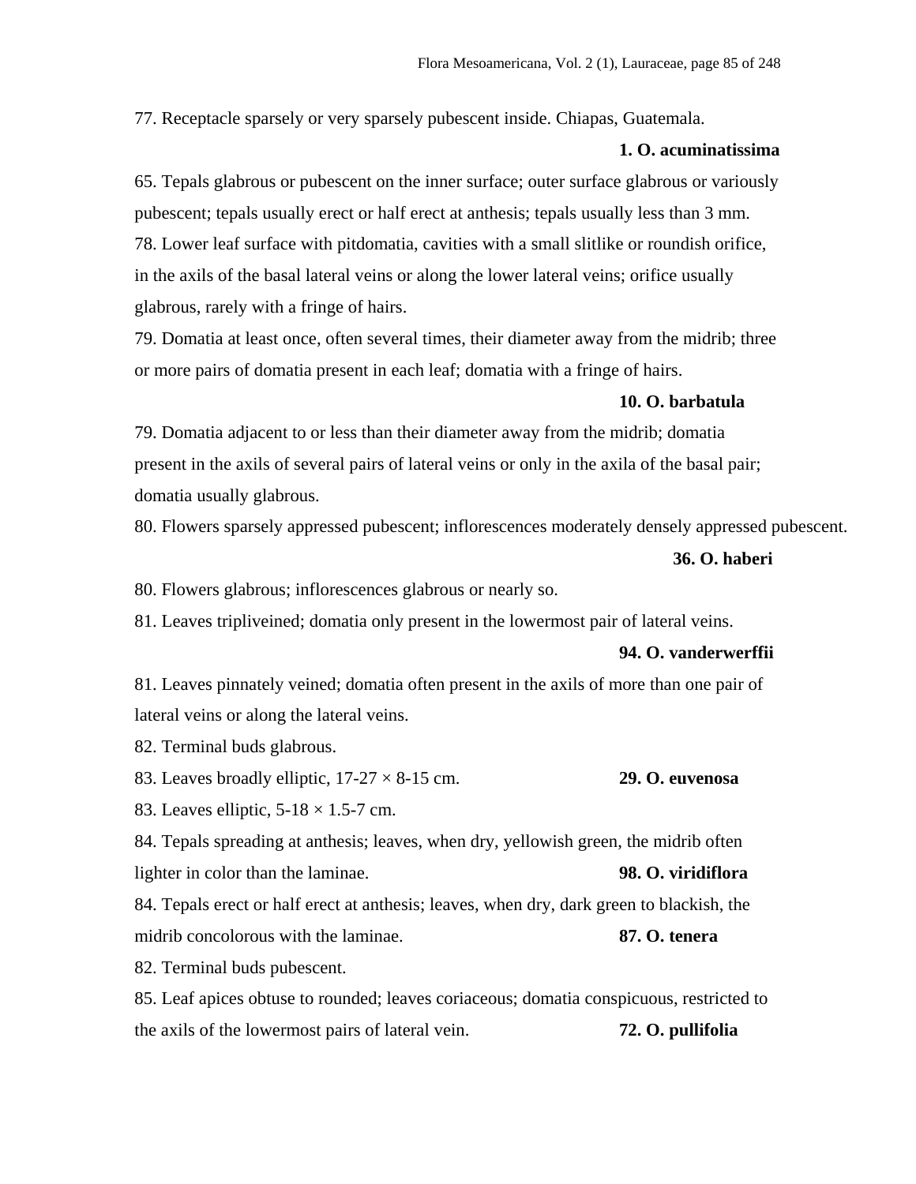77. Receptacle sparsely or very sparsely pubescent inside. Chiapas, Guatemala.

**1. O. acuminatissima**

65. Tepals glabrous or pubescent on the inner surface; outer surface glabrous or variously pubescent; tepals usually erect or half erect at anthesis; tepals usually less than 3 mm.

78. Lower leaf surface with pitdomatia, cavities with a small slitlike or roundish orifice, in the axils of the basal lateral veins or along the lower lateral veins; orifice usually glabrous, rarely with a fringe of hairs.

79. Domatia at least once, often several times, their diameter away from the midrib; three or more pairs of domatia present in each leaf; domatia with a fringe of hairs.

**10. O. barbatula**

79. Domatia adjacent to or less than their diameter away from the midrib; domatia present in the axils of several pairs of lateral veins or only in the axila of the basal pair; domatia usually glabrous.

80. Flowers sparsely appressed pubescent; inflorescences moderately densely appressed pubescent.

**36. O. haberi**

80. Flowers glabrous; inflorescences glabrous or nearly so.

81. Leaves tripliveined; domatia only present in the lowermost pair of lateral veins.

**94. O. vanderwerffii**

81. Leaves pinnately veined; domatia often present in the axils of more than one pair of lateral veins or along the lateral veins.

82. Terminal buds glabrous.

83. Leaves broadly elliptic, 17-27 × 8-15 cm. **29. O. euvenosa**

83. Leaves elliptic, 5-18 × 1.5-7 cm.

84. Tepals spreading at anthesis; leaves, when dry, yellowish green, the midrib often lighter in color than the laminae. **98. O. viridiflora**

84. Tepals erect or half erect at anthesis; leaves, when dry, dark green to blackish, the midrib concolorous with the laminae. **87. O. tenera**

82. Terminal buds pubescent.

85. Leaf apices obtuse to rounded; leaves coriaceous; domatia conspicuous, restricted to the axils of the lowermost pairs of lateral vein. **72. O. pullifolia**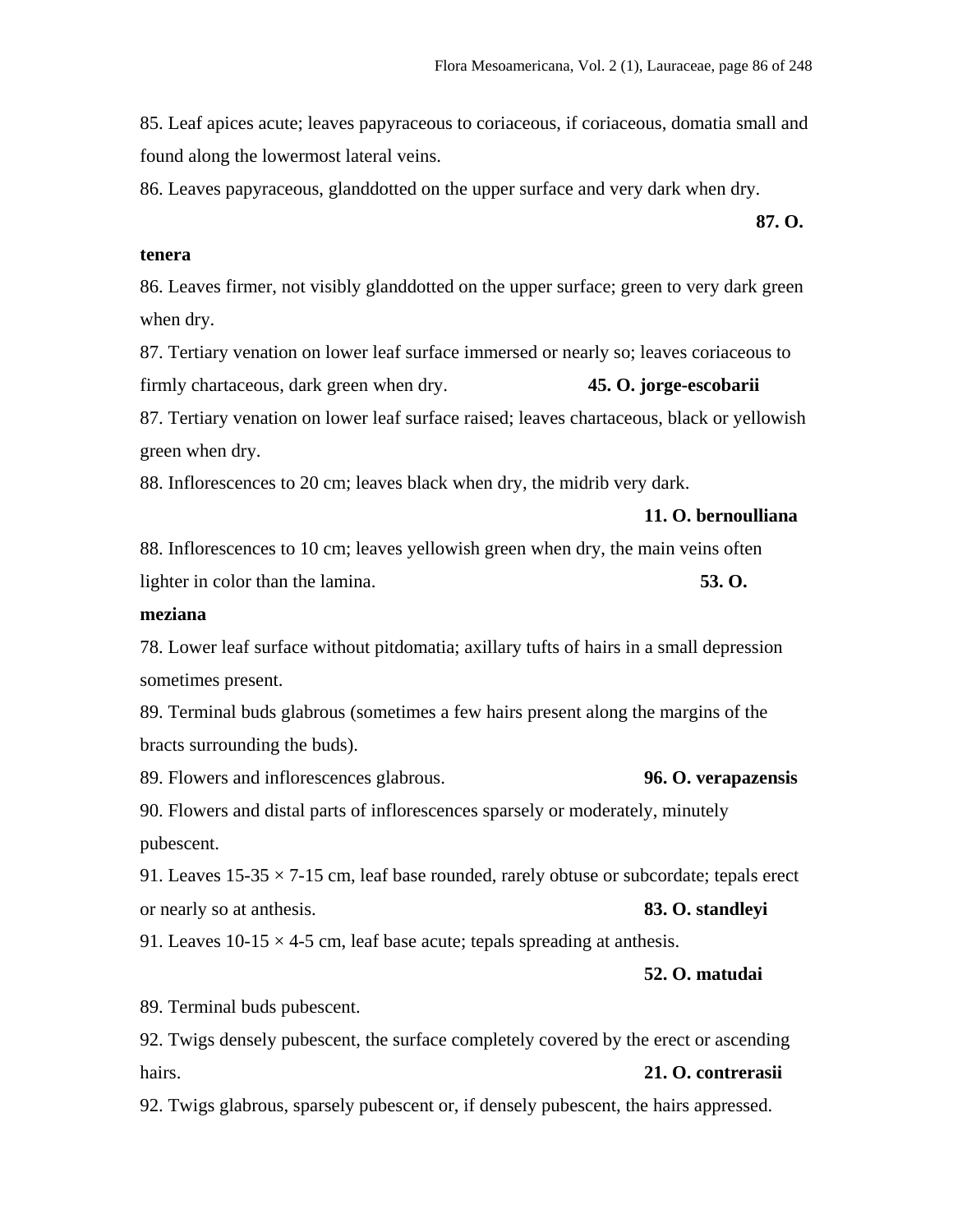85. Leaf apices acute; leaves papyraceous to coriaceous, if coriaceous, domatia small and found along the lowermost lateral veins.

86. Leaves papyraceous, glanddotted on the upper surface and very dark when dry. **87. O. tenera**

86. Leaves firmer, not visibly glanddotted on the upper surface; green to very dark green when dry.

87. Tertiary venation on lower leaf surface immersed or nearly so; leaves coriaceous to firmly chartaceous, dark green when dry. **45. O. jorge-escobarii**

87. Tertiary venation on lower leaf surface raised; leaves chartaceous, black or yellowish green when dry.

88. Inflorescences to 20 cm; leaves black when dry, the midrib very dark. **11. O. bernoulliana**

88. Inflorescences to 10 cm; leaves yellowish green when dry, the main veins often lighter in color than the lamina. **53. O. meziana**

78. Lower leaf surface without pitdomatia; axillary tufts of hairs in a small depression sometimes present.

89. Terminal buds glabrous (sometimes a few hairs present along the margins of the bracts surrounding the buds).

89. Flowers and inflorescences glabrous. **96. O. verapazensis**

90. Flowers and distal parts of inflorescences sparsely or moderately, minutely pubescent.

91. Leaves 15-35 × 7-15 cm, leaf base rounded, rarely obtuse or subcordate; tepals erect or nearly so at anthesis. **83. O. standleyi**

91. Leaves 10-15 × 4-5 cm, leaf base acute; tepals spreading at anthesis. **52. O. matudai**

89. Terminal buds pubescent.

92. Twigs densely pubescent, the surface completely covered by the erect or ascending hairs. **21. O. contrerasii**

92. Twigs glabrous, sparsely pubescent or, if densely pubescent, the hairs appressed.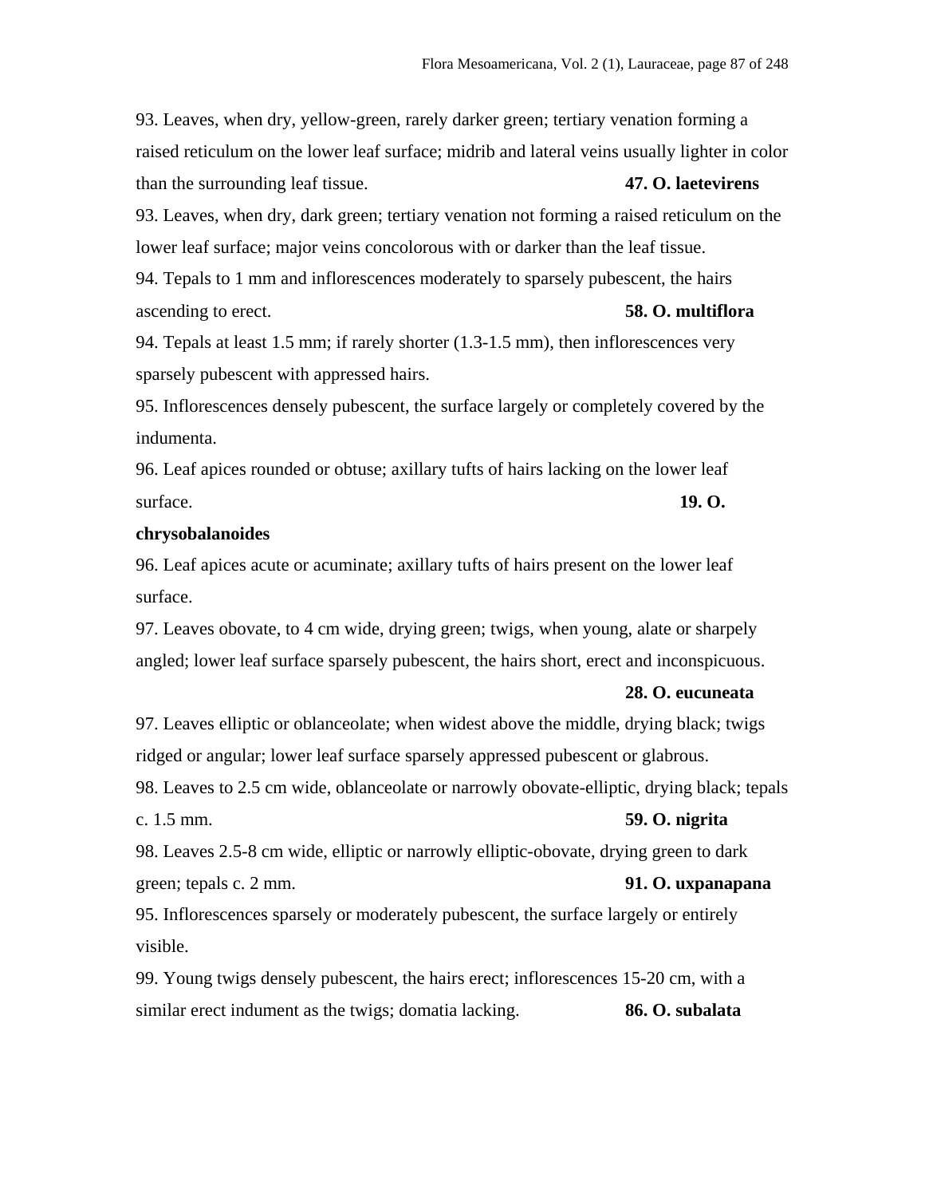93. Leaves, when dry, yellow-green, rarely darker green; tertiary venation forming a raised reticulum on the lower leaf surface; midrib and lateral veins usually lighter in color than the surrounding leaf tissue. **47. O. laetevirens**

93. Leaves, when dry, dark green; tertiary venation not forming a raised reticulum on the lower leaf surface; major veins concolorous with or darker than the leaf tissue.

94. Tepals to 1 mm and inflorescences moderately to sparsely pubescent, the hairs ascending to erect. **58. O. multiflora**

94. Tepals at least 1.5 mm; if rarely shorter (1.3-1.5 mm), then inflorescences very sparsely pubescent with appressed hairs.

95. Inflorescences densely pubescent, the surface largely or completely covered by the indumenta.

96. Leaf apices rounded or obtuse; axillary tufts of hairs lacking on the lower leaf surface. **19. O. chrysobalanoides**

96. Leaf apices acute or acuminate; axillary tufts of hairs present on the lower leaf surface.

97. Leaves obovate, to 4 cm wide, drying green; twigs, when young, alate or sharpely angled; lower leaf surface sparsely pubescent, the hairs short, erect and inconspicuous. **28. O. eucuneata**

97. Leaves elliptic or oblanceolate; when widest above the middle, drying black; twigs ridged or angular; lower leaf surface sparsely appressed pubescent or glabrous.

98. Leaves to 2.5 cm wide, oblanceolate or narrowly obovate-elliptic, drying black; tepals c. 1.5 mm. **59. O. nigrita**

98. Leaves 2.5-8 cm wide, elliptic or narrowly elliptic-obovate, drying green to dark green; tepals c. 2 mm. **91. O. uxpanapana**

95. Inflorescences sparsely or moderately pubescent, the surface largely or entirely visible.

99. Young twigs densely pubescent, the hairs erect; inflorescences 15-20 cm, with a similar erect indument as the twigs; domatia lacking. **86. O. subalata**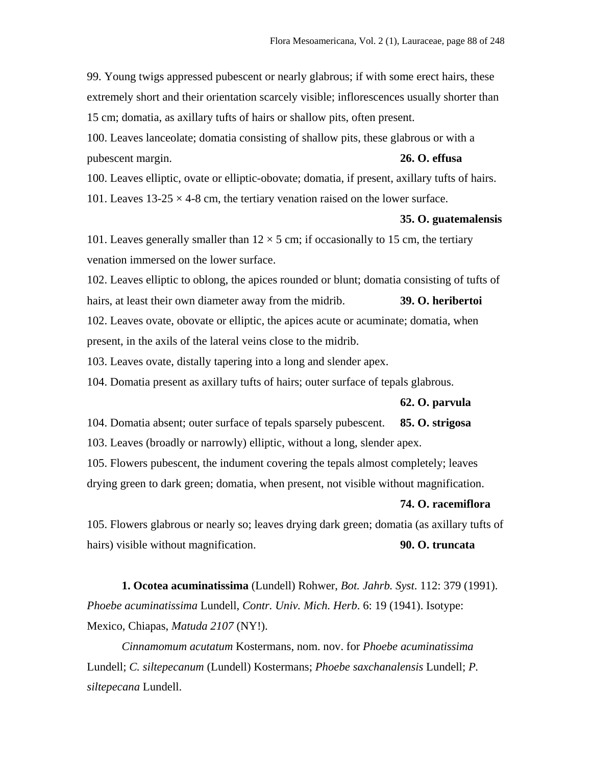99. Young twigs appressed pubescent or nearly glabrous; if with some erect hairs, these extremely short and their orientation scarcely visible; inflorescences usually shorter than 15 cm; domatia, as axillary tufts of hairs or shallow pits, often present.

100. Leaves lanceolate; domatia consisting of shallow pits, these glabrous or with a pubescent margin. **26. O. effusa**

100. Leaves elliptic, ovate or elliptic-obovate; domatia, if present, axillary tufts of hairs.

101. Leaves 13-25 × 4-8 cm, the tertiary venation raised on the lower surface. **35. O. guatemalensis**

101. Leaves generally smaller than 12 × 5 cm; if occasionally to 15 cm, the tertiary venation immersed on the lower surface.

102. Leaves elliptic to oblong, the apices rounded or blunt; domatia consisting of tufts of hairs, at least their own diameter away from the midrib. **39. O. heribertoi**

102. Leaves ovate, obovate or elliptic, the apices acute or acuminate; domatia, when present, in the axils of the lateral veins close to the midrib.

103. Leaves ovate, distally tapering into a long and slender apex.

104. Domatia present as axillary tufts of hairs; outer surface of tepals glabrous. **62. O. parvula**

104. Domatia absent; outer surface of tepals sparsely pubescent. **85. O. strigosa**

103. Leaves (broadly or narrowly) elliptic, without a long, slender apex.

105. Flowers pubescent, the indument covering the tepals almost completely; leaves drying green to dark green; domatia, when present, not visible without magnification. **74. O. racemiflora**

105. Flowers glabrous or nearly so; leaves drying dark green; domatia (as axillary tufts of hairs) visible without magnification. **90. O. truncata**

**1. Ocotea acuminatissima** (Lundell) Rohwer, *Bot. Jahrb. Syst*. 112: 379 (1991). *Phoebe acuminatissima* Lundell, *Contr. Univ. Mich. Herb*. 6: 19 (1941). Isotype: Mexico, Chiapas, *Matuda 2107* (NY!).

*Cinnamomum acutatum* Kostermans, nom. nov. for *Phoebe acuminatissima* Lundell; *C. siltepecanum* (Lundell) Kostermans; *Phoebe saxchanalensis* Lundell; *P. siltepecana* Lundell.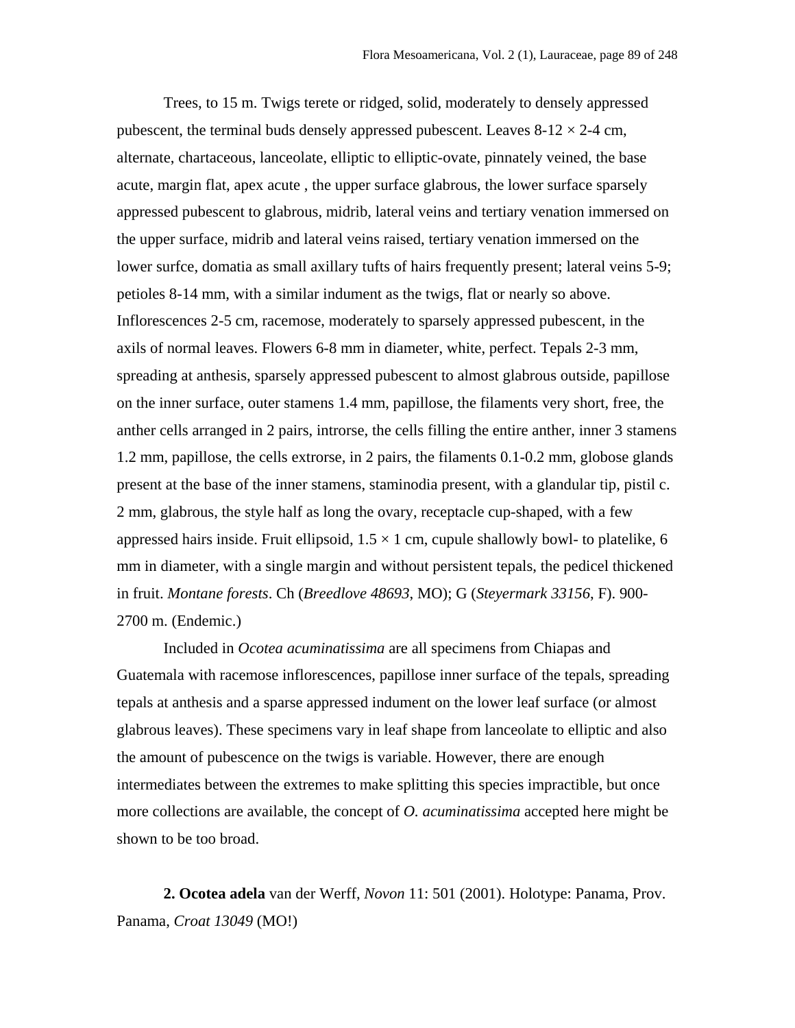Trees, to 15 m. Twigs terete or ridged, solid, moderately to densely appressed pubescent, the terminal buds densely appressed pubescent. Leaves 8-12 × 2-4 cm, alternate, chartaceous, lanceolate, elliptic to elliptic-ovate, pinnately veined, the base acute, margin flat, apex acute , the upper surface glabrous, the lower surface sparsely appressed pubescent to glabrous, midrib, lateral veins and tertiary venation immersed on the upper surface, midrib and lateral veins raised, tertiary venation immersed on the lower surfce, domatia as small axillary tufts of hairs frequently present; lateral veins 5-9; petioles 8-14 mm, with a similar indument as the twigs, flat or nearly so above. Inflorescences 2-5 cm, racemose, moderately to sparsely appressed pubescent, in the axils of normal leaves. Flowers 6-8 mm in diameter, white, perfect. Tepals 2-3 mm, spreading at anthesis, sparsely appressed pubescent to almost glabrous outside, papillose on the inner surface, outer stamens 1.4 mm, papillose, the filaments very short, free, the anther cells arranged in 2 pairs, introrse, the cells filling the entire anther, inner 3 stamens 1.2 mm, papillose, the cells extrorse, in 2 pairs, the filaments 0.1-0.2 mm, globose glands present at the base of the inner stamens, staminodia present, with a glandular tip, pistil c. 2 mm, glabrous, the style half as long the ovary, receptacle cup-shaped, with a few appressed hairs inside. Fruit ellipsoid, 1.5 × 1 cm, cupule shallowly bowl- to platelike, 6 mm in diameter, with a single margin and without persistent tepals, the pedicel thickened in fruit. *Montane forests*. Ch (*Breedlove 48693*, MO); G (*Steyermark 33156*, F). 900-2700 m. (Endemic.)

Included in *Ocotea acuminatissima* are all specimens from Chiapas and Guatemala with racemose inflorescences, papillose inner surface of the tepals, spreading tepals at anthesis and a sparse appressed indument on the lower leaf surface (or almost glabrous leaves). These specimens vary in leaf shape from lanceolate to elliptic and also the amount of pubescence on the twigs is variable. However, there are enough intermediates between the extremes to make splitting this species impractible, but once more collections are available, the concept of *O. acuminatissima* accepted here might be shown to be too broad.

**2. Ocotea adela** van der Werff, *Novon* 11: 501 (2001). Holotype: Panama, Prov. Panama, *Croat 13049* (MO!)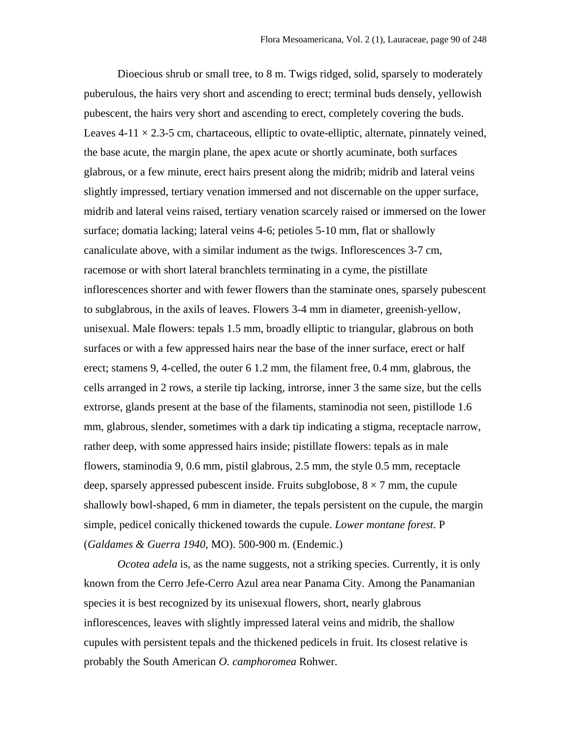Dioecious shrub or small tree, to 8 m. Twigs ridged, solid, sparsely to moderately puberulous, the hairs very short and ascending to erect; terminal buds densely, yellowish pubescent, the hairs very short and ascending to erect, completely covering the buds. Leaves 4-11 × 2.3-5 cm, chartaceous, elliptic to ovate-elliptic, alternate, pinnately veined, the base acute, the margin plane, the apex acute or shortly acuminate, both surfaces glabrous, or a few minute, erect hairs present along the midrib; midrib and lateral veins slightly impressed, tertiary venation immersed and not discernable on the upper surface, midrib and lateral veins raised, tertiary venation scarcely raised or immersed on the lower surface; domatia lacking; lateral veins 4-6; petioles 5-10 mm, flat or shallowly canaliculate above, with a similar indument as the twigs. Inflorescences 3-7 cm, racemose or with short lateral branchlets terminating in a cyme, the pistillate inflorescences shorter and with fewer flowers than the staminate ones, sparsely pubescent to subglabrous, in the axils of leaves. Flowers 3-4 mm in diameter, greenish-yellow, unisexual. Male flowers: tepals 1.5 mm, broadly elliptic to triangular, glabrous on both surfaces or with a few appressed hairs near the base of the inner surface, erect or half erect; stamens 9, 4-celled, the outer 6 1.2 mm, the filament free, 0.4 mm, glabrous, the cells arranged in 2 rows, a sterile tip lacking, introrse, inner 3 the same size, but the cells extrorse, glands present at the base of the filaments, staminodia not seen, pistillode 1.6 mm, glabrous, slender, sometimes with a dark tip indicating a stigma, receptacle narrow, rather deep, with some appressed hairs inside; pistillate flowers: tepals as in male flowers, staminodia 9, 0.6 mm, pistil glabrous, 2.5 mm, the style 0.5 mm, receptacle deep, sparsely appressed pubescent inside. Fruits subglobose, 8 × 7 mm, the cupule shallowly bowl-shaped, 6 mm in diameter, the tepals persistent on the cupule, the margin simple, pedicel conically thickened towards the cupule. *Lower montane forest*. P (*Galdames & Guerra 1940*, MO). 500-900 m. (Endemic.)

*Ocotea adela* is, as the name suggests, not a striking species. Currently, it is only known from the Cerro Jefe-Cerro Azul area near Panama City. Among the Panamanian species it is best recognized by its unisexual flowers, short, nearly glabrous inflorescences, leaves with slightly impressed lateral veins and midrib, the shallow cupules with persistent tepals and the thickened pedicels in fruit. Its closest relative is probably the South American *O. camphoromea* Rohwer.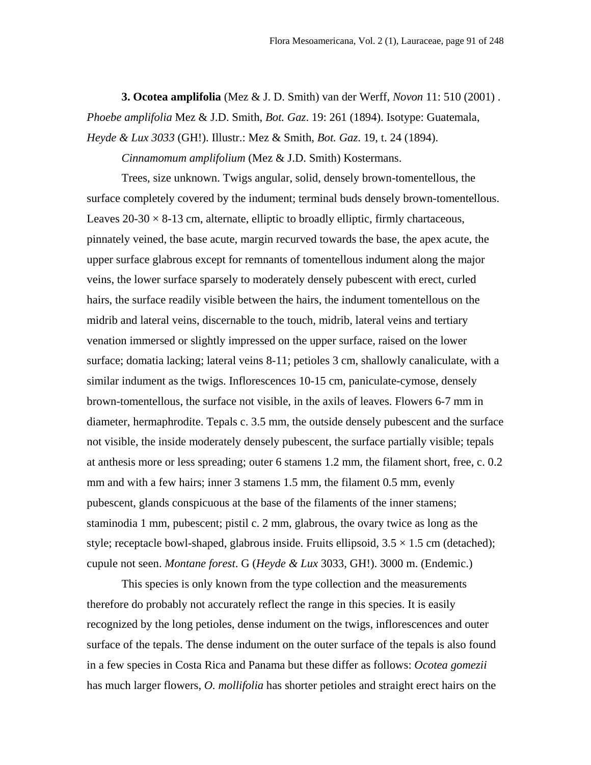**3. Ocotea amplifolia** (Mez & J. D. Smith) van der Werff, *Novon* 11: 510 (2001) . *Phoebe amplifolia* Mez & J.D. Smith, *Bot. Gaz*. 19: 261 (1894). Isotype: Guatemala, *Heyde & Lux 3033* (GH!). Illustr.: Mez & Smith, *Bot. Gaz*. 19, t. 24 (1894).

*Cinnamomum amplifolium* (Mez & J.D. Smith) Kostermans.

Trees, size unknown. Twigs angular, solid, densely brown-tomentellous, the surface completely covered by the indument; terminal buds densely brown-tomentellous. Leaves 20-30 × 8-13 cm, alternate, elliptic to broadly elliptic, firmly chartaceous, pinnately veined, the base acute, margin recurved towards the base, the apex acute, the upper surface glabrous except for remnants of tomentellous indument along the major veins, the lower surface sparsely to moderately densely pubescent with erect, curled hairs, the surface readily visible between the hairs, the indument tomentellous on the midrib and lateral veins, discernable to the touch, midrib, lateral veins and tertiary venation immersed or slightly impressed on the upper surface, raised on the lower surface; domatia lacking; lateral veins 8-11; petioles 3 cm, shallowly canaliculate, with a similar indument as the twigs. Inflorescences 10-15 cm, paniculate-cymose, densely brown-tomentellous, the surface not visible, in the axils of leaves. Flowers 6-7 mm in diameter, hermaphrodite. Tepals c. 3.5 mm, the outside densely pubescent and the surface not visible, the inside moderately densely pubescent, the surface partially visible; tepals at anthesis more or less spreading; outer 6 stamens 1.2 mm, the filament short, free, c. 0.2 mm and with a few hairs; inner 3 stamens 1.5 mm, the filament 0.5 mm, evenly pubescent, glands conspicuous at the base of the filaments of the inner stamens; staminodia 1 mm, pubescent; pistil c. 2 mm, glabrous, the ovary twice as long as the style; receptacle bowl-shaped, glabrous inside. Fruits ellipsoid, 3.5 × 1.5 cm (detached); cupule not seen. *Montane forest*. G (*Heyde & Lux* 3033, GH!). 3000 m. (Endemic.)

This species is only known from the type collection and the measurements therefore do probably not accurately reflect the range in this species. It is easily recognized by the long petioles, dense indument on the twigs, inflorescences and outer surface of the tepals. The dense indument on the outer surface of the tepals is also found in a few species in Costa Rica and Panama but these differ as follows: *Ocotea gomezii* has much larger flowers, *O. mollifolia* has shorter petioles and straight erect hairs on the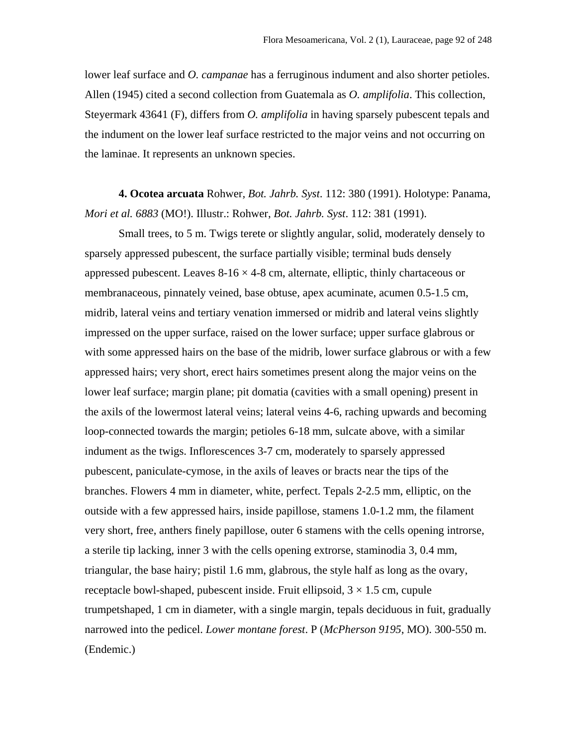lower leaf surface and *O. campanae* has a ferruginous indument and also shorter petioles. Allen (1945) cited a second collection from Guatemala as *O. amplifolia*. This collection, Steyermark 43641 (F), differs from *O. amplifolia* in having sparsely pubescent tepals and the indument on the lower leaf surface restricted to the major veins and not occurring on the laminae. It represents an unknown species.

**4. Ocotea arcuata** Rohwer, *Bot. Jahrb. Syst*. 112: 380 (1991). Holotype: Panama, *Mori et al. 6883* (MO!). Illustr.: Rohwer, *Bot. Jahrb. Syst*. 112: 381 (1991).

Small trees, to 5 m. Twigs terete or slightly angular, solid, moderately densely to sparsely appressed pubescent, the surface partially visible; terminal buds densely appressed pubescent. Leaves 8-16 × 4-8 cm, alternate, elliptic, thinly chartaceous or membranaceous, pinnately veined, base obtuse, apex acuminate, acumen 0.5-1.5 cm, midrib, lateral veins and tertiary venation immersed or midrib and lateral veins slightly impressed on the upper surface, raised on the lower surface; upper surface glabrous or with some appressed hairs on the base of the midrib, lower surface glabrous or with a few appressed hairs; very short, erect hairs sometimes present along the major veins on the lower leaf surface; margin plane; pit domatia (cavities with a small opening) present in the axils of the lowermost lateral veins; lateral veins 4-6, raching upwards and becoming loop-connected towards the margin; petioles 6-18 mm, sulcate above, with a similar indument as the twigs. Inflorescences 3-7 cm, moderately to sparsely appressed pubescent, paniculate-cymose, in the axils of leaves or bracts near the tips of the branches. Flowers 4 mm in diameter, white, perfect. Tepals 2-2.5 mm, elliptic, on the outside with a few appressed hairs, inside papillose, stamens 1.0-1.2 mm, the filament very short, free, anthers finely papillose, outer 6 stamens with the cells opening introrse, a sterile tip lacking, inner 3 with the cells opening extrorse, staminodia 3, 0.4 mm, triangular, the base hairy; pistil 1.6 mm, glabrous, the style half as long as the ovary, receptacle bowl-shaped, pubescent inside. Fruit ellipsoid, 3 × 1.5 cm, cupule trumpetshaped, 1 cm in diameter, with a single margin, tepals deciduous in fuit, gradually narrowed into the pedicel. *Lower montane forest*. P (*McPherson 9195*, MO). 300-550 m. (Endemic.)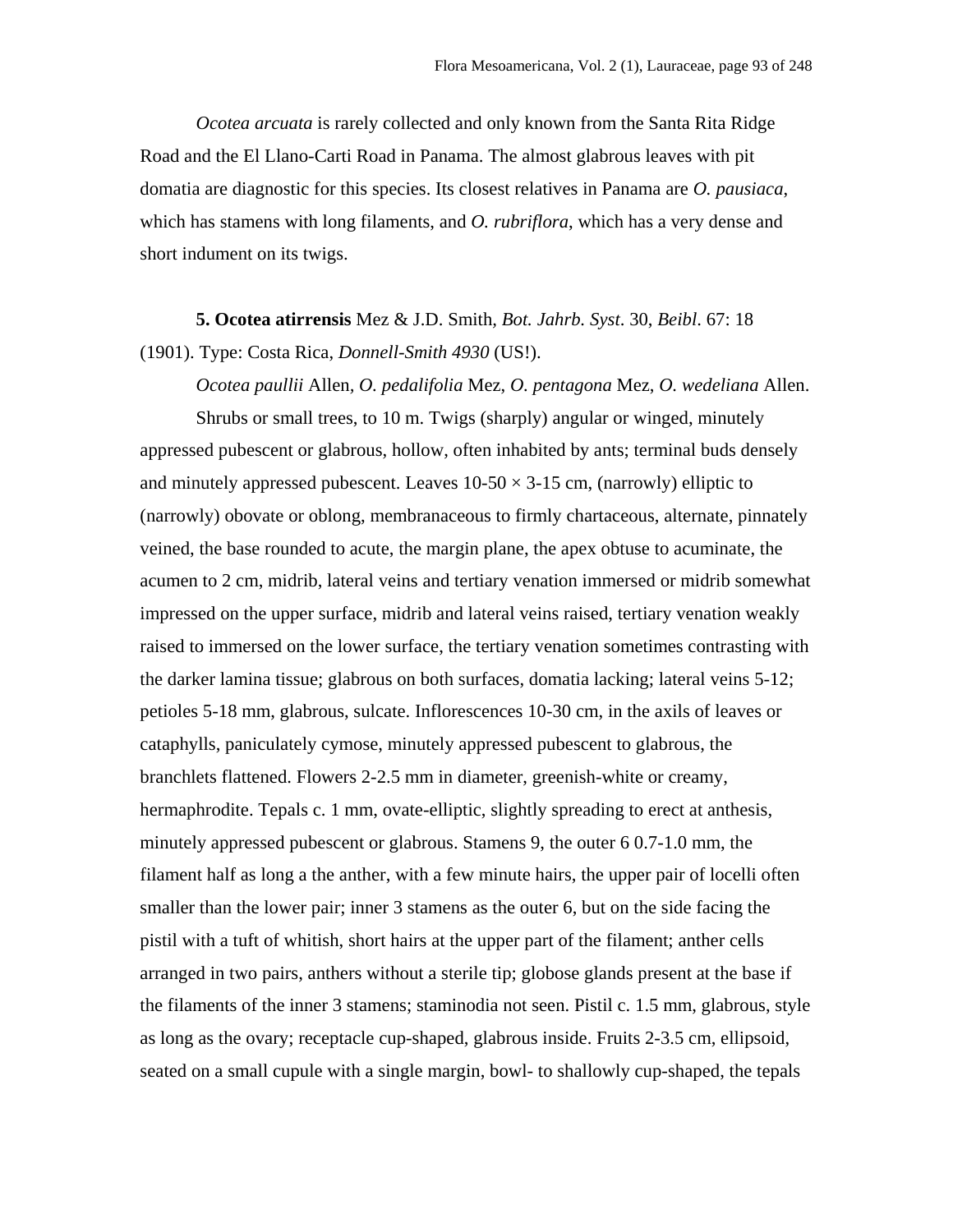*Ocotea arcuata* is rarely collected and only known from the Santa Rita Ridge Road and the El Llano-Carti Road in Panama. The almost glabrous leaves with pit domatia are diagnostic for this species. Its closest relatives in Panama are *O. pausiaca*, which has stamens with long filaments, and *O. rubriflora*, which has a very dense and short indument on its twigs.

**5. Ocotea atirrensis** Mez & J.D. Smith, *Bot. Jahrb. Syst*. 30, *Beibl*. 67: 18 (1901). Type: Costa Rica, *Donnell-Smith 4930* (US!).

*Ocotea paullii* Allen, *O. pedalifolia* Mez, *O. pentagona* Mez, *O. wedeliana* Allen.

Shrubs or small trees, to 10 m. Twigs (sharply) angular or winged, minutely appressed pubescent or glabrous, hollow, often inhabited by ants; terminal buds densely and minutely appressed pubescent. Leaves 10-50 × 3-15 cm, (narrowly) elliptic to (narrowly) obovate or oblong, membranaceous to firmly chartaceous, alternate, pinnately veined, the base rounded to acute, the margin plane, the apex obtuse to acuminate, the acumen to 2 cm, midrib, lateral veins and tertiary venation immersed or midrib somewhat impressed on the upper surface, midrib and lateral veins raised, tertiary venation weakly raised to immersed on the lower surface, the tertiary venation sometimes contrasting with the darker lamina tissue; glabrous on both surfaces, domatia lacking; lateral veins 5-12; petioles 5-18 mm, glabrous, sulcate. Inflorescences 10-30 cm, in the axils of leaves or cataphylls, paniculately cymose, minutely appressed pubescent to glabrous, the branchlets flattened. Flowers 2-2.5 mm in diameter, greenish-white or creamy, hermaphrodite. Tepals c. 1 mm, ovate-elliptic, slightly spreading to erect at anthesis, minutely appressed pubescent or glabrous. Stamens 9, the outer 6 0.7-1.0 mm, the filament half as long a the anther, with a few minute hairs, the upper pair of locelli often smaller than the lower pair; inner 3 stamens as the outer 6, but on the side facing the pistil with a tuft of whitish, short hairs at the upper part of the filament; anther cells arranged in two pairs, anthers without a sterile tip; globose glands present at the base if the filaments of the inner 3 stamens; staminodia not seen. Pistil c. 1.5 mm, glabrous, style as long as the ovary; receptacle cup-shaped, glabrous inside. Fruits 2-3.5 cm, ellipsoid, seated on a small cupule with a single margin, bowl- to shallowly cup-shaped, the tepals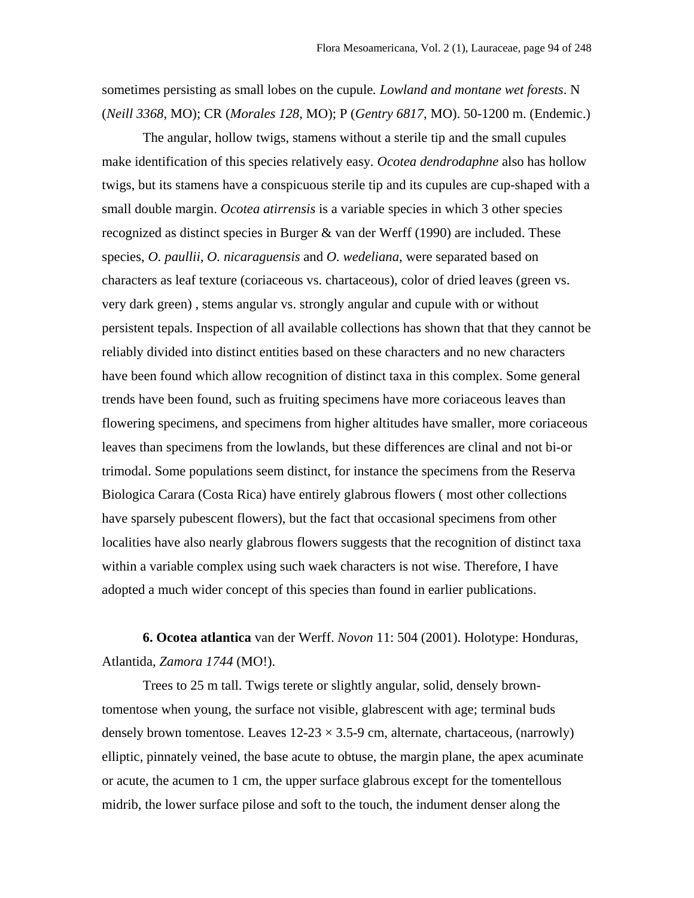sometimes persisting as small lobes on the cupule. *Lowland and montane wet forests*. N (*Neill 3368*, MO); CR (*Morales 128*, MO); P (*Gentry 6817*, MO). 50-1200 m. (Endemic.)

The angular, hollow twigs, stamens without a sterile tip and the small cupules make identification of this species relatively easy. *Ocotea dendrodaphne* also has hollow twigs, but its stamens have a conspicuous sterile tip and its cupules are cup-shaped with a small double margin. *Ocotea atirrensis* is a variable species in which 3 other species recognized as distinct species in Burger & van der Werff (1990) are included. These species, *O. paullii, O. nicaraguensis* and *O. wedeliana*, were separated based on characters as leaf texture (coriaceous vs. chartaceous), color of dried leaves (green vs. very dark green) , stems angular vs. strongly angular and cupule with or without persistent tepals. Inspection of all available collections has shown that that they cannot be reliably divided into distinct entities based on these characters and no new characters have been found which allow recognition of distinct taxa in this complex. Some general trends have been found, such as fruiting specimens have more coriaceous leaves than flowering specimens, and specimens from higher altitudes have smaller, more coriaceous leaves than specimens from the lowlands, but these differences are clinal and not bi-or trimodal. Some populations seem distinct, for instance the specimens from the Reserva Biologica Carara (Costa Rica) have entirely glabrous flowers ( most other collections have sparsely pubescent flowers), but the fact that occasional specimens from other localities have also nearly glabrous flowers suggests that the recognition of distinct taxa within a variable complex using such waek characters is not wise. Therefore, I have adopted a much wider concept of this species than found in earlier publications.

**6. Ocotea atlantica** van der Werff. *Novon* 11: 504 (2001). Holotype: Honduras, Atlantida, *Zamora 1744* (MO!).

Trees to 25 m tall. Twigs terete or slightly angular, solid, densely brown-tomentose when young, the surface not visible, glabrescent with age; terminal buds densely brown tomentose. Leaves 12-23 × 3.5-9 cm, alternate, chartaceous, (narrowly) elliptic, pinnately veined, the base acute to obtuse, the margin plane, the apex acuminate or acute, the acumen to 1 cm, the upper surface glabrous except for the tomentellous midrib, the lower surface pilose and soft to the touch, the indument denser along the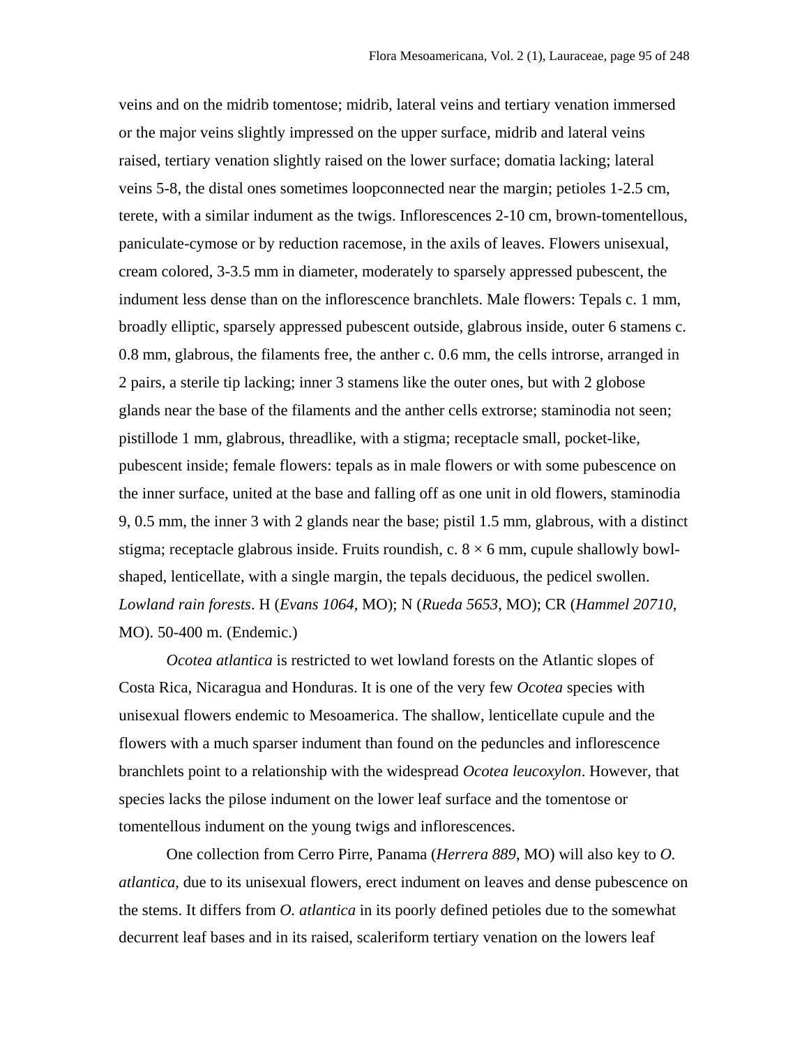veins and on the midrib tomentose; midrib, lateral veins and tertiary venation immersed or the major veins slightly impressed on the upper surface, midrib and lateral veins raised, tertiary venation slightly raised on the lower surface; domatia lacking; lateral veins 5-8, the distal ones sometimes loopconnected near the margin; petioles 1-2.5 cm, terete, with a similar indument as the twigs. Inflorescences 2-10 cm, brown-tomentellous, paniculate-cymose or by reduction racemose, in the axils of leaves. Flowers unisexual, cream colored, 3-3.5 mm in diameter, moderately to sparsely appressed pubescent, the indument less dense than on the inflorescence branchlets. Male flowers: Tepals c. 1 mm, broadly elliptic, sparsely appressed pubescent outside, glabrous inside, outer 6 stamens c. 0.8 mm, glabrous, the filaments free, the anther c. 0.6 mm, the cells introrse, arranged in 2 pairs, a sterile tip lacking; inner 3 stamens like the outer ones, but with 2 globose glands near the base of the filaments and the anther cells extrorse; staminodia not seen; pistillode 1 mm, glabrous, threadlike, with a stigma; receptacle small, pocket-like, pubescent inside; female flowers: tepals as in male flowers or with some pubescence on the inner surface, united at the base and falling off as one unit in old flowers, staminodia 9, 0.5 mm, the inner 3 with 2 glands near the base; pistil 1.5 mm, glabrous, with a distinct stigma; receptacle glabrous inside. Fruits roundish, c. 8 × 6 mm, cupule shallowly bowl-shaped, lenticellate, with a single margin, the tepals deciduous, the pedicel swollen. *Lowland rain forests*. H (*Evans 1064*, MO); N (*Rueda 5653*, MO); CR (*Hammel 20710*, MO). 50-400 m. (Endemic.)

*Ocotea atlantica* is restricted to wet lowland forests on the Atlantic slopes of Costa Rica, Nicaragua and Honduras. It is one of the very few *Ocotea* species with unisexual flowers endemic to Mesoamerica. The shallow, lenticellate cupule and the flowers with a much sparser indument than found on the peduncles and inflorescence branchlets point to a relationship with the widespread *Ocotea leucoxylon*. However, that species lacks the pilose indument on the lower leaf surface and the tomentose or tomentellous indument on the young twigs and inflorescences.

One collection from Cerro Pirre, Panama (*Herrera 889*, MO) will also key to *O. atlantica*, due to its unisexual flowers, erect indument on leaves and dense pubescence on the stems. It differs from *O. atlantica* in its poorly defined petioles due to the somewhat decurrent leaf bases and in its raised, scaleriform tertiary venation on the lowers leaf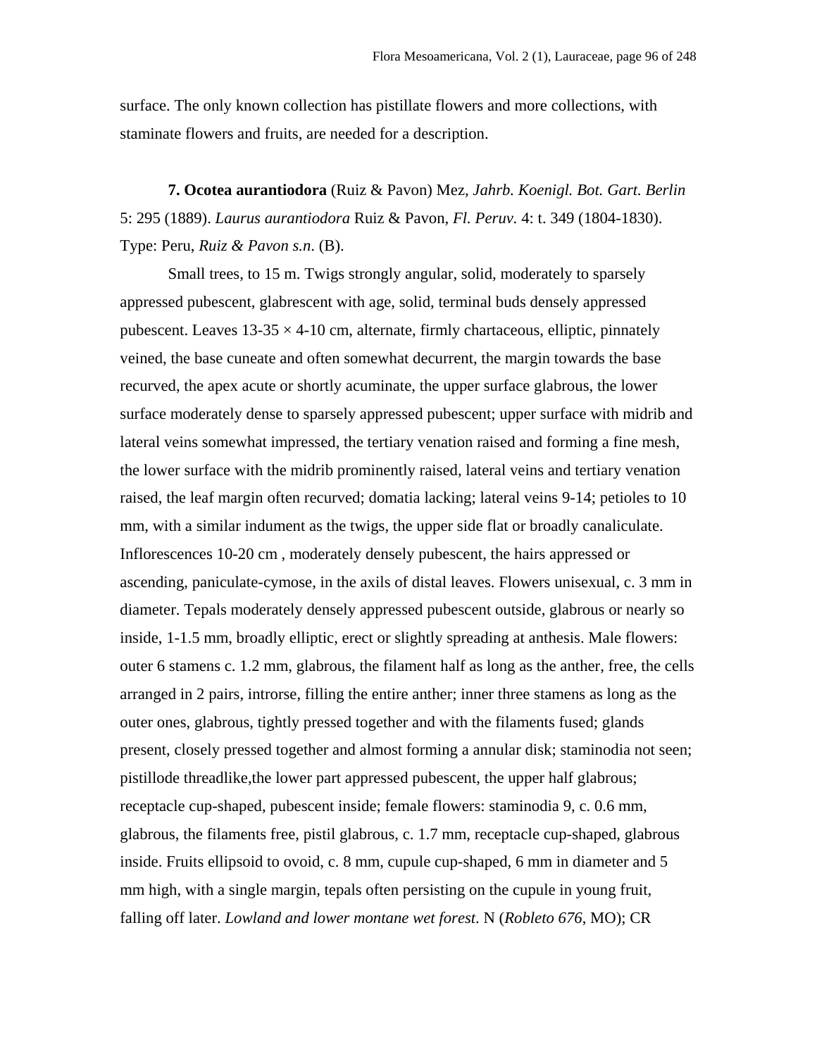surface. The only known collection has pistillate flowers and more collections, with staminate flowers and fruits, are needed for a description.

**7. Ocotea aurantiodora** (Ruiz & Pavon) Mez, *Jahrb. Koenigl. Bot. Gart. Berlin* 5: 295 (1889). *Laurus aurantiodora* Ruiz & Pavon, *Fl. Peruv.* 4: t. 349 (1804-1830). Type: Peru, *Ruiz & Pavon s.n.* (B).

Small trees, to 15 m. Twigs strongly angular, solid, moderately to sparsely appressed pubescent, glabrescent with age, solid, terminal buds densely appressed pubescent. Leaves 13-35 × 4-10 cm, alternate, firmly chartaceous, elliptic, pinnately veined, the base cuneate and often somewhat decurrent, the margin towards the base recurved, the apex acute or shortly acuminate, the upper surface glabrous, the lower surface moderately dense to sparsely appressed pubescent; upper surface with midrib and lateral veins somewhat impressed, the tertiary venation raised and forming a fine mesh, the lower surface with the midrib prominently raised, lateral veins and tertiary venation raised, the leaf margin often recurved; domatia lacking; lateral veins 9-14; petioles to 10 mm, with a similar indument as the twigs, the upper side flat or broadly canaliculate. Inflorescences 10-20 cm , moderately densely pubescent, the hairs appressed or ascending, paniculate-cymose, in the axils of distal leaves. Flowers unisexual, c. 3 mm in diameter. Tepals moderately densely appressed pubescent outside, glabrous or nearly so inside, 1-1.5 mm, broadly elliptic, erect or slightly spreading at anthesis. Male flowers: outer 6 stamens c. 1.2 mm, glabrous, the filament half as long as the anther, free, the cells arranged in 2 pairs, introrse, filling the entire anther; inner three stamens as long as the outer ones, glabrous, tightly pressed together and with the filaments fused; glands present, closely pressed together and almost forming a annular disk; staminodia not seen; pistillode threadlike,the lower part appressed pubescent, the upper half glabrous; receptacle cup-shaped, pubescent inside; female flowers: staminodia 9, c. 0.6 mm, glabrous, the filaments free, pistil glabrous, c. 1.7 mm, receptacle cup-shaped, glabrous inside. Fruits ellipsoid to ovoid, c. 8 mm, cupule cup-shaped, 6 mm in diameter and 5 mm high, with a single margin, tepals often persisting on the cupule in young fruit, falling off later. *Lowland and lower montane wet forest*. N (*Robleto 676*, MO); CR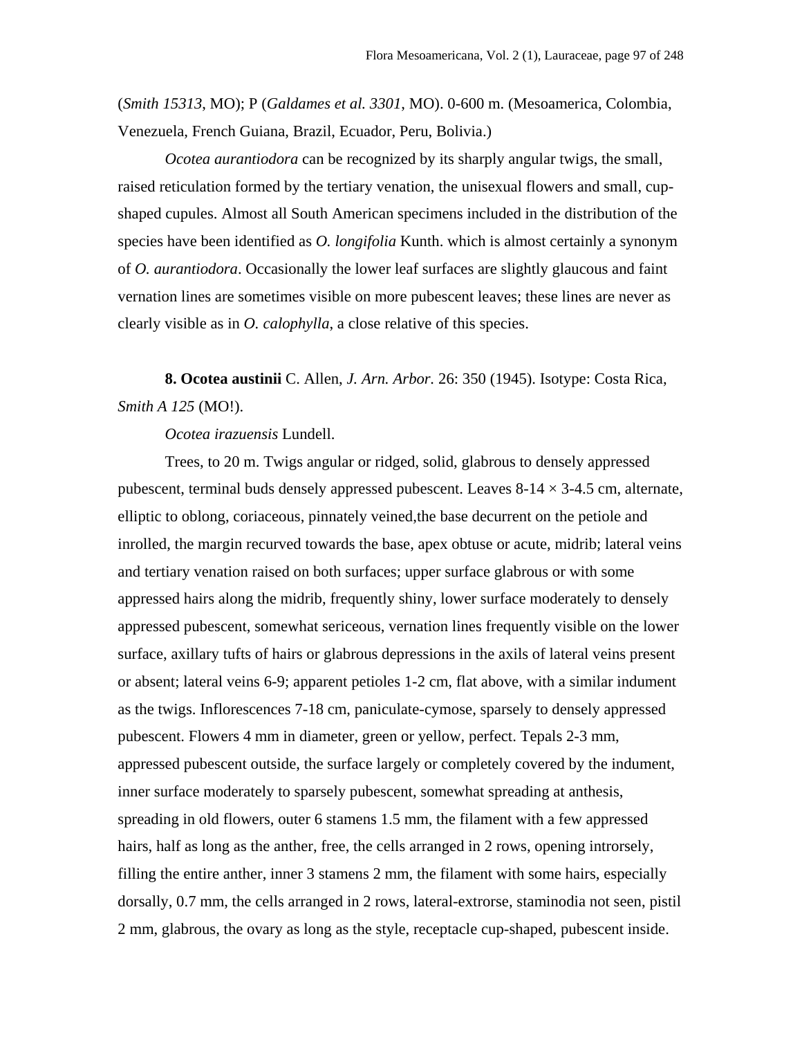(*Smith 15313*, MO); P (*Galdames et al. 3301*, MO). 0-600 m. (Mesoamerica, Colombia, Venezuela, French Guiana, Brazil, Ecuador, Peru, Bolivia.)

*Ocotea aurantiodora* can be recognized by its sharply angular twigs, the small, raised reticulation formed by the tertiary venation, the unisexual flowers and small, cup-shaped cupules. Almost all South American specimens included in the distribution of the species have been identified as *O. longifolia* Kunth. which is almost certainly a synonym of *O. aurantiodora*. Occasionally the lower leaf surfaces are slightly glaucous and faint vernation lines are sometimes visible on more pubescent leaves; these lines are never as clearly visible as in *O. calophylla*, a close relative of this species.

**8. Ocotea austinii** C. Allen, *J. Arn. Arbor.* 26: 350 (1945). Isotype: Costa Rica, *Smith A 125* (MO!).

*Ocotea irazuensis* Lundell.

Trees, to 20 m. Twigs angular or ridged, solid, glabrous to densely appressed pubescent, terminal buds densely appressed pubescent. Leaves 8-14 × 3-4.5 cm, alternate, elliptic to oblong, coriaceous, pinnately veined,the base decurrent on the petiole and inrolled, the margin recurved towards the base, apex obtuse or acute, midrib; lateral veins and tertiary venation raised on both surfaces; upper surface glabrous or with some appressed hairs along the midrib, frequently shiny, lower surface moderately to densely appressed pubescent, somewhat sericeous, vernation lines frequently visible on the lower surface, axillary tufts of hairs or glabrous depressions in the axils of lateral veins present or absent; lateral veins 6-9; apparent petioles 1-2 cm, flat above, with a similar indument as the twigs. Inflorescences 7-18 cm, paniculate-cymose, sparsely to densely appressed pubescent. Flowers 4 mm in diameter, green or yellow, perfect. Tepals 2-3 mm, appressed pubescent outside, the surface largely or completely covered by the indument, inner surface moderately to sparsely pubescent, somewhat spreading at anthesis, spreading in old flowers, outer 6 stamens 1.5 mm, the filament with a few appressed hairs, half as long as the anther, free, the cells arranged in 2 rows, opening introrsely, filling the entire anther, inner 3 stamens 2 mm, the filament with some hairs, especially dorsally, 0.7 mm, the cells arranged in 2 rows, lateral-extrorse, staminodia not seen, pistil 2 mm, glabrous, the ovary as long as the style, receptacle cup-shaped, pubescent inside.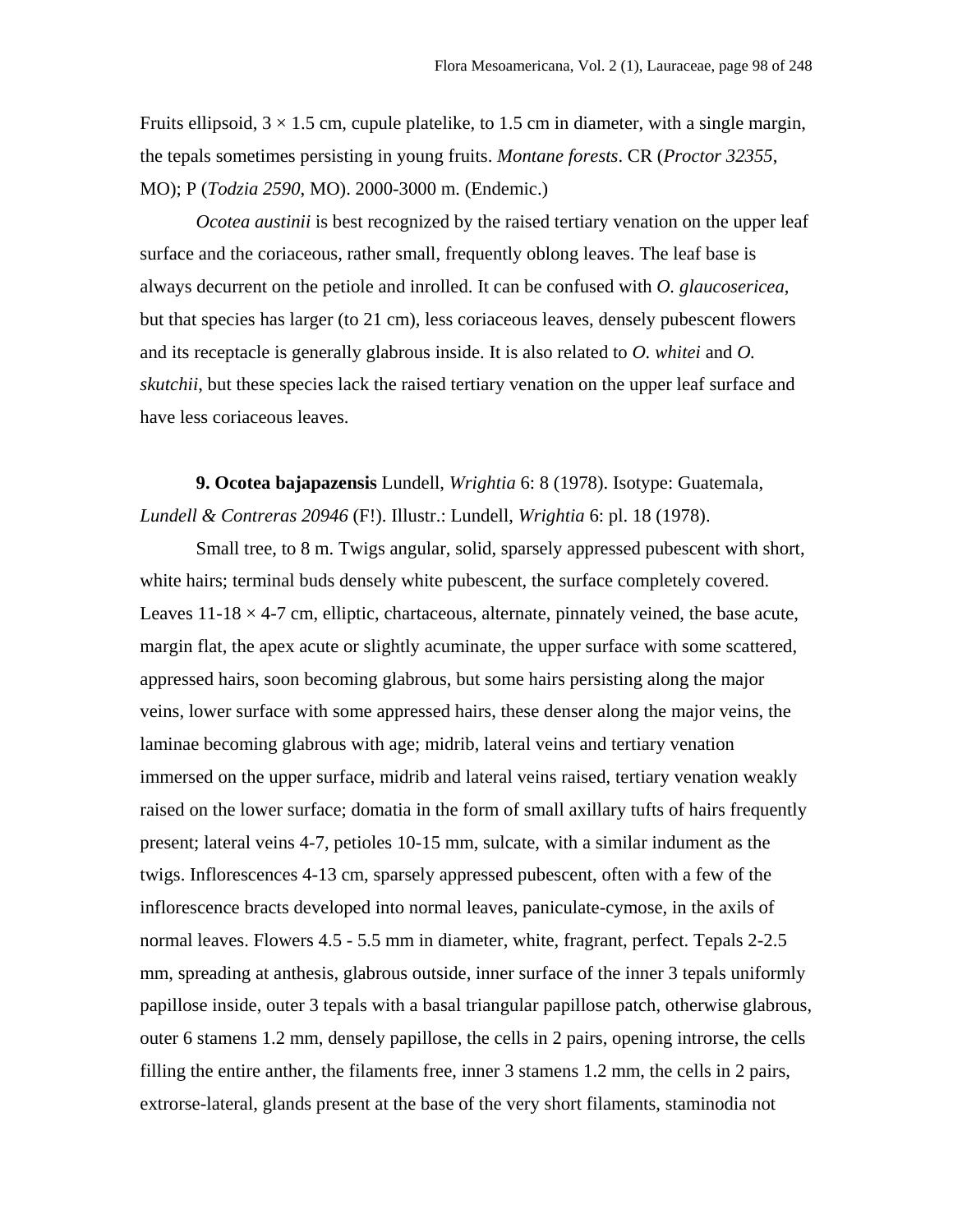Fruits ellipsoid, 3 × 1.5 cm, cupule platelike, to 1.5 cm in diameter, with a single margin, the tepals sometimes persisting in young fruits. *Montane forests*. CR (*Proctor 32355*, MO); P (*Todzia 2590*, MO). 2000-3000 m. (Endemic.)

*Ocotea austinii* is best recognized by the raised tertiary venation on the upper leaf surface and the coriaceous, rather small, frequently oblong leaves. The leaf base is always decurrent on the petiole and inrolled. It can be confused with *O. glaucosericea*, but that species has larger (to 21 cm), less coriaceous leaves, densely pubescent flowers and its receptacle is generally glabrous inside. It is also related to *O. whitei* and *O. skutchii*, but these species lack the raised tertiary venation on the upper leaf surface and have less coriaceous leaves.

**9. Ocotea bajapazensis** Lundell, *Wrightia* 6: 8 (1978). Isotype: Guatemala, *Lundell & Contreras 20946* (F!). Illustr.: Lundell, *Wrightia* 6: pl. 18 (1978).

Small tree, to 8 m. Twigs angular, solid, sparsely appressed pubescent with short, white hairs; terminal buds densely white pubescent, the surface completely covered. Leaves 11-18 × 4-7 cm, elliptic, chartaceous, alternate, pinnately veined, the base acute, margin flat, the apex acute or slightly acuminate, the upper surface with some scattered, appressed hairs, soon becoming glabrous, but some hairs persisting along the major veins, lower surface with some appressed hairs, these denser along the major veins, the laminae becoming glabrous with age; midrib, lateral veins and tertiary venation immersed on the upper surface, midrib and lateral veins raised, tertiary venation weakly raised on the lower surface; domatia in the form of small axillary tufts of hairs frequently present; lateral veins 4-7, petioles 10-15 mm, sulcate, with a similar indument as the twigs. Inflorescences 4-13 cm, sparsely appressed pubescent, often with a few of the inflorescence bracts developed into normal leaves, paniculate-cymose, in the axils of normal leaves. Flowers 4.5 - 5.5 mm in diameter, white, fragrant, perfect. Tepals 2-2.5 mm, spreading at anthesis, glabrous outside, inner surface of the inner 3 tepals uniformly papillose inside, outer 3 tepals with a basal triangular papillose patch, otherwise glabrous, outer 6 stamens 1.2 mm, densely papillose, the cells in 2 pairs, opening introrse, the cells filling the entire anther, the filaments free, inner 3 stamens 1.2 mm, the cells in 2 pairs, extrorse-lateral, glands present at the base of the very short filaments, staminodia not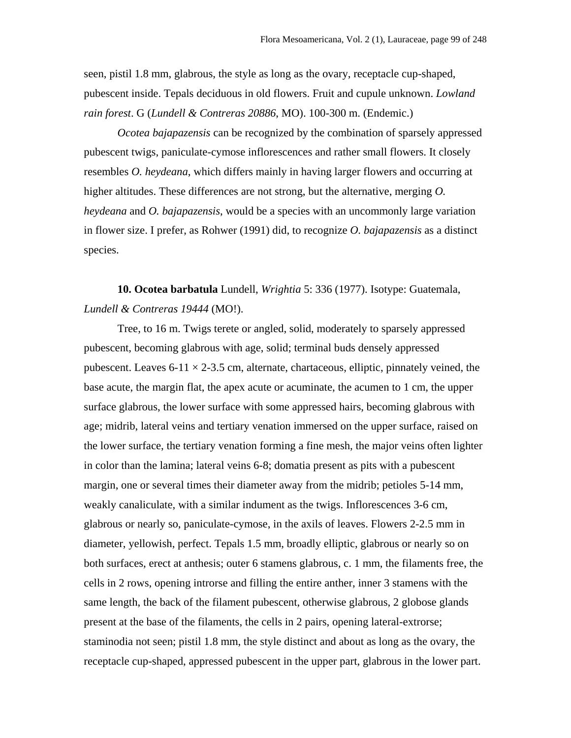seen, pistil 1.8 mm, glabrous, the style as long as the ovary, receptacle cup-shaped, pubescent inside. Tepals deciduous in old flowers. Fruit and cupule unknown. *Lowland rain forest*. G (*Lundell & Contreras 20886*, MO). 100-300 m. (Endemic.)

*Ocotea bajapazensis* can be recognized by the combination of sparsely appressed pubescent twigs, paniculate-cymose inflorescences and rather small flowers. It closely resembles *O. heydeana*, which differs mainly in having larger flowers and occurring at higher altitudes. These differences are not strong, but the alternative, merging *O. heydeana* and *O. bajapazensis*, would be a species with an uncommonly large variation in flower size. I prefer, as Rohwer (1991) did, to recognize *O. bajapazensis* as a distinct species.

**10. Ocotea barbatula** Lundell, *Wrightia* 5: 336 (1977). Isotype: Guatemala, *Lundell & Contreras 19444* (MO!).

Tree, to 16 m. Twigs terete or angled, solid, moderately to sparsely appressed pubescent, becoming glabrous with age, solid; terminal buds densely appressed pubescent. Leaves 6-11 × 2-3.5 cm, alternate, chartaceous, elliptic, pinnately veined, the base acute, the margin flat, the apex acute or acuminate, the acumen to 1 cm, the upper surface glabrous, the lower surface with some appressed hairs, becoming glabrous with age; midrib, lateral veins and tertiary venation immersed on the upper surface, raised on the lower surface, the tertiary venation forming a fine mesh, the major veins often lighter in color than the lamina; lateral veins 6-8; domatia present as pits with a pubescent margin, one or several times their diameter away from the midrib; petioles 5-14 mm, weakly canaliculate, with a similar indument as the twigs. Inflorescences 3-6 cm, glabrous or nearly so, paniculate-cymose, in the axils of leaves. Flowers 2-2.5 mm in diameter, yellowish, perfect. Tepals 1.5 mm, broadly elliptic, glabrous or nearly so on both surfaces, erect at anthesis; outer 6 stamens glabrous, c. 1 mm, the filaments free, the cells in 2 rows, opening introrse and filling the entire anther, inner 3 stamens with the same length, the back of the filament pubescent, otherwise glabrous, 2 globose glands present at the base of the filaments, the cells in 2 pairs, opening lateral-extrorse; staminodia not seen; pistil 1.8 mm, the style distinct and about as long as the ovary, the receptacle cup-shaped, appressed pubescent in the upper part, glabrous in the lower part.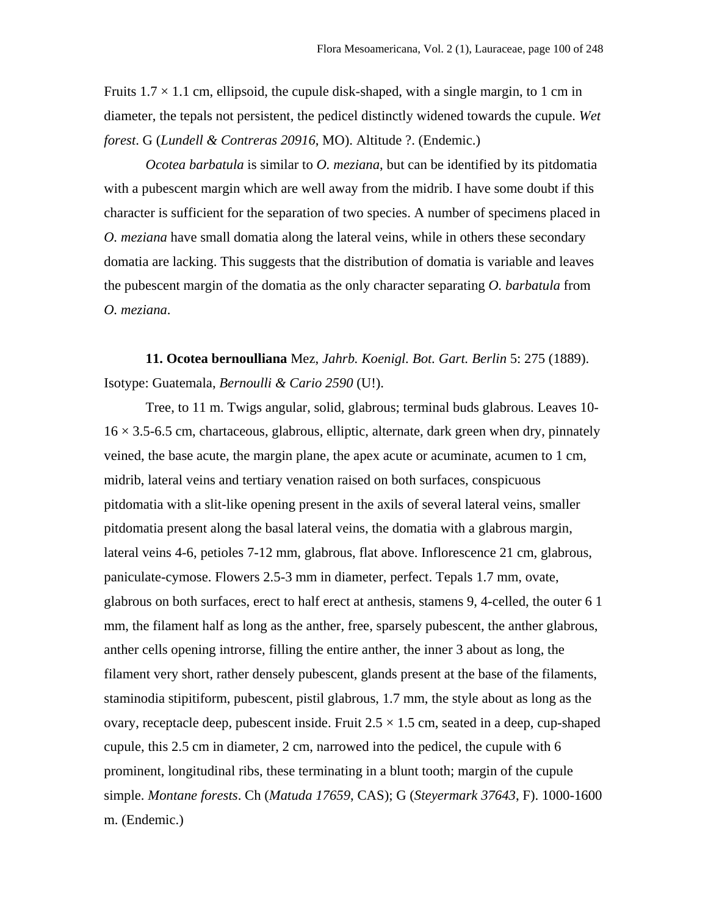Fruits 1.7 × 1.1 cm, ellipsoid, the cupule disk-shaped, with a single margin, to 1 cm in diameter, the tepals not persistent, the pedicel distinctly widened towards the cupule. *Wet forest*. G (*Lundell & Contreras 20916*, MO). Altitude ?. (Endemic.)

*Ocotea barbatula* is similar to *O. meziana*, but can be identified by its pitdomatia with a pubescent margin which are well away from the midrib. I have some doubt if this character is sufficient for the separation of two species. A number of specimens placed in *O. meziana* have small domatia along the lateral veins, while in others these secondary domatia are lacking. This suggests that the distribution of domatia is variable and leaves the pubescent margin of the domatia as the only character separating *O. barbatula* from *O. meziana*.

**11. Ocotea bernoulliana** Mez, *Jahrb. Koenigl. Bot. Gart. Berlin* 5: 275 (1889). Isotype: Guatemala, *Bernoulli & Cario 2590* (U!).

Tree, to 11 m. Twigs angular, solid, glabrous; terminal buds glabrous. Leaves 10-16 × 3.5-6.5 cm, chartaceous, glabrous, elliptic, alternate, dark green when dry, pinnately veined, the base acute, the margin plane, the apex acute or acuminate, acumen to 1 cm, midrib, lateral veins and tertiary venation raised on both surfaces, conspicuous pitdomatia with a slit-like opening present in the axils of several lateral veins, smaller pitdomatia present along the basal lateral veins, the domatia with a glabrous margin, lateral veins 4-6, petioles 7-12 mm, glabrous, flat above. Inflorescence 21 cm, glabrous, paniculate-cymose. Flowers 2.5-3 mm in diameter, perfect. Tepals 1.7 mm, ovate, glabrous on both surfaces, erect to half erect at anthesis, stamens 9, 4-celled, the outer 6 1 mm, the filament half as long as the anther, free, sparsely pubescent, the anther glabrous, anther cells opening introrse, filling the entire anther, the inner 3 about as long, the filament very short, rather densely pubescent, glands present at the base of the filaments, staminodia stipitiform, pubescent, pistil glabrous, 1.7 mm, the style about as long as the ovary, receptacle deep, pubescent inside. Fruit 2.5 × 1.5 cm, seated in a deep, cup-shaped cupule, this 2.5 cm in diameter, 2 cm, narrowed into the pedicel, the cupule with 6 prominent, longitudinal ribs, these terminating in a blunt tooth; margin of the cupule simple. *Montane forests*. Ch (*Matuda 17659*, CAS); G (*Steyermark 37643*, F). 1000-1600 m. (Endemic.)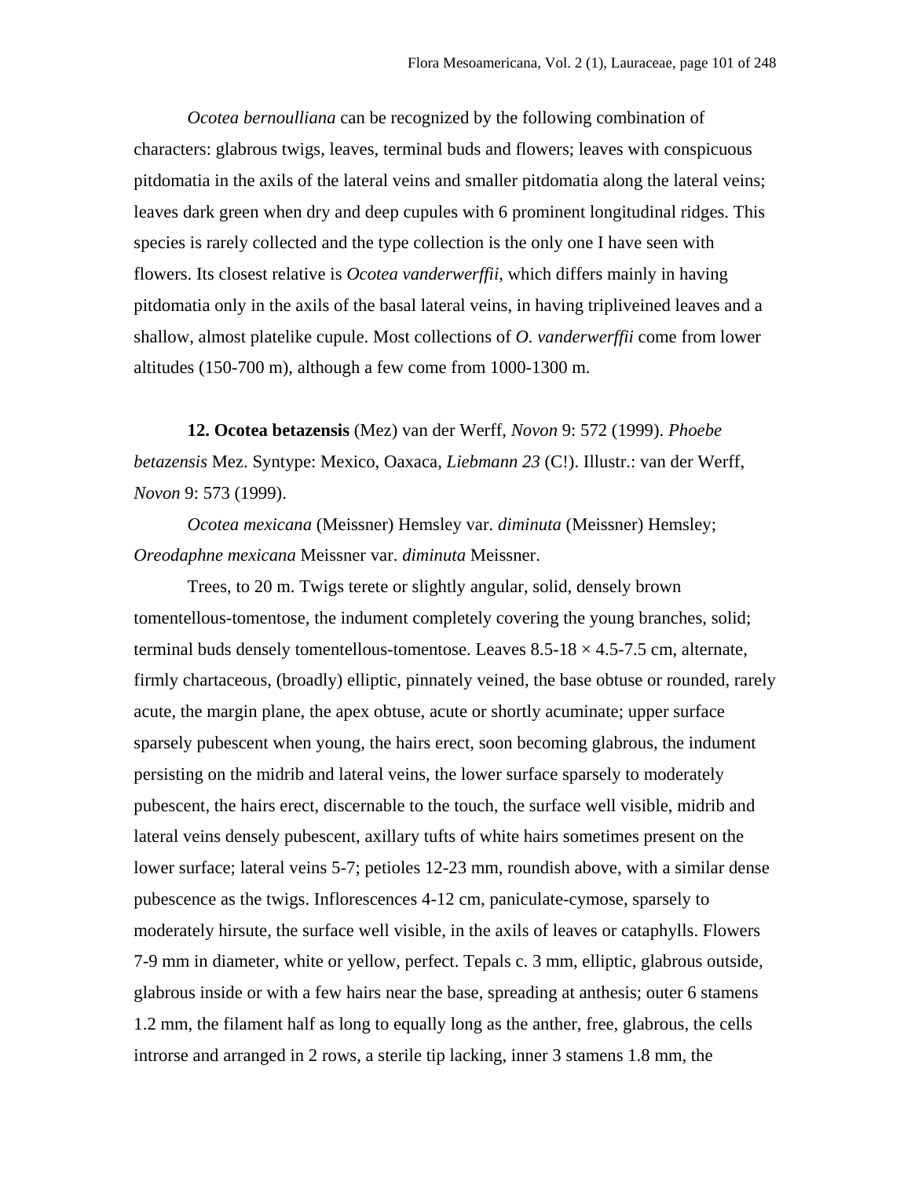*Ocotea bernoulliana* can be recognized by the following combination of characters: glabrous twigs, leaves, terminal buds and flowers; leaves with conspicuous pitdomatia in the axils of the lateral veins and smaller pitdomatia along the lateral veins; leaves dark green when dry and deep cupules with 6 prominent longitudinal ridges. This species is rarely collected and the type collection is the only one I have seen with flowers. Its closest relative is *Ocotea vanderwerffii*, which differs mainly in having pitdomatia only in the axils of the basal lateral veins, in having tripliveined leaves and a shallow, almost platelike cupule. Most collections of *O. vanderwerffii* come from lower altitudes (150-700 m), although a few come from 1000-1300 m.

**12. Ocotea betazensis** (Mez) van der Werff, *Novon* 9: 572 (1999). *Phoebe betazensis* Mez. Syntype: Mexico, Oaxaca, *Liebmann 23* (C!). Illustr.: van der Werff, *Novon* 9: 573 (1999).

*Ocotea mexicana* (Meissner) Hemsley var. *diminuta* (Meissner) Hemsley; *Oreodaphne mexicana* Meissner var. *diminuta* Meissner.

Trees, to 20 m. Twigs terete or slightly angular, solid, densely brown tomentellous-tomentose, the indument completely covering the young branches, solid; terminal buds densely tomentellous-tomentose. Leaves 8.5-18 × 4.5-7.5 cm, alternate, firmly chartaceous, (broadly) elliptic, pinnately veined, the base obtuse or rounded, rarely acute, the margin plane, the apex obtuse, acute or shortly acuminate; upper surface sparsely pubescent when young, the hairs erect, soon becoming glabrous, the indument persisting on the midrib and lateral veins, the lower surface sparsely to moderately pubescent, the hairs erect, discernable to the touch, the surface well visible, midrib and lateral veins densely pubescent, axillary tufts of white hairs sometimes present on the lower surface; lateral veins 5-7; petioles 12-23 mm, roundish above, with a similar dense pubescence as the twigs. Inflorescences 4-12 cm, paniculate-cymose, sparsely to moderately hirsute, the surface well visible, in the axils of leaves or cataphylls. Flowers 7-9 mm in diameter, white or yellow, perfect. Tepals c. 3 mm, elliptic, glabrous outside, glabrous inside or with a few hairs near the base, spreading at anthesis; outer 6 stamens 1.2 mm, the filament half as long to equally long as the anther, free, glabrous, the cells introrse and arranged in 2 rows, a sterile tip lacking, inner 3 stamens 1.8 mm, the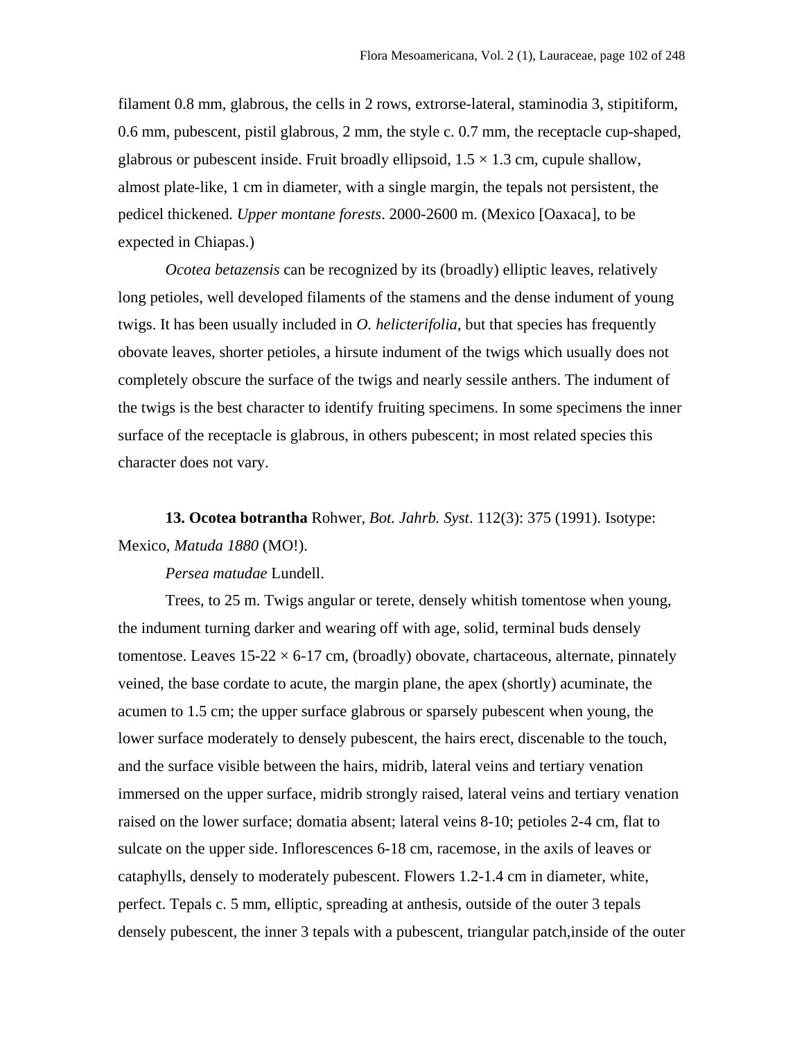filament 0.8 mm, glabrous, the cells in 2 rows, extrorse-lateral, staminodia 3, stipitiform, 0.6 mm, pubescent, pistil glabrous, 2 mm, the style c. 0.7 mm, the receptacle cup-shaped, glabrous or pubescent inside. Fruit broadly ellipsoid, 1.5 × 1.3 cm, cupule shallow, almost plate-like, 1 cm in diameter, with a single margin, the tepals not persistent, the pedicel thickened. *Upper montane forests*. 2000-2600 m. (Mexico [Oaxaca], to be expected in Chiapas.)

*Ocotea betazensis* can be recognized by its (broadly) elliptic leaves, relatively long petioles, well developed filaments of the stamens and the dense indument of young twigs. It has been usually included in *O. helicterifolia*, but that species has frequently obovate leaves, shorter petioles, a hirsute indument of the twigs which usually does not completely obscure the surface of the twigs and nearly sessile anthers. The indument of the twigs is the best character to identify fruiting specimens. In some specimens the inner surface of the receptacle is glabrous, in others pubescent; in most related species this character does not vary.

**13. Ocotea botrantha** Rohwer, *Bot. Jahrb. Syst*. 112(3): 375 (1991). Isotype: Mexico, *Matuda 1880* (MO!).

*Persea matudae* Lundell.

Trees, to 25 m. Twigs angular or terete, densely whitish tomentose when young, the indument turning darker and wearing off with age, solid, terminal buds densely tomentose. Leaves 15-22 × 6-17 cm, (broadly) obovate, chartaceous, alternate, pinnately veined, the base cordate to acute, the margin plane, the apex (shortly) acuminate, the acumen to 1.5 cm; the upper surface glabrous or sparsely pubescent when young, the lower surface moderately to densely pubescent, the hairs erect, discenable to the touch, and the surface visible between the hairs, midrib, lateral veins and tertiary venation immersed on the upper surface, midrib strongly raised, lateral veins and tertiary venation raised on the lower surface; domatia absent; lateral veins 8-10; petioles 2-4 cm, flat to sulcate on the upper side. Inflorescences 6-18 cm, racemose, in the axils of leaves or cataphylls, densely to moderately pubescent. Flowers 1.2-1.4 cm in diameter, white, perfect. Tepals c. 5 mm, elliptic, spreading at anthesis, outside of the outer 3 tepals densely pubescent, the inner 3 tepals with a pubescent, triangular patch,inside of the outer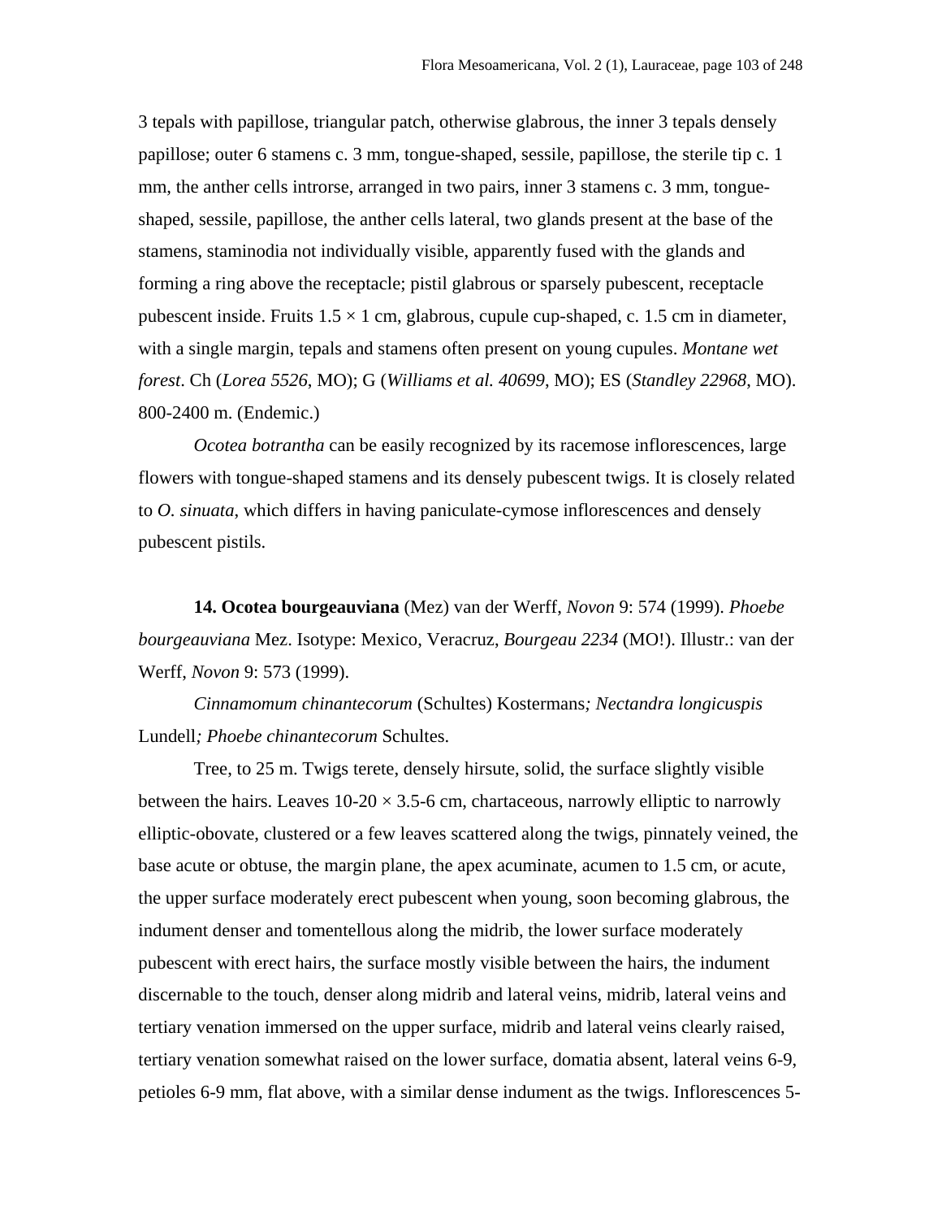3 tepals with papillose, triangular patch, otherwise glabrous, the inner 3 tepals densely papillose; outer 6 stamens c. 3 mm, tongue-shaped, sessile, papillose, the sterile tip c. 1 mm, the anther cells introrse, arranged in two pairs, inner 3 stamens c. 3 mm, tongue-shaped, sessile, papillose, the anther cells lateral, two glands present at the base of the stamens, staminodia not individually visible, apparently fused with the glands and forming a ring above the receptacle; pistil glabrous or sparsely pubescent, receptacle pubescent inside. Fruits 1.5 × 1 cm, glabrous, cupule cup-shaped, c. 1.5 cm in diameter, with a single margin, tepals and stamens often present on young cupules. *Montane wet forest*. Ch (*Lorea 5526*, MO); G (*Williams et al. 40699*, MO); ES (*Standley 22968*, MO). 800-2400 m. (Endemic.)

*Ocotea botrantha* can be easily recognized by its racemose inflorescences, large flowers with tongue-shaped stamens and its densely pubescent twigs. It is closely related to *O. sinuata*, which differs in having paniculate-cymose inflorescences and densely pubescent pistils.

**14. Ocotea bourgeauviana** (Mez) van der Werff, *Novon* 9: 574 (1999). *Phoebe bourgeauviana* Mez. Isotype: Mexico, Veracruz, *Bourgeau 2234* (MO!). Illustr.: van der Werff, *Novon* 9: 573 (1999).

*Cinnamomum chinantecorum* (Schultes) Kostermans*; Nectandra longicuspis* Lundell*; Phoebe chinantecorum* Schultes.

Tree, to 25 m. Twigs terete, densely hirsute, solid, the surface slightly visible between the hairs. Leaves 10-20 × 3.5-6 cm, chartaceous, narrowly elliptic to narrowly elliptic-obovate, clustered or a few leaves scattered along the twigs, pinnately veined, the base acute or obtuse, the margin plane, the apex acuminate, acumen to 1.5 cm, or acute, the upper surface moderately erect pubescent when young, soon becoming glabrous, the indument denser and tomentellous along the midrib, the lower surface moderately pubescent with erect hairs, the surface mostly visible between the hairs, the indument discernable to the touch, denser along midrib and lateral veins, midrib, lateral veins and tertiary venation immersed on the upper surface, midrib and lateral veins clearly raised, tertiary venation somewhat raised on the lower surface, domatia absent, lateral veins 6-9, petioles 6-9 mm, flat above, with a similar dense indument as the twigs. Inflorescences 5-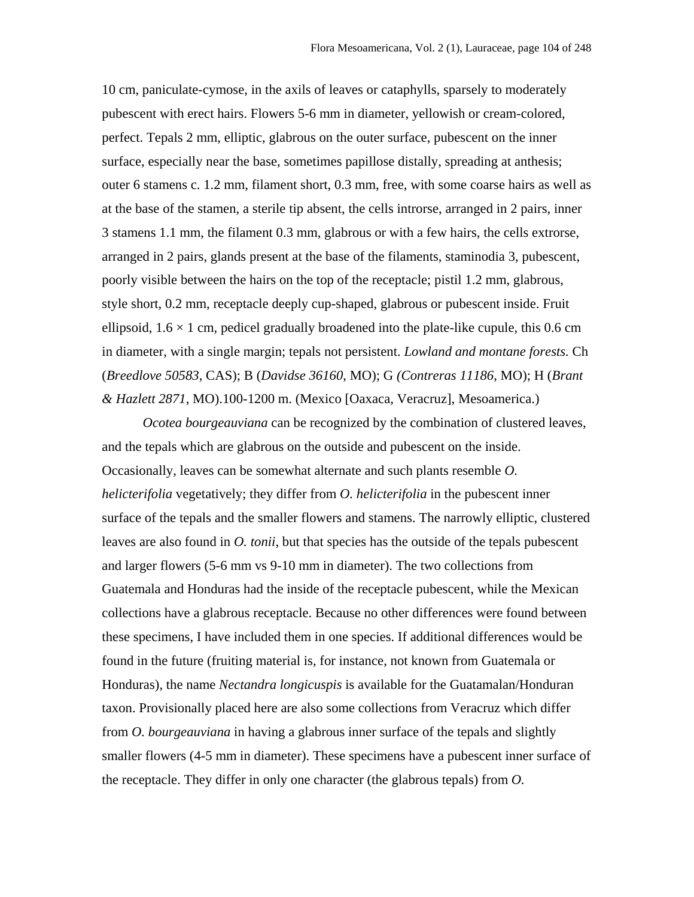10 cm, paniculate-cymose, in the axils of leaves or cataphylls, sparsely to moderately pubescent with erect hairs. Flowers 5-6 mm in diameter, yellowish or cream-colored, perfect. Tepals 2 mm, elliptic, glabrous on the outer surface, pubescent on the inner surface, especially near the base, sometimes papillose distally, spreading at anthesis; outer 6 stamens c. 1.2 mm, filament short, 0.3 mm, free, with some coarse hairs as well as at the base of the stamen, a sterile tip absent, the cells introrse, arranged in 2 pairs, inner 3 stamens 1.1 mm, the filament 0.3 mm, glabrous or with a few hairs, the cells extrorse, arranged in 2 pairs, glands present at the base of the filaments, staminodia 3, pubescent, poorly visible between the hairs on the top of the receptacle; pistil 1.2 mm, glabrous, style short, 0.2 mm, receptacle deeply cup-shaped, glabrous or pubescent inside. Fruit ellipsoid, 1.6 × 1 cm, pedicel gradually broadened into the plate-like cupule, this 0.6 cm in diameter, with a single margin; tepals not persistent. *Lowland and montane forests.* Ch (*Breedlove 50583*, CAS); B (*Davidse 36160*, MO); G *(Contreras 11186*, MO); H (*Brant & Hazlett 2871*, MO).100-1200 m. (Mexico [Oaxaca, Veracruz], Mesoamerica.)

*Ocotea bourgeauviana* can be recognized by the combination of clustered leaves, and the tepals which are glabrous on the outside and pubescent on the inside. Occasionally, leaves can be somewhat alternate and such plants resemble *O. helicterifolia* vegetatively; they differ from *O. helicterifolia* in the pubescent inner surface of the tepals and the smaller flowers and stamens. The narrowly elliptic, clustered leaves are also found in *O. tonii*, but that species has the outside of the tepals pubescent and larger flowers (5-6 mm vs 9-10 mm in diameter). The two collections from Guatemala and Honduras had the inside of the receptacle pubescent, while the Mexican collections have a glabrous receptacle. Because no other differences were found between these specimens, I have included them in one species. If additional differences would be found in the future (fruiting material is, for instance, not known from Guatemala or Honduras), the name *Nectandra longicuspis* is available for the Guatamalan/Honduran taxon. Provisionally placed here are also some collections from Veracruz which differ from *O. bourgeauviana* in having a glabrous inner surface of the tepals and slightly smaller flowers (4-5 mm in diameter). These specimens have a pubescent inner surface of the receptacle. They differ in only one character (the glabrous tepals) from *O.*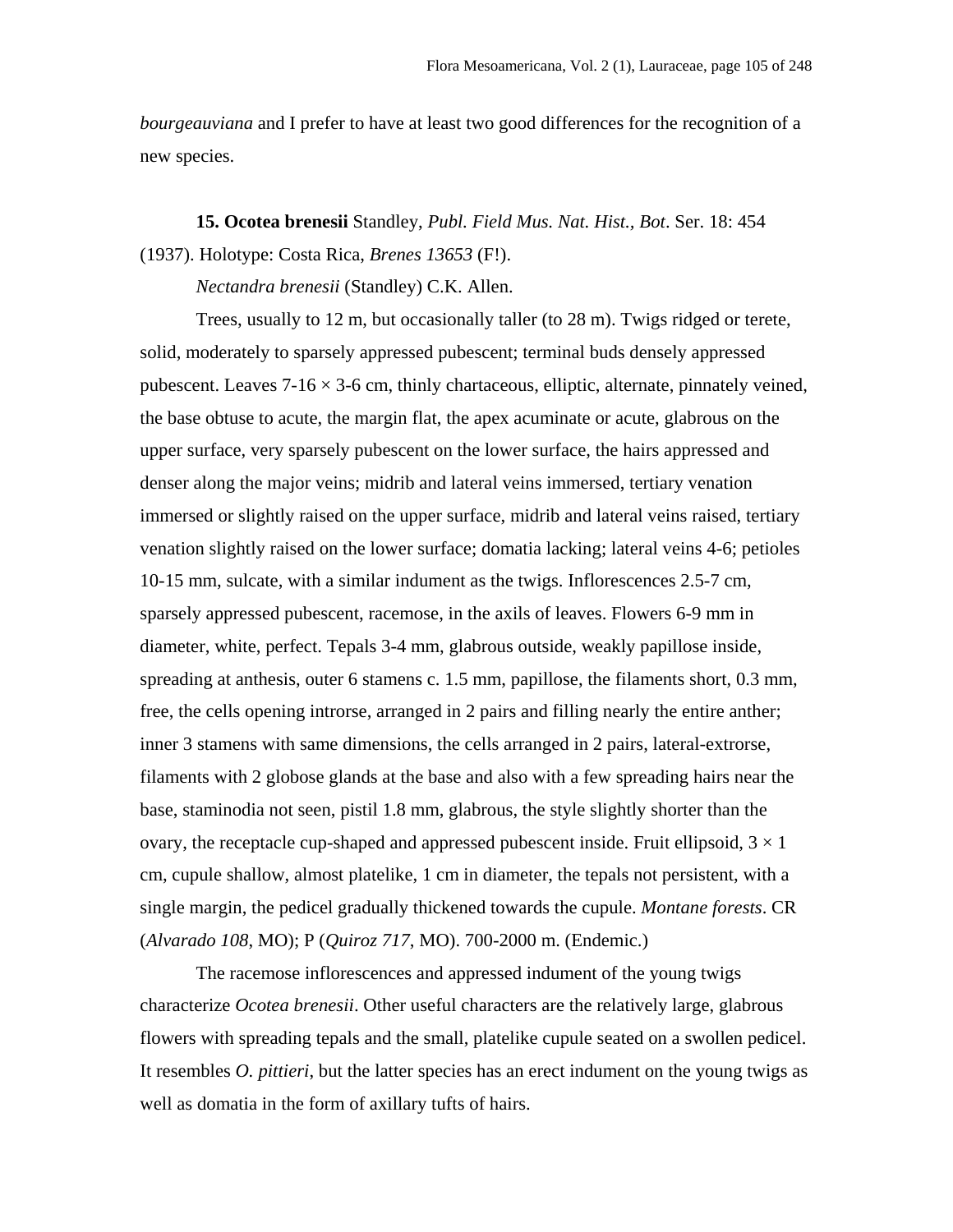*bourgeauviana* and I prefer to have at least two good differences for the recognition of a new species.

**15. Ocotea brenesii** Standley, *Publ. Field Mus. Nat. Hist., Bot*. Ser. 18: 454 (1937). Holotype: Costa Rica, *Brenes 13653* (F!).

*Nectandra brenesii* (Standley) C.K. Allen.

Trees, usually to 12 m, but occasionally taller (to 28 m). Twigs ridged or terete, solid, moderately to sparsely appressed pubescent; terminal buds densely appressed pubescent. Leaves 7-16 × 3-6 cm, thinly chartaceous, elliptic, alternate, pinnately veined, the base obtuse to acute, the margin flat, the apex acuminate or acute, glabrous on the upper surface, very sparsely pubescent on the lower surface, the hairs appressed and denser along the major veins; midrib and lateral veins immersed, tertiary venation immersed or slightly raised on the upper surface, midrib and lateral veins raised, tertiary venation slightly raised on the lower surface; domatia lacking; lateral veins 4-6; petioles 10-15 mm, sulcate, with a similar indument as the twigs. Inflorescences 2.5-7 cm, sparsely appressed pubescent, racemose, in the axils of leaves. Flowers 6-9 mm in diameter, white, perfect. Tepals 3-4 mm, glabrous outside, weakly papillose inside, spreading at anthesis, outer 6 stamens c. 1.5 mm, papillose, the filaments short, 0.3 mm, free, the cells opening introrse, arranged in 2 pairs and filling nearly the entire anther; inner 3 stamens with same dimensions, the cells arranged in 2 pairs, lateral-extrorse, filaments with 2 globose glands at the base and also with a few spreading hairs near the base, staminodia not seen, pistil 1.8 mm, glabrous, the style slightly shorter than the ovary, the receptacle cup-shaped and appressed pubescent inside. Fruit ellipsoid, 3 × 1 cm, cupule shallow, almost platelike, 1 cm in diameter, the tepals not persistent, with a single margin, the pedicel gradually thickened towards the cupule. *Montane forests*. CR (*Alvarado 108*, MO); P (*Quiroz 717*, MO). 700-2000 m. (Endemic.)

The racemose inflorescences and appressed indument of the young twigs characterize *Ocotea brenesii*. Other useful characters are the relatively large, glabrous flowers with spreading tepals and the small, platelike cupule seated on a swollen pedicel. It resembles *O. pittieri*, but the latter species has an erect indument on the young twigs as well as domatia in the form of axillary tufts of hairs.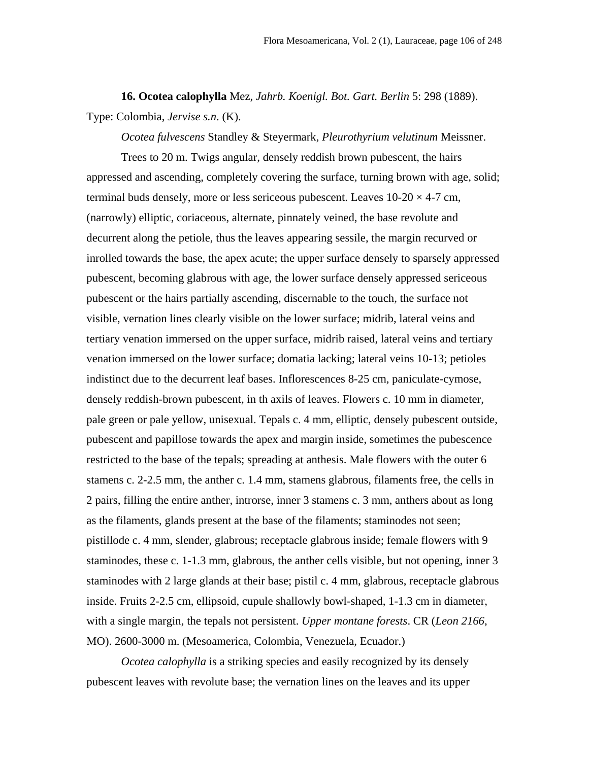**16. Ocotea calophylla** Mez, *Jahrb. Koenigl. Bot. Gart. Berlin* 5: 298 (1889). Type: Colombia, *Jervise s.n.* (K).

*Ocotea fulvescens* Standley & Steyermark, *Pleurothyrium velutinum* Meissner.

Trees to 20 m. Twigs angular, densely reddish brown pubescent, the hairs appressed and ascending, completely covering the surface, turning brown with age, solid; terminal buds densely, more or less sericeous pubescent. Leaves 10-20 × 4-7 cm, (narrowly) elliptic, coriaceous, alternate, pinnately veined, the base revolute and decurrent along the petiole, thus the leaves appearing sessile, the margin recurved or inrolled towards the base, the apex acute; the upper surface densely to sparsely appressed pubescent, becoming glabrous with age, the lower surface densely appressed sericeous pubescent or the hairs partially ascending, discernable to the touch, the surface not visible, vernation lines clearly visible on the lower surface; midrib, lateral veins and tertiary venation immersed on the upper surface, midrib raised, lateral veins and tertiary venation immersed on the lower surface; domatia lacking; lateral veins 10-13; petioles indistinct due to the decurrent leaf bases. Inflorescences 8-25 cm, paniculate-cymose, densely reddish-brown pubescent, in th axils of leaves. Flowers c. 10 mm in diameter, pale green or pale yellow, unisexual. Tepals c. 4 mm, elliptic, densely pubescent outside, pubescent and papillose towards the apex and margin inside, sometimes the pubescence restricted to the base of the tepals; spreading at anthesis. Male flowers with the outer 6 stamens c. 2-2.5 mm, the anther c. 1.4 mm, stamens glabrous, filaments free, the cells in 2 pairs, filling the entire anther, introrse, inner 3 stamens c. 3 mm, anthers about as long as the filaments, glands present at the base of the filaments; staminodes not seen; pistillode c. 4 mm, slender, glabrous; receptacle glabrous inside; female flowers with 9 staminodes, these c. 1-1.3 mm, glabrous, the anther cells visible, but not opening, inner 3 staminodes with 2 large glands at their base; pistil c. 4 mm, glabrous, receptacle glabrous inside. Fruits 2-2.5 cm, ellipsoid, cupule shallowly bowl-shaped, 1-1.3 cm in diameter, with a single margin, the tepals not persistent. *Upper montane forests*. CR (*Leon 2166*, MO). 2600-3000 m. (Mesoamerica, Colombia, Venezuela, Ecuador.)

*Ocotea calophylla* is a striking species and easily recognized by its densely pubescent leaves with revolute base; the vernation lines on the leaves and its upper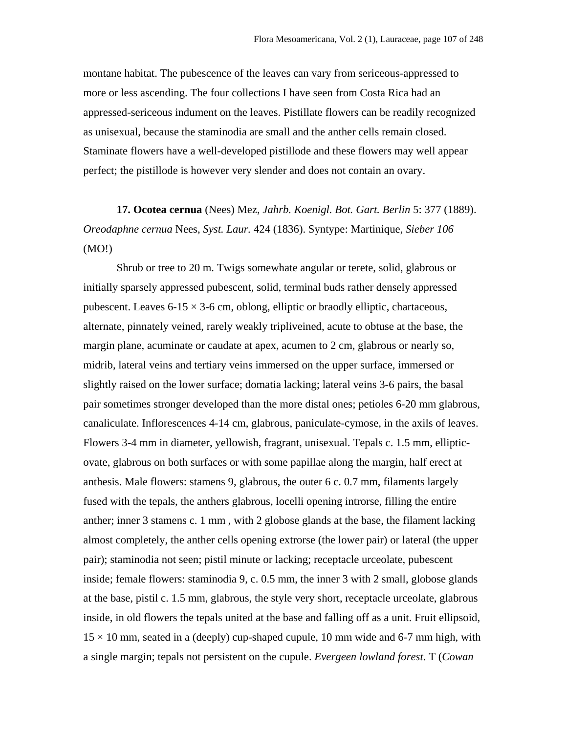montane habitat. The pubescence of the leaves can vary from sericeous-appressed to more or less ascending. The four collections I have seen from Costa Rica had an appressed-sericeous indument on the leaves. Pistillate flowers can be readily recognized as unisexual, because the staminodia are small and the anther cells remain closed. Staminate flowers have a well-developed pistillode and these flowers may well appear perfect; the pistillode is however very slender and does not contain an ovary.

**17. Ocotea cernua** (Nees) Mez, *Jahrb. Koenigl. Bot. Gart. Berlin* 5: 377 (1889). *Oreodaphne cernua* Nees, *Syst. Laur.* 424 (1836). Syntype: Martinique, *Sieber 106* (MO!)

Shrub or tree to 20 m. Twigs somewhate angular or terete, solid, glabrous or initially sparsely appressed pubescent, solid, terminal buds rather densely appressed pubescent. Leaves 6-15 × 3-6 cm, oblong, elliptic or braodly elliptic, chartaceous, alternate, pinnately veined, rarely weakly tripliveined, acute to obtuse at the base, the margin plane, acuminate or caudate at apex, acumen to 2 cm, glabrous or nearly so, midrib, lateral veins and tertiary veins immersed on the upper surface, immersed or slightly raised on the lower surface; domatia lacking; lateral veins 3-6 pairs, the basal pair sometimes stronger developed than the more distal ones; petioles 6-20 mm glabrous, canaliculate. Inflorescences 4-14 cm, glabrous, paniculate-cymose, in the axils of leaves. Flowers 3-4 mm in diameter, yellowish, fragrant, unisexual. Tepals c. 1.5 mm, elliptic-ovate, glabrous on both surfaces or with some papillae along the margin, half erect at anthesis. Male flowers: stamens 9, glabrous, the outer 6 c. 0.7 mm, filaments largely fused with the tepals, the anthers glabrous, locelli opening introrse, filling the entire anther; inner 3 stamens c. 1 mm , with 2 globose glands at the base, the filament lacking almost completely, the anther cells opening extrorse (the lower pair) or lateral (the upper pair); staminodia not seen; pistil minute or lacking; receptacle urceolate, pubescent inside; female flowers: staminodia 9, c. 0.5 mm, the inner 3 with 2 small, globose glands at the base, pistil c. 1.5 mm, glabrous, the style very short, receptacle urceolate, glabrous inside, in old flowers the tepals united at the base and falling off as a unit. Fruit ellipsoid, 15 × 10 mm, seated in a (deeply) cup-shaped cupule, 10 mm wide and 6-7 mm high, with a single margin; tepals not persistent on the cupule. *Evergeen lowland forest*. T (*Cowan*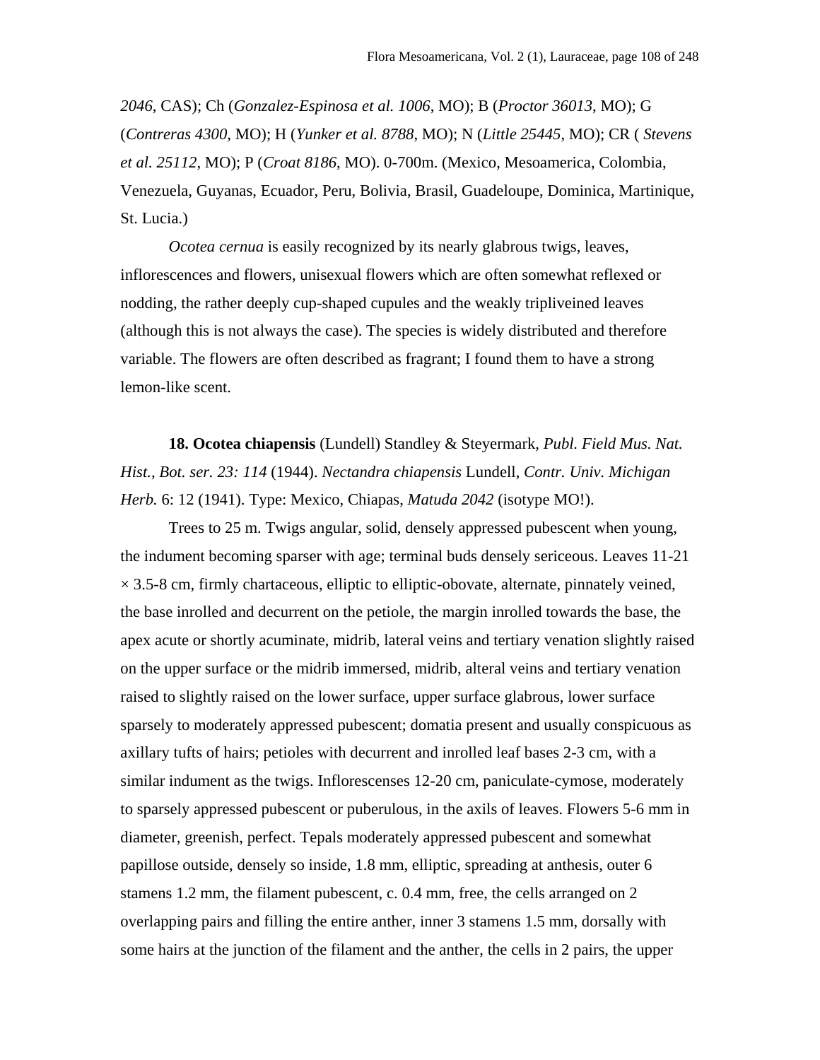*2046*, CAS); Ch (*Gonzalez-Espinosa et al. 1006*, MO); B (*Proctor 36013*, MO); G (*Contreras 4300*, MO); H (*Yunker et al. 8788*, MO); N (*Little 25445*, MO); CR ( *Stevens et al. 25112*, MO); P (*Croat 8186*, MO). 0-700m. (Mexico, Mesoamerica, Colombia, Venezuela, Guyanas, Ecuador, Peru, Bolivia, Brasil, Guadeloupe, Dominica, Martinique, St. Lucia.)

*Ocotea cernua* is easily recognized by its nearly glabrous twigs, leaves, inflorescences and flowers, unisexual flowers which are often somewhat reflexed or nodding, the rather deeply cup-shaped cupules and the weakly tripliveined leaves (although this is not always the case). The species is widely distributed and therefore variable. The flowers are often described as fragrant; I found them to have a strong lemon-like scent.

**18. Ocotea chiapensis** (Lundell) Standley & Steyermark, *Publ. Field Mus. Nat. Hist., Bot. ser. 23: 114* (1944). *Nectandra chiapensis* Lundell, *Contr. Univ. Michigan Herb.* 6: 12 (1941). Type: Mexico, Chiapas, *Matuda 2042* (isotype MO!).

Trees to 25 m. Twigs angular, solid, densely appressed pubescent when young, the indument becoming sparser with age; terminal buds densely sericeous. Leaves 11-21 × 3.5-8 cm, firmly chartaceous, elliptic to elliptic-obovate, alternate, pinnately veined, the base inrolled and decurrent on the petiole, the margin inrolled towards the base, the apex acute or shortly acuminate, midrib, lateral veins and tertiary venation slightly raised on the upper surface or the midrib immersed, midrib, alteral veins and tertiary venation raised to slightly raised on the lower surface, upper surface glabrous, lower surface sparsely to moderately appressed pubescent; domatia present and usually conspicuous as axillary tufts of hairs; petioles with decurrent and inrolled leaf bases 2-3 cm, with a similar indument as the twigs. Inflorescenses 12-20 cm, paniculate-cymose, moderately to sparsely appressed pubescent or puberulous, in the axils of leaves. Flowers 5-6 mm in diameter, greenish, perfect. Tepals moderately appressed pubescent and somewhat papillose outside, densely so inside, 1.8 mm, elliptic, spreading at anthesis, outer 6 stamens 1.2 mm, the filament pubescent, c. 0.4 mm, free, the cells arranged on 2 overlapping pairs and filling the entire anther, inner 3 stamens 1.5 mm, dorsally with some hairs at the junction of the filament and the anther, the cells in 2 pairs, the upper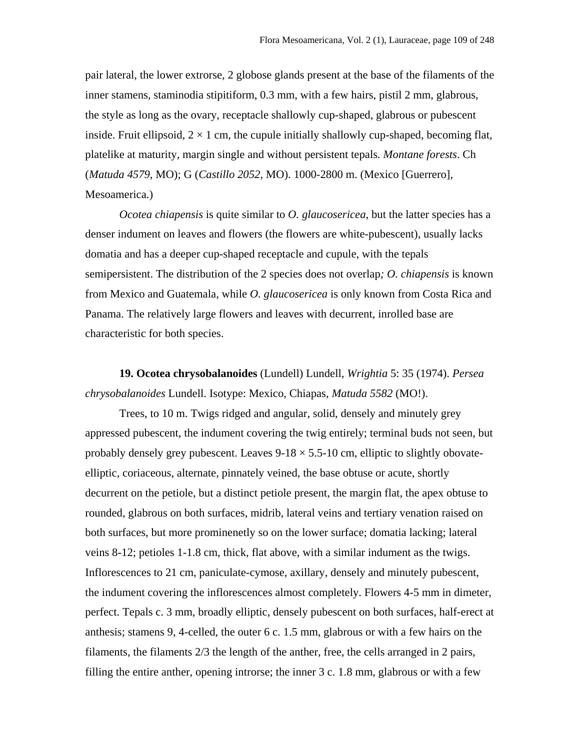pair lateral, the lower extrorse, 2 globose glands present at the base of the filaments of the inner stamens, staminodia stipitiform, 0.3 mm, with a few hairs, pistil 2 mm, glabrous, the style as long as the ovary, receptacle shallowly cup-shaped, glabrous or pubescent inside. Fruit ellipsoid, 2 × 1 cm, the cupule initially shallowly cup-shaped, becoming flat, platelike at maturity, margin single and without persistent tepals. *Montane forests*. Ch (*Matuda 4579*, MO); G (*Castillo 2052*, MO). 1000-2800 m. (Mexico [Guerrero], Mesoamerica.)

*Ocotea chiapensis* is quite similar to *O. glaucosericea*, but the latter species has a denser indument on leaves and flowers (the flowers are white-pubescent), usually lacks domatia and has a deeper cup-shaped receptacle and cupule, with the tepals semipersistent. The distribution of the 2 species does not overlap*;* *O. chiapensis* is known from Mexico and Guatemala, while *O. glaucosericea* is only known from Costa Rica and Panama. The relatively large flowers and leaves with decurrent, inrolled base are characteristic for both species.

**19. Ocotea chrysobalanoides** (Lundell) Lundell, *Wrightia* 5: 35 (1974). *Persea chrysobalanoides* Lundell. Isotype: Mexico, Chiapas, *Matuda 5582* (MO!).

Trees, to 10 m. Twigs ridged and angular, solid, densely and minutely grey appressed pubescent, the indument covering the twig entirely; terminal buds not seen, but probably densely grey pubescent. Leaves 9-18 × 5.5-10 cm, elliptic to slightly obovate-elliptic, coriaceous, alternate, pinnately veined, the base obtuse or acute, shortly decurrent on the petiole, but a distinct petiole present, the margin flat, the apex obtuse to rounded, glabrous on both surfaces, midrib, lateral veins and tertiary venation raised on both surfaces, but more prominenetly so on the lower surface; domatia lacking; lateral veins 8-12; petioles 1-1.8 cm, thick, flat above, with a similar indument as the twigs. Inflorescences to 21 cm, paniculate-cymose, axillary, densely and minutely pubescent, the indument covering the inflorescences almost completely. Flowers 4-5 mm in dimeter, perfect. Tepals c. 3 mm, broadly elliptic, densely pubescent on both surfaces, half-erect at anthesis; stamens 9, 4-celled, the outer 6 c. 1.5 mm, glabrous or with a few hairs on the filaments, the filaments 2/3 the length of the anther, free, the cells arranged in 2 pairs, filling the entire anther, opening introrse; the inner 3 c. 1.8 mm, glabrous or with a few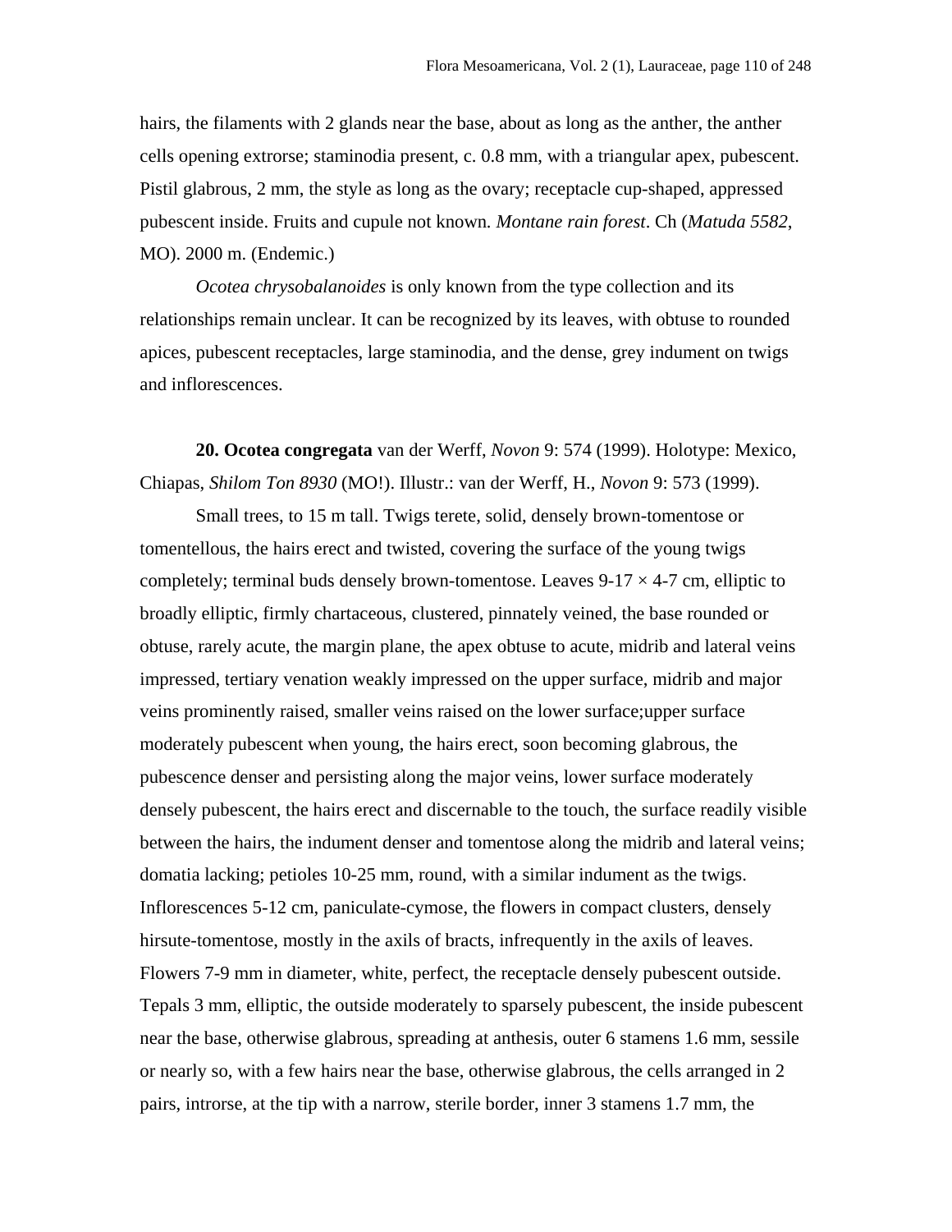hairs, the filaments with 2 glands near the base, about as long as the anther, the anther cells opening extrorse; staminodia present, c. 0.8 mm, with a triangular apex, pubescent. Pistil glabrous, 2 mm, the style as long as the ovary; receptacle cup-shaped, appressed pubescent inside. Fruits and cupule not known. *Montane rain forest*. Ch (*Matuda 5582*, MO). 2000 m. (Endemic.)

*Ocotea chrysobalanoides* is only known from the type collection and its relationships remain unclear. It can be recognized by its leaves, with obtuse to rounded apices, pubescent receptacles, large staminodia, and the dense, grey indument on twigs and inflorescences.

**20. Ocotea congregata** van der Werff, *Novon* 9: 574 (1999). Holotype: Mexico, Chiapas, *Shilom Ton 8930* (MO!). Illustr.: van der Werff, H., *Novon* 9: 573 (1999).

Small trees, to 15 m tall. Twigs terete, solid, densely brown-tomentose or tomentellous, the hairs erect and twisted, covering the surface of the young twigs completely; terminal buds densely brown-tomentose. Leaves 9-17 × 4-7 cm, elliptic to broadly elliptic, firmly chartaceous, clustered, pinnately veined, the base rounded or obtuse, rarely acute, the margin plane, the apex obtuse to acute, midrib and lateral veins impressed, tertiary venation weakly impressed on the upper surface, midrib and major veins prominently raised, smaller veins raised on the lower surface;upper surface moderately pubescent when young, the hairs erect, soon becoming glabrous, the pubescence denser and persisting along the major veins, lower surface moderately densely pubescent, the hairs erect and discernable to the touch, the surface readily visible between the hairs, the indument denser and tomentose along the midrib and lateral veins; domatia lacking; petioles 10-25 mm, round, with a similar indument as the twigs. Inflorescences 5-12 cm, paniculate-cymose, the flowers in compact clusters, densely hirsute-tomentose, mostly in the axils of bracts, infrequently in the axils of leaves. Flowers 7-9 mm in diameter, white, perfect, the receptacle densely pubescent outside. Tepals 3 mm, elliptic, the outside moderately to sparsely pubescent, the inside pubescent near the base, otherwise glabrous, spreading at anthesis, outer 6 stamens 1.6 mm, sessile or nearly so, with a few hairs near the base, otherwise glabrous, the cells arranged in 2 pairs, introrse, at the tip with a narrow, sterile border, inner 3 stamens 1.7 mm, the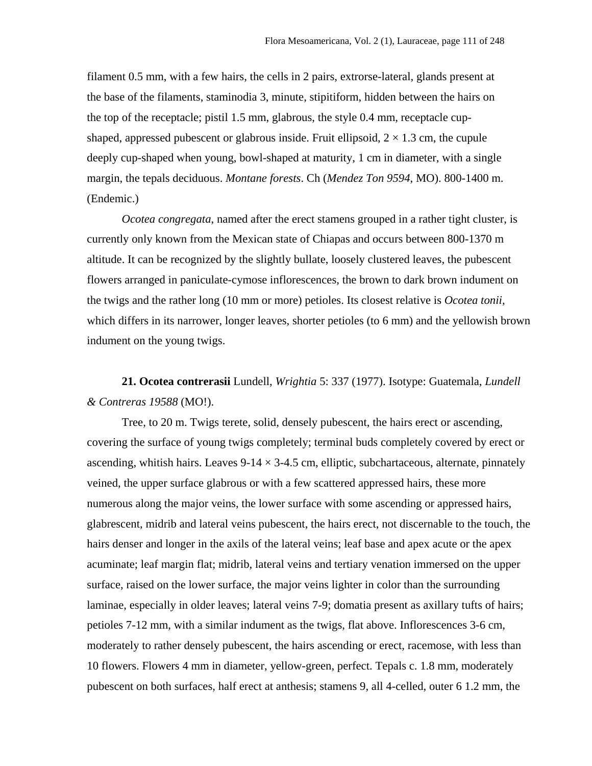filament 0.5 mm, with a few hairs, the cells in 2 pairs, extrorse-lateral, glands present at the base of the filaments, staminodia 3, minute, stipitiform, hidden between the hairs on the top of the receptacle; pistil 1.5 mm, glabrous, the style 0.4 mm, receptacle cup-shaped, appressed pubescent or glabrous inside. Fruit ellipsoid, 2 × 1.3 cm, the cupule deeply cup-shaped when young, bowl-shaped at maturity, 1 cm in diameter, with a single margin, the tepals deciduous. *Montane forests*. Ch (*Mendez Ton 9594*, MO). 800-1400 m. (Endemic.)

*Ocotea congregata*, named after the erect stamens grouped in a rather tight cluster, is currently only known from the Mexican state of Chiapas and occurs between 800-1370 m altitude. It can be recognized by the slightly bullate, loosely clustered leaves, the pubescent flowers arranged in paniculate-cymose inflorescences, the brown to dark brown indument on the twigs and the rather long (10 mm or more) petioles. Its closest relative is *Ocotea tonii*, which differs in its narrower, longer leaves, shorter petioles (to 6 mm) and the yellowish brown indument on the young twigs.

**21. Ocotea contrerasii** Lundell, *Wrightia* 5: 337 (1977). Isotype: Guatemala, *Lundell & Contreras 19588* (MO!).

Tree, to 20 m. Twigs terete, solid, densely pubescent, the hairs erect or ascending, covering the surface of young twigs completely; terminal buds completely covered by erect or ascending, whitish hairs. Leaves 9-14 × 3-4.5 cm, elliptic, subchartaceous, alternate, pinnately veined, the upper surface glabrous or with a few scattered appressed hairs, these more numerous along the major veins, the lower surface with some ascending or appressed hairs, glabrescent, midrib and lateral veins pubescent, the hairs erect, not discernable to the touch, the hairs denser and longer in the axils of the lateral veins; leaf base and apex acute or the apex acuminate; leaf margin flat; midrib, lateral veins and tertiary venation immersed on the upper surface, raised on the lower surface, the major veins lighter in color than the surrounding laminae, especially in older leaves; lateral veins 7-9; domatia present as axillary tufts of hairs; petioles 7-12 mm, with a similar indument as the twigs, flat above. Inflorescences 3-6 cm, moderately to rather densely pubescent, the hairs ascending or erect, racemose, with less than 10 flowers. Flowers 4 mm in diameter, yellow-green, perfect. Tepals c. 1.8 mm, moderately pubescent on both surfaces, half erect at anthesis; stamens 9, all 4-celled, outer 6 1.2 mm, the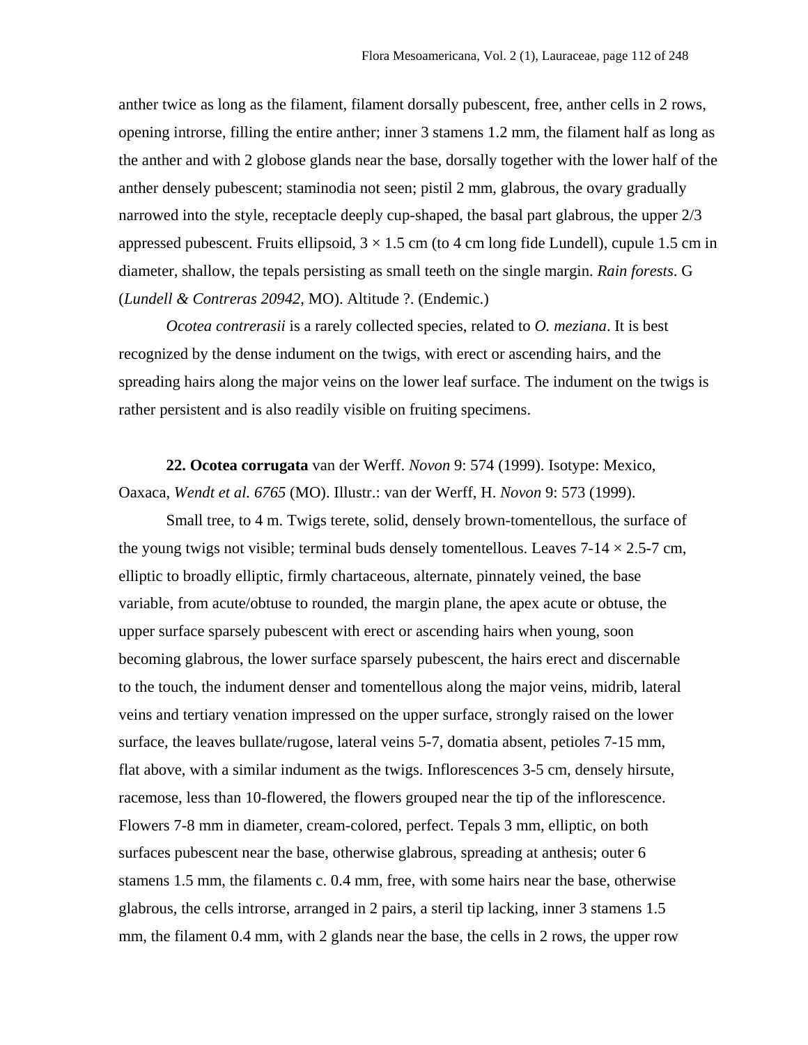anther twice as long as the filament, filament dorsally pubescent, free, anther cells in 2 rows, opening introrse, filling the entire anther; inner 3 stamens 1.2 mm, the filament half as long as the anther and with 2 globose glands near the base, dorsally together with the lower half of the anther densely pubescent; staminodia not seen; pistil 2 mm, glabrous, the ovary gradually narrowed into the style, receptacle deeply cup-shaped, the basal part glabrous, the upper 2/3 appressed pubescent. Fruits ellipsoid, 3 × 1.5 cm (to 4 cm long fide Lundell), cupule 1.5 cm in diameter, shallow, the tepals persisting as small teeth on the single margin. *Rain forests*. G (*Lundell & Contreras 20942*, MO). Altitude ?. (Endemic.)

*Ocotea contrerasii* is a rarely collected species, related to *O. meziana*. It is best recognized by the dense indument on the twigs, with erect or ascending hairs, and the spreading hairs along the major veins on the lower leaf surface. The indument on the twigs is rather persistent and is also readily visible on fruiting specimens.

**22. Ocotea corrugata** van der Werff. *Novon* 9: 574 (1999). Isotype: Mexico, Oaxaca, *Wendt et al. 6765* (MO). Illustr.: van der Werff, H. *Novon* 9: 573 (1999).

Small tree, to 4 m. Twigs terete, solid, densely brown-tomentellous, the surface of the young twigs not visible; terminal buds densely tomentellous. Leaves 7-14 × 2.5-7 cm, elliptic to broadly elliptic, firmly chartaceous, alternate, pinnately veined, the base variable, from acute/obtuse to rounded, the margin plane, the apex acute or obtuse, the upper surface sparsely pubescent with erect or ascending hairs when young, soon becoming glabrous, the lower surface sparsely pubescent, the hairs erect and discernable to the touch, the indument denser and tomentellous along the major veins, midrib, lateral veins and tertiary venation impressed on the upper surface, strongly raised on the lower surface, the leaves bullate/rugose, lateral veins 5-7, domatia absent, petioles 7-15 mm, flat above, with a similar indument as the twigs. Inflorescences 3-5 cm, densely hirsute, racemose, less than 10-flowered, the flowers grouped near the tip of the inflorescence. Flowers 7-8 mm in diameter, cream-colored, perfect. Tepals 3 mm, elliptic, on both surfaces pubescent near the base, otherwise glabrous, spreading at anthesis; outer 6 stamens 1.5 mm, the filaments c. 0.4 mm, free, with some hairs near the base, otherwise glabrous, the cells introrse, arranged in 2 pairs, a steril tip lacking, inner 3 stamens 1.5 mm, the filament 0.4 mm, with 2 glands near the base, the cells in 2 rows, the upper row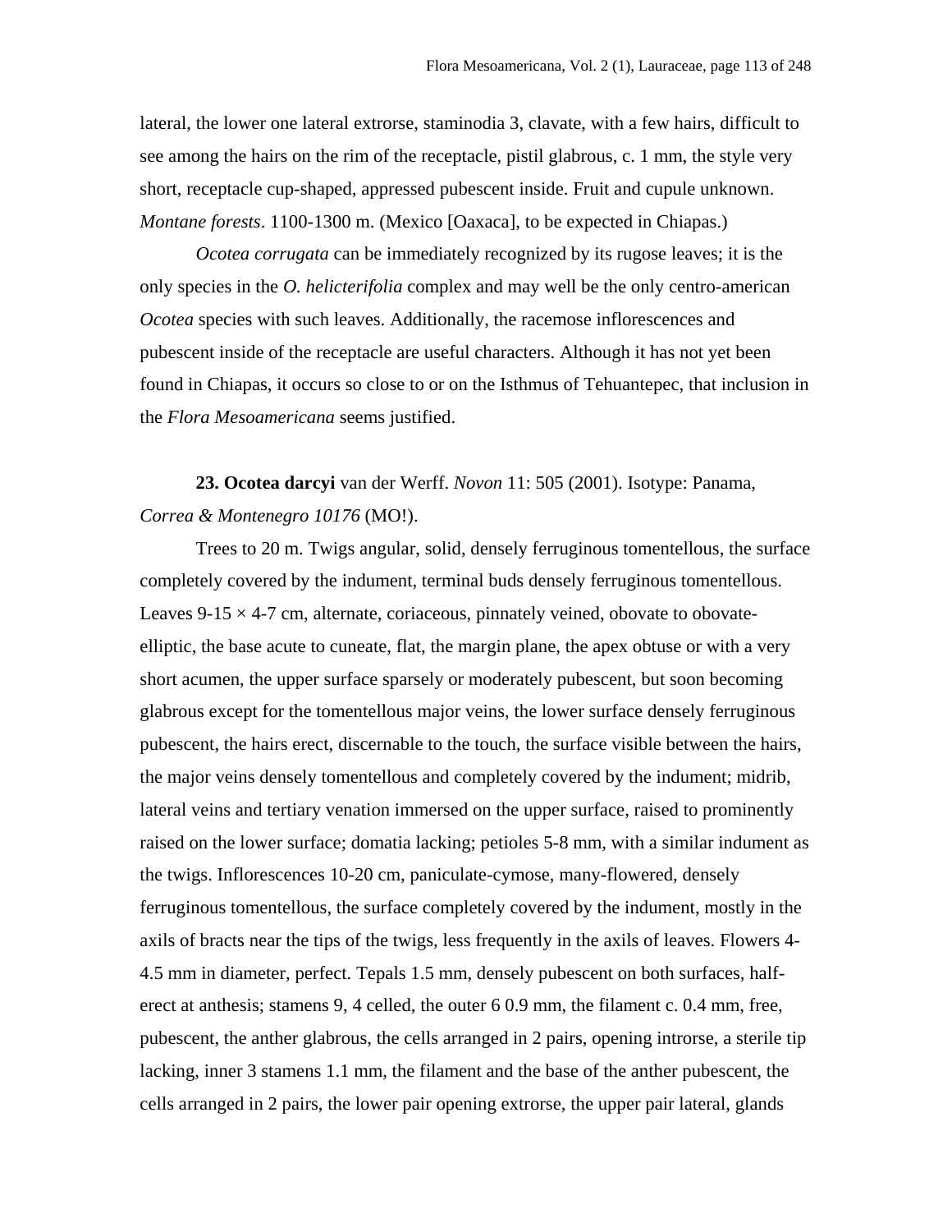lateral, the lower one lateral extrorse, staminodia 3, clavate, with a few hairs, difficult to see among the hairs on the rim of the receptacle, pistil glabrous, c. 1 mm, the style very short, receptacle cup-shaped, appressed pubescent inside. Fruit and cupule unknown. *Montane forests*. 1100-1300 m. (Mexico [Oaxaca], to be expected in Chiapas.)

*Ocotea corrugata* can be immediately recognized by its rugose leaves; it is the only species in the *O. helicterifolia* complex and may well be the only centro-american *Ocotea* species with such leaves. Additionally, the racemose inflorescences and pubescent inside of the receptacle are useful characters. Although it has not yet been found in Chiapas, it occurs so close to or on the Isthmus of Tehuantepec, that inclusion in the *Flora Mesoamericana* seems justified.

**23. Ocotea darcyi** van der Werff. *Novon* 11: 505 (2001). Isotype: Panama, *Correa & Montenegro 10176* (MO!).

Trees to 20 m. Twigs angular, solid, densely ferruginous tomentellous, the surface completely covered by the indument, terminal buds densely ferruginous tomentellous. Leaves 9-15 × 4-7 cm, alternate, coriaceous, pinnately veined, obovate to obovate-elliptic, the base acute to cuneate, flat, the margin plane, the apex obtuse or with a very short acumen, the upper surface sparsely or moderately pubescent, but soon becoming glabrous except for the tomentellous major veins, the lower surface densely ferruginous pubescent, the hairs erect, discernable to the touch, the surface visible between the hairs, the major veins densely tomentellous and completely covered by the indument; midrib, lateral veins and tertiary venation immersed on the upper surface, raised to prominently raised on the lower surface; domatia lacking; petioles 5-8 mm, with a similar indument as the twigs. Inflorescences 10-20 cm, paniculate-cymose, many-flowered, densely ferruginous tomentellous, the surface completely covered by the indument, mostly in the axils of bracts near the tips of the twigs, less frequently in the axils of leaves. Flowers 4-4.5 mm in diameter, perfect. Tepals 1.5 mm, densely pubescent on both surfaces, half-erect at anthesis; stamens 9, 4 celled, the outer 6 0.9 mm, the filament c. 0.4 mm, free, pubescent, the anther glabrous, the cells arranged in 2 pairs, opening introrse, a sterile tip lacking, inner 3 stamens 1.1 mm, the filament and the base of the anther pubescent, the cells arranged in 2 pairs, the lower pair opening extrorse, the upper pair lateral, glands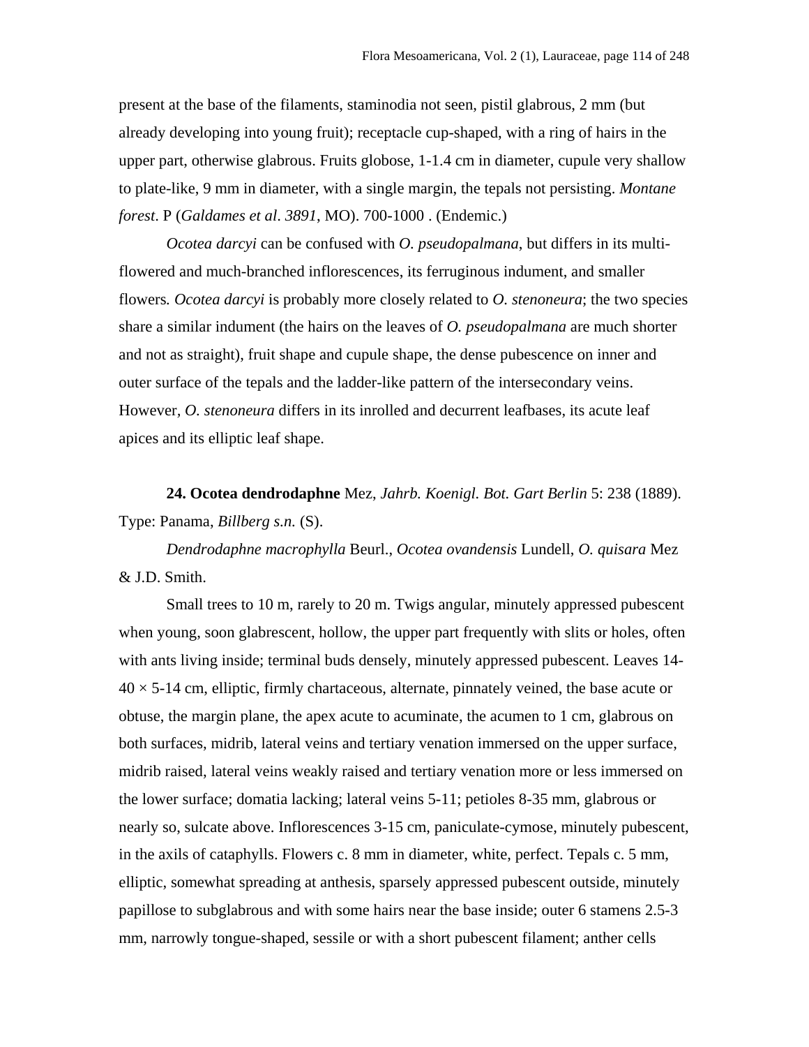present at the base of the filaments, staminodia not seen, pistil glabrous, 2 mm (but already developing into young fruit); receptacle cup-shaped, with a ring of hairs in the upper part, otherwise glabrous. Fruits globose, 1-1.4 cm in diameter, cupule very shallow to plate-like, 9 mm in diameter, with a single margin, the tepals not persisting. *Montane forest*. P (*Galdames et al. 3891*, MO). 700-1000 . (Endemic.)

*Ocotea darcyi* can be confused with *O. pseudopalmana*, but differs in its multi-flowered and much-branched inflorescences, its ferruginous indument, and smaller flowers. *Ocotea darcyi* is probably more closely related to *O. stenoneura*; the two species share a similar indument (the hairs on the leaves of *O. pseudopalmana* are much shorter and not as straight), fruit shape and cupule shape, the dense pubescence on inner and outer surface of the tepals and the ladder-like pattern of the intersecondary veins. However, *O. stenoneura* differs in its inrolled and decurrent leafbases, its acute leaf apices and its elliptic leaf shape.

**24. Ocotea dendrodaphne** Mez, *Jahrb. Koenigl. Bot. Gart Berlin* 5: 238 (1889). Type: Panama, *Billberg s.n.* (S).

*Dendrodaphne macrophylla* Beurl., *Ocotea ovandensis* Lundell, *O. quisara* Mez & J.D. Smith.

Small trees to 10 m, rarely to 20 m. Twigs angular, minutely appressed pubescent when young, soon glabrescent, hollow, the upper part frequently with slits or holes, often with ants living inside; terminal buds densely, minutely appressed pubescent. Leaves 14-40 × 5-14 cm, elliptic, firmly chartaceous, alternate, pinnately veined, the base acute or obtuse, the margin plane, the apex acute to acuminate, the acumen to 1 cm, glabrous on both surfaces, midrib, lateral veins and tertiary venation immersed on the upper surface, midrib raised, lateral veins weakly raised and tertiary venation more or less immersed on the lower surface; domatia lacking; lateral veins 5-11; petioles 8-35 mm, glabrous or nearly so, sulcate above. Inflorescences 3-15 cm, paniculate-cymose, minutely pubescent, in the axils of cataphylls. Flowers c. 8 mm in diameter, white, perfect. Tepals c. 5 mm, elliptic, somewhat spreading at anthesis, sparsely appressed pubescent outside, minutely papillose to subglabrous and with some hairs near the base inside; outer 6 stamens 2.5-3 mm, narrowly tongue-shaped, sessile or with a short pubescent filament; anther cells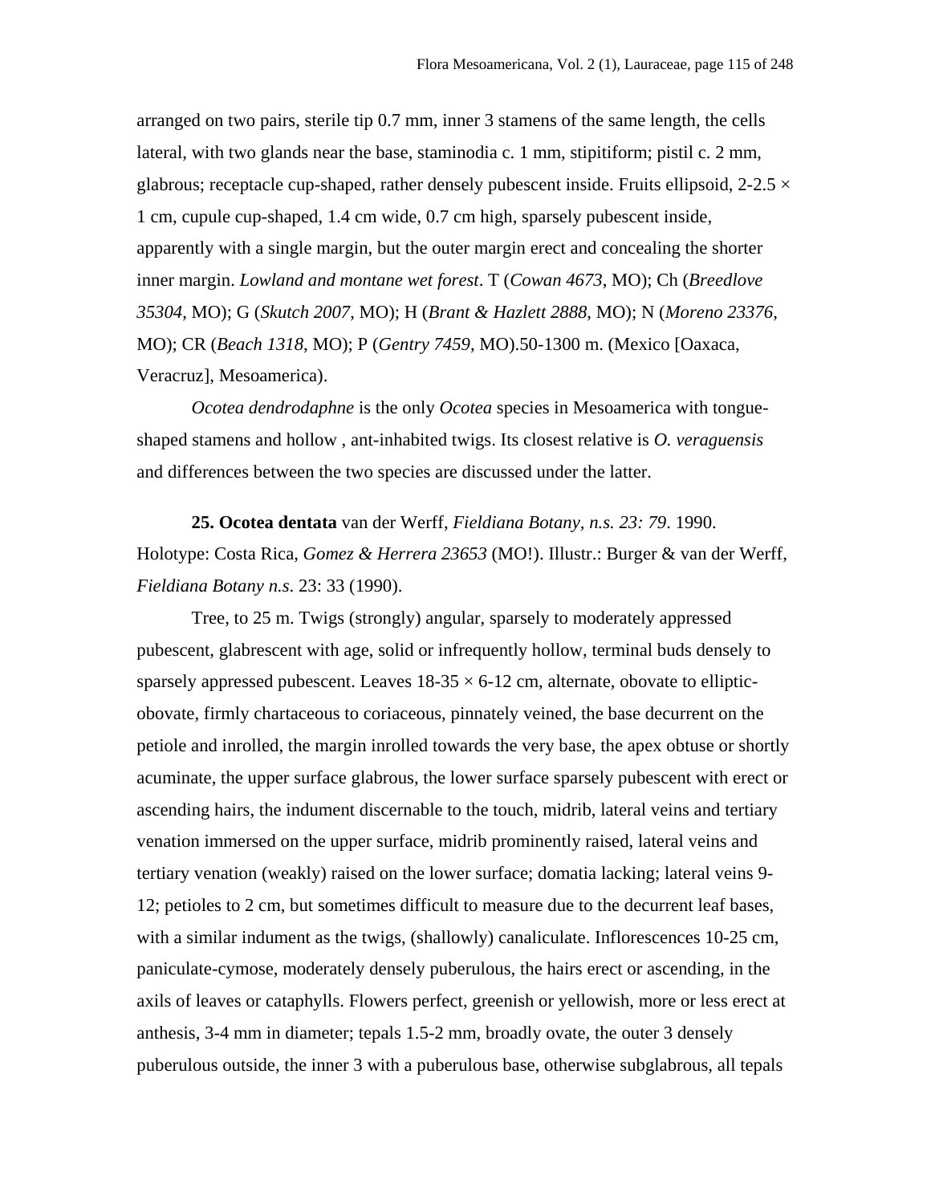arranged on two pairs, sterile tip 0.7 mm, inner 3 stamens of the same length, the cells lateral, with two glands near the base, staminodia c. 1 mm, stipitiform; pistil c. 2 mm, glabrous; receptacle cup-shaped, rather densely pubescent inside. Fruits ellipsoid, 2-2.5 × 1 cm, cupule cup-shaped, 1.4 cm wide, 0.7 cm high, sparsely pubescent inside, apparently with a single margin, but the outer margin erect and concealing the shorter inner margin. *Lowland and montane wet forest*. T (*Cowan 4673*, MO); Ch (*Breedlove 35304*, MO); G (*Skutch 2007*, MO); H (*Brant & Hazlett 2888*, MO); N (*Moreno 23376*, MO); CR (*Beach 1318*, MO); P (*Gentry 7459*, MO).50-1300 m. (Mexico [Oaxaca, Veracruz], Mesoamerica).

*Ocotea dendrodaphne* is the only *Ocotea* species in Mesoamerica with tongue-shaped stamens and hollow , ant-inhabited twigs. Its closest relative is *O. veraguensis* and differences between the two species are discussed under the latter.

**25. Ocotea dentata** van der Werff, *Fieldiana Botany, n.s. 23: 79*. 1990. Holotype: Costa Rica, *Gomez & Herrera 23653* (MO!). Illustr.: Burger & van der Werff, *Fieldiana Botany n.s*. 23: 33 (1990).

Tree, to 25 m. Twigs (strongly) angular, sparsely to moderately appressed pubescent, glabrescent with age, solid or infrequently hollow, terminal buds densely to sparsely appressed pubescent. Leaves 18-35 × 6-12 cm, alternate, obovate to elliptic-obovate, firmly chartaceous to coriaceous, pinnately veined, the base decurrent on the petiole and inrolled, the margin inrolled towards the very base, the apex obtuse or shortly acuminate, the upper surface glabrous, the lower surface sparsely pubescent with erect or ascending hairs, the indument discernable to the touch, midrib, lateral veins and tertiary venation immersed on the upper surface, midrib prominently raised, lateral veins and tertiary venation (weakly) raised on the lower surface; domatia lacking; lateral veins 9-12; petioles to 2 cm, but sometimes difficult to measure due to the decurrent leaf bases, with a similar indument as the twigs, (shallowly) canaliculate. Inflorescences 10-25 cm, paniculate-cymose, moderately densely puberulous, the hairs erect or ascending, in the axils of leaves or cataphylls. Flowers perfect, greenish or yellowish, more or less erect at anthesis, 3-4 mm in diameter; tepals 1.5-2 mm, broadly ovate, the outer 3 densely puberulous outside, the inner 3 with a puberulous base, otherwise subglabrous, all tepals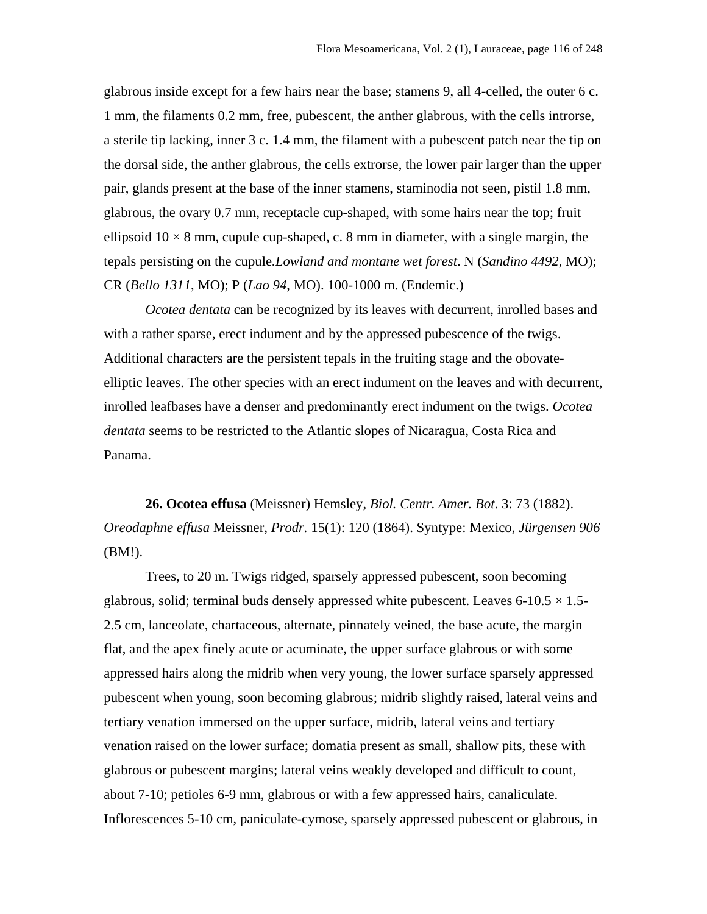glabrous inside except for a few hairs near the base; stamens 9, all 4-celled, the outer 6 c. 1 mm, the filaments 0.2 mm, free, pubescent, the anther glabrous, with the cells introrse, a sterile tip lacking, inner 3 c. 1.4 mm, the filament with a pubescent patch near the tip on the dorsal side, the anther glabrous, the cells extrorse, the lower pair larger than the upper pair, glands present at the base of the inner stamens, staminodia not seen, pistil 1.8 mm, glabrous, the ovary 0.7 mm, receptacle cup-shaped, with some hairs near the top; fruit ellipsoid 10 × 8 mm, cupule cup-shaped, c. 8 mm in diameter, with a single margin, the tepals persisting on the cupule.*Lowland and montane wet forest*. N (*Sandino 4492*, MO); CR (*Bello 1311*, MO); P (*Lao 94*, MO). 100-1000 m. (Endemic.)

*Ocotea dentata* can be recognized by its leaves with decurrent, inrolled bases and with a rather sparse, erect indument and by the appressed pubescence of the twigs. Additional characters are the persistent tepals in the fruiting stage and the obovate-elliptic leaves. The other species with an erect indument on the leaves and with decurrent, inrolled leafbases have a denser and predominantly erect indument on the twigs. *Ocotea dentata* seems to be restricted to the Atlantic slopes of Nicaragua, Costa Rica and Panama.

**26. Ocotea effusa** (Meissner) Hemsley, *Biol. Centr. Amer. Bot*. 3: 73 (1882). *Oreodaphne effusa* Meissner, *Prodr.* 15(1): 120 (1864). Syntype: Mexico, *Jürgensen 906* (BM!).

Trees, to 20 m. Twigs ridged, sparsely appressed pubescent, soon becoming glabrous, solid; terminal buds densely appressed white pubescent. Leaves 6-10.5 × 1.5-2.5 cm, lanceolate, chartaceous, alternate, pinnately veined, the base acute, the margin flat, and the apex finely acute or acuminate, the upper surface glabrous or with some appressed hairs along the midrib when very young, the lower surface sparsely appressed pubescent when young, soon becoming glabrous; midrib slightly raised, lateral veins and tertiary venation immersed on the upper surface, midrib, lateral veins and tertiary venation raised on the lower surface; domatia present as small, shallow pits, these with glabrous or pubescent margins; lateral veins weakly developed and difficult to count, about 7-10; petioles 6-9 mm, glabrous or with a few appressed hairs, canaliculate. Inflorescences 5-10 cm, paniculate-cymose, sparsely appressed pubescent or glabrous, in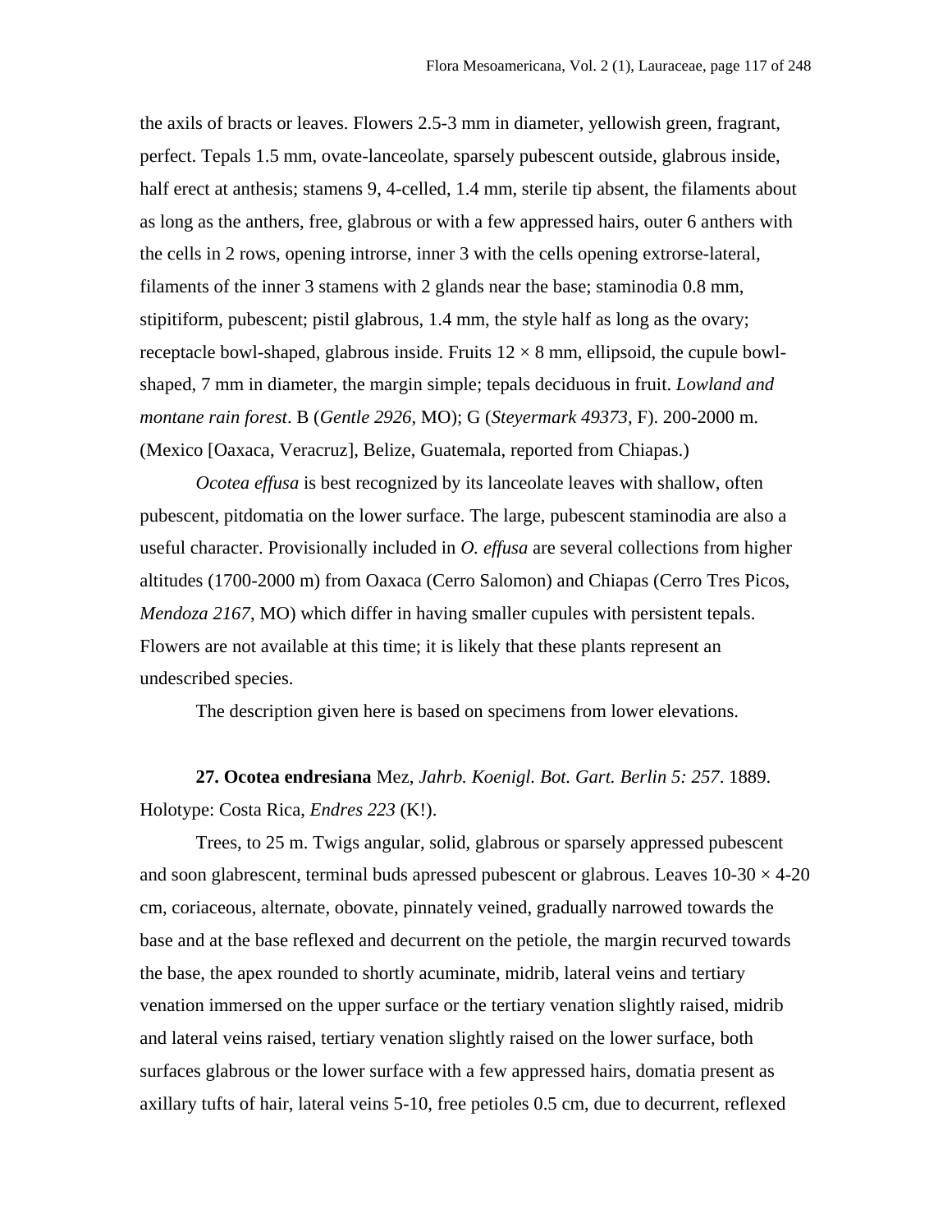the axils of bracts or leaves. Flowers 2.5-3 mm in diameter, yellowish green, fragrant, perfect. Tepals 1.5 mm, ovate-lanceolate, sparsely pubescent outside, glabrous inside, half erect at anthesis; stamens 9, 4-celled, 1.4 mm, sterile tip absent, the filaments about as long as the anthers, free, glabrous or with a few appressed hairs, outer 6 anthers with the cells in 2 rows, opening introrse, inner 3 with the cells opening extrorse-lateral, filaments of the inner 3 stamens with 2 glands near the base; staminodia 0.8 mm, stipitiform, pubescent; pistil glabrous, 1.4 mm, the style half as long as the ovary; receptacle bowl-shaped, glabrous inside. Fruits 12 × 8 mm, ellipsoid, the cupule bowl-shaped, 7 mm in diameter, the margin simple; tepals deciduous in fruit. *Lowland and montane rain forest*. B (*Gentle 2926*, MO); G (*Steyermark 49373*, F). 200-2000 m. (Mexico [Oaxaca, Veracruz], Belize, Guatemala, reported from Chiapas.)

*Ocotea effusa* is best recognized by its lanceolate leaves with shallow, often pubescent, pitdomatia on the lower surface. The large, pubescent staminodia are also a useful character. Provisionally included in *O. effusa* are several collections from higher altitudes (1700-2000 m) from Oaxaca (Cerro Salomon) and Chiapas (Cerro Tres Picos, *Mendoza 2167*, MO) which differ in having smaller cupules with persistent tepals. Flowers are not available at this time; it is likely that these plants represent an undescribed species.

The description given here is based on specimens from lower elevations.

**27. Ocotea endresiana** Mez, *Jahrb. Koenigl. Bot. Gart. Berlin 5: 257*. 1889. Holotype: Costa Rica, *Endres 223* (K!).

Trees, to 25 m. Twigs angular, solid, glabrous or sparsely appressed pubescent and soon glabrescent, terminal buds apressed pubescent or glabrous. Leaves 10-30 × 4-20 cm, coriaceous, alternate, obovate, pinnately veined, gradually narrowed towards the base and at the base reflexed and decurrent on the petiole, the margin recurved towards the base, the apex rounded to shortly acuminate, midrib, lateral veins and tertiary venation immersed on the upper surface or the tertiary venation slightly raised, midrib and lateral veins raised, tertiary venation slightly raised on the lower surface, both surfaces glabrous or the lower surface with a few appressed hairs, domatia present as axillary tufts of hair, lateral veins 5-10, free petioles 0.5 cm, due to decurrent, reflexed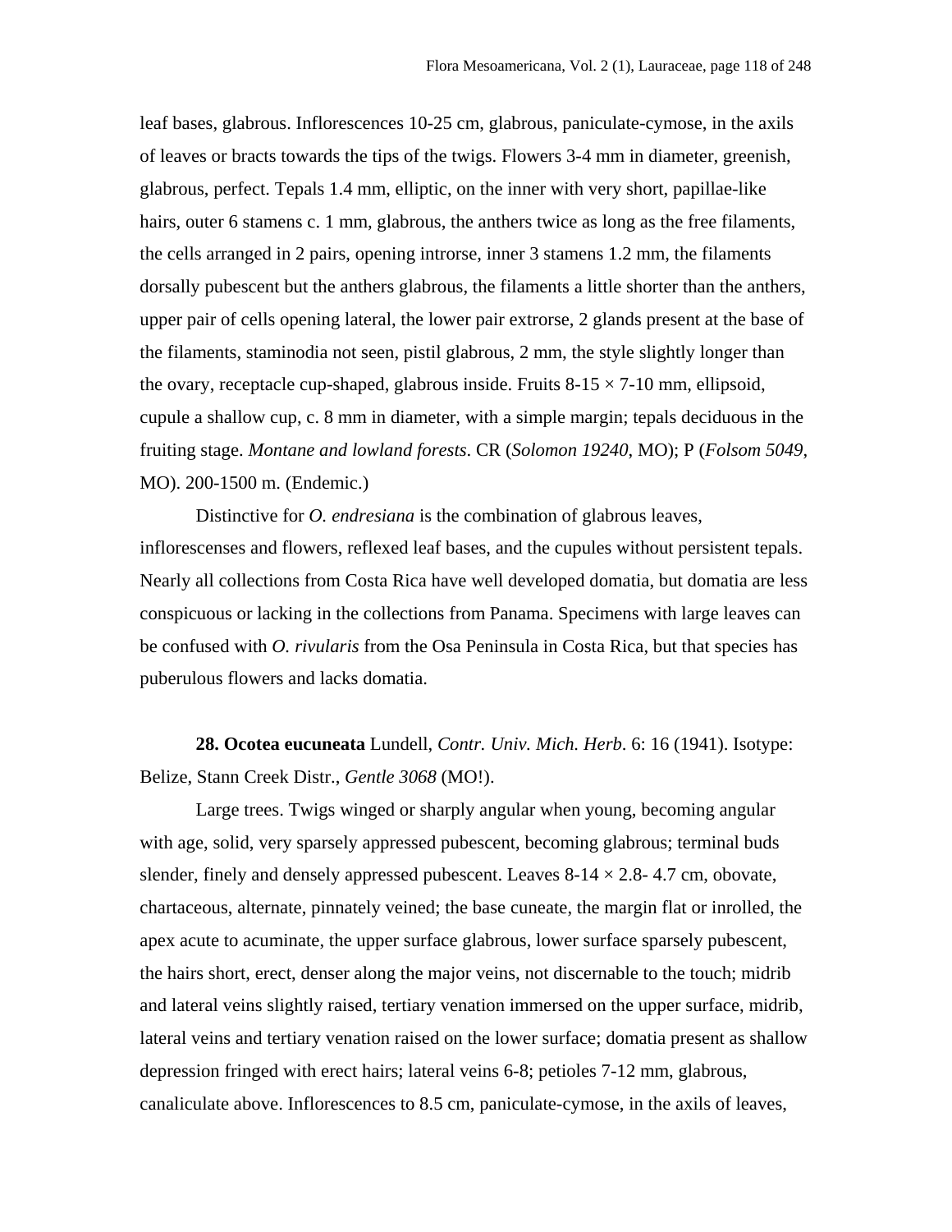leaf bases, glabrous. Inflorescences 10-25 cm, glabrous, paniculate-cymose, in the axils of leaves or bracts towards the tips of the twigs. Flowers 3-4 mm in diameter, greenish, glabrous, perfect. Tepals 1.4 mm, elliptic, on the inner with very short, papillae-like hairs, outer 6 stamens c. 1 mm, glabrous, the anthers twice as long as the free filaments, the cells arranged in 2 pairs, opening introrse, inner 3 stamens 1.2 mm, the filaments dorsally pubescent but the anthers glabrous, the filaments a little shorter than the anthers, upper pair of cells opening lateral, the lower pair extrorse, 2 glands present at the base of the filaments, staminodia not seen, pistil glabrous, 2 mm, the style slightly longer than the ovary, receptacle cup-shaped, glabrous inside. Fruits 8-15 × 7-10 mm, ellipsoid, cupule a shallow cup, c. 8 mm in diameter, with a simple margin; tepals deciduous in the fruiting stage. *Montane and lowland forests*. CR (*Solomon 19240*, MO); P (*Folsom 5049*, MO). 200-1500 m. (Endemic.)

Distinctive for *O. endresiana* is the combination of glabrous leaves, inflorescenses and flowers, reflexed leaf bases, and the cupules without persistent tepals. Nearly all collections from Costa Rica have well developed domatia, but domatia are less conspicuous or lacking in the collections from Panama. Specimens with large leaves can be confused with *O. rivularis* from the Osa Peninsula in Costa Rica, but that species has puberulous flowers and lacks domatia.

**28. Ocotea eucuneata** Lundell, *Contr. Univ. Mich. Herb*. 6: 16 (1941). Isotype: Belize, Stann Creek Distr., *Gentle 3068* (MO!).

Large trees. Twigs winged or sharply angular when young, becoming angular with age, solid, very sparsely appressed pubescent, becoming glabrous; terminal buds slender, finely and densely appressed pubescent. Leaves 8-14 × 2.8- 4.7 cm, obovate, chartaceous, alternate, pinnately veined; the base cuneate, the margin flat or inrolled, the apex acute to acuminate, the upper surface glabrous, lower surface sparsely pubescent, the hairs short, erect, denser along the major veins, not discernable to the touch; midrib and lateral veins slightly raised, tertiary venation immersed on the upper surface, midrib, lateral veins and tertiary venation raised on the lower surface; domatia present as shallow depression fringed with erect hairs; lateral veins 6-8; petioles 7-12 mm, glabrous, canaliculate above. Inflorescences to 8.5 cm, paniculate-cymose, in the axils of leaves,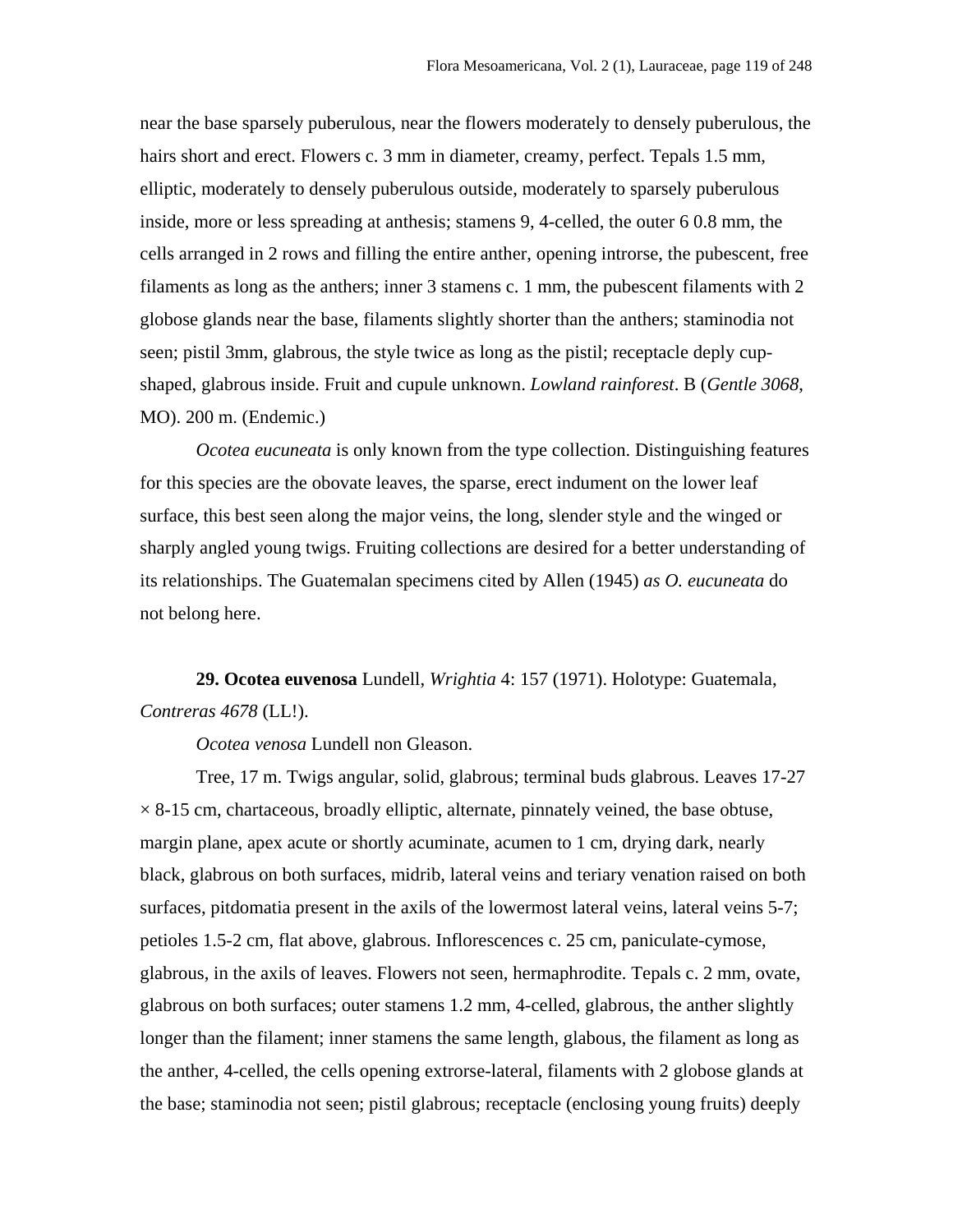near the base sparsely puberulous, near the flowers moderately to densely puberulous, the hairs short and erect. Flowers c. 3 mm in diameter, creamy, perfect. Tepals 1.5 mm, elliptic, moderately to densely puberulous outside, moderately to sparsely puberulous inside, more or less spreading at anthesis; stamens 9, 4-celled, the outer 6 0.8 mm, the cells arranged in 2 rows and filling the entire anther, opening introrse, the pubescent, free filaments as long as the anthers; inner 3 stamens c. 1 mm, the pubescent filaments with 2 globose glands near the base, filaments slightly shorter than the anthers; staminodia not seen; pistil 3mm, glabrous, the style twice as long as the pistil; receptacle deply cup-shaped, glabrous inside. Fruit and cupule unknown. *Lowland rainforest*. B (*Gentle 3068*, MO). 200 m. (Endemic.)

*Ocotea eucuneata* is only known from the type collection. Distinguishing features for this species are the obovate leaves, the sparse, erect indument on the lower leaf surface, this best seen along the major veins, the long, slender style and the winged or sharply angled young twigs. Fruiting collections are desired for a better understanding of its relationships. The Guatemalan specimens cited by Allen (1945) *as O. eucuneata* do not belong here.

**29. Ocotea euvenosa** Lundell, *Wrightia* 4: 157 (1971). Holotype: Guatemala, *Contreras 4678* (LL!).

*Ocotea venosa* Lundell non Gleason.

Tree, 17 m. Twigs angular, solid, glabrous; terminal buds glabrous. Leaves 17-27 × 8-15 cm, chartaceous, broadly elliptic, alternate, pinnately veined, the base obtuse, margin plane, apex acute or shortly acuminate, acumen to 1 cm, drying dark, nearly black, glabrous on both surfaces, midrib, lateral veins and teriary venation raised on both surfaces, pitdomatia present in the axils of the lowermost lateral veins, lateral veins 5-7; petioles 1.5-2 cm, flat above, glabrous. Inflorescences c. 25 cm, paniculate-cymose, glabrous, in the axils of leaves. Flowers not seen, hermaphrodite. Tepals c. 2 mm, ovate, glabrous on both surfaces; outer stamens 1.2 mm, 4-celled, glabrous, the anther slightly longer than the filament; inner stamens the same length, glabous, the filament as long as the anther, 4-celled, the cells opening extrorse-lateral, filaments with 2 globose glands at the base; staminodia not seen; pistil glabrous; receptacle (enclosing young fruits) deeply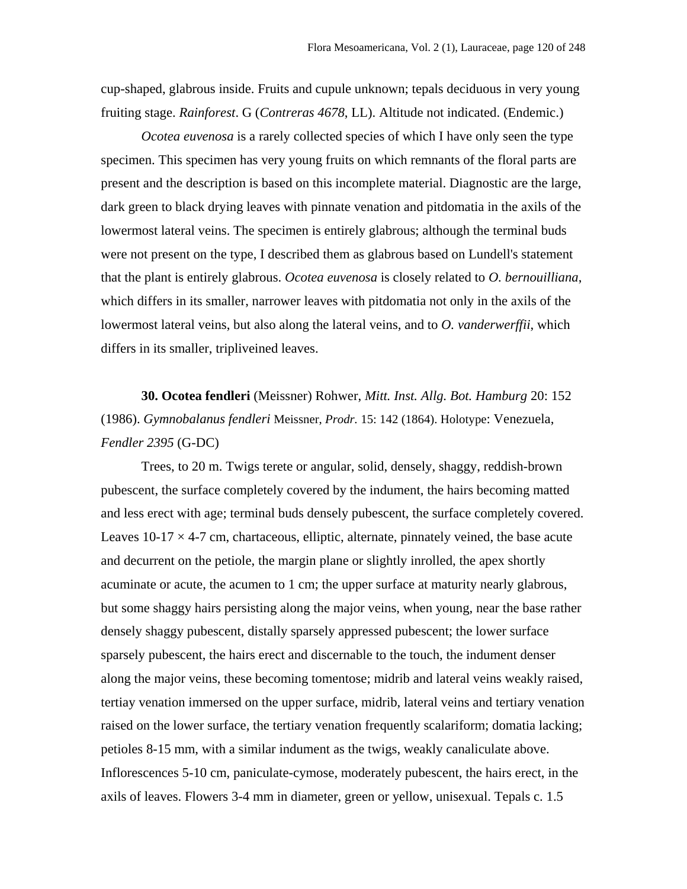cup-shaped, glabrous inside. Fruits and cupule unknown; tepals deciduous in very young fruiting stage. *Rainforest*. G (*Contreras 4678*, LL). Altitude not indicated. (Endemic.)

*Ocotea euvenosa* is a rarely collected species of which I have only seen the type specimen. This specimen has very young fruits on which remnants of the floral parts are present and the description is based on this incomplete material. Diagnostic are the large, dark green to black drying leaves with pinnate venation and pitdomatia in the axils of the lowermost lateral veins. The specimen is entirely glabrous; although the terminal buds were not present on the type, I described them as glabrous based on Lundell's statement that the plant is entirely glabrous. *Ocotea euvenosa* is closely related to *O. bernouilliana*, which differs in its smaller, narrower leaves with pitdomatia not only in the axils of the lowermost lateral veins, but also along the lateral veins, and to *O. vanderwerffii*, which differs in its smaller, tripliveined leaves.

**30. Ocotea fendleri** (Meissner) Rohwer, *Mitt. Inst. Allg. Bot. Hamburg* 20: 152 (1986). *Gymnobalanus fendleri* Meissner, *Prodr.* 15: 142 (1864). Holotype: Venezuela, *Fendler 2395* (G-DC)

Trees, to 20 m. Twigs terete or angular, solid, densely, shaggy, reddish-brown pubescent, the surface completely covered by the indument, the hairs becoming matted and less erect with age; terminal buds densely pubescent, the surface completely covered. Leaves 10-17 × 4-7 cm, chartaceous, elliptic, alternate, pinnately veined, the base acute and decurrent on the petiole, the margin plane or slightly inrolled, the apex shortly acuminate or acute, the acumen to 1 cm; the upper surface at maturity nearly glabrous, but some shaggy hairs persisting along the major veins, when young, near the base rather densely shaggy pubescent, distally sparsely appressed pubescent; the lower surface sparsely pubescent, the hairs erect and discernable to the touch, the indument denser along the major veins, these becoming tomentose; midrib and lateral veins weakly raised, tertiay venation immersed on the upper surface, midrib, lateral veins and tertiary venation raised on the lower surface, the tertiary venation frequently scalariform; domatia lacking; petioles 8-15 mm, with a similar indument as the twigs, weakly canaliculate above. Inflorescences 5-10 cm, paniculate-cymose, moderately pubescent, the hairs erect, in the axils of leaves. Flowers 3-4 mm in diameter, green or yellow, unisexual. Tepals c. 1.5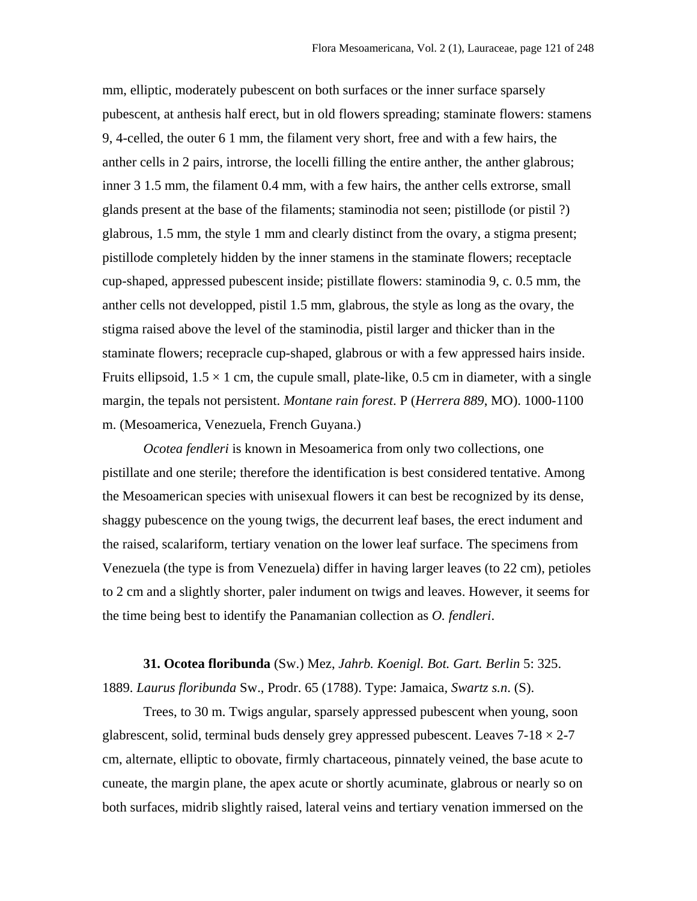mm, elliptic, moderately pubescent on both surfaces or the inner surface sparsely pubescent, at anthesis half erect, but in old flowers spreading; staminate flowers: stamens 9, 4-celled, the outer 6 1 mm, the filament very short, free and with a few hairs, the anther cells in 2 pairs, introrse, the locelli filling the entire anther, the anther glabrous; inner 3 1.5 mm, the filament 0.4 mm, with a few hairs, the anther cells extrorse, small glands present at the base of the filaments; staminodia not seen; pistillode (or pistil ?) glabrous, 1.5 mm, the style 1 mm and clearly distinct from the ovary, a stigma present; pistillode completely hidden by the inner stamens in the staminate flowers; receptacle cup-shaped, appressed pubescent inside; pistillate flowers: staminodia 9, c. 0.5 mm, the anther cells not developped, pistil 1.5 mm, glabrous, the style as long as the ovary, the stigma raised above the level of the staminodia, pistil larger and thicker than in the staminate flowers; recepracle cup-shaped, glabrous or with a few appressed hairs inside. Fruits ellipsoid, 1.5 × 1 cm, the cupule small, plate-like, 0.5 cm in diameter, with a single margin, the tepals not persistent. *Montane rain forest*. P (*Herrera 889*, MO). 1000-1100 m. (Mesoamerica, Venezuela, French Guyana.)

*Ocotea fendleri* is known in Mesoamerica from only two collections, one pistillate and one sterile; therefore the identification is best considered tentative. Among the Mesoamerican species with unisexual flowers it can best be recognized by its dense, shaggy pubescence on the young twigs, the decurrent leaf bases, the erect indument and the raised, scalariform, tertiary venation on the lower leaf surface. The specimens from Venezuela (the type is from Venezuela) differ in having larger leaves (to 22 cm), petioles to 2 cm and a slightly shorter, paler indument on twigs and leaves. However, it seems for the time being best to identify the Panamanian collection as *O. fendleri*.

**31. Ocotea floribunda** (Sw.) Mez, *Jahrb. Koenigl. Bot. Gart. Berlin* 5: 325. 1889. *Laurus floribunda* Sw., Prodr. 65 (1788). Type: Jamaica, *Swartz s.n.* (S).

Trees, to 30 m. Twigs angular, sparsely appressed pubescent when young, soon glabrescent, solid, terminal buds densely grey appressed pubescent. Leaves 7-18 × 2-7 cm, alternate, elliptic to obovate, firmly chartaceous, pinnately veined, the base acute to cuneate, the margin plane, the apex acute or shortly acuminate, glabrous or nearly so on both surfaces, midrib slightly raised, lateral veins and tertiary venation immersed on the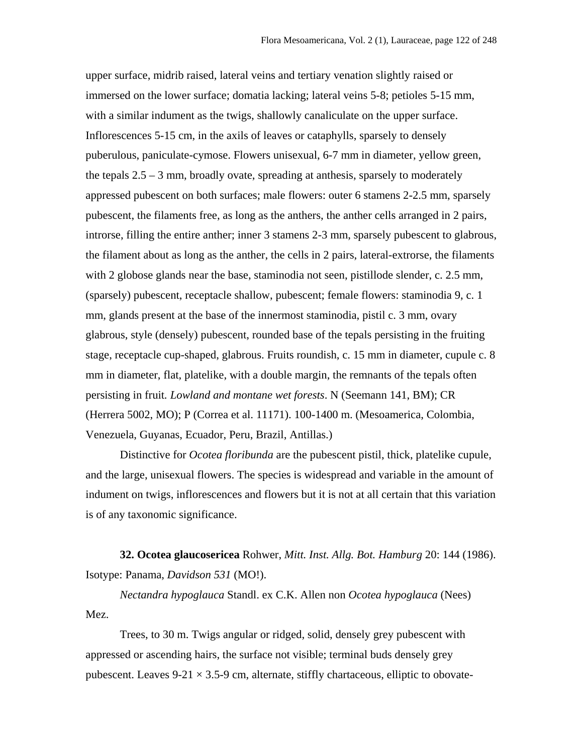upper surface, midrib raised, lateral veins and tertiary venation slightly raised or immersed on the lower surface; domatia lacking; lateral veins 5-8; petioles 5-15 mm, with a similar indument as the twigs, shallowly canaliculate on the upper surface. Inflorescences 5-15 cm, in the axils of leaves or cataphylls, sparsely to densely puberulous, paniculate-cymose. Flowers unisexual, 6-7 mm in diameter, yellow green, the tepals 2.5 – 3 mm, broadly ovate, spreading at anthesis, sparsely to moderately appressed pubescent on both surfaces; male flowers: outer 6 stamens 2-2.5 mm, sparsely pubescent, the filaments free, as long as the anthers, the anther cells arranged in 2 pairs, introrse, filling the entire anther; inner 3 stamens 2-3 mm, sparsely pubescent to glabrous, the filament about as long as the anther, the cells in 2 pairs, lateral-extrorse, the filaments with 2 globose glands near the base, staminodia not seen, pistillode slender, c. 2.5 mm, (sparsely) pubescent, receptacle shallow, pubescent; female flowers: staminodia 9, c. 1 mm, glands present at the base of the innermost staminodia, pistil c. 3 mm, ovary glabrous, style (densely) pubescent, rounded base of the tepals persisting in the fruiting stage, receptacle cup-shaped, glabrous. Fruits roundish, c. 15 mm in diameter, cupule c. 8 mm in diameter, flat, platelike, with a double margin, the remnants of the tepals often persisting in fruit. *Lowland and montane wet forests*. N (Seemann 141, BM); CR (Herrera 5002, MO); P (Correa et al. 11171). 100-1400 m. (Mesoamerica, Colombia, Venezuela, Guyanas, Ecuador, Peru, Brazil, Antillas.)

Distinctive for *Ocotea floribunda* are the pubescent pistil, thick, platelike cupule, and the large, unisexual flowers. The species is widespread and variable in the amount of indument on twigs, inflorescences and flowers but it is not at all certain that this variation is of any taxonomic significance.

**32. Ocotea glaucosericea** Rohwer, *Mitt. Inst. Allg. Bot. Hamburg* 20: 144 (1986). Isotype: Panama, *Davidson 531* (MO!).

*Nectandra hypoglauca* Standl. ex C.K. Allen non *Ocotea hypoglauca* (Nees) Mez.

Trees, to 30 m. Twigs angular or ridged, solid, densely grey pubescent with appressed or ascending hairs, the surface not visible; terminal buds densely grey pubescent. Leaves 9-21 × 3.5-9 cm, alternate, stiffly chartaceous, elliptic to obovate-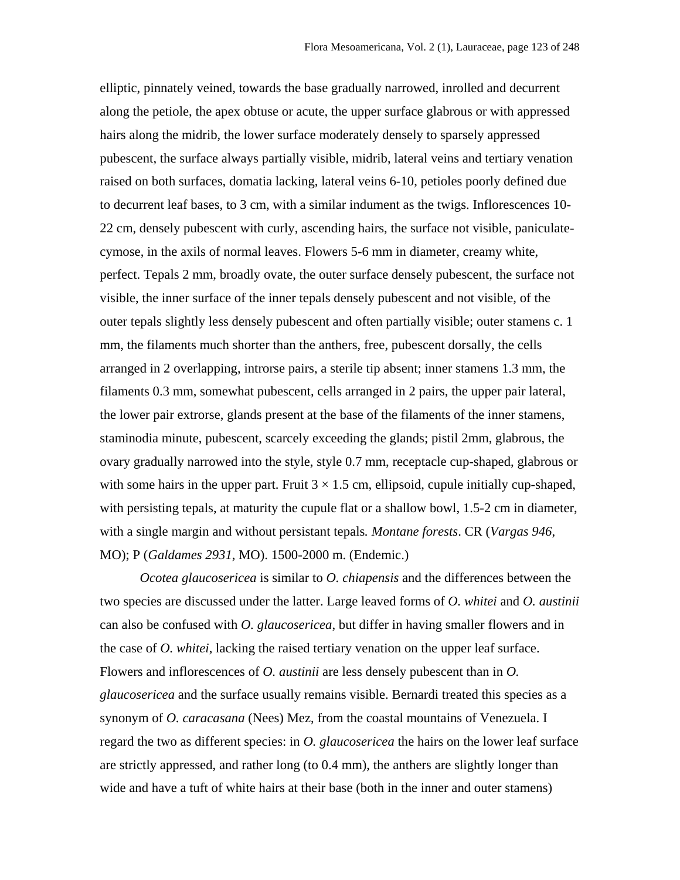elliptic, pinnately veined, towards the base gradually narrowed, inrolled and decurrent along the petiole, the apex obtuse or acute, the upper surface glabrous or with appressed hairs along the midrib, the lower surface moderately densely to sparsely appressed pubescent, the surface always partially visible, midrib, lateral veins and tertiary venation raised on both surfaces, domatia lacking, lateral veins 6-10, petioles poorly defined due to decurrent leaf bases, to 3 cm, with a similar indument as the twigs. Inflorescences 10-22 cm, densely pubescent with curly, ascending hairs, the surface not visible, paniculate-cymose, in the axils of normal leaves. Flowers 5-6 mm in diameter, creamy white, perfect. Tepals 2 mm, broadly ovate, the outer surface densely pubescent, the surface not visible, the inner surface of the inner tepals densely pubescent and not visible, of the outer tepals slightly less densely pubescent and often partially visible; outer stamens c. 1 mm, the filaments much shorter than the anthers, free, pubescent dorsally, the cells arranged in 2 overlapping, introrse pairs, a sterile tip absent; inner stamens 1.3 mm, the filaments 0.3 mm, somewhat pubescent, cells arranged in 2 pairs, the upper pair lateral, the lower pair extrorse, glands present at the base of the filaments of the inner stamens, staminodia minute, pubescent, scarcely exceeding the glands; pistil 2mm, glabrous, the ovary gradually narrowed into the style, style 0.7 mm, receptacle cup-shaped, glabrous or with some hairs in the upper part. Fruit 3 × 1.5 cm, ellipsoid, cupule initially cup-shaped, with persisting tepals, at maturity the cupule flat or a shallow bowl, 1.5-2 cm in diameter, with a single margin and without persistant tepals. *Montane forests*. CR (*Vargas 946*, MO); P (*Galdames 2931*, MO). 1500-2000 m. (Endemic.)

*Ocotea glaucosericea* is similar to *O. chiapensis* and the differences between the two species are discussed under the latter. Large leaved forms of *O. whitei* and *O. austinii* can also be confused with *O. glaucosericea*, but differ in having smaller flowers and in the case of *O. whitei*, lacking the raised tertiary venation on the upper leaf surface. Flowers and inflorescences of *O. austinii* are less densely pubescent than in *O. glaucosericea* and the surface usually remains visible. Bernardi treated this species as a synonym of *O. caracasana* (Nees) Mez, from the coastal mountains of Venezuela. I regard the two as different species: in *O. glaucosericea* the hairs on the lower leaf surface are strictly appressed, and rather long (to 0.4 mm), the anthers are slightly longer than wide and have a tuft of white hairs at their base (both in the inner and outer stamens)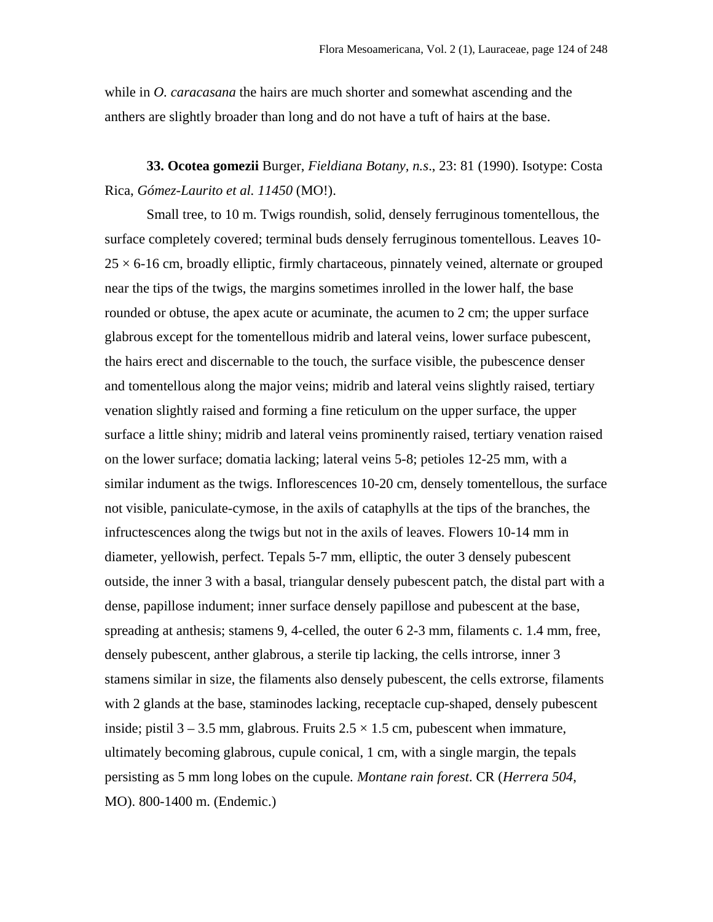while in *O. caracasana* the hairs are much shorter and somewhat ascending and the anthers are slightly broader than long and do not have a tuft of hairs at the base.

**33. Ocotea gomezii** Burger, *Fieldiana Botany, n.s*., 23: 81 (1990). Isotype: Costa Rica, *Gómez-Laurito et al. 11450* (MO!).

Small tree, to 10 m. Twigs roundish, solid, densely ferruginous tomentellous, the surface completely covered; terminal buds densely ferruginous tomentellous. Leaves 10-25 × 6-16 cm, broadly elliptic, firmly chartaceous, pinnately veined, alternate or grouped near the tips of the twigs, the margins sometimes inrolled in the lower half, the base rounded or obtuse, the apex acute or acuminate, the acumen to 2 cm; the upper surface glabrous except for the tomentellous midrib and lateral veins, lower surface pubescent, the hairs erect and discernable to the touch, the surface visible, the pubescence denser and tomentellous along the major veins; midrib and lateral veins slightly raised, tertiary venation slightly raised and forming a fine reticulum on the upper surface, the upper surface a little shiny; midrib and lateral veins prominently raised, tertiary venation raised on the lower surface; domatia lacking; lateral veins 5-8; petioles 12-25 mm, with a similar indument as the twigs. Inflorescences 10-20 cm, densely tomentellous, the surface not visible, paniculate-cymose, in the axils of cataphylls at the tips of the branches, the infructescences along the twigs but not in the axils of leaves. Flowers 10-14 mm in diameter, yellowish, perfect. Tepals 5-7 mm, elliptic, the outer 3 densely pubescent outside, the inner 3 with a basal, triangular densely pubescent patch, the distal part with a dense, papillose indument; inner surface densely papillose and pubescent at the base, spreading at anthesis; stamens 9, 4-celled, the outer 6 2-3 mm, filaments c. 1.4 mm, free, densely pubescent, anther glabrous, a sterile tip lacking, the cells introrse, inner 3 stamens similar in size, the filaments also densely pubescent, the cells extrorse, filaments with 2 glands at the base, staminodes lacking, receptacle cup-shaped, densely pubescent inside; pistil 3 – 3.5 mm, glabrous. Fruits 2.5 × 1.5 cm, pubescent when immature, ultimately becoming glabrous, cupule conical, 1 cm, with a single margin, the tepals persisting as 5 mm long lobes on the cupule. *Montane rain forest*. CR (*Herrera 504*, MO). 800-1400 m. (Endemic.)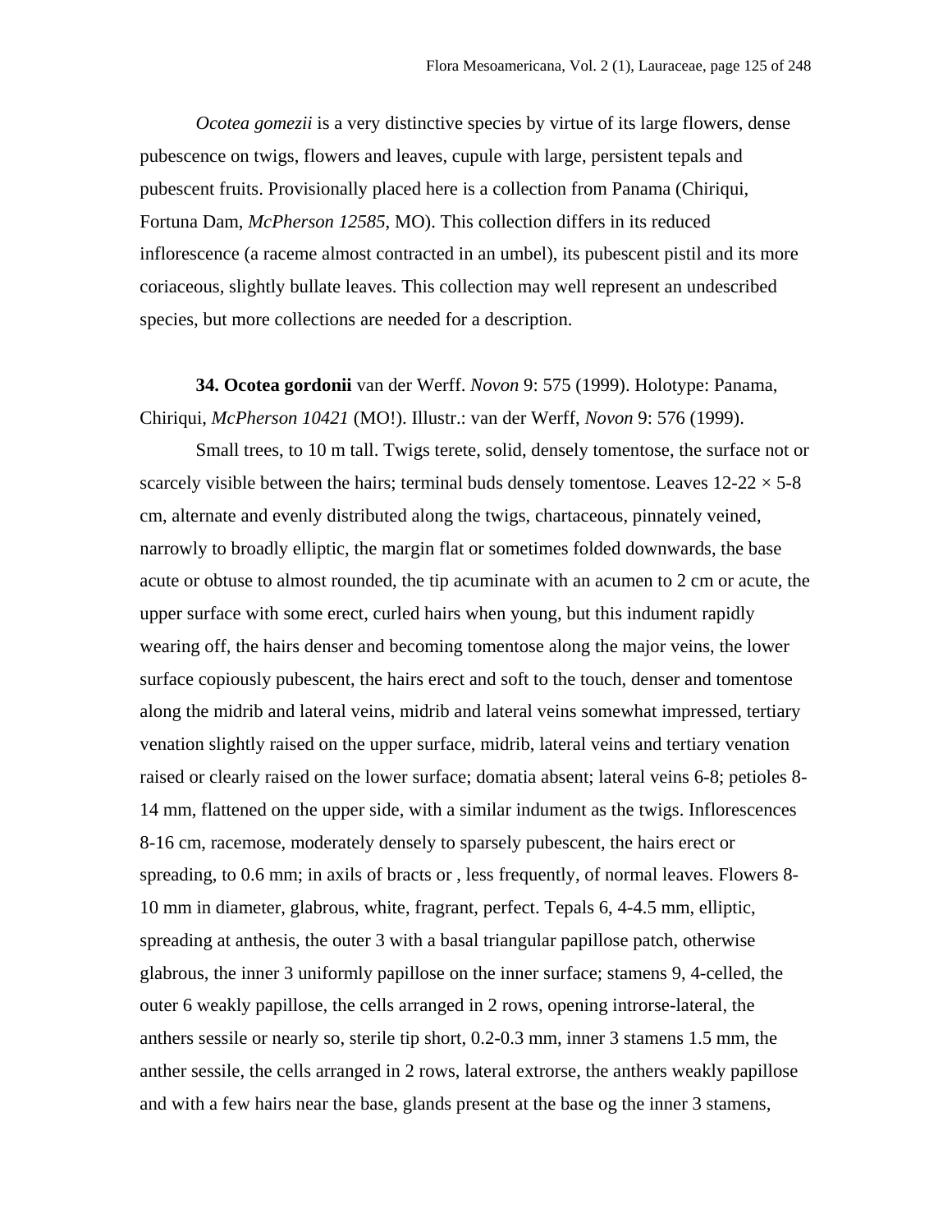*Ocotea gomezii* is a very distinctive species by virtue of its large flowers, dense pubescence on twigs, flowers and leaves, cupule with large, persistent tepals and pubescent fruits. Provisionally placed here is a collection from Panama (Chiriqui, Fortuna Dam, *McPherson 12585*, MO). This collection differs in its reduced inflorescence (a raceme almost contracted in an umbel), its pubescent pistil and its more coriaceous, slightly bullate leaves. This collection may well represent an undescribed species, but more collections are needed for a description.

**34. Ocotea gordonii** van der Werff. *Novon* 9: 575 (1999). Holotype: Panama, Chiriqui, *McPherson 10421* (MO!). Illustr.: van der Werff, *Novon* 9: 576 (1999).

Small trees, to 10 m tall. Twigs terete, solid, densely tomentose, the surface not or scarcely visible between the hairs; terminal buds densely tomentose. Leaves 12-22 × 5-8 cm, alternate and evenly distributed along the twigs, chartaceous, pinnately veined, narrowly to broadly elliptic, the margin flat or sometimes folded downwards, the base acute or obtuse to almost rounded, the tip acuminate with an acumen to 2 cm or acute, the upper surface with some erect, curled hairs when young, but this indument rapidly wearing off, the hairs denser and becoming tomentose along the major veins, the lower surface copiously pubescent, the hairs erect and soft to the touch, denser and tomentose along the midrib and lateral veins, midrib and lateral veins somewhat impressed, tertiary venation slightly raised on the upper surface, midrib, lateral veins and tertiary venation raised or clearly raised on the lower surface; domatia absent; lateral veins 6-8; petioles 8-14 mm, flattened on the upper side, with a similar indument as the twigs. Inflorescences 8-16 cm, racemose, moderately densely to sparsely pubescent, the hairs erect or spreading, to 0.6 mm; in axils of bracts or , less frequently, of normal leaves. Flowers 8-10 mm in diameter, glabrous, white, fragrant, perfect. Tepals 6, 4-4.5 mm, elliptic, spreading at anthesis, the outer 3 with a basal triangular papillose patch, otherwise glabrous, the inner 3 uniformly papillose on the inner surface; stamens 9, 4-celled, the outer 6 weakly papillose, the cells arranged in 2 rows, opening introrse-lateral, the anthers sessile or nearly so, sterile tip short, 0.2-0.3 mm, inner 3 stamens 1.5 mm, the anther sessile, the cells arranged in 2 rows, lateral extrorse, the anthers weakly papillose and with a few hairs near the base, glands present at the base og the inner 3 stamens,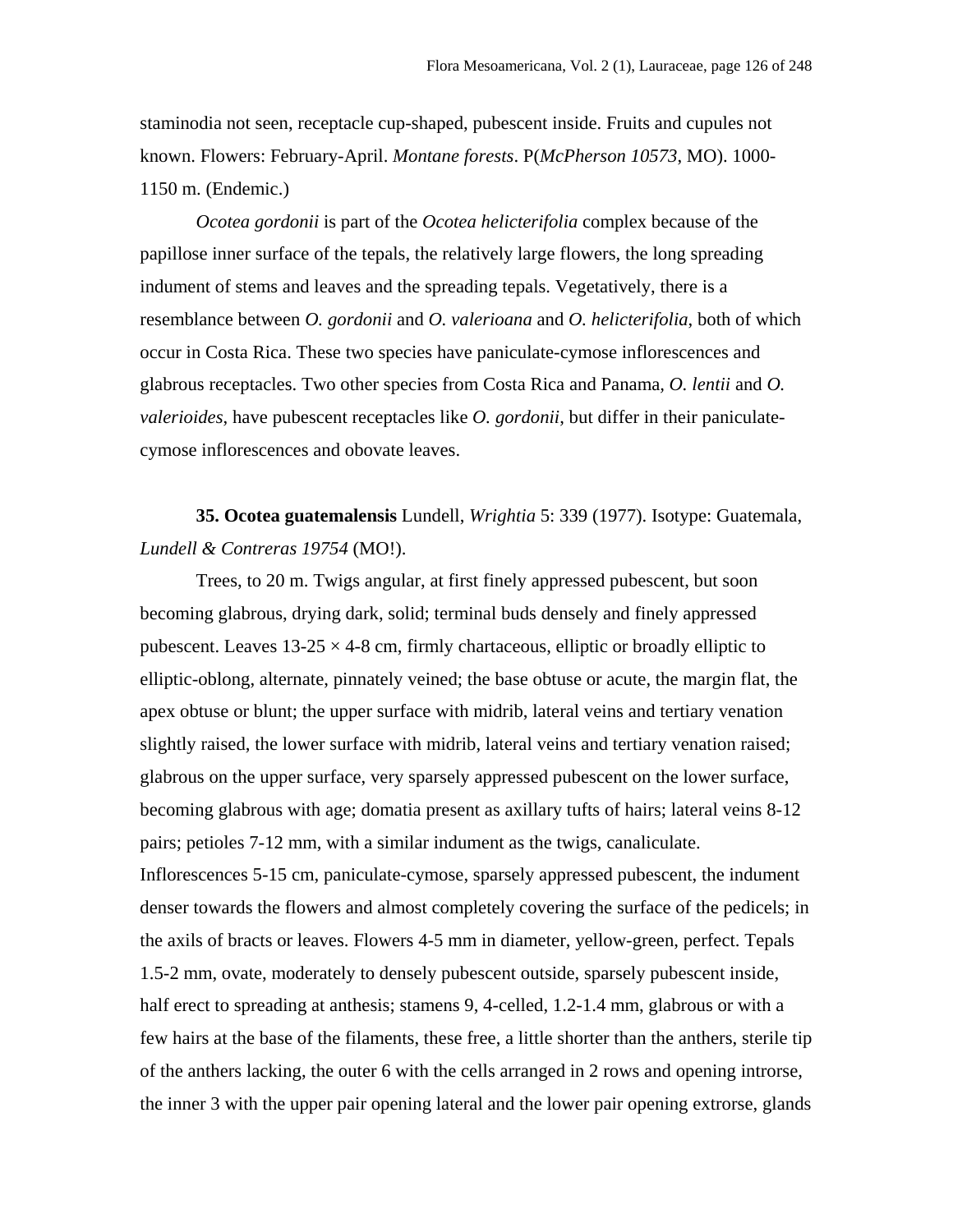staminodia not seen, receptacle cup-shaped, pubescent inside. Fruits and cupules not known. Flowers: February-April. *Montane forests*. P(*McPherson 10573*, MO). 1000-1150 m. (Endemic.)

*Ocotea gordonii* is part of the *Ocotea helicterifolia* complex because of the papillose inner surface of the tepals, the relatively large flowers, the long spreading indument of stems and leaves and the spreading tepals. Vegetatively, there is a resemblance between *O. gordonii* and *O. valerioana* and *O. helicterifolia*, both of which occur in Costa Rica. These two species have paniculate-cymose inflorescences and glabrous receptacles. Two other species from Costa Rica and Panama, *O. lentii* and *O. valerioides*, have pubescent receptacles like *O. gordonii*, but differ in their paniculate-cymose inflorescences and obovate leaves.

**35. Ocotea guatemalensis** Lundell, *Wrightia* 5: 339 (1977). Isotype: Guatemala, *Lundell & Contreras 19754* (MO!).

Trees, to 20 m. Twigs angular, at first finely appressed pubescent, but soon becoming glabrous, drying dark, solid; terminal buds densely and finely appressed pubescent. Leaves 13-25 × 4-8 cm, firmly chartaceous, elliptic or broadly elliptic to elliptic-oblong, alternate, pinnately veined; the base obtuse or acute, the margin flat, the apex obtuse or blunt; the upper surface with midrib, lateral veins and tertiary venation slightly raised, the lower surface with midrib, lateral veins and tertiary venation raised; glabrous on the upper surface, very sparsely appressed pubescent on the lower surface, becoming glabrous with age; domatia present as axillary tufts of hairs; lateral veins 8-12 pairs; petioles 7-12 mm, with a similar indument as the twigs, canaliculate. Inflorescences 5-15 cm, paniculate-cymose, sparsely appressed pubescent, the indument denser towards the flowers and almost completely covering the surface of the pedicels; in the axils of bracts or leaves. Flowers 4-5 mm in diameter, yellow-green, perfect. Tepals 1.5-2 mm, ovate, moderately to densely pubescent outside, sparsely pubescent inside, half erect to spreading at anthesis; stamens 9, 4-celled, 1.2-1.4 mm, glabrous or with a few hairs at the base of the filaments, these free, a little shorter than the anthers, sterile tip of the anthers lacking, the outer 6 with the cells arranged in 2 rows and opening introrse, the inner 3 with the upper pair opening lateral and the lower pair opening extrorse, glands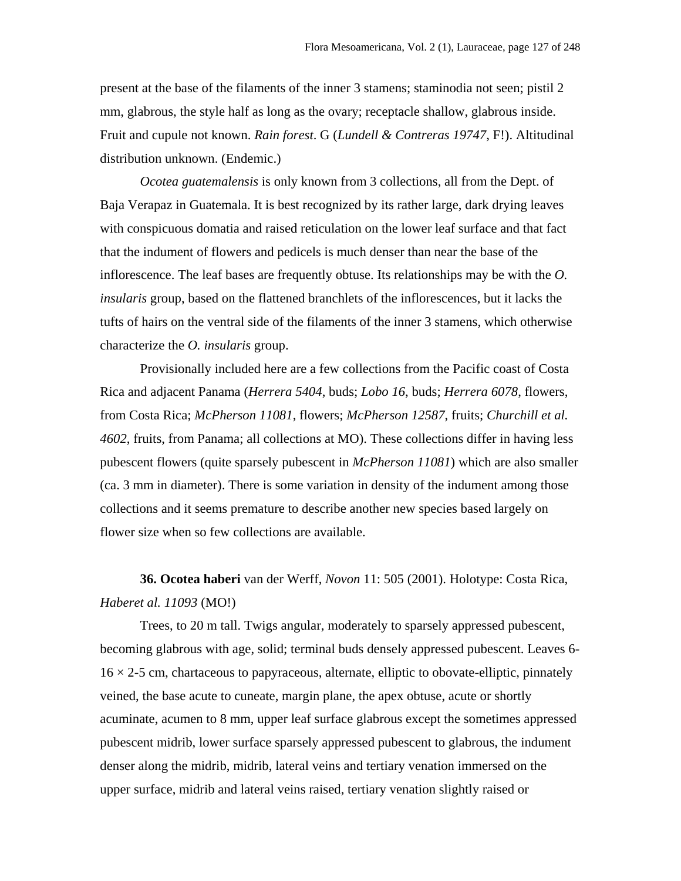present at the base of the filaments of the inner 3 stamens; staminodia not seen; pistil 2 mm, glabrous, the style half as long as the ovary; receptacle shallow, glabrous inside. Fruit and cupule not known. *Rain forest*. G (*Lundell & Contreras 19747*, F!). Altitudinal distribution unknown. (Endemic.)

*Ocotea guatemalensis* is only known from 3 collections, all from the Dept. of Baja Verapaz in Guatemala. It is best recognized by its rather large, dark drying leaves with conspicuous domatia and raised reticulation on the lower leaf surface and that fact that the indument of flowers and pedicels is much denser than near the base of the inflorescence. The leaf bases are frequently obtuse. Its relationships may be with the *O. insularis* group, based on the flattened branchlets of the inflorescences, but it lacks the tufts of hairs on the ventral side of the filaments of the inner 3 stamens, which otherwise characterize the *O. insularis* group.

Provisionally included here are a few collections from the Pacific coast of Costa Rica and adjacent Panama (*Herrera 5404*, buds; *Lobo 16*, buds; *Herrera 6078*, flowers, from Costa Rica; *McPherson 11081*, flowers; *McPherson 12587*, fruits; *Churchill et al. 4602*, fruits, from Panama; all collections at MO). These collections differ in having less pubescent flowers (quite sparsely pubescent in *McPherson 11081*) which are also smaller (ca. 3 mm in diameter). There is some variation in density of the indument among those collections and it seems premature to describe another new species based largely on flower size when so few collections are available.

**36. Ocotea haberi** van der Werff, *Novon* 11: 505 (2001). Holotype: Costa Rica, *Haberet al. 11093* (MO!)

Trees, to 20 m tall. Twigs angular, moderately to sparsely appressed pubescent, becoming glabrous with age, solid; terminal buds densely appressed pubescent. Leaves 6-16 × 2-5 cm, chartaceous to papyraceous, alternate, elliptic to obovate-elliptic, pinnately veined, the base acute to cuneate, margin plane, the apex obtuse, acute or shortly acuminate, acumen to 8 mm, upper leaf surface glabrous except the sometimes appressed pubescent midrib, lower surface sparsely appressed pubescent to glabrous, the indument denser along the midrib, midrib, lateral veins and tertiary venation immersed on the upper surface, midrib and lateral veins raised, tertiary venation slightly raised or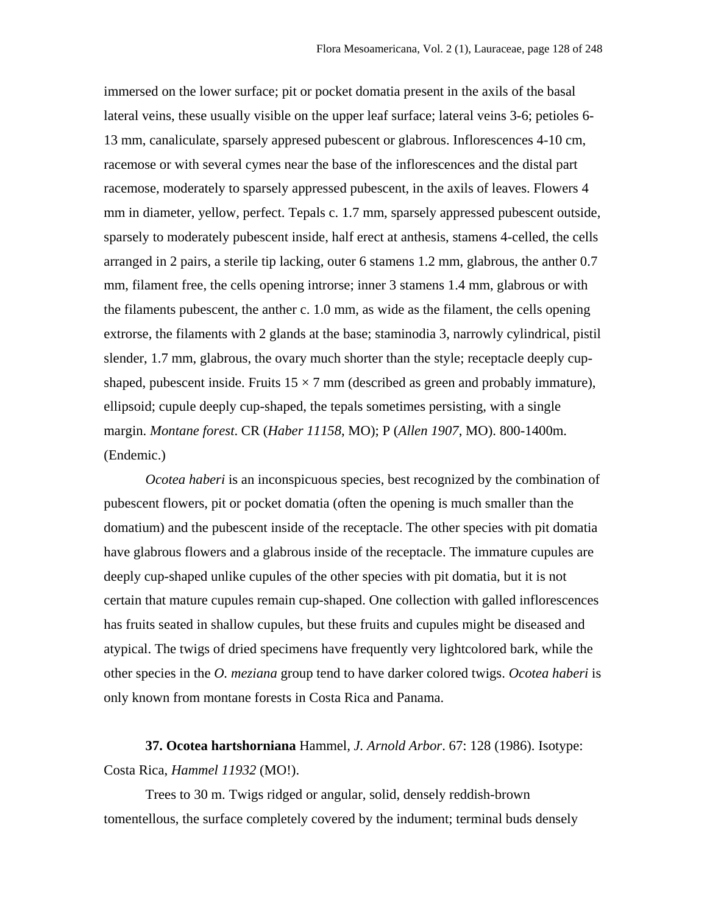immersed on the lower surface; pit or pocket domatia present in the axils of the basal lateral veins, these usually visible on the upper leaf surface; lateral veins 3-6; petioles 6-13 mm, canaliculate, sparsely appresed pubescent or glabrous. Inflorescences 4-10 cm, racemose or with several cymes near the base of the inflorescences and the distal part racemose, moderately to sparsely appressed pubescent, in the axils of leaves. Flowers 4 mm in diameter, yellow, perfect. Tepals c. 1.7 mm, sparsely appressed pubescent outside, sparsely to moderately pubescent inside, half erect at anthesis, stamens 4-celled, the cells arranged in 2 pairs, a sterile tip lacking, outer 6 stamens 1.2 mm, glabrous, the anther 0.7 mm, filament free, the cells opening introrse; inner 3 stamens 1.4 mm, glabrous or with the filaments pubescent, the anther c. 1.0 mm, as wide as the filament, the cells opening extrorse, the filaments with 2 glands at the base; staminodia 3, narrowly cylindrical, pistil slender, 1.7 mm, glabrous, the ovary much shorter than the style; receptacle deeply cup-shaped, pubescent inside. Fruits 15 × 7 mm (described as green and probably immature), ellipsoid; cupule deeply cup-shaped, the tepals sometimes persisting, with a single margin. *Montane forest*. CR (*Haber 11158*, MO); P (*Allen 1907*, MO). 800-1400m. (Endemic.)

*Ocotea haberi* is an inconspicuous species, best recognized by the combination of pubescent flowers, pit or pocket domatia (often the opening is much smaller than the domatium) and the pubescent inside of the receptacle. The other species with pit domatia have glabrous flowers and a glabrous inside of the receptacle. The immature cupules are deeply cup-shaped unlike cupules of the other species with pit domatia, but it is not certain that mature cupules remain cup-shaped. One collection with galled inflorescences has fruits seated in shallow cupules, but these fruits and cupules might be diseased and atypical. The twigs of dried specimens have frequently very lightcolored bark, while the other species in the *O. meziana* group tend to have darker colored twigs. *Ocotea haberi* is only known from montane forests in Costa Rica and Panama.

**37. Ocotea hartshorniana** Hammel, *J. Arnold Arbor*. 67: 128 (1986). Isotype: Costa Rica, *Hammel 11932* (MO!).

Trees to 30 m. Twigs ridged or angular, solid, densely reddish-brown tomentellous, the surface completely covered by the indument; terminal buds densely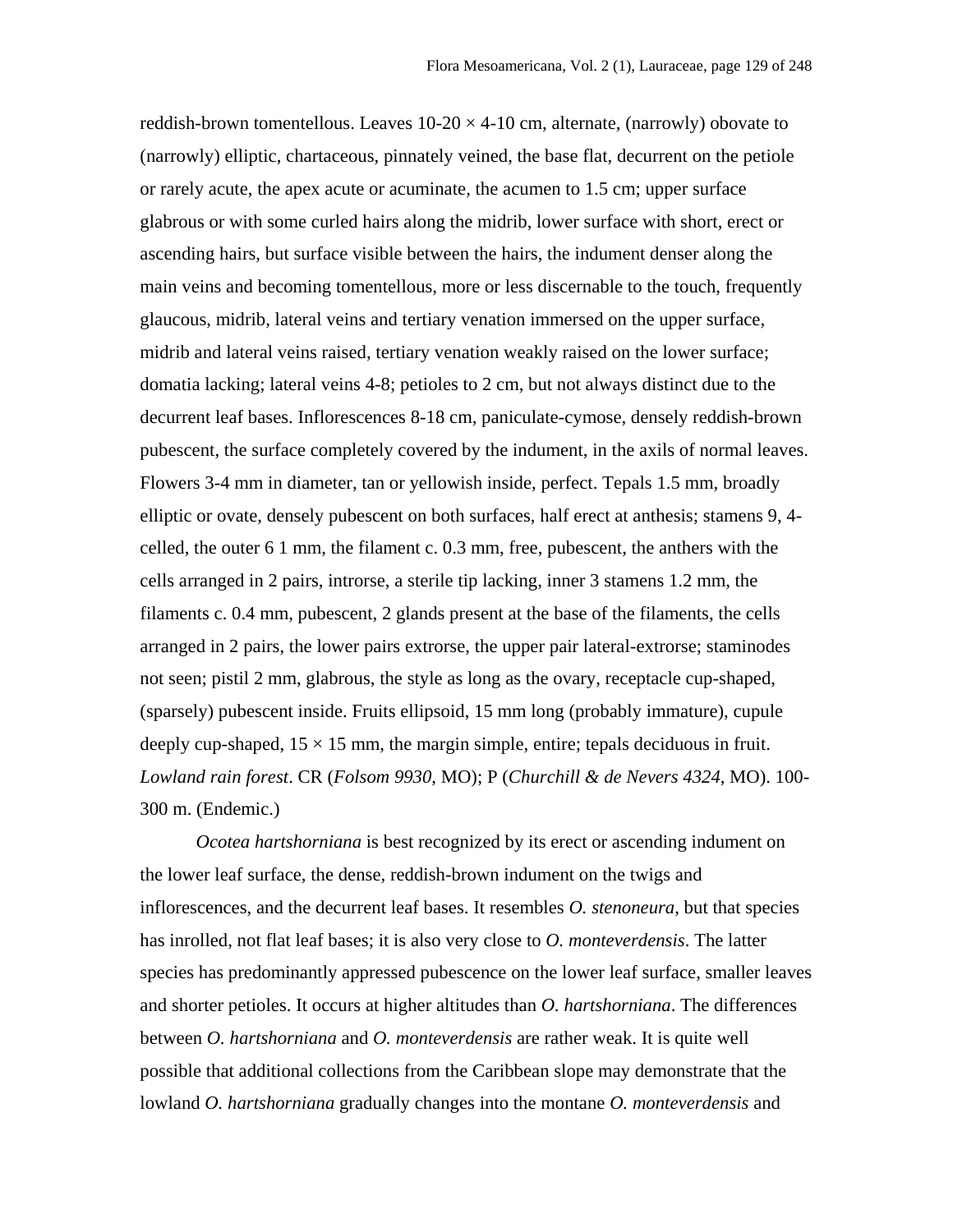reddish-brown tomentellous. Leaves 10-20 × 4-10 cm, alternate, (narrowly) obovate to (narrowly) elliptic, chartaceous, pinnately veined, the base flat, decurrent on the petiole or rarely acute, the apex acute or acuminate, the acumen to 1.5 cm; upper surface glabrous or with some curled hairs along the midrib, lower surface with short, erect or ascending hairs, but surface visible between the hairs, the indument denser along the main veins and becoming tomentellous, more or less discernable to the touch, frequently glaucous, midrib, lateral veins and tertiary venation immersed on the upper surface, midrib and lateral veins raised, tertiary venation weakly raised on the lower surface; domatia lacking; lateral veins 4-8; petioles to 2 cm, but not always distinct due to the decurrent leaf bases. Inflorescences 8-18 cm, paniculate-cymose, densely reddish-brown pubescent, the surface completely covered by the indument, in the axils of normal leaves. Flowers 3-4 mm in diameter, tan or yellowish inside, perfect. Tepals 1.5 mm, broadly elliptic or ovate, densely pubescent on both surfaces, half erect at anthesis; stamens 9, 4-celled, the outer 6 1 mm, the filament c. 0.3 mm, free, pubescent, the anthers with the cells arranged in 2 pairs, introrse, a sterile tip lacking, inner 3 stamens 1.2 mm, the filaments c. 0.4 mm, pubescent, 2 glands present at the base of the filaments, the cells arranged in 2 pairs, the lower pairs extrorse, the upper pair lateral-extrorse; staminodes not seen; pistil 2 mm, glabrous, the style as long as the ovary, receptacle cup-shaped, (sparsely) pubescent inside. Fruits ellipsoid, 15 mm long (probably immature), cupule deeply cup-shaped, 15 × 15 mm, the margin simple, entire; tepals deciduous in fruit. *Lowland rain forest*. CR (*Folsom 9930*, MO); P (*Churchill & de Nevers 4324*, MO). 100-300 m. (Endemic.)

*Ocotea hartshorniana* is best recognized by its erect or ascending indument on the lower leaf surface, the dense, reddish-brown indument on the twigs and inflorescences, and the decurrent leaf bases. It resembles *O. stenoneura*, but that species has inrolled, not flat leaf bases; it is also very close to *O. monteverdensis*. The latter species has predominantly appressed pubescence on the lower leaf surface, smaller leaves and shorter petioles. It occurs at higher altitudes than *O. hartshorniana*. The differences between *O. hartshorniana* and *O. monteverdensis* are rather weak. It is quite well possible that additional collections from the Caribbean slope may demonstrate that the lowland *O. hartshorniana* gradually changes into the montane *O. monteverdensis* and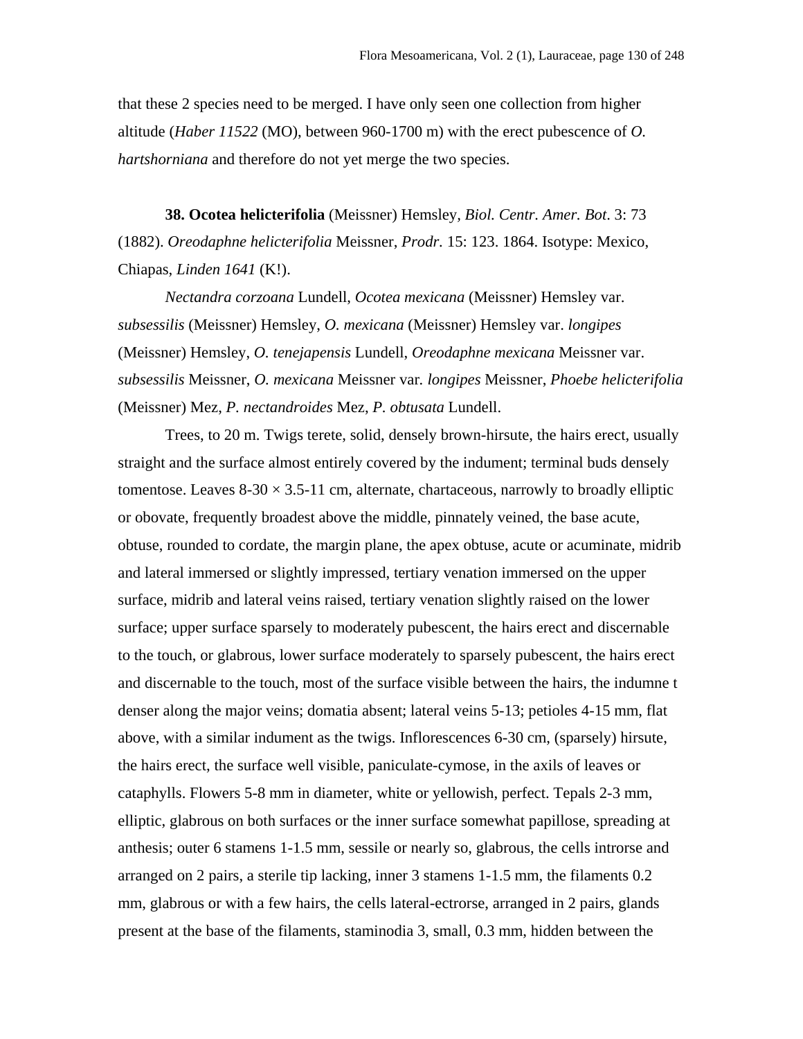that these 2 species need to be merged. I have only seen one collection from higher altitude (*Haber 11522* (MO), between 960-1700 m) with the erect pubescence of *O. hartshorniana* and therefore do not yet merge the two species.

**38. Ocotea helicterifolia** (Meissner) Hemsley, *Biol. Centr. Amer. Bot*. 3: 73 (1882). *Oreodaphne helicterifolia* Meissner, *Prodr.* 15: 123. 1864. Isotype: Mexico, Chiapas, *Linden 1641* (K!).

*Nectandra corzoana* Lundell, *Ocotea mexicana* (Meissner) Hemsley var. *subsessilis* (Meissner) Hemsley, *O. mexicana* (Meissner) Hemsley var. *longipes* (Meissner) Hemsley, *O. tenejapensis* Lundell, *Oreodaphne mexicana* Meissner var. *subsessilis* Meissner, *O. mexicana* Meissner var. *longipes* Meissner, *Phoebe helicterifolia* (Meissner) Mez, *P. nectandroides* Mez, *P. obtusata* Lundell.

Trees, to 20 m. Twigs terete, solid, densely brown-hirsute, the hairs erect, usually straight and the surface almost entirely covered by the indument; terminal buds densely tomentose. Leaves 8-30 × 3.5-11 cm, alternate, chartaceous, narrowly to broadly elliptic or obovate, frequently broadest above the middle, pinnately veined, the base acute, obtuse, rounded to cordate, the margin plane, the apex obtuse, acute or acuminate, midrib and lateral immersed or slightly impressed, tertiary venation immersed on the upper surface, midrib and lateral veins raised, tertiary venation slightly raised on the lower surface; upper surface sparsely to moderately pubescent, the hairs erect and discernable to the touch, or glabrous, lower surface moderately to sparsely pubescent, the hairs erect and discernable to the touch, most of the surface visible between the hairs, the indumne t denser along the major veins; domatia absent; lateral veins 5-13; petioles 4-15 mm, flat above, with a similar indument as the twigs. Inflorescences 6-30 cm, (sparsely) hirsute, the hairs erect, the surface well visible, paniculate-cymose, in the axils of leaves or cataphylls. Flowers 5-8 mm in diameter, white or yellowish, perfect. Tepals 2-3 mm, elliptic, glabrous on both surfaces or the inner surface somewhat papillose, spreading at anthesis; outer 6 stamens 1-1.5 mm, sessile or nearly so, glabrous, the cells introrse and arranged on 2 pairs, a sterile tip lacking, inner 3 stamens 1-1.5 mm, the filaments 0.2 mm, glabrous or with a few hairs, the cells lateral-ectrorse, arranged in 2 pairs, glands present at the base of the filaments, staminodia 3, small, 0.3 mm, hidden between the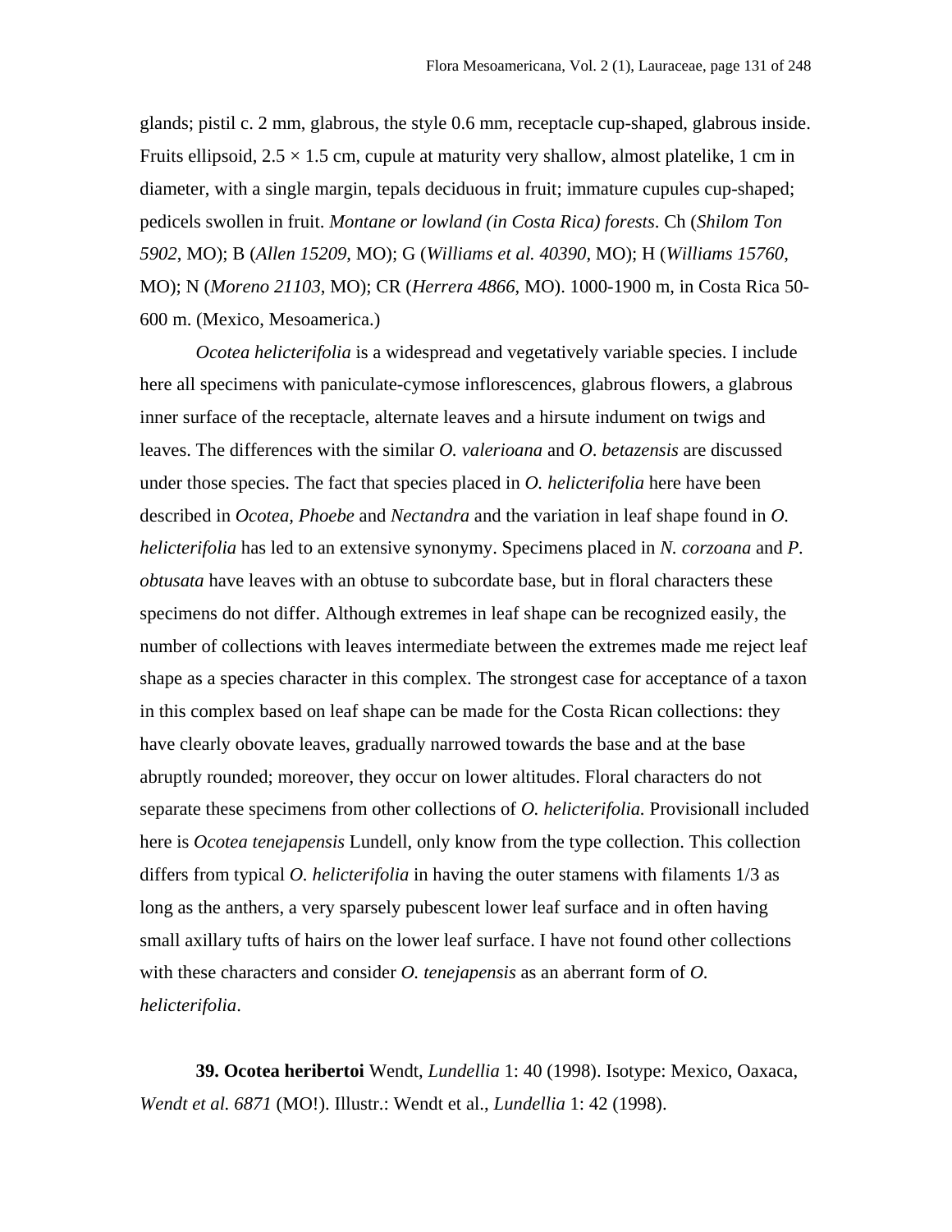glands; pistil c. 2 mm, glabrous, the style 0.6 mm, receptacle cup-shaped, glabrous inside. Fruits ellipsoid, 2.5 × 1.5 cm, cupule at maturity very shallow, almost platelike, 1 cm in diameter, with a single margin, tepals deciduous in fruit; immature cupules cup-shaped; pedicels swollen in fruit. *Montane or lowland (in Costa Rica) forests*. Ch (*Shilom Ton 5902*, MO); B (*Allen 15209*, MO); G (*Williams et al. 40390*, MO); H (*Williams 15760*, MO); N (*Moreno 21103*, MO); CR (*Herrera 4866*, MO). 1000-1900 m, in Costa Rica 50-600 m. (Mexico, Mesoamerica.)

*Ocotea helicterifolia* is a widespread and vegetatively variable species. I include here all specimens with paniculate-cymose inflorescences, glabrous flowers, a glabrous inner surface of the receptacle, alternate leaves and a hirsute indument on twigs and leaves. The differences with the similar *O. valerioana* and *O. betazensis* are discussed under those species. The fact that species placed in *O. helicterifolia* here have been described in *Ocotea, Phoebe* and *Nectandra* and the variation in leaf shape found in *O. helicterifolia* has led to an extensive synonymy. Specimens placed in *N. corzoana* and *P. obtusata* have leaves with an obtuse to subcordate base, but in floral characters these specimens do not differ. Although extremes in leaf shape can be recognized easily, the number of collections with leaves intermediate between the extremes made me reject leaf shape as a species character in this complex. The strongest case for acceptance of a taxon in this complex based on leaf shape can be made for the Costa Rican collections: they have clearly obovate leaves, gradually narrowed towards the base and at the base abruptly rounded; moreover, they occur on lower altitudes. Floral characters do not separate these specimens from other collections of *O. helicterifolia.* Provisionall included here is *Ocotea tenejapensis* Lundell, only know from the type collection. This collection differs from typical *O. helicterifolia* in having the outer stamens with filaments 1/3 as long as the anthers, a very sparsely pubescent lower leaf surface and in often having small axillary tufts of hairs on the lower leaf surface. I have not found other collections with these characters and consider *O. tenejapensis* as an aberrant form of *O. helicterifolia*.

**39. Ocotea heribertoi** Wendt, *Lundellia* 1: 40 (1998). Isotype: Mexico, Oaxaca, *Wendt et al. 6871* (MO!). Illustr.: Wendt et al., *Lundellia* 1: 42 (1998).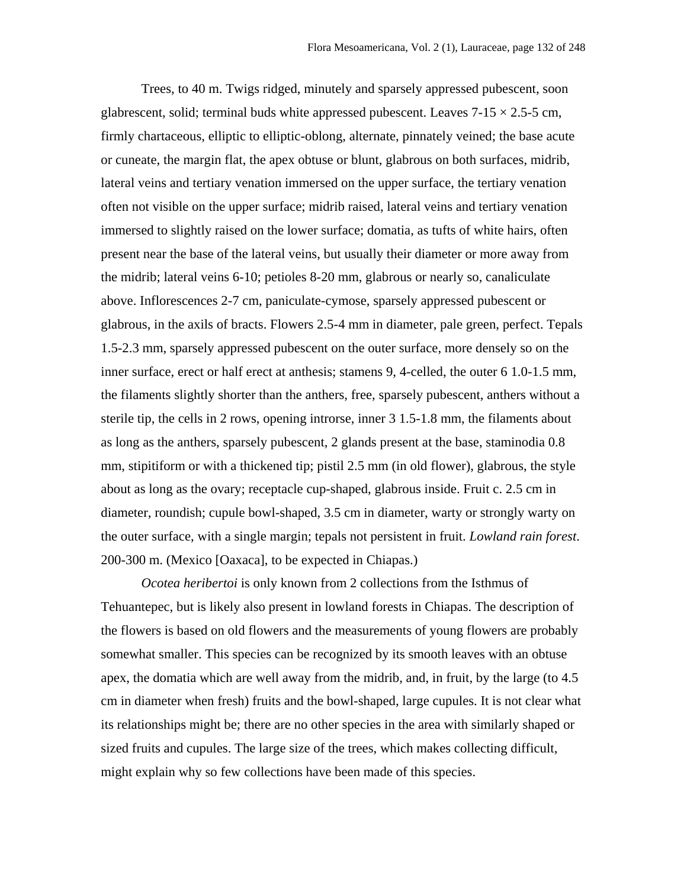Trees, to 40 m. Twigs ridged, minutely and sparsely appressed pubescent, soon glabrescent, solid; terminal buds white appressed pubescent. Leaves 7-15 × 2.5-5 cm, firmly chartaceous, elliptic to elliptic-oblong, alternate, pinnately veined; the base acute or cuneate, the margin flat, the apex obtuse or blunt, glabrous on both surfaces, midrib, lateral veins and tertiary venation immersed on the upper surface, the tertiary venation often not visible on the upper surface; midrib raised, lateral veins and tertiary venation immersed to slightly raised on the lower surface; domatia, as tufts of white hairs, often present near the base of the lateral veins, but usually their diameter or more away from the midrib; lateral veins 6-10; petioles 8-20 mm, glabrous or nearly so, canaliculate above. Inflorescences 2-7 cm, paniculate-cymose, sparsely appressed pubescent or glabrous, in the axils of bracts. Flowers 2.5-4 mm in diameter, pale green, perfect. Tepals 1.5-2.3 mm, sparsely appressed pubescent on the outer surface, more densely so on the inner surface, erect or half erect at anthesis; stamens 9, 4-celled, the outer 6 1.0-1.5 mm, the filaments slightly shorter than the anthers, free, sparsely pubescent, anthers without a sterile tip, the cells in 2 rows, opening introrse, inner 3 1.5-1.8 mm, the filaments about as long as the anthers, sparsely pubescent, 2 glands present at the base, staminodia 0.8 mm, stipitiform or with a thickened tip; pistil 2.5 mm (in old flower), glabrous, the style about as long as the ovary; receptacle cup-shaped, glabrous inside. Fruit c. 2.5 cm in diameter, roundish; cupule bowl-shaped, 3.5 cm in diameter, warty or strongly warty on the outer surface, with a single margin; tepals not persistent in fruit. *Lowland rain forest*. 200-300 m. (Mexico [Oaxaca], to be expected in Chiapas.)

*Ocotea heribertoi* is only known from 2 collections from the Isthmus of Tehuantepec, but is likely also present in lowland forests in Chiapas. The description of the flowers is based on old flowers and the measurements of young flowers are probably somewhat smaller. This species can be recognized by its smooth leaves with an obtuse apex, the domatia which are well away from the midrib, and, in fruit, by the large (to 4.5 cm in diameter when fresh) fruits and the bowl-shaped, large cupules. It is not clear what its relationships might be; there are no other species in the area with similarly shaped or sized fruits and cupules. The large size of the trees, which makes collecting difficult, might explain why so few collections have been made of this species.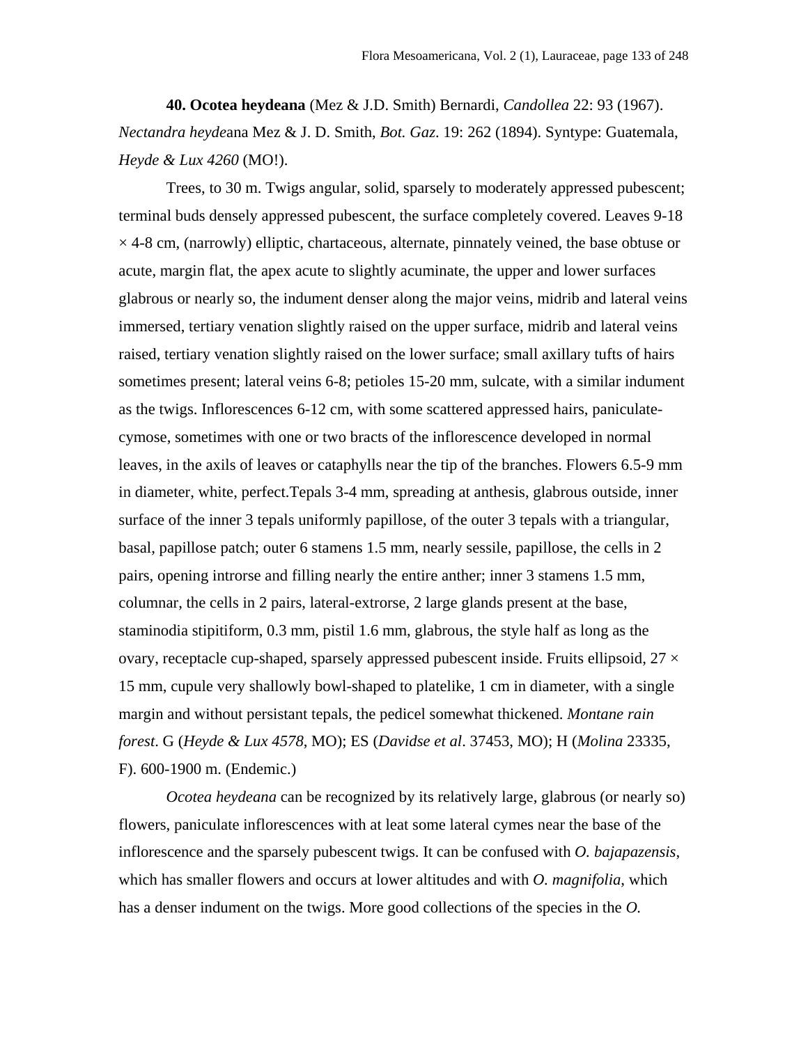**40. Ocotea heydeana** (Mez & J.D. Smith) Bernardi, *Candollea* 22: 93 (1967). *Nectandra heyde*ana Mez & J. D. Smith, *Bot. Gaz*. 19: 262 (1894). Syntype: Guatemala, *Heyde & Lux 4260* (MO!).

Trees, to 30 m. Twigs angular, solid, sparsely to moderately appressed pubescent; terminal buds densely appressed pubescent, the surface completely covered. Leaves 9-18 × 4-8 cm, (narrowly) elliptic, chartaceous, alternate, pinnately veined, the base obtuse or acute, margin flat, the apex acute to slightly acuminate, the upper and lower surfaces glabrous or nearly so, the indument denser along the major veins, midrib and lateral veins immersed, tertiary venation slightly raised on the upper surface, midrib and lateral veins raised, tertiary venation slightly raised on the lower surface; small axillary tufts of hairs sometimes present; lateral veins 6-8; petioles 15-20 mm, sulcate, with a similar indument as the twigs. Inflorescences 6-12 cm, with some scattered appressed hairs, paniculate-cymose, sometimes with one or two bracts of the inflorescence developed in normal leaves, in the axils of leaves or cataphylls near the tip of the branches. Flowers 6.5-9 mm in diameter, white, perfect.Tepals 3-4 mm, spreading at anthesis, glabrous outside, inner surface of the inner 3 tepals uniformly papillose, of the outer 3 tepals with a triangular, basal, papillose patch; outer 6 stamens 1.5 mm, nearly sessile, papillose, the cells in 2 pairs, opening introrse and filling nearly the entire anther; inner 3 stamens 1.5 mm, columnar, the cells in 2 pairs, lateral-extrorse, 2 large glands present at the base, staminodia stipitiform, 0.3 mm, pistil 1.6 mm, glabrous, the style half as long as the ovary, receptacle cup-shaped, sparsely appressed pubescent inside. Fruits ellipsoid, 27 × 15 mm, cupule very shallowly bowl-shaped to platelike, 1 cm in diameter, with a single margin and without persistant tepals, the pedicel somewhat thickened. *Montane rain forest*. G (*Heyde & Lux 4578*, MO); ES (*Davidse et al*. 37453, MO); H (*Molina* 23335, F). 600-1900 m. (Endemic.)

*Ocotea heydeana* can be recognized by its relatively large, glabrous (or nearly so) flowers, paniculate inflorescences with at leat some lateral cymes near the base of the inflorescence and the sparsely pubescent twigs. It can be confused with *O. bajapazensis*, which has smaller flowers and occurs at lower altitudes and with *O. magnifolia*, which has a denser indument on the twigs. More good collections of the species in the *O.*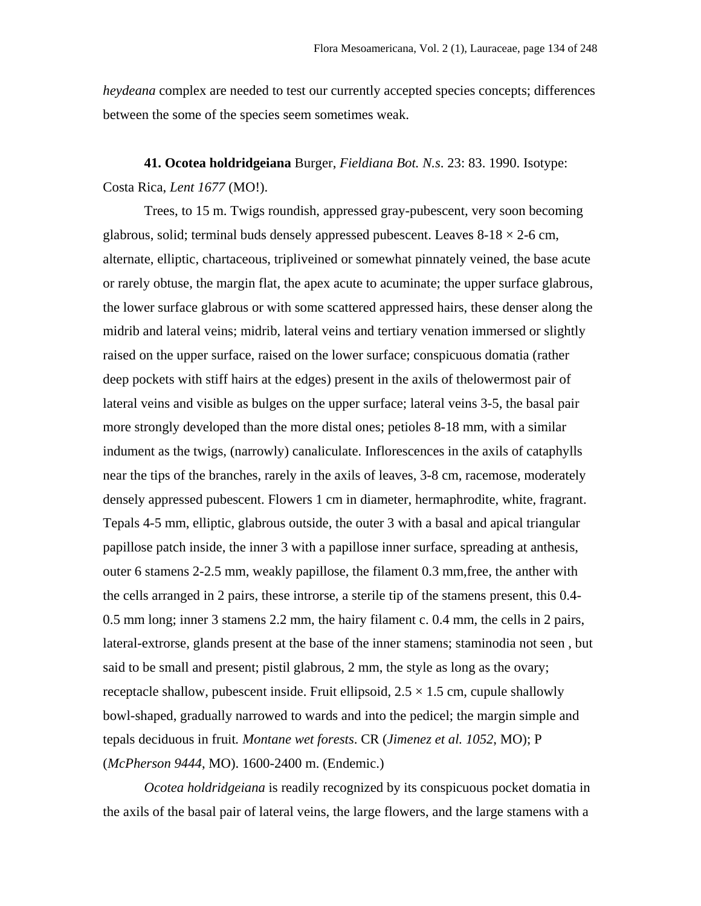*heydeana* complex are needed to test our currently accepted species concepts; differences between the some of the species seem sometimes weak.

**41. Ocotea holdridgeiana** Burger, *Fieldiana Bot. N.s*. 23: 83. 1990. Isotype: Costa Rica, *Lent 1677* (MO!).

Trees, to 15 m. Twigs roundish, appressed gray-pubescent, very soon becoming glabrous, solid; terminal buds densely appressed pubescent. Leaves 8-18 × 2-6 cm, alternate, elliptic, chartaceous, tripliveined or somewhat pinnately veined, the base acute or rarely obtuse, the margin flat, the apex acute to acuminate; the upper surface glabrous, the lower surface glabrous or with some scattered appressed hairs, these denser along the midrib and lateral veins; midrib, lateral veins and tertiary venation immersed or slightly raised on the upper surface, raised on the lower surface; conspicuous domatia (rather deep pockets with stiff hairs at the edges) present in the axils of thelowermost pair of lateral veins and visible as bulges on the upper surface; lateral veins 3-5, the basal pair more strongly developed than the more distal ones; petioles 8-18 mm, with a similar indument as the twigs, (narrowly) canaliculate. Inflorescences in the axils of cataphylls near the tips of the branches, rarely in the axils of leaves, 3-8 cm, racemose, moderately densely appressed pubescent. Flowers 1 cm in diameter, hermaphrodite, white, fragrant. Tepals 4-5 mm, elliptic, glabrous outside, the outer 3 with a basal and apical triangular papillose patch inside, the inner 3 with a papillose inner surface, spreading at anthesis, outer 6 stamens 2-2.5 mm, weakly papillose, the filament 0.3 mm,free, the anther with the cells arranged in 2 pairs, these introrse, a sterile tip of the stamens present, this 0.4-0.5 mm long; inner 3 stamens 2.2 mm, the hairy filament c. 0.4 mm, the cells in 2 pairs, lateral-extrorse, glands present at the base of the inner stamens; staminodia not seen , but said to be small and present; pistil glabrous, 2 mm, the style as long as the ovary; receptacle shallow, pubescent inside. Fruit ellipsoid, 2.5 × 1.5 cm, cupule shallowly bowl-shaped, gradually narrowed to wards and into the pedicel; the margin simple and tepals deciduous in fruit*. Montane wet forests*. CR (*Jimenez et al. 1052*, MO); P (*McPherson 9444*, MO). 1600-2400 m. (Endemic.)

*Ocotea holdridgeiana* is readily recognized by its conspicuous pocket domatia in the axils of the basal pair of lateral veins, the large flowers, and the large stamens with a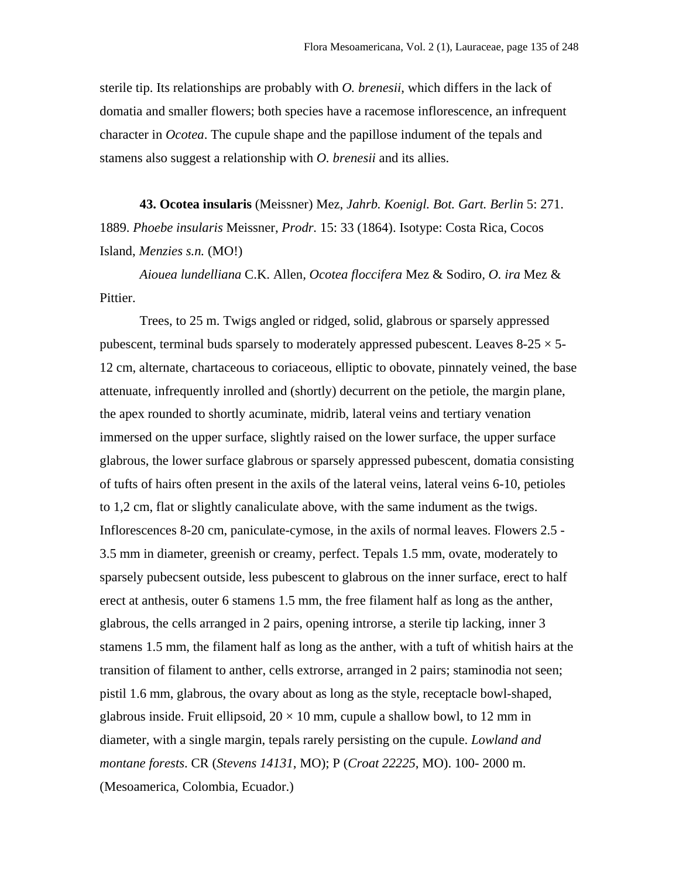sterile tip. Its relationships are probably with *O. brenesii*, which differs in the lack of domatia and smaller flowers; both species have a racemose inflorescence, an infrequent character in *Ocotea*. The cupule shape and the papillose indument of the tepals and stamens also suggest a relationship with *O. brenesii* and its allies.

**43. Ocotea insularis** (Meissner) Mez, *Jahrb. Koenigl. Bot. Gart. Berlin* 5: 271. 1889. *Phoebe insularis* Meissner, *Prodr.* 15: 33 (1864). Isotype: Costa Rica, Cocos Island, *Menzies s.n.* (MO!)

*Aiouea lundelliana* C.K. Allen, *Ocotea floccifera* Mez & Sodiro, *O. ira* Mez & Pittier.

Trees, to 25 m. Twigs angled or ridged, solid, glabrous or sparsely appressed pubescent, terminal buds sparsely to moderately appressed pubescent. Leaves 8-25 × 5-12 cm, alternate, chartaceous to coriaceous, elliptic to obovate, pinnately veined, the base attenuate, infrequently inrolled and (shortly) decurrent on the petiole, the margin plane, the apex rounded to shortly acuminate, midrib, lateral veins and tertiary venation immersed on the upper surface, slightly raised on the lower surface, the upper surface glabrous, the lower surface glabrous or sparsely appressed pubescent, domatia consisting of tufts of hairs often present in the axils of the lateral veins, lateral veins 6-10, petioles to 1,2 cm, flat or slightly canaliculate above, with the same indument as the twigs. Inflorescences 8-20 cm, paniculate-cymose, in the axils of normal leaves. Flowers 2.5 - 3.5 mm in diameter, greenish or creamy, perfect. Tepals 1.5 mm, ovate, moderately to sparsely pubecsent outside, less pubescent to glabrous on the inner surface, erect to half erect at anthesis, outer 6 stamens 1.5 mm, the free filament half as long as the anther, glabrous, the cells arranged in 2 pairs, opening introrse, a sterile tip lacking, inner 3 stamens 1.5 mm, the filament half as long as the anther, with a tuft of whitish hairs at the transition of filament to anther, cells extrorse, arranged in 2 pairs; staminodia not seen; pistil 1.6 mm, glabrous, the ovary about as long as the style, receptacle bowl-shaped, glabrous inside. Fruit ellipsoid, 20 × 10 mm, cupule a shallow bowl, to 12 mm in diameter, with a single margin, tepals rarely persisting on the cupule. *Lowland and montane forests*. CR (*Stevens 14131*, MO); P (*Croat 22225*, MO). 100- 2000 m. (Mesoamerica, Colombia, Ecuador.)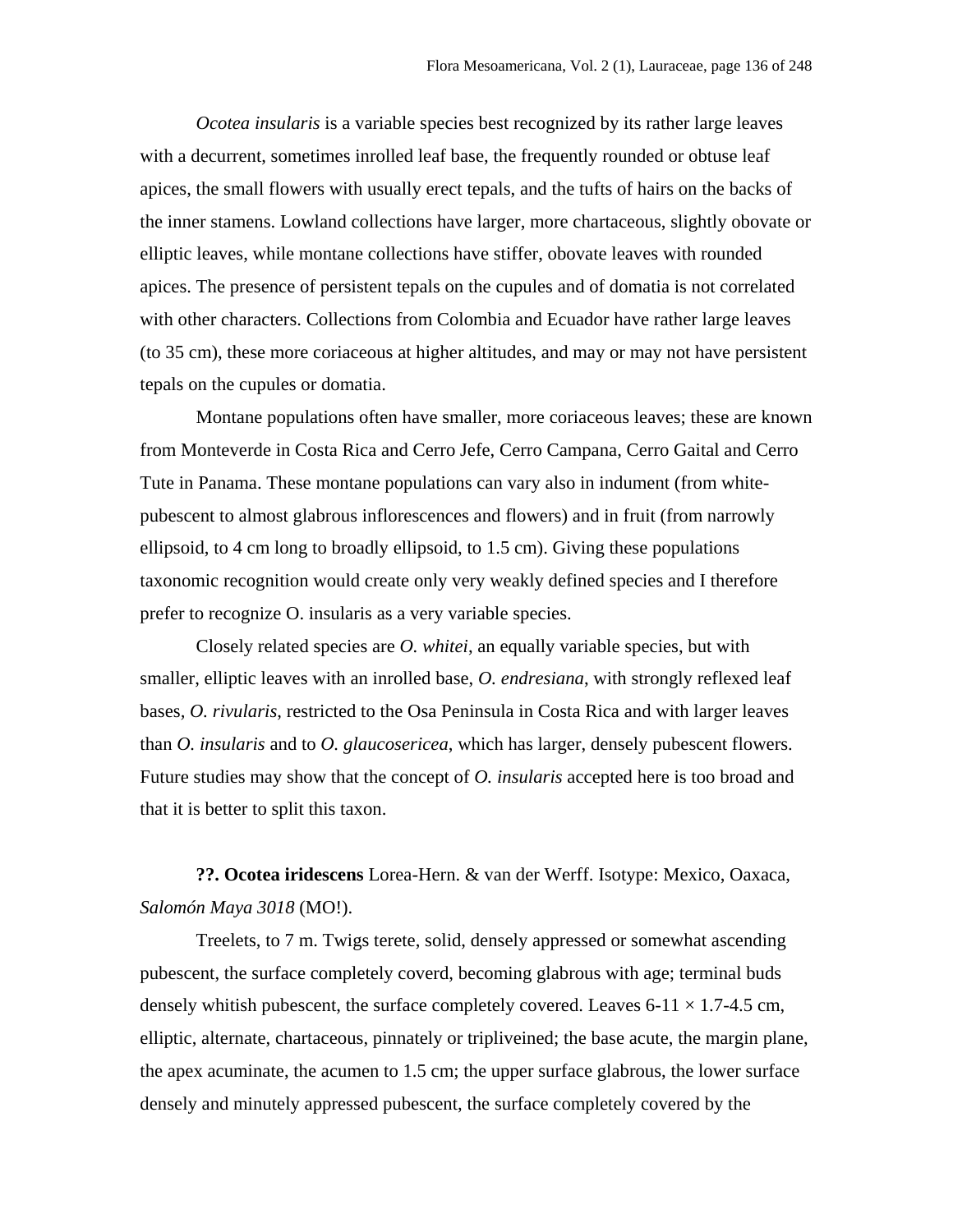*Ocotea insularis* is a variable species best recognized by its rather large leaves with a decurrent, sometimes inrolled leaf base, the frequently rounded or obtuse leaf apices, the small flowers with usually erect tepals, and the tufts of hairs on the backs of the inner stamens. Lowland collections have larger, more chartaceous, slightly obovate or elliptic leaves, while montane collections have stiffer, obovate leaves with rounded apices. The presence of persistent tepals on the cupules and of domatia is not correlated with other characters. Collections from Colombia and Ecuador have rather large leaves (to 35 cm), these more coriaceous at higher altitudes, and may or may not have persistent tepals on the cupules or domatia.

Montane populations often have smaller, more coriaceous leaves; these are known from Monteverde in Costa Rica and Cerro Jefe, Cerro Campana, Cerro Gaital and Cerro Tute in Panama. These montane populations can vary also in indument (from white-pubescent to almost glabrous inflorescences and flowers) and in fruit (from narrowly ellipsoid, to 4 cm long to broadly ellipsoid, to 1.5 cm). Giving these populations taxonomic recognition would create only very weakly defined species and I therefore prefer to recognize O. insularis as a very variable species.

Closely related species are *O. whitei*, an equally variable species, but with smaller, elliptic leaves with an inrolled base, *O. endresiana*, with strongly reflexed leaf bases, *O. rivularis*, restricted to the Osa Peninsula in Costa Rica and with larger leaves than *O. insularis* and to *O. glaucosericea*, which has larger, densely pubescent flowers. Future studies may show that the concept of *O. insularis* accepted here is too broad and that it is better to split this taxon.

**??. Ocotea iridescens** Lorea-Hern. & van der Werff. Isotype: Mexico, Oaxaca, *Salomón Maya 3018* (MO!).

Treelets, to 7 m. Twigs terete, solid, densely appressed or somewhat ascending pubescent, the surface completely coverd, becoming glabrous with age; terminal buds densely whitish pubescent, the surface completely covered. Leaves 6-11 × 1.7-4.5 cm, elliptic, alternate, chartaceous, pinnately or tripliveined; the base acute, the margin plane, the apex acuminate, the acumen to 1.5 cm; the upper surface glabrous, the lower surface densely and minutely appressed pubescent, the surface completely covered by the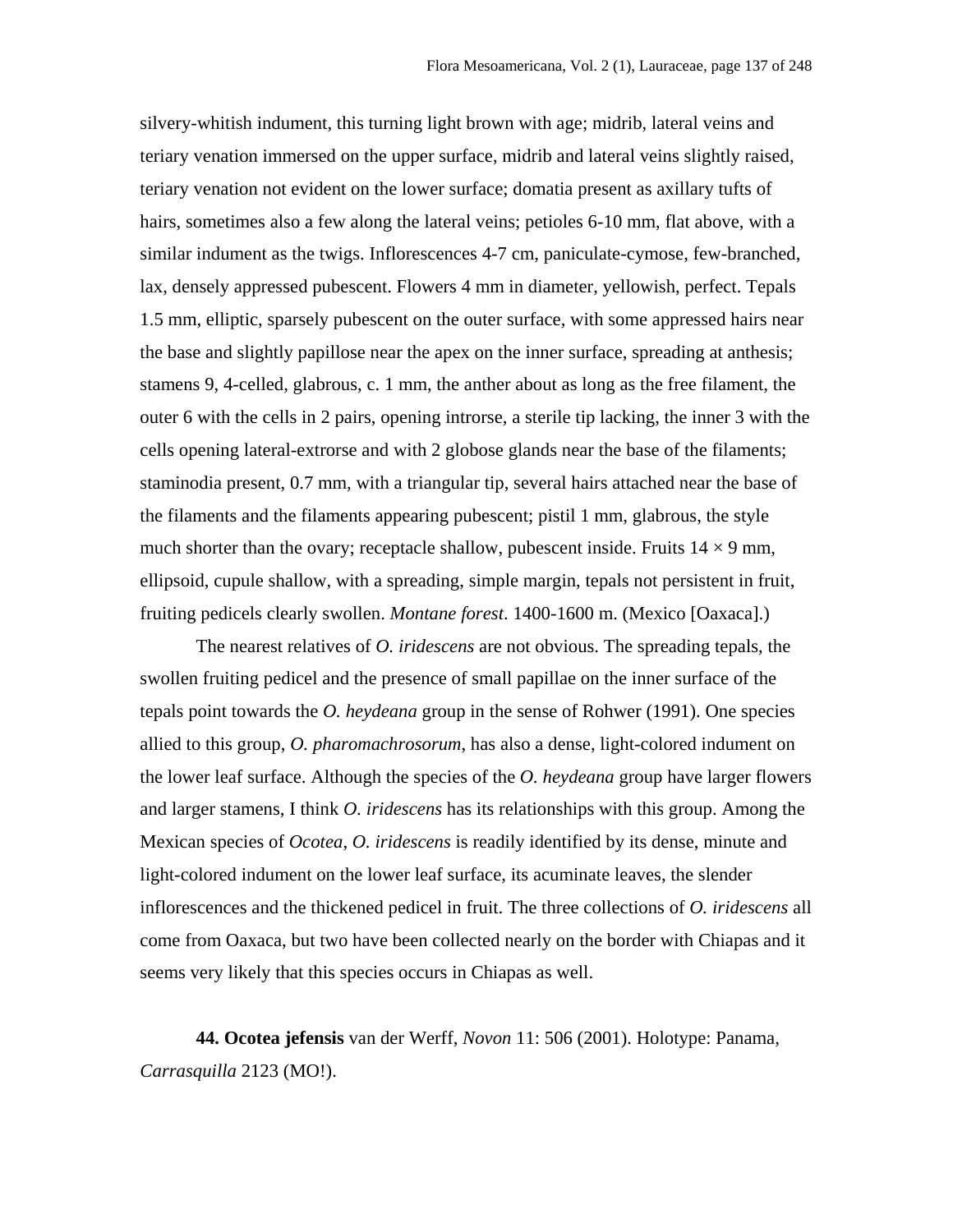silvery-whitish indument, this turning light brown with age; midrib, lateral veins and teriary venation immersed on the upper surface, midrib and lateral veins slightly raised, teriary venation not evident on the lower surface; domatia present as axillary tufts of hairs, sometimes also a few along the lateral veins; petioles 6-10 mm, flat above, with a similar indument as the twigs. Inflorescences 4-7 cm, paniculate-cymose, few-branched, lax, densely appressed pubescent. Flowers 4 mm in diameter, yellowish, perfect. Tepals 1.5 mm, elliptic, sparsely pubescent on the outer surface, with some appressed hairs near the base and slightly papillose near the apex on the inner surface, spreading at anthesis; stamens 9, 4-celled, glabrous, c. 1 mm, the anther about as long as the free filament, the outer 6 with the cells in 2 pairs, opening introrse, a sterile tip lacking, the inner 3 with the cells opening lateral-extrorse and with 2 globose glands near the base of the filaments; staminodia present, 0.7 mm, with a triangular tip, several hairs attached near the base of the filaments and the filaments appearing pubescent; pistil 1 mm, glabrous, the style much shorter than the ovary; receptacle shallow, pubescent inside. Fruits 14 × 9 mm, ellipsoid, cupule shallow, with a spreading, simple margin, tepals not persistent in fruit, fruiting pedicels clearly swollen. *Montane forest*. 1400-1600 m. (Mexico [Oaxaca].)

The nearest relatives of *O. iridescens* are not obvious. The spreading tepals, the swollen fruiting pedicel and the presence of small papillae on the inner surface of the tepals point towards the *O. heydeana* group in the sense of Rohwer (1991). One species allied to this group, *O. pharomachrosorum*, has also a dense, light-colored indument on the lower leaf surface. Although the species of the *O. heydeana* group have larger flowers and larger stamens, I think *O. iridescens* has its relationships with this group. Among the Mexican species of *Ocotea*, *O. iridescens* is readily identified by its dense, minute and light-colored indument on the lower leaf surface, its acuminate leaves, the slender inflorescences and the thickened pedicel in fruit. The three collections of *O. iridescens* all come from Oaxaca, but two have been collected nearly on the border with Chiapas and it seems very likely that this species occurs in Chiapas as well.

**44. Ocotea jefensis** van der Werff, *Novon* 11: 506 (2001). Holotype: Panama, *Carrasquilla* 2123 (MO!).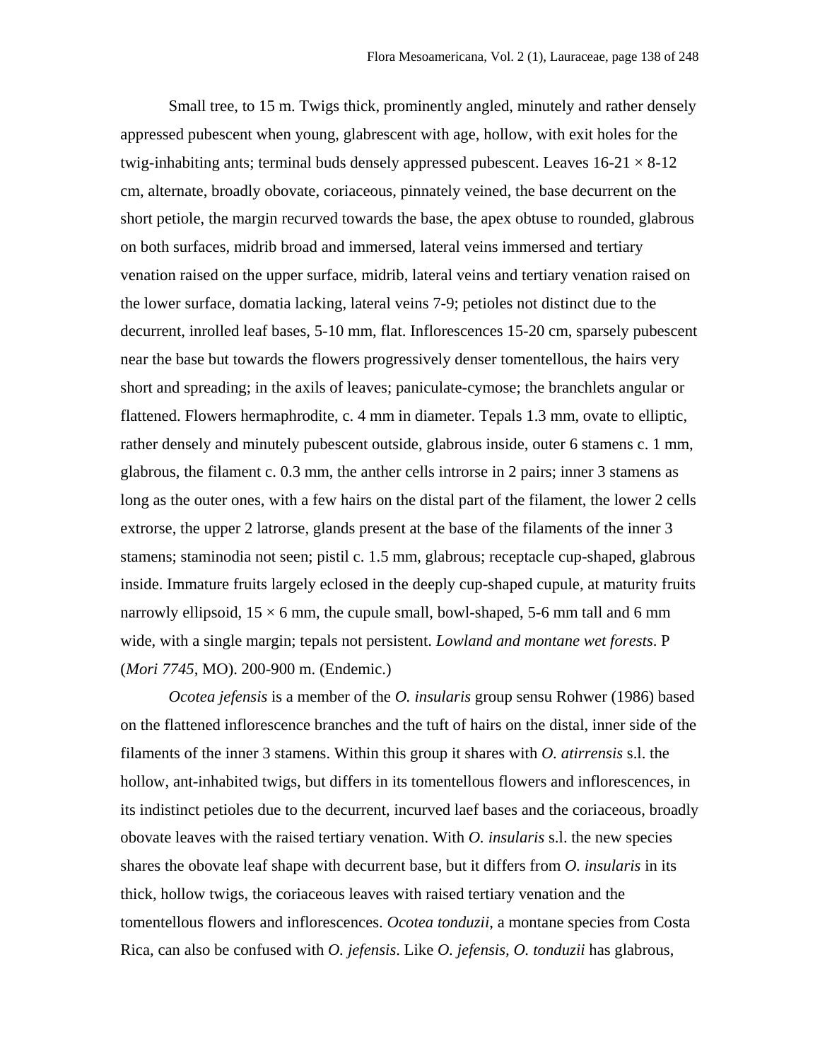Small tree, to 15 m. Twigs thick, prominently angled, minutely and rather densely appressed pubescent when young, glabrescent with age, hollow, with exit holes for the twig-inhabiting ants; terminal buds densely appressed pubescent. Leaves 16-21 × 8-12 cm, alternate, broadly obovate, coriaceous, pinnately veined, the base decurrent on the short petiole, the margin recurved towards the base, the apex obtuse to rounded, glabrous on both surfaces, midrib broad and immersed, lateral veins immersed and tertiary venation raised on the upper surface, midrib, lateral veins and tertiary venation raised on the lower surface, domatia lacking, lateral veins 7-9; petioles not distinct due to the decurrent, inrolled leaf bases, 5-10 mm, flat. Inflorescences 15-20 cm, sparsely pubescent near the base but towards the flowers progressively denser tomentellous, the hairs very short and spreading; in the axils of leaves; paniculate-cymose; the branchlets angular or flattened. Flowers hermaphrodite, c. 4 mm in diameter. Tepals 1.3 mm, ovate to elliptic, rather densely and minutely pubescent outside, glabrous inside, outer 6 stamens c. 1 mm, glabrous, the filament c. 0.3 mm, the anther cells introrse in 2 pairs; inner 3 stamens as long as the outer ones, with a few hairs on the distal part of the filament, the lower 2 cells extrorse, the upper 2 latrorse, glands present at the base of the filaments of the inner 3 stamens; staminodia not seen; pistil c. 1.5 mm, glabrous; receptacle cup-shaped, glabrous inside. Immature fruits largely eclosed in the deeply cup-shaped cupule, at maturity fruits narrowly ellipsoid, 15 × 6 mm, the cupule small, bowl-shaped, 5-6 mm tall and 6 mm wide, with a single margin; tepals not persistent. *Lowland and montane wet forests*. P (*Mori 7745*, MO). 200-900 m. (Endemic.)

*Ocotea jefensis* is a member of the *O. insularis* group sensu Rohwer (1986) based on the flattened inflorescence branches and the tuft of hairs on the distal, inner side of the filaments of the inner 3 stamens. Within this group it shares with *O. atirrensis* s.l. the hollow, ant-inhabited twigs, but differs in its tomentellous flowers and inflorescences, in its indistinct petioles due to the decurrent, incurved laef bases and the coriaceous, broadly obovate leaves with the raised tertiary venation. With *O. insularis* s.l. the new species shares the obovate leaf shape with decurrent base, but it differs from *O. insularis* in its thick, hollow twigs, the coriaceous leaves with raised tertiary venation and the tomentellous flowers and inflorescences. *Ocotea tonduzii*, a montane species from Costa Rica, can also be confused with *O. jefensis*. Like *O. jefensis*, *O. tonduzii* has glabrous,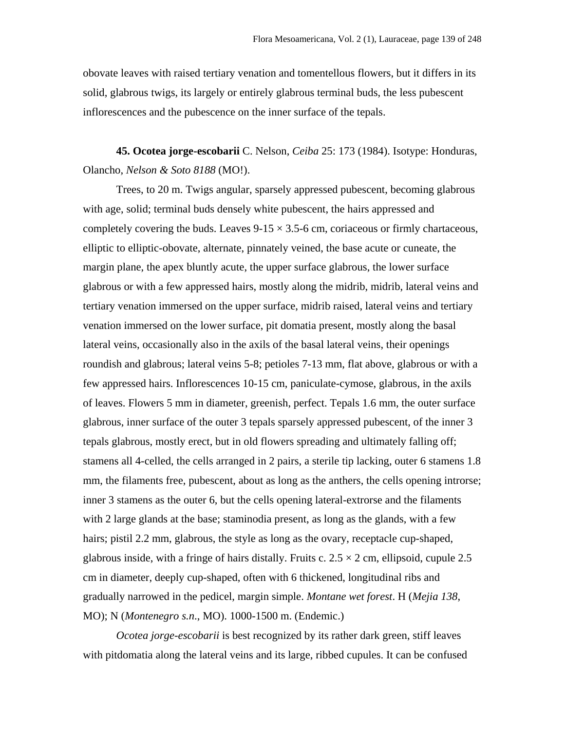obovate leaves with raised tertiary venation and tomentellous flowers, but it differs in its solid, glabrous twigs, its largely or entirely glabrous terminal buds, the less pubescent inflorescences and the pubescence on the inner surface of the tepals.

**45. Ocotea jorge-escobarii** C. Nelson, *Ceiba* 25: 173 (1984). Isotype: Honduras, Olancho, *Nelson & Soto 8188* (MO!).

Trees, to 20 m. Twigs angular, sparsely appressed pubescent, becoming glabrous with age, solid; terminal buds densely white pubescent, the hairs appressed and completely covering the buds. Leaves 9-15 × 3.5-6 cm, coriaceous or firmly chartaceous, elliptic to elliptic-obovate, alternate, pinnately veined, the base acute or cuneate, the margin plane, the apex bluntly acute, the upper surface glabrous, the lower surface glabrous or with a few appressed hairs, mostly along the midrib, midrib, lateral veins and tertiary venation immersed on the upper surface, midrib raised, lateral veins and tertiary venation immersed on the lower surface, pit domatia present, mostly along the basal lateral veins, occasionally also in the axils of the basal lateral veins, their openings roundish and glabrous; lateral veins 5-8; petioles 7-13 mm, flat above, glabrous or with a few appressed hairs. Inflorescences 10-15 cm, paniculate-cymose, glabrous, in the axils of leaves. Flowers 5 mm in diameter, greenish, perfect. Tepals 1.6 mm, the outer surface glabrous, inner surface of the outer 3 tepals sparsely appressed pubescent, of the inner 3 tepals glabrous, mostly erect, but in old flowers spreading and ultimately falling off; stamens all 4-celled, the cells arranged in 2 pairs, a sterile tip lacking, outer 6 stamens 1.8 mm, the filaments free, pubescent, about as long as the anthers, the cells opening introrse; inner 3 stamens as the outer 6, but the cells opening lateral-extrorse and the filaments with 2 large glands at the base; staminodia present, as long as the glands, with a few hairs; pistil 2.2 mm, glabrous, the style as long as the ovary, receptacle cup-shaped, glabrous inside, with a fringe of hairs distally. Fruits c. 2.5 × 2 cm, ellipsoid, cupule 2.5 cm in diameter, deeply cup-shaped, often with 6 thickened, longitudinal ribs and gradually narrowed in the pedicel, margin simple. *Montane wet forest*. H (*Mejia 138*, MO); N (*Montenegro s.n*., MO). 1000-1500 m. (Endemic.)

*Ocotea jorge-escobarii* is best recognized by its rather dark green, stiff leaves with pitdomatia along the lateral veins and its large, ribbed cupules. It can be confused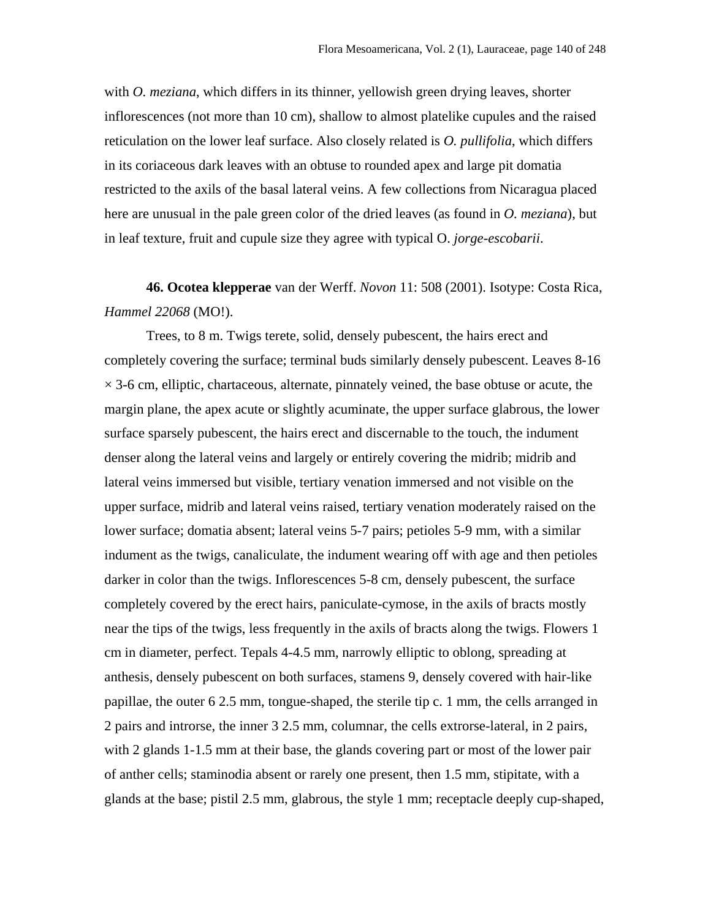with *O. meziana*, which differs in its thinner, yellowish green drying leaves, shorter inflorescences (not more than 10 cm), shallow to almost platelike cupules and the raised reticulation on the lower leaf surface. Also closely related is *O. pullifolia*, which differs in its coriaceous dark leaves with an obtuse to rounded apex and large pit domatia restricted to the axils of the basal lateral veins. A few collections from Nicaragua placed here are unusual in the pale green color of the dried leaves (as found in *O. meziana*), but in leaf texture, fruit and cupule size they agree with typical O. *jorge-escobarii*.

**46. Ocotea klepperae** van der Werff. *Novon* 11: 508 (2001). Isotype: Costa Rica, *Hammel 22068* (MO!).

Trees, to 8 m. Twigs terete, solid, densely pubescent, the hairs erect and completely covering the surface; terminal buds similarly densely pubescent. Leaves 8-16 × 3-6 cm, elliptic, chartaceous, alternate, pinnately veined, the base obtuse or acute, the margin plane, the apex acute or slightly acuminate, the upper surface glabrous, the lower surface sparsely pubescent, the hairs erect and discernable to the touch, the indument denser along the lateral veins and largely or entirely covering the midrib; midrib and lateral veins immersed but visible, tertiary venation immersed and not visible on the upper surface, midrib and lateral veins raised, tertiary venation moderately raised on the lower surface; domatia absent; lateral veins 5-7 pairs; petioles 5-9 mm, with a similar indument as the twigs, canaliculate, the indument wearing off with age and then petioles darker in color than the twigs. Inflorescences 5-8 cm, densely pubescent, the surface completely covered by the erect hairs, paniculate-cymose, in the axils of bracts mostly near the tips of the twigs, less frequently in the axils of bracts along the twigs. Flowers 1 cm in diameter, perfect. Tepals 4-4.5 mm, narrowly elliptic to oblong, spreading at anthesis, densely pubescent on both surfaces, stamens 9, densely covered with hair-like papillae, the outer 6 2.5 mm, tongue-shaped, the sterile tip c. 1 mm, the cells arranged in 2 pairs and introrse, the inner 3 2.5 mm, columnar, the cells extrorse-lateral, in 2 pairs, with 2 glands 1-1.5 mm at their base, the glands covering part or most of the lower pair of anther cells; staminodia absent or rarely one present, then 1.5 mm, stipitate, with a glands at the base; pistil 2.5 mm, glabrous, the style 1 mm; receptacle deeply cup-shaped,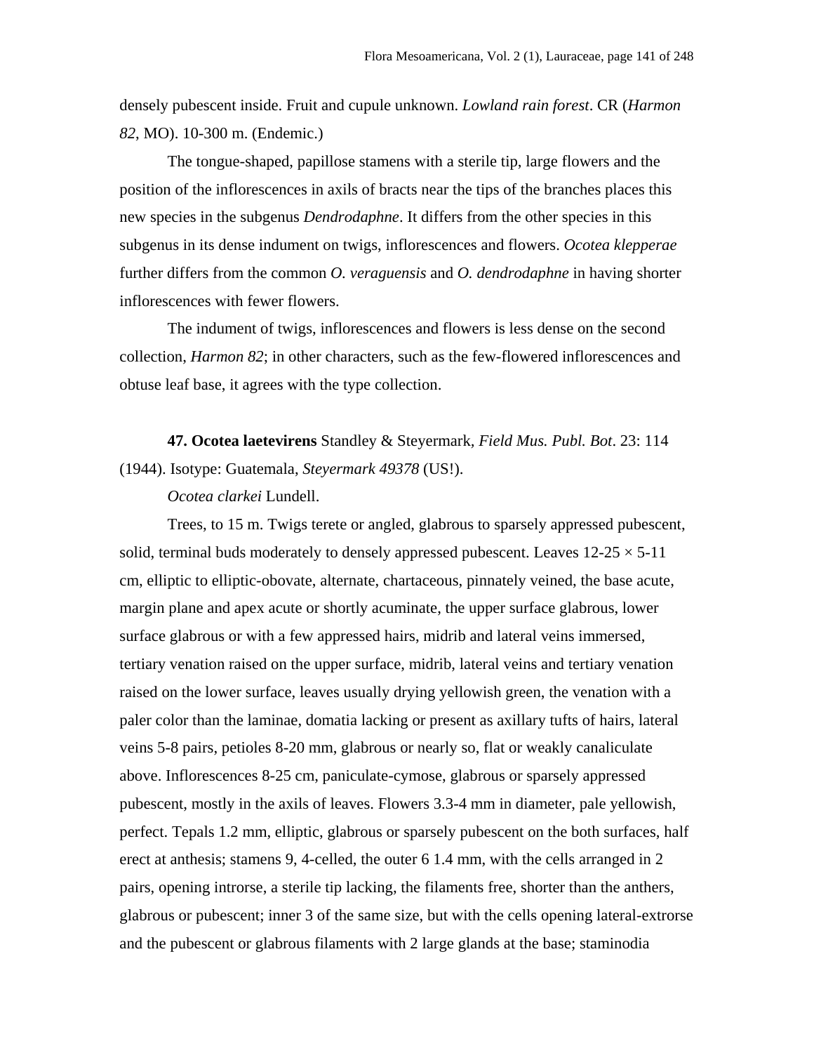densely pubescent inside. Fruit and cupule unknown. *Lowland rain forest*. CR (*Harmon 82*, MO). 10-300 m. (Endemic.)

The tongue-shaped, papillose stamens with a sterile tip, large flowers and the position of the inflorescences in axils of bracts near the tips of the branches places this new species in the subgenus *Dendrodaphne*. It differs from the other species in this subgenus in its dense indument on twigs, inflorescences and flowers. *Ocotea klepperae* further differs from the common *O. veraguensis* and *O. dendrodaphne* in having shorter inflorescences with fewer flowers.

The indument of twigs, inflorescences and flowers is less dense on the second collection, *Harmon 82*; in other characters, such as the few-flowered inflorescences and obtuse leaf base, it agrees with the type collection.

**47. Ocotea laetevirens** Standley & Steyermark, *Field Mus. Publ. Bot*. 23: 114 (1944). Isotype: Guatemala, *Steyermark 49378* (US!).

*Ocotea clarkei* Lundell.

Trees, to 15 m. Twigs terete or angled, glabrous to sparsely appressed pubescent, solid, terminal buds moderately to densely appressed pubescent. Leaves 12-25 × 5-11 cm, elliptic to elliptic-obovate, alternate, chartaceous, pinnately veined, the base acute, margin plane and apex acute or shortly acuminate, the upper surface glabrous, lower surface glabrous or with a few appressed hairs, midrib and lateral veins immersed, tertiary venation raised on the upper surface, midrib, lateral veins and tertiary venation raised on the lower surface, leaves usually drying yellowish green, the venation with a paler color than the laminae, domatia lacking or present as axillary tufts of hairs, lateral veins 5-8 pairs, petioles 8-20 mm, glabrous or nearly so, flat or weakly canaliculate above. Inflorescences 8-25 cm, paniculate-cymose, glabrous or sparsely appressed pubescent, mostly in the axils of leaves. Flowers 3.3-4 mm in diameter, pale yellowish, perfect. Tepals 1.2 mm, elliptic, glabrous or sparsely pubescent on the both surfaces, half erect at anthesis; stamens 9, 4-celled, the outer 6 1.4 mm, with the cells arranged in 2 pairs, opening introrse, a sterile tip lacking, the filaments free, shorter than the anthers, glabrous or pubescent; inner 3 of the same size, but with the cells opening lateral-extrorse and the pubescent or glabrous filaments with 2 large glands at the base; staminodia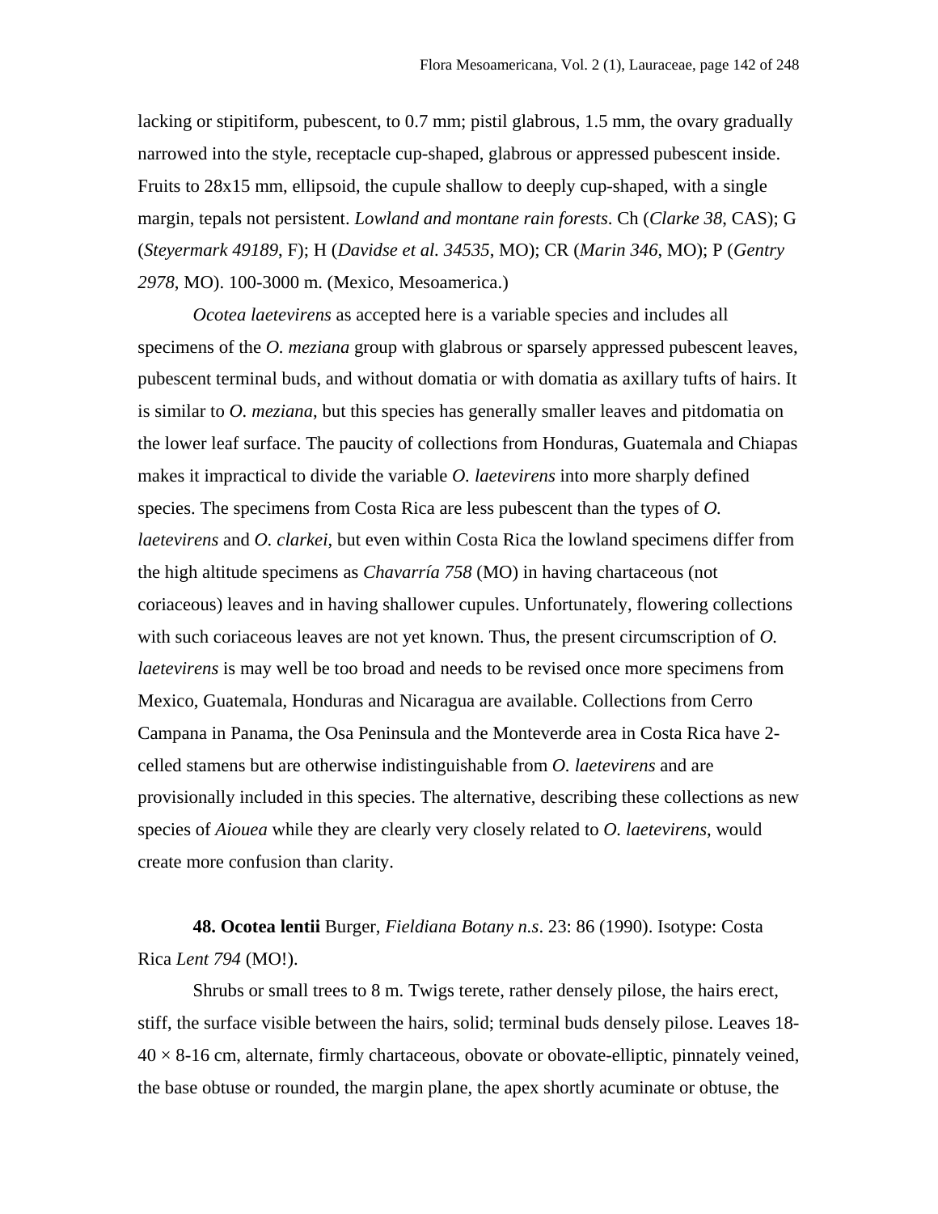lacking or stipitiform, pubescent, to 0.7 mm; pistil glabrous, 1.5 mm, the ovary gradually narrowed into the style, receptacle cup-shaped, glabrous or appressed pubescent inside. Fruits to 28x15 mm, ellipsoid, the cupule shallow to deeply cup-shaped, with a single margin, tepals not persistent. *Lowland and montane rain forests*. Ch (*Clarke 38*, CAS); G (*Steyermark 49189*, F); H (*Davidse et al. 34535*, MO); CR (*Marin 346*, MO); P (*Gentry 2978*, MO). 100-3000 m. (Mexico, Mesoamerica.)

*Ocotea laetevirens* as accepted here is a variable species and includes all specimens of the *O. meziana* group with glabrous or sparsely appressed pubescent leaves, pubescent terminal buds, and without domatia or with domatia as axillary tufts of hairs. It is similar to *O. meziana*, but this species has generally smaller leaves and pitdomatia on the lower leaf surface. The paucity of collections from Honduras, Guatemala and Chiapas makes it impractical to divide the variable *O. laetevirens* into more sharply defined species. The specimens from Costa Rica are less pubescent than the types of *O. laetevirens* and *O. clarkei*, but even within Costa Rica the lowland specimens differ from the high altitude specimens as *Chavarría 758* (MO) in having chartaceous (not coriaceous) leaves and in having shallower cupules. Unfortunately, flowering collections with such coriaceous leaves are not yet known. Thus, the present circumscription of *O. laetevirens* is may well be too broad and needs to be revised once more specimens from Mexico, Guatemala, Honduras and Nicaragua are available. Collections from Cerro Campana in Panama, the Osa Peninsula and the Monteverde area in Costa Rica have 2-celled stamens but are otherwise indistinguishable from *O. laetevirens* and are provisionally included in this species. The alternative, describing these collections as new species of *Aiouea* while they are clearly very closely related to *O. laetevirens*, would create more confusion than clarity.

**48. Ocotea lentii** Burger, *Fieldiana Botany n.s*. 23: 86 (1990). Isotype: Costa Rica *Lent 794* (MO!).

Shrubs or small trees to 8 m. Twigs terete, rather densely pilose, the hairs erect, stiff, the surface visible between the hairs, solid; terminal buds densely pilose. Leaves 18-40 × 8-16 cm, alternate, firmly chartaceous, obovate or obovate-elliptic, pinnately veined, the base obtuse or rounded, the margin plane, the apex shortly acuminate or obtuse, the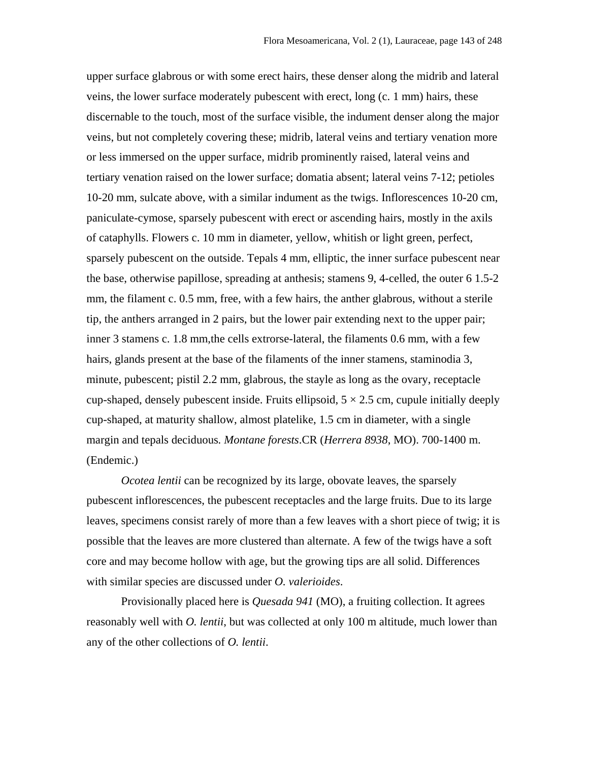upper surface glabrous or with some erect hairs, these denser along the midrib and lateral veins, the lower surface moderately pubescent with erect, long (c. 1 mm) hairs, these discernable to the touch, most of the surface visible, the indument denser along the major veins, but not completely covering these; midrib, lateral veins and tertiary venation more or less immersed on the upper surface, midrib prominently raised, lateral veins and tertiary venation raised on the lower surface; domatia absent; lateral veins 7-12; petioles 10-20 mm, sulcate above, with a similar indument as the twigs. Inflorescences 10-20 cm, paniculate-cymose, sparsely pubescent with erect or ascending hairs, mostly in the axils of cataphylls. Flowers c. 10 mm in diameter, yellow, whitish or light green, perfect, sparsely pubescent on the outside. Tepals 4 mm, elliptic, the inner surface pubescent near the base, otherwise papillose, spreading at anthesis; stamens 9, 4-celled, the outer 6 1.5-2 mm, the filament c. 0.5 mm, free, with a few hairs, the anther glabrous, without a sterile tip, the anthers arranged in 2 pairs, but the lower pair extending next to the upper pair; inner 3 stamens c. 1.8 mm,the cells extrorse-lateral, the filaments 0.6 mm, with a few hairs, glands present at the base of the filaments of the inner stamens, staminodia 3, minute, pubescent; pistil 2.2 mm, glabrous, the stayle as long as the ovary, receptacle cup-shaped, densely pubescent inside. Fruits ellipsoid, 5 × 2.5 cm, cupule initially deeply cup-shaped, at maturity shallow, almost platelike, 1.5 cm in diameter, with a single margin and tepals deciduous. *Montane forests*.CR (*Herrera 8938*, MO). 700-1400 m. (Endemic.)

*Ocotea lentii* can be recognized by its large, obovate leaves, the sparsely pubescent inflorescences, the pubescent receptacles and the large fruits. Due to its large leaves, specimens consist rarely of more than a few leaves with a short piece of twig; it is possible that the leaves are more clustered than alternate. A few of the twigs have a soft core and may become hollow with age, but the growing tips are all solid. Differences with similar species are discussed under *O. valerioides*.

Provisionally placed here is *Quesada 941* (MO), a fruiting collection. It agrees reasonably well with *O. lentii*, but was collected at only 100 m altitude, much lower than any of the other collections of *O. lentii*.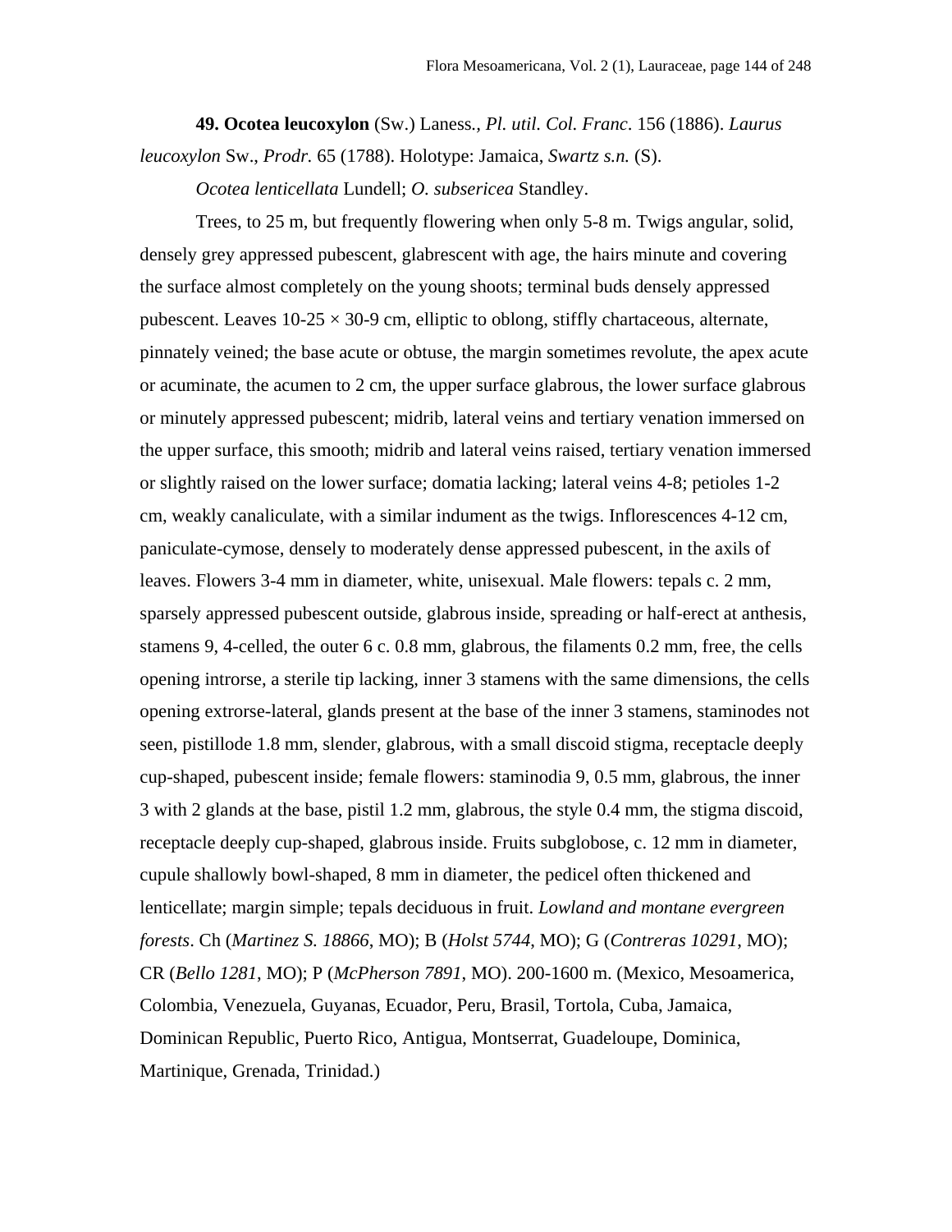**49. Ocotea leucoxylon** (Sw.) Laness., *Pl. util. Col. Franc*. 156 (1886). *Laurus leucoxylon* Sw., *Prodr.* 65 (1788). Holotype: Jamaica, *Swartz s.n.* (S).

*Ocotea lenticellata* Lundell; *O. subsericea* Standley.

Trees, to 25 m, but frequently flowering when only 5-8 m. Twigs angular, solid, densely grey appressed pubescent, glabrescent with age, the hairs minute and covering the surface almost completely on the young shoots; terminal buds densely appressed pubescent. Leaves 10-25 × 30-9 cm, elliptic to oblong, stiffly chartaceous, alternate, pinnately veined; the base acute or obtuse, the margin sometimes revolute, the apex acute or acuminate, the acumen to 2 cm, the upper surface glabrous, the lower surface glabrous or minutely appressed pubescent; midrib, lateral veins and tertiary venation immersed on the upper surface, this smooth; midrib and lateral veins raised, tertiary venation immersed or slightly raised on the lower surface; domatia lacking; lateral veins 4-8; petioles 1-2 cm, weakly canaliculate, with a similar indument as the twigs. Inflorescences 4-12 cm, paniculate-cymose, densely to moderately dense appressed pubescent, in the axils of leaves. Flowers 3-4 mm in diameter, white, unisexual. Male flowers: tepals c. 2 mm, sparsely appressed pubescent outside, glabrous inside, spreading or half-erect at anthesis, stamens 9, 4-celled, the outer 6 c. 0.8 mm, glabrous, the filaments 0.2 mm, free, the cells opening introrse, a sterile tip lacking, inner 3 stamens with the same dimensions, the cells opening extrorse-lateral, glands present at the base of the inner 3 stamens, staminodes not seen, pistillode 1.8 mm, slender, glabrous, with a small discoid stigma, receptacle deeply cup-shaped, pubescent inside; female flowers: staminodia 9, 0.5 mm, glabrous, the inner 3 with 2 glands at the base, pistil 1.2 mm, glabrous, the style 0.4 mm, the stigma discoid, receptacle deeply cup-shaped, glabrous inside. Fruits subglobose, c. 12 mm in diameter, cupule shallowly bowl-shaped, 8 mm in diameter, the pedicel often thickened and lenticellate; margin simple; tepals deciduous in fruit. *Lowland and montane evergreen forests*. Ch (*Martinez S. 18866*, MO); B (*Holst 5744*, MO); G (*Contreras 10291*, MO); CR (*Bello 1281*, MO); P (*McPherson 7891*, MO). 200-1600 m. (Mexico, Mesoamerica, Colombia, Venezuela, Guyanas, Ecuador, Peru, Brasil, Tortola, Cuba, Jamaica, Dominican Republic, Puerto Rico, Antigua, Montserrat, Guadeloupe, Dominica, Martinique, Grenada, Trinidad.)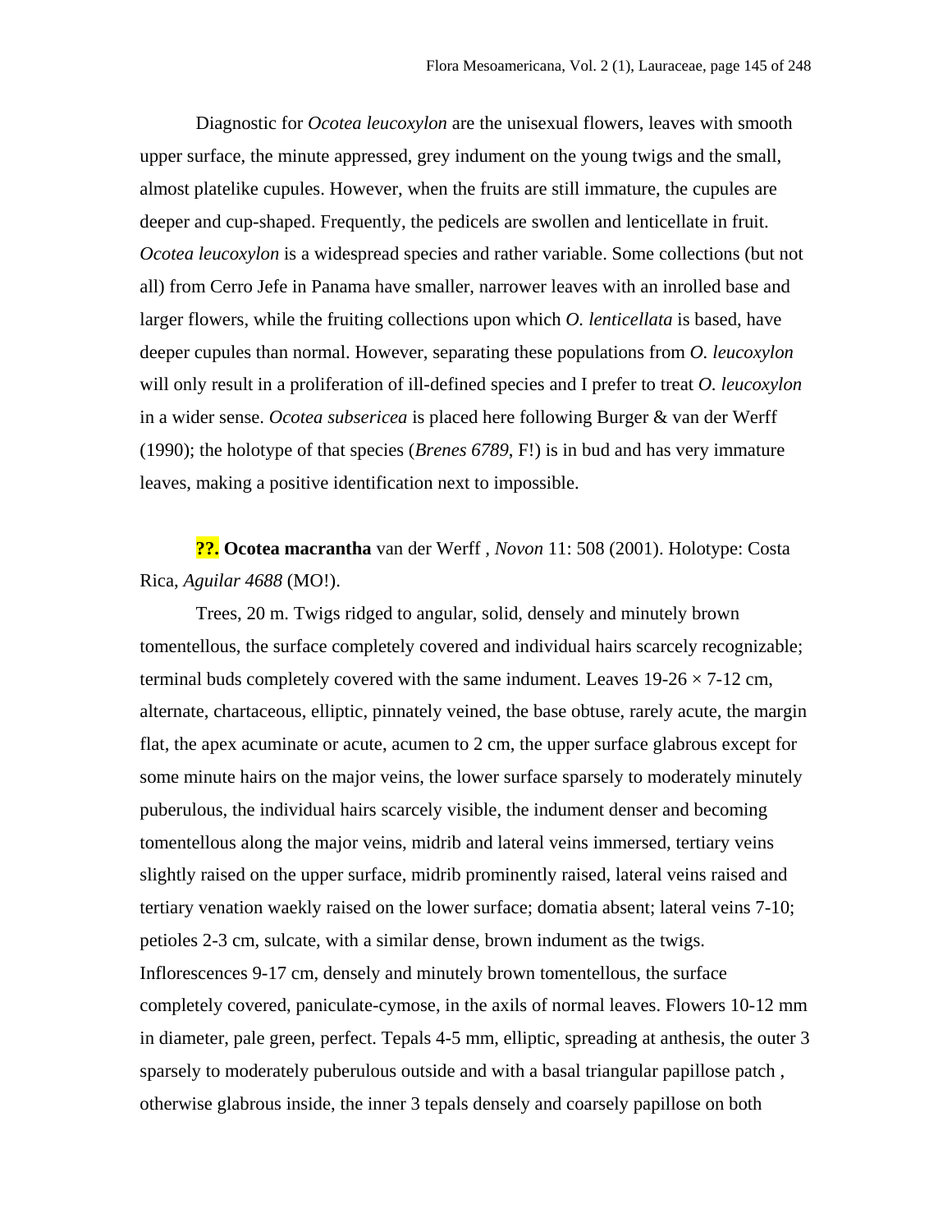Diagnostic for *Ocotea leucoxylon* are the unisexual flowers, leaves with smooth upper surface, the minute appressed, grey indument on the young twigs and the small, almost platelike cupules. However, when the fruits are still immature, the cupules are deeper and cup-shaped. Frequently, the pedicels are swollen and lenticellate in fruit. *Ocotea leucoxylon* is a widespread species and rather variable. Some collections (but not all) from Cerro Jefe in Panama have smaller, narrower leaves with an inrolled base and larger flowers, while the fruiting collections upon which *O. lenticellata* is based, have deeper cupules than normal. However, separating these populations from *O. leucoxylon* will only result in a proliferation of ill-defined species and I prefer to treat *O. leucoxylon* in a wider sense. *Ocotea subsericea* is placed here following Burger & van der Werff (1990); the holotype of that species (*Brenes 6789*, F!) is in bud and has very immature leaves, making a positive identification next to impossible.

**??. Ocotea macrantha** van der Werff , *Novon* 11: 508 (2001). Holotype: Costa Rica, *Aguilar 4688* (MO!).

Trees, 20 m. Twigs ridged to angular, solid, densely and minutely brown tomentellous, the surface completely covered and individual hairs scarcely recognizable; terminal buds completely covered with the same indument. Leaves 19-26 × 7-12 cm, alternate, chartaceous, elliptic, pinnately veined, the base obtuse, rarely acute, the margin flat, the apex acuminate or acute, acumen to 2 cm, the upper surface glabrous except for some minute hairs on the major veins, the lower surface sparsely to moderately minutely puberulous, the individual hairs scarcely visible, the indument denser and becoming tomentellous along the major veins, midrib and lateral veins immersed, tertiary veins slightly raised on the upper surface, midrib prominently raised, lateral veins raised and tertiary venation waekly raised on the lower surface; domatia absent; lateral veins 7-10; petioles 2-3 cm, sulcate, with a similar dense, brown indument as the twigs. Inflorescences 9-17 cm, densely and minutely brown tomentellous, the surface completely covered, paniculate-cymose, in the axils of normal leaves. Flowers 10-12 mm in diameter, pale green, perfect. Tepals 4-5 mm, elliptic, spreading at anthesis, the outer 3 sparsely to moderately puberulous outside and with a basal triangular papillose patch , otherwise glabrous inside, the inner 3 tepals densely and coarsely papillose on both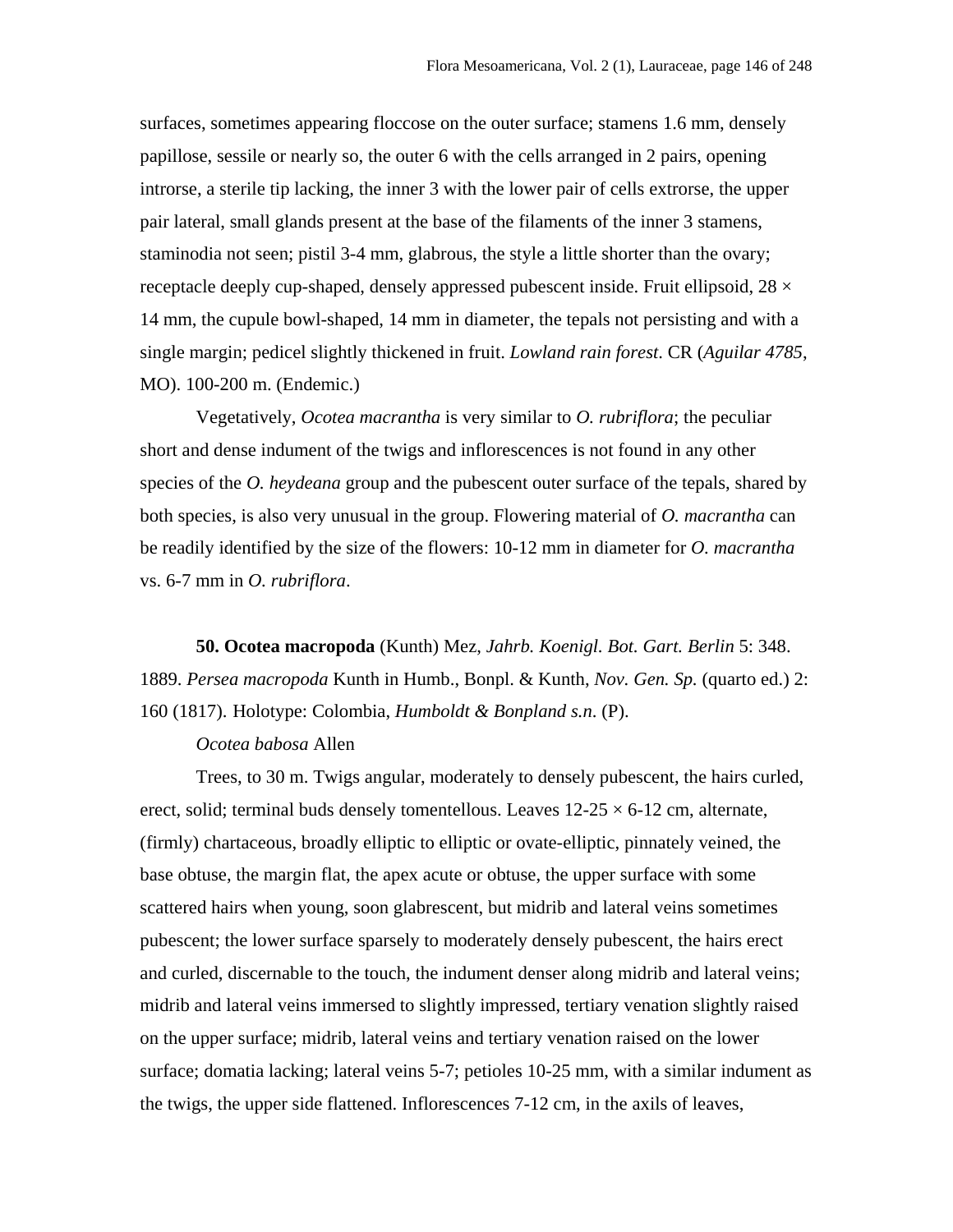surfaces, sometimes appearing floccose on the outer surface; stamens 1.6 mm, densely papillose, sessile or nearly so, the outer 6 with the cells arranged in 2 pairs, opening introrse, a sterile tip lacking, the inner 3 with the lower pair of cells extrorse, the upper pair lateral, small glands present at the base of the filaments of the inner 3 stamens, staminodia not seen; pistil 3-4 mm, glabrous, the style a little shorter than the ovary; receptacle deeply cup-shaped, densely appressed pubescent inside. Fruit ellipsoid, 28 × 14 mm, the cupule bowl-shaped, 14 mm in diameter, the tepals not persisting and with a single margin; pedicel slightly thickened in fruit. *Lowland rain forest*. CR (*Aguilar 4785*, MO). 100-200 m. (Endemic.)

Vegetatively, *Ocotea macrantha* is very similar to *O. rubriflora*; the peculiar short and dense indument of the twigs and inflorescences is not found in any other species of the *O. heydeana* group and the pubescent outer surface of the tepals, shared by both species, is also very unusual in the group. Flowering material of *O. macrantha* can be readily identified by the size of the flowers: 10-12 mm in diameter for *O. macrantha* vs. 6-7 mm in *O. rubriflora*.

**50. Ocotea macropoda** (Kunth) Mez, *Jahrb. Koenigl. Bot. Gart. Berlin* 5: 348. 1889. *Persea macropoda* Kunth in Humb., Bonpl. & Kunth, *Nov. Gen. Sp.* (quarto ed.) 2: 160 (1817). Holotype: Colombia, *Humboldt & Bonpland s.n*. (P).

*Ocotea babosa* Allen

Trees, to 30 m. Twigs angular, moderately to densely pubescent, the hairs curled, erect, solid; terminal buds densely tomentellous. Leaves 12-25 × 6-12 cm, alternate, (firmly) chartaceous, broadly elliptic to elliptic or ovate-elliptic, pinnately veined, the base obtuse, the margin flat, the apex acute or obtuse, the upper surface with some scattered hairs when young, soon glabrescent, but midrib and lateral veins sometimes pubescent; the lower surface sparsely to moderately densely pubescent, the hairs erect and curled, discernable to the touch, the indument denser along midrib and lateral veins; midrib and lateral veins immersed to slightly impressed, tertiary venation slightly raised on the upper surface; midrib, lateral veins and tertiary venation raised on the lower surface; domatia lacking; lateral veins 5-7; petioles 10-25 mm, with a similar indument as the twigs, the upper side flattened. Inflorescences 7-12 cm, in the axils of leaves,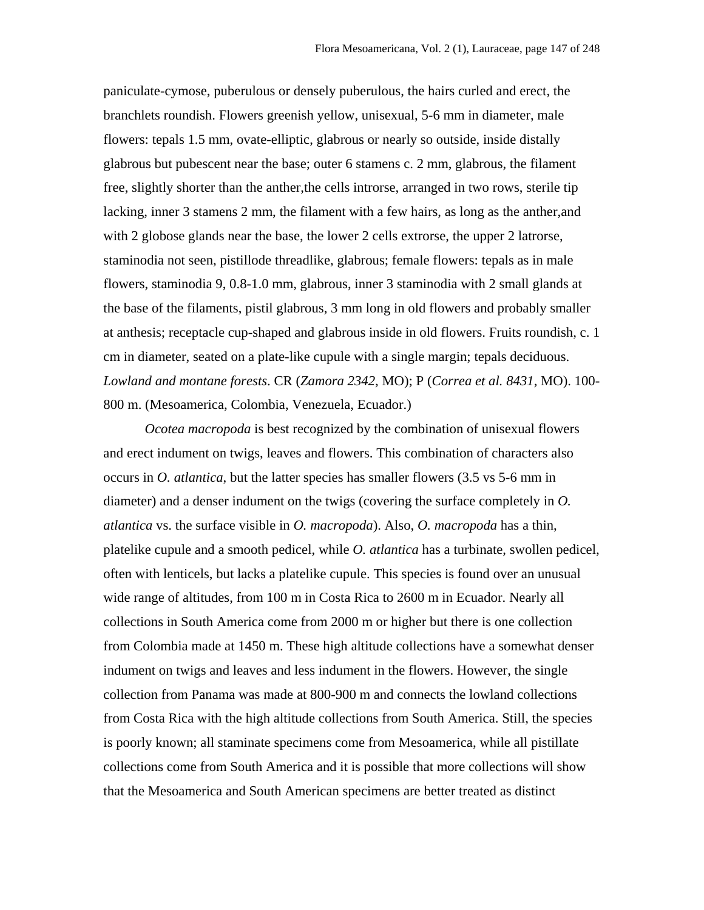paniculate-cymose, puberulous or densely puberulous, the hairs curled and erect, the branchlets roundish. Flowers greenish yellow, unisexual, 5-6 mm in diameter, male flowers: tepals 1.5 mm, ovate-elliptic, glabrous or nearly so outside, inside distally glabrous but pubescent near the base; outer 6 stamens c. 2 mm, glabrous, the filament free, slightly shorter than the anther,the cells introrse, arranged in two rows, sterile tip lacking, inner 3 stamens 2 mm, the filament with a few hairs, as long as the anther,and with 2 globose glands near the base, the lower 2 cells extrorse, the upper 2 latrorse, staminodia not seen, pistillode threadlike, glabrous; female flowers: tepals as in male flowers, staminodia 9, 0.8-1.0 mm, glabrous, inner 3 staminodia with 2 small glands at the base of the filaments, pistil glabrous, 3 mm long in old flowers and probably smaller at anthesis; receptacle cup-shaped and glabrous inside in old flowers. Fruits roundish, c. 1 cm in diameter, seated on a plate-like cupule with a single margin; tepals deciduous. *Lowland and montane forests*. CR (*Zamora 2342*, MO); P (*Correa et al. 8431*, MO). 100-800 m. (Mesoamerica, Colombia, Venezuela, Ecuador.)

*Ocotea macropoda* is best recognized by the combination of unisexual flowers and erect indument on twigs, leaves and flowers. This combination of characters also occurs in *O. atlantica*, but the latter species has smaller flowers (3.5 vs 5-6 mm in diameter) and a denser indument on the twigs (covering the surface completely in *O. atlantica* vs. the surface visible in *O. macropoda*). Also, *O. macropoda* has a thin, platelike cupule and a smooth pedicel, while *O. atlantica* has a turbinate, swollen pedicel, often with lenticels, but lacks a platelike cupule. This species is found over an unusual wide range of altitudes, from 100 m in Costa Rica to 2600 m in Ecuador. Nearly all collections in South America come from 2000 m or higher but there is one collection from Colombia made at 1450 m. These high altitude collections have a somewhat denser indument on twigs and leaves and less indument in the flowers. However, the single collection from Panama was made at 800-900 m and connects the lowland collections from Costa Rica with the high altitude collections from South America. Still, the species is poorly known; all staminate specimens come from Mesoamerica, while all pistillate collections come from South America and it is possible that more collections will show that the Mesoamerica and South American specimens are better treated as distinct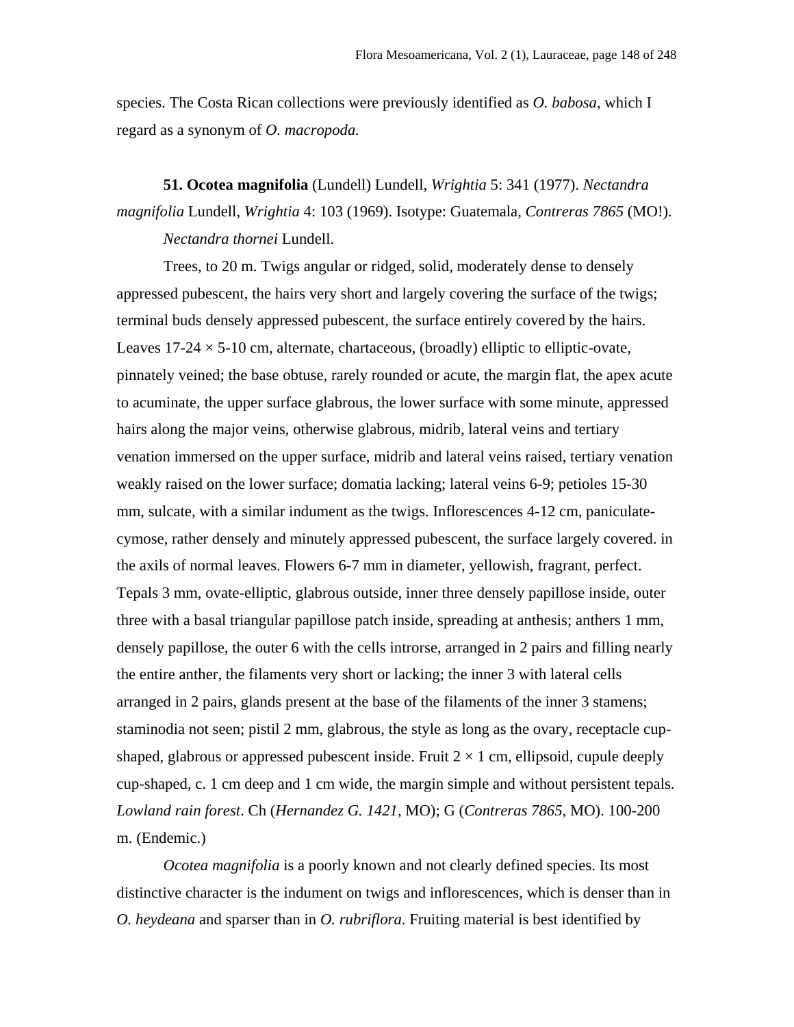species. The Costa Rican collections were previously identified as *O. babosa*, which I regard as a synonym of *O. macropoda.*

**51. Ocotea magnifolia** (Lundell) Lundell, *Wrightia* 5: 341 (1977). *Nectandra magnifolia* Lundell, *Wrightia* 4: 103 (1969). Isotype: Guatemala, *Contreras 7865* (MO!).

*Nectandra thornei* Lundell.

Trees, to 20 m. Twigs angular or ridged, solid, moderately dense to densely appressed pubescent, the hairs very short and largely covering the surface of the twigs; terminal buds densely appressed pubescent, the surface entirely covered by the hairs. Leaves 17-24 × 5-10 cm, alternate, chartaceous, (broadly) elliptic to elliptic-ovate, pinnately veined; the base obtuse, rarely rounded or acute, the margin flat, the apex acute to acuminate, the upper surface glabrous, the lower surface with some minute, appressed hairs along the major veins, otherwise glabrous, midrib, lateral veins and tertiary venation immersed on the upper surface, midrib and lateral veins raised, tertiary venation weakly raised on the lower surface; domatia lacking; lateral veins 6-9; petioles 15-30 mm, sulcate, with a similar indument as the twigs. Inflorescences 4-12 cm, paniculate-cymose, rather densely and minutely appressed pubescent, the surface largely covered. in the axils of normal leaves. Flowers 6-7 mm in diameter, yellowish, fragrant, perfect. Tepals 3 mm, ovate-elliptic, glabrous outside, inner three densely papillose inside, outer three with a basal triangular papillose patch inside, spreading at anthesis; anthers 1 mm, densely papillose, the outer 6 with the cells introrse, arranged in 2 pairs and filling nearly the entire anther, the filaments very short or lacking; the inner 3 with lateral cells arranged in 2 pairs, glands present at the base of the filaments of the inner 3 stamens; staminodia not seen; pistil 2 mm, glabrous, the style as long as the ovary, receptacle cup-shaped, glabrous or appressed pubescent inside. Fruit 2 × 1 cm, ellipsoid, cupule deeply cup-shaped, c. 1 cm deep and 1 cm wide, the margin simple and without persistent tepals. *Lowland rain forest*. Ch (*Hernandez G. 1421*, MO); G (*Contreras 7865*, MO). 100-200 m. (Endemic.)

*Ocotea magnifolia* is a poorly known and not clearly defined species. Its most distinctive character is the indument on twigs and inflorescences, which is denser than in *O. heydeana* and sparser than in *O. rubriflora*. Fruiting material is best identified by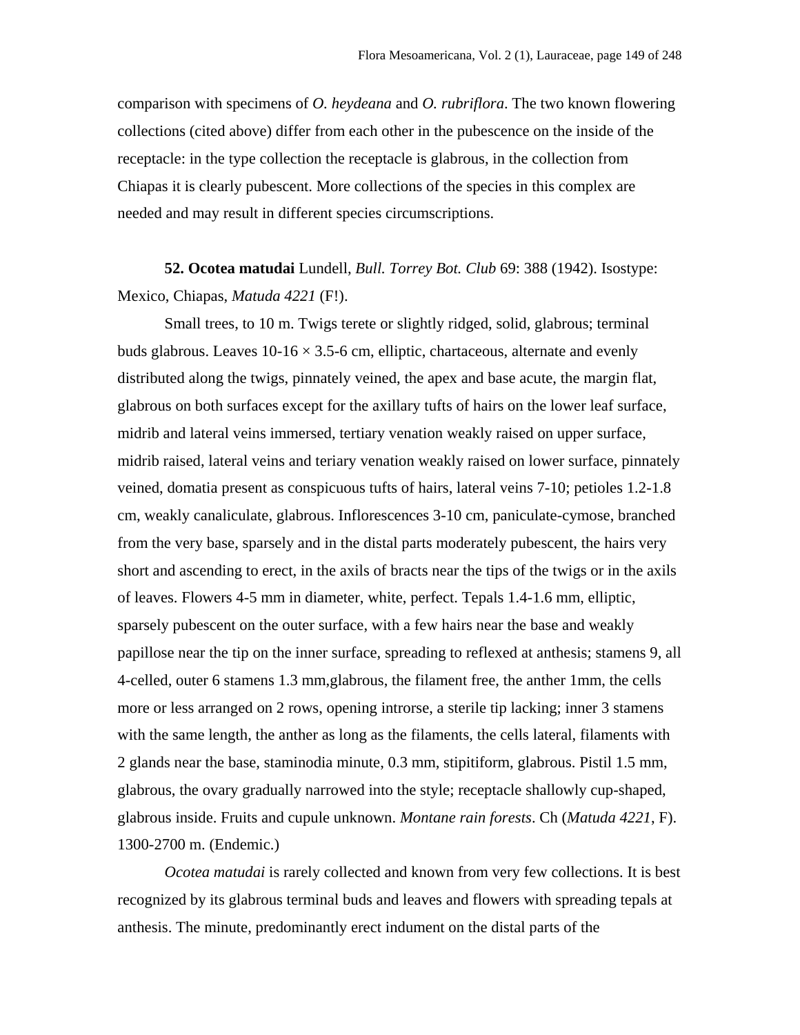comparison with specimens of *O. heydeana* and *O. rubriflora*. The two known flowering collections (cited above) differ from each other in the pubescence on the inside of the receptacle: in the type collection the receptacle is glabrous, in the collection from Chiapas it is clearly pubescent. More collections of the species in this complex are needed and may result in different species circumscriptions.

**52. Ocotea matudai** Lundell, *Bull. Torrey Bot. Club* 69: 388 (1942). Isostype: Mexico, Chiapas, *Matuda 4221* (F!).

Small trees, to 10 m. Twigs terete or slightly ridged, solid, glabrous; terminal buds glabrous. Leaves 10-16 × 3.5-6 cm, elliptic, chartaceous, alternate and evenly distributed along the twigs, pinnately veined, the apex and base acute, the margin flat, glabrous on both surfaces except for the axillary tufts of hairs on the lower leaf surface, midrib and lateral veins immersed, tertiary venation weakly raised on upper surface, midrib raised, lateral veins and teriary venation weakly raised on lower surface, pinnately veined, domatia present as conspicuous tufts of hairs, lateral veins 7-10; petioles 1.2-1.8 cm, weakly canaliculate, glabrous. Inflorescences 3-10 cm, paniculate-cymose, branched from the very base, sparsely and in the distal parts moderately pubescent, the hairs very short and ascending to erect, in the axils of bracts near the tips of the twigs or in the axils of leaves. Flowers 4-5 mm in diameter, white, perfect. Tepals 1.4-1.6 mm, elliptic, sparsely pubescent on the outer surface, with a few hairs near the base and weakly papillose near the tip on the inner surface, spreading to reflexed at anthesis; stamens 9, all 4-celled, outer 6 stamens 1.3 mm,glabrous, the filament free, the anther 1mm, the cells more or less arranged on 2 rows, opening introrse, a sterile tip lacking; inner 3 stamens with the same length, the anther as long as the filaments, the cells lateral, filaments with 2 glands near the base, staminodia minute, 0.3 mm, stipitiform, glabrous. Pistil 1.5 mm, glabrous, the ovary gradually narrowed into the style; receptacle shallowly cup-shaped, glabrous inside. Fruits and cupule unknown. *Montane rain forests*. Ch (*Matuda 4221*, F). 1300-2700 m. (Endemic.)

*Ocotea matudai* is rarely collected and known from very few collections. It is best recognized by its glabrous terminal buds and leaves and flowers with spreading tepals at anthesis. The minute, predominantly erect indument on the distal parts of the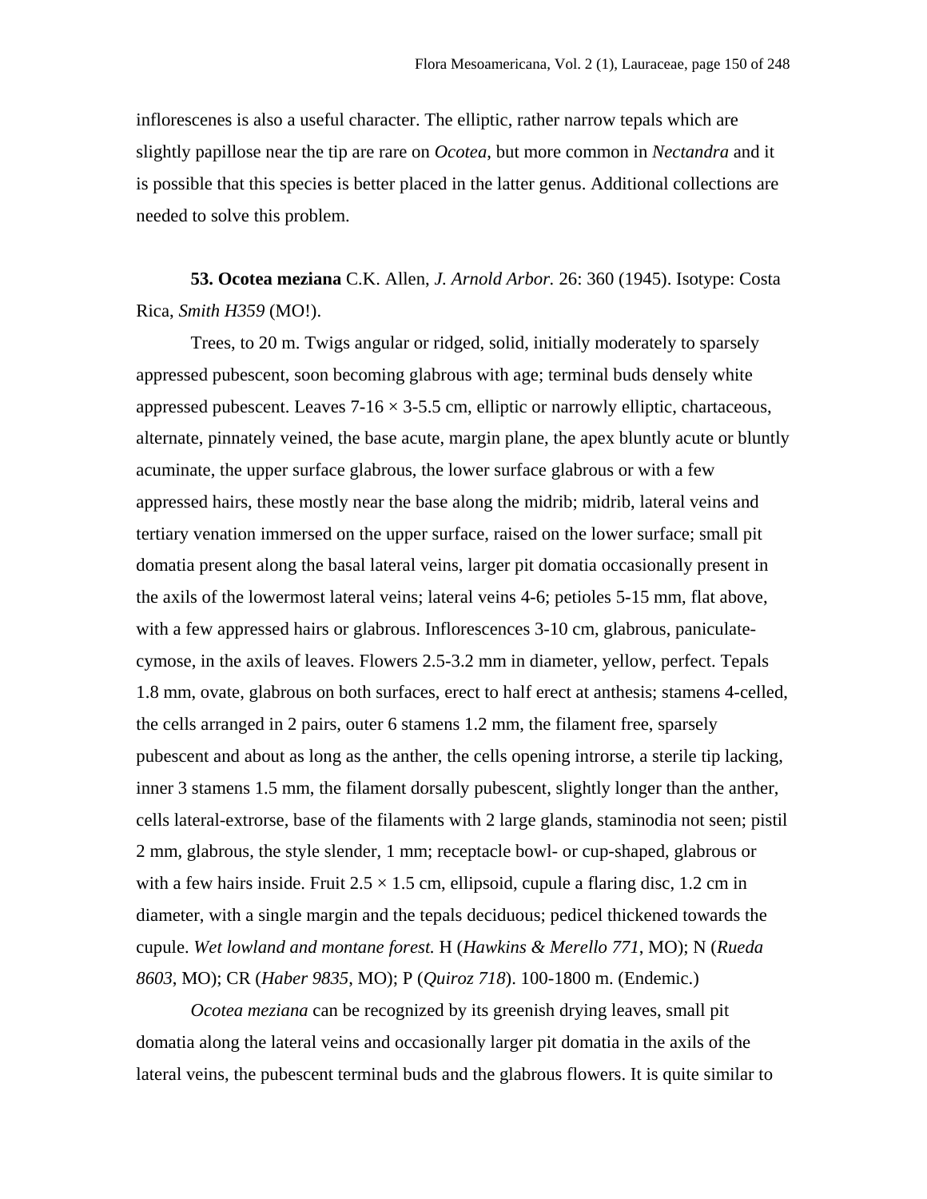inflorescenes is also a useful character. The elliptic, rather narrow tepals which are slightly papillose near the tip are rare on *Ocotea*, but more common in *Nectandra* and it is possible that this species is better placed in the latter genus. Additional collections are needed to solve this problem.

**53. Ocotea meziana** C.K. Allen, *J. Arnold Arbor.* 26: 360 (1945). Isotype: Costa Rica, *Smith H359* (MO!).

Trees, to 20 m. Twigs angular or ridged, solid, initially moderately to sparsely appressed pubescent, soon becoming glabrous with age; terminal buds densely white appressed pubescent. Leaves 7-16 × 3-5.5 cm, elliptic or narrowly elliptic, chartaceous, alternate, pinnately veined, the base acute, margin plane, the apex bluntly acute or bluntly acuminate, the upper surface glabrous, the lower surface glabrous or with a few appressed hairs, these mostly near the base along the midrib; midrib, lateral veins and tertiary venation immersed on the upper surface, raised on the lower surface; small pit domatia present along the basal lateral veins, larger pit domatia occasionally present in the axils of the lowermost lateral veins; lateral veins 4-6; petioles 5-15 mm, flat above, with a few appressed hairs or glabrous. Inflorescences 3-10 cm, glabrous, paniculate-cymose, in the axils of leaves. Flowers 2.5-3.2 mm in diameter, yellow, perfect. Tepals 1.8 mm, ovate, glabrous on both surfaces, erect to half erect at anthesis; stamens 4-celled, the cells arranged in 2 pairs, outer 6 stamens 1.2 mm, the filament free, sparsely pubescent and about as long as the anther, the cells opening introrse, a sterile tip lacking, inner 3 stamens 1.5 mm, the filament dorsally pubescent, slightly longer than the anther, cells lateral-extrorse, base of the filaments with 2 large glands, staminodia not seen; pistil 2 mm, glabrous, the style slender, 1 mm; receptacle bowl- or cup-shaped, glabrous or with a few hairs inside. Fruit 2.5 × 1.5 cm, ellipsoid, cupule a flaring disc, 1.2 cm in diameter, with a single margin and the tepals deciduous; pedicel thickened towards the cupule. *Wet lowland and montane forest.* H (*Hawkins & Merello 771*, MO); N (*Rueda 8603*, MO); CR (*Haber 9835*, MO); P (*Quiroz 718*). 100-1800 m. (Endemic.)

*Ocotea meziana* can be recognized by its greenish drying leaves, small pit domatia along the lateral veins and occasionally larger pit domatia in the axils of the lateral veins, the pubescent terminal buds and the glabrous flowers. It is quite similar to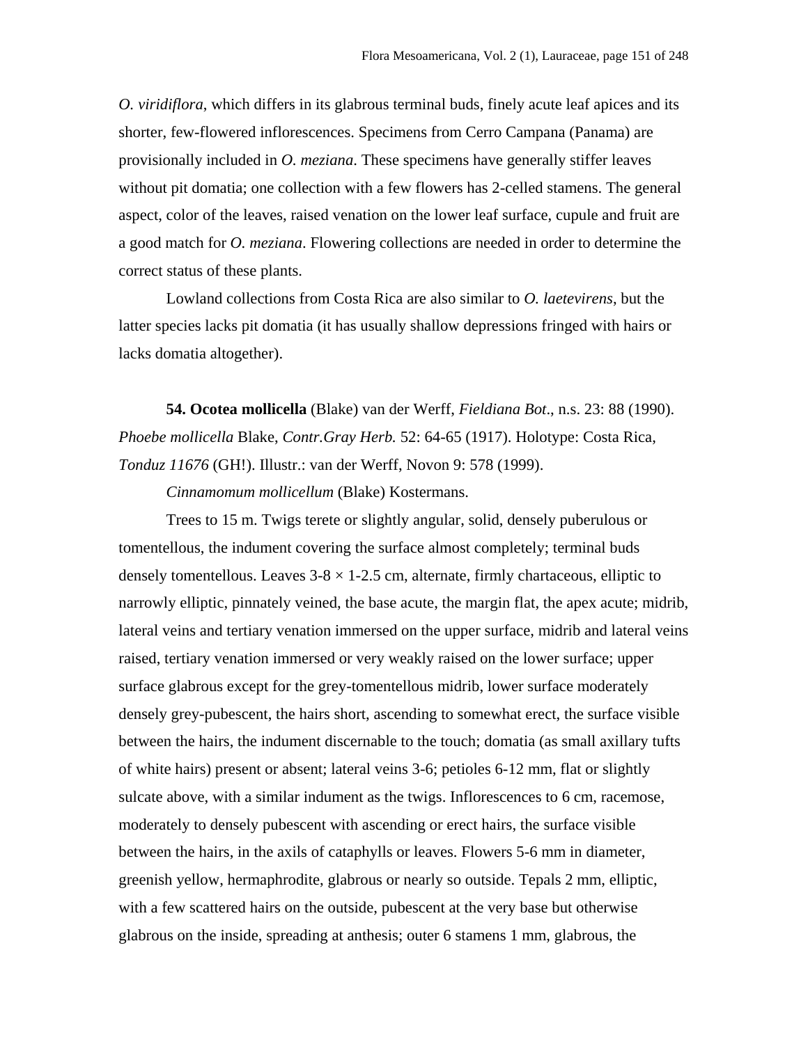*O. viridiflora*, which differs in its glabrous terminal buds, finely acute leaf apices and its shorter, few-flowered inflorescences. Specimens from Cerro Campana (Panama) are provisionally included in *O. meziana*. These specimens have generally stiffer leaves without pit domatia; one collection with a few flowers has 2-celled stamens. The general aspect, color of the leaves, raised venation on the lower leaf surface, cupule and fruit are a good match for *O. meziana*. Flowering collections are needed in order to determine the correct status of these plants.

Lowland collections from Costa Rica are also similar to *O. laetevirens*, but the latter species lacks pit domatia (it has usually shallow depressions fringed with hairs or lacks domatia altogether).

**54. Ocotea mollicella** (Blake) van der Werff, *Fieldiana Bot*., n.s. 23: 88 (1990). *Phoebe mollicella* Blake, *Contr.Gray Herb.* 52: 64-65 (1917). Holotype: Costa Rica, *Tonduz 11676* (GH!). Illustr.: van der Werff, Novon 9: 578 (1999).

*Cinnamomum mollicellum* (Blake) Kostermans.

Trees to 15 m. Twigs terete or slightly angular, solid, densely puberulous or tomentellous, the indument covering the surface almost completely; terminal buds densely tomentellous. Leaves 3-8 × 1-2.5 cm, alternate, firmly chartaceous, elliptic to narrowly elliptic, pinnately veined, the base acute, the margin flat, the apex acute; midrib, lateral veins and tertiary venation immersed on the upper surface, midrib and lateral veins raised, tertiary venation immersed or very weakly raised on the lower surface; upper surface glabrous except for the grey-tomentellous midrib, lower surface moderately densely grey-pubescent, the hairs short, ascending to somewhat erect, the surface visible between the hairs, the indument discernable to the touch; domatia (as small axillary tufts of white hairs) present or absent; lateral veins 3-6; petioles 6-12 mm, flat or slightly sulcate above, with a similar indument as the twigs. Inflorescences to 6 cm, racemose, moderately to densely pubescent with ascending or erect hairs, the surface visible between the hairs, in the axils of cataphylls or leaves. Flowers 5-6 mm in diameter, greenish yellow, hermaphrodite, glabrous or nearly so outside. Tepals 2 mm, elliptic, with a few scattered hairs on the outside, pubescent at the very base but otherwise glabrous on the inside, spreading at anthesis; outer 6 stamens 1 mm, glabrous, the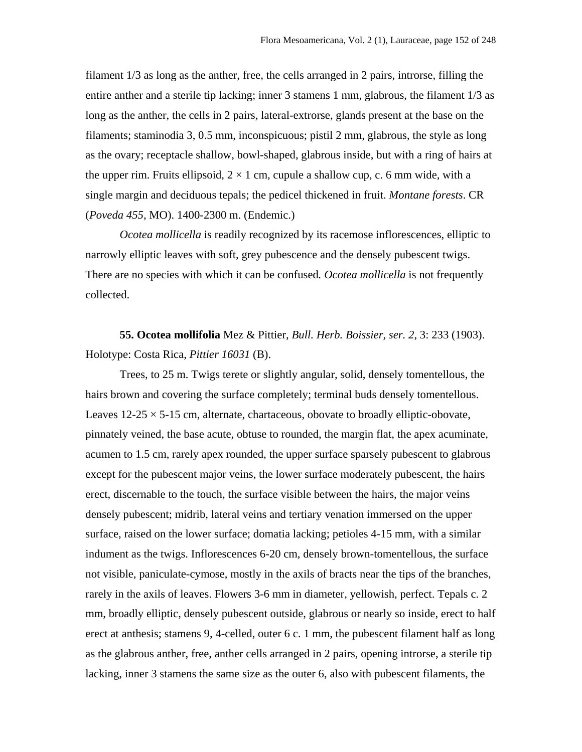filament 1/3 as long as the anther, free, the cells arranged in 2 pairs, introrse, filling the entire anther and a sterile tip lacking; inner 3 stamens 1 mm, glabrous, the filament 1/3 as long as the anther, the cells in 2 pairs, lateral-extrorse, glands present at the base on the filaments; staminodia 3, 0.5 mm, inconspicuous; pistil 2 mm, glabrous, the style as long as the ovary; receptacle shallow, bowl-shaped, glabrous inside, but with a ring of hairs at the upper rim. Fruits ellipsoid, 2 × 1 cm, cupule a shallow cup, c. 6 mm wide, with a single margin and deciduous tepals; the pedicel thickened in fruit. *Montane forests*. CR (*Poveda 455*, MO). 1400-2300 m. (Endemic.)

*Ocotea mollicella* is readily recognized by its racemose inflorescences, elliptic to narrowly elliptic leaves with soft, grey pubescence and the densely pubescent twigs. There are no species with which it can be confused. *Ocotea mollicella* is not frequently collected.

**55. Ocotea mollifolia** Mez & Pittier, *Bull. Herb. Boissier, ser. 2*, 3: 233 (1903). Holotype: Costa Rica, *Pittier 16031* (B).

Trees, to 25 m. Twigs terete or slightly angular, solid, densely tomentellous, the hairs brown and covering the surface completely; terminal buds densely tomentellous. Leaves 12-25 × 5-15 cm, alternate, chartaceous, obovate to broadly elliptic-obovate, pinnately veined, the base acute, obtuse to rounded, the margin flat, the apex acuminate, acumen to 1.5 cm, rarely apex rounded, the upper surface sparsely pubescent to glabrous except for the pubescent major veins, the lower surface moderately pubescent, the hairs erect, discernable to the touch, the surface visible between the hairs, the major veins densely pubescent; midrib, lateral veins and tertiary venation immersed on the upper surface, raised on the lower surface; domatia lacking; petioles 4-15 mm, with a similar indument as the twigs. Inflorescences 6-20 cm, densely brown-tomentellous, the surface not visible, paniculate-cymose, mostly in the axils of bracts near the tips of the branches, rarely in the axils of leaves. Flowers 3-6 mm in diameter, yellowish, perfect. Tepals c. 2 mm, broadly elliptic, densely pubescent outside, glabrous or nearly so inside, erect to half erect at anthesis; stamens 9, 4-celled, outer 6 c. 1 mm, the pubescent filament half as long as the glabrous anther, free, anther cells arranged in 2 pairs, opening introrse, a sterile tip lacking, inner 3 stamens the same size as the outer 6, also with pubescent filaments, the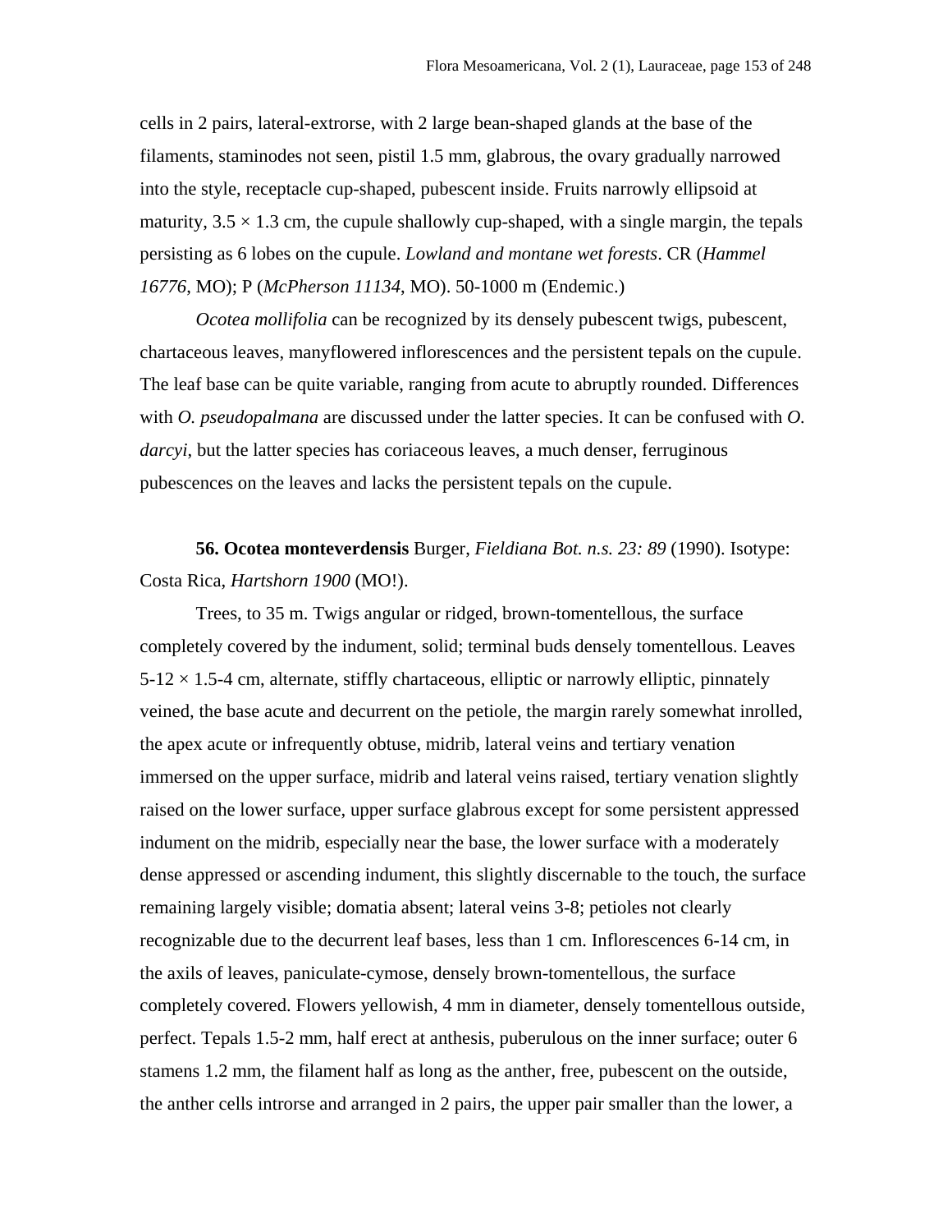cells in 2 pairs, lateral-extrorse, with 2 large bean-shaped glands at the base of the filaments, staminodes not seen, pistil 1.5 mm, glabrous, the ovary gradually narrowed into the style, receptacle cup-shaped, pubescent inside. Fruits narrowly ellipsoid at maturity, 3.5 × 1.3 cm, the cupule shallowly cup-shaped, with a single margin, the tepals persisting as 6 lobes on the cupule. *Lowland and montane wet forests*. CR (*Hammel 16776*, MO); P (*McPherson 11134*, MO). 50-1000 m (Endemic.)

*Ocotea mollifolia* can be recognized by its densely pubescent twigs, pubescent, chartaceous leaves, manyflowered inflorescences and the persistent tepals on the cupule. The leaf base can be quite variable, ranging from acute to abruptly rounded. Differences with *O. pseudopalmana* are discussed under the latter species. It can be confused with *O. darcyi*, but the latter species has coriaceous leaves, a much denser, ferruginous pubescences on the leaves and lacks the persistent tepals on the cupule.

**56. Ocotea monteverdensis** Burger, *Fieldiana Bot. n.s. 23: 89* (1990). Isotype: Costa Rica, *Hartshorn 1900* (MO!).

Trees, to 35 m. Twigs angular or ridged, brown-tomentellous, the surface completely covered by the indument, solid; terminal buds densely tomentellous. Leaves 5-12 × 1.5-4 cm, alternate, stiffly chartaceous, elliptic or narrowly elliptic, pinnately veined, the base acute and decurrent on the petiole, the margin rarely somewhat inrolled, the apex acute or infrequently obtuse, midrib, lateral veins and tertiary venation immersed on the upper surface, midrib and lateral veins raised, tertiary venation slightly raised on the lower surface, upper surface glabrous except for some persistent appressed indument on the midrib, especially near the base, the lower surface with a moderately dense appressed or ascending indument, this slightly discernable to the touch, the surface remaining largely visible; domatia absent; lateral veins 3-8; petioles not clearly recognizable due to the decurrent leaf bases, less than 1 cm. Inflorescences 6-14 cm, in the axils of leaves, paniculate-cymose, densely brown-tomentellous, the surface completely covered. Flowers yellowish, 4 mm in diameter, densely tomentellous outside, perfect. Tepals 1.5-2 mm, half erect at anthesis, puberulous on the inner surface; outer 6 stamens 1.2 mm, the filament half as long as the anther, free, pubescent on the outside, the anther cells introrse and arranged in 2 pairs, the upper pair smaller than the lower, a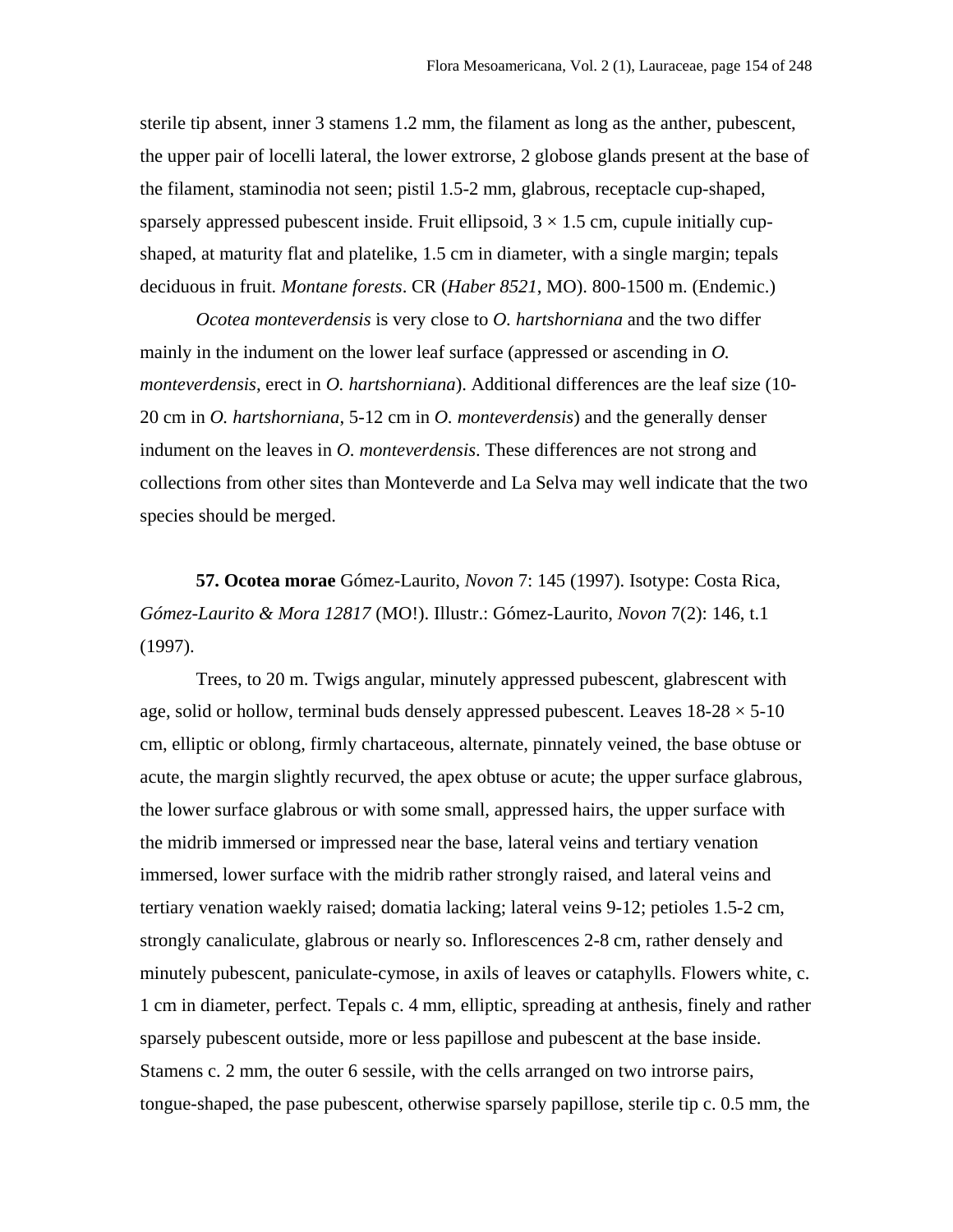sterile tip absent, inner 3 stamens 1.2 mm, the filament as long as the anther, pubescent, the upper pair of locelli lateral, the lower extrorse, 2 globose glands present at the base of the filament, staminodia not seen; pistil 1.5-2 mm, glabrous, receptacle cup-shaped, sparsely appressed pubescent inside. Fruit ellipsoid, 3 × 1.5 cm, cupule initially cup-shaped, at maturity flat and platelike, 1.5 cm in diameter, with a single margin; tepals deciduous in fruit. *Montane forests*. CR (*Haber 8521*, MO). 800-1500 m. (Endemic.)

*Ocotea monteverdensis* is very close to *O. hartshorniana* and the two differ mainly in the indument on the lower leaf surface (appressed or ascending in *O. monteverdensis*, erect in *O. hartshorniana*). Additional differences are the leaf size (10-20 cm in *O. hartshorniana*, 5-12 cm in *O. monteverdensis*) and the generally denser indument on the leaves in *O. monteverdensis*. These differences are not strong and collections from other sites than Monteverde and La Selva may well indicate that the two species should be merged.

**57. Ocotea morae** Gómez-Laurito, *Novon* 7: 145 (1997). Isotype: Costa Rica, *Gómez-Laurito & Mora 12817* (MO!). Illustr.: Gómez-Laurito, *Novon* 7(2): 146, t.1 (1997).

Trees, to 20 m. Twigs angular, minutely appressed pubescent, glabrescent with age, solid or hollow, terminal buds densely appressed pubescent. Leaves 18-28 × 5-10 cm, elliptic or oblong, firmly chartaceous, alternate, pinnately veined, the base obtuse or acute, the margin slightly recurved, the apex obtuse or acute; the upper surface glabrous, the lower surface glabrous or with some small, appressed hairs, the upper surface with the midrib immersed or impressed near the base, lateral veins and tertiary venation immersed, lower surface with the midrib rather strongly raised, and lateral veins and tertiary venation waekly raised; domatia lacking; lateral veins 9-12; petioles 1.5-2 cm, strongly canaliculate, glabrous or nearly so. Inflorescences 2-8 cm, rather densely and minutely pubescent, paniculate-cymose, in axils of leaves or cataphylls. Flowers white, c. 1 cm in diameter, perfect. Tepals c. 4 mm, elliptic, spreading at anthesis, finely and rather sparsely pubescent outside, more or less papillose and pubescent at the base inside. Stamens c. 2 mm, the outer 6 sessile, with the cells arranged on two introrse pairs, tongue-shaped, the pase pubescent, otherwise sparsely papillose, sterile tip c. 0.5 mm, the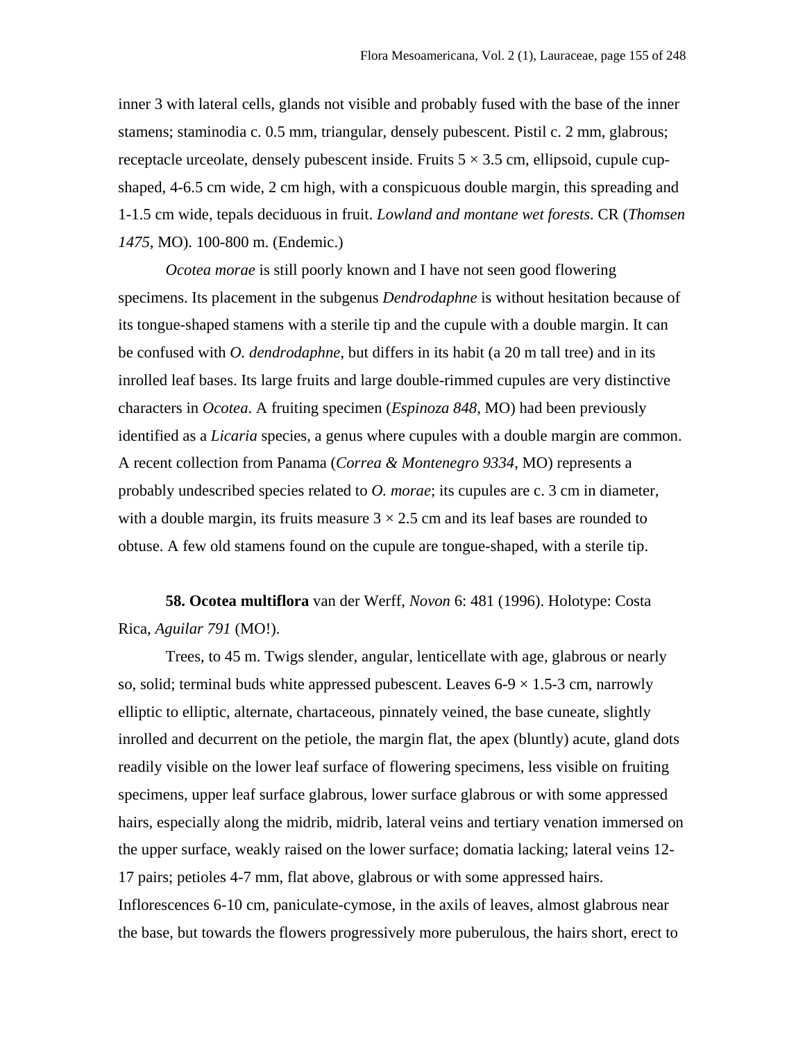inner 3 with lateral cells, glands not visible and probably fused with the base of the inner stamens; staminodia c. 0.5 mm, triangular, densely pubescent. Pistil c. 2 mm, glabrous; receptacle urceolate, densely pubescent inside. Fruits 5 × 3.5 cm, ellipsoid, cupule cup-shaped, 4-6.5 cm wide, 2 cm high, with a conspicuous double margin, this spreading and 1-1.5 cm wide, tepals deciduous in fruit. *Lowland and montane wet forests*. CR (*Thomsen 1475*, MO). 100-800 m. (Endemic.)

*Ocotea morae* is still poorly known and I have not seen good flowering specimens. Its placement in the subgenus *Dendrodaphne* is without hesitation because of its tongue-shaped stamens with a sterile tip and the cupule with a double margin. It can be confused with *O. dendrodaphne*, but differs in its habit (a 20 m tall tree) and in its inrolled leaf bases. Its large fruits and large double-rimmed cupules are very distinctive characters in *Ocotea*. A fruiting specimen (*Espinoza 848*, MO) had been previously identified as a *Licaria* species, a genus where cupules with a double margin are common. A recent collection from Panama (*Correa & Montenegro 9334*, MO) represents a probably undescribed species related to *O. morae*; its cupules are c. 3 cm in diameter, with a double margin, its fruits measure 3 × 2.5 cm and its leaf bases are rounded to obtuse. A few old stamens found on the cupule are tongue-shaped, with a sterile tip.

**58. Ocotea multiflora** van der Werff, *Novon* 6: 481 (1996). Holotype: Costa Rica, *Aguilar 791* (MO!).

Trees, to 45 m. Twigs slender, angular, lenticellate with age, glabrous or nearly so, solid; terminal buds white appressed pubescent. Leaves 6-9 × 1.5-3 cm, narrowly elliptic to elliptic, alternate, chartaceous, pinnately veined, the base cuneate, slightly inrolled and decurrent on the petiole, the margin flat, the apex (bluntly) acute, gland dots readily visible on the lower leaf surface of flowering specimens, less visible on fruiting specimens, upper leaf surface glabrous, lower surface glabrous or with some appressed hairs, especially along the midrib, midrib, lateral veins and tertiary venation immersed on the upper surface, weakly raised on the lower surface; domatia lacking; lateral veins 12-17 pairs; petioles 4-7 mm, flat above, glabrous or with some appressed hairs. Inflorescences 6-10 cm, paniculate-cymose, in the axils of leaves, almost glabrous near the base, but towards the flowers progressively more puberulous, the hairs short, erect to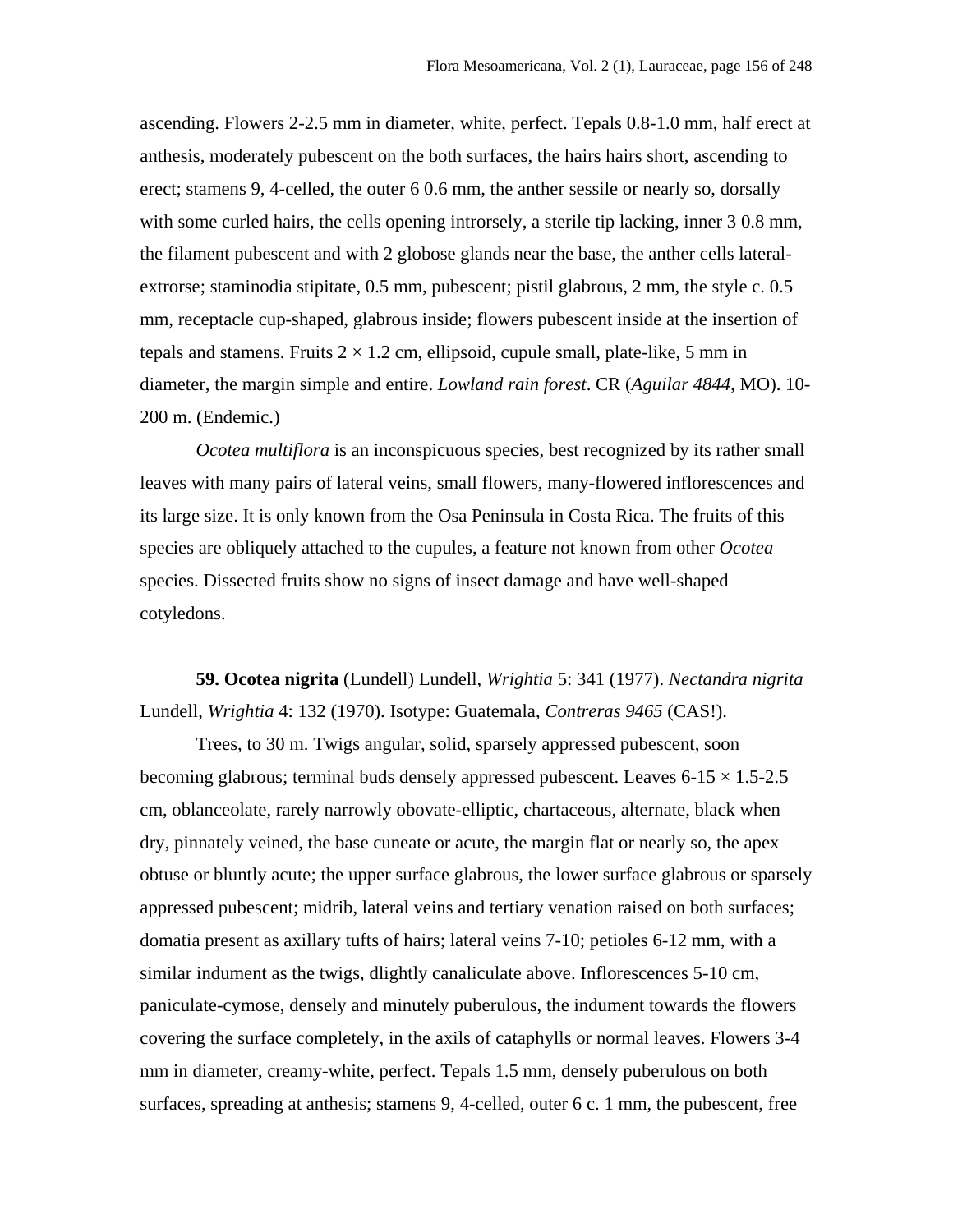ascending. Flowers 2-2.5 mm in diameter, white, perfect. Tepals 0.8-1.0 mm, half erect at anthesis, moderately pubescent on the both surfaces, the hairs hairs short, ascending to erect; stamens 9, 4-celled, the outer 6 0.6 mm, the anther sessile or nearly so, dorsally with some curled hairs, the cells opening introrsely, a sterile tip lacking, inner 3 0.8 mm, the filament pubescent and with 2 globose glands near the base, the anther cells lateral-extrorse; staminodia stipitate, 0.5 mm, pubescent; pistil glabrous, 2 mm, the style c. 0.5 mm, receptacle cup-shaped, glabrous inside; flowers pubescent inside at the insertion of tepals and stamens. Fruits 2 × 1.2 cm, ellipsoid, cupule small, plate-like, 5 mm in diameter, the margin simple and entire. *Lowland rain forest*. CR (*Aguilar 4844*, MO). 10-200 m. (Endemic.)

*Ocotea multiflora* is an inconspicuous species, best recognized by its rather small leaves with many pairs of lateral veins, small flowers, many-flowered inflorescences and its large size. It is only known from the Osa Peninsula in Costa Rica. The fruits of this species are obliquely attached to the cupules, a feature not known from other *Ocotea* species. Dissected fruits show no signs of insect damage and have well-shaped cotyledons.

**59. Ocotea nigrita** (Lundell) Lundell, *Wrightia* 5: 341 (1977). *Nectandra nigrita* Lundell, *Wrightia* 4: 132 (1970). Isotype: Guatemala, *Contreras 9465* (CAS!).

Trees, to 30 m. Twigs angular, solid, sparsely appressed pubescent, soon becoming glabrous; terminal buds densely appressed pubescent. Leaves 6-15 × 1.5-2.5 cm, oblanceolate, rarely narrowly obovate-elliptic, chartaceous, alternate, black when dry, pinnately veined, the base cuneate or acute, the margin flat or nearly so, the apex obtuse or bluntly acute; the upper surface glabrous, the lower surface glabrous or sparsely appressed pubescent; midrib, lateral veins and tertiary venation raised on both surfaces; domatia present as axillary tufts of hairs; lateral veins 7-10; petioles 6-12 mm, with a similar indument as the twigs, dlightly canaliculate above. Inflorescences 5-10 cm, paniculate-cymose, densely and minutely puberulous, the indument towards the flowers covering the surface completely, in the axils of cataphylls or normal leaves. Flowers 3-4 mm in diameter, creamy-white, perfect. Tepals 1.5 mm, densely puberulous on both surfaces, spreading at anthesis; stamens 9, 4-celled, outer 6 c. 1 mm, the pubescent, free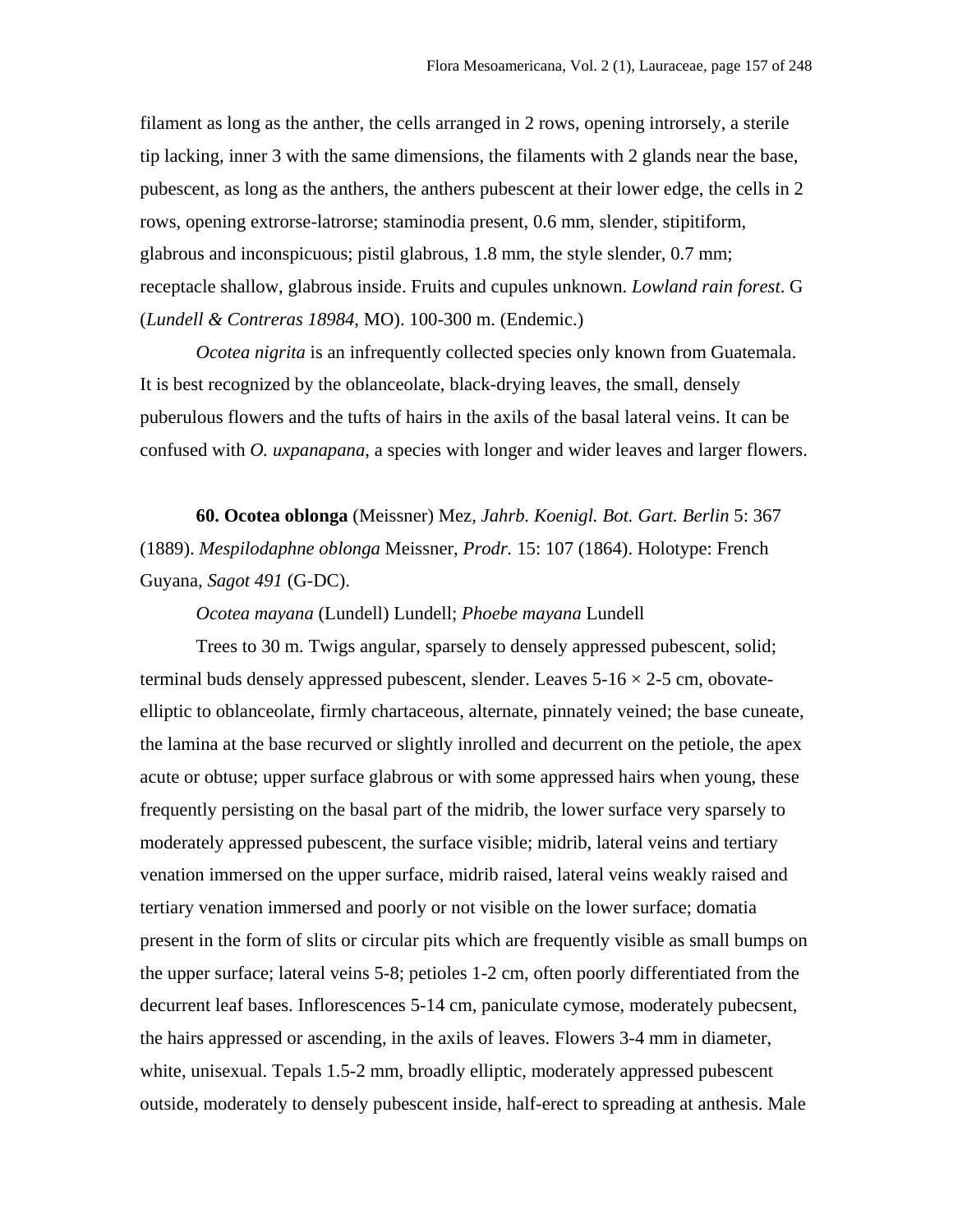filament as long as the anther, the cells arranged in 2 rows, opening introrsely, a sterile tip lacking, inner 3 with the same dimensions, the filaments with 2 glands near the base, pubescent, as long as the anthers, the anthers pubescent at their lower edge, the cells in 2 rows, opening extrorse-latrorse; staminodia present, 0.6 mm, slender, stipitiform, glabrous and inconspicuous; pistil glabrous, 1.8 mm, the style slender, 0.7 mm; receptacle shallow, glabrous inside. Fruits and cupules unknown. *Lowland rain forest*. G (*Lundell & Contreras 18984*, MO). 100-300 m. (Endemic.)

*Ocotea nigrita* is an infrequently collected species only known from Guatemala. It is best recognized by the oblanceolate, black-drying leaves, the small, densely puberulous flowers and the tufts of hairs in the axils of the basal lateral veins. It can be confused with *O. uxpanapana*, a species with longer and wider leaves and larger flowers.

**60. Ocotea oblonga** (Meissner) Mez, *Jahrb. Koenigl. Bot. Gart. Berlin* 5: 367 (1889). *Mespilodaphne oblonga* Meissner, *Prodr.* 15: 107 (1864). Holotype: French Guyana, *Sagot 491* (G-DC).

*Ocotea mayana* (Lundell) Lundell; *Phoebe mayana* Lundell

Trees to 30 m. Twigs angular, sparsely to densely appressed pubescent, solid; terminal buds densely appressed pubescent, slender. Leaves 5-16 × 2-5 cm, obovate-elliptic to oblanceolate, firmly chartaceous, alternate, pinnately veined; the base cuneate, the lamina at the base recurved or slightly inrolled and decurrent on the petiole, the apex acute or obtuse; upper surface glabrous or with some appressed hairs when young, these frequently persisting on the basal part of the midrib, the lower surface very sparsely to moderately appressed pubescent, the surface visible; midrib, lateral veins and tertiary venation immersed on the upper surface, midrib raised, lateral veins weakly raised and tertiary venation immersed and poorly or not visible on the lower surface; domatia present in the form of slits or circular pits which are frequently visible as small bumps on the upper surface; lateral veins 5-8; petioles 1-2 cm, often poorly differentiated from the decurrent leaf bases. Inflorescences 5-14 cm, paniculate cymose, moderately pubecsent, the hairs appressed or ascending, in the axils of leaves. Flowers 3-4 mm in diameter, white, unisexual. Tepals 1.5-2 mm, broadly elliptic, moderately appressed pubescent outside, moderately to densely pubescent inside, half-erect to spreading at anthesis. Male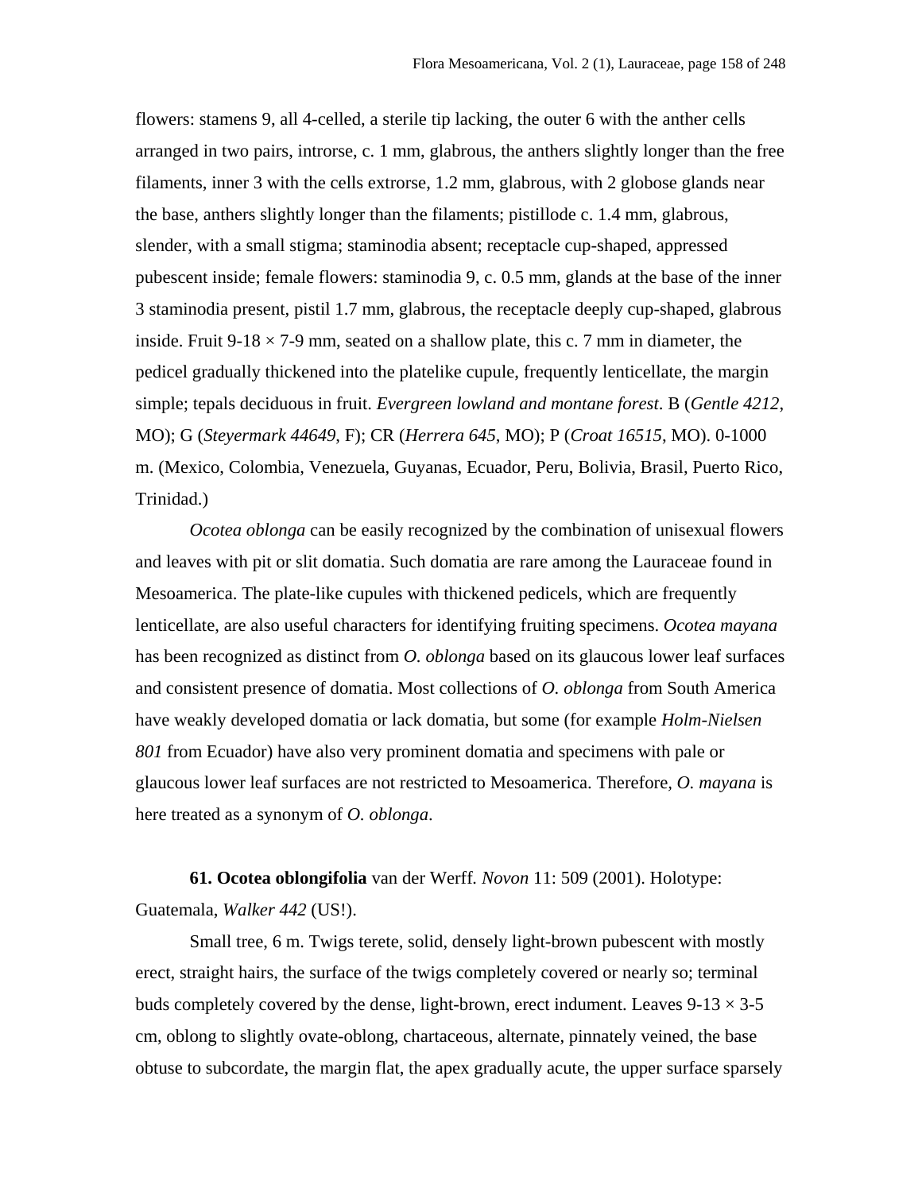flowers: stamens 9, all 4-celled, a sterile tip lacking, the outer 6 with the anther cells arranged in two pairs, introrse, c. 1 mm, glabrous, the anthers slightly longer than the free filaments, inner 3 with the cells extrorse, 1.2 mm, glabrous, with 2 globose glands near the base, anthers slightly longer than the filaments; pistillode c. 1.4 mm, glabrous, slender, with a small stigma; staminodia absent; receptacle cup-shaped, appressed pubescent inside; female flowers: staminodia 9, c. 0.5 mm, glands at the base of the inner 3 staminodia present, pistil 1.7 mm, glabrous, the receptacle deeply cup-shaped, glabrous inside. Fruit 9-18 × 7-9 mm, seated on a shallow plate, this c. 7 mm in diameter, the pedicel gradually thickened into the platelike cupule, frequently lenticellate, the margin simple; tepals deciduous in fruit. *Evergreen lowland and montane forest*. B (*Gentle 4212*, MO); G (*Steyermark 44649*, F); CR (*Herrera 645*, MO); P (*Croat 16515*, MO). 0-1000 m. (Mexico, Colombia, Venezuela, Guyanas, Ecuador, Peru, Bolivia, Brasil, Puerto Rico, Trinidad.)

*Ocotea oblonga* can be easily recognized by the combination of unisexual flowers and leaves with pit or slit domatia. Such domatia are rare among the Lauraceae found in Mesoamerica. The plate-like cupules with thickened pedicels, which are frequently lenticellate, are also useful characters for identifying fruiting specimens. *Ocotea mayana* has been recognized as distinct from *O. oblonga* based on its glaucous lower leaf surfaces and consistent presence of domatia. Most collections of *O. oblonga* from South America have weakly developed domatia or lack domatia, but some (for example *Holm-Nielsen 801* from Ecuador) have also very prominent domatia and specimens with pale or glaucous lower leaf surfaces are not restricted to Mesoamerica. Therefore, *O. mayana* is here treated as a synonym of *O. oblonga*.

**61. Ocotea oblongifolia** van der Werff. *Novon* 11: 509 (2001). Holotype: Guatemala, *Walker 442* (US!).

Small tree, 6 m. Twigs terete, solid, densely light-brown pubescent with mostly erect, straight hairs, the surface of the twigs completely covered or nearly so; terminal buds completely covered by the dense, light-brown, erect indument. Leaves 9-13 × 3-5 cm, oblong to slightly ovate-oblong, chartaceous, alternate, pinnately veined, the base obtuse to subcordate, the margin flat, the apex gradually acute, the upper surface sparsely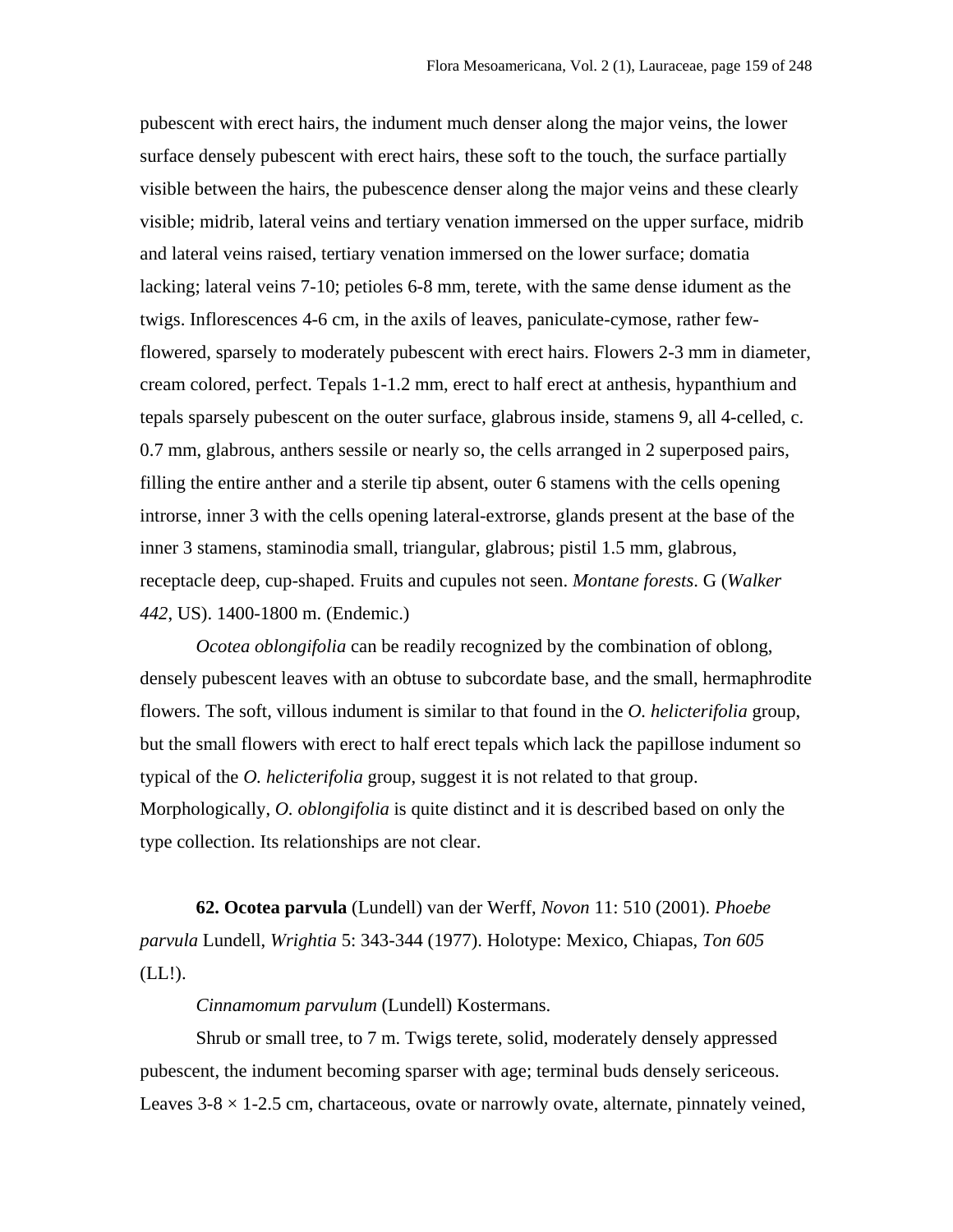pubescent with erect hairs, the indument much denser along the major veins, the lower surface densely pubescent with erect hairs, these soft to the touch, the surface partially visible between the hairs, the pubescence denser along the major veins and these clearly visible; midrib, lateral veins and tertiary venation immersed on the upper surface, midrib and lateral veins raised, tertiary venation immersed on the lower surface; domatia lacking; lateral veins 7-10; petioles 6-8 mm, terete, with the same dense idument as the twigs. Inflorescences 4-6 cm, in the axils of leaves, paniculate-cymose, rather few-flowered, sparsely to moderately pubescent with erect hairs. Flowers 2-3 mm in diameter, cream colored, perfect. Tepals 1-1.2 mm, erect to half erect at anthesis, hypanthium and tepals sparsely pubescent on the outer surface, glabrous inside, stamens 9, all 4-celled, c. 0.7 mm, glabrous, anthers sessile or nearly so, the cells arranged in 2 superposed pairs, filling the entire anther and a sterile tip absent, outer 6 stamens with the cells opening introrse, inner 3 with the cells opening lateral-extrorse, glands present at the base of the inner 3 stamens, staminodia small, triangular, glabrous; pistil 1.5 mm, glabrous, receptacle deep, cup-shaped. Fruits and cupules not seen. *Montane forests*. G (*Walker 442*, US). 1400-1800 m. (Endemic.)

*Ocotea oblongifolia* can be readily recognized by the combination of oblong, densely pubescent leaves with an obtuse to subcordate base, and the small, hermaphrodite flowers. The soft, villous indument is similar to that found in the *O. helicterifolia* group, but the small flowers with erect to half erect tepals which lack the papillose indument so typical of the *O. helicterifolia* group, suggest it is not related to that group. Morphologically, *O. oblongifolia* is quite distinct and it is described based on only the type collection. Its relationships are not clear.

**62. Ocotea parvula** (Lundell) van der Werff, *Novon* 11: 510 (2001). *Phoebe parvula* Lundell, *Wrightia* 5: 343-344 (1977). Holotype: Mexico, Chiapas, *Ton 605* (LL!).

*Cinnamomum parvulum* (Lundell) Kostermans.

Shrub or small tree, to 7 m. Twigs terete, solid, moderately densely appressed pubescent, the indument becoming sparser with age; terminal buds densely sericeous. Leaves 3-8 × 1-2.5 cm, chartaceous, ovate or narrowly ovate, alternate, pinnately veined,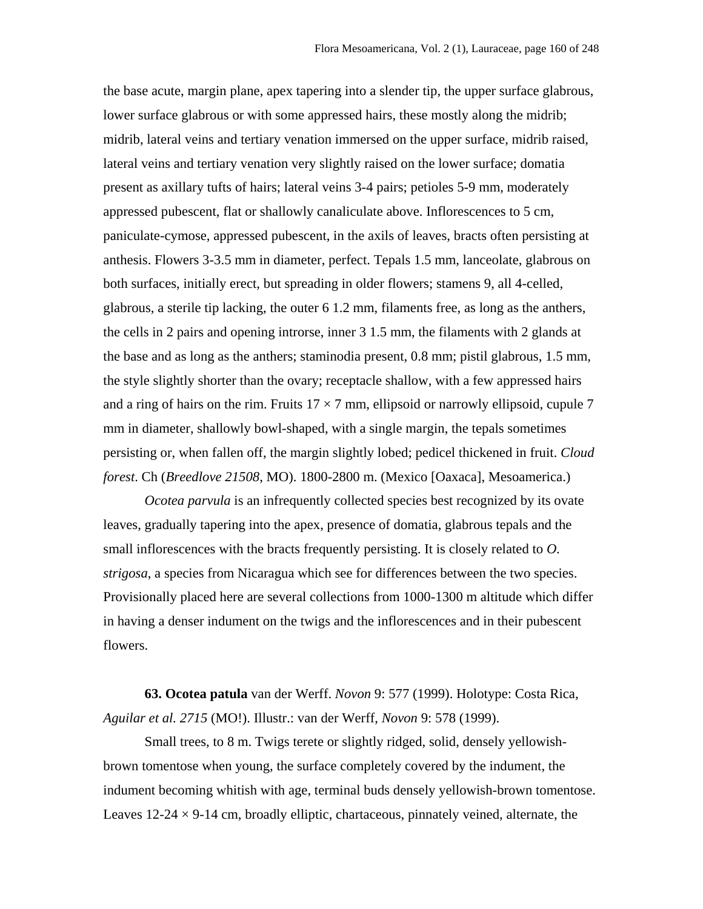the base acute, margin plane, apex tapering into a slender tip, the upper surface glabrous, lower surface glabrous or with some appressed hairs, these mostly along the midrib; midrib, lateral veins and tertiary venation immersed on the upper surface, midrib raised, lateral veins and tertiary venation very slightly raised on the lower surface; domatia present as axillary tufts of hairs; lateral veins 3-4 pairs; petioles 5-9 mm, moderately appressed pubescent, flat or shallowly canaliculate above. Inflorescences to 5 cm, paniculate-cymose, appressed pubescent, in the axils of leaves, bracts often persisting at anthesis. Flowers 3-3.5 mm in diameter, perfect. Tepals 1.5 mm, lanceolate, glabrous on both surfaces, initially erect, but spreading in older flowers; stamens 9, all 4-celled, glabrous, a sterile tip lacking, the outer 6 1.2 mm, filaments free, as long as the anthers, the cells in 2 pairs and opening introrse, inner 3 1.5 mm, the filaments with 2 glands at the base and as long as the anthers; staminodia present, 0.8 mm; pistil glabrous, 1.5 mm, the style slightly shorter than the ovary; receptacle shallow, with a few appressed hairs and a ring of hairs on the rim. Fruits 17 × 7 mm, ellipsoid or narrowly ellipsoid, cupule 7 mm in diameter, shallowly bowl-shaped, with a single margin, the tepals sometimes persisting or, when fallen off, the margin slightly lobed; pedicel thickened in fruit. *Cloud forest*. Ch (*Breedlove 21508*, MO). 1800-2800 m. (Mexico [Oaxaca], Mesoamerica.)

*Ocotea parvula* is an infrequently collected species best recognized by its ovate leaves, gradually tapering into the apex, presence of domatia, glabrous tepals and the small inflorescences with the bracts frequently persisting. It is closely related to *O. strigosa*, a species from Nicaragua which see for differences between the two species. Provisionally placed here are several collections from 1000-1300 m altitude which differ in having a denser indument on the twigs and the inflorescences and in their pubescent flowers.

**63. Ocotea patula** van der Werff. *Novon* 9: 577 (1999). Holotype: Costa Rica, *Aguilar et al. 2715* (MO!). Illustr.: van der Werff, *Novon* 9: 578 (1999).

Small trees, to 8 m. Twigs terete or slightly ridged, solid, densely yellowish-brown tomentose when young, the surface completely covered by the indument, the indument becoming whitish with age, terminal buds densely yellowish-brown tomentose. Leaves 12-24 × 9-14 cm, broadly elliptic, chartaceous, pinnately veined, alternate, the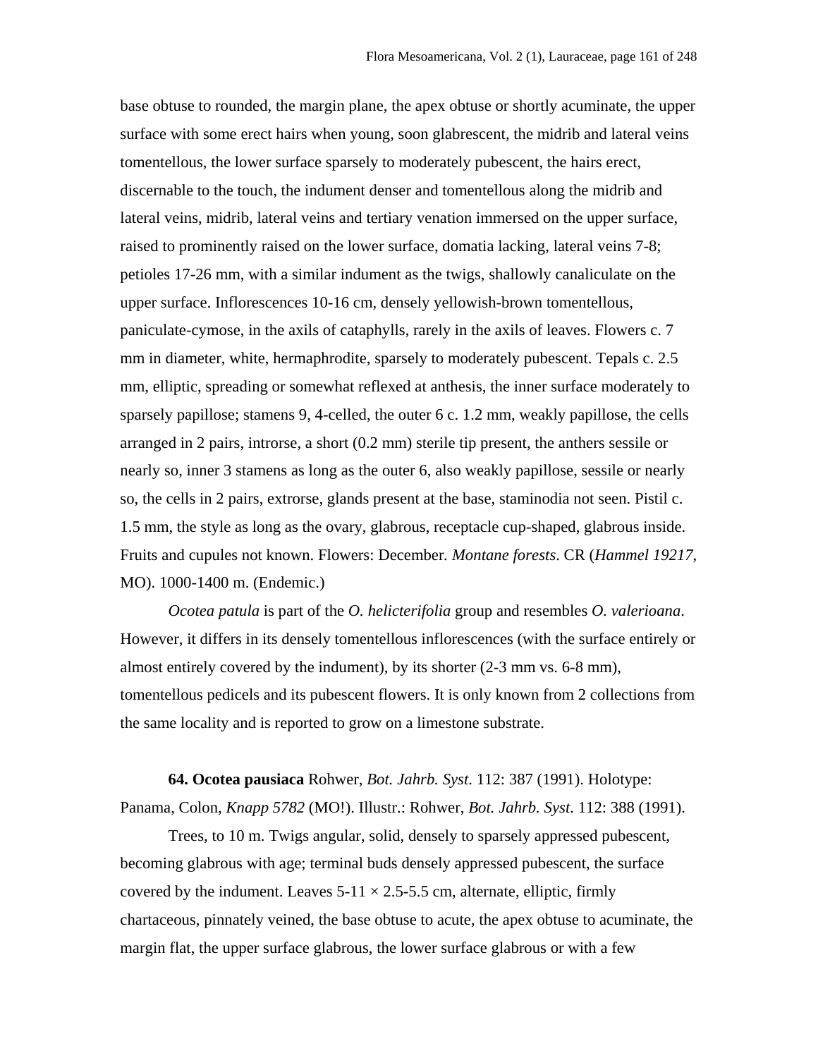base obtuse to rounded, the margin plane, the apex obtuse or shortly acuminate, the upper surface with some erect hairs when young, soon glabrescent, the midrib and lateral veins tomentellous, the lower surface sparsely to moderately pubescent, the hairs erect, discernable to the touch, the indument denser and tomentellous along the midrib and lateral veins, midrib, lateral veins and tertiary venation immersed on the upper surface, raised to prominently raised on the lower surface, domatia lacking, lateral veins 7-8; petioles 17-26 mm, with a similar indument as the twigs, shallowly canaliculate on the upper surface. Inflorescences 10-16 cm, densely yellowish-brown tomentellous, paniculate-cymose, in the axils of cataphylls, rarely in the axils of leaves. Flowers c. 7 mm in diameter, white, hermaphrodite, sparsely to moderately pubescent. Tepals c. 2.5 mm, elliptic, spreading or somewhat reflexed at anthesis, the inner surface moderately to sparsely papillose; stamens 9, 4-celled, the outer 6 c. 1.2 mm, weakly papillose, the cells arranged in 2 pairs, introrse, a short (0.2 mm) sterile tip present, the anthers sessile or nearly so, inner 3 stamens as long as the outer 6, also weakly papillose, sessile or nearly so, the cells in 2 pairs, extrorse, glands present at the base, staminodia not seen. Pistil c. 1.5 mm, the style as long as the ovary, glabrous, receptacle cup-shaped, glabrous inside. Fruits and cupules not known. Flowers: December. *Montane forests*. CR (*Hammel 19217*, MO). 1000-1400 m. (Endemic.)

*Ocotea patula* is part of the *O. helicterifolia* group and resembles *O. valerioana*. However, it differs in its densely tomentellous inflorescences (with the surface entirely or almost entirely covered by the indument), by its shorter (2-3 mm vs. 6-8 mm), tomentellous pedicels and its pubescent flowers. It is only known from 2 collections from the same locality and is reported to grow on a limestone substrate.

**64. Ocotea pausiaca** Rohwer, *Bot. Jahrb. Syst*. 112: 387 (1991). Holotype: Panama, Colon, *Knapp 5782* (MO!). Illustr.: Rohwer, *Bot. Jahrb. Syst*. 112: 388 (1991).

Trees, to 10 m. Twigs angular, solid, densely to sparsely appressed pubescent, becoming glabrous with age; terminal buds densely appressed pubescent, the surface covered by the indument. Leaves 5-11 × 2.5-5.5 cm, alternate, elliptic, firmly chartaceous, pinnately veined, the base obtuse to acute, the apex obtuse to acuminate, the margin flat, the upper surface glabrous, the lower surface glabrous or with a few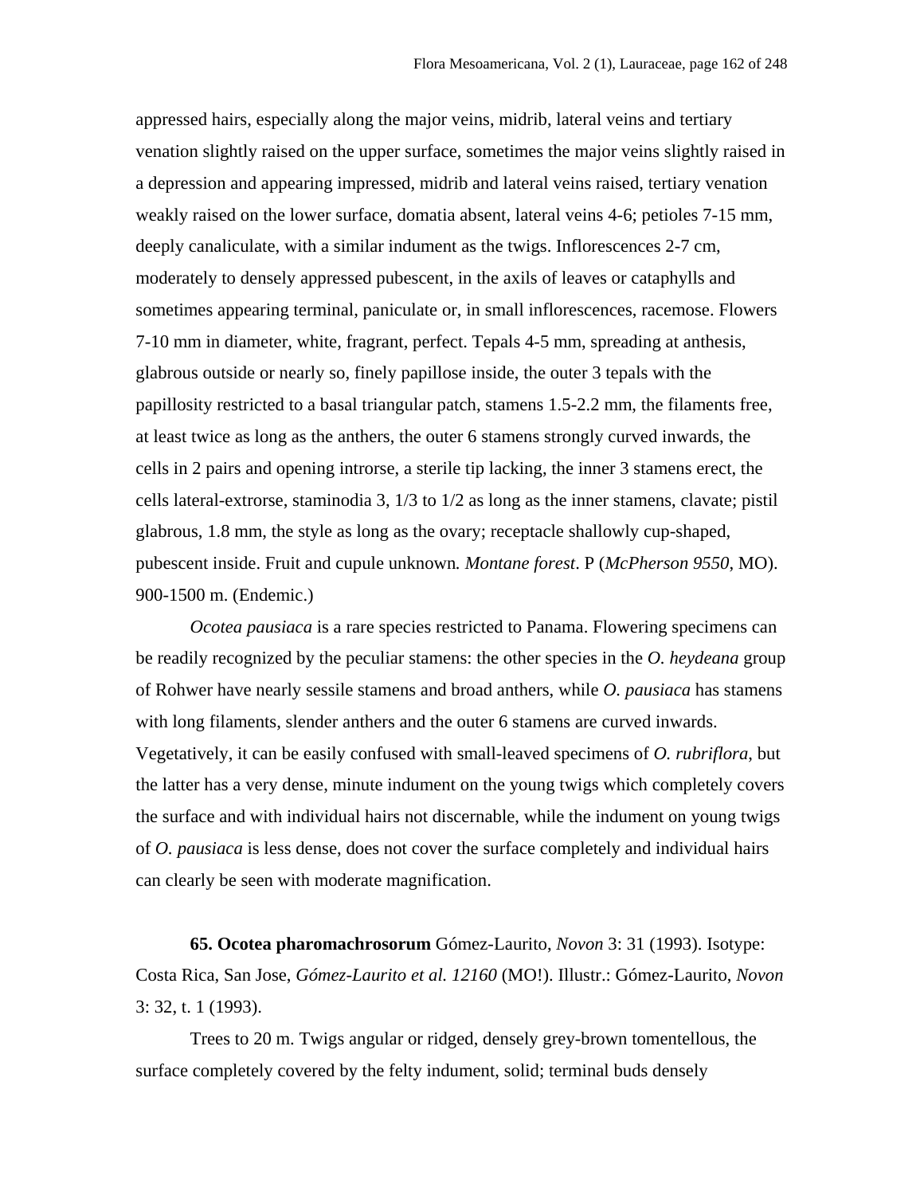appressed hairs, especially along the major veins, midrib, lateral veins and tertiary venation slightly raised on the upper surface, sometimes the major veins slightly raised in a depression and appearing impressed, midrib and lateral veins raised, tertiary venation weakly raised on the lower surface, domatia absent, lateral veins 4-6; petioles 7-15 mm, deeply canaliculate, with a similar indument as the twigs. Inflorescences 2-7 cm, moderately to densely appressed pubescent, in the axils of leaves or cataphylls and sometimes appearing terminal, paniculate or, in small inflorescences, racemose. Flowers 7-10 mm in diameter, white, fragrant, perfect. Tepals 4-5 mm, spreading at anthesis, glabrous outside or nearly so, finely papillose inside, the outer 3 tepals with the papillosity restricted to a basal triangular patch, stamens 1.5-2.2 mm, the filaments free, at least twice as long as the anthers, the outer 6 stamens strongly curved inwards, the cells in 2 pairs and opening introrse, a sterile tip lacking, the inner 3 stamens erect, the cells lateral-extrorse, staminodia 3, 1/3 to 1/2 as long as the inner stamens, clavate; pistil glabrous, 1.8 mm, the style as long as the ovary; receptacle shallowly cup-shaped, pubescent inside. Fruit and cupule unknown. *Montane forest*. P (*McPherson 9550*, MO). 900-1500 m. (Endemic.)

*Ocotea pausiaca* is a rare species restricted to Panama. Flowering specimens can be readily recognized by the peculiar stamens: the other species in the *O. heydeana* group of Rohwer have nearly sessile stamens and broad anthers, while *O. pausiaca* has stamens with long filaments, slender anthers and the outer 6 stamens are curved inwards. Vegetatively, it can be easily confused with small-leaved specimens of *O. rubriflora*, but the latter has a very dense, minute indument on the young twigs which completely covers the surface and with individual hairs not discernable, while the indument on young twigs of *O. pausiaca* is less dense, does not cover the surface completely and individual hairs can clearly be seen with moderate magnification.

**65. Ocotea pharomachrosorum** Gómez-Laurito, *Novon* 3: 31 (1993). Isotype: Costa Rica, San Jose, *Gómez-Laurito et al. 12160* (MO!). Illustr.: Gómez-Laurito, *Novon* 3: 32, t. 1 (1993).

Trees to 20 m. Twigs angular or ridged, densely grey-brown tomentellous, the surface completely covered by the felty indument, solid; terminal buds densely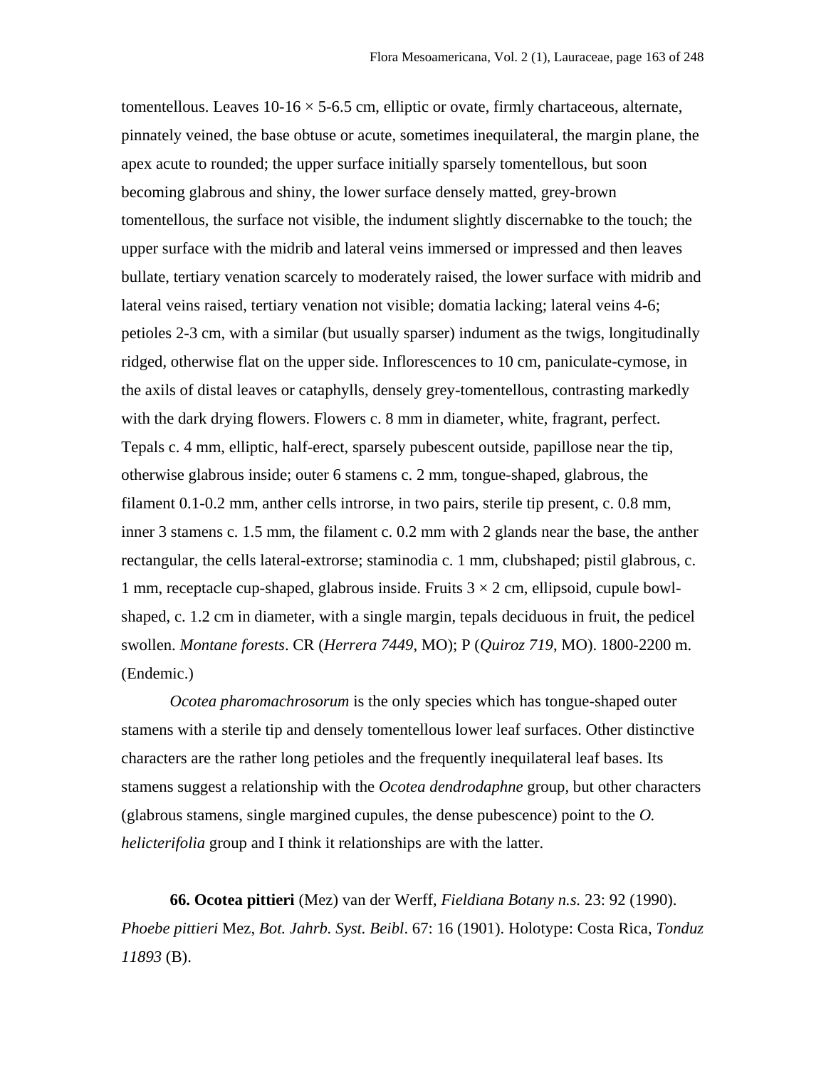tomentellous. Leaves 10-16 × 5-6.5 cm, elliptic or ovate, firmly chartaceous, alternate, pinnately veined, the base obtuse or acute, sometimes inequilateral, the margin plane, the apex acute to rounded; the upper surface initially sparsely tomentellous, but soon becoming glabrous and shiny, the lower surface densely matted, grey-brown tomentellous, the surface not visible, the indument slightly discernabke to the touch; the upper surface with the midrib and lateral veins immersed or impressed and then leaves bullate, tertiary venation scarcely to moderately raised, the lower surface with midrib and lateral veins raised, tertiary venation not visible; domatia lacking; lateral veins 4-6; petioles 2-3 cm, with a similar (but usually sparser) indument as the twigs, longitudinally ridged, otherwise flat on the upper side. Inflorescences to 10 cm, paniculate-cymose, in the axils of distal leaves or cataphylls, densely grey-tomentellous, contrasting markedly with the dark drying flowers. Flowers c. 8 mm in diameter, white, fragrant, perfect. Tepals c. 4 mm, elliptic, half-erect, sparsely pubescent outside, papillose near the tip, otherwise glabrous inside; outer 6 stamens c. 2 mm, tongue-shaped, glabrous, the filament 0.1-0.2 mm, anther cells introrse, in two pairs, sterile tip present, c. 0.8 mm, inner 3 stamens c. 1.5 mm, the filament c. 0.2 mm with 2 glands near the base, the anther rectangular, the cells lateral-extrorse; staminodia c. 1 mm, clubshaped; pistil glabrous, c. 1 mm, receptacle cup-shaped, glabrous inside. Fruits 3 × 2 cm, ellipsoid, cupule bowl-shaped, c. 1.2 cm in diameter, with a single margin, tepals deciduous in fruit, the pedicel swollen. *Montane forests*. CR (*Herrera 7449*, MO); P (*Quiroz 719*, MO). 1800-2200 m. (Endemic.)

*Ocotea pharomachrosorum* is the only species which has tongue-shaped outer stamens with a sterile tip and densely tomentellous lower leaf surfaces. Other distinctive characters are the rather long petioles and the frequently inequilateral leaf bases. Its stamens suggest a relationship with the *Ocotea dendrodaphne* group, but other characters (glabrous stamens, single margined cupules, the dense pubescence) point to the *O. helicterifolia* group and I think it relationships are with the latter.

**66. Ocotea pittieri** (Mez) van der Werff, *Fieldiana Botany n.s.* 23: 92 (1990). *Phoebe pittieri* Mez, *Bot. Jahrb. Syst. Beibl*. 67: 16 (1901). Holotype: Costa Rica, *Tonduz 11893* (B).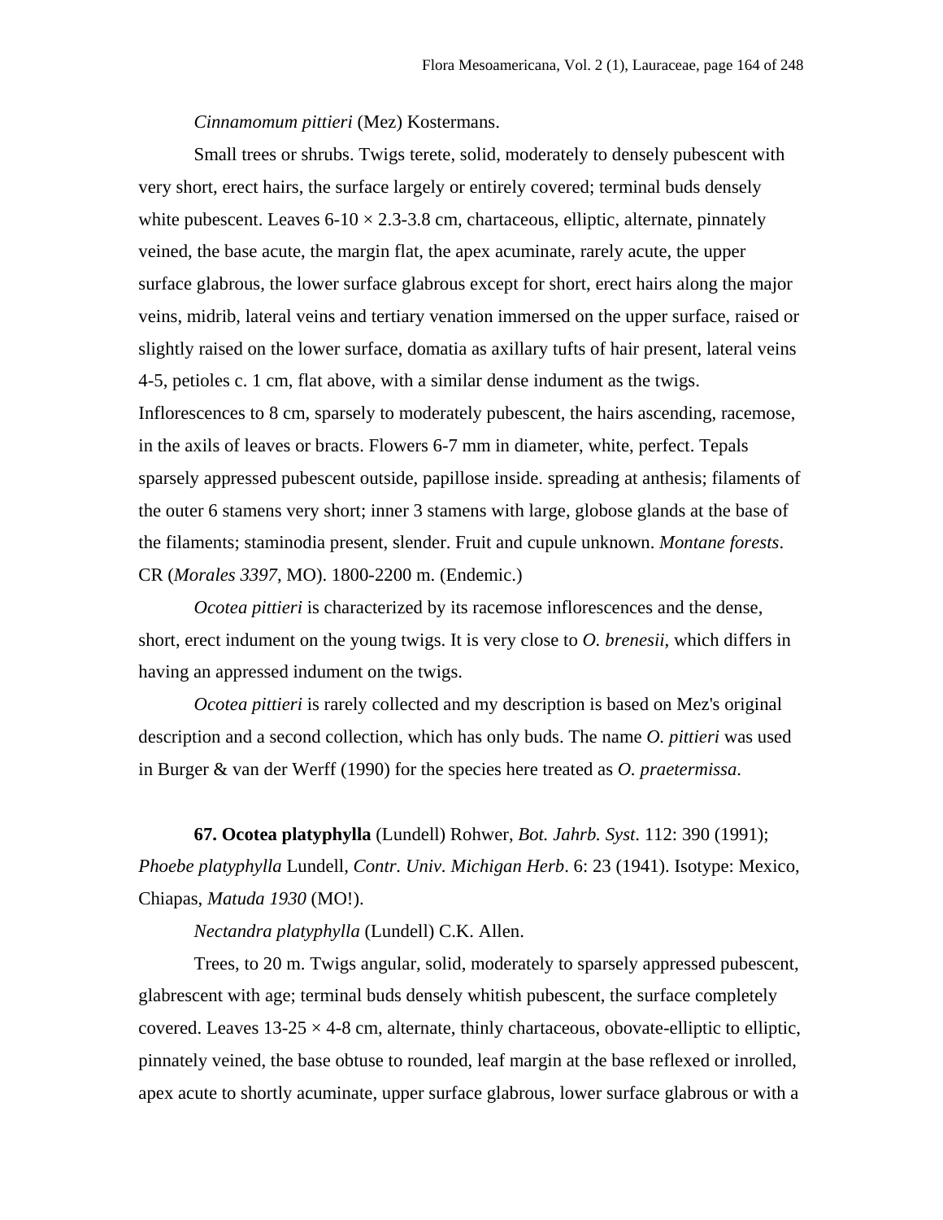*Cinnamomum pittieri* (Mez) Kostermans.

Small trees or shrubs. Twigs terete, solid, moderately to densely pubescent with very short, erect hairs, the surface largely or entirely covered; terminal buds densely white pubescent. Leaves 6-10 × 2.3-3.8 cm, chartaceous, elliptic, alternate, pinnately veined, the base acute, the margin flat, the apex acuminate, rarely acute, the upper surface glabrous, the lower surface glabrous except for short, erect hairs along the major veins, midrib, lateral veins and tertiary venation immersed on the upper surface, raised or slightly raised on the lower surface, domatia as axillary tufts of hair present, lateral veins 4-5, petioles c. 1 cm, flat above, with a similar dense indument as the twigs. Inflorescences to 8 cm, sparsely to moderately pubescent, the hairs ascending, racemose, in the axils of leaves or bracts. Flowers 6-7 mm in diameter, white, perfect. Tepals sparsely appressed pubescent outside, papillose inside. spreading at anthesis; filaments of the outer 6 stamens very short; inner 3 stamens with large, globose glands at the base of the filaments; staminodia present, slender. Fruit and cupule unknown. *Montane forests*. CR (*Morales 3397*, MO). 1800-2200 m. (Endemic.)

*Ocotea pittieri* is characterized by its racemose inflorescences and the dense, short, erect indument on the young twigs. It is very close to *O. brenesii*, which differs in having an appressed indument on the twigs.

*Ocotea pittieri* is rarely collected and my description is based on Mez's original description and a second collection, which has only buds. The name *O. pittieri* was used in Burger & van der Werff (1990) for the species here treated as *O. praetermissa*.

**67. Ocotea platyphylla** (Lundell) Rohwer, *Bot. Jahrb. Syst*. 112: 390 (1991); *Phoebe platyphylla* Lundell, *Contr. Univ. Michigan Herb*. 6: 23 (1941). Isotype: Mexico, Chiapas, *Matuda 1930* (MO!).

*Nectandra platyphylla* (Lundell) C.K. Allen.

Trees, to 20 m. Twigs angular, solid, moderately to sparsely appressed pubescent, glabrescent with age; terminal buds densely whitish pubescent, the surface completely covered. Leaves 13-25 × 4-8 cm, alternate, thinly chartaceous, obovate-elliptic to elliptic, pinnately veined, the base obtuse to rounded, leaf margin at the base reflexed or inrolled, apex acute to shortly acuminate, upper surface glabrous, lower surface glabrous or with a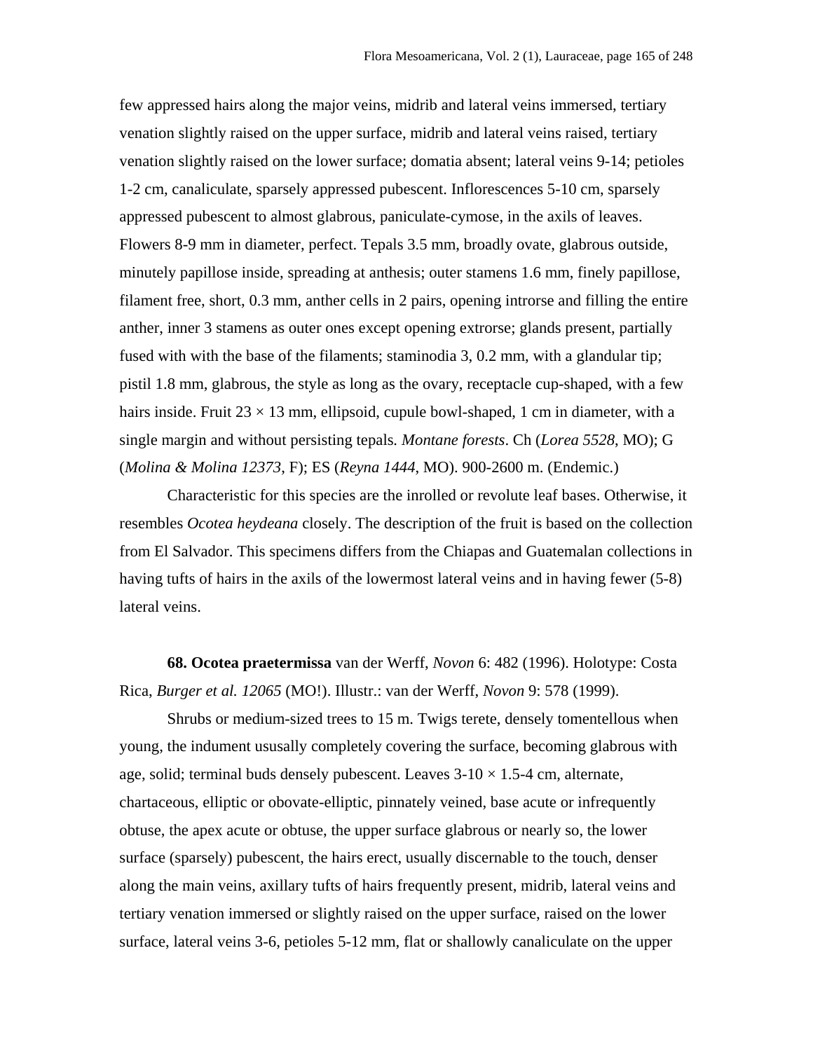few appressed hairs along the major veins, midrib and lateral veins immersed, tertiary venation slightly raised on the upper surface, midrib and lateral veins raised, tertiary venation slightly raised on the lower surface; domatia absent; lateral veins 9-14; petioles 1-2 cm, canaliculate, sparsely appressed pubescent. Inflorescences 5-10 cm, sparsely appressed pubescent to almost glabrous, paniculate-cymose, in the axils of leaves. Flowers 8-9 mm in diameter, perfect. Tepals 3.5 mm, broadly ovate, glabrous outside, minutely papillose inside, spreading at anthesis; outer stamens 1.6 mm, finely papillose, filament free, short, 0.3 mm, anther cells in 2 pairs, opening introrse and filling the entire anther, inner 3 stamens as outer ones except opening extrorse; glands present, partially fused with with the base of the filaments; staminodia 3, 0.2 mm, with a glandular tip; pistil 1.8 mm, glabrous, the style as long as the ovary, receptacle cup-shaped, with a few hairs inside. Fruit 23 × 13 mm, ellipsoid, cupule bowl-shaped, 1 cm in diameter, with a single margin and without persisting tepals. *Montane forests*. Ch (*Lorea 5528*, MO); G (*Molina & Molina 12373*, F); ES (*Reyna 1444*, MO). 900-2600 m. (Endemic.)

Characteristic for this species are the inrolled or revolute leaf bases. Otherwise, it resembles *Ocotea heydeana* closely. The description of the fruit is based on the collection from El Salvador. This specimens differs from the Chiapas and Guatemalan collections in having tufts of hairs in the axils of the lowermost lateral veins and in having fewer (5-8) lateral veins.

**68. Ocotea praetermissa** van der Werff, *Novon* 6: 482 (1996). Holotype: Costa Rica, *Burger et al. 12065* (MO!). Illustr.: van der Werff, *Novon* 9: 578 (1999).

Shrubs or medium-sized trees to 15 m. Twigs terete, densely tomentellous when young, the indument ususally completely covering the surface, becoming glabrous with age, solid; terminal buds densely pubescent. Leaves 3-10 × 1.5-4 cm, alternate, chartaceous, elliptic or obovate-elliptic, pinnately veined, base acute or infrequently obtuse, the apex acute or obtuse, the upper surface glabrous or nearly so, the lower surface (sparsely) pubescent, the hairs erect, usually discernable to the touch, denser along the main veins, axillary tufts of hairs frequently present, midrib, lateral veins and tertiary venation immersed or slightly raised on the upper surface, raised on the lower surface, lateral veins 3-6, petioles 5-12 mm, flat or shallowly canaliculate on the upper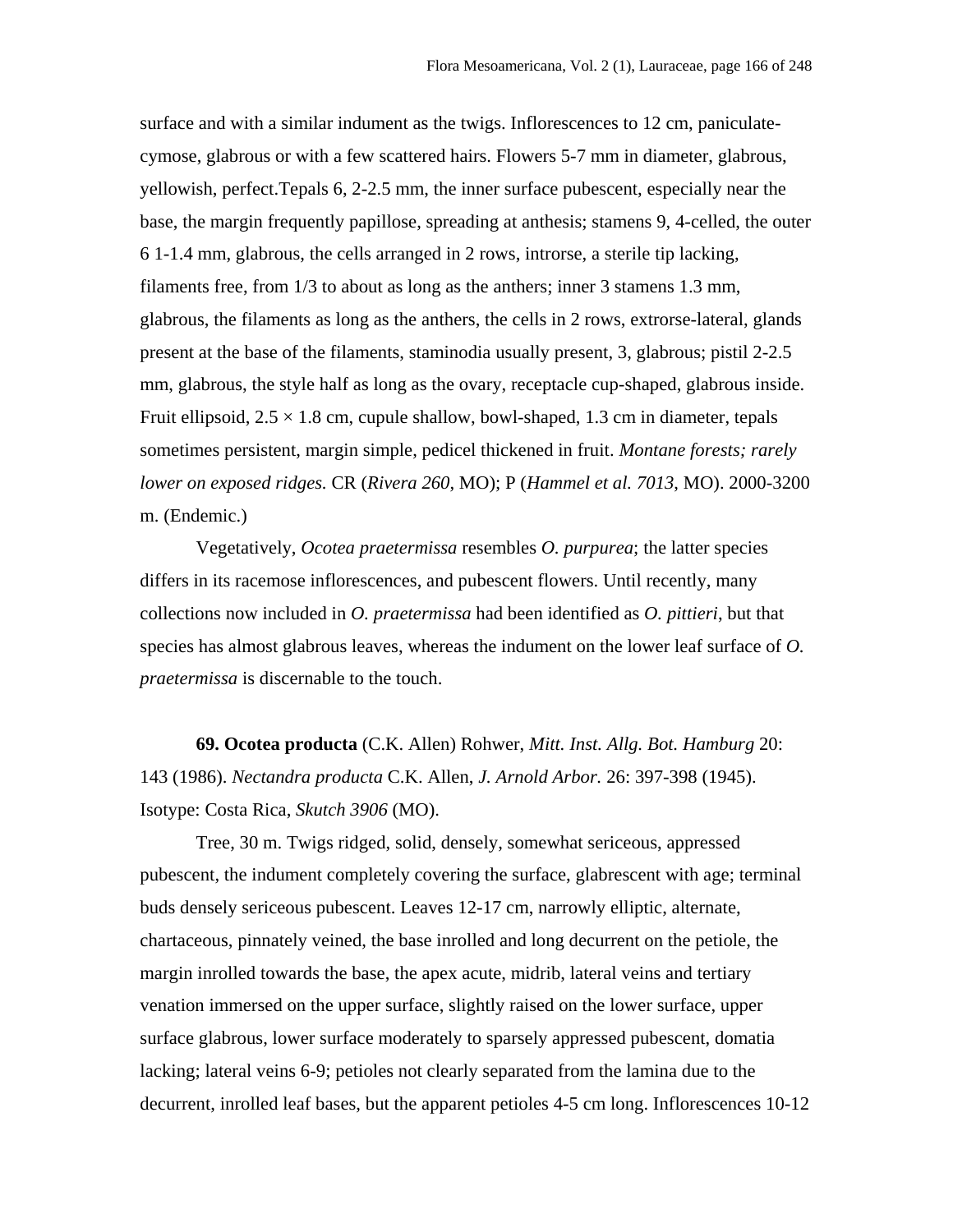surface and with a similar indument as the twigs. Inflorescences to 12 cm, paniculate-cymose, glabrous or with a few scattered hairs. Flowers 5-7 mm in diameter, glabrous, yellowish, perfect.Tepals 6, 2-2.5 mm, the inner surface pubescent, especially near the base, the margin frequently papillose, spreading at anthesis; stamens 9, 4-celled, the outer 6 1-1.4 mm, glabrous, the cells arranged in 2 rows, introrse, a sterile tip lacking, filaments free, from 1/3 to about as long as the anthers; inner 3 stamens 1.3 mm, glabrous, the filaments as long as the anthers, the cells in 2 rows, extrorse-lateral, glands present at the base of the filaments, staminodia usually present, 3, glabrous; pistil 2-2.5 mm, glabrous, the style half as long as the ovary, receptacle cup-shaped, glabrous inside. Fruit ellipsoid, 2.5 × 1.8 cm, cupule shallow, bowl-shaped, 1.3 cm in diameter, tepals sometimes persistent, margin simple, pedicel thickened in fruit. *Montane forests; rarely lower on exposed ridges.* CR (*Rivera 260*, MO); P (*Hammel et al. 7013*, MO). 2000-3200 m. (Endemic.)

Vegetatively, *Ocotea praetermissa* resembles *O. purpurea*; the latter species differs in its racemose inflorescences, and pubescent flowers. Until recently, many collections now included in *O. praetermissa* had been identified as *O. pittieri*, but that species has almost glabrous leaves, whereas the indument on the lower leaf surface of *O. praetermissa* is discernable to the touch.

**69. Ocotea producta** (C.K. Allen) Rohwer, *Mitt. Inst. Allg. Bot. Hamburg* 20: 143 (1986). *Nectandra producta* C.K. Allen, *J. Arnold Arbor.* 26: 397-398 (1945). Isotype: Costa Rica, *Skutch 3906* (MO).

Tree, 30 m. Twigs ridged, solid, densely, somewhat sericeous, appressed pubescent, the indument completely covering the surface, glabrescent with age; terminal buds densely sericeous pubescent. Leaves 12-17 cm, narrowly elliptic, alternate, chartaceous, pinnately veined, the base inrolled and long decurrent on the petiole, the margin inrolled towards the base, the apex acute, midrib, lateral veins and tertiary venation immersed on the upper surface, slightly raised on the lower surface, upper surface glabrous, lower surface moderately to sparsely appressed pubescent, domatia lacking; lateral veins 6-9; petioles not clearly separated from the lamina due to the decurrent, inrolled leaf bases, but the apparent petioles 4-5 cm long. Inflorescences 10-12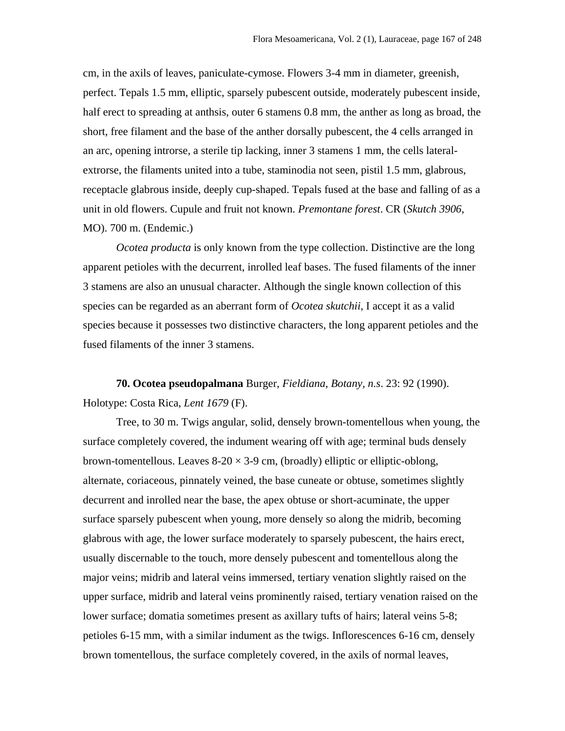cm, in the axils of leaves, paniculate-cymose. Flowers 3-4 mm in diameter, greenish, perfect. Tepals 1.5 mm, elliptic, sparsely pubescent outside, moderately pubescent inside, half erect to spreading at anthsis, outer 6 stamens 0.8 mm, the anther as long as broad, the short, free filament and the base of the anther dorsally pubescent, the 4 cells arranged in an arc, opening introrse, a sterile tip lacking, inner 3 stamens 1 mm, the cells lateral-extrorse, the filaments united into a tube, staminodia not seen, pistil 1.5 mm, glabrous, receptacle glabrous inside, deeply cup-shaped. Tepals fused at the base and falling of as a unit in old flowers. Cupule and fruit not known. *Premontane forest*. CR (*Skutch 3906*, MO). 700 m. (Endemic.)

*Ocotea producta* is only known from the type collection. Distinctive are the long apparent petioles with the decurrent, inrolled leaf bases. The fused filaments of the inner 3 stamens are also an unusual character. Although the single known collection of this species can be regarded as an aberrant form of *Ocotea skutchii*, I accept it as a valid species because it possesses two distinctive characters, the long apparent petioles and the fused filaments of the inner 3 stamens.

**70. Ocotea pseudopalmana** Burger, *Fieldiana, Botany, n.s*. 23: 92 (1990). Holotype: Costa Rica, *Lent 1679* (F).

Tree, to 30 m. Twigs angular, solid, densely brown-tomentellous when young, the surface completely covered, the indument wearing off with age; terminal buds densely brown-tomentellous. Leaves 8-20 × 3-9 cm, (broadly) elliptic or elliptic-oblong, alternate, coriaceous, pinnately veined, the base cuneate or obtuse, sometimes slightly decurrent and inrolled near the base, the apex obtuse or short-acuminate, the upper surface sparsely pubescent when young, more densely so along the midrib, becoming glabrous with age, the lower surface moderately to sparsely pubescent, the hairs erect, usually discernable to the touch, more densely pubescent and tomentellous along the major veins; midrib and lateral veins immersed, tertiary venation slightly raised on the upper surface, midrib and lateral veins prominently raised, tertiary venation raised on the lower surface; domatia sometimes present as axillary tufts of hairs; lateral veins 5-8; petioles 6-15 mm, with a similar indument as the twigs. Inflorescences 6-16 cm, densely brown tomentellous, the surface completely covered, in the axils of normal leaves,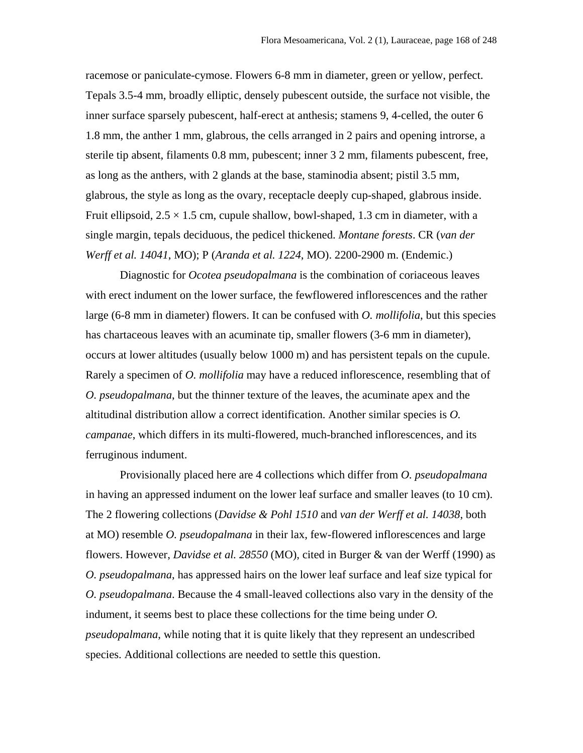racemose or paniculate-cymose. Flowers 6-8 mm in diameter, green or yellow, perfect. Tepals 3.5-4 mm, broadly elliptic, densely pubescent outside, the surface not visible, the inner surface sparsely pubescent, half-erect at anthesis; stamens 9, 4-celled, the outer 6 1.8 mm, the anther 1 mm, glabrous, the cells arranged in 2 pairs and opening introrse, a sterile tip absent, filaments 0.8 mm, pubescent; inner 3 2 mm, filaments pubescent, free, as long as the anthers, with 2 glands at the base, staminodia absent; pistil 3.5 mm, glabrous, the style as long as the ovary, receptacle deeply cup-shaped, glabrous inside. Fruit ellipsoid, 2.5 × 1.5 cm, cupule shallow, bowl-shaped, 1.3 cm in diameter, with a single margin, tepals deciduous, the pedicel thickened. *Montane forests*. CR (*van der Werff et al. 14041*, MO); P (*Aranda et al. 1224*, MO). 2200-2900 m. (Endemic.)

Diagnostic for *Ocotea pseudopalmana* is the combination of coriaceous leaves with erect indument on the lower surface, the fewflowered inflorescences and the rather large (6-8 mm in diameter) flowers. It can be confused with *O. mollifolia*, but this species has chartaceous leaves with an acuminate tip, smaller flowers (3-6 mm in diameter), occurs at lower altitudes (usually below 1000 m) and has persistent tepals on the cupule. Rarely a specimen of *O. mollifolia* may have a reduced inflorescence, resembling that of *O. pseudopalmana*, but the thinner texture of the leaves, the acuminate apex and the altitudinal distribution allow a correct identification. Another similar species is *O. campanae*, which differs in its multi-flowered, much-branched inflorescences, and its ferruginous indument.

Provisionally placed here are 4 collections which differ from *O. pseudopalmana* in having an appressed indument on the lower leaf surface and smaller leaves (to 10 cm). The 2 flowering collections (*Davidse & Pohl 1510* and *van der Werff et al. 14038*, both at MO) resemble *O. pseudopalmana* in their lax, few-flowered inflorescences and large flowers. However, *Davidse et al. 28550* (MO), cited in Burger & van der Werff (1990) as *O. pseudopalmana*, has appressed hairs on the lower leaf surface and leaf size typical for *O. pseudopalmana*. Because the 4 small-leaved collections also vary in the density of the indument, it seems best to place these collections for the time being under *O. pseudopalmana*, while noting that it is quite likely that they represent an undescribed species. Additional collections are needed to settle this question.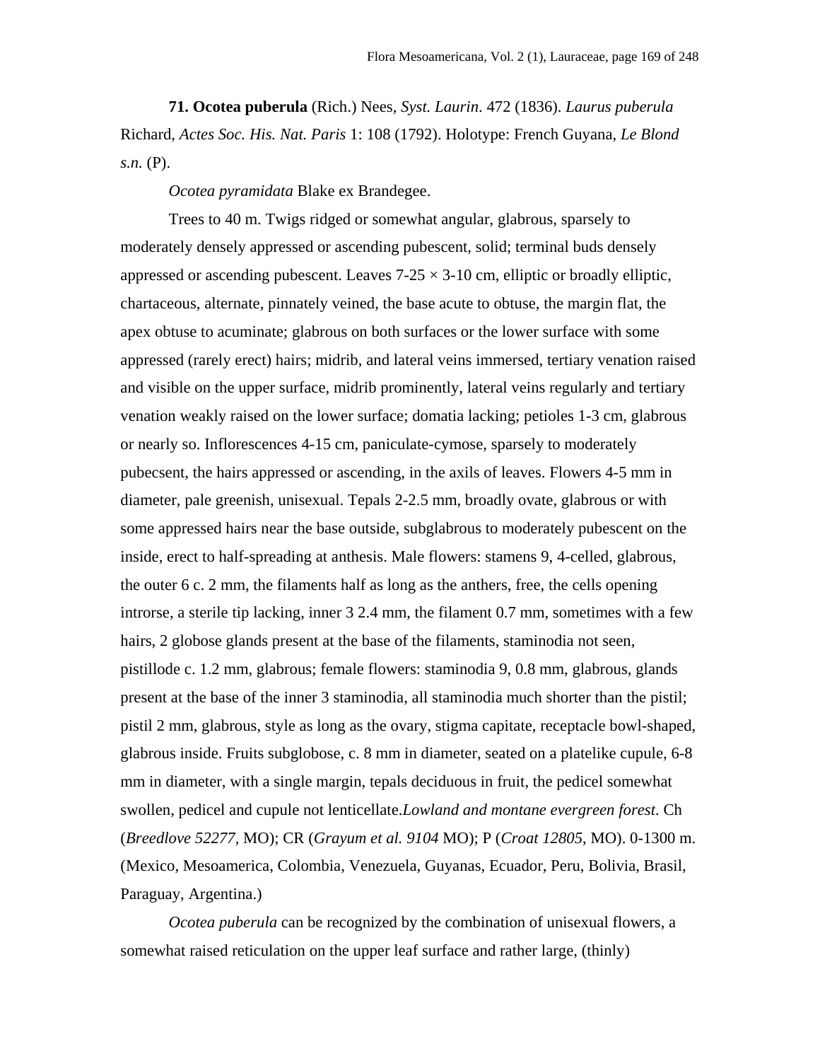**71. Ocotea puberula** (Rich.) Nees, *Syst. Laurin*. 472 (1836). *Laurus puberula* Richard, *Actes Soc. His. Nat. Paris* 1: 108 (1792). Holotype: French Guyana, *Le Blond s.n.* (P).

*Ocotea pyramidata* Blake ex Brandegee.

Trees to 40 m. Twigs ridged or somewhat angular, glabrous, sparsely to moderately densely appressed or ascending pubescent, solid; terminal buds densely appressed or ascending pubescent. Leaves 7-25 × 3-10 cm, elliptic or broadly elliptic, chartaceous, alternate, pinnately veined, the base acute to obtuse, the margin flat, the apex obtuse to acuminate; glabrous on both surfaces or the lower surface with some appressed (rarely erect) hairs; midrib, and lateral veins immersed, tertiary venation raised and visible on the upper surface, midrib prominently, lateral veins regularly and tertiary venation weakly raised on the lower surface; domatia lacking; petioles 1-3 cm, glabrous or nearly so. Inflorescences 4-15 cm, paniculate-cymose, sparsely to moderately pubecsent, the hairs appressed or ascending, in the axils of leaves. Flowers 4-5 mm in diameter, pale greenish, unisexual. Tepals 2-2.5 mm, broadly ovate, glabrous or with some appressed hairs near the base outside, subglabrous to moderately pubescent on the inside, erect to half-spreading at anthesis. Male flowers: stamens 9, 4-celled, glabrous, the outer 6 c. 2 mm, the filaments half as long as the anthers, free, the cells opening introrse, a sterile tip lacking, inner 3 2.4 mm, the filament 0.7 mm, sometimes with a few hairs, 2 globose glands present at the base of the filaments, staminodia not seen, pistillode c. 1.2 mm, glabrous; female flowers: staminodia 9, 0.8 mm, glabrous, glands present at the base of the inner 3 staminodia, all staminodia much shorter than the pistil; pistil 2 mm, glabrous, style as long as the ovary, stigma capitate, receptacle bowl-shaped, glabrous inside. Fruits subglobose, c. 8 mm in diameter, seated on a platelike cupule, 6-8 mm in diameter, with a single margin, tepals deciduous in fruit, the pedicel somewhat swollen, pedicel and cupule not lenticellate.*Lowland and montane evergreen forest*. Ch (*Breedlove 52277,* MO); CR (*Grayum et al. 9104* MO); P (*Croat 12805*, MO). 0-1300 m. (Mexico, Mesoamerica, Colombia, Venezuela, Guyanas, Ecuador, Peru, Bolivia, Brasil, Paraguay, Argentina.)

*Ocotea puberula* can be recognized by the combination of unisexual flowers, a somewhat raised reticulation on the upper leaf surface and rather large, (thinly)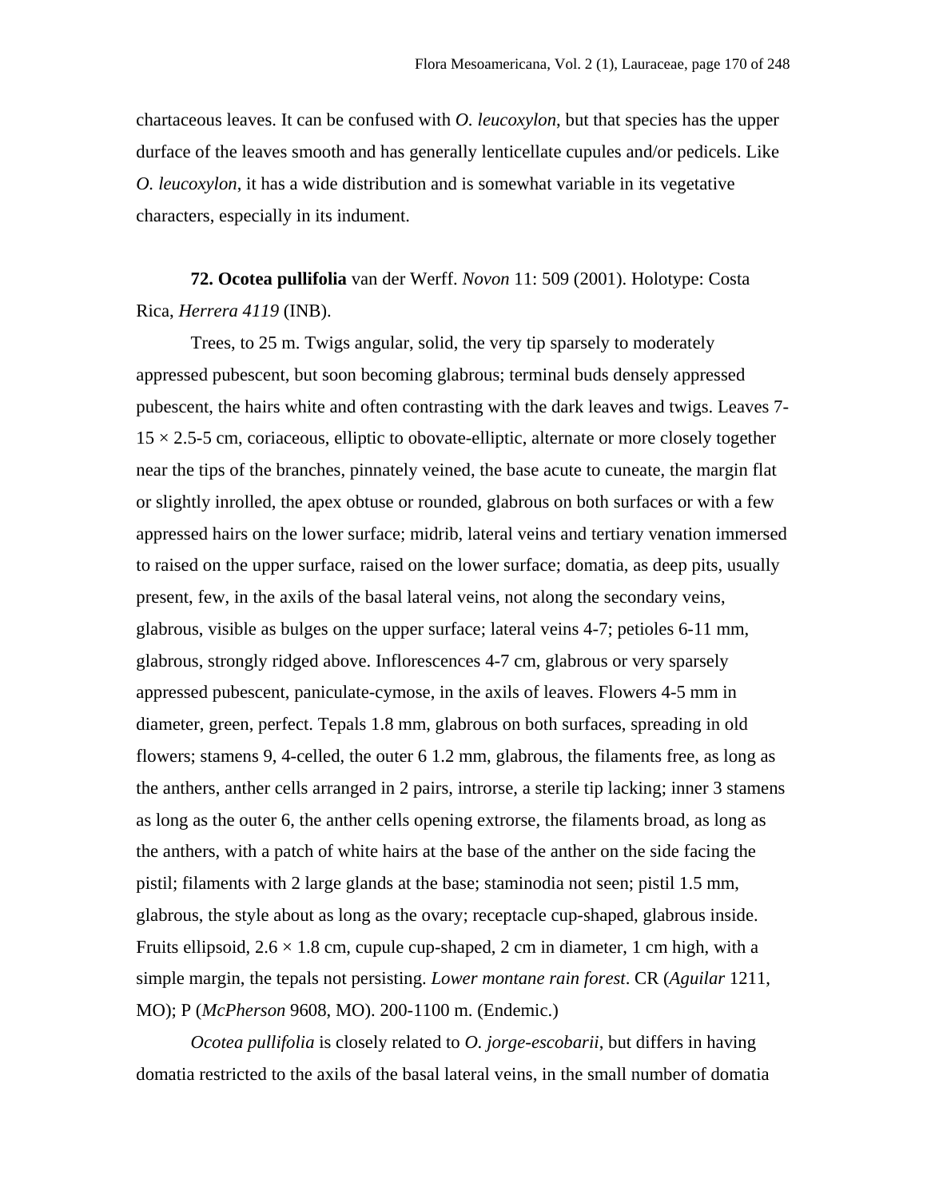chartaceous leaves. It can be confused with *O. leucoxylon*, but that species has the upper durface of the leaves smooth and has generally lenticellate cupules and/or pedicels. Like *O. leucoxylon*, it has a wide distribution and is somewhat variable in its vegetative characters, especially in its indument.

**72. Ocotea pullifolia** van der Werff. *Novon* 11: 509 (2001). Holotype: Costa Rica, *Herrera 4119* (INB).

Trees, to 25 m. Twigs angular, solid, the very tip sparsely to moderately appressed pubescent, but soon becoming glabrous; terminal buds densely appressed pubescent, the hairs white and often contrasting with the dark leaves and twigs. Leaves 7-15 × 2.5-5 cm, coriaceous, elliptic to obovate-elliptic, alternate or more closely together near the tips of the branches, pinnately veined, the base acute to cuneate, the margin flat or slightly inrolled, the apex obtuse or rounded, glabrous on both surfaces or with a few appressed hairs on the lower surface; midrib, lateral veins and tertiary venation immersed to raised on the upper surface, raised on the lower surface; domatia, as deep pits, usually present, few, in the axils of the basal lateral veins, not along the secondary veins, glabrous, visible as bulges on the upper surface; lateral veins 4-7; petioles 6-11 mm, glabrous, strongly ridged above. Inflorescences 4-7 cm, glabrous or very sparsely appressed pubescent, paniculate-cymose, in the axils of leaves. Flowers 4-5 mm in diameter, green, perfect. Tepals 1.8 mm, glabrous on both surfaces, spreading in old flowers; stamens 9, 4-celled, the outer 6 1.2 mm, glabrous, the filaments free, as long as the anthers, anther cells arranged in 2 pairs, introrse, a sterile tip lacking; inner 3 stamens as long as the outer 6, the anther cells opening extrorse, the filaments broad, as long as the anthers, with a patch of white hairs at the base of the anther on the side facing the pistil; filaments with 2 large glands at the base; staminodia not seen; pistil 1.5 mm, glabrous, the style about as long as the ovary; receptacle cup-shaped, glabrous inside. Fruits ellipsoid, 2.6 × 1.8 cm, cupule cup-shaped, 2 cm in diameter, 1 cm high, with a simple margin, the tepals not persisting. *Lower montane rain forest*. CR (*Aguilar* 1211, MO); P (*McPherson* 9608, MO). 200-1100 m. (Endemic.)

*Ocotea pullifolia* is closely related to *O. jorge-escobarii*, but differs in having domatia restricted to the axils of the basal lateral veins, in the small number of domatia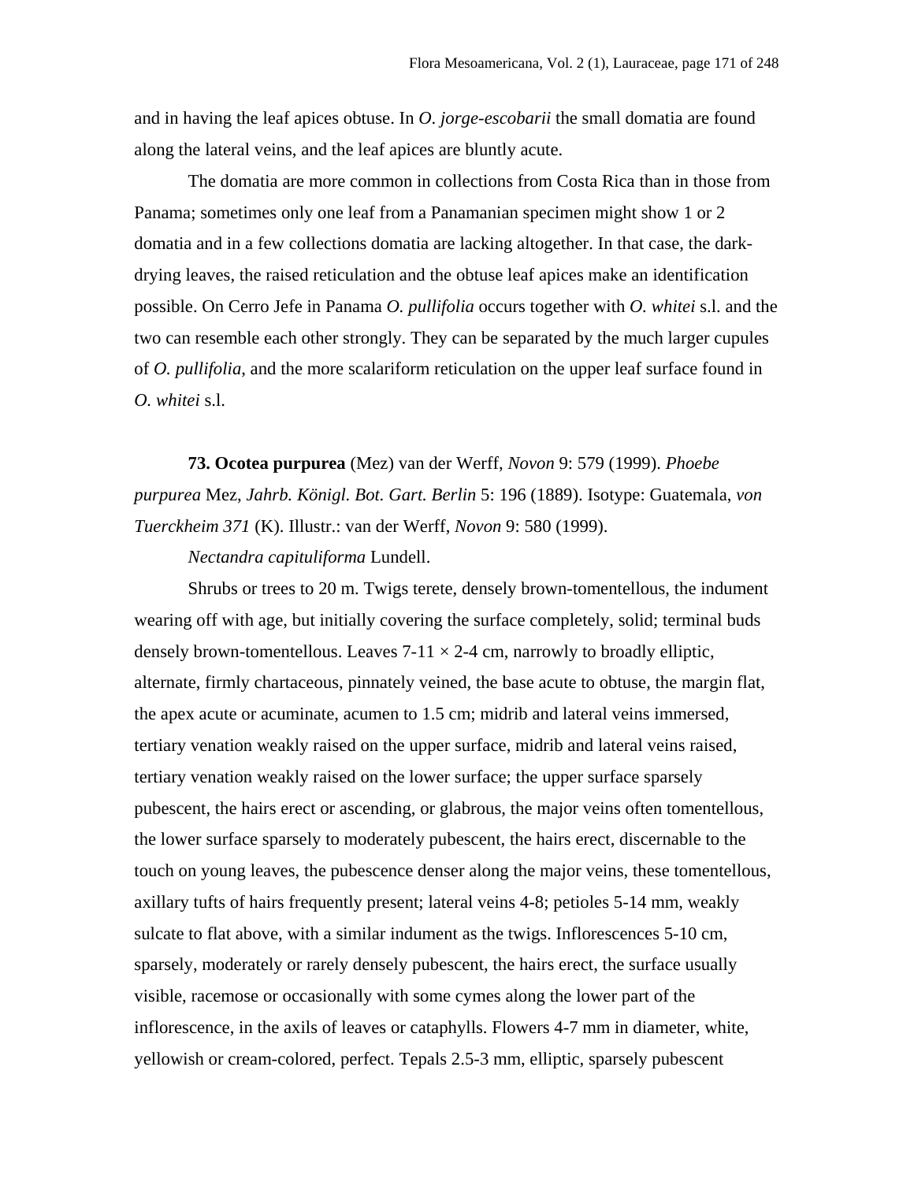and in having the leaf apices obtuse. In *O. jorge-escobarii* the small domatia are found along the lateral veins, and the leaf apices are bluntly acute.

The domatia are more common in collections from Costa Rica than in those from Panama; sometimes only one leaf from a Panamanian specimen might show 1 or 2 domatia and in a few collections domatia are lacking altogether. In that case, the dark-drying leaves, the raised reticulation and the obtuse leaf apices make an identification possible. On Cerro Jefe in Panama *O. pullifolia* occurs together with *O. whitei* s.l. and the two can resemble each other strongly. They can be separated by the much larger cupules of *O. pullifolia*, and the more scalariform reticulation on the upper leaf surface found in *O. whitei* s.l.

**73. Ocotea purpurea** (Mez) van der Werff, *Novon* 9: 579 (1999). *Phoebe purpurea* Mez, *Jahrb. Königl. Bot. Gart. Berlin* 5: 196 (1889). Isotype: Guatemala, *von Tuerckheim 371* (K). Illustr.: van der Werff, *Novon* 9: 580 (1999).

*Nectandra capituliforma* Lundell.

Shrubs or trees to 20 m. Twigs terete, densely brown-tomentellous, the indument wearing off with age, but initially covering the surface completely, solid; terminal buds densely brown-tomentellous. Leaves 7-11 × 2-4 cm, narrowly to broadly elliptic, alternate, firmly chartaceous, pinnately veined, the base acute to obtuse, the margin flat, the apex acute or acuminate, acumen to 1.5 cm; midrib and lateral veins immersed, tertiary venation weakly raised on the upper surface, midrib and lateral veins raised, tertiary venation weakly raised on the lower surface; the upper surface sparsely pubescent, the hairs erect or ascending, or glabrous, the major veins often tomentellous, the lower surface sparsely to moderately pubescent, the hairs erect, discernable to the touch on young leaves, the pubescence denser along the major veins, these tomentellous, axillary tufts of hairs frequently present; lateral veins 4-8; petioles 5-14 mm, weakly sulcate to flat above, with a similar indument as the twigs. Inflorescences 5-10 cm, sparsely, moderately or rarely densely pubescent, the hairs erect, the surface usually visible, racemose or occasionally with some cymes along the lower part of the inflorescence, in the axils of leaves or cataphylls. Flowers 4-7 mm in diameter, white, yellowish or cream-colored, perfect. Tepals 2.5-3 mm, elliptic, sparsely pubescent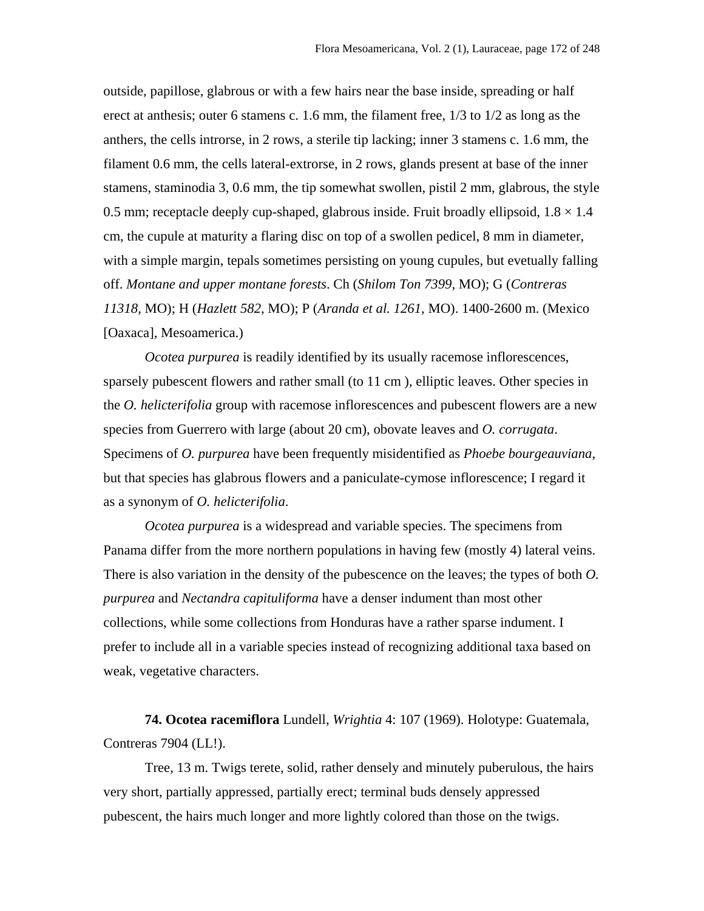outside, papillose, glabrous or with a few hairs near the base inside, spreading or half erect at anthesis; outer 6 stamens c. 1.6 mm, the filament free, 1/3 to 1/2 as long as the anthers, the cells introrse, in 2 rows, a sterile tip lacking; inner 3 stamens c. 1.6 mm, the filament 0.6 mm, the cells lateral-extrorse, in 2 rows, glands present at base of the inner stamens, staminodia 3, 0.6 mm, the tip somewhat swollen, pistil 2 mm, glabrous, the style 0.5 mm; receptacle deeply cup-shaped, glabrous inside. Fruit broadly ellipsoid, 1.8 × 1.4 cm, the cupule at maturity a flaring disc on top of a swollen pedicel, 8 mm in diameter, with a simple margin, tepals sometimes persisting on young cupules, but evetually falling off. *Montane and upper montane forests*. Ch (*Shilom Ton 7399*, MO); G (*Contreras 11318*, MO); H (*Hazlett 582*, MO); P (*Aranda et al. 1261*, MO). 1400-2600 m. (Mexico [Oaxaca], Mesoamerica.)

*Ocotea purpurea* is readily identified by its usually racemose inflorescences, sparsely pubescent flowers and rather small (to 11 cm ), elliptic leaves. Other species in the *O. helicterifolia* group with racemose inflorescences and pubescent flowers are a new species from Guerrero with large (about 20 cm), obovate leaves and *O. corrugata*. Specimens of *O. purpurea* have been frequently misidentified as *Phoebe bourgeauviana*, but that species has glabrous flowers and a paniculate-cymose inflorescence; I regard it as a synonym of *O. helicterifolia*.

*Ocotea purpurea* is a widespread and variable species. The specimens from Panama differ from the more northern populations in having few (mostly 4) lateral veins. There is also variation in the density of the pubescence on the leaves; the types of both *O. purpurea* and *Nectandra capituliforma* have a denser indument than most other collections, while some collections from Honduras have a rather sparse indument. I prefer to include all in a variable species instead of recognizing additional taxa based on weak, vegetative characters.

**74. Ocotea racemiflora** Lundell, *Wrightia* 4: 107 (1969). Holotype: Guatemala, Contreras 7904 (LL!).

Tree, 13 m. Twigs terete, solid, rather densely and minutely puberulous, the hairs very short, partially appressed, partially erect; terminal buds densely appressed pubescent, the hairs much longer and more lightly colored than those on the twigs.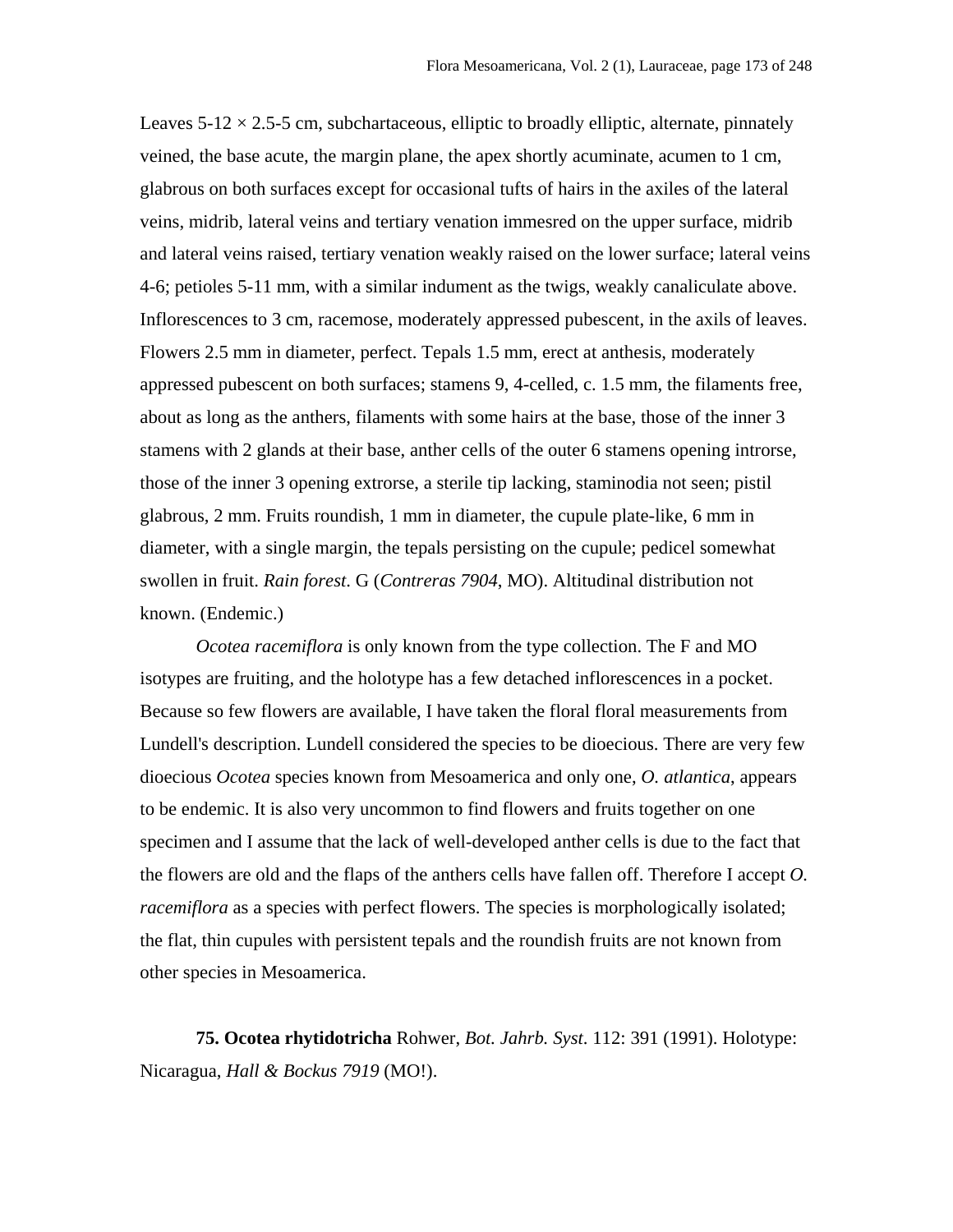Leaves 5-12 × 2.5-5 cm, subchartaceous, elliptic to broadly elliptic, alternate, pinnately veined, the base acute, the margin plane, the apex shortly acuminate, acumen to 1 cm, glabrous on both surfaces except for occasional tufts of hairs in the axiles of the lateral veins, midrib, lateral veins and tertiary venation immesred on the upper surface, midrib and lateral veins raised, tertiary venation weakly raised on the lower surface; lateral veins 4-6; petioles 5-11 mm, with a similar indument as the twigs, weakly canaliculate above. Inflorescences to 3 cm, racemose, moderately appressed pubescent, in the axils of leaves. Flowers 2.5 mm in diameter, perfect. Tepals 1.5 mm, erect at anthesis, moderately appressed pubescent on both surfaces; stamens 9, 4-celled, c. 1.5 mm, the filaments free, about as long as the anthers, filaments with some hairs at the base, those of the inner 3 stamens with 2 glands at their base, anther cells of the outer 6 stamens opening introrse, those of the inner 3 opening extrorse, a sterile tip lacking, staminodia not seen; pistil glabrous, 2 mm. Fruits roundish, 1 mm in diameter, the cupule plate-like, 6 mm in diameter, with a single margin, the tepals persisting on the cupule; pedicel somewhat swollen in fruit. *Rain forest*. G (*Contreras 7904*, MO). Altitudinal distribution not known. (Endemic.)

*Ocotea racemiflora* is only known from the type collection. The F and MO isotypes are fruiting, and the holotype has a few detached inflorescences in a pocket. Because so few flowers are available, I have taken the floral floral measurements from Lundell's description. Lundell considered the species to be dioecious. There are very few dioecious *Ocotea* species known from Mesoamerica and only one, *O. atlantica*, appears to be endemic. It is also very uncommon to find flowers and fruits together on one specimen and I assume that the lack of well-developed anther cells is due to the fact that the flowers are old and the flaps of the anthers cells have fallen off. Therefore I accept *O. racemiflora* as a species with perfect flowers. The species is morphologically isolated; the flat, thin cupules with persistent tepals and the roundish fruits are not known from other species in Mesoamerica.

**75. Ocotea rhytidotricha** Rohwer, *Bot. Jahrb. Syst*. 112: 391 (1991). Holotype: Nicaragua, *Hall & Bockus 7919* (MO!).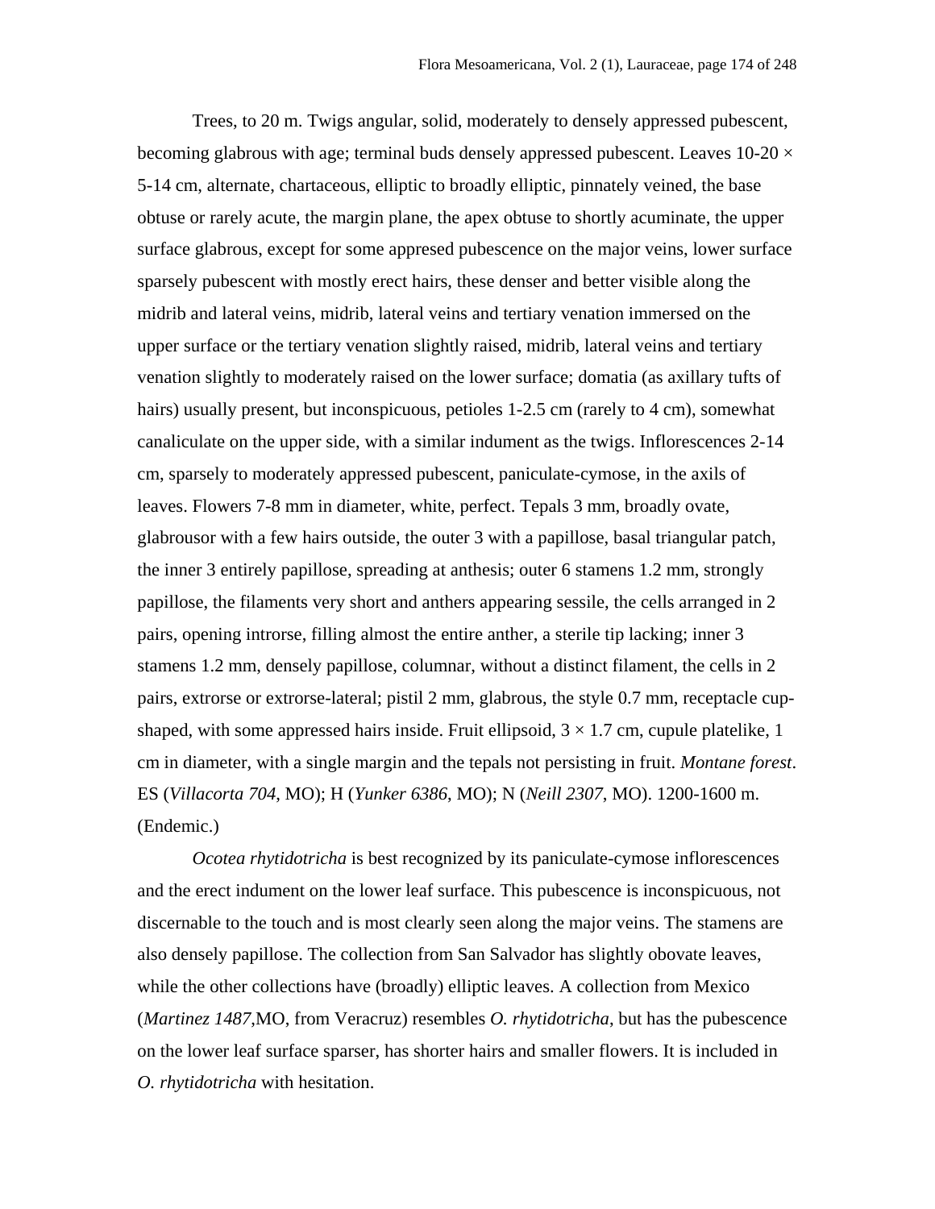Trees, to 20 m. Twigs angular, solid, moderately to densely appressed pubescent, becoming glabrous with age; terminal buds densely appressed pubescent. Leaves 10-20 × 5-14 cm, alternate, chartaceous, elliptic to broadly elliptic, pinnately veined, the base obtuse or rarely acute, the margin plane, the apex obtuse to shortly acuminate, the upper surface glabrous, except for some appresed pubescence on the major veins, lower surface sparsely pubescent with mostly erect hairs, these denser and better visible along the midrib and lateral veins, midrib, lateral veins and tertiary venation immersed on the upper surface or the tertiary venation slightly raised, midrib, lateral veins and tertiary venation slightly to moderately raised on the lower surface; domatia (as axillary tufts of hairs) usually present, but inconspicuous, petioles 1-2.5 cm (rarely to 4 cm), somewhat canaliculate on the upper side, with a similar indument as the twigs. Inflorescences 2-14 cm, sparsely to moderately appressed pubescent, paniculate-cymose, in the axils of leaves. Flowers 7-8 mm in diameter, white, perfect. Tepals 3 mm, broadly ovate, glabrousor with a few hairs outside, the outer 3 with a papillose, basal triangular patch, the inner 3 entirely papillose, spreading at anthesis; outer 6 stamens 1.2 mm, strongly papillose, the filaments very short and anthers appearing sessile, the cells arranged in 2 pairs, opening introrse, filling almost the entire anther, a sterile tip lacking; inner 3 stamens 1.2 mm, densely papillose, columnar, without a distinct filament, the cells in 2 pairs, extrorse or extrorse-lateral; pistil 2 mm, glabrous, the style 0.7 mm, receptacle cup-shaped, with some appressed hairs inside. Fruit ellipsoid, 3 × 1.7 cm, cupule platelike, 1 cm in diameter, with a single margin and the tepals not persisting in fruit. *Montane forest*. ES (*Villacorta 704*, MO); H (*Yunker 6386*, MO); N (*Neill 2307*, MO). 1200-1600 m. (Endemic.)

*Ocotea rhytidotricha* is best recognized by its paniculate-cymose inflorescences and the erect indument on the lower leaf surface. This pubescence is inconspicuous, not discernable to the touch and is most clearly seen along the major veins. The stamens are also densely papillose. The collection from San Salvador has slightly obovate leaves, while the other collections have (broadly) elliptic leaves. A collection from Mexico (*Martinez 1487*,MO, from Veracruz) resembles *O. rhytidotricha*, but has the pubescence on the lower leaf surface sparser, has shorter hairs and smaller flowers. It is included in *O. rhytidotricha* with hesitation.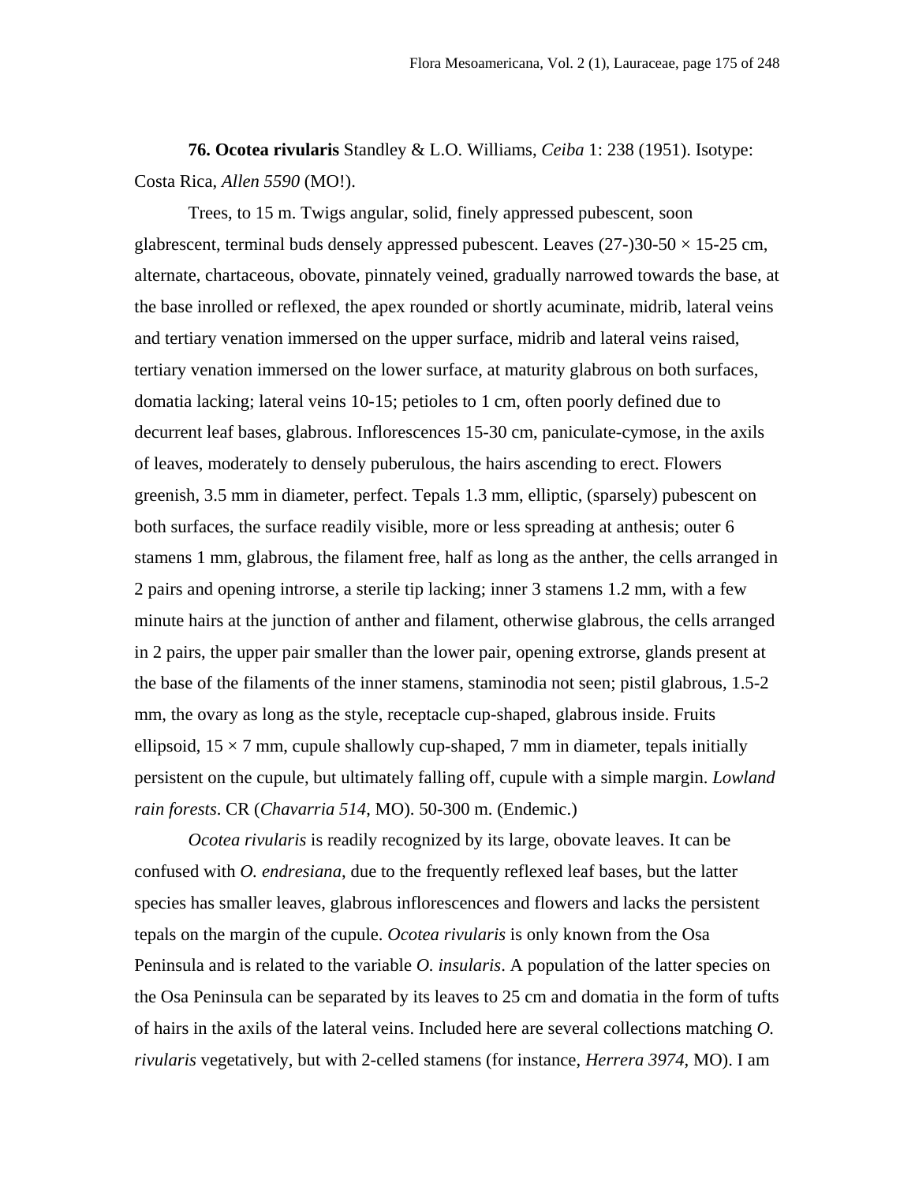**76. Ocotea rivularis** Standley & L.O. Williams, *Ceiba* 1: 238 (1951). Isotype: Costa Rica, *Allen 5590* (MO!).

Trees, to 15 m. Twigs angular, solid, finely appressed pubescent, soon glabrescent, terminal buds densely appressed pubescent. Leaves (27-)30-50 × 15-25 cm, alternate, chartaceous, obovate, pinnately veined, gradually narrowed towards the base, at the base inrolled or reflexed, the apex rounded or shortly acuminate, midrib, lateral veins and tertiary venation immersed on the upper surface, midrib and lateral veins raised, tertiary venation immersed on the lower surface, at maturity glabrous on both surfaces, domatia lacking; lateral veins 10-15; petioles to 1 cm, often poorly defined due to decurrent leaf bases, glabrous. Inflorescences 15-30 cm, paniculate-cymose, in the axils of leaves, moderately to densely puberulous, the hairs ascending to erect. Flowers greenish, 3.5 mm in diameter, perfect. Tepals 1.3 mm, elliptic, (sparsely) pubescent on both surfaces, the surface readily visible, more or less spreading at anthesis; outer 6 stamens 1 mm, glabrous, the filament free, half as long as the anther, the cells arranged in 2 pairs and opening introrse, a sterile tip lacking; inner 3 stamens 1.2 mm, with a few minute hairs at the junction of anther and filament, otherwise glabrous, the cells arranged in 2 pairs, the upper pair smaller than the lower pair, opening extrorse, glands present at the base of the filaments of the inner stamens, staminodia not seen; pistil glabrous, 1.5-2 mm, the ovary as long as the style, receptacle cup-shaped, glabrous inside. Fruits ellipsoid, 15 × 7 mm, cupule shallowly cup-shaped, 7 mm in diameter, tepals initially persistent on the cupule, but ultimately falling off, cupule with a simple margin. *Lowland rain forests*. CR (*Chavarria 514*, MO). 50-300 m. (Endemic.)

*Ocotea rivularis* is readily recognized by its large, obovate leaves. It can be confused with *O. endresiana*, due to the frequently reflexed leaf bases, but the latter species has smaller leaves, glabrous inflorescences and flowers and lacks the persistent tepals on the margin of the cupule. *Ocotea rivularis* is only known from the Osa Peninsula and is related to the variable *O. insularis*. A population of the latter species on the Osa Peninsula can be separated by its leaves to 25 cm and domatia in the form of tufts of hairs in the axils of the lateral veins. Included here are several collections matching *O. rivularis* vegetatively, but with 2-celled stamens (for instance, *Herrera 3974*, MO). I am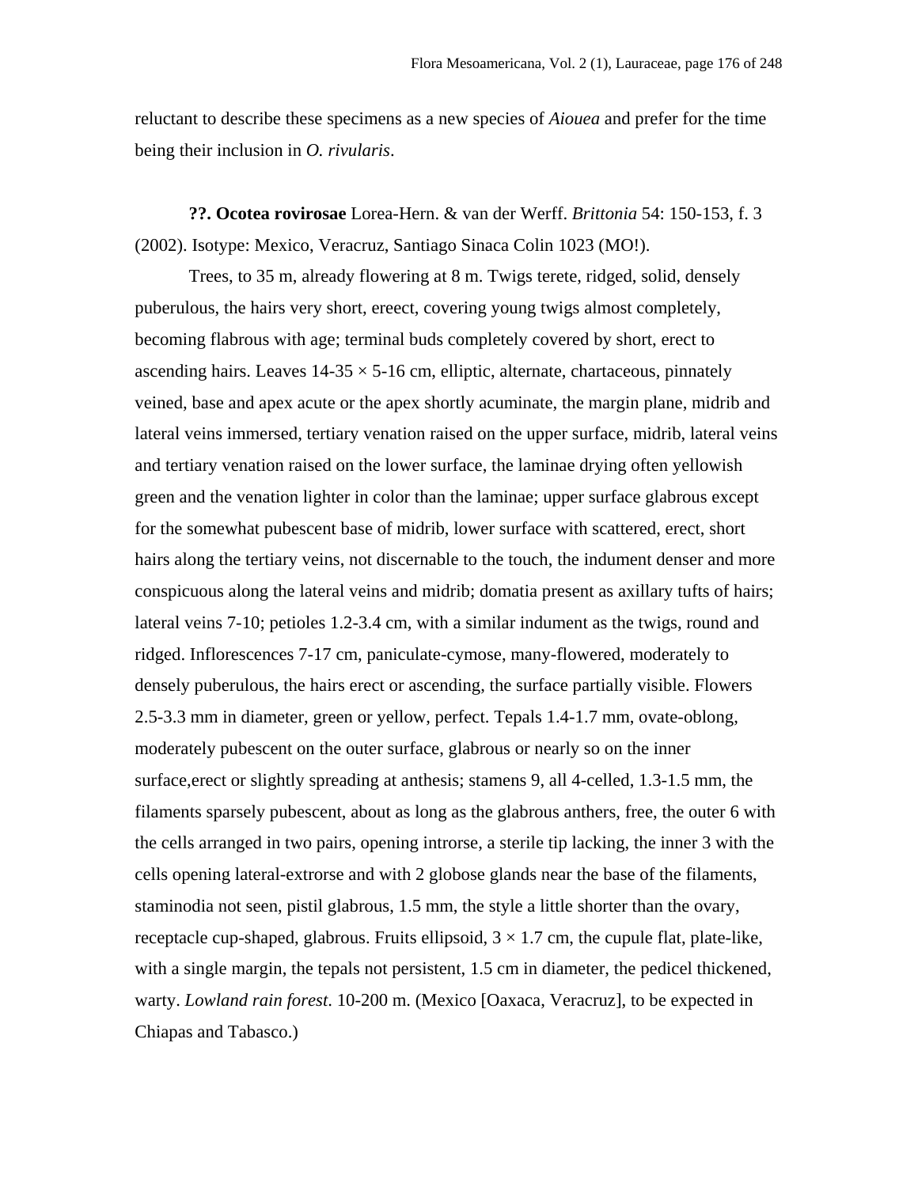reluctant to describe these specimens as a new species of *Aiouea* and prefer for the time being their inclusion in *O. rivularis*.

**??. Ocotea rovirosae** Lorea-Hern. & van der Werff. *Brittonia* 54: 150-153, f. 3 (2002). Isotype: Mexico, Veracruz, Santiago Sinaca Colin 1023 (MO!).

Trees, to 35 m, already flowering at 8 m. Twigs terete, ridged, solid, densely puberulous, the hairs very short, ereect, covering young twigs almost completely, becoming flabrous with age; terminal buds completely covered by short, erect to ascending hairs. Leaves 14-35 × 5-16 cm, elliptic, alternate, chartaceous, pinnately veined, base and apex acute or the apex shortly acuminate, the margin plane, midrib and lateral veins immersed, tertiary venation raised on the upper surface, midrib, lateral veins and tertiary venation raised on the lower surface, the laminae drying often yellowish green and the venation lighter in color than the laminae; upper surface glabrous except for the somewhat pubescent base of midrib, lower surface with scattered, erect, short hairs along the tertiary veins, not discernable to the touch, the indument denser and more conspicuous along the lateral veins and midrib; domatia present as axillary tufts of hairs; lateral veins 7-10; petioles 1.2-3.4 cm, with a similar indument as the twigs, round and ridged. Inflorescences 7-17 cm, paniculate-cymose, many-flowered, moderately to densely puberulous, the hairs erect or ascending, the surface partially visible. Flowers 2.5-3.3 mm in diameter, green or yellow, perfect. Tepals 1.4-1.7 mm, ovate-oblong, moderately pubescent on the outer surface, glabrous or nearly so on the inner surface,erect or slightly spreading at anthesis; stamens 9, all 4-celled, 1.3-1.5 mm, the filaments sparsely pubescent, about as long as the glabrous anthers, free, the outer 6 with the cells arranged in two pairs, opening introrse, a sterile tip lacking, the inner 3 with the cells opening lateral-extrorse and with 2 globose glands near the base of the filaments, staminodia not seen, pistil glabrous, 1.5 mm, the style a little shorter than the ovary, receptacle cup-shaped, glabrous. Fruits ellipsoid, 3 × 1.7 cm, the cupule flat, plate-like, with a single margin, the tepals not persistent, 1.5 cm in diameter, the pedicel thickened, warty. *Lowland rain forest*. 10-200 m. (Mexico [Oaxaca, Veracruz], to be expected in Chiapas and Tabasco.)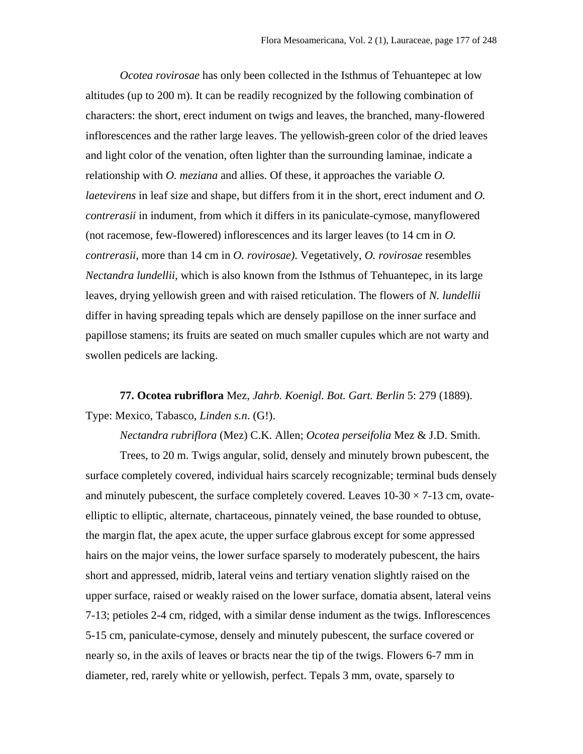*Ocotea rovirosae* has only been collected in the Isthmus of Tehuantepec at low altitudes (up to 200 m). It can be readily recognized by the following combination of characters: the short, erect indument on twigs and leaves, the branched, many-flowered inflorescences and the rather large leaves. The yellowish-green color of the dried leaves and light color of the venation, often lighter than the surrounding laminae, indicate a relationship with *O. meziana* and allies. Of these, it approaches the variable *O. laetevirens* in leaf size and shape, but differs from it in the short, erect indument and *O. contrerasii* in indument, from which it differs in its paniculate-cymose, manyflowered (not racemose, few-flowered) inflorescences and its larger leaves (to 14 cm in *O. contrerasii*, more than 14 cm in *O. rovirosae)*. Vegetatively, *O. rovirosae* resembles *Nectandra lundellii*, which is also known from the Isthmus of Tehuantepec, in its large leaves, drying yellowish green and with raised reticulation. The flowers of *N. lundellii* differ in having spreading tepals which are densely papillose on the inner surface and papillose stamens; its fruits are seated on much smaller cupules which are not warty and swollen pedicels are lacking.

**77. Ocotea rubriflora** Mez, *Jahrb. Koenigl. Bot. Gart. Berlin* 5: 279 (1889). Type: Mexico, Tabasco, *Linden s.n*. (G!).

*Nectandra rubriflora* (Mez) C.K. Allen; *Ocotea perseifolia* Mez & J.D. Smith.

Trees, to 20 m. Twigs angular, solid, densely and minutely brown pubescent, the surface completely covered, individual hairs scarcely recognizable; terminal buds densely and minutely pubescent, the surface completely covered. Leaves 10-30 × 7-13 cm, ovate-elliptic to elliptic, alternate, chartaceous, pinnately veined, the base rounded to obtuse, the margin flat, the apex acute, the upper surface glabrous except for some appressed hairs on the major veins, the lower surface sparsely to moderately pubescent, the hairs short and appressed, midrib, lateral veins and tertiary venation slightly raised on the upper surface, raised or weakly raised on the lower surface, domatia absent, lateral veins 7-13; petioles 2-4 cm, ridged, with a similar dense indument as the twigs. Inflorescences 5-15 cm, paniculate-cymose, densely and minutely pubescent, the surface covered or nearly so, in the axils of leaves or bracts near the tip of the twigs. Flowers 6-7 mm in diameter, red, rarely white or yellowish, perfect. Tepals 3 mm, ovate, sparsely to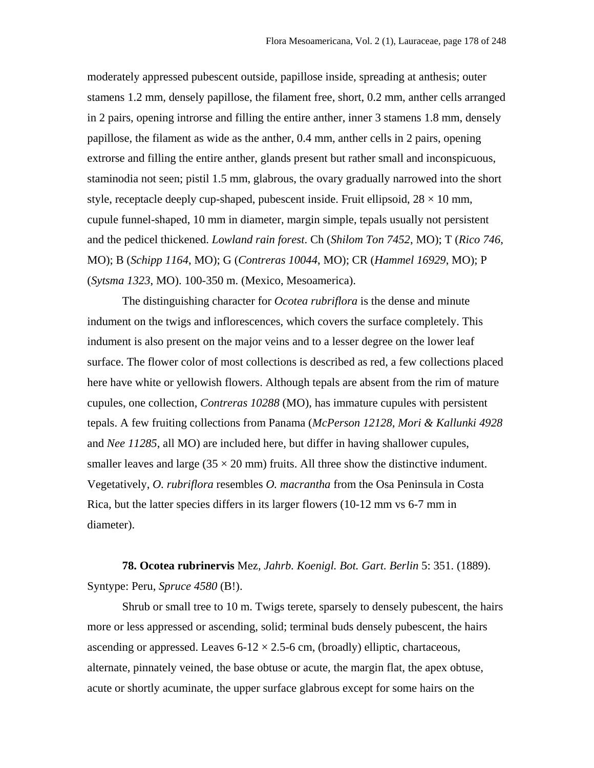moderately appressed pubescent outside, papillose inside, spreading at anthesis; outer stamens 1.2 mm, densely papillose, the filament free, short, 0.2 mm, anther cells arranged in 2 pairs, opening introrse and filling the entire anther, inner 3 stamens 1.8 mm, densely papillose, the filament as wide as the anther, 0.4 mm, anther cells in 2 pairs, opening extrorse and filling the entire anther, glands present but rather small and inconspicuous, staminodia not seen; pistil 1.5 mm, glabrous, the ovary gradually narrowed into the short style, receptacle deeply cup-shaped, pubescent inside. Fruit ellipsoid, 28 × 10 mm, cupule funnel-shaped, 10 mm in diameter, margin simple, tepals usually not persistent and the pedicel thickened. *Lowland rain forest*. Ch (*Shilom Ton 7452*, MO); T (*Rico 746*, MO); B (*Schipp 1164*, MO); G (*Contreras 10044*, MO); CR (*Hammel 16929*, MO); P (*Sytsma 1323*, MO). 100-350 m. (Mexico, Mesoamerica).

The distinguishing character for *Ocotea rubriflora* is the dense and minute indument on the twigs and inflorescences, which covers the surface completely. This indument is also present on the major veins and to a lesser degree on the lower leaf surface. The flower color of most collections is described as red, a few collections placed here have white or yellowish flowers. Although tepals are absent from the rim of mature cupules, one collection, *Contreras 10288* (MO), has immature cupules with persistent tepals. A few fruiting collections from Panama (*McPerson 12128*, *Mori & Kallunki 4928* and *Nee 11285*, all MO) are included here, but differ in having shallower cupules, smaller leaves and large (35 × 20 mm) fruits. All three show the distinctive indument. Vegetatively, *O. rubriflora* resembles *O. macrantha* from the Osa Peninsula in Costa Rica, but the latter species differs in its larger flowers (10-12 mm vs 6-7 mm in diameter).

**78. Ocotea rubrinervis** Mez*, Jahrb. Koenigl. Bot. Gart. Berlin* 5: 351. (1889). Syntype: Peru, *Spruce 4580* (B!).

Shrub or small tree to 10 m. Twigs terete, sparsely to densely pubescent, the hairs more or less appressed or ascending, solid; terminal buds densely pubescent, the hairs ascending or appressed. Leaves 6-12 × 2.5-6 cm, (broadly) elliptic, chartaceous, alternate, pinnately veined, the base obtuse or acute, the margin flat, the apex obtuse, acute or shortly acuminate, the upper surface glabrous except for some hairs on the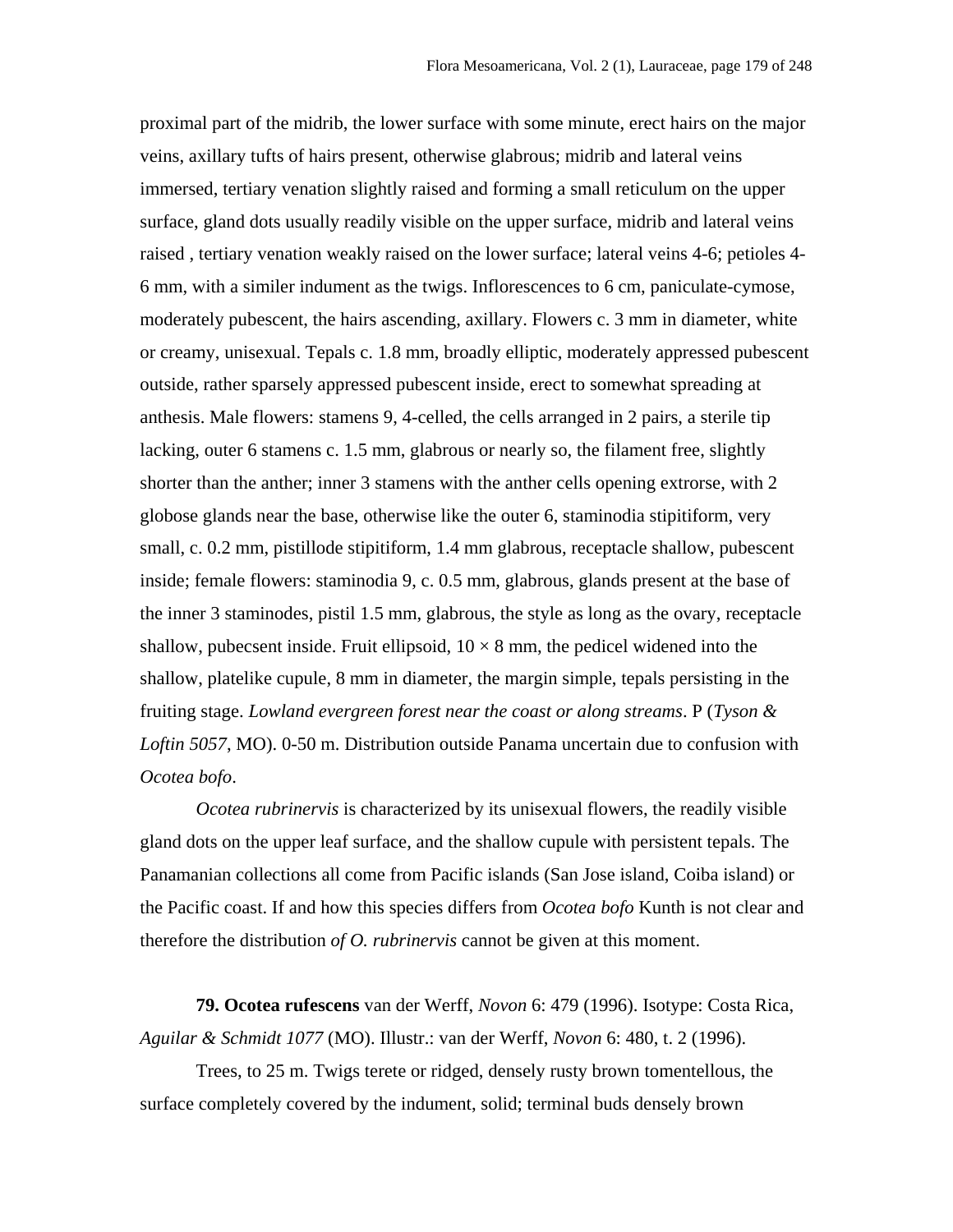proximal part of the midrib, the lower surface with some minute, erect hairs on the major veins, axillary tufts of hairs present, otherwise glabrous; midrib and lateral veins immersed, tertiary venation slightly raised and forming a small reticulum on the upper surface, gland dots usually readily visible on the upper surface, midrib and lateral veins raised , tertiary venation weakly raised on the lower surface; lateral veins 4-6; petioles 4-6 mm, with a similer indument as the twigs. Inflorescences to 6 cm, paniculate-cymose, moderately pubescent, the hairs ascending, axillary. Flowers c. 3 mm in diameter, white or creamy, unisexual. Tepals c. 1.8 mm, broadly elliptic, moderately appressed pubescent outside, rather sparsely appressed pubescent inside, erect to somewhat spreading at anthesis. Male flowers: stamens 9, 4-celled, the cells arranged in 2 pairs, a sterile tip lacking, outer 6 stamens c. 1.5 mm, glabrous or nearly so, the filament free, slightly shorter than the anther; inner 3 stamens with the anther cells opening extrorse, with 2 globose glands near the base, otherwise like the outer 6, staminodia stipitiform, very small, c. 0.2 mm, pistillode stipitiform, 1.4 mm glabrous, receptacle shallow, pubescent inside; female flowers: staminodia 9, c. 0.5 mm, glabrous, glands present at the base of the inner 3 staminodes, pistil 1.5 mm, glabrous, the style as long as the ovary, receptacle shallow, pubecsent inside. Fruit ellipsoid, 10 × 8 mm, the pedicel widened into the shallow, platelike cupule, 8 mm in diameter, the margin simple, tepals persisting in the fruiting stage. *Lowland evergreen forest near the coast or along streams*. P (*Tyson & Loftin 5057*, MO). 0-50 m. Distribution outside Panama uncertain due to confusion with *Ocotea bofo*.

*Ocotea rubrinervis* is characterized by its unisexual flowers, the readily visible gland dots on the upper leaf surface, and the shallow cupule with persistent tepals. The Panamanian collections all come from Pacific islands (San Jose island, Coiba island) or the Pacific coast. If and how this species differs from *Ocotea bofo* Kunth is not clear and therefore the distribution *of O. rubrinervis* cannot be given at this moment.

**79. Ocotea rufescens** van der Werff, *Novon* 6: 479 (1996). Isotype: Costa Rica, *Aguilar & Schmidt 1077* (MO). Illustr.: van der Werff, *Novon* 6: 480, t. 2 (1996).

Trees, to 25 m. Twigs terete or ridged, densely rusty brown tomentellous, the surface completely covered by the indument, solid; terminal buds densely brown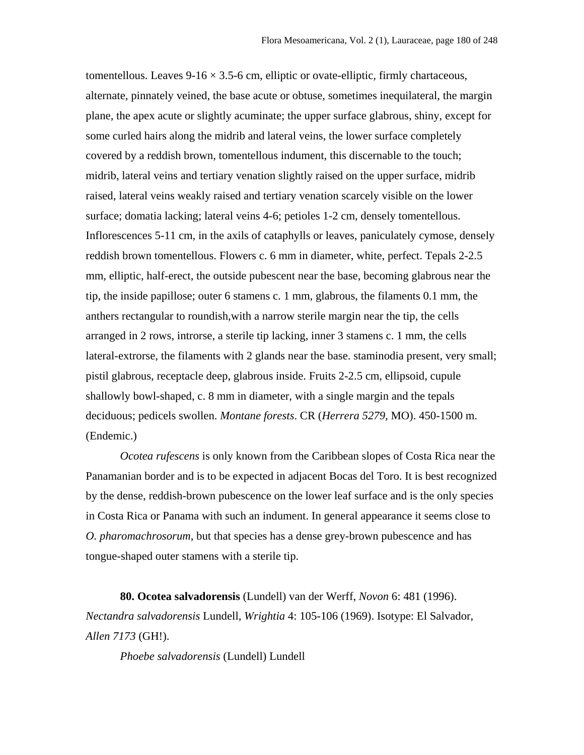tomentellous. Leaves 9-16 × 3.5-6 cm, elliptic or ovate-elliptic, firmly chartaceous, alternate, pinnately veined, the base acute or obtuse, sometimes inequilateral, the margin plane, the apex acute or slightly acuminate; the upper surface glabrous, shiny, except for some curled hairs along the midrib and lateral veins, the lower surface completely covered by a reddish brown, tomentellous indument, this discernable to the touch; midrib, lateral veins and tertiary venation slightly raised on the upper surface, midrib raised, lateral veins weakly raised and tertiary venation scarcely visible on the lower surface; domatia lacking; lateral veins 4-6; petioles 1-2 cm, densely tomentellous. Inflorescences 5-11 cm, in the axils of cataphylls or leaves, paniculately cymose, densely reddish brown tomentellous. Flowers c. 6 mm in diameter, white, perfect. Tepals 2-2.5 mm, elliptic, half-erect, the outside pubescent near the base, becoming glabrous near the tip, the inside papillose; outer 6 stamens c. 1 mm, glabrous, the filaments 0.1 mm, the anthers rectangular to roundish,with a narrow sterile margin near the tip, the cells arranged in 2 rows, introrse, a sterile tip lacking, inner 3 stamens c. 1 mm, the cells lateral-extrorse, the filaments with 2 glands near the base. staminodia present, very small; pistil glabrous, receptacle deep, glabrous inside. Fruits 2-2.5 cm, ellipsoid, cupule shallowly bowl-shaped, c. 8 mm in diameter, with a single margin and the tepals deciduous; pedicels swollen. *Montane forests*. CR (*Herrera 5279*, MO). 450-1500 m. (Endemic.)

*Ocotea rufescens* is only known from the Caribbean slopes of Costa Rica near the Panamanian border and is to be expected in adjacent Bocas del Toro. It is best recognized by the dense, reddish-brown pubescence on the lower leaf surface and is the only species in Costa Rica or Panama with such an indument. In general appearance it seems close to *O. pharomachrosorum*, but that species has a dense grey-brown pubescence and has tongue-shaped outer stamens with a sterile tip.

**80. Ocotea salvadorensis** (Lundell) van der Werff, *Novon* 6: 481 (1996). *Nectandra salvadorensis* Lundell, *Wrightia* 4: 105-106 (1969). Isotype: El Salvador, *Allen 7173* (GH!).

*Phoebe salvadorensis* (Lundell) Lundell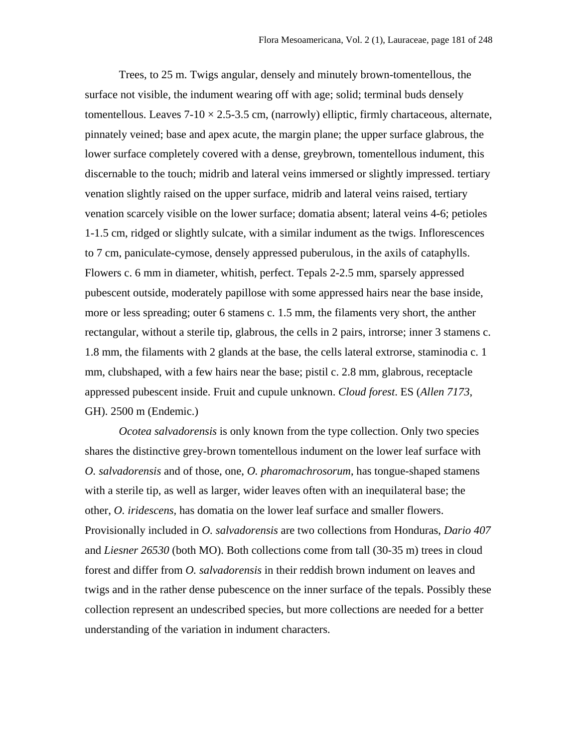Trees, to 25 m. Twigs angular, densely and minutely brown-tomentellous, the surface not visible, the indument wearing off with age; solid; terminal buds densely tomentellous. Leaves 7-10 × 2.5-3.5 cm, (narrowly) elliptic, firmly chartaceous, alternate, pinnately veined; base and apex acute, the margin plane; the upper surface glabrous, the lower surface completely covered with a dense, greybrown, tomentellous indument, this discernable to the touch; midrib and lateral veins immersed or slightly impressed. tertiary venation slightly raised on the upper surface, midrib and lateral veins raised, tertiary venation scarcely visible on the lower surface; domatia absent; lateral veins 4-6; petioles 1-1.5 cm, ridged or slightly sulcate, with a similar indument as the twigs. Inflorescences to 7 cm, paniculate-cymose, densely appressed puberulous, in the axils of cataphylls. Flowers c. 6 mm in diameter, whitish, perfect. Tepals 2-2.5 mm, sparsely appressed pubescent outside, moderately papillose with some appressed hairs near the base inside, more or less spreading; outer 6 stamens c. 1.5 mm, the filaments very short, the anther rectangular, without a sterile tip, glabrous, the cells in 2 pairs, introrse; inner 3 stamens c. 1.8 mm, the filaments with 2 glands at the base, the cells lateral extrorse, staminodia c. 1 mm, clubshaped, with a few hairs near the base; pistil c. 2.8 mm, glabrous, receptacle appressed pubescent inside. Fruit and cupule unknown. *Cloud forest*. ES (*Allen 7173*, GH). 2500 m (Endemic.)

*Ocotea salvadorensis* is only known from the type collection. Only two species shares the distinctive grey-brown tomentellous indument on the lower leaf surface with *O. salvadorensis* and of those, one, *O. pharomachrosorum*, has tongue-shaped stamens with a sterile tip, as well as larger, wider leaves often with an inequilateral base; the other, *O. iridescens*, has domatia on the lower leaf surface and smaller flowers. Provisionally included in *O. salvadorensis* are two collections from Honduras, *Dario 407* and *Liesner 26530* (both MO). Both collections come from tall (30-35 m) trees in cloud forest and differ from *O. salvadorensis* in their reddish brown indument on leaves and twigs and in the rather dense pubescence on the inner surface of the tepals. Possibly these collection represent an undescribed species, but more collections are needed for a better understanding of the variation in indument characters.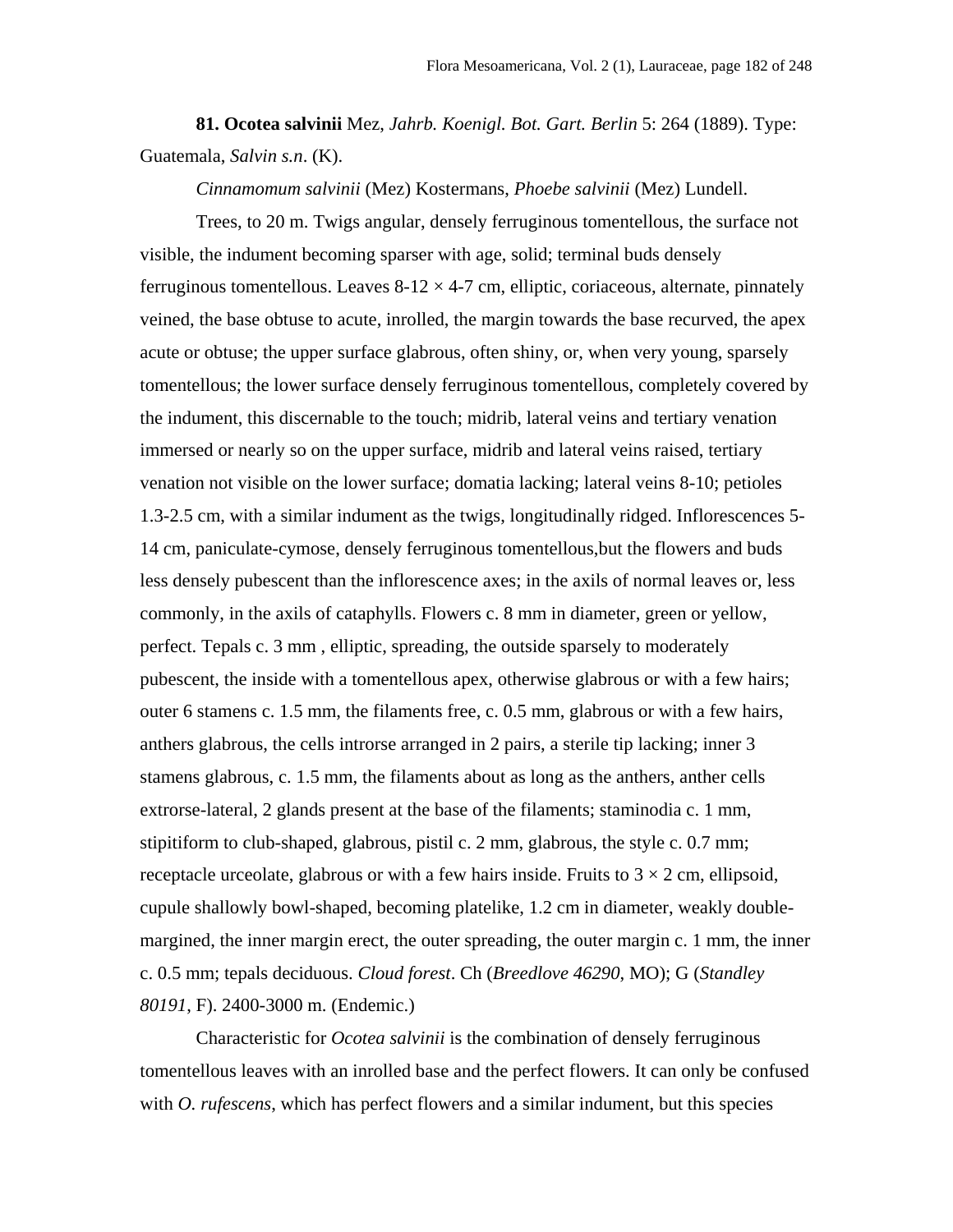**81. Ocotea salvinii** Mez, *Jahrb. Koenigl. Bot. Gart. Berlin* 5: 264 (1889). Type: Guatemala, *Salvin s.n*. (K).

*Cinnamomum salvinii* (Mez) Kostermans, *Phoebe salvinii* (Mez) Lundell.

Trees, to 20 m. Twigs angular, densely ferruginous tomentellous, the surface not visible, the indument becoming sparser with age, solid; terminal buds densely ferruginous tomentellous. Leaves 8-12 × 4-7 cm, elliptic, coriaceous, alternate, pinnately veined, the base obtuse to acute, inrolled, the margin towards the base recurved, the apex acute or obtuse; the upper surface glabrous, often shiny, or, when very young, sparsely tomentellous; the lower surface densely ferruginous tomentellous, completely covered by the indument, this discernable to the touch; midrib, lateral veins and tertiary venation immersed or nearly so on the upper surface, midrib and lateral veins raised, tertiary venation not visible on the lower surface; domatia lacking; lateral veins 8-10; petioles 1.3-2.5 cm, with a similar indument as the twigs, longitudinally ridged. Inflorescences 5-14 cm, paniculate-cymose, densely ferruginous tomentellous,but the flowers and buds less densely pubescent than the inflorescence axes; in the axils of normal leaves or, less commonly, in the axils of cataphylls. Flowers c. 8 mm in diameter, green or yellow, perfect. Tepals c. 3 mm , elliptic, spreading, the outside sparsely to moderately pubescent, the inside with a tomentellous apex, otherwise glabrous or with a few hairs; outer 6 stamens c. 1.5 mm, the filaments free, c. 0.5 mm, glabrous or with a few hairs, anthers glabrous, the cells introrse arranged in 2 pairs, a sterile tip lacking; inner 3 stamens glabrous, c. 1.5 mm, the filaments about as long as the anthers, anther cells extrorse-lateral, 2 glands present at the base of the filaments; staminodia c. 1 mm, stipitiform to club-shaped, glabrous, pistil c. 2 mm, glabrous, the style c. 0.7 mm; receptacle urceolate, glabrous or with a few hairs inside. Fruits to 3 × 2 cm, ellipsoid, cupule shallowly bowl-shaped, becoming platelike, 1.2 cm in diameter, weakly double-margined, the inner margin erect, the outer spreading, the outer margin c. 1 mm, the inner c. 0.5 mm; tepals deciduous. *Cloud forest*. Ch (*Breedlove 46290*, MO); G (*Standley 80191*, F). 2400-3000 m. (Endemic.)

Characteristic for *Ocotea salvinii* is the combination of densely ferruginous tomentellous leaves with an inrolled base and the perfect flowers. It can only be confused with *O. rufescens*, which has perfect flowers and a similar indument, but this species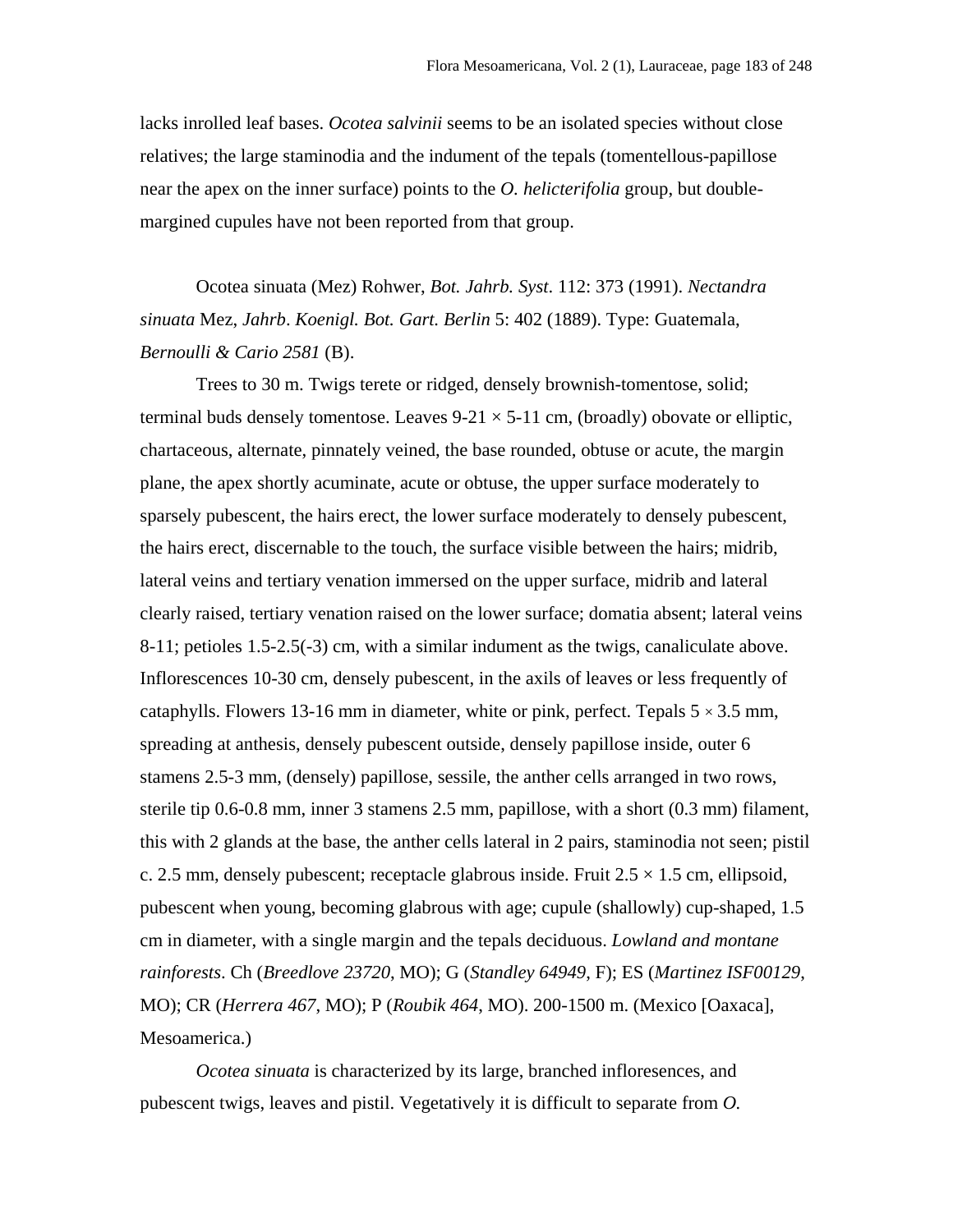lacks inrolled leaf bases. *Ocotea salvinii* seems to be an isolated species without close relatives; the large staminodia and the indument of the tepals (tomentellous-papillose near the apex on the inner surface) points to the *O. helicterifolia* group, but double-margined cupules have not been reported from that group.

Ocotea sinuata (Mez) Rohwer, *Bot. Jahrb. Syst*. 112: 373 (1991). *Nectandra sinuata* Mez, *Jahrb*. *Koenigl. Bot. Gart. Berlin* 5: 402 (1889). Type: Guatemala, *Bernoulli & Cario 2581* (B).

Trees to 30 m. Twigs terete or ridged, densely brownish-tomentose, solid; terminal buds densely tomentose. Leaves 9-21 × 5-11 cm, (broadly) obovate or elliptic, chartaceous, alternate, pinnately veined, the base rounded, obtuse or acute, the margin plane, the apex shortly acuminate, acute or obtuse, the upper surface moderately to sparsely pubescent, the hairs erect, the lower surface moderately to densely pubescent, the hairs erect, discernable to the touch, the surface visible between the hairs; midrib, lateral veins and tertiary venation immersed on the upper surface, midrib and lateral clearly raised, tertiary venation raised on the lower surface; domatia absent; lateral veins 8-11; petioles 1.5-2.5(-3) cm, with a similar indument as the twigs, canaliculate above. Inflorescences 10-30 cm, densely pubescent, in the axils of leaves or less frequently of cataphylls. Flowers 13-16 mm in diameter, white or pink, perfect. Tepals 5 × 3.5 mm, spreading at anthesis, densely pubescent outside, densely papillose inside, outer 6 stamens 2.5-3 mm, (densely) papillose, sessile, the anther cells arranged in two rows, sterile tip 0.6-0.8 mm, inner 3 stamens 2.5 mm, papillose, with a short (0.3 mm) filament, this with 2 glands at the base, the anther cells lateral in 2 pairs, staminodia not seen; pistil c. 2.5 mm, densely pubescent; receptacle glabrous inside. Fruit 2.5 × 1.5 cm, ellipsoid, pubescent when young, becoming glabrous with age; cupule (shallowly) cup-shaped, 1.5 cm in diameter, with a single margin and the tepals deciduous. *Lowland and montane rainforests*. Ch (*Breedlove 23720*, MO); G (*Standley 64949*, F); ES (*Martinez ISF00129*, MO); CR (*Herrera 467*, MO); P (*Roubik 464*, MO). 200-1500 m. (Mexico [Oaxaca], Mesoamerica.)

*Ocotea sinuata* is characterized by its large, branched infloresences, and pubescent twigs, leaves and pistil. Vegetatively it is difficult to separate from *O.*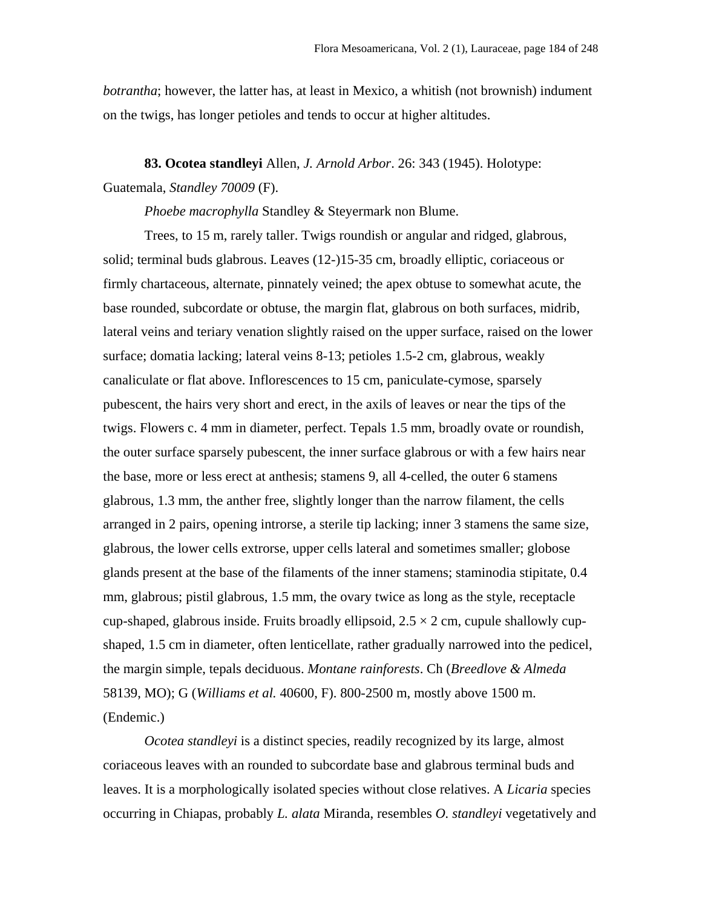*botrantha*; however, the latter has, at least in Mexico, a whitish (not brownish) indument on the twigs, has longer petioles and tends to occur at higher altitudes.

**83. Ocotea standleyi** Allen, *J. Arnold Arbor*. 26: 343 (1945). Holotype: Guatemala, *Standley 70009* (F).

*Phoebe macrophylla* Standley & Steyermark non Blume.

Trees, to 15 m, rarely taller. Twigs roundish or angular and ridged, glabrous, solid; terminal buds glabrous. Leaves (12-)15-35 cm, broadly elliptic, coriaceous or firmly chartaceous, alternate, pinnately veined; the apex obtuse to somewhat acute, the base rounded, subcordate or obtuse, the margin flat, glabrous on both surfaces, midrib, lateral veins and teriary venation slightly raised on the upper surface, raised on the lower surface; domatia lacking; lateral veins 8-13; petioles 1.5-2 cm, glabrous, weakly canaliculate or flat above. Inflorescences to 15 cm, paniculate-cymose, sparsely pubescent, the hairs very short and erect, in the axils of leaves or near the tips of the twigs. Flowers c. 4 mm in diameter, perfect. Tepals 1.5 mm, broadly ovate or roundish, the outer surface sparsely pubescent, the inner surface glabrous or with a few hairs near the base, more or less erect at anthesis; stamens 9, all 4-celled, the outer 6 stamens glabrous, 1.3 mm, the anther free, slightly longer than the narrow filament, the cells arranged in 2 pairs, opening introrse, a sterile tip lacking; inner 3 stamens the same size, glabrous, the lower cells extrorse, upper cells lateral and sometimes smaller; globose glands present at the base of the filaments of the inner stamens; staminodia stipitate, 0.4 mm, glabrous; pistil glabrous, 1.5 mm, the ovary twice as long as the style, receptacle cup-shaped, glabrous inside. Fruits broadly ellipsoid, 2.5 × 2 cm, cupule shallowly cup-shaped, 1.5 cm in diameter, often lenticellate, rather gradually narrowed into the pedicel, the margin simple, tepals deciduous. *Montane rainforests*. Ch (*Breedlove & Almeda* 58139, MO); G (*Williams et al.* 40600, F). 800-2500 m, mostly above 1500 m. (Endemic.)

*Ocotea standleyi* is a distinct species, readily recognized by its large, almost coriaceous leaves with an rounded to subcordate base and glabrous terminal buds and leaves. It is a morphologically isolated species without close relatives. A *Licaria* species occurring in Chiapas, probably *L. alata* Miranda, resembles *O. standleyi* vegetatively and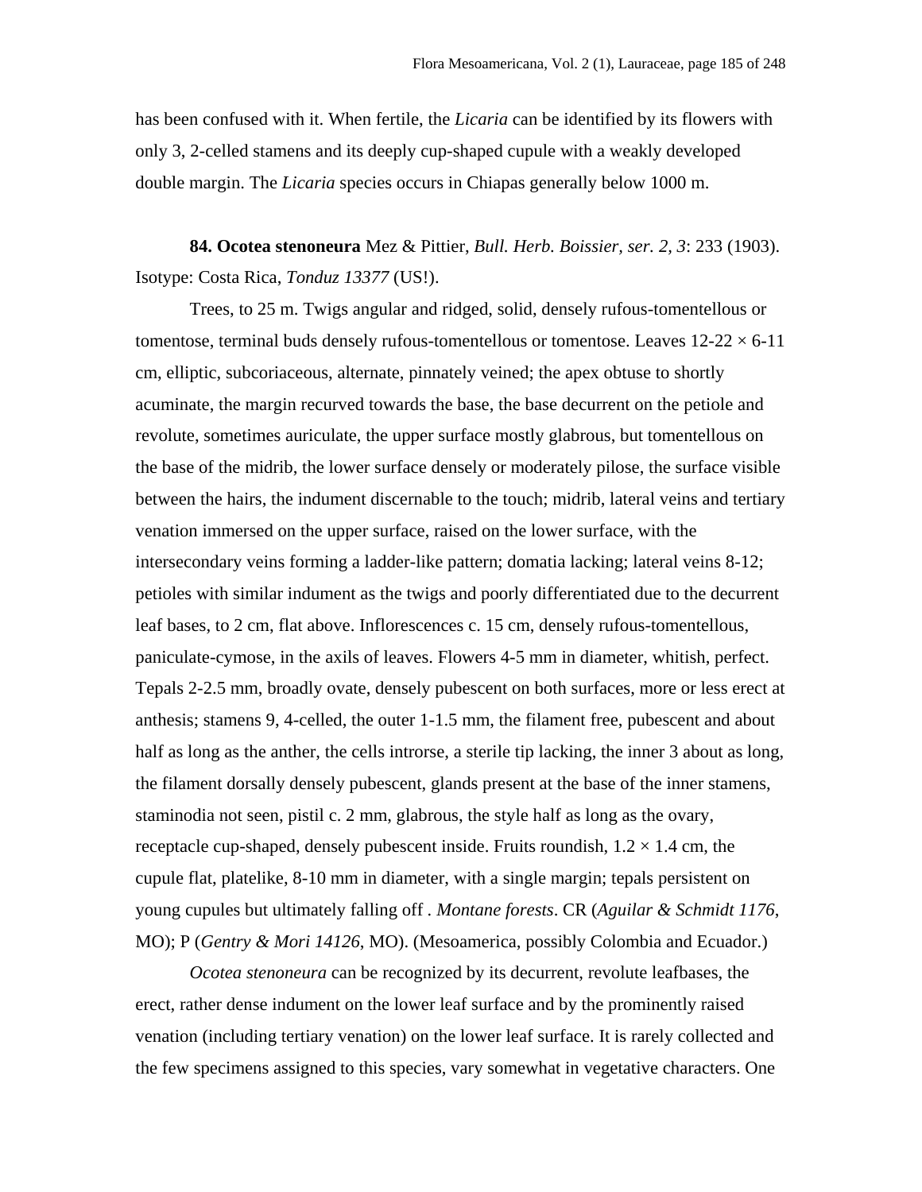has been confused with it. When fertile, the *Licaria* can be identified by its flowers with only 3, 2-celled stamens and its deeply cup-shaped cupule with a weakly developed double margin. The *Licaria* species occurs in Chiapas generally below 1000 m.

**84. Ocotea stenoneura** Mez & Pittier, *Bull. Herb. Boissier, ser. 2, 3*: 233 (1903). Isotype: Costa Rica, *Tonduz 13377* (US!).

Trees, to 25 m. Twigs angular and ridged, solid, densely rufous-tomentellous or tomentose, terminal buds densely rufous-tomentellous or tomentose. Leaves 12-22 × 6-11 cm, elliptic, subcoriaceous, alternate, pinnately veined; the apex obtuse to shortly acuminate, the margin recurved towards the base, the base decurrent on the petiole and revolute, sometimes auriculate, the upper surface mostly glabrous, but tomentellous on the base of the midrib, the lower surface densely or moderately pilose, the surface visible between the hairs, the indument discernable to the touch; midrib, lateral veins and tertiary venation immersed on the upper surface, raised on the lower surface, with the intersecondary veins forming a ladder-like pattern; domatia lacking; lateral veins 8-12; petioles with similar indument as the twigs and poorly differentiated due to the decurrent leaf bases, to 2 cm, flat above. Inflorescences c. 15 cm, densely rufous-tomentellous, paniculate-cymose, in the axils of leaves. Flowers 4-5 mm in diameter, whitish, perfect. Tepals 2-2.5 mm, broadly ovate, densely pubescent on both surfaces, more or less erect at anthesis; stamens 9, 4-celled, the outer 1-1.5 mm, the filament free, pubescent and about half as long as the anther, the cells introrse, a sterile tip lacking, the inner 3 about as long, the filament dorsally densely pubescent, glands present at the base of the inner stamens, staminodia not seen, pistil c. 2 mm, glabrous, the style half as long as the ovary, receptacle cup-shaped, densely pubescent inside. Fruits roundish, 1.2 × 1.4 cm, the cupule flat, platelike, 8-10 mm in diameter, with a single margin; tepals persistent on young cupules but ultimately falling off . *Montane forests*. CR (*Aguilar & Schmidt 1176*, MO); P (*Gentry & Mori 14126*, MO). (Mesoamerica, possibly Colombia and Ecuador.)

*Ocotea stenoneura* can be recognized by its decurrent, revolute leafbases, the erect, rather dense indument on the lower leaf surface and by the prominently raised venation (including tertiary venation) on the lower leaf surface. It is rarely collected and the few specimens assigned to this species, vary somewhat in vegetative characters. One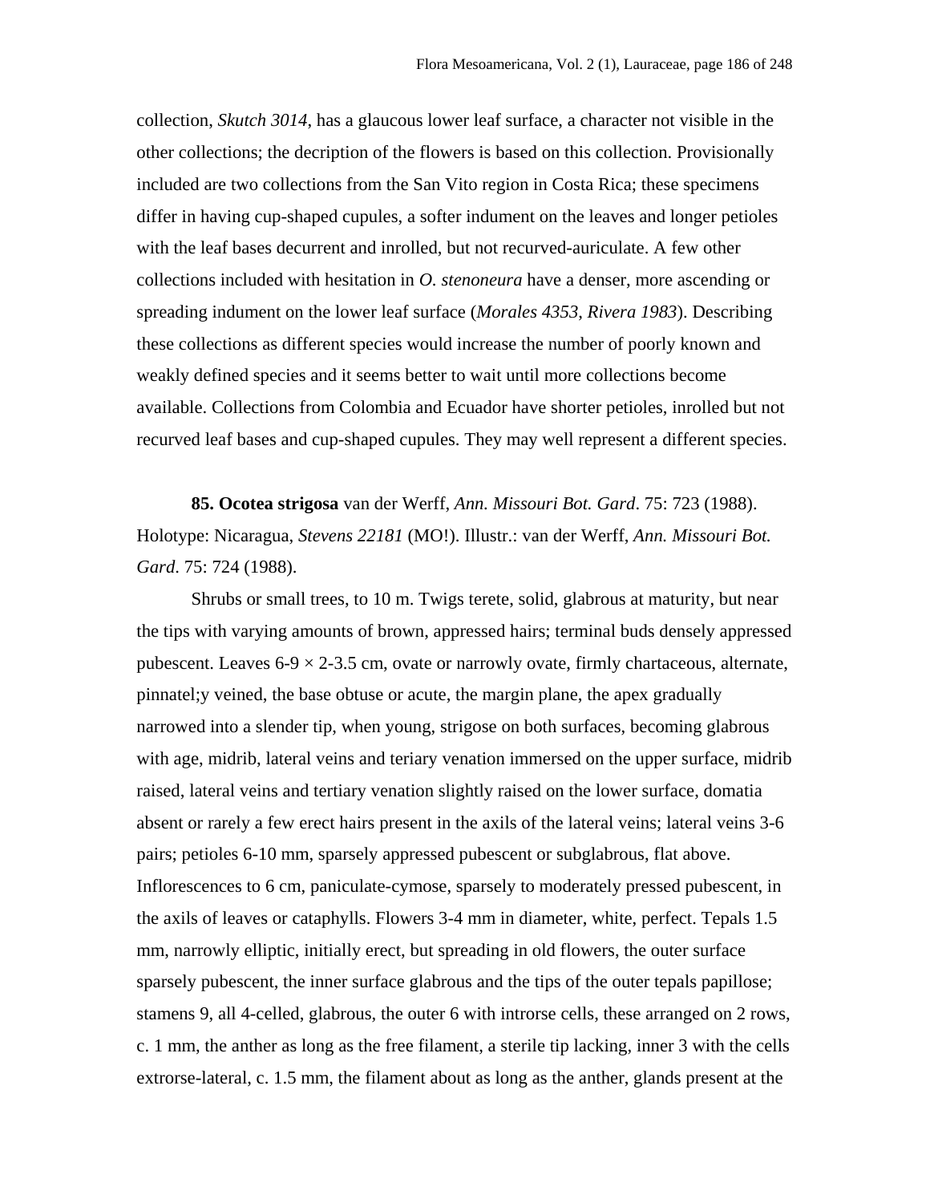collection, *Skutch 3014*, has a glaucous lower leaf surface, a character not visible in the other collections; the decription of the flowers is based on this collection. Provisionally included are two collections from the San Vito region in Costa Rica; these specimens differ in having cup-shaped cupules, a softer indument on the leaves and longer petioles with the leaf bases decurrent and inrolled, but not recurved-auriculate. A few other collections included with hesitation in *O. stenoneura* have a denser, more ascending or spreading indument on the lower leaf surface (*Morales 4353*, *Rivera 1983*). Describing these collections as different species would increase the number of poorly known and weakly defined species and it seems better to wait until more collections become available. Collections from Colombia and Ecuador have shorter petioles, inrolled but not recurved leaf bases and cup-shaped cupules. They may well represent a different species.

**85. Ocotea strigosa** van der Werff, *Ann. Missouri Bot. Gard*. 75: 723 (1988). Holotype: Nicaragua, *Stevens 22181* (MO!). Illustr.: van der Werff, *Ann. Missouri Bot. Gard*. 75: 724 (1988).

Shrubs or small trees, to 10 m. Twigs terete, solid, glabrous at maturity, but near the tips with varying amounts of brown, appressed hairs; terminal buds densely appressed pubescent. Leaves 6-9 × 2-3.5 cm, ovate or narrowly ovate, firmly chartaceous, alternate, pinnatel;y veined, the base obtuse or acute, the margin plane, the apex gradually narrowed into a slender tip, when young, strigose on both surfaces, becoming glabrous with age, midrib, lateral veins and teriary venation immersed on the upper surface, midrib raised, lateral veins and tertiary venation slightly raised on the lower surface, domatia absent or rarely a few erect hairs present in the axils of the lateral veins; lateral veins 3-6 pairs; petioles 6-10 mm, sparsely appressed pubescent or subglabrous, flat above. Inflorescences to 6 cm, paniculate-cymose, sparsely to moderately pressed pubescent, in the axils of leaves or cataphylls. Flowers 3-4 mm in diameter, white, perfect. Tepals 1.5 mm, narrowly elliptic, initially erect, but spreading in old flowers, the outer surface sparsely pubescent, the inner surface glabrous and the tips of the outer tepals papillose; stamens 9, all 4-celled, glabrous, the outer 6 with introrse cells, these arranged on 2 rows, c. 1 mm, the anther as long as the free filament, a sterile tip lacking, inner 3 with the cells extrorse-lateral, c. 1.5 mm, the filament about as long as the anther, glands present at the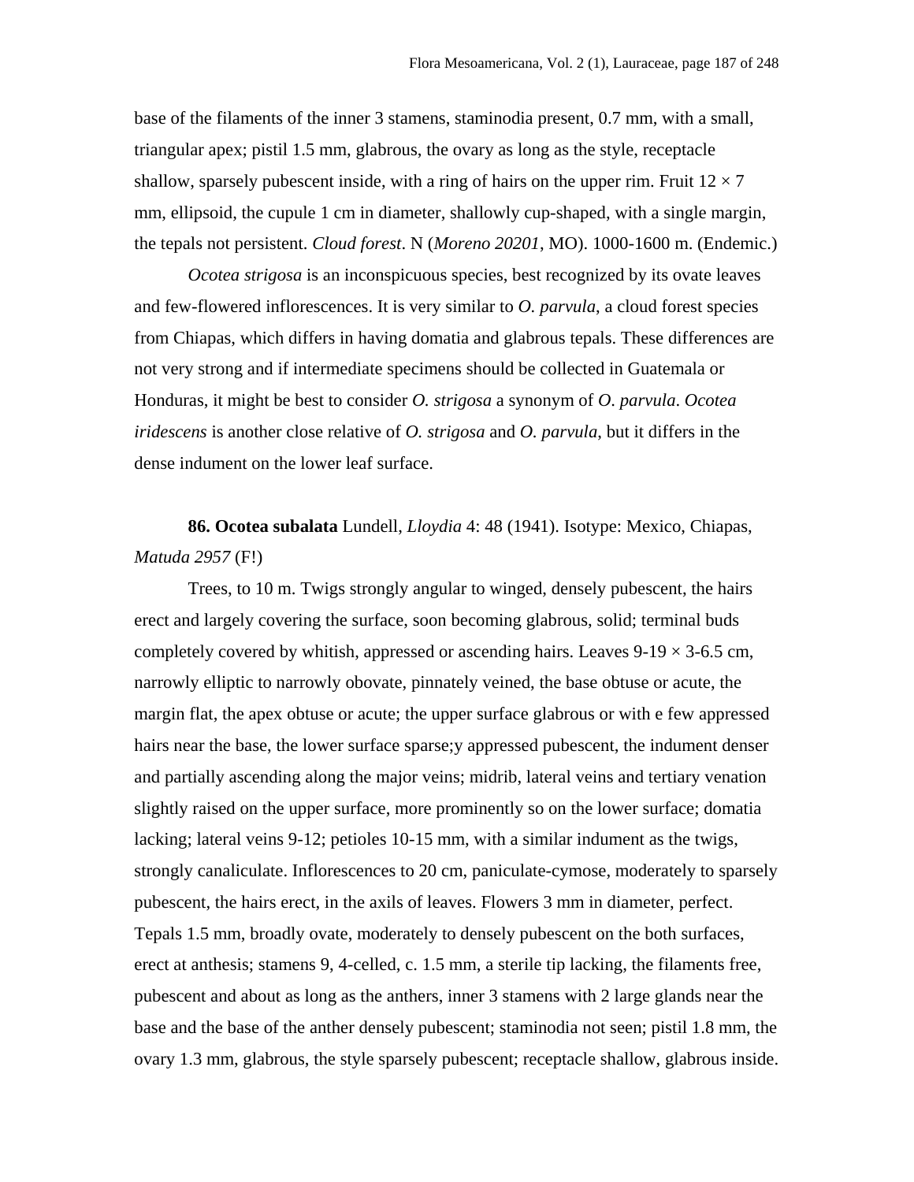base of the filaments of the inner 3 stamens, staminodia present, 0.7 mm, with a small, triangular apex; pistil 1.5 mm, glabrous, the ovary as long as the style, receptacle shallow, sparsely pubescent inside, with a ring of hairs on the upper rim. Fruit 12 × 7 mm, ellipsoid, the cupule 1 cm in diameter, shallowly cup-shaped, with a single margin, the tepals not persistent. *Cloud forest*. N (*Moreno 20201*, MO). 1000-1600 m. (Endemic.)

*Ocotea strigosa* is an inconspicuous species, best recognized by its ovate leaves and few-flowered inflorescences. It is very similar to *O. parvula*, a cloud forest species from Chiapas, which differs in having domatia and glabrous tepals. These differences are not very strong and if intermediate specimens should be collected in Guatemala or Honduras, it might be best to consider *O. strigosa* a synonym of *O. parvula*. *Ocotea iridescens* is another close relative of *O. strigosa* and *O. parvula*, but it differs in the dense indument on the lower leaf surface.

**86. Ocotea subalata** Lundell, *Lloydia* 4: 48 (1941). Isotype: Mexico, Chiapas, *Matuda 2957* (F!)

Trees, to 10 m. Twigs strongly angular to winged, densely pubescent, the hairs erect and largely covering the surface, soon becoming glabrous, solid; terminal buds completely covered by whitish, appressed or ascending hairs. Leaves 9-19 × 3-6.5 cm, narrowly elliptic to narrowly obovate, pinnately veined, the base obtuse or acute, the margin flat, the apex obtuse or acute; the upper surface glabrous or with e few appressed hairs near the base, the lower surface sparse;y appressed pubescent, the indument denser and partially ascending along the major veins; midrib, lateral veins and tertiary venation slightly raised on the upper surface, more prominently so on the lower surface; domatia lacking; lateral veins 9-12; petioles 10-15 mm, with a similar indument as the twigs, strongly canaliculate. Inflorescences to 20 cm, paniculate-cymose, moderately to sparsely pubescent, the hairs erect, in the axils of leaves. Flowers 3 mm in diameter, perfect. Tepals 1.5 mm, broadly ovate, moderately to densely pubescent on the both surfaces, erect at anthesis; stamens 9, 4-celled, c. 1.5 mm, a sterile tip lacking, the filaments free, pubescent and about as long as the anthers, inner 3 stamens with 2 large glands near the base and the base of the anther densely pubescent; staminodia not seen; pistil 1.8 mm, the ovary 1.3 mm, glabrous, the style sparsely pubescent; receptacle shallow, glabrous inside.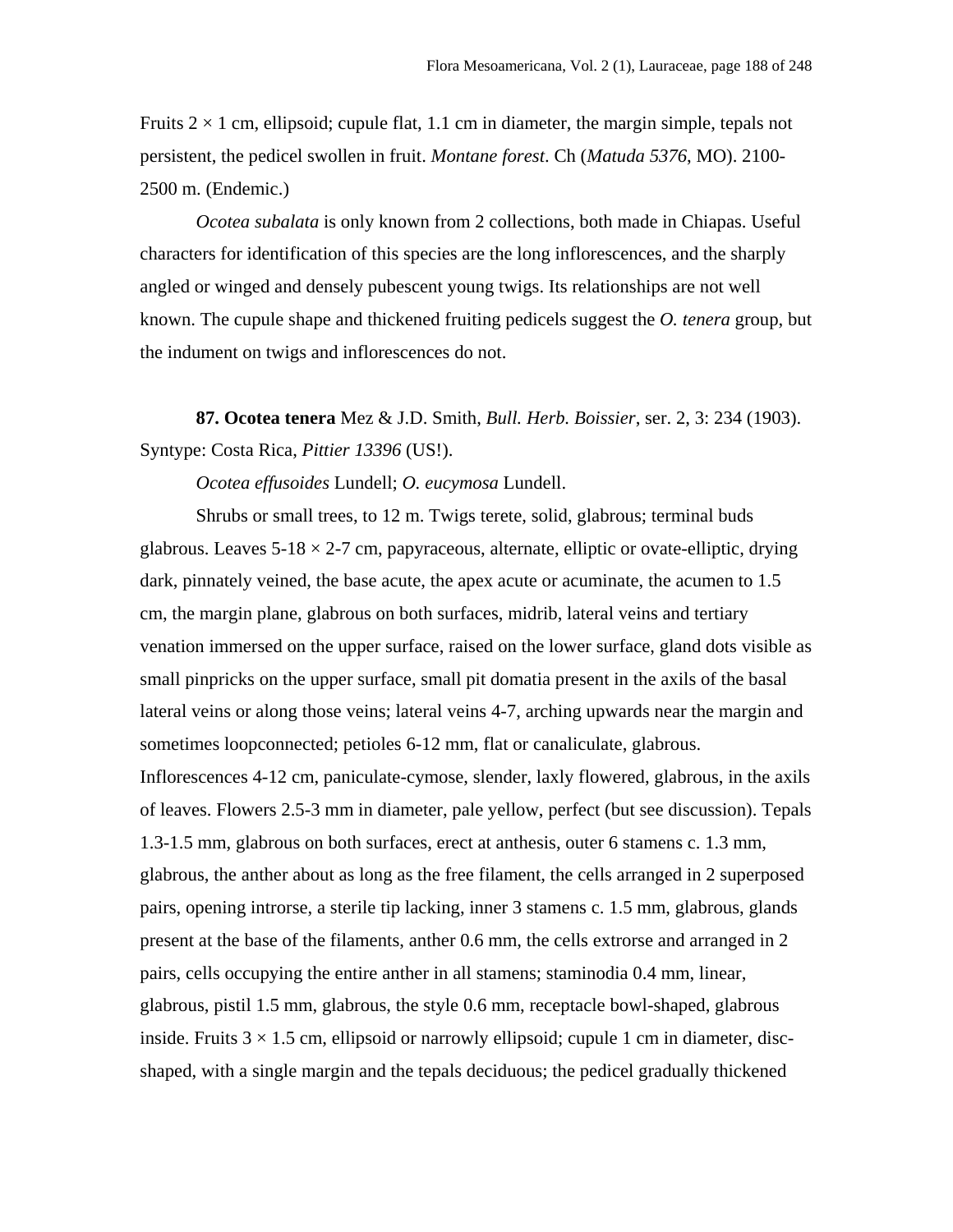Fruits 2 × 1 cm, ellipsoid; cupule flat, 1.1 cm in diameter, the margin simple, tepals not persistent, the pedicel swollen in fruit. *Montane forest*. Ch (*Matuda 5376*, MO). 2100-2500 m. (Endemic.)

*Ocotea subalata* is only known from 2 collections, both made in Chiapas. Useful characters for identification of this species are the long inflorescences, and the sharply angled or winged and densely pubescent young twigs. Its relationships are not well known. The cupule shape and thickened fruiting pedicels suggest the *O. tenera* group, but the indument on twigs and inflorescences do not.

**87. Ocotea tenera** Mez & J.D. Smith, *Bull. Herb. Boissier*, ser. 2, 3: 234 (1903). Syntype: Costa Rica, *Pittier 13396* (US!).

*Ocotea effusoides* Lundell; *O. eucymosa* Lundell.

Shrubs or small trees, to 12 m. Twigs terete, solid, glabrous; terminal buds glabrous. Leaves 5-18 × 2-7 cm, papyraceous, alternate, elliptic or ovate-elliptic, drying dark, pinnately veined, the base acute, the apex acute or acuminate, the acumen to 1.5 cm, the margin plane, glabrous on both surfaces, midrib, lateral veins and tertiary venation immersed on the upper surface, raised on the lower surface, gland dots visible as small pinpricks on the upper surface, small pit domatia present in the axils of the basal lateral veins or along those veins; lateral veins 4-7, arching upwards near the margin and sometimes loopconnected; petioles 6-12 mm, flat or canaliculate, glabrous. Inflorescences 4-12 cm, paniculate-cymose, slender, laxly flowered, glabrous, in the axils of leaves. Flowers 2.5-3 mm in diameter, pale yellow, perfect (but see discussion). Tepals 1.3-1.5 mm, glabrous on both surfaces, erect at anthesis, outer 6 stamens c. 1.3 mm, glabrous, the anther about as long as the free filament, the cells arranged in 2 superposed pairs, opening introrse, a sterile tip lacking, inner 3 stamens c. 1.5 mm, glabrous, glands present at the base of the filaments, anther 0.6 mm, the cells extrorse and arranged in 2 pairs, cells occupying the entire anther in all stamens; staminodia 0.4 mm, linear, glabrous, pistil 1.5 mm, glabrous, the style 0.6 mm, receptacle bowl-shaped, glabrous inside. Fruits 3 × 1.5 cm, ellipsoid or narrowly ellipsoid; cupule 1 cm in diameter, disc-shaped, with a single margin and the tepals deciduous; the pedicel gradually thickened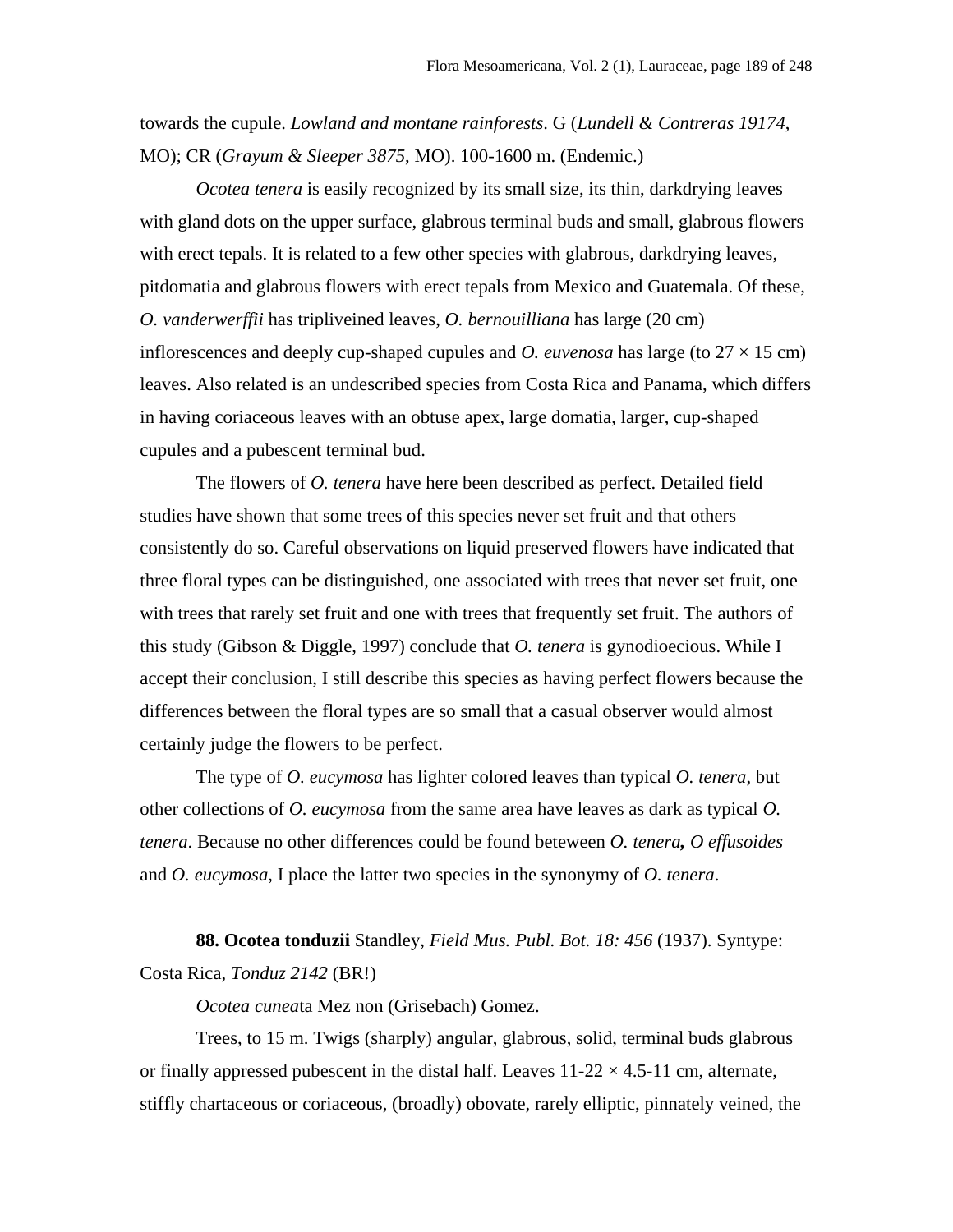towards the cupule. *Lowland and montane rainforests*. G (*Lundell & Contreras 19174*, MO); CR (*Grayum & Sleeper 3875*, MO). 100-1600 m. (Endemic.)

*Ocotea tenera* is easily recognized by its small size, its thin, darkdrying leaves with gland dots on the upper surface, glabrous terminal buds and small, glabrous flowers with erect tepals. It is related to a few other species with glabrous, darkdrying leaves, pitdomatia and glabrous flowers with erect tepals from Mexico and Guatemala. Of these, *O. vanderwerffii* has tripliveined leaves, *O. bernouilliana* has large (20 cm) inflorescences and deeply cup-shaped cupules and *O. euvenosa* has large (to 27 × 15 cm) leaves. Also related is an undescribed species from Costa Rica and Panama, which differs in having coriaceous leaves with an obtuse apex, large domatia, larger, cup-shaped cupules and a pubescent terminal bud.

The flowers of *O. tenera* have here been described as perfect. Detailed field studies have shown that some trees of this species never set fruit and that others consistently do so. Careful observations on liquid preserved flowers have indicated that three floral types can be distinguished, one associated with trees that never set fruit, one with trees that rarely set fruit and one with trees that frequently set fruit. The authors of this study (Gibson & Diggle, 1997) conclude that *O. tenera* is gynodioecious. While I accept their conclusion, I still describe this species as having perfect flowers because the differences between the floral types are so small that a casual observer would almost certainly judge the flowers to be perfect.

The type of *O. eucymosa* has lighter colored leaves than typical *O. tenera*, but other collections of *O. eucymosa* from the same area have leaves as dark as typical *O. tenera*. Because no other differences could be found beteween *O. tenera***,** *O effusoides* and *O. eucymosa*, I place the latter two species in the synonymy of *O. tenera*.

**88. Ocotea tonduzii** Standley, *Field Mus. Publ. Bot. 18: 456* (1937). Syntype: Costa Rica, *Tonduz 2142* (BR!)

*Ocotea cuneat*a Mez non (Grisebach) Gomez.

Trees, to 15 m. Twigs (sharply) angular, glabrous, solid, terminal buds glabrous or finally appressed pubescent in the distal half. Leaves 11-22 × 4.5-11 cm, alternate, stiffly chartaceous or coriaceous, (broadly) obovate, rarely elliptic, pinnately veined, the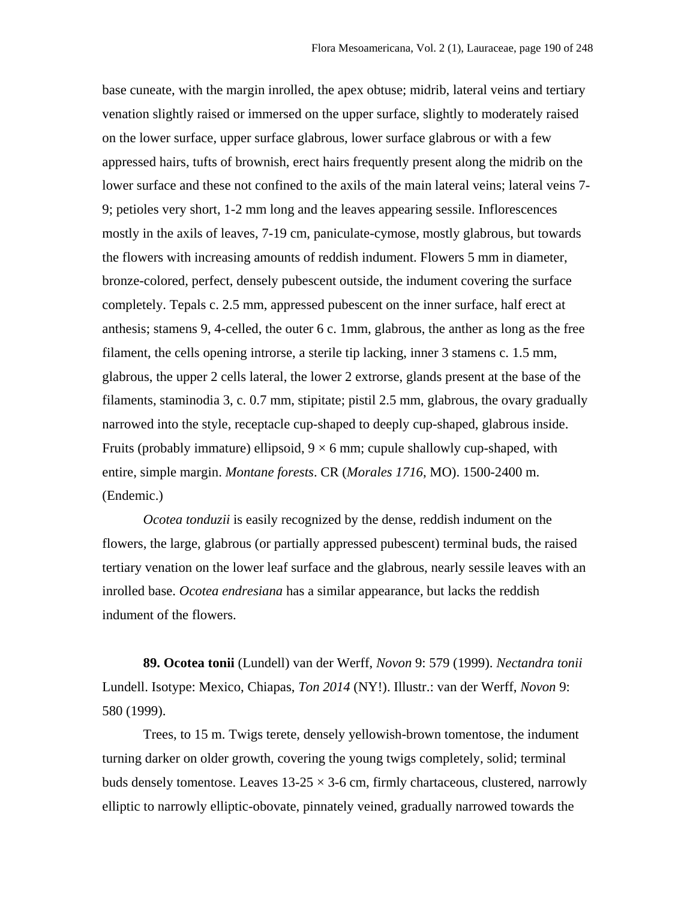base cuneate, with the margin inrolled, the apex obtuse; midrib, lateral veins and tertiary venation slightly raised or immersed on the upper surface, slightly to moderately raised on the lower surface, upper surface glabrous, lower surface glabrous or with a few appressed hairs, tufts of brownish, erect hairs frequently present along the midrib on the lower surface and these not confined to the axils of the main lateral veins; lateral veins 7-9; petioles very short, 1-2 mm long and the leaves appearing sessile. Inflorescences mostly in the axils of leaves, 7-19 cm, paniculate-cymose, mostly glabrous, but towards the flowers with increasing amounts of reddish indument. Flowers 5 mm in diameter, bronze-colored, perfect, densely pubescent outside, the indument covering the surface completely. Tepals c. 2.5 mm, appressed pubescent on the inner surface, half erect at anthesis; stamens 9, 4-celled, the outer 6 c. 1mm, glabrous, the anther as long as the free filament, the cells opening introrse, a sterile tip lacking, inner 3 stamens c. 1.5 mm, glabrous, the upper 2 cells lateral, the lower 2 extrorse, glands present at the base of the filaments, staminodia 3, c. 0.7 mm, stipitate; pistil 2.5 mm, glabrous, the ovary gradually narrowed into the style, receptacle cup-shaped to deeply cup-shaped, glabrous inside. Fruits (probably immature) ellipsoid, 9 × 6 mm; cupule shallowly cup-shaped, with entire, simple margin. *Montane forests*. CR (*Morales 1716*, MO). 1500-2400 m. (Endemic.)

*Ocotea tonduzii* is easily recognized by the dense, reddish indument on the flowers, the large, glabrous (or partially appressed pubescent) terminal buds, the raised tertiary venation on the lower leaf surface and the glabrous, nearly sessile leaves with an inrolled base. *Ocotea endresiana* has a similar appearance, but lacks the reddish indument of the flowers.

**89. Ocotea tonii** (Lundell) van der Werff, *Novon* 9: 579 (1999). *Nectandra tonii* Lundell. Isotype: Mexico, Chiapas, *Ton 2014* (NY!). Illustr.: van der Werff, *Novon* 9: 580 (1999).

Trees, to 15 m. Twigs terete, densely yellowish-brown tomentose, the indument turning darker on older growth, covering the young twigs completely, solid; terminal buds densely tomentose. Leaves 13-25 × 3-6 cm, firmly chartaceous, clustered, narrowly elliptic to narrowly elliptic-obovate, pinnately veined, gradually narrowed towards the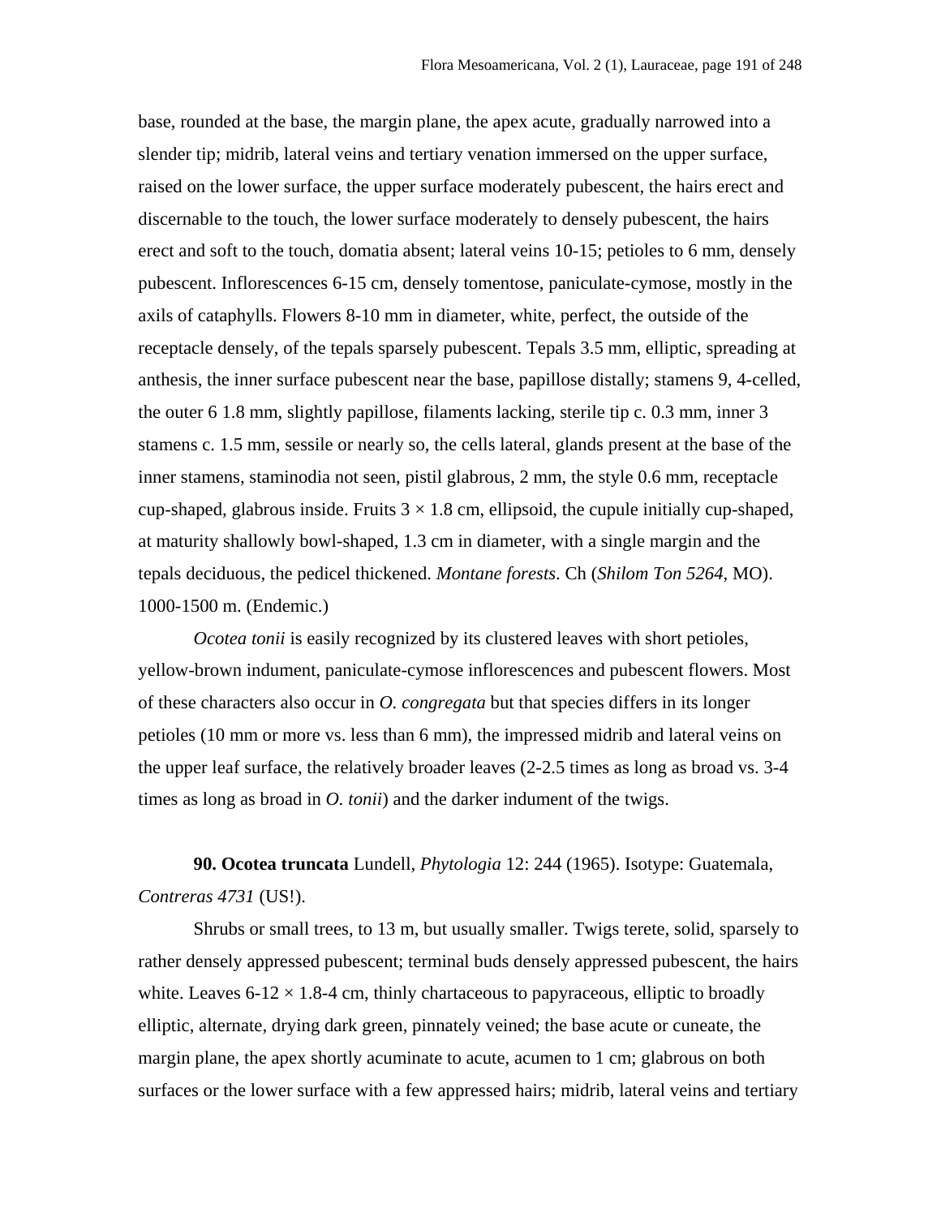base, rounded at the base, the margin plane, the apex acute, gradually narrowed into a slender tip; midrib, lateral veins and tertiary venation immersed on the upper surface, raised on the lower surface, the upper surface moderately pubescent, the hairs erect and discernable to the touch, the lower surface moderately to densely pubescent, the hairs erect and soft to the touch, domatia absent; lateral veins 10-15; petioles to 6 mm, densely pubescent. Inflorescences 6-15 cm, densely tomentose, paniculate-cymose, mostly in the axils of cataphylls. Flowers 8-10 mm in diameter, white, perfect, the outside of the receptacle densely, of the tepals sparsely pubescent. Tepals 3.5 mm, elliptic, spreading at anthesis, the inner surface pubescent near the base, papillose distally; stamens 9, 4-celled, the outer 6 1.8 mm, slightly papillose, filaments lacking, sterile tip c. 0.3 mm, inner 3 stamens c. 1.5 mm, sessile or nearly so, the cells lateral, glands present at the base of the inner stamens, staminodia not seen, pistil glabrous, 2 mm, the style 0.6 mm, receptacle cup-shaped, glabrous inside. Fruits 3 × 1.8 cm, ellipsoid, the cupule initially cup-shaped, at maturity shallowly bowl-shaped, 1.3 cm in diameter, with a single margin and the tepals deciduous, the pedicel thickened. *Montane forests*. Ch (*Shilom Ton 5264*, MO). 1000-1500 m. (Endemic.)

*Ocotea tonii* is easily recognized by its clustered leaves with short petioles, yellow-brown indument, paniculate-cymose inflorescences and pubescent flowers. Most of these characters also occur in *O. congregata* but that species differs in its longer petioles (10 mm or more vs. less than 6 mm), the impressed midrib and lateral veins on the upper leaf surface, the relatively broader leaves (2-2.5 times as long as broad vs. 3-4 times as long as broad in *O. tonii*) and the darker indument of the twigs.

**90. Ocotea truncata** Lundell, *Phytologia* 12: 244 (1965). Isotype: Guatemala, *Contreras 4731* (US!).

Shrubs or small trees, to 13 m, but usually smaller. Twigs terete, solid, sparsely to rather densely appressed pubescent; terminal buds densely appressed pubescent, the hairs white. Leaves 6-12 × 1.8-4 cm, thinly chartaceous to papyraceous, elliptic to broadly elliptic, alternate, drying dark green, pinnately veined; the base acute or cuneate, the margin plane, the apex shortly acuminate to acute, acumen to 1 cm; glabrous on both surfaces or the lower surface with a few appressed hairs; midrib, lateral veins and tertiary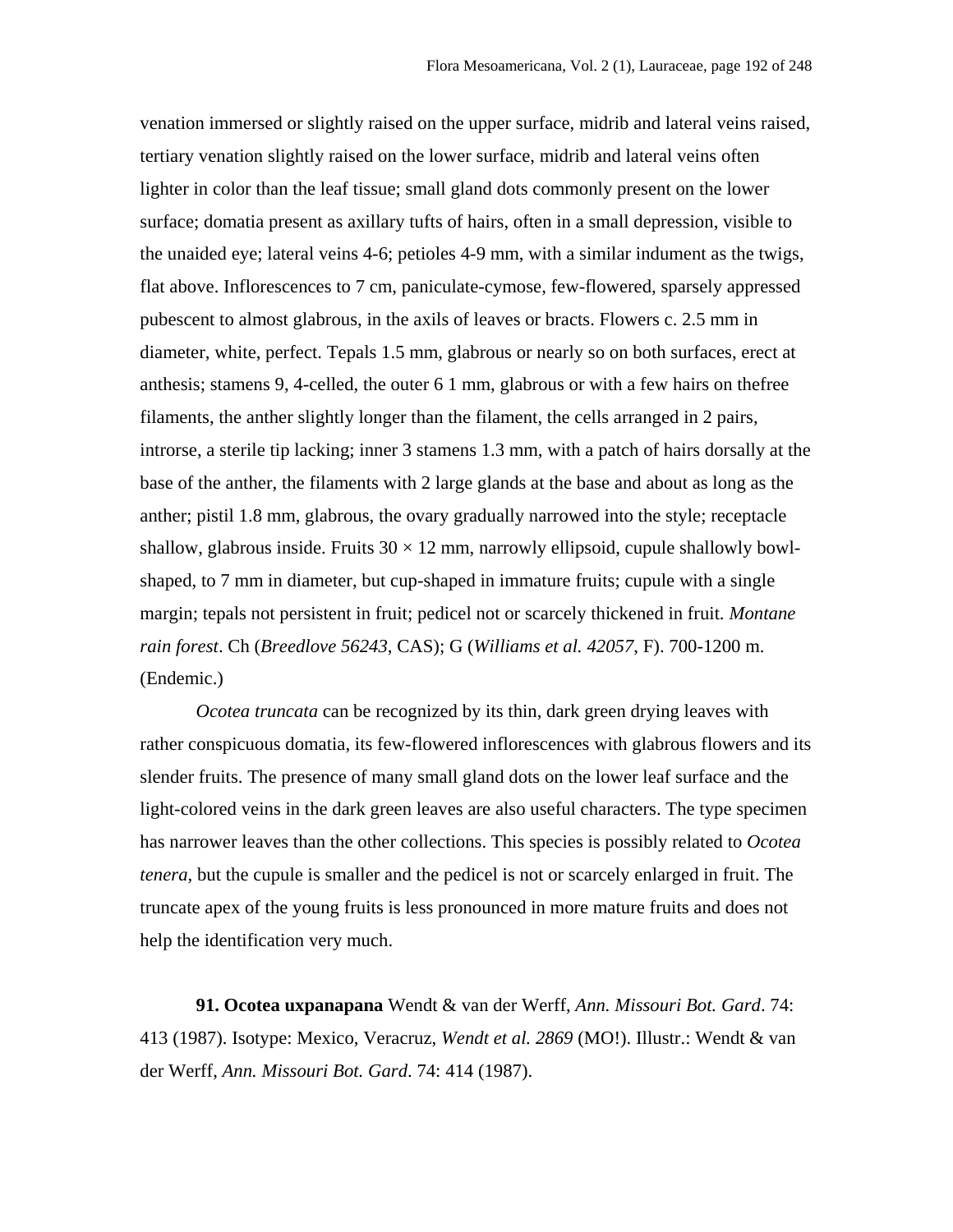venation immersed or slightly raised on the upper surface, midrib and lateral veins raised, tertiary venation slightly raised on the lower surface, midrib and lateral veins often lighter in color than the leaf tissue; small gland dots commonly present on the lower surface; domatia present as axillary tufts of hairs, often in a small depression, visible to the unaided eye; lateral veins 4-6; petioles 4-9 mm, with a similar indument as the twigs, flat above. Inflorescences to 7 cm, paniculate-cymose, few-flowered, sparsely appressed pubescent to almost glabrous, in the axils of leaves or bracts. Flowers c. 2.5 mm in diameter, white, perfect. Tepals 1.5 mm, glabrous or nearly so on both surfaces, erect at anthesis; stamens 9, 4-celled, the outer 6 1 mm, glabrous or with a few hairs on thefree filaments, the anther slightly longer than the filament, the cells arranged in 2 pairs, introrse, a sterile tip lacking; inner 3 stamens 1.3 mm, with a patch of hairs dorsally at the base of the anther, the filaments with 2 large glands at the base and about as long as the anther; pistil 1.8 mm, glabrous, the ovary gradually narrowed into the style; receptacle shallow, glabrous inside. Fruits 30 × 12 mm, narrowly ellipsoid, cupule shallowly bowl-shaped, to 7 mm in diameter, but cup-shaped in immature fruits; cupule with a single margin; tepals not persistent in fruit; pedicel not or scarcely thickened in fruit. *Montane rain forest*. Ch (*Breedlove 56243*, CAS); G (*Williams et al. 42057*, F). 700-1200 m. (Endemic.)

*Ocotea truncata* can be recognized by its thin, dark green drying leaves with rather conspicuous domatia, its few-flowered inflorescences with glabrous flowers and its slender fruits. The presence of many small gland dots on the lower leaf surface and the light-colored veins in the dark green leaves are also useful characters. The type specimen has narrower leaves than the other collections. This species is possibly related to *Ocotea tenera*, but the cupule is smaller and the pedicel is not or scarcely enlarged in fruit. The truncate apex of the young fruits is less pronounced in more mature fruits and does not help the identification very much.

**91. Ocotea uxpanapana** Wendt & van der Werff, *Ann. Missouri Bot. Gard*. 74: 413 (1987). Isotype: Mexico, Veracruz, *Wendt et al. 2869* (MO!). Illustr.: Wendt & van der Werff, *Ann. Missouri Bot. Gard*. 74: 414 (1987).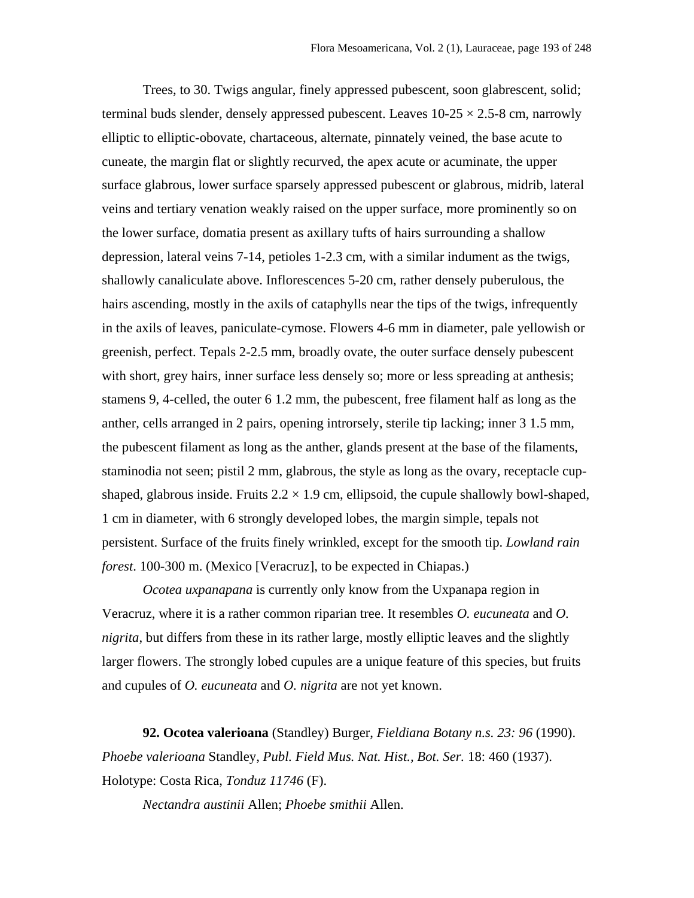Trees, to 30. Twigs angular, finely appressed pubescent, soon glabrescent, solid; terminal buds slender, densely appressed pubescent. Leaves 10-25 × 2.5-8 cm, narrowly elliptic to elliptic-obovate, chartaceous, alternate, pinnately veined, the base acute to cuneate, the margin flat or slightly recurved, the apex acute or acuminate, the upper surface glabrous, lower surface sparsely appressed pubescent or glabrous, midrib, lateral veins and tertiary venation weakly raised on the upper surface, more prominently so on the lower surface, domatia present as axillary tufts of hairs surrounding a shallow depression, lateral veins 7-14, petioles 1-2.3 cm, with a similar indument as the twigs, shallowly canaliculate above. Inflorescences 5-20 cm, rather densely puberulous, the hairs ascending, mostly in the axils of cataphylls near the tips of the twigs, infrequently in the axils of leaves, paniculate-cymose. Flowers 4-6 mm in diameter, pale yellowish or greenish, perfect. Tepals 2-2.5 mm, broadly ovate, the outer surface densely pubescent with short, grey hairs, inner surface less densely so; more or less spreading at anthesis; stamens 9, 4-celled, the outer 6 1.2 mm, the pubescent, free filament half as long as the anther, cells arranged in 2 pairs, opening introrsely, sterile tip lacking; inner 3 1.5 mm, the pubescent filament as long as the anther, glands present at the base of the filaments, staminodia not seen; pistil 2 mm, glabrous, the style as long as the ovary, receptacle cup-shaped, glabrous inside. Fruits 2.2 × 1.9 cm, ellipsoid, the cupule shallowly bowl-shaped, 1 cm in diameter, with 6 strongly developed lobes, the margin simple, tepals not persistent. Surface of the fruits finely wrinkled, except for the smooth tip. *Lowland rain forest*. 100-300 m. (Mexico [Veracruz], to be expected in Chiapas.)

*Ocotea uxpanapana* is currently only know from the Uxpanapa region in Veracruz, where it is a rather common riparian tree. It resembles *O. eucuneata* and *O. nigrita*, but differs from these in its rather large, mostly elliptic leaves and the slightly larger flowers. The strongly lobed cupules are a unique feature of this species, but fruits and cupules of *O. eucuneata* and *O. nigrita* are not yet known.

**92. Ocotea valerioana** (Standley) Burger, *Fieldiana Botany n.s. 23: 96* (1990). *Phoebe valerioana* Standley, *Publ. Field Mus. Nat. Hist., Bot. Ser.* 18: 460 (1937). Holotype: Costa Rica, *Tonduz 11746* (F).

*Nectandra austinii* Allen; *Phoebe smithii* Allen.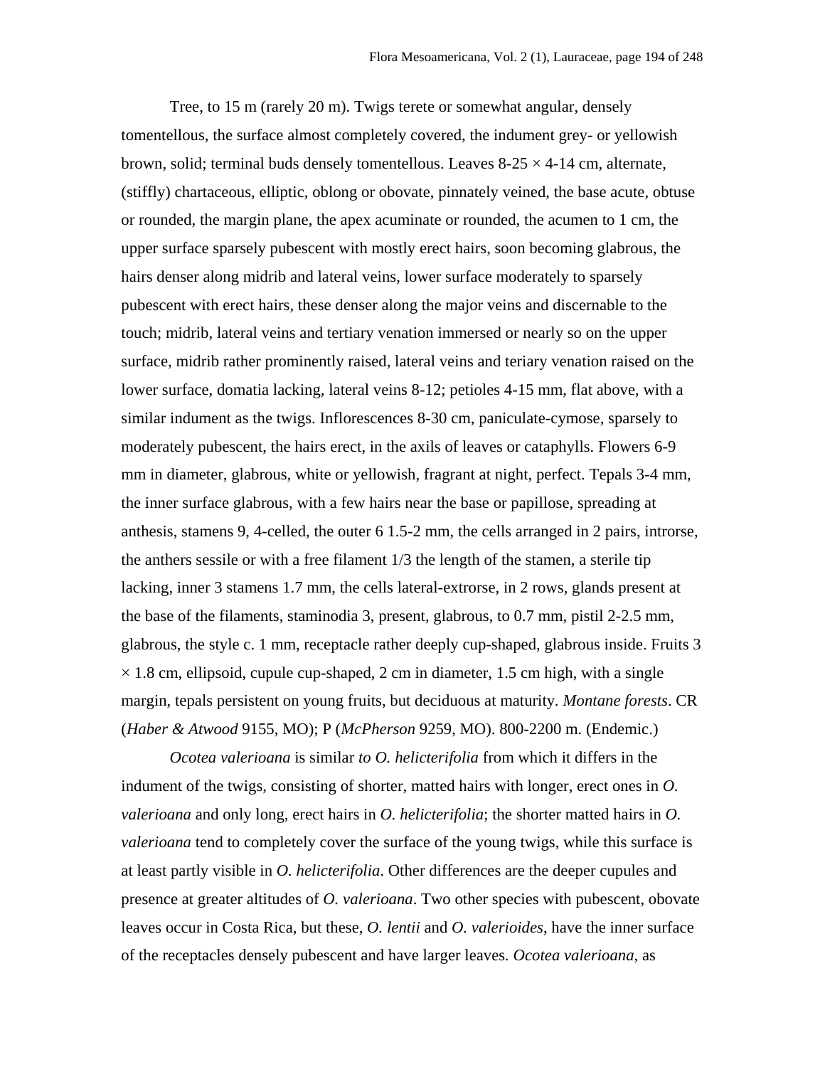Tree, to 15 m (rarely 20 m). Twigs terete or somewhat angular, densely tomentellous, the surface almost completely covered, the indument grey- or yellowish brown, solid; terminal buds densely tomentellous. Leaves 8-25 × 4-14 cm, alternate, (stiffly) chartaceous, elliptic, oblong or obovate, pinnately veined, the base acute, obtuse or rounded, the margin plane, the apex acuminate or rounded, the acumen to 1 cm, the upper surface sparsely pubescent with mostly erect hairs, soon becoming glabrous, the hairs denser along midrib and lateral veins, lower surface moderately to sparsely pubescent with erect hairs, these denser along the major veins and discernable to the touch; midrib, lateral veins and tertiary venation immersed or nearly so on the upper surface, midrib rather prominently raised, lateral veins and teriary venation raised on the lower surface, domatia lacking, lateral veins 8-12; petioles 4-15 mm, flat above, with a similar indument as the twigs. Inflorescences 8-30 cm, paniculate-cymose, sparsely to moderately pubescent, the hairs erect, in the axils of leaves or cataphylls. Flowers 6-9 mm in diameter, glabrous, white or yellowish, fragrant at night, perfect. Tepals 3-4 mm, the inner surface glabrous, with a few hairs near the base or papillose, spreading at anthesis, stamens 9, 4-celled, the outer 6 1.5-2 mm, the cells arranged in 2 pairs, introrse, the anthers sessile or with a free filament 1/3 the length of the stamen, a sterile tip lacking, inner 3 stamens 1.7 mm, the cells lateral-extrorse, in 2 rows, glands present at the base of the filaments, staminodia 3, present, glabrous, to 0.7 mm, pistil 2-2.5 mm, glabrous, the style c. 1 mm, receptacle rather deeply cup-shaped, glabrous inside. Fruits 3 × 1.8 cm, ellipsoid, cupule cup-shaped, 2 cm in diameter, 1.5 cm high, with a single margin, tepals persistent on young fruits, but deciduous at maturity. *Montane forests*. CR (*Haber & Atwood* 9155, MO); P (*McPherson* 9259, MO). 800-2200 m. (Endemic.)

*Ocotea valerioana* is similar *to O. helicterifolia* from which it differs in the indument of the twigs, consisting of shorter, matted hairs with longer, erect ones in *O. valerioana* and only long, erect hairs in *O. helicterifolia*; the shorter matted hairs in *O. valerioana* tend to completely cover the surface of the young twigs, while this surface is at least partly visible in *O. helicterifolia*. Other differences are the deeper cupules and presence at greater altitudes of *O. valerioana*. Two other species with pubescent, obovate leaves occur in Costa Rica, but these, *O. lentii* and *O. valerioides*, have the inner surface of the receptacles densely pubescent and have larger leaves. *Ocotea valerioana*, as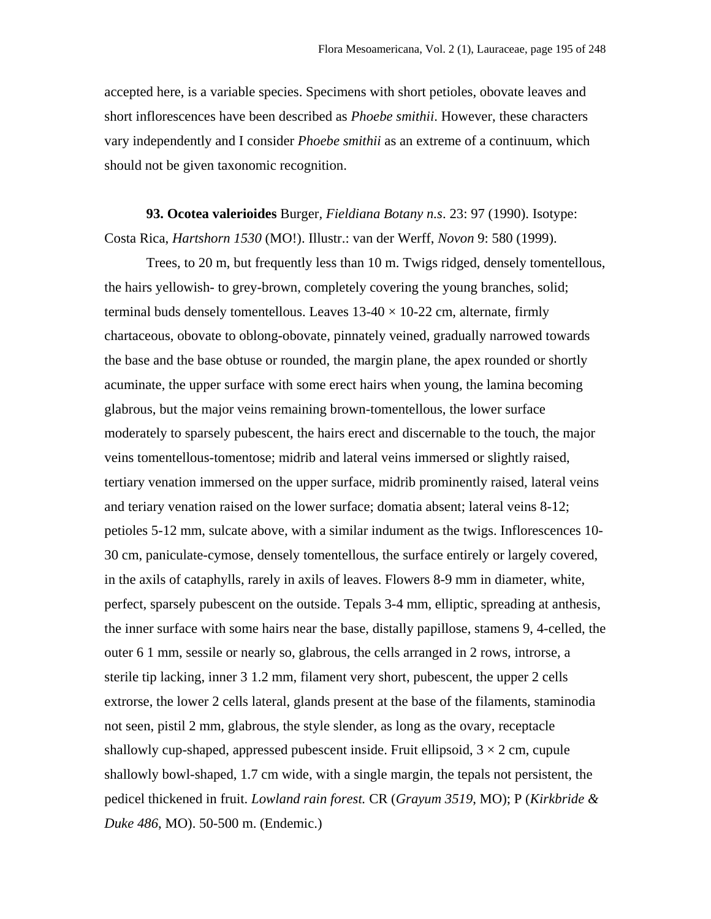accepted here, is a variable species. Specimens with short petioles, obovate leaves and short inflorescences have been described as *Phoebe smithii*. However, these characters vary independently and I consider *Phoebe smithii* as an extreme of a continuum, which should not be given taxonomic recognition.

**93. Ocotea valerioides** Burger, *Fieldiana Botany n.s*. 23: 97 (1990). Isotype: Costa Rica, *Hartshorn 1530* (MO!). Illustr.: van der Werff, *Novon* 9: 580 (1999).

Trees, to 20 m, but frequently less than 10 m. Twigs ridged, densely tomentellous, the hairs yellowish- to grey-brown, completely covering the young branches, solid; terminal buds densely tomentellous. Leaves 13-40 × 10-22 cm, alternate, firmly chartaceous, obovate to oblong-obovate, pinnately veined, gradually narrowed towards the base and the base obtuse or rounded, the margin plane, the apex rounded or shortly acuminate, the upper surface with some erect hairs when young, the lamina becoming glabrous, but the major veins remaining brown-tomentellous, the lower surface moderately to sparsely pubescent, the hairs erect and discernable to the touch, the major veins tomentellous-tomentose; midrib and lateral veins immersed or slightly raised, tertiary venation immersed on the upper surface, midrib prominently raised, lateral veins and teriary venation raised on the lower surface; domatia absent; lateral veins 8-12; petioles 5-12 mm, sulcate above, with a similar indument as the twigs. Inflorescences 10-30 cm, paniculate-cymose, densely tomentellous, the surface entirely or largely covered, in the axils of cataphylls, rarely in axils of leaves. Flowers 8-9 mm in diameter, white, perfect, sparsely pubescent on the outside. Tepals 3-4 mm, elliptic, spreading at anthesis, the inner surface with some hairs near the base, distally papillose, stamens 9, 4-celled, the outer 6 1 mm, sessile or nearly so, glabrous, the cells arranged in 2 rows, introrse, a sterile tip lacking, inner 3 1.2 mm, filament very short, pubescent, the upper 2 cells extrorse, the lower 2 cells lateral, glands present at the base of the filaments, staminodia not seen, pistil 2 mm, glabrous, the style slender, as long as the ovary, receptacle shallowly cup-shaped, appressed pubescent inside. Fruit ellipsoid, 3 × 2 cm, cupule shallowly bowl-shaped, 1.7 cm wide, with a single margin, the tepals not persistent, the pedicel thickened in fruit. *Lowland rain forest.* CR (*Grayum 3519*, MO); P (*Kirkbride & Duke 486*, MO). 50-500 m. (Endemic.)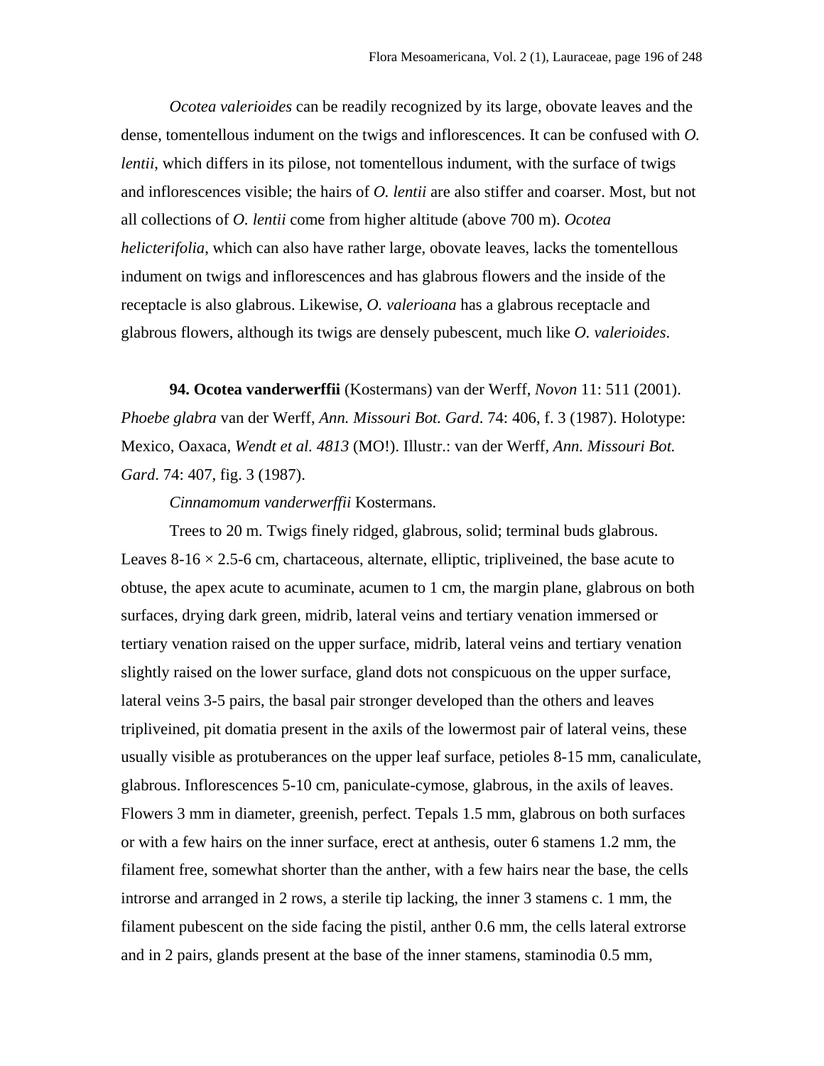*Ocotea valerioides* can be readily recognized by its large, obovate leaves and the dense, tomentellous indument on the twigs and inflorescences. It can be confused with *O. lentii*, which differs in its pilose, not tomentellous indument, with the surface of twigs and inflorescences visible; the hairs of *O. lentii* are also stiffer and coarser. Most, but not all collections of *O. lentii* come from higher altitude (above 700 m). *Ocotea helicterifolia*, which can also have rather large, obovate leaves, lacks the tomentellous indument on twigs and inflorescences and has glabrous flowers and the inside of the receptacle is also glabrous. Likewise, *O. valerioana* has a glabrous receptacle and glabrous flowers, although its twigs are densely pubescent, much like *O. valerioides*.

**94. Ocotea vanderwerffii** (Kostermans) van der Werff, *Novon* 11: 511 (2001). *Phoebe glabra* van der Werff, *Ann. Missouri Bot. Gard*. 74: 406, f. 3 (1987). Holotype: Mexico, Oaxaca, *Wendt et al. 4813* (MO!). Illustr.: van der Werff, *Ann. Missouri Bot. Gard*. 74: 407, fig. 3 (1987).

*Cinnamomum vanderwerffii* Kostermans.

Trees to 20 m. Twigs finely ridged, glabrous, solid; terminal buds glabrous. Leaves 8-16 × 2.5-6 cm, chartaceous, alternate, elliptic, tripliveined, the base acute to obtuse, the apex acute to acuminate, acumen to 1 cm, the margin plane, glabrous on both surfaces, drying dark green, midrib, lateral veins and tertiary venation immersed or tertiary venation raised on the upper surface, midrib, lateral veins and tertiary venation slightly raised on the lower surface, gland dots not conspicuous on the upper surface, lateral veins 3-5 pairs, the basal pair stronger developed than the others and leaves tripliveined, pit domatia present in the axils of the lowermost pair of lateral veins, these usually visible as protuberances on the upper leaf surface, petioles 8-15 mm, canaliculate, glabrous. Inflorescences 5-10 cm, paniculate-cymose, glabrous, in the axils of leaves. Flowers 3 mm in diameter, greenish, perfect. Tepals 1.5 mm, glabrous on both surfaces or with a few hairs on the inner surface, erect at anthesis, outer 6 stamens 1.2 mm, the filament free, somewhat shorter than the anther, with a few hairs near the base, the cells introrse and arranged in 2 rows, a sterile tip lacking, the inner 3 stamens c. 1 mm, the filament pubescent on the side facing the pistil, anther 0.6 mm, the cells lateral extrorse and in 2 pairs, glands present at the base of the inner stamens, staminodia 0.5 mm,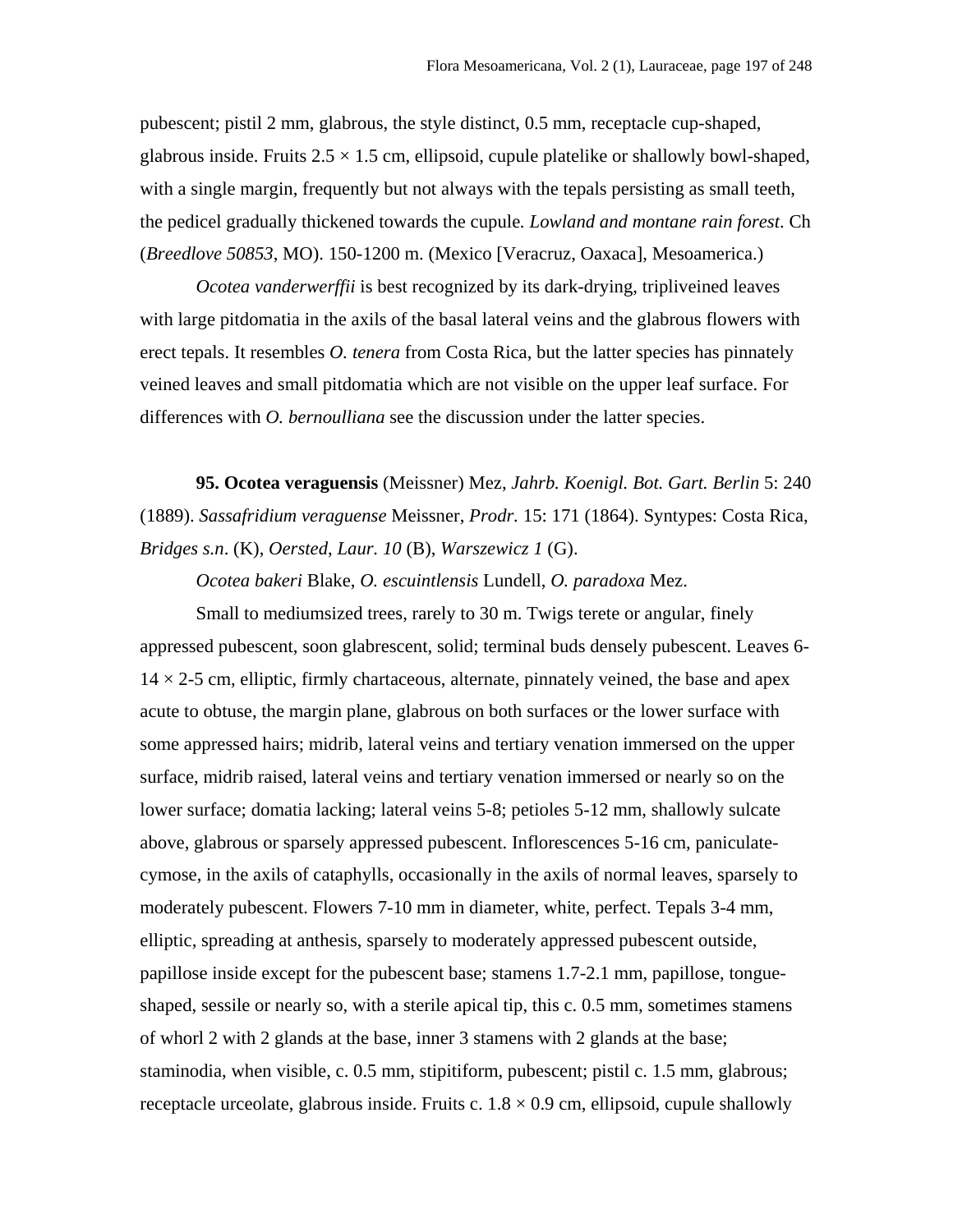pubescent; pistil 2 mm, glabrous, the style distinct, 0.5 mm, receptacle cup-shaped, glabrous inside. Fruits 2.5 × 1.5 cm, ellipsoid, cupule platelike or shallowly bowl-shaped, with a single margin, frequently but not always with the tepals persisting as small teeth, the pedicel gradually thickened towards the cupule. *Lowland and montane rain forest*. Ch (*Breedlove 50853*, MO). 150-1200 m. (Mexico [Veracruz, Oaxaca], Mesoamerica.)

*Ocotea vanderwerffii* is best recognized by its dark-drying, tripliveined leaves with large pitdomatia in the axils of the basal lateral veins and the glabrous flowers with erect tepals. It resembles *O. tenera* from Costa Rica, but the latter species has pinnately veined leaves and small pitdomatia which are not visible on the upper leaf surface. For differences with *O. bernoulliana* see the discussion under the latter species.

**95. Ocotea veraguensis** (Meissner) Mez, *Jahrb. Koenigl. Bot. Gart. Berlin* 5: 240 (1889). *Sassafridium veraguense* Meissner, *Prodr.* 15: 171 (1864). Syntypes: Costa Rica, *Bridges s.n*. (K), *Oersted*, *Laur. 10* (B), *Warszewicz 1* (G).

*Ocotea bakeri* Blake, *O. escuintlensis* Lundell, *O. paradoxa* Mez.

Small to mediumsized trees, rarely to 30 m. Twigs terete or angular, finely appressed pubescent, soon glabrescent, solid; terminal buds densely pubescent. Leaves 6-14 × 2-5 cm, elliptic, firmly chartaceous, alternate, pinnately veined, the base and apex acute to obtuse, the margin plane, glabrous on both surfaces or the lower surface with some appressed hairs; midrib, lateral veins and tertiary venation immersed on the upper surface, midrib raised, lateral veins and tertiary venation immersed or nearly so on the lower surface; domatia lacking; lateral veins 5-8; petioles 5-12 mm, shallowly sulcate above, glabrous or sparsely appressed pubescent. Inflorescences 5-16 cm, paniculate-cymose, in the axils of cataphylls, occasionally in the axils of normal leaves, sparsely to moderately pubescent. Flowers 7-10 mm in diameter, white, perfect. Tepals 3-4 mm, elliptic, spreading at anthesis, sparsely to moderately appressed pubescent outside, papillose inside except for the pubescent base; stamens 1.7-2.1 mm, papillose, tongue-shaped, sessile or nearly so, with a sterile apical tip, this c. 0.5 mm, sometimes stamens of whorl 2 with 2 glands at the base, inner 3 stamens with 2 glands at the base; staminodia, when visible, c. 0.5 mm, stipitiform, pubescent; pistil c. 1.5 mm, glabrous; receptacle urceolate, glabrous inside. Fruits c. 1.8 × 0.9 cm, ellipsoid, cupule shallowly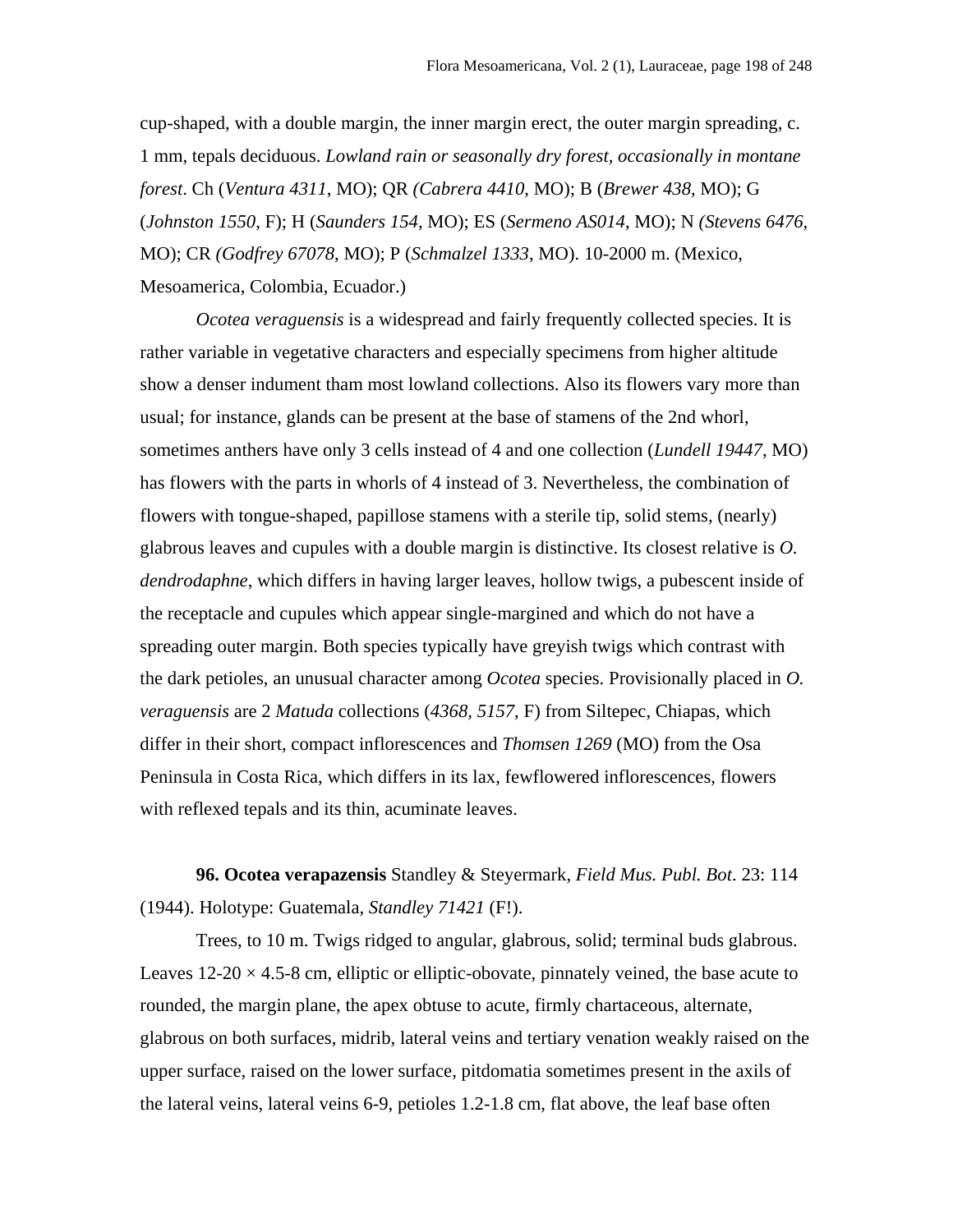cup-shaped, with a double margin, the inner margin erect, the outer margin spreading, c. 1 mm, tepals deciduous. *Lowland rain or seasonally dry forest, occasionally in montane forest*. Ch (*Ventura 4311*, MO); QR *(Cabrera 4410*, MO); B (*Brewer 438*, MO); G (*Johnston 1550*, F); H (*Saunders 154*, MO); ES (*Sermeno AS014*, MO); N *(Stevens 6476*, MO); CR *(Godfrey 67078*, MO); P (*Schmalzel 1333*, MO). 10-2000 m. (Mexico, Mesoamerica, Colombia, Ecuador.)

*Ocotea veraguensis* is a widespread and fairly frequently collected species. It is rather variable in vegetative characters and especially specimens from higher altitude show a denser indument tham most lowland collections. Also its flowers vary more than usual; for instance, glands can be present at the base of stamens of the 2nd whorl, sometimes anthers have only 3 cells instead of 4 and one collection (*Lundell 19447*, MO) has flowers with the parts in whorls of 4 instead of 3. Nevertheless, the combination of flowers with tongue-shaped, papillose stamens with a sterile tip, solid stems, (nearly) glabrous leaves and cupules with a double margin is distinctive. Its closest relative is *O. dendrodaphne*, which differs in having larger leaves, hollow twigs, a pubescent inside of the receptacle and cupules which appear single-margined and which do not have a spreading outer margin. Both species typically have greyish twigs which contrast with the dark petioles, an unusual character among *Ocotea* species. Provisionally placed in *O. veraguensis* are 2 *Matuda* collections (*4368, 5157*, F) from Siltepec, Chiapas, which differ in their short, compact inflorescences and *Thomsen 1269* (MO) from the Osa Peninsula in Costa Rica, which differs in its lax, fewflowered inflorescences, flowers with reflexed tepals and its thin, acuminate leaves.

**96. Ocotea verapazensis** Standley & Steyermark, *Field Mus. Publ. Bot*. 23: 114 (1944). Holotype: Guatemala, *Standley 71421* (F!).

Trees, to 10 m. Twigs ridged to angular, glabrous, solid; terminal buds glabrous. Leaves 12-20 × 4.5-8 cm, elliptic or elliptic-obovate, pinnately veined, the base acute to rounded, the margin plane, the apex obtuse to acute, firmly chartaceous, alternate, glabrous on both surfaces, midrib, lateral veins and tertiary venation weakly raised on the upper surface, raised on the lower surface, pitdomatia sometimes present in the axils of the lateral veins, lateral veins 6-9, petioles 1.2-1.8 cm, flat above, the leaf base often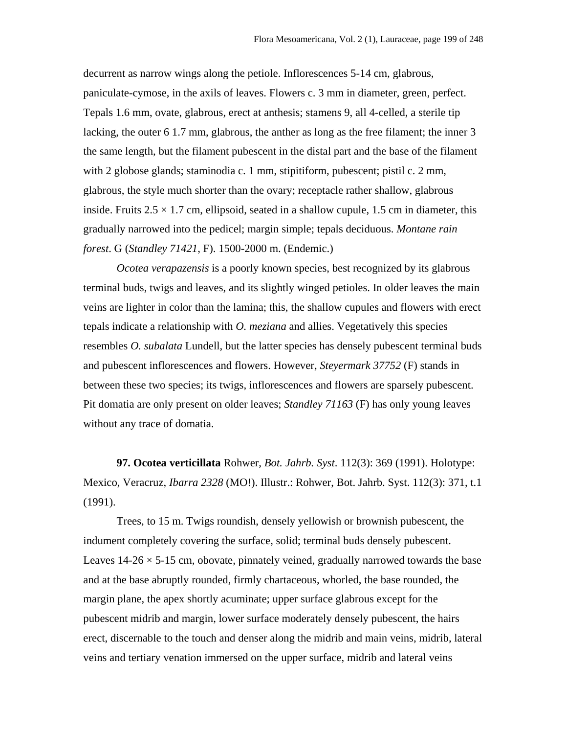decurrent as narrow wings along the petiole. Inflorescences 5-14 cm, glabrous, paniculate-cymose, in the axils of leaves. Flowers c. 3 mm in diameter, green, perfect. Tepals 1.6 mm, ovate, glabrous, erect at anthesis; stamens 9, all 4-celled, a sterile tip lacking, the outer 6 1.7 mm, glabrous, the anther as long as the free filament; the inner 3 the same length, but the filament pubescent in the distal part and the base of the filament with 2 globose glands; staminodia c. 1 mm, stipitiform, pubescent; pistil c. 2 mm, glabrous, the style much shorter than the ovary; receptacle rather shallow, glabrous inside. Fruits 2.5 × 1.7 cm, ellipsoid, seated in a shallow cupule, 1.5 cm in diameter, this gradually narrowed into the pedicel; margin simple; tepals deciduous. *Montane rain forest*. G (*Standley 71421*, F). 1500-2000 m. (Endemic.)

*Ocotea verapazensis* is a poorly known species, best recognized by its glabrous terminal buds, twigs and leaves, and its slightly winged petioles. In older leaves the main veins are lighter in color than the lamina; this, the shallow cupules and flowers with erect tepals indicate a relationship with *O. meziana* and allies. Vegetatively this species resembles *O. subalata* Lundell, but the latter species has densely pubescent terminal buds and pubescent inflorescences and flowers. However, *Steyermark 37752* (F) stands in between these two species; its twigs, inflorescences and flowers are sparsely pubescent. Pit domatia are only present on older leaves; *Standley 71163* (F) has only young leaves without any trace of domatia.

**97. Ocotea verticillata** Rohwer, *Bot. Jahrb. Syst*. 112(3): 369 (1991). Holotype: Mexico, Veracruz, *Ibarra 2328* (MO!). Illustr.: Rohwer, Bot. Jahrb. Syst. 112(3): 371, t.1 (1991).

Trees, to 15 m. Twigs roundish, densely yellowish or brownish pubescent, the indument completely covering the surface, solid; terminal buds densely pubescent. Leaves 14-26 × 5-15 cm, obovate, pinnately veined, gradually narrowed towards the base and at the base abruptly rounded, firmly chartaceous, whorled, the base rounded, the margin plane, the apex shortly acuminate; upper surface glabrous except for the pubescent midrib and margin, lower surface moderately densely pubescent, the hairs erect, discernable to the touch and denser along the midrib and main veins, midrib, lateral veins and tertiary venation immersed on the upper surface, midrib and lateral veins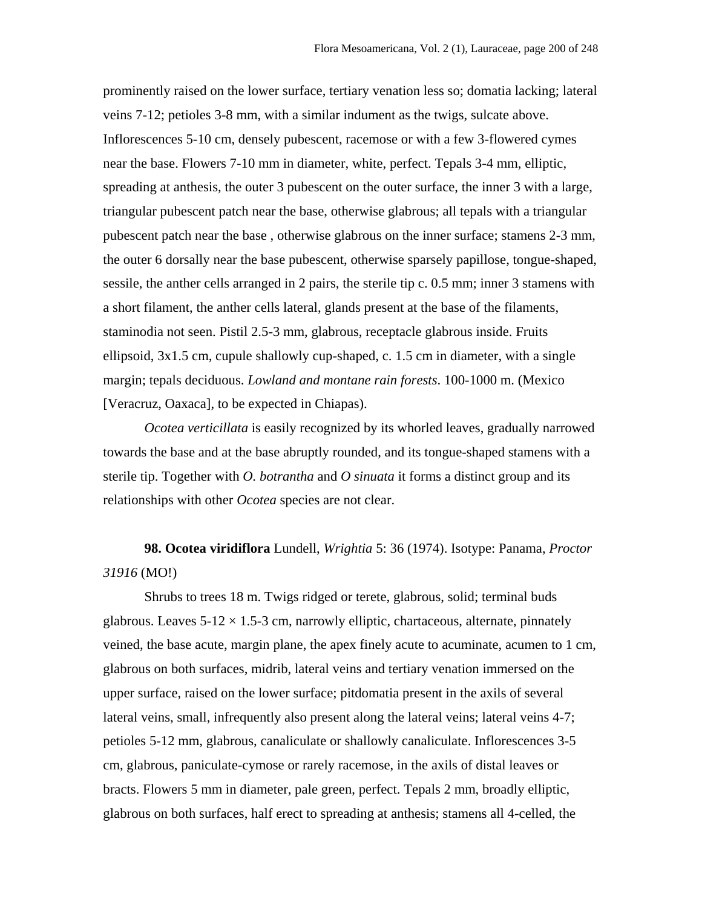prominently raised on the lower surface, tertiary venation less so; domatia lacking; lateral veins 7-12; petioles 3-8 mm, with a similar indument as the twigs, sulcate above. Inflorescences 5-10 cm, densely pubescent, racemose or with a few 3-flowered cymes near the base. Flowers 7-10 mm in diameter, white, perfect. Tepals 3-4 mm, elliptic, spreading at anthesis, the outer 3 pubescent on the outer surface, the inner 3 with a large, triangular pubescent patch near the base, otherwise glabrous; all tepals with a triangular pubescent patch near the base , otherwise glabrous on the inner surface; stamens 2-3 mm, the outer 6 dorsally near the base pubescent, otherwise sparsely papillose, tongue-shaped, sessile, the anther cells arranged in 2 pairs, the sterile tip c. 0.5 mm; inner 3 stamens with a short filament, the anther cells lateral, glands present at the base of the filaments, staminodia not seen. Pistil 2.5-3 mm, glabrous, receptacle glabrous inside. Fruits ellipsoid, 3x1.5 cm, cupule shallowly cup-shaped, c. 1.5 cm in diameter, with a single margin; tepals deciduous. *Lowland and montane rain forests*. 100-1000 m. (Mexico [Veracruz, Oaxaca], to be expected in Chiapas).

*Ocotea verticillata* is easily recognized by its whorled leaves, gradually narrowed towards the base and at the base abruptly rounded, and its tongue-shaped stamens with a sterile tip. Together with *O. botrantha* and *O sinuata* it forms a distinct group and its relationships with other *Ocotea* species are not clear.

**98. Ocotea viridiflora** Lundell, *Wrightia* 5: 36 (1974). Isotype: Panama, *Proctor 31916* (MO!)

Shrubs to trees 18 m. Twigs ridged or terete, glabrous, solid; terminal buds glabrous. Leaves 5-12 × 1.5-3 cm, narrowly elliptic, chartaceous, alternate, pinnately veined, the base acute, margin plane, the apex finely acute to acuminate, acumen to 1 cm, glabrous on both surfaces, midrib, lateral veins and tertiary venation immersed on the upper surface, raised on the lower surface; pitdomatia present in the axils of several lateral veins, small, infrequently also present along the lateral veins; lateral veins 4-7; petioles 5-12 mm, glabrous, canaliculate or shallowly canaliculate. Inflorescences 3-5 cm, glabrous, paniculate-cymose or rarely racemose, in the axils of distal leaves or bracts. Flowers 5 mm in diameter, pale green, perfect. Tepals 2 mm, broadly elliptic, glabrous on both surfaces, half erect to spreading at anthesis; stamens all 4-celled, the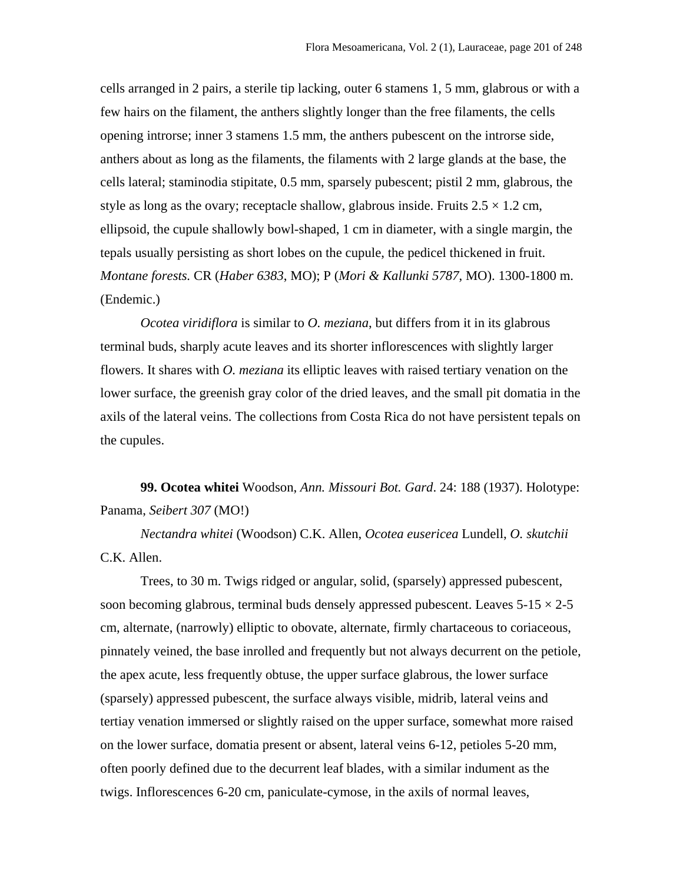cells arranged in 2 pairs, a sterile tip lacking, outer 6 stamens 1, 5 mm, glabrous or with a few hairs on the filament, the anthers slightly longer than the free filaments, the cells opening introrse; inner 3 stamens 1.5 mm, the anthers pubescent on the introrse side, anthers about as long as the filaments, the filaments with 2 large glands at the base, the cells lateral; staminodia stipitate, 0.5 mm, sparsely pubescent; pistil 2 mm, glabrous, the style as long as the ovary; receptacle shallow, glabrous inside. Fruits 2.5 × 1.2 cm, ellipsoid, the cupule shallowly bowl-shaped, 1 cm in diameter, with a single margin, the tepals usually persisting as short lobes on the cupule, the pedicel thickened in fruit. *Montane forests.* CR (*Haber 6383*, MO); P (*Mori & Kallunki 5787*, MO). 1300-1800 m. (Endemic.)

*Ocotea viridiflora* is similar to *O. meziana*, but differs from it in its glabrous terminal buds, sharply acute leaves and its shorter inflorescences with slightly larger flowers. It shares with *O. meziana* its elliptic leaves with raised tertiary venation on the lower surface, the greenish gray color of the dried leaves, and the small pit domatia in the axils of the lateral veins. The collections from Costa Rica do not have persistent tepals on the cupules.

**99. Ocotea whitei** Woodson, *Ann. Missouri Bot. Gard*. 24: 188 (1937). Holotype: Panama, *Seibert 307* (MO!)

*Nectandra whitei* (Woodson) C.K. Allen, *Ocotea eusericea* Lundell, *O. skutchii* C.K. Allen.

Trees, to 30 m. Twigs ridged or angular, solid, (sparsely) appressed pubescent, soon becoming glabrous, terminal buds densely appressed pubescent. Leaves 5-15 × 2-5 cm, alternate, (narrowly) elliptic to obovate, alternate, firmly chartaceous to coriaceous, pinnately veined, the base inrolled and frequently but not always decurrent on the petiole, the apex acute, less frequently obtuse, the upper surface glabrous, the lower surface (sparsely) appressed pubescent, the surface always visible, midrib, lateral veins and tertiay venation immersed or slightly raised on the upper surface, somewhat more raised on the lower surface, domatia present or absent, lateral veins 6-12, petioles 5-20 mm, often poorly defined due to the decurrent leaf blades, with a similar indument as the twigs. Inflorescences 6-20 cm, paniculate-cymose, in the axils of normal leaves,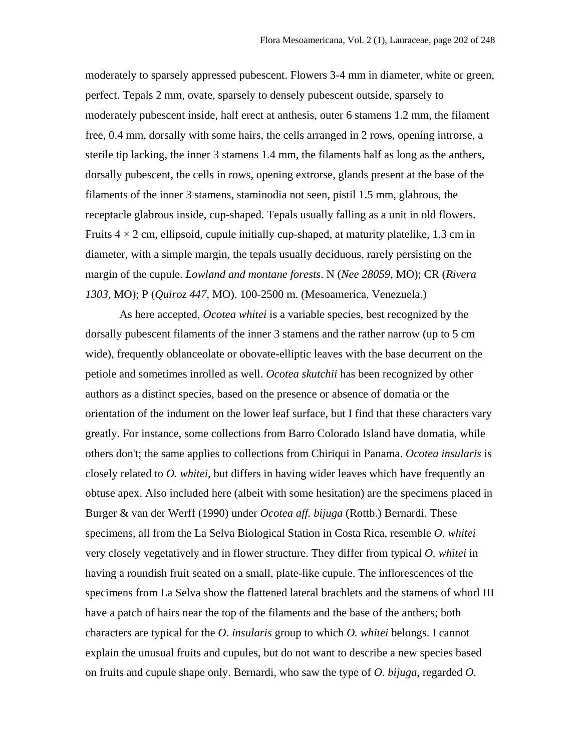moderately to sparsely appressed pubescent. Flowers 3-4 mm in diameter, white or green, perfect. Tepals 2 mm, ovate, sparsely to densely pubescent outside, sparsely to moderately pubescent inside, half erect at anthesis, outer 6 stamens 1.2 mm, the filament free, 0.4 mm, dorsally with some hairs, the cells arranged in 2 rows, opening introrse, a sterile tip lacking, the inner 3 stamens 1.4 mm, the filaments half as long as the anthers, dorsally pubescent, the cells in rows, opening extrorse, glands present at the base of the filaments of the inner 3 stamens, staminodia not seen, pistil 1.5 mm, glabrous, the receptacle glabrous inside, cup-shaped. Tepals usually falling as a unit in old flowers. Fruits 4 × 2 cm, ellipsoid, cupule initially cup-shaped, at maturity platelike, 1.3 cm in diameter, with a simple margin, the tepals usually deciduous, rarely persisting on the margin of the cupule. *Lowland and montane forests*. N (*Nee 28059*, MO); CR (*Rivera 1303*, MO); P (*Quiroz 447*, MO). 100-2500 m. (Mesoamerica, Venezuela.)

As here accepted, *Ocotea whitei* is a variable species, best recognized by the dorsally pubescent filaments of the inner 3 stamens and the rather narrow (up to 5 cm wide), frequently oblanceolate or obovate-elliptic leaves with the base decurrent on the petiole and sometimes inrolled as well. *Ocotea skutchii* has been recognized by other authors as a distinct species, based on the presence or absence of domatia or the orientation of the indument on the lower leaf surface, but I find that these characters vary greatly. For instance, some collections from Barro Colorado Island have domatia, while others don't; the same applies to collections from Chiriqui in Panama. *Ocotea insularis* is closely related to *O. whitei*, but differs in having wider leaves which have frequently an obtuse apex. Also included here (albeit with some hesitation) are the specimens placed in Burger & van der Werff (1990) under *Ocotea aff. bijuga* (Rottb.) Bernardi. These specimens, all from the La Selva Biological Station in Costa Rica, resemble *O. whitei* very closely vegetatively and in flower structure. They differ from typical *O. whitei* in having a roundish fruit seated on a small, plate-like cupule. The inflorescences of the specimens from La Selva show the flattened lateral brachlets and the stamens of whorl III have a patch of hairs near the top of the filaments and the base of the anthers; both characters are typical for the *O. insularis* group to which *O. whitei* belongs. I cannot explain the unusual fruits and cupules, but do not want to describe a new species based on fruits and cupule shape only. Bernardi, who saw the type of *O. bijuga*, regarded *O.*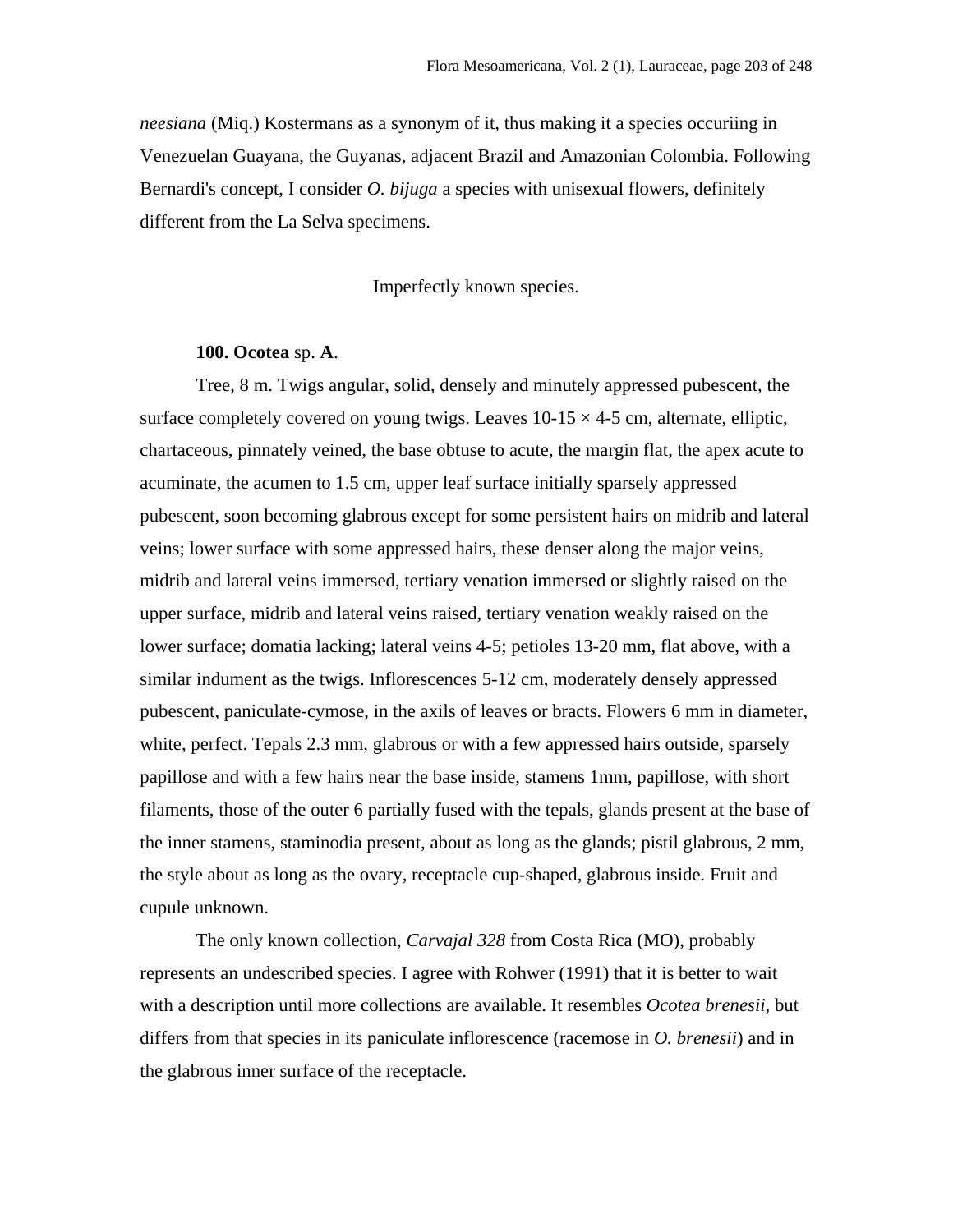*neesiana* (Miq.) Kostermans as a synonym of it, thus making it a species occuriing in Venezuelan Guayana, the Guyanas, adjacent Brazil and Amazonian Colombia. Following Bernardi's concept, I consider *O. bijuga* a species with unisexual flowers, definitely different from the La Selva specimens.

Imperfectly known species.

**100. Ocotea** sp. **A**.

Tree, 8 m. Twigs angular, solid, densely and minutely appressed pubescent, the surface completely covered on young twigs. Leaves 10-15 × 4-5 cm, alternate, elliptic, chartaceous, pinnately veined, the base obtuse to acute, the margin flat, the apex acute to acuminate, the acumen to 1.5 cm, upper leaf surface initially sparsely appressed pubescent, soon becoming glabrous except for some persistent hairs on midrib and lateral veins; lower surface with some appressed hairs, these denser along the major veins, midrib and lateral veins immersed, tertiary venation immersed or slightly raised on the upper surface, midrib and lateral veins raised, tertiary venation weakly raised on the lower surface; domatia lacking; lateral veins 4-5; petioles 13-20 mm, flat above, with a similar indument as the twigs. Inflorescences 5-12 cm, moderately densely appressed pubescent, paniculate-cymose, in the axils of leaves or bracts. Flowers 6 mm in diameter, white, perfect. Tepals 2.3 mm, glabrous or with a few appressed hairs outside, sparsely papillose and with a few hairs near the base inside, stamens 1mm, papillose, with short filaments, those of the outer 6 partially fused with the tepals, glands present at the base of the inner stamens, staminodia present, about as long as the glands; pistil glabrous, 2 mm, the style about as long as the ovary, receptacle cup-shaped, glabrous inside. Fruit and cupule unknown.

The only known collection, *Carvajal 328* from Costa Rica (MO), probably represents an undescribed species. I agree with Rohwer (1991) that it is better to wait with a description until more collections are available. It resembles *Ocotea brenesii*, but differs from that species in its paniculate inflorescence (racemose in *O. brenesii*) and in the glabrous inner surface of the receptacle.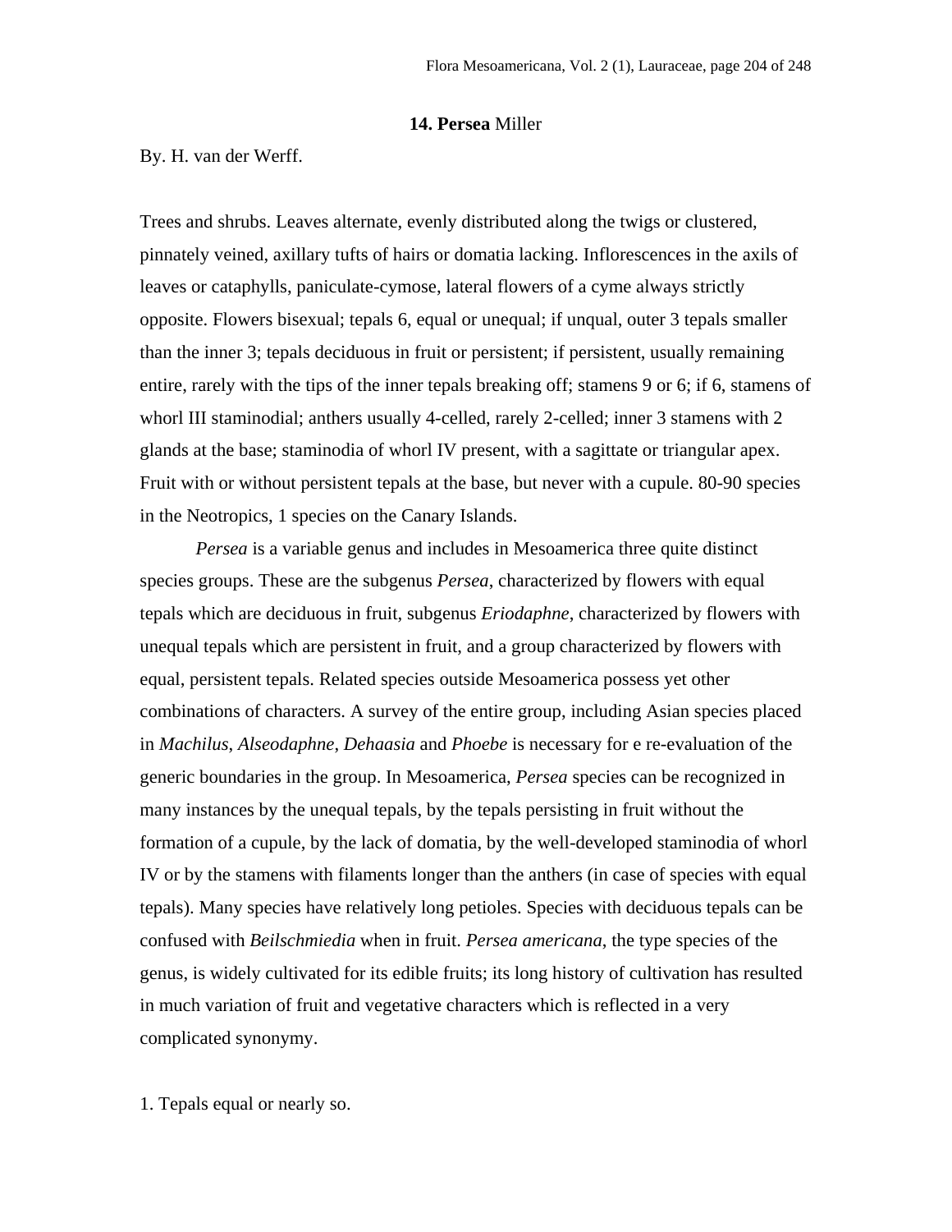## 14. **Persea** Miller

By. H. van der Werff.

Trees and shrubs. Leaves alternate, evenly distributed along the twigs or clustered, pinnately veined, axillary tufts of hairs or domatia lacking. Inflorescences in the axils of leaves or cataphylls, paniculate-cymose, lateral flowers of a cyme always strictly opposite. Flowers bisexual; tepals 6, equal or unequal; if unqual, outer 3 tepals smaller than the inner 3; tepals deciduous in fruit or persistent; if persistent, usually remaining entire, rarely with the tips of the inner tepals breaking off; stamens 9 or 6; if 6, stamens of whorl III staminodial; anthers usually 4-celled, rarely 2-celled; inner 3 stamens with 2 glands at the base; staminodia of whorl IV present, with a sagittate or triangular apex. Fruit with or without persistent tepals at the base, but never with a cupule. 80-90 species in the Neotropics, 1 species on the Canary Islands.

*Persea* is a variable genus and includes in Mesoamerica three quite distinct species groups. These are the subgenus *Persea*, characterized by flowers with equal tepals which are deciduous in fruit, subgenus *Eriodaphne*, characterized by flowers with unequal tepals which are persistent in fruit, and a group characterized by flowers with equal, persistent tepals. Related species outside Mesoamerica possess yet other combinations of characters. A survey of the entire group, including Asian species placed in *Machilus*, *Alseodaphne*, *Dehaasia* and *Phoebe* is necessary for e re-evaluation of the generic boundaries in the group. In Mesoamerica, *Persea* species can be recognized in many instances by the unequal tepals, by the tepals persisting in fruit without the formation of a cupule, by the lack of domatia, by the well-developed staminodia of whorl IV or by the stamens with filaments longer than the anthers (in case of species with equal tepals). Many species have relatively long petioles. Species with deciduous tepals can be confused with *Beilschmiedia* when in fruit. *Persea americana*, the type species of the genus, is widely cultivated for its edible fruits; its long history of cultivation has resulted in much variation of fruit and vegetative characters which is reflected in a very complicated synonymy.

1. Tepals equal or nearly so.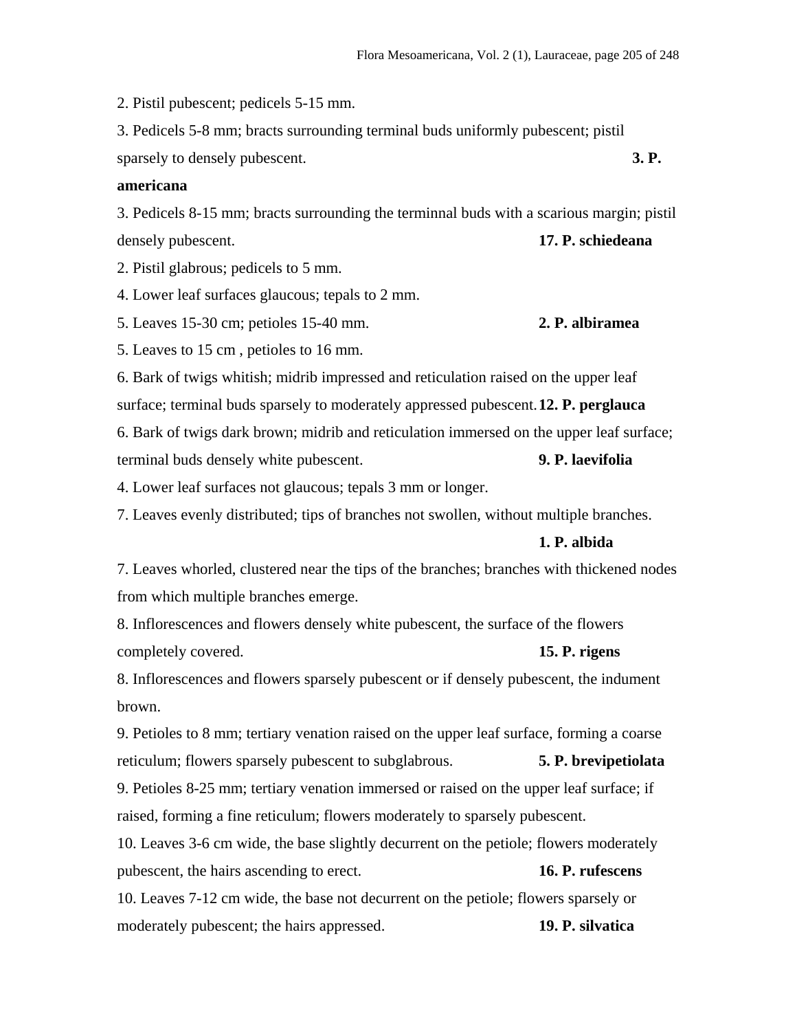2. Pistil pubescent; pedicels 5-15 mm.

3. Pedicels 5-8 mm; bracts surrounding terminal buds uniformly pubescent; pistil sparsely to densely pubescent. **3. P. americana**

3. Pedicels 8-15 mm; bracts surrounding the terminnal buds with a scarious margin; pistil densely pubescent. **17. P. schiedeana**

2. Pistil glabrous; pedicels to 5 mm.

4. Lower leaf surfaces glaucous; tepals to 2 mm.

5. Leaves 15-30 cm; petioles 15-40 mm. **2. P. albiramea**

5. Leaves to 15 cm , petioles to 16 mm.

6. Bark of twigs whitish; midrib impressed and reticulation raised on the upper leaf surface; terminal buds sparsely to moderately appressed pubescent. **12. P. perglauca**

6. Bark of twigs dark brown; midrib and reticulation immersed on the upper leaf surface; terminal buds densely white pubescent. **9. P. laevifolia**

4. Lower leaf surfaces not glaucous; tepals 3 mm or longer.

7. Leaves evenly distributed; tips of branches not swollen, without multiple branches. **1. P. albida**

7. Leaves whorled, clustered near the tips of the branches; branches with thickened nodes from which multiple branches emerge.

8. Inflorescences and flowers densely white pubescent, the surface of the flowers completely covered. **15. P. rigens**

8. Inflorescences and flowers sparsely pubescent or if densely pubescent, the indument brown.

9. Petioles to 8 mm; tertiary venation raised on the upper leaf surface, forming a coarse reticulum; flowers sparsely pubescent to subglabrous. **5. P. brevipetiolata**

9. Petioles 8-25 mm; tertiary venation immersed or raised on the upper leaf surface; if raised, forming a fine reticulum; flowers moderately to sparsely pubescent.

10. Leaves 3-6 cm wide, the base slightly decurrent on the petiole; flowers moderately pubescent, the hairs ascending to erect. **16. P. rufescens**

10. Leaves 7-12 cm wide, the base not decurrent on the petiole; flowers sparsely or moderately pubescent; the hairs appressed. **19. P. silvatica**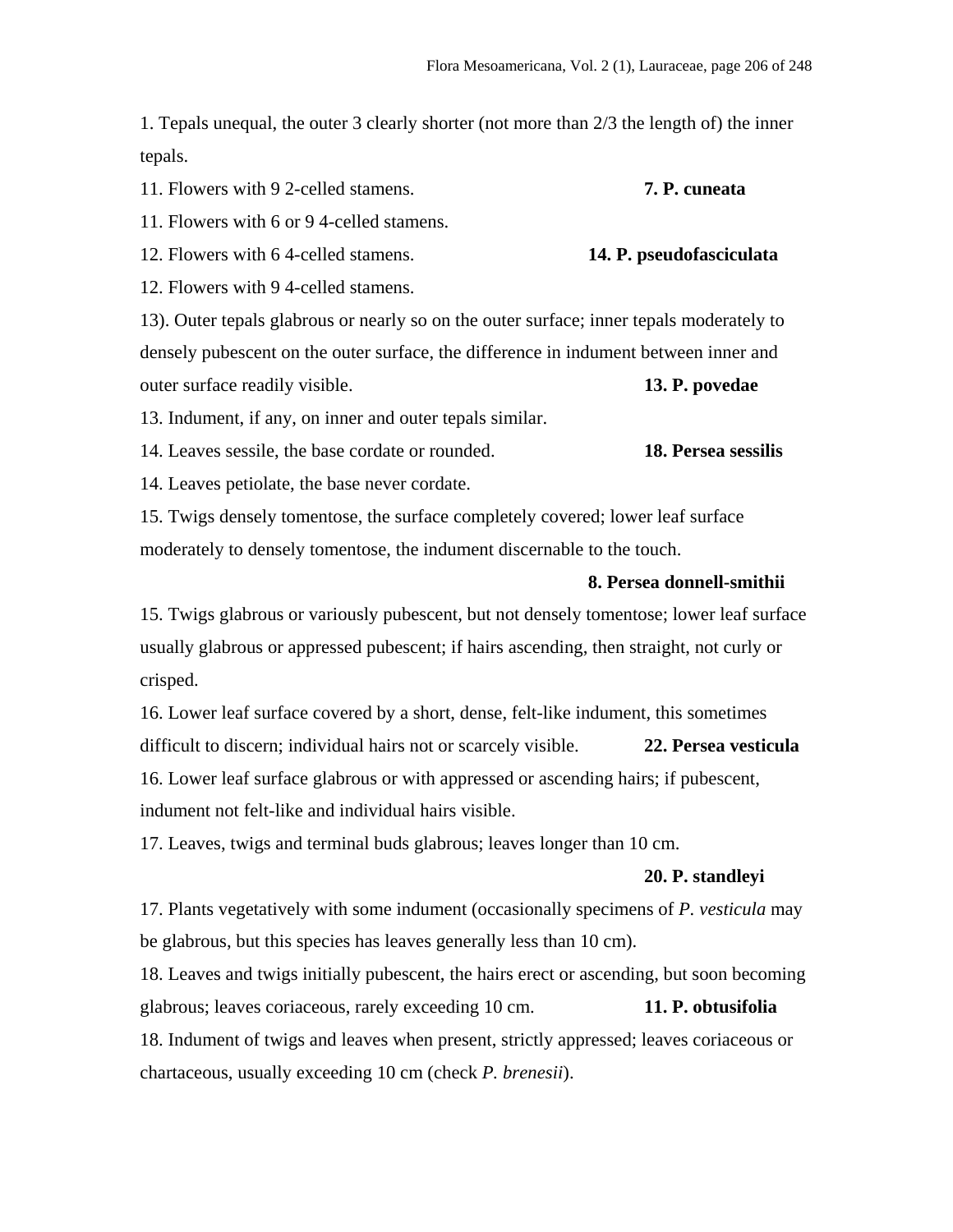1. Tepals unequal, the outer 3 clearly shorter (not more than 2/3 the length of) the inner tepals.

11. Flowers with 9 2-celled stamens. **7. P. cuneata**

11. Flowers with 6 or 9 4-celled stamens.

12. Flowers with 6 4-celled stamens. **14. P. pseudofasciculata**

12. Flowers with 9 4-celled stamens.

13). Outer tepals glabrous or nearly so on the outer surface; inner tepals moderately to densely pubescent on the outer surface, the difference in indument between inner and outer surface readily visible. **13. P. povedae**

13. Indument, if any, on inner and outer tepals similar.

14. Leaves sessile, the base cordate or rounded. **18. Persea sessilis**

14. Leaves petiolate, the base never cordate.

15. Twigs densely tomentose, the surface completely covered; lower leaf surface moderately to densely tomentose, the indument discernable to the touch. **8. Persea donnell-smithii**

15. Twigs glabrous or variously pubescent, but not densely tomentose; lower leaf surface usually glabrous or appressed pubescent; if hairs ascending, then straight, not curly or crisped.

16. Lower leaf surface covered by a short, dense, felt-like indument, this sometimes difficult to discern; individual hairs not or scarcely visible. **22. Persea vesticula**

16. Lower leaf surface glabrous or with appressed or ascending hairs; if pubescent, indument not felt-like and individual hairs visible.

17. Leaves, twigs and terminal buds glabrous; leaves longer than 10 cm. **20. P. standleyi**

17. Plants vegetatively with some indument (occasionally specimens of *P. vesticula* may be glabrous, but this species has leaves generally less than 10 cm).

18. Leaves and twigs initially pubescent, the hairs erect or ascending, but soon becoming glabrous; leaves coriaceous, rarely exceeding 10 cm. **11. P. obtusifolia**

18. Indument of twigs and leaves when present, strictly appressed; leaves coriaceous or chartaceous, usually exceeding 10 cm (check *P. brenesii*).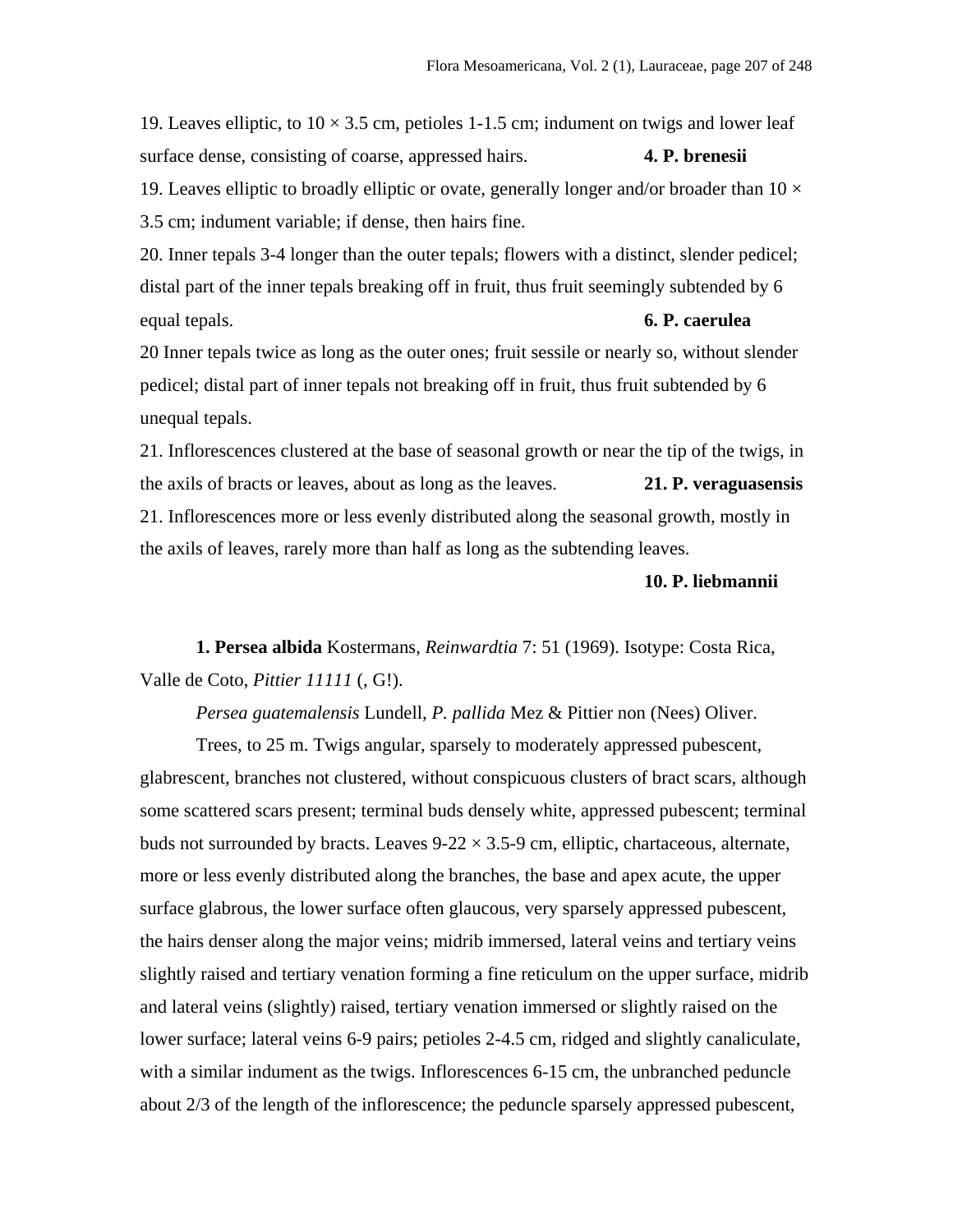19. Leaves elliptic, to 10 × 3.5 cm, petioles 1-1.5 cm; indument on twigs and lower leaf surface dense, consisting of coarse, appressed hairs. **4. P. brenesii**

19. Leaves elliptic to broadly elliptic or ovate, generally longer and/or broader than 10 × 3.5 cm; indument variable; if dense, then hairs fine.

20. Inner tepals 3-4 longer than the outer tepals; flowers with a distinct, slender pedicel; distal part of the inner tepals breaking off in fruit, thus fruit seemingly subtended by 6 equal tepals. **6. P. caerulea**

20 Inner tepals twice as long as the outer ones; fruit sessile or nearly so, without slender pedicel; distal part of inner tepals not breaking off in fruit, thus fruit subtended by 6 unequal tepals.

21. Inflorescences clustered at the base of seasonal growth or near the tip of the twigs, in the axils of bracts or leaves, about as long as the leaves. **21. P. veraguasensis**

21. Inflorescences more or less evenly distributed along the seasonal growth, mostly in the axils of leaves, rarely more than half as long as the subtending leaves. **10. P. liebmannii**

**1. Persea albida** Kostermans, *Reinwardtia* 7: 51 (1969). Isotype: Costa Rica, Valle de Coto, *Pittier 11111* (, G!).

*Persea guatemalensis* Lundell, *P. pallida* Mez & Pittier non (Nees) Oliver.

Trees, to 25 m. Twigs angular, sparsely to moderately appressed pubescent, glabrescent, branches not clustered, without conspicuous clusters of bract scars, although some scattered scars present; terminal buds densely white, appressed pubescent; terminal buds not surrounded by bracts. Leaves 9-22 × 3.5-9 cm, elliptic, chartaceous, alternate, more or less evenly distributed along the branches, the base and apex acute, the upper surface glabrous, the lower surface often glaucous, very sparsely appressed pubescent, the hairs denser along the major veins; midrib immersed, lateral veins and tertiary veins slightly raised and tertiary venation forming a fine reticulum on the upper surface, midrib and lateral veins (slightly) raised, tertiary venation immersed or slightly raised on the lower surface; lateral veins 6-9 pairs; petioles 2-4.5 cm, ridged and slightly canaliculate, with a similar indument as the twigs. Inflorescences 6-15 cm, the unbranched peduncle about 2/3 of the length of the inflorescence; the peduncle sparsely appressed pubescent,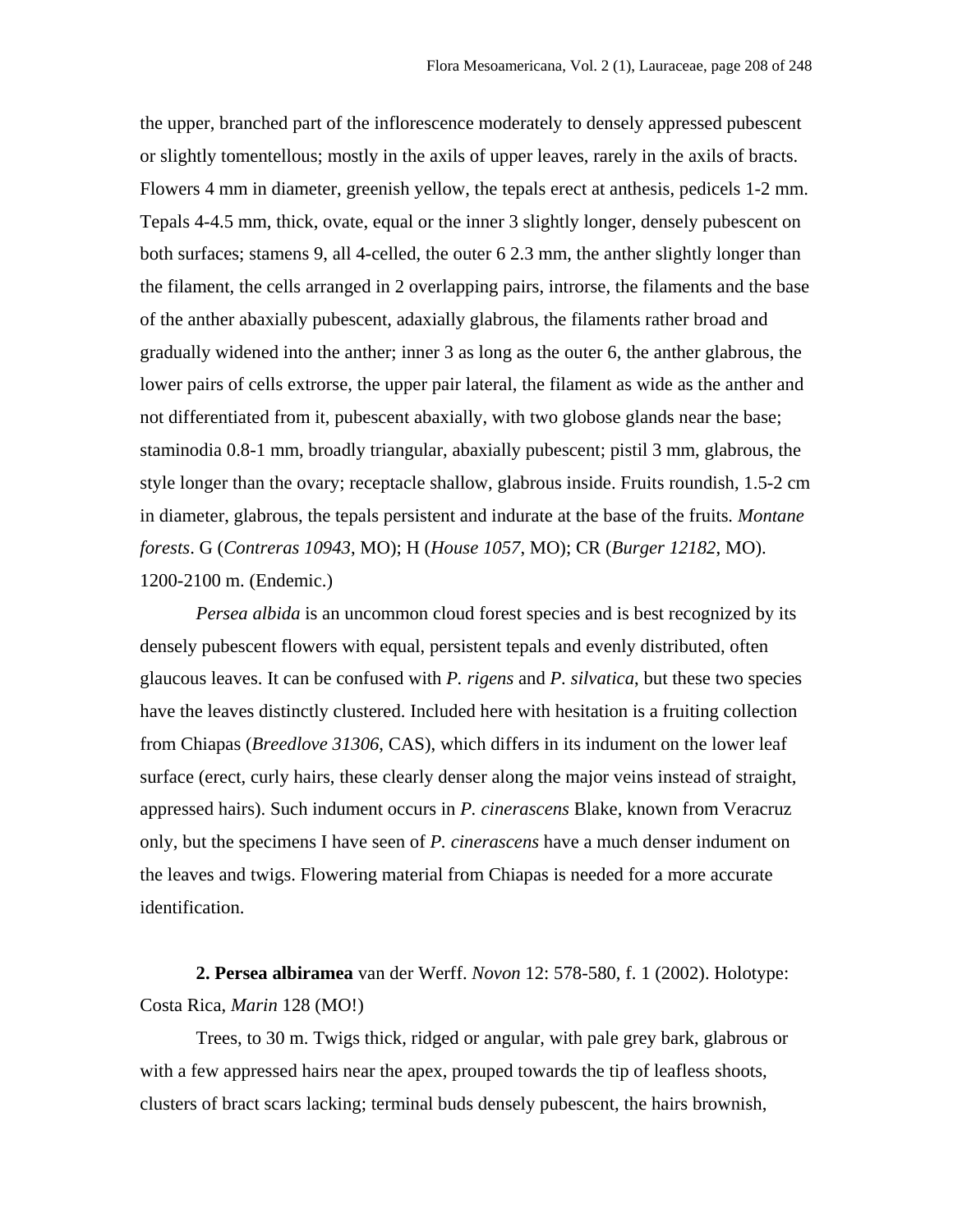the upper, branched part of the inflorescence moderately to densely appressed pubescent or slightly tomentellous; mostly in the axils of upper leaves, rarely in the axils of bracts. Flowers 4 mm in diameter, greenish yellow, the tepals erect at anthesis, pedicels 1-2 mm. Tepals 4-4.5 mm, thick, ovate, equal or the inner 3 slightly longer, densely pubescent on both surfaces; stamens 9, all 4-celled, the outer 6 2.3 mm, the anther slightly longer than the filament, the cells arranged in 2 overlapping pairs, introrse, the filaments and the base of the anther abaxially pubescent, adaxially glabrous, the filaments rather broad and gradually widened into the anther; inner 3 as long as the outer 6, the anther glabrous, the lower pairs of cells extrorse, the upper pair lateral, the filament as wide as the anther and not differentiated from it, pubescent abaxially, with two globose glands near the base; staminodia 0.8-1 mm, broadly triangular, abaxially pubescent; pistil 3 mm, glabrous, the style longer than the ovary; receptacle shallow, glabrous inside. Fruits roundish, 1.5-2 cm in diameter, glabrous, the tepals persistent and indurate at the base of the fruits. *Montane forests*. G (*Contreras 10943*, MO); H (*House 1057*, MO); CR (*Burger 12182*, MO). 1200-2100 m. (Endemic.)

*Persea albida* is an uncommon cloud forest species and is best recognized by its densely pubescent flowers with equal, persistent tepals and evenly distributed, often glaucous leaves. It can be confused with *P. rigens* and *P. silvatica*, but these two species have the leaves distinctly clustered. Included here with hesitation is a fruiting collection from Chiapas (*Breedlove 31306*, CAS), which differs in its indument on the lower leaf surface (erect, curly hairs, these clearly denser along the major veins instead of straight, appressed hairs). Such indument occurs in *P. cinerascens* Blake, known from Veracruz only, but the specimens I have seen of *P. cinerascens* have a much denser indument on the leaves and twigs. Flowering material from Chiapas is needed for a more accurate identification.

**2. Persea albiramea** van der Werff. *Novon* 12: 578-580, f. 1 (2002). Holotype: Costa Rica, *Marin* 128 (MO!)

Trees, to 30 m. Twigs thick, ridged or angular, with pale grey bark, glabrous or with a few appressed hairs near the apex, prouped towards the tip of leafless shoots, clusters of bract scars lacking; terminal buds densely pubescent, the hairs brownish,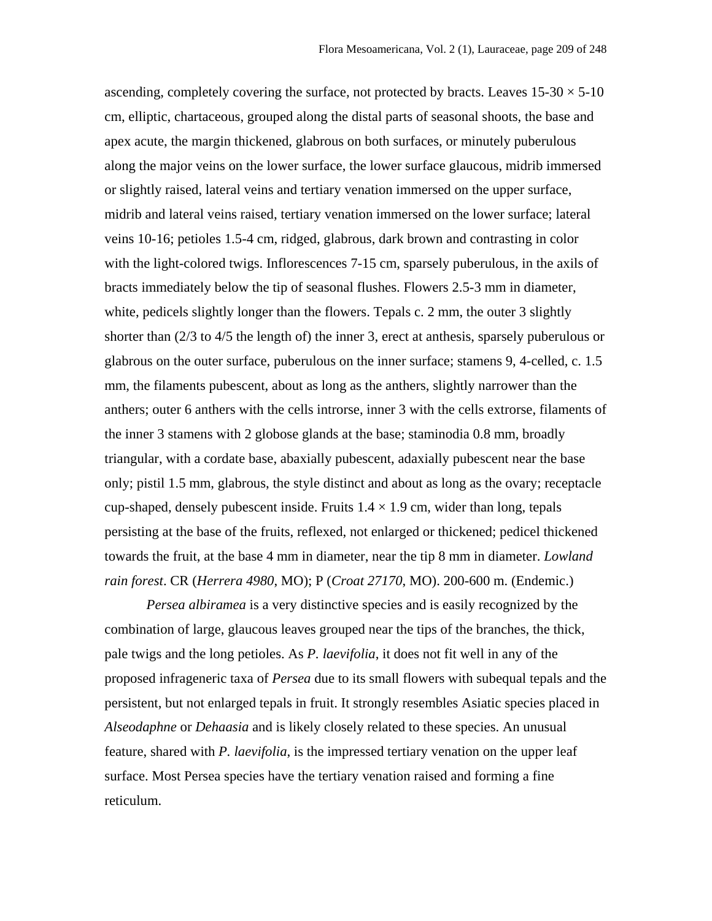ascending, completely covering the surface, not protected by bracts. Leaves 15-30 × 5-10 cm, elliptic, chartaceous, grouped along the distal parts of seasonal shoots, the base and apex acute, the margin thickened, glabrous on both surfaces, or minutely puberulous along the major veins on the lower surface, the lower surface glaucous, midrib immersed or slightly raised, lateral veins and tertiary venation immersed on the upper surface, midrib and lateral veins raised, tertiary venation immersed on the lower surface; lateral veins 10-16; petioles 1.5-4 cm, ridged, glabrous, dark brown and contrasting in color with the light-colored twigs. Inflorescences 7-15 cm, sparsely puberulous, in the axils of bracts immediately below the tip of seasonal flushes. Flowers 2.5-3 mm in diameter, white, pedicels slightly longer than the flowers. Tepals c. 2 mm, the outer 3 slightly shorter than (2/3 to 4/5 the length of) the inner 3, erect at anthesis, sparsely puberulous or glabrous on the outer surface, puberulous on the inner surface; stamens 9, 4-celled, c. 1.5 mm, the filaments pubescent, about as long as the anthers, slightly narrower than the anthers; outer 6 anthers with the cells introrse, inner 3 with the cells extrorse, filaments of the inner 3 stamens with 2 globose glands at the base; staminodia 0.8 mm, broadly triangular, with a cordate base, abaxially pubescent, adaxially pubescent near the base only; pistil 1.5 mm, glabrous, the style distinct and about as long as the ovary; receptacle cup-shaped, densely pubescent inside. Fruits 1.4 × 1.9 cm, wider than long, tepals persisting at the base of the fruits, reflexed, not enlarged or thickened; pedicel thickened towards the fruit, at the base 4 mm in diameter, near the tip 8 mm in diameter. *Lowland rain forest*. CR (*Herrera 4980*, MO); P (*Croat 27170*, MO). 200-600 m. (Endemic.)

*Persea albiramea* is a very distinctive species and is easily recognized by the combination of large, glaucous leaves grouped near the tips of the branches, the thick, pale twigs and the long petioles. As *P. laevifolia*, it does not fit well in any of the proposed infrageneric taxa of *Persea* due to its small flowers with subequal tepals and the persistent, but not enlarged tepals in fruit. It strongly resembles Asiatic species placed in *Alseodaphne* or *Dehaasia* and is likely closely related to these species. An unusual feature, shared with *P. laevifolia*, is the impressed tertiary venation on the upper leaf surface. Most Persea species have the tertiary venation raised and forming a fine reticulum.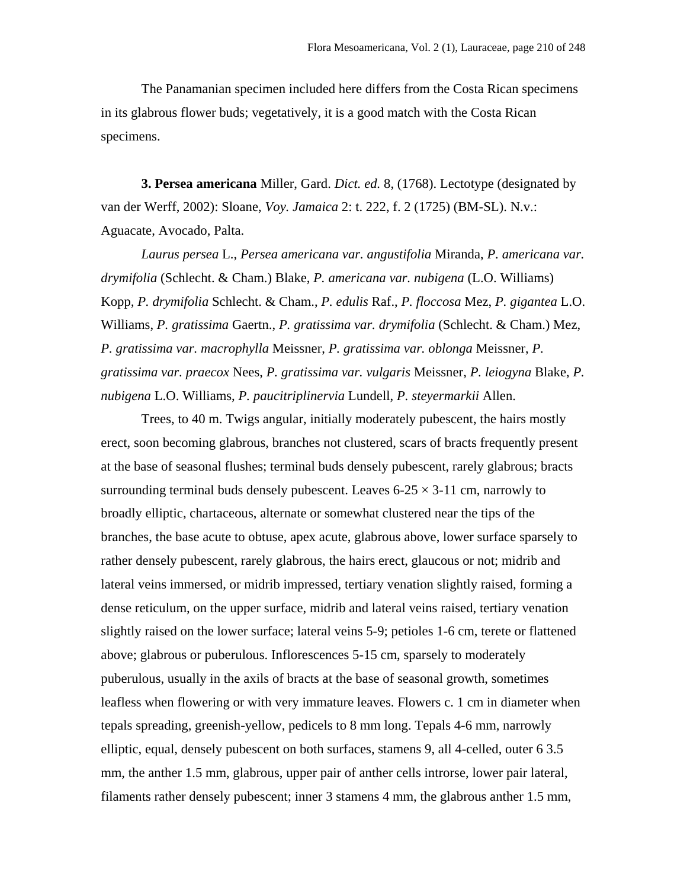The Panamanian specimen included here differs from the Costa Rican specimens in its glabrous flower buds; vegetatively, it is a good match with the Costa Rican specimens.

**3. Persea americana** Miller, Gard. *Dict. ed.* 8, (1768). Lectotype (designated by van der Werff, 2002): Sloane, *Voy. Jamaica* 2: t. 222, f. 2 (1725) (BM-SL). N.v.: Aguacate, Avocado, Palta.

*Laurus persea* L., *Persea americana var. angustifolia* Miranda, *P. americana var. drymifolia* (Schlecht. & Cham.) Blake, *P. americana var. nubigena* (L.O. Williams) Kopp, *P. drymifolia* Schlecht. & Cham., *P. edulis* Raf., *P. floccosa* Mez, *P. gigantea* L.O. Williams, *P. gratissima* Gaertn., *P. gratissima var. drymifolia* (Schlecht. & Cham.) Mez, *P. gratissima var. macrophylla* Meissner, *P. gratissima var. oblonga* Meissner, *P. gratissima var. praecox* Nees, *P. gratissima var. vulgaris* Meissner, *P. leiogyna* Blake, *P. nubigena* L.O. Williams, *P. paucitriplinervia* Lundell, *P. steyermarkii* Allen.

Trees, to 40 m. Twigs angular, initially moderately pubescent, the hairs mostly erect, soon becoming glabrous, branches not clustered, scars of bracts frequently present at the base of seasonal flushes; terminal buds densely pubescent, rarely glabrous; bracts surrounding terminal buds densely pubescent. Leaves 6-25 × 3-11 cm, narrowly to broadly elliptic, chartaceous, alternate or somewhat clustered near the tips of the branches, the base acute to obtuse, apex acute, glabrous above, lower surface sparsely to rather densely pubescent, rarely glabrous, the hairs erect, glaucous or not; midrib and lateral veins immersed, or midrib impressed, tertiary venation slightly raised, forming a dense reticulum, on the upper surface, midrib and lateral veins raised, tertiary venation slightly raised on the lower surface; lateral veins 5-9; petioles 1-6 cm, terete or flattened above; glabrous or puberulous. Inflorescences 5-15 cm, sparsely to moderately puberulous, usually in the axils of bracts at the base of seasonal growth, sometimes leafless when flowering or with very immature leaves. Flowers c. 1 cm in diameter when tepals spreading, greenish-yellow, pedicels to 8 mm long. Tepals 4-6 mm, narrowly elliptic, equal, densely pubescent on both surfaces, stamens 9, all 4-celled, outer 6 3.5 mm, the anther 1.5 mm, glabrous, upper pair of anther cells introrse, lower pair lateral, filaments rather densely pubescent; inner 3 stamens 4 mm, the glabrous anther 1.5 mm,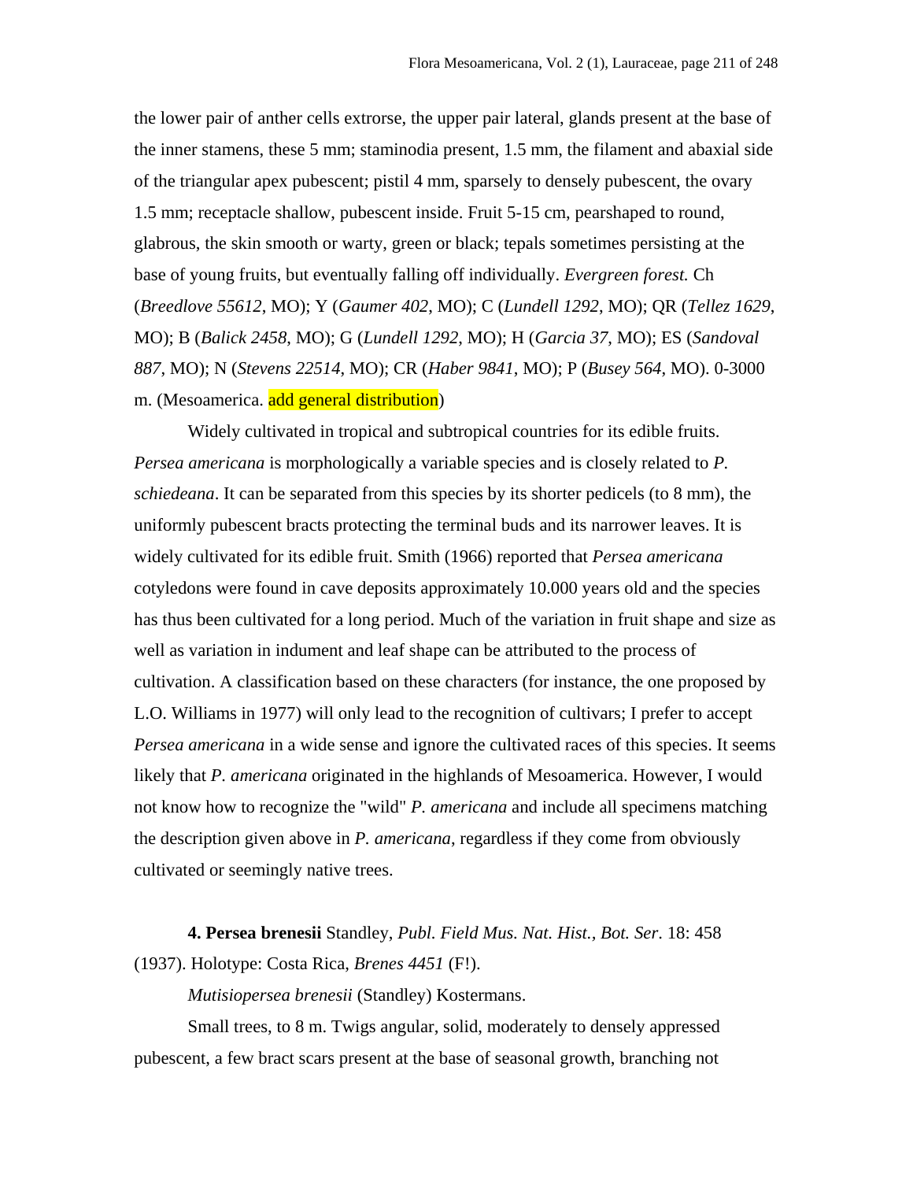the lower pair of anther cells extrorse, the upper pair lateral, glands present at the base of the inner stamens, these 5 mm; staminodia present, 1.5 mm, the filament and abaxial side of the triangular apex pubescent; pistil 4 mm, sparsely to densely pubescent, the ovary 1.5 mm; receptacle shallow, pubescent inside. Fruit 5-15 cm, pearshaped to round, glabrous, the skin smooth or warty, green or black; tepals sometimes persisting at the base of young fruits, but eventually falling off individually. *Evergreen forest.* Ch (*Breedlove 55612*, MO); Y (*Gaumer 402*, MO); C (*Lundell 1292*, MO); QR (*Tellez 1629*, MO); B (*Balick 2458*, MO); G (*Lundell 1292*, MO); H (*Garcia 37*, MO); ES (*Sandoval 887*, MO); N (*Stevens 22514*, MO); CR (*Haber 9841*, MO); P (*Busey 564*, MO). 0-3000 m. (Mesoamerica. add general distribution)

Widely cultivated in tropical and subtropical countries for its edible fruits. *Persea americana* is morphologically a variable species and is closely related to *P. schiedeana*. It can be separated from this species by its shorter pedicels (to 8 mm), the uniformly pubescent bracts protecting the terminal buds and its narrower leaves. It is widely cultivated for its edible fruit. Smith (1966) reported that *Persea americana* cotyledons were found in cave deposits approximately 10.000 years old and the species has thus been cultivated for a long period. Much of the variation in fruit shape and size as well as variation in indument and leaf shape can be attributed to the process of cultivation. A classification based on these characters (for instance, the one proposed by L.O. Williams in 1977) will only lead to the recognition of cultivars; I prefer to accept *Persea americana* in a wide sense and ignore the cultivated races of this species. It seems likely that *P. americana* originated in the highlands of Mesoamerica. However, I would not know how to recognize the "wild" *P. americana* and include all specimens matching the description given above in *P. americana*, regardless if they come from obviously cultivated or seemingly native trees.

**4. Persea brenesii** Standley, *Publ. Field Mus. Nat. Hist., Bot. Ser.* 18: 458 (1937). Holotype: Costa Rica, *Brenes 4451* (F!).

*Mutisiopersea brenesii* (Standley) Kostermans.

Small trees, to 8 m. Twigs angular, solid, moderately to densely appressed pubescent, a few bract scars present at the base of seasonal growth, branching not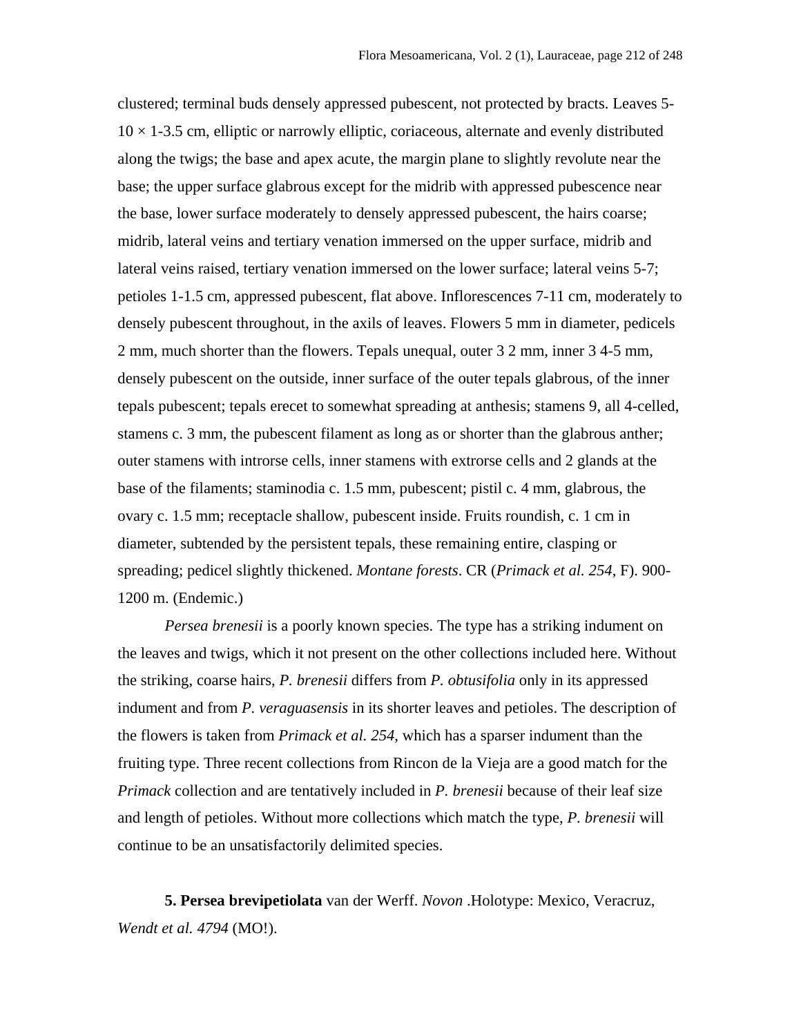clustered; terminal buds densely appressed pubescent, not protected by bracts. Leaves 5-10 × 1-3.5 cm, elliptic or narrowly elliptic, coriaceous, alternate and evenly distributed along the twigs; the base and apex acute, the margin plane to slightly revolute near the base; the upper surface glabrous except for the midrib with appressed pubescence near the base, lower surface moderately to densely appressed pubescent, the hairs coarse; midrib, lateral veins and tertiary venation immersed on the upper surface, midrib and lateral veins raised, tertiary venation immersed on the lower surface; lateral veins 5-7; petioles 1-1.5 cm, appressed pubescent, flat above. Inflorescences 7-11 cm, moderately to densely pubescent throughout, in the axils of leaves. Flowers 5 mm in diameter, pedicels 2 mm, much shorter than the flowers. Tepals unequal, outer 3 2 mm, inner 3 4-5 mm, densely pubescent on the outside, inner surface of the outer tepals glabrous, of the inner tepals pubescent; tepals erecet to somewhat spreading at anthesis; stamens 9, all 4-celled, stamens c. 3 mm, the pubescent filament as long as or shorter than the glabrous anther; outer stamens with introrse cells, inner stamens with extrorse cells and 2 glands at the base of the filaments; staminodia c. 1.5 mm, pubescent; pistil c. 4 mm, glabrous, the ovary c. 1.5 mm; receptacle shallow, pubescent inside. Fruits roundish, c. 1 cm in diameter, subtended by the persistent tepals, these remaining entire, clasping or spreading; pedicel slightly thickened. *Montane forests*. CR (*Primack et al. 254*, F). 900-1200 m. (Endemic.)

*Persea brenesii* is a poorly known species. The type has a striking indument on the leaves and twigs, which it not present on the other collections included here. Without the striking, coarse hairs, *P. brenesii* differs from *P. obtusifolia* only in its appressed indument and from *P. veraguasensis* in its shorter leaves and petioles. The description of the flowers is taken from *Primack et al. 254*, which has a sparser indument than the fruiting type. Three recent collections from Rincon de la Vieja are a good match for the *Primack* collection and are tentatively included in *P. brenesii* because of their leaf size and length of petioles. Without more collections which match the type, *P. brenesii* will continue to be an unsatisfactorily delimited species.

**5. Persea brevipetiolata** van der Werff. *Novon* .Holotype: Mexico, Veracruz, *Wendt et al. 4794* (MO!).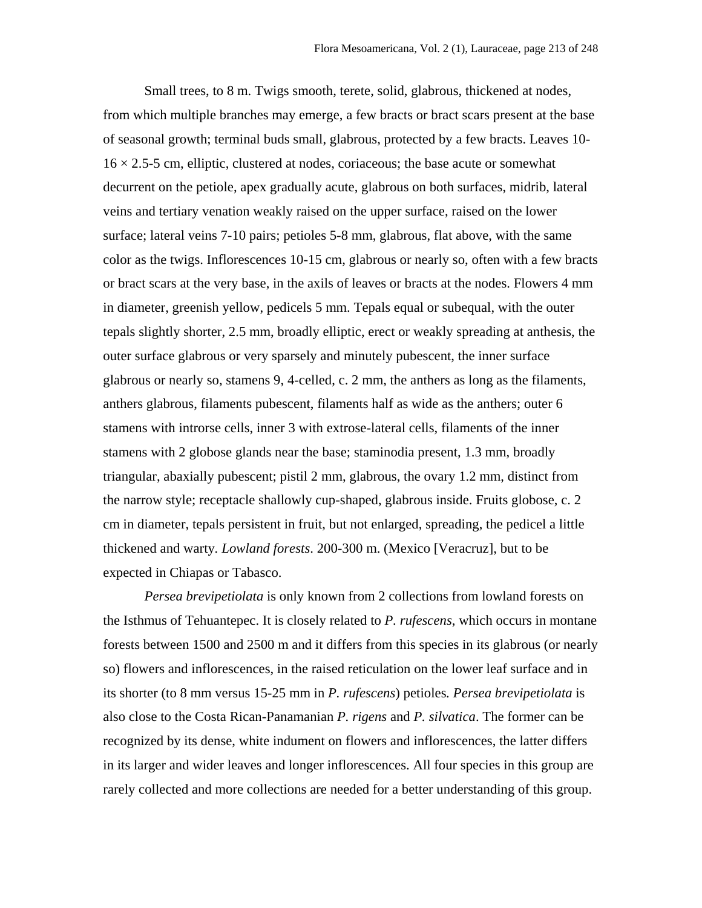Small trees, to 8 m. Twigs smooth, terete, solid, glabrous, thickened at nodes, from which multiple branches may emerge, a few bracts or bract scars present at the base of seasonal growth; terminal buds small, glabrous, protected by a few bracts. Leaves 10-16 × 2.5-5 cm, elliptic, clustered at nodes, coriaceous; the base acute or somewhat decurrent on the petiole, apex gradually acute, glabrous on both surfaces, midrib, lateral veins and tertiary venation weakly raised on the upper surface, raised on the lower surface; lateral veins 7-10 pairs; petioles 5-8 mm, glabrous, flat above, with the same color as the twigs. Inflorescences 10-15 cm, glabrous or nearly so, often with a few bracts or bract scars at the very base, in the axils of leaves or bracts at the nodes. Flowers 4 mm in diameter, greenish yellow, pedicels 5 mm. Tepals equal or subequal, with the outer tepals slightly shorter, 2.5 mm, broadly elliptic, erect or weakly spreading at anthesis, the outer surface glabrous or very sparsely and minutely pubescent, the inner surface glabrous or nearly so, stamens 9, 4-celled, c. 2 mm, the anthers as long as the filaments, anthers glabrous, filaments pubescent, filaments half as wide as the anthers; outer 6 stamens with introrse cells, inner 3 with extrose-lateral cells, filaments of the inner stamens with 2 globose glands near the base; staminodia present, 1.3 mm, broadly triangular, abaxially pubescent; pistil 2 mm, glabrous, the ovary 1.2 mm, distinct from the narrow style; receptacle shallowly cup-shaped, glabrous inside. Fruits globose, c. 2 cm in diameter, tepals persistent in fruit, but not enlarged, spreading, the pedicel a little thickened and warty. *Lowland forests*. 200-300 m. (Mexico [Veracruz], but to be expected in Chiapas or Tabasco.

*Persea brevipetiolata* is only known from 2 collections from lowland forests on the Isthmus of Tehuantepec. It is closely related to *P. rufescens*, which occurs in montane forests between 1500 and 2500 m and it differs from this species in its glabrous (or nearly so) flowers and inflorescences, in the raised reticulation on the lower leaf surface and in its shorter (to 8 mm versus 15-25 mm in *P. rufescens*) petioles. *Persea brevipetiolata* is also close to the Costa Rican-Panamanian *P. rigens* and *P. silvatica*. The former can be recognized by its dense, white indument on flowers and inflorescences, the latter differs in its larger and wider leaves and longer inflorescences. All four species in this group are rarely collected and more collections are needed for a better understanding of this group.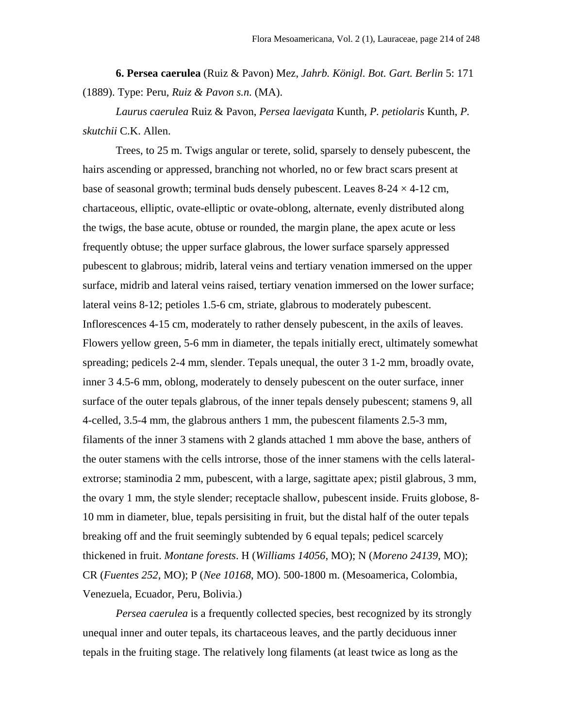**6. Persea caerulea** (Ruiz & Pavon) Mez, *Jahrb. Königl. Bot. Gart. Berlin* 5: 171 (1889). Type: Peru, *Ruiz & Pavon s.n.* (MA).

*Laurus caerulea* Ruiz & Pavon, *Persea laevigata* Kunth, *P. petiolaris* Kunth, *P. skutchii* C.K. Allen.

Trees, to 25 m. Twigs angular or terete, solid, sparsely to densely pubescent, the hairs ascending or appressed, branching not whorled, no or few bract scars present at base of seasonal growth; terminal buds densely pubescent. Leaves 8-24 × 4-12 cm, chartaceous, elliptic, ovate-elliptic or ovate-oblong, alternate, evenly distributed along the twigs, the base acute, obtuse or rounded, the margin plane, the apex acute or less frequently obtuse; the upper surface glabrous, the lower surface sparsely appressed pubescent to glabrous; midrib, lateral veins and tertiary venation immersed on the upper surface, midrib and lateral veins raised, tertiary venation immersed on the lower surface; lateral veins 8-12; petioles 1.5-6 cm, striate, glabrous to moderately pubescent. Inflorescences 4-15 cm, moderately to rather densely pubescent, in the axils of leaves. Flowers yellow green, 5-6 mm in diameter, the tepals initially erect, ultimately somewhat spreading; pedicels 2-4 mm, slender. Tepals unequal, the outer 3 1-2 mm, broadly ovate, inner 3 4.5-6 mm, oblong, moderately to densely pubescent on the outer surface, inner surface of the outer tepals glabrous, of the inner tepals densely pubescent; stamens 9, all 4-celled, 3.5-4 mm, the glabrous anthers 1 mm, the pubescent filaments 2.5-3 mm, filaments of the inner 3 stamens with 2 glands attached 1 mm above the base, anthers of the outer stamens with the cells introrse, those of the inner stamens with the cells lateral-extrorse; staminodia 2 mm, pubescent, with a large, sagittate apex; pistil glabrous, 3 mm, the ovary 1 mm, the style slender; receptacle shallow, pubescent inside. Fruits globose, 8-10 mm in diameter, blue, tepals persisiting in fruit, but the distal half of the outer tepals breaking off and the fruit seemingly subtended by 6 equal tepals; pedicel scarcely thickened in fruit. *Montane forests*. H (*Williams 14056*, MO); N (*Moreno 24139*, MO); CR (*Fuentes 252*, MO); P (*Nee 10168*, MO). 500-1800 m. (Mesoamerica, Colombia, Venezuela, Ecuador, Peru, Bolivia.)

*Persea caerulea* is a frequently collected species, best recognized by its strongly unequal inner and outer tepals, its chartaceous leaves, and the partly deciduous inner tepals in the fruiting stage. The relatively long filaments (at least twice as long as the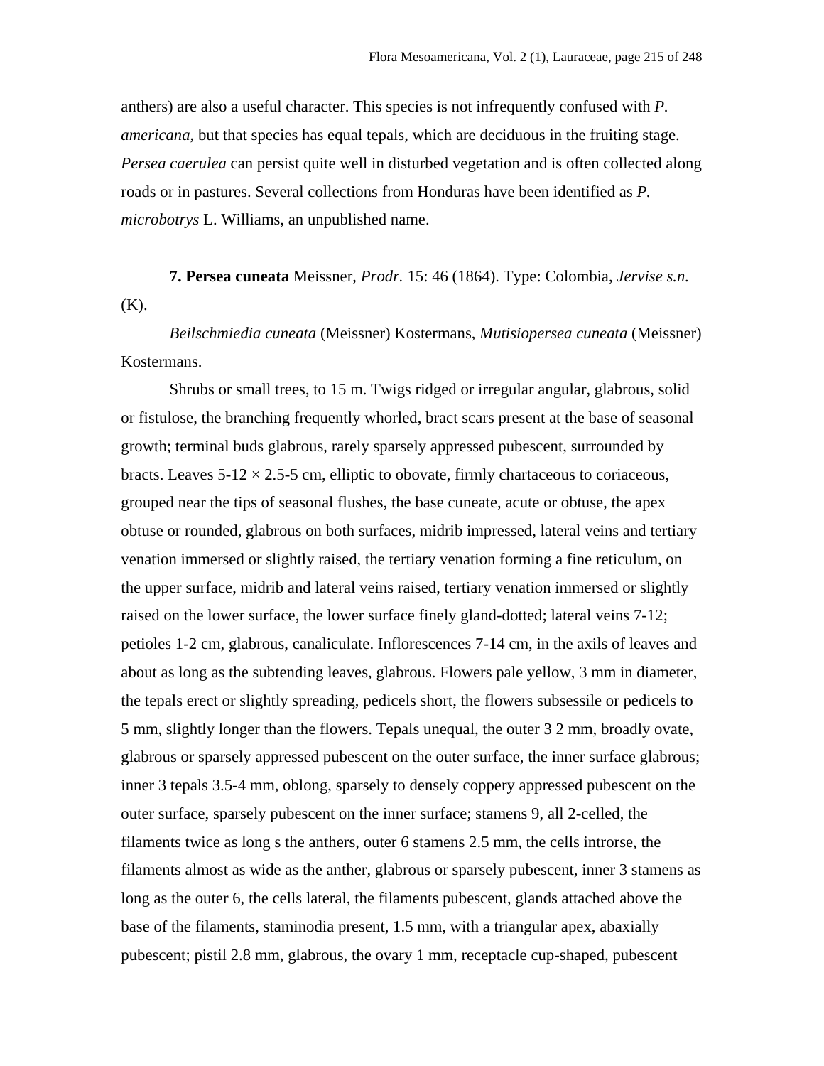anthers) are also a useful character. This species is not infrequently confused with *P. americana*, but that species has equal tepals, which are deciduous in the fruiting stage. *Persea caerulea* can persist quite well in disturbed vegetation and is often collected along roads or in pastures. Several collections from Honduras have been identified as *P. microbotrys* L. Williams, an unpublished name.

**7. Persea cuneata** Meissner, *Prodr.* 15: 46 (1864). Type: Colombia, *Jervise s.n.* (K).

*Beilschmiedia cuneata* (Meissner) Kostermans, *Mutisiopersea cuneata* (Meissner) Kostermans.

Shrubs or small trees, to 15 m. Twigs ridged or irregular angular, glabrous, solid or fistulose, the branching frequently whorled, bract scars present at the base of seasonal growth; terminal buds glabrous, rarely sparsely appressed pubescent, surrounded by bracts. Leaves 5-12 × 2.5-5 cm, elliptic to obovate, firmly chartaceous to coriaceous, grouped near the tips of seasonal flushes, the base cuneate, acute or obtuse, the apex obtuse or rounded, glabrous on both surfaces, midrib impressed, lateral veins and tertiary venation immersed or slightly raised, the tertiary venation forming a fine reticulum, on the upper surface, midrib and lateral veins raised, tertiary venation immersed or slightly raised on the lower surface, the lower surface finely gland-dotted; lateral veins 7-12; petioles 1-2 cm, glabrous, canaliculate. Inflorescences 7-14 cm, in the axils of leaves and about as long as the subtending leaves, glabrous. Flowers pale yellow, 3 mm in diameter, the tepals erect or slightly spreading, pedicels short, the flowers subsessile or pedicels to 5 mm, slightly longer than the flowers. Tepals unequal, the outer 3 2 mm, broadly ovate, glabrous or sparsely appressed pubescent on the outer surface, the inner surface glabrous; inner 3 tepals 3.5-4 mm, oblong, sparsely to densely coppery appressed pubescent on the outer surface, sparsely pubescent on the inner surface; stamens 9, all 2-celled, the filaments twice as long s the anthers, outer 6 stamens 2.5 mm, the cells introrse, the filaments almost as wide as the anther, glabrous or sparsely pubescent, inner 3 stamens as long as the outer 6, the cells lateral, the filaments pubescent, glands attached above the base of the filaments, staminodia present, 1.5 mm, with a triangular apex, abaxially pubescent; pistil 2.8 mm, glabrous, the ovary 1 mm, receptacle cup-shaped, pubescent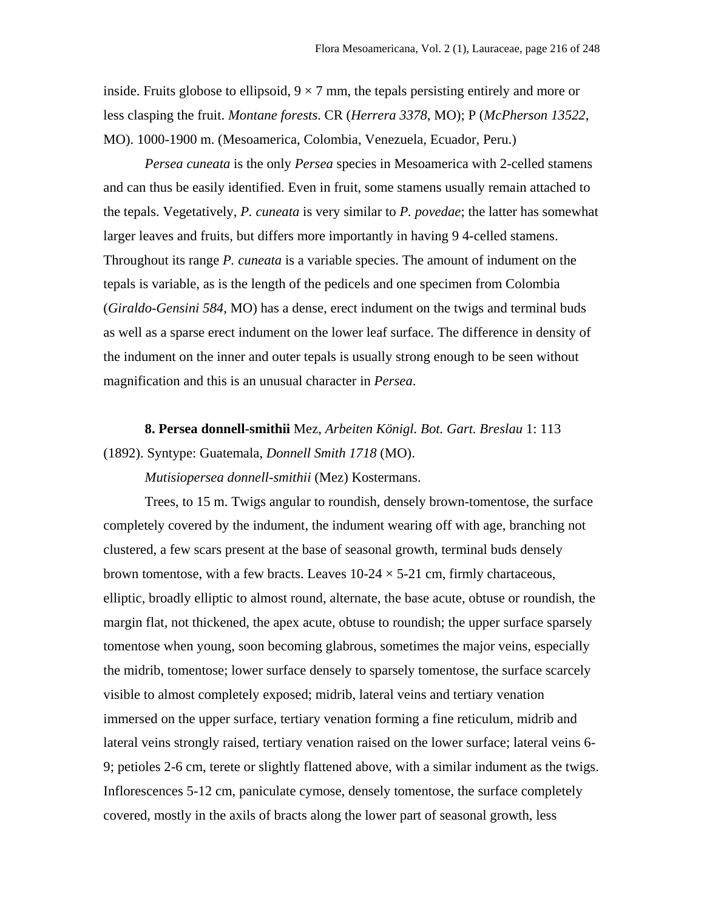inside. Fruits globose to ellipsoid, 9 × 7 mm, the tepals persisting entirely and more or less clasping the fruit. *Montane forests*. CR (*Herrera 3378*, MO); P (*McPherson 13522*, MO). 1000-1900 m. (Mesoamerica, Colombia, Venezuela, Ecuador, Peru.)

*Persea cuneata* is the only *Persea* species in Mesoamerica with 2-celled stamens and can thus be easily identified. Even in fruit, some stamens usually remain attached to the tepals. Vegetatively, *P. cuneata* is very similar to *P. povedae*; the latter has somewhat larger leaves and fruits, but differs more importantly in having 9 4-celled stamens. Throughout its range *P. cuneata* is a variable species. The amount of indument on the tepals is variable, as is the length of the pedicels and one specimen from Colombia (*Giraldo-Gensini 584*, MO) has a dense, erect indument on the twigs and terminal buds as well as a sparse erect indument on the lower leaf surface. The difference in density of the indument on the inner and outer tepals is usually strong enough to be seen without magnification and this is an unusual character in *Persea*.

**8. Persea donnell-smithii** Mez, *Arbeiten Königl. Bot. Gart. Breslau* 1: 113 (1892). Syntype: Guatemala, *Donnell Smith 1718* (MO).

*Mutisiopersea donnell-smithii* (Mez) Kostermans.

Trees, to 15 m. Twigs angular to roundish, densely brown-tomentose, the surface completely covered by the indument, the indument wearing off with age, branching not clustered, a few scars present at the base of seasonal growth, terminal buds densely brown tomentose, with a few bracts. Leaves 10-24 × 5-21 cm, firmly chartaceous, elliptic, broadly elliptic to almost round, alternate, the base acute, obtuse or roundish, the margin flat, not thickened, the apex acute, obtuse to roundish; the upper surface sparsely tomentose when young, soon becoming glabrous, sometimes the major veins, especially the midrib, tomentose; lower surface densely to sparsely tomentose, the surface scarcely visible to almost completely exposed; midrib, lateral veins and tertiary venation immersed on the upper surface, tertiary venation forming a fine reticulum, midrib and lateral veins strongly raised, tertiary venation raised on the lower surface; lateral veins 6-9; petioles 2-6 cm, terete or slightly flattened above, with a similar indument as the twigs. Inflorescences 5-12 cm, paniculate cymose, densely tomentose, the surface completely covered, mostly in the axils of bracts along the lower part of seasonal growth, less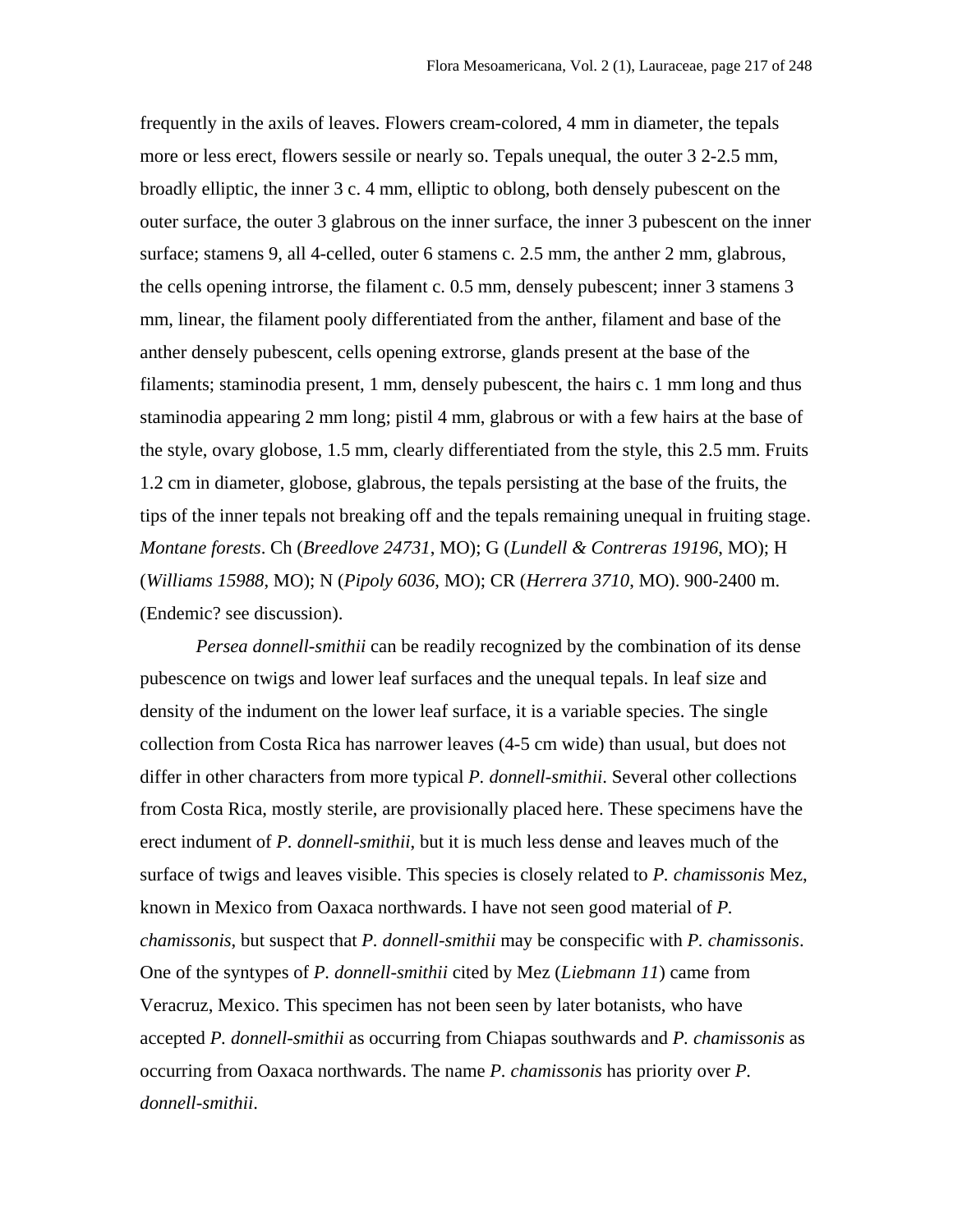frequently in the axils of leaves. Flowers cream-colored, 4 mm in diameter, the tepals more or less erect, flowers sessile or nearly so. Tepals unequal, the outer 3 2-2.5 mm, broadly elliptic, the inner 3 c. 4 mm, elliptic to oblong, both densely pubescent on the outer surface, the outer 3 glabrous on the inner surface, the inner 3 pubescent on the inner surface; stamens 9, all 4-celled, outer 6 stamens c. 2.5 mm, the anther 2 mm, glabrous, the cells opening introrse, the filament c. 0.5 mm, densely pubescent; inner 3 stamens 3 mm, linear, the filament pooly differentiated from the anther, filament and base of the anther densely pubescent, cells opening extrorse, glands present at the base of the filaments; staminodia present, 1 mm, densely pubescent, the hairs c. 1 mm long and thus staminodia appearing 2 mm long; pistil 4 mm, glabrous or with a few hairs at the base of the style, ovary globose, 1.5 mm, clearly differentiated from the style, this 2.5 mm. Fruits 1.2 cm in diameter, globose, glabrous, the tepals persisting at the base of the fruits, the tips of the inner tepals not breaking off and the tepals remaining unequal in fruiting stage. *Montane forests*. Ch (*Breedlove 24731*, MO); G (*Lundell & Contreras 19196*, MO); H (*Williams 15988*, MO); N (*Pipoly 6036*, MO); CR (*Herrera 3710*, MO). 900-2400 m. (Endemic? see discussion).

*Persea donnell-smithii* can be readily recognized by the combination of its dense pubescence on twigs and lower leaf surfaces and the unequal tepals. In leaf size and density of the indument on the lower leaf surface, it is a variable species. The single collection from Costa Rica has narrower leaves (4-5 cm wide) than usual, but does not differ in other characters from more typical *P. donnell-smithii*. Several other collections from Costa Rica, mostly sterile, are provisionally placed here. These specimens have the erect indument of *P. donnell-smithii*, but it is much less dense and leaves much of the surface of twigs and leaves visible. This species is closely related to *P. chamissonis* Mez, known in Mexico from Oaxaca northwards. I have not seen good material of *P. chamissonis*, but suspect that *P. donnell-smithii* may be conspecific with *P. chamissonis*. One of the syntypes of *P. donnell-smithii* cited by Mez (*Liebmann 11*) came from Veracruz, Mexico. This specimen has not been seen by later botanists, who have accepted *P. donnell-smithii* as occurring from Chiapas southwards and *P. chamissonis* as occurring from Oaxaca northwards. The name *P. chamissonis* has priority over *P. donnell-smithii*.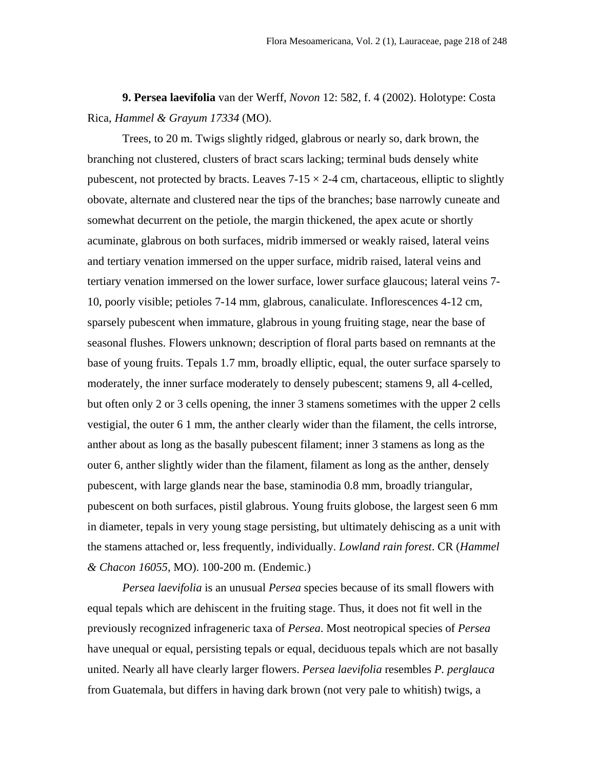**9. Persea laevifolia** van der Werff, *Novon* 12: 582, f. 4 (2002). Holotype: Costa Rica, *Hammel & Grayum 17334* (MO).

Trees, to 20 m. Twigs slightly ridged, glabrous or nearly so, dark brown, the branching not clustered, clusters of bract scars lacking; terminal buds densely white pubescent, not protected by bracts. Leaves 7-15 × 2-4 cm, chartaceous, elliptic to slightly obovate, alternate and clustered near the tips of the branches; base narrowly cuneate and somewhat decurrent on the petiole, the margin thickened, the apex acute or shortly acuminate, glabrous on both surfaces, midrib immersed or weakly raised, lateral veins and tertiary venation immersed on the upper surface, midrib raised, lateral veins and tertiary venation immersed on the lower surface, lower surface glaucous; lateral veins 7-10, poorly visible; petioles 7-14 mm, glabrous, canaliculate. Inflorescences 4-12 cm, sparsely pubescent when immature, glabrous in young fruiting stage, near the base of seasonal flushes. Flowers unknown; description of floral parts based on remnants at the base of young fruits. Tepals 1.7 mm, broadly elliptic, equal, the outer surface sparsely to moderately, the inner surface moderately to densely pubescent; stamens 9, all 4-celled, but often only 2 or 3 cells opening, the inner 3 stamens sometimes with the upper 2 cells vestigial, the outer 6 1 mm, the anther clearly wider than the filament, the cells introrse, anther about as long as the basally pubescent filament; inner 3 stamens as long as the outer 6, anther slightly wider than the filament, filament as long as the anther, densely pubescent, with large glands near the base, staminodia 0.8 mm, broadly triangular, pubescent on both surfaces, pistil glabrous. Young fruits globose, the largest seen 6 mm in diameter, tepals in very young stage persisting, but ultimately dehiscing as a unit with the stamens attached or, less frequently, individually. *Lowland rain forest*. CR (*Hammel & Chacon 16055*, MO). 100-200 m. (Endemic.)

*Persea laevifolia* is an unusual *Persea* species because of its small flowers with equal tepals which are dehiscent in the fruiting stage. Thus, it does not fit well in the previously recognized infrageneric taxa of *Persea*. Most neotropical species of *Persea* have unequal or equal, persisting tepals or equal, deciduous tepals which are not basally united. Nearly all have clearly larger flowers. *Persea laevifolia* resembles *P. perglauca* from Guatemala, but differs in having dark brown (not very pale to whitish) twigs, a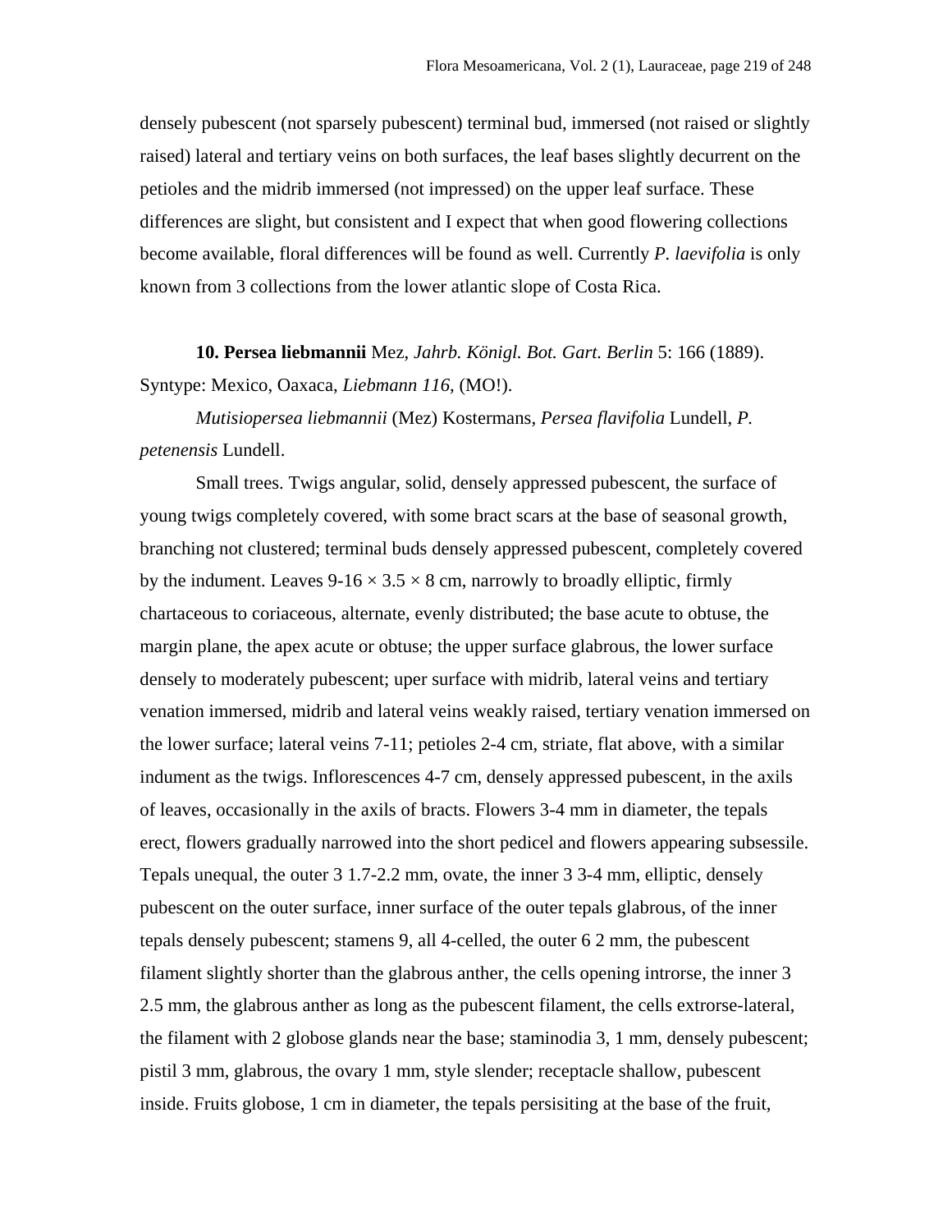densely pubescent (not sparsely pubescent) terminal bud, immersed (not raised or slightly raised) lateral and tertiary veins on both surfaces, the leaf bases slightly decurrent on the petioles and the midrib immersed (not impressed) on the upper leaf surface. These differences are slight, but consistent and I expect that when good flowering collections become available, floral differences will be found as well. Currently *P. laevifolia* is only known from 3 collections from the lower atlantic slope of Costa Rica.

**10. Persea liebmannii** Mez, *Jahrb. Königl. Bot. Gart. Berlin* 5: 166 (1889). Syntype: Mexico, Oaxaca, *Liebmann 116*, (MO!).

*Mutisiopersea liebmannii* (Mez) Kostermans, *Persea flavifolia* Lundell, *P. petenensis* Lundell.

Small trees. Twigs angular, solid, densely appressed pubescent, the surface of young twigs completely covered, with some bract scars at the base of seasonal growth, branching not clustered; terminal buds densely appressed pubescent, completely covered by the indument. Leaves 9-16 × 3.5 × 8 cm, narrowly to broadly elliptic, firmly chartaceous to coriaceous, alternate, evenly distributed; the base acute to obtuse, the margin plane, the apex acute or obtuse; the upper surface glabrous, the lower surface densely to moderately pubescent; uper surface with midrib, lateral veins and tertiary venation immersed, midrib and lateral veins weakly raised, tertiary venation immersed on the lower surface; lateral veins 7-11; petioles 2-4 cm, striate, flat above, with a similar indument as the twigs. Inflorescences 4-7 cm, densely appressed pubescent, in the axils of leaves, occasionally in the axils of bracts. Flowers 3-4 mm in diameter, the tepals erect, flowers gradually narrowed into the short pedicel and flowers appearing subsessile. Tepals unequal, the outer 3 1.7-2.2 mm, ovate, the inner 3 3-4 mm, elliptic, densely pubescent on the outer surface, inner surface of the outer tepals glabrous, of the inner tepals densely pubescent; stamens 9, all 4-celled, the outer 6 2 mm, the pubescent filament slightly shorter than the glabrous anther, the cells opening introrse, the inner 3 2.5 mm, the glabrous anther as long as the pubescent filament, the cells extrorse-lateral, the filament with 2 globose glands near the base; staminodia 3, 1 mm, densely pubescent; pistil 3 mm, glabrous, the ovary 1 mm, style slender; receptacle shallow, pubescent inside. Fruits globose, 1 cm in diameter, the tepals persisiting at the base of the fruit,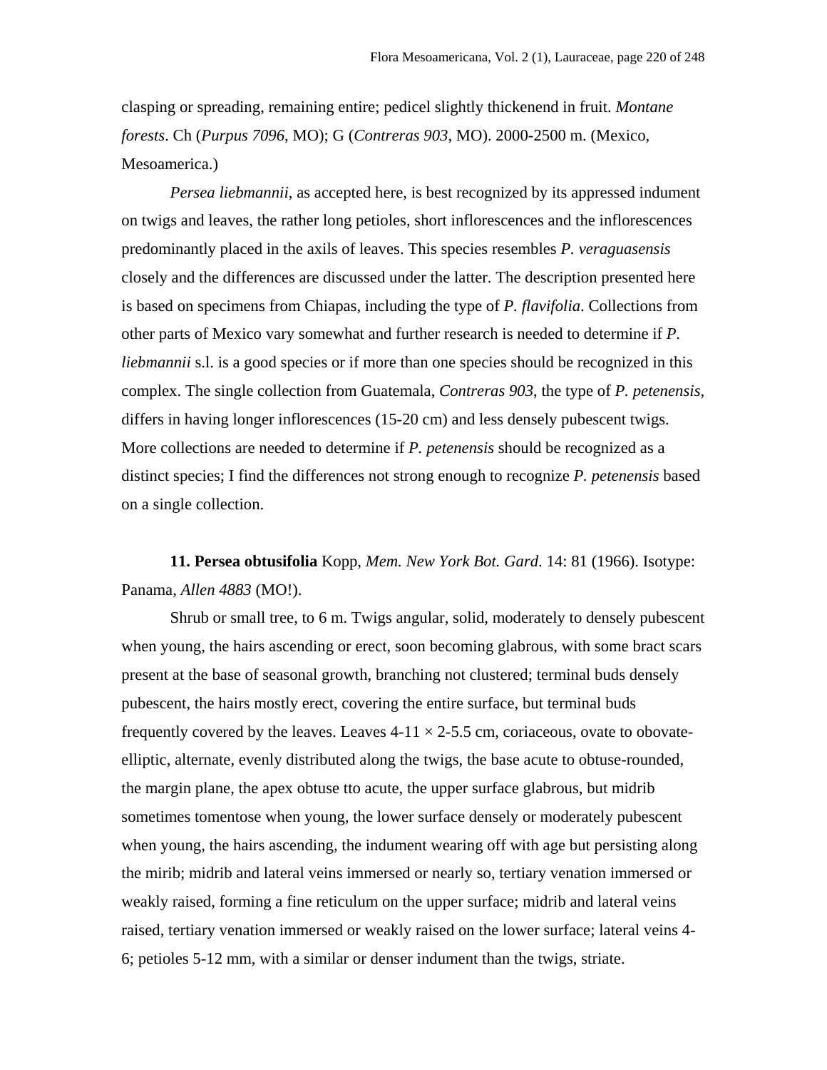clasping or spreading, remaining entire; pedicel slightly thickenend in fruit. *Montane forests*. Ch (*Purpus 7096*, MO); G (*Contreras 903*, MO). 2000-2500 m. (Mexico, Mesoamerica.)

*Persea liebmannii*, as accepted here, is best recognized by its appressed indument on twigs and leaves, the rather long petioles, short inflorescences and the inflorescences predominantly placed in the axils of leaves. This species resembles *P. veraguasensis* closely and the differences are discussed under the latter. The description presented here is based on specimens from Chiapas, including the type of *P. flavifolia*. Collections from other parts of Mexico vary somewhat and further research is needed to determine if *P. liebmannii* s.l. is a good species or if more than one species should be recognized in this complex. The single collection from Guatemala, *Contreras 903*, the type of *P. petenensis*, differs in having longer inflorescences (15-20 cm) and less densely pubescent twigs. More collections are needed to determine if *P. petenensis* should be recognized as a distinct species; I find the differences not strong enough to recognize *P. petenensis* based on a single collection.

**11. Persea obtusifolia** Kopp, *Mem. New York Bot. Gard*. 14: 81 (1966). Isotype: Panama, *Allen 4883* (MO!).

Shrub or small tree, to 6 m. Twigs angular, solid, moderately to densely pubescent when young, the hairs ascending or erect, soon becoming glabrous, with some bract scars present at the base of seasonal growth, branching not clustered; terminal buds densely pubescent, the hairs mostly erect, covering the entire surface, but terminal buds frequently covered by the leaves. Leaves 4-11 × 2-5.5 cm, coriaceous, ovate to obovate-elliptic, alternate, evenly distributed along the twigs, the base acute to obtuse-rounded, the margin plane, the apex obtuse tto acute, the upper surface glabrous, but midrib sometimes tomentose when young, the lower surface densely or moderately pubescent when young, the hairs ascending, the indument wearing off with age but persisting along the mirib; midrib and lateral veins immersed or nearly so, tertiary venation immersed or weakly raised, forming a fine reticulum on the upper surface; midrib and lateral veins raised, tertiary venation immersed or weakly raised on the lower surface; lateral veins 4-6; petioles 5-12 mm, with a similar or denser indument than the twigs, striate.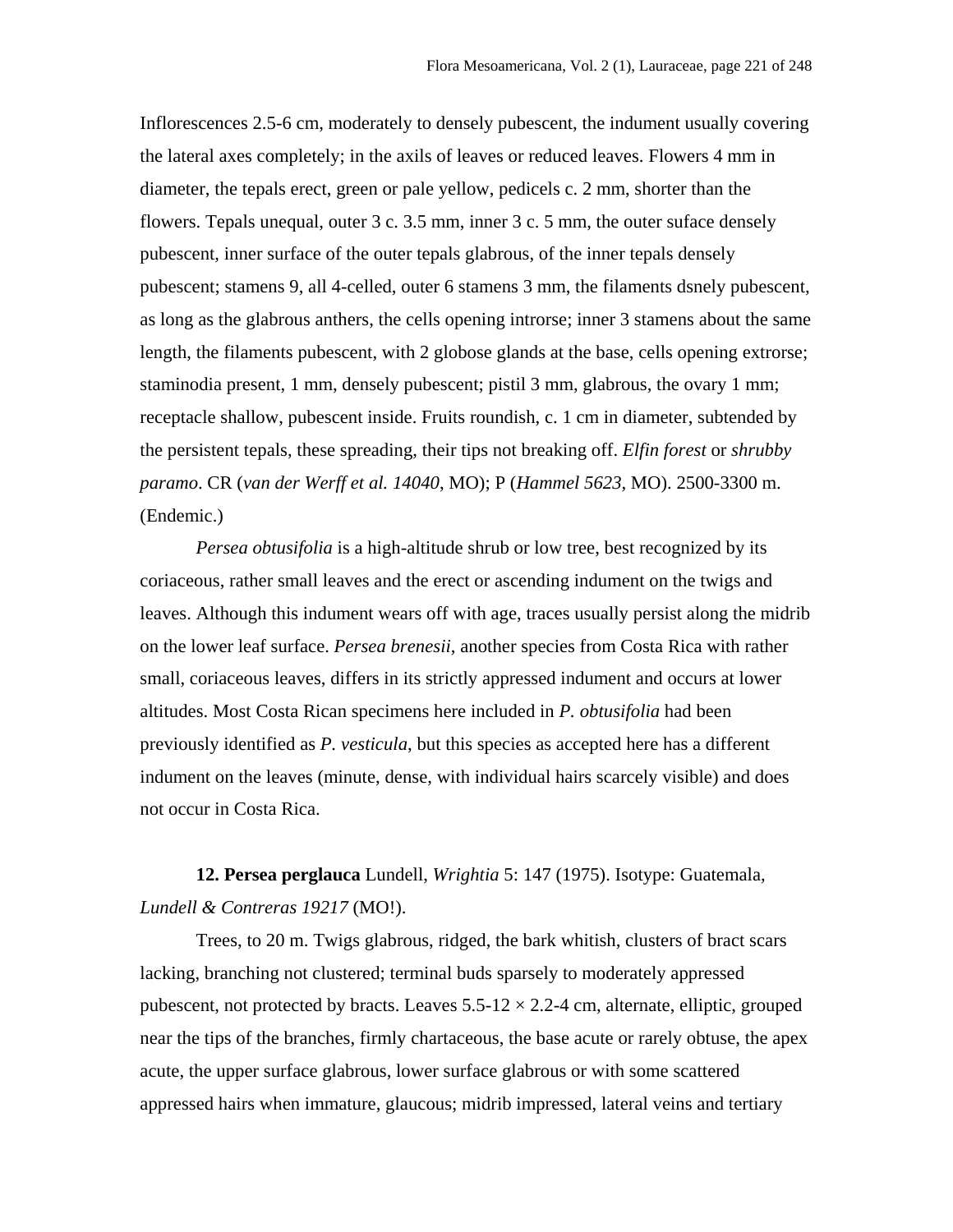Inflorescences 2.5-6 cm, moderately to densely pubescent, the indument usually covering the lateral axes completely; in the axils of leaves or reduced leaves. Flowers 4 mm in diameter, the tepals erect, green or pale yellow, pedicels c. 2 mm, shorter than the flowers. Tepals unequal, outer 3 c. 3.5 mm, inner 3 c. 5 mm, the outer suface densely pubescent, inner surface of the outer tepals glabrous, of the inner tepals densely pubescent; stamens 9, all 4-celled, outer 6 stamens 3 mm, the filaments dsnely pubescent, as long as the glabrous anthers, the cells opening introrse; inner 3 stamens about the same length, the filaments pubescent, with 2 globose glands at the base, cells opening extrorse; staminodia present, 1 mm, densely pubescent; pistil 3 mm, glabrous, the ovary 1 mm; receptacle shallow, pubescent inside. Fruits roundish, c. 1 cm in diameter, subtended by the persistent tepals, these spreading, their tips not breaking off. *Elfin forest* or *shrubby paramo*. CR (*van der Werff et al. 14040*, MO); P (*Hammel 5623*, MO). 2500-3300 m. (Endemic.)

*Persea obtusifolia* is a high-altitude shrub or low tree, best recognized by its coriaceous, rather small leaves and the erect or ascending indument on the twigs and leaves. Although this indument wears off with age, traces usually persist along the midrib on the lower leaf surface. *Persea brenesii*, another species from Costa Rica with rather small, coriaceous leaves, differs in its strictly appressed indument and occurs at lower altitudes. Most Costa Rican specimens here included in *P. obtusifolia* had been previously identified as *P. vesticula*, but this species as accepted here has a different indument on the leaves (minute, dense, with individual hairs scarcely visible) and does not occur in Costa Rica.

**12. Persea perglauca** Lundell, *Wrightia* 5: 147 (1975). Isotype: Guatemala, *Lundell & Contreras 19217* (MO!).

Trees, to 20 m. Twigs glabrous, ridged, the bark whitish, clusters of bract scars lacking, branching not clustered; terminal buds sparsely to moderately appressed pubescent, not protected by bracts. Leaves 5.5-12 × 2.2-4 cm, alternate, elliptic, grouped near the tips of the branches, firmly chartaceous, the base acute or rarely obtuse, the apex acute, the upper surface glabrous, lower surface glabrous or with some scattered appressed hairs when immature, glaucous; midrib impressed, lateral veins and tertiary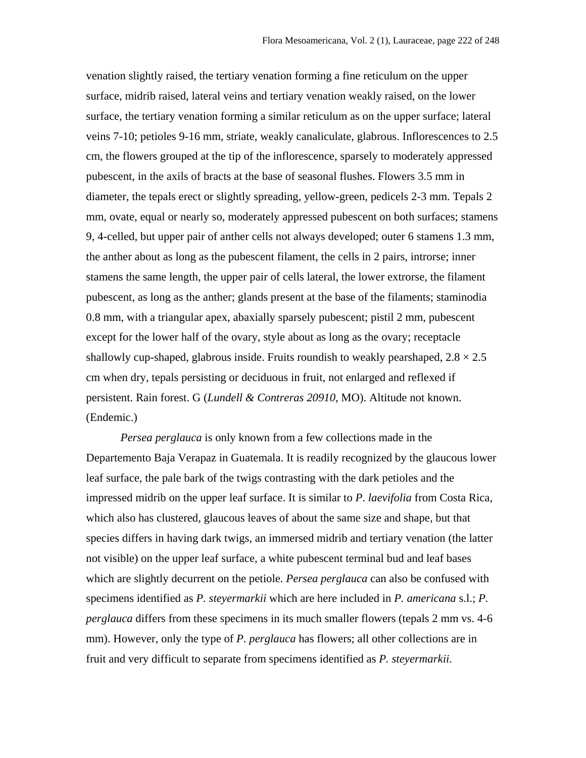venation slightly raised, the tertiary venation forming a fine reticulum on the upper surface, midrib raised, lateral veins and tertiary venation weakly raised, on the lower surface, the tertiary venation forming a similar reticulum as on the upper surface; lateral veins 7-10; petioles 9-16 mm, striate, weakly canaliculate, glabrous. Inflorescences to 2.5 cm, the flowers grouped at the tip of the inflorescence, sparsely to moderately appressed pubescent, in the axils of bracts at the base of seasonal flushes. Flowers 3.5 mm in diameter, the tepals erect or slightly spreading, yellow-green, pedicels 2-3 mm. Tepals 2 mm, ovate, equal or nearly so, moderately appressed pubescent on both surfaces; stamens 9, 4-celled, but upper pair of anther cells not always developed; outer 6 stamens 1.3 mm, the anther about as long as the pubescent filament, the cells in 2 pairs, introrse; inner stamens the same length, the upper pair of cells lateral, the lower extrorse, the filament pubescent, as long as the anther; glands present at the base of the filaments; staminodia 0.8 mm, with a triangular apex, abaxially sparsely pubescent; pistil 2 mm, pubescent except for the lower half of the ovary, style about as long as the ovary; receptacle shallowly cup-shaped, glabrous inside. Fruits roundish to weakly pearshaped, 2.8 × 2.5 cm when dry, tepals persisting or deciduous in fruit, not enlarged and reflexed if persistent. Rain forest. G (*Lundell & Contreras 20910*, MO). Altitude not known. (Endemic.)

*Persea perglauca* is only known from a few collections made in the Departemento Baja Verapaz in Guatemala. It is readily recognized by the glaucous lower leaf surface, the pale bark of the twigs contrasting with the dark petioles and the impressed midrib on the upper leaf surface. It is similar to *P. laevifolia* from Costa Rica, which also has clustered, glaucous leaves of about the same size and shape, but that species differs in having dark twigs, an immersed midrib and tertiary venation (the latter not visible) on the upper leaf surface, a white pubescent terminal bud and leaf bases which are slightly decurrent on the petiole. *Persea perglauca* can also be confused with specimens identified as *P. steyermarkii* which are here included in *P. americana* s.l.; *P. perglauca* differs from these specimens in its much smaller flowers (tepals 2 mm vs. 4-6 mm). However, only the type of *P. perglauca* has flowers; all other collections are in fruit and very difficult to separate from specimens identified as *P. steyermarkii*.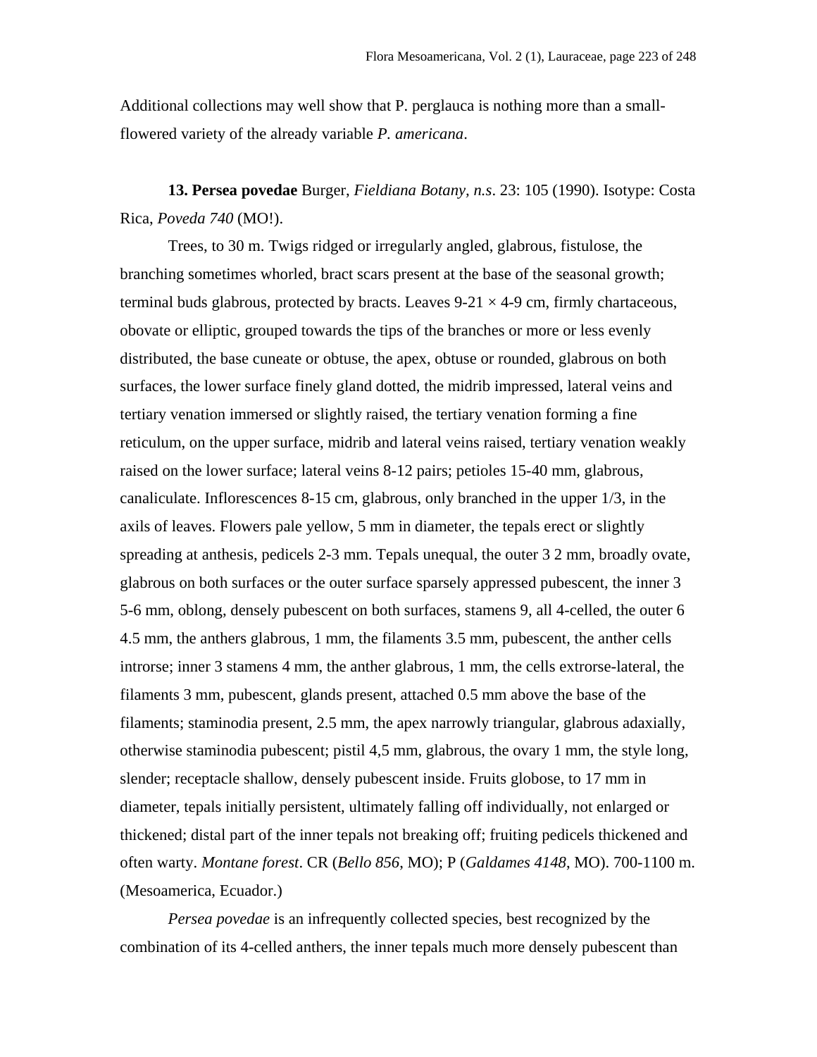Additional collections may well show that P. perglauca is nothing more than a small-flowered variety of the already variable *P. americana*.

**13. Persea povedae** Burger, *Fieldiana Botany, n.s*. 23: 105 (1990). Isotype: Costa Rica, *Poveda 740* (MO!).

Trees, to 30 m. Twigs ridged or irregularly angled, glabrous, fistulose, the branching sometimes whorled, bract scars present at the base of the seasonal growth; terminal buds glabrous, protected by bracts. Leaves 9-21 × 4-9 cm, firmly chartaceous, obovate or elliptic, grouped towards the tips of the branches or more or less evenly distributed, the base cuneate or obtuse, the apex, obtuse or rounded, glabrous on both surfaces, the lower surface finely gland dotted, the midrib impressed, lateral veins and tertiary venation immersed or slightly raised, the tertiary venation forming a fine reticulum, on the upper surface, midrib and lateral veins raised, tertiary venation weakly raised on the lower surface; lateral veins 8-12 pairs; petioles 15-40 mm, glabrous, canaliculate. Inflorescences 8-15 cm, glabrous, only branched in the upper 1/3, in the axils of leaves. Flowers pale yellow, 5 mm in diameter, the tepals erect or slightly spreading at anthesis, pedicels 2-3 mm. Tepals unequal, the outer 3 2 mm, broadly ovate, glabrous on both surfaces or the outer surface sparsely appressed pubescent, the inner 3 5-6 mm, oblong, densely pubescent on both surfaces, stamens 9, all 4-celled, the outer 6 4.5 mm, the anthers glabrous, 1 mm, the filaments 3.5 mm, pubescent, the anther cells introrse; inner 3 stamens 4 mm, the anther glabrous, 1 mm, the cells extrorse-lateral, the filaments 3 mm, pubescent, glands present, attached 0.5 mm above the base of the filaments; staminodia present, 2.5 mm, the apex narrowly triangular, glabrous adaxially, otherwise staminodia pubescent; pistil 4,5 mm, glabrous, the ovary 1 mm, the style long, slender; receptacle shallow, densely pubescent inside. Fruits globose, to 17 mm in diameter, tepals initially persistent, ultimately falling off individually, not enlarged or thickened; distal part of the inner tepals not breaking off; fruiting pedicels thickened and often warty. *Montane forest*. CR (*Bello 856*, MO); P (*Galdames 4148*, MO). 700-1100 m. (Mesoamerica, Ecuador.)

*Persea povedae* is an infrequently collected species, best recognized by the combination of its 4-celled anthers, the inner tepals much more densely pubescent than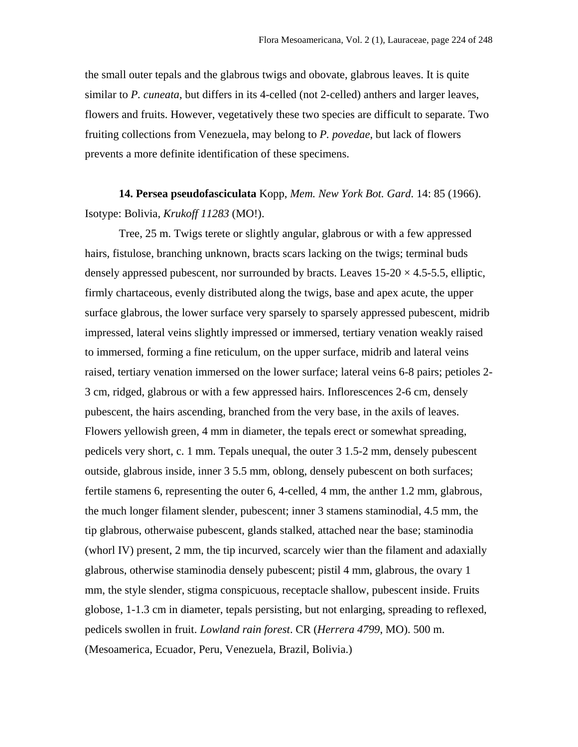the small outer tepals and the glabrous twigs and obovate, glabrous leaves. It is quite similar to *P. cuneata*, but differs in its 4-celled (not 2-celled) anthers and larger leaves, flowers and fruits. However, vegetatively these two species are difficult to separate. Two fruiting collections from Venezuela, may belong to *P. povedae*, but lack of flowers prevents a more definite identification of these specimens.

**14. Persea pseudofasciculata** Kopp, *Mem. New York Bot. Gard*. 14: 85 (1966). Isotype: Bolivia, *Krukoff 11283* (MO!).

Tree, 25 m. Twigs terete or slightly angular, glabrous or with a few appressed hairs, fistulose, branching unknown, bracts scars lacking on the twigs; terminal buds densely appressed pubescent, nor surrounded by bracts. Leaves 15-20 × 4.5-5.5, elliptic, firmly chartaceous, evenly distributed along the twigs, base and apex acute, the upper surface glabrous, the lower surface very sparsely to sparsely appressed pubescent, midrib impressed, lateral veins slightly impressed or immersed, tertiary venation weakly raised to immersed, forming a fine reticulum, on the upper surface, midrib and lateral veins raised, tertiary venation immersed on the lower surface; lateral veins 6-8 pairs; petioles 2-3 cm, ridged, glabrous or with a few appressed hairs. Inflorescences 2-6 cm, densely pubescent, the hairs ascending, branched from the very base, in the axils of leaves. Flowers yellowish green, 4 mm in diameter, the tepals erect or somewhat spreading, pedicels very short, c. 1 mm. Tepals unequal, the outer 3 1.5-2 mm, densely pubescent outside, glabrous inside, inner 3 5.5 mm, oblong, densely pubescent on both surfaces; fertile stamens 6, representing the outer 6, 4-celled, 4 mm, the anther 1.2 mm, glabrous, the much longer filament slender, pubescent; inner 3 stamens staminodial, 4.5 mm, the tip glabrous, otherwaise pubescent, glands stalked, attached near the base; staminodia (whorl IV) present, 2 mm, the tip incurved, scarcely wier than the filament and adaxially glabrous, otherwise staminodia densely pubescent; pistil 4 mm, glabrous, the ovary 1 mm, the style slender, stigma conspicuous, receptacle shallow, pubescent inside. Fruits globose, 1-1.3 cm in diameter, tepals persisting, but not enlarging, spreading to reflexed, pedicels swollen in fruit. *Lowland rain forest*. CR (*Herrera 4799*, MO). 500 m. (Mesoamerica, Ecuador, Peru, Venezuela, Brazil, Bolivia.)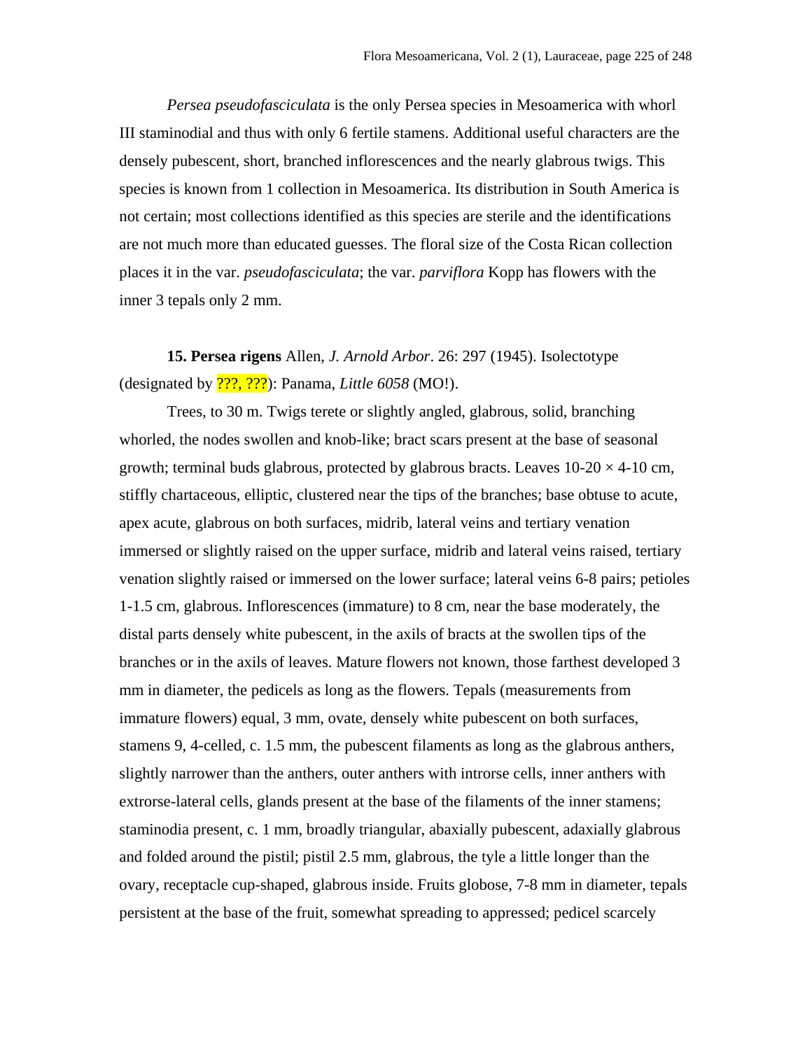*Persea pseudofasciculata* is the only Persea species in Mesoamerica with whorl III staminodial and thus with only 6 fertile stamens. Additional useful characters are the densely pubescent, short, branched inflorescences and the nearly glabrous twigs. This species is known from 1 collection in Mesoamerica. Its distribution in South America is not certain; most collections identified as this species are sterile and the identifications are not much more than educated guesses. The floral size of the Costa Rican collection places it in the var. *pseudofasciculata*; the var. *parviflora* Kopp has flowers with the inner 3 tepals only 2 mm.

**15. Persea rigens** Allen, *J. Arnold Arbor*. 26: 297 (1945). Isolectotype (designated by ???, ???): Panama, *Little 6058* (MO!).

Trees, to 30 m. Twigs terete or slightly angled, glabrous, solid, branching whorled, the nodes swollen and knob-like; bract scars present at the base of seasonal growth; terminal buds glabrous, protected by glabrous bracts. Leaves 10-20 × 4-10 cm, stiffly chartaceous, elliptic, clustered near the tips of the branches; base obtuse to acute, apex acute, glabrous on both surfaces, midrib, lateral veins and tertiary venation immersed or slightly raised on the upper surface, midrib and lateral veins raised, tertiary venation slightly raised or immersed on the lower surface; lateral veins 6-8 pairs; petioles 1-1.5 cm, glabrous. Inflorescences (immature) to 8 cm, near the base moderately, the distal parts densely white pubescent, in the axils of bracts at the swollen tips of the branches or in the axils of leaves. Mature flowers not known, those farthest developed 3 mm in diameter, the pedicels as long as the flowers. Tepals (measurements from immature flowers) equal, 3 mm, ovate, densely white pubescent on both surfaces, stamens 9, 4-celled, c. 1.5 mm, the pubescent filaments as long as the glabrous anthers, slightly narrower than the anthers, outer anthers with introrse cells, inner anthers with extrorse-lateral cells, glands present at the base of the filaments of the inner stamens; staminodia present, c. 1 mm, broadly triangular, abaxially pubescent, adaxially glabrous and folded around the pistil; pistil 2.5 mm, glabrous, the tyle a little longer than the ovary, receptacle cup-shaped, glabrous inside. Fruits globose, 7-8 mm in diameter, tepals persistent at the base of the fruit, somewhat spreading to appressed; pedicel scarcely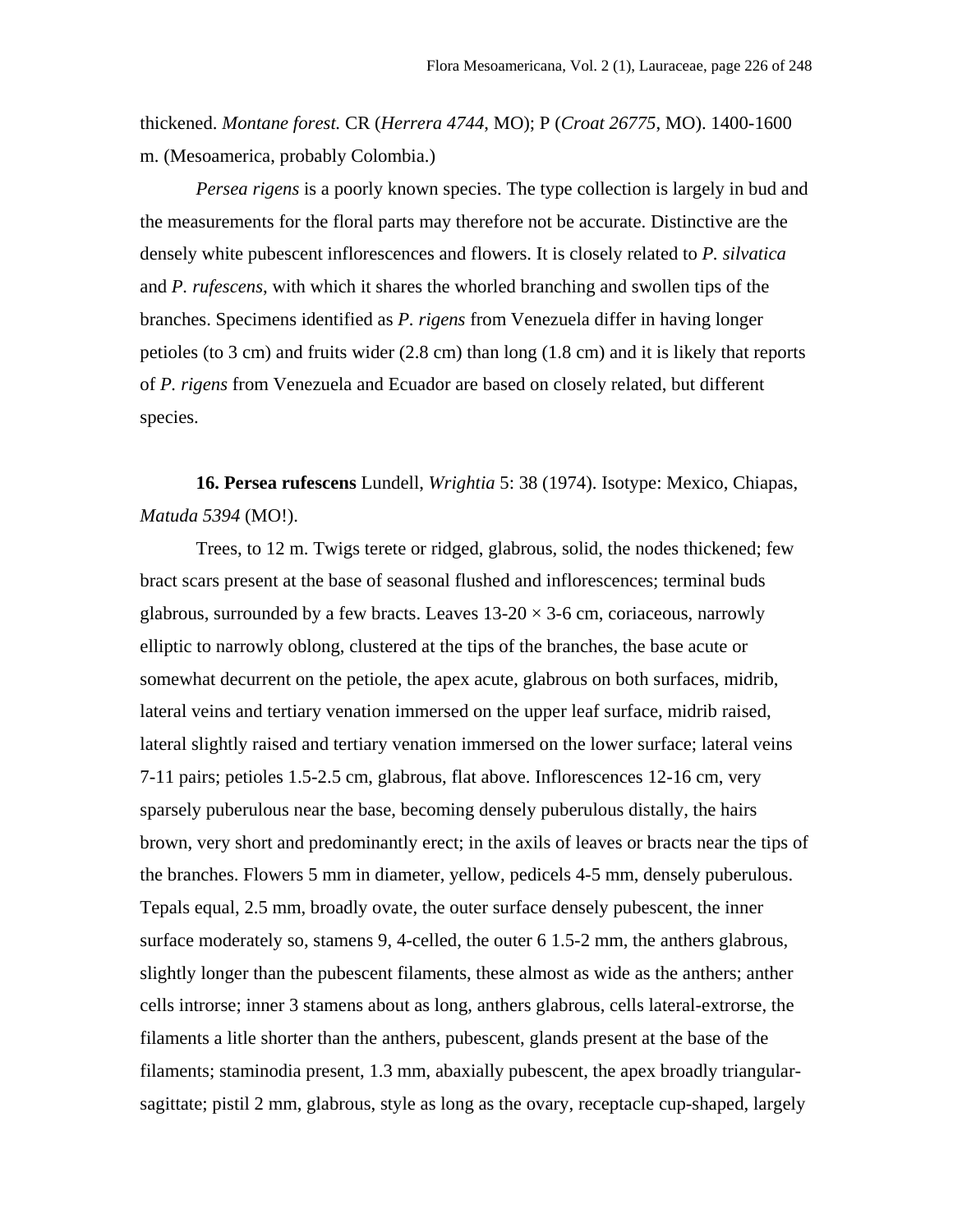thickened. *Montane forest.* CR (*Herrera 4744*, MO); P (*Croat 26775*, MO). 1400-1600 m. (Mesoamerica, probably Colombia.)

*Persea rigens* is a poorly known species. The type collection is largely in bud and the measurements for the floral parts may therefore not be accurate. Distinctive are the densely white pubescent inflorescences and flowers. It is closely related to *P. silvatica* and *P. rufescens*, with which it shares the whorled branching and swollen tips of the branches. Specimens identified as *P. rigens* from Venezuela differ in having longer petioles (to 3 cm) and fruits wider (2.8 cm) than long (1.8 cm) and it is likely that reports of *P. rigens* from Venezuela and Ecuador are based on closely related, but different species.

**16. Persea rufescens** Lundell, *Wrightia* 5: 38 (1974). Isotype: Mexico, Chiapas, *Matuda 5394* (MO!).

Trees, to 12 m. Twigs terete or ridged, glabrous, solid, the nodes thickened; few bract scars present at the base of seasonal flushed and inflorescences; terminal buds glabrous, surrounded by a few bracts. Leaves 13-20 × 3-6 cm, coriaceous, narrowly elliptic to narrowly oblong, clustered at the tips of the branches, the base acute or somewhat decurrent on the petiole, the apex acute, glabrous on both surfaces, midrib, lateral veins and tertiary venation immersed on the upper leaf surface, midrib raised, lateral slightly raised and tertiary venation immersed on the lower surface; lateral veins 7-11 pairs; petioles 1.5-2.5 cm, glabrous, flat above. Inflorescences 12-16 cm, very sparsely puberulous near the base, becoming densely puberulous distally, the hairs brown, very short and predominantly erect; in the axils of leaves or bracts near the tips of the branches. Flowers 5 mm in diameter, yellow, pedicels 4-5 mm, densely puberulous. Tepals equal, 2.5 mm, broadly ovate, the outer surface densely pubescent, the inner surface moderately so, stamens 9, 4-celled, the outer 6 1.5-2 mm, the anthers glabrous, slightly longer than the pubescent filaments, these almost as wide as the anthers; anther cells introrse; inner 3 stamens about as long, anthers glabrous, cells lateral-extrorse, the filaments a litle shorter than the anthers, pubescent, glands present at the base of the filaments; staminodia present, 1.3 mm, abaxially pubescent, the apex broadly triangular-sagittate; pistil 2 mm, glabrous, style as long as the ovary, receptacle cup-shaped, largely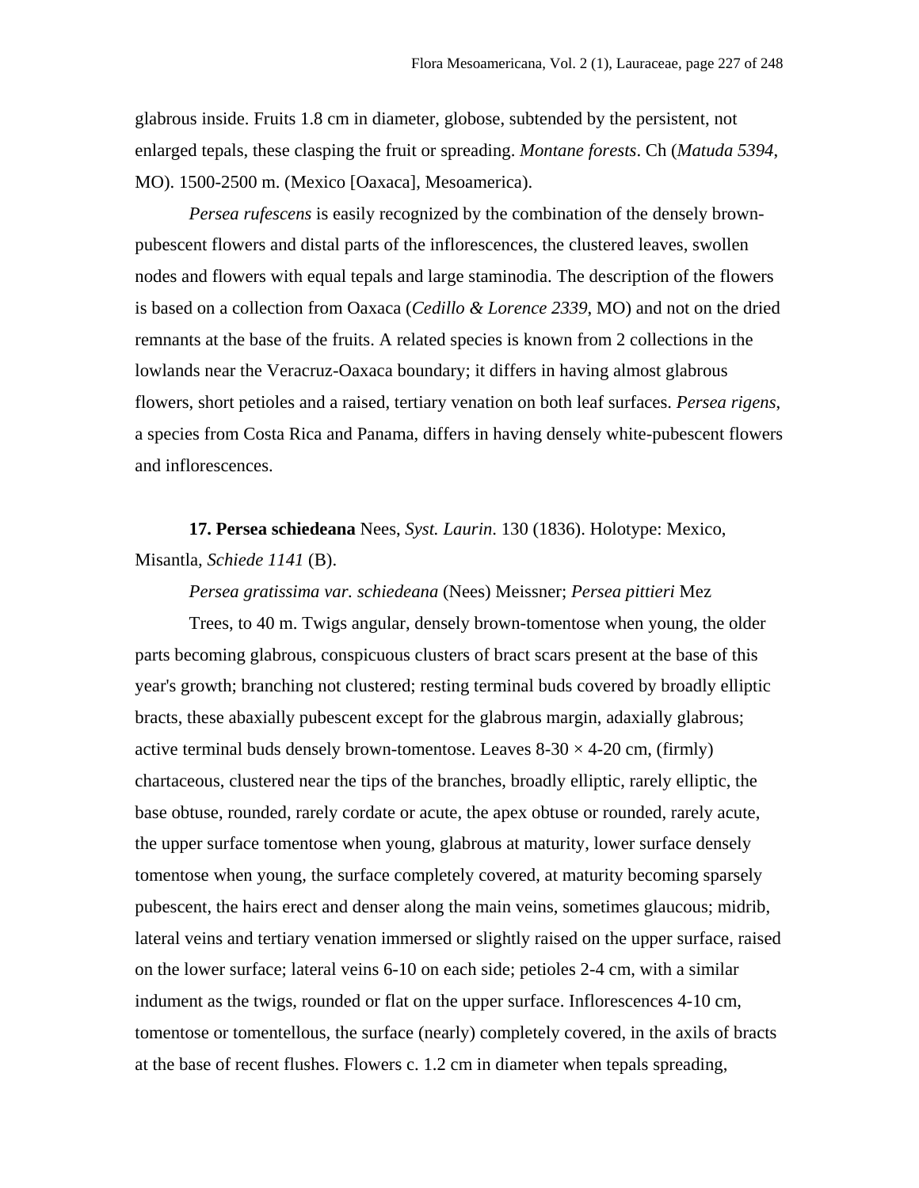glabrous inside. Fruits 1.8 cm in diameter, globose, subtended by the persistent, not enlarged tepals, these clasping the fruit or spreading. *Montane forests*. Ch (*Matuda 5394*, MO). 1500-2500 m. (Mexico [Oaxaca], Mesoamerica).

*Persea rufescens* is easily recognized by the combination of the densely brown-pubescent flowers and distal parts of the inflorescences, the clustered leaves, swollen nodes and flowers with equal tepals and large staminodia. The description of the flowers is based on a collection from Oaxaca (*Cedillo & Lorence 2339*, MO) and not on the dried remnants at the base of the fruits. A related species is known from 2 collections in the lowlands near the Veracruz-Oaxaca boundary; it differs in having almost glabrous flowers, short petioles and a raised, tertiary venation on both leaf surfaces. *Persea rigens*, a species from Costa Rica and Panama, differs in having densely white-pubescent flowers and inflorescences.

**17. Persea schiedeana** Nees, *Syst. Laurin*. 130 (1836). Holotype: Mexico, Misantla, *Schiede 1141* (B).

*Persea gratissima var. schiedeana* (Nees) Meissner; *Persea pittieri* Mez

Trees, to 40 m. Twigs angular, densely brown-tomentose when young, the older parts becoming glabrous, conspicuous clusters of bract scars present at the base of this year's growth; branching not clustered; resting terminal buds covered by broadly elliptic bracts, these abaxially pubescent except for the glabrous margin, adaxially glabrous; active terminal buds densely brown-tomentose. Leaves 8-30 × 4-20 cm, (firmly) chartaceous, clustered near the tips of the branches, broadly elliptic, rarely elliptic, the base obtuse, rounded, rarely cordate or acute, the apex obtuse or rounded, rarely acute, the upper surface tomentose when young, glabrous at maturity, lower surface densely tomentose when young, the surface completely covered, at maturity becoming sparsely pubescent, the hairs erect and denser along the main veins, sometimes glaucous; midrib, lateral veins and tertiary venation immersed or slightly raised on the upper surface, raised on the lower surface; lateral veins 6-10 on each side; petioles 2-4 cm, with a similar indument as the twigs, rounded or flat on the upper surface. Inflorescences 4-10 cm, tomentose or tomentellous, the surface (nearly) completely covered, in the axils of bracts at the base of recent flushes. Flowers c. 1.2 cm in diameter when tepals spreading,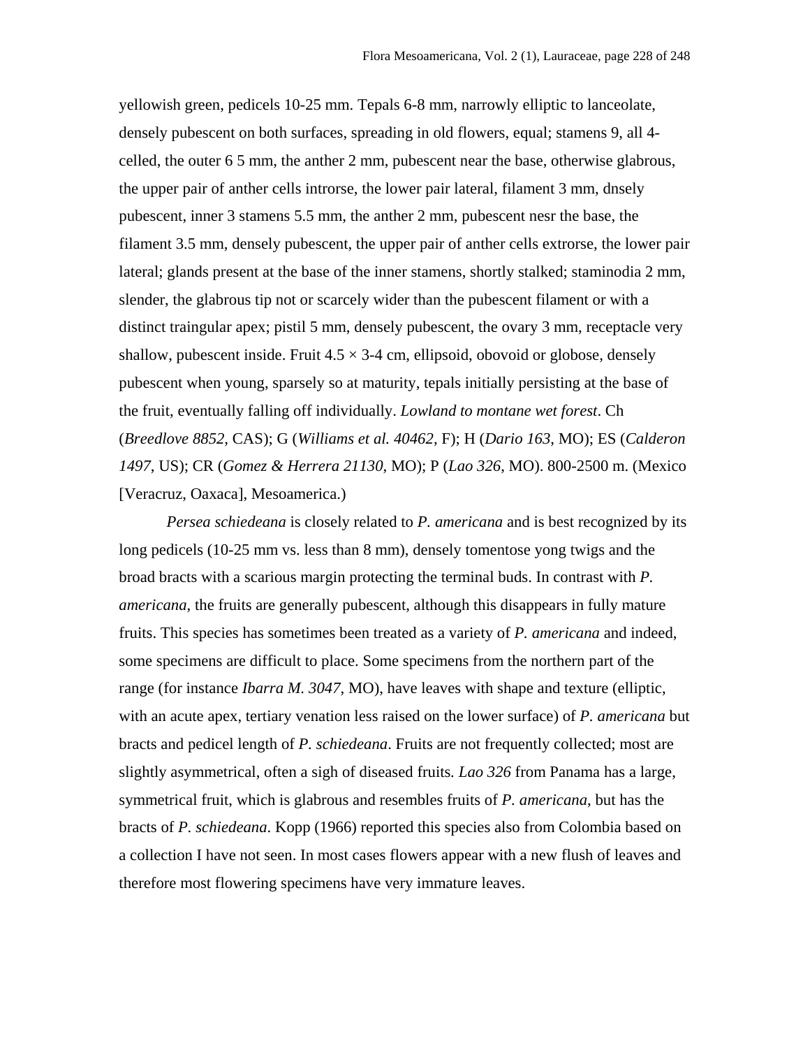yellowish green, pedicels 10-25 mm. Tepals 6-8 mm, narrowly elliptic to lanceolate, densely pubescent on both surfaces, spreading in old flowers, equal; stamens 9, all 4-celled, the outer 6 5 mm, the anther 2 mm, pubescent near the base, otherwise glabrous, the upper pair of anther cells introrse, the lower pair lateral, filament 3 mm, dnsely pubescent, inner 3 stamens 5.5 mm, the anther 2 mm, pubescent nesr the base, the filament 3.5 mm, densely pubescent, the upper pair of anther cells extrorse, the lower pair lateral; glands present at the base of the inner stamens, shortly stalked; staminodia 2 mm, slender, the glabrous tip not or scarcely wider than the pubescent filament or with a distinct traingular apex; pistil 5 mm, densely pubescent, the ovary 3 mm, receptacle very shallow, pubescent inside. Fruit 4.5 × 3-4 cm, ellipsoid, obovoid or globose, densely pubescent when young, sparsely so at maturity, tepals initially persisting at the base of the fruit, eventually falling off individually. *Lowland to montane wet forest*. Ch (*Breedlove 8852*, CAS); G (*Williams et al. 40462*, F); H (*Dario 163*, MO); ES (*Calderon 1497*, US); CR (*Gomez & Herrera 21130*, MO); P (*Lao 326*, MO). 800-2500 m. (Mexico [Veracruz, Oaxaca], Mesoamerica.)

*Persea schiedeana* is closely related to *P. americana* and is best recognized by its long pedicels (10-25 mm vs. less than 8 mm), densely tomentose yong twigs and the broad bracts with a scarious margin protecting the terminal buds. In contrast with *P. americana*, the fruits are generally pubescent, although this disappears in fully mature fruits. This species has sometimes been treated as a variety of *P. americana* and indeed, some specimens are difficult to place. Some specimens from the northern part of the range (for instance *Ibarra M. 3047*, MO), have leaves with shape and texture (elliptic, with an acute apex, tertiary venation less raised on the lower surface) of *P. americana* but bracts and pedicel length of *P. schiedeana*. Fruits are not frequently collected; most are slightly asymmetrical, often a sigh of diseased fruits. *Lao 326* from Panama has a large, symmetrical fruit, which is glabrous and resembles fruits of *P. americana*, but has the bracts of *P. schiedeana*. Kopp (1966) reported this species also from Colombia based on a collection I have not seen. In most cases flowers appear with a new flush of leaves and therefore most flowering specimens have very immature leaves.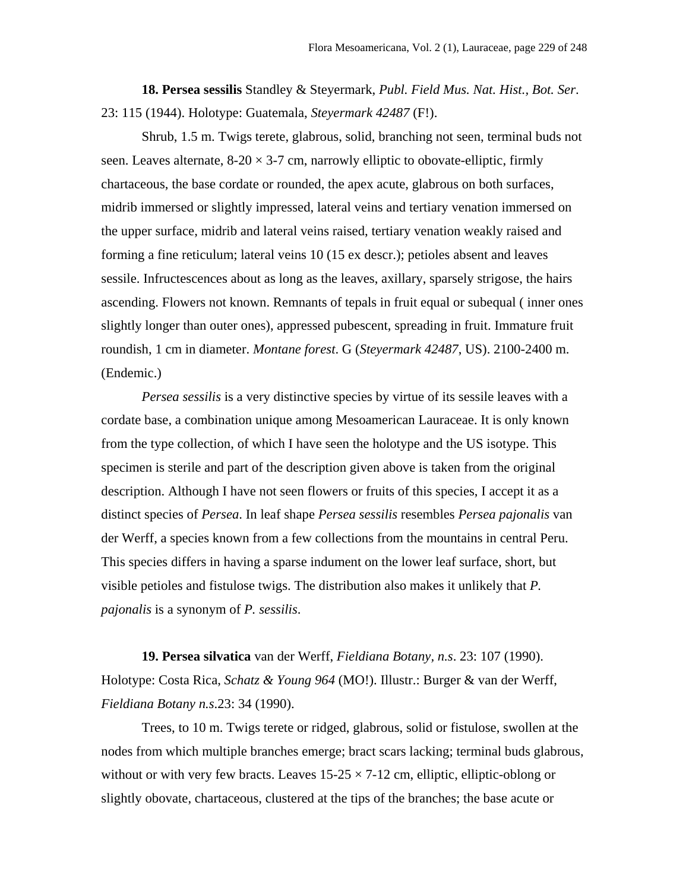**18. Persea sessilis** Standley & Steyermark, *Publ. Field Mus. Nat. Hist., Bot. Ser*. 23: 115 (1944). Holotype: Guatemala, *Steyermark 42487* (F!).

Shrub, 1.5 m. Twigs terete, glabrous, solid, branching not seen, terminal buds not seen. Leaves alternate, 8-20 × 3-7 cm, narrowly elliptic to obovate-elliptic, firmly chartaceous, the base cordate or rounded, the apex acute, glabrous on both surfaces, midrib immersed or slightly impressed, lateral veins and tertiary venation immersed on the upper surface, midrib and lateral veins raised, tertiary venation weakly raised and forming a fine reticulum; lateral veins 10 (15 ex descr.); petioles absent and leaves sessile. Infructescences about as long as the leaves, axillary, sparsely strigose, the hairs ascending. Flowers not known. Remnants of tepals in fruit equal or subequal ( inner ones slightly longer than outer ones), appressed pubescent, spreading in fruit. Immature fruit roundish, 1 cm in diameter. *Montane forest*. G (*Steyermark 42487*, US). 2100-2400 m. (Endemic.)

*Persea sessilis* is a very distinctive species by virtue of its sessile leaves with a cordate base, a combination unique among Mesoamerican Lauraceae. It is only known from the type collection, of which I have seen the holotype and the US isotype. This specimen is sterile and part of the description given above is taken from the original description. Although I have not seen flowers or fruits of this species, I accept it as a distinct species of *Persea*. In leaf shape *Persea sessilis* resembles *Persea pajonalis* van der Werff, a species known from a few collections from the mountains in central Peru. This species differs in having a sparse indument on the lower leaf surface, short, but visible petioles and fistulose twigs. The distribution also makes it unlikely that *P. pajonalis* is a synonym of *P. sessilis*.

**19. Persea silvatica** van der Werff, *Fieldiana Botany, n.s*. 23: 107 (1990). Holotype: Costa Rica, *Schatz & Young 964* (MO!). Illustr.: Burger & van der Werff, *Fieldiana Botany n.s.*23: 34 (1990).

Trees, to 10 m. Twigs terete or ridged, glabrous, solid or fistulose, swollen at the nodes from which multiple branches emerge; bract scars lacking; terminal buds glabrous, without or with very few bracts. Leaves 15-25 × 7-12 cm, elliptic, elliptic-oblong or slightly obovate, chartaceous, clustered at the tips of the branches; the base acute or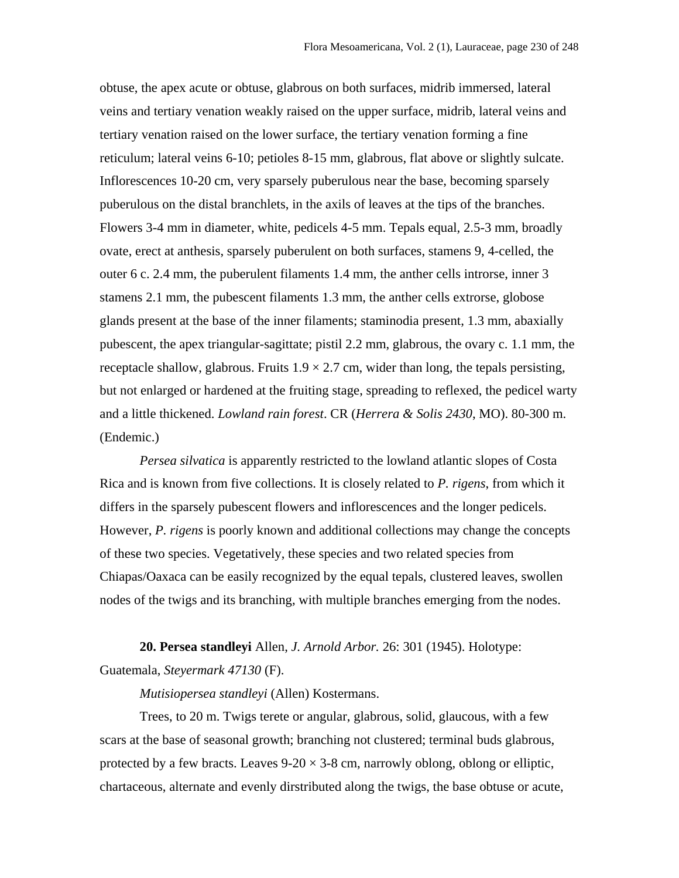obtuse, the apex acute or obtuse, glabrous on both surfaces, midrib immersed, lateral veins and tertiary venation weakly raised on the upper surface, midrib, lateral veins and tertiary venation raised on the lower surface, the tertiary venation forming a fine reticulum; lateral veins 6-10; petioles 8-15 mm, glabrous, flat above or slightly sulcate. Inflorescences 10-20 cm, very sparsely puberulous near the base, becoming sparsely puberulous on the distal branchlets, in the axils of leaves at the tips of the branches. Flowers 3-4 mm in diameter, white, pedicels 4-5 mm. Tepals equal, 2.5-3 mm, broadly ovate, erect at anthesis, sparsely puberulent on both surfaces, stamens 9, 4-celled, the outer 6 c. 2.4 mm, the puberulent filaments 1.4 mm, the anther cells introrse, inner 3 stamens 2.1 mm, the pubescent filaments 1.3 mm, the anther cells extrorse, globose glands present at the base of the inner filaments; staminodia present, 1.3 mm, abaxially pubescent, the apex triangular-sagittate; pistil 2.2 mm, glabrous, the ovary c. 1.1 mm, the receptacle shallow, glabrous. Fruits 1.9 × 2.7 cm, wider than long, the tepals persisting, but not enlarged or hardened at the fruiting stage, spreading to reflexed, the pedicel warty and a little thickened. *Lowland rain forest*. CR (*Herrera & Solis 2430*, MO). 80-300 m. (Endemic.)

*Persea silvatica* is apparently restricted to the lowland atlantic slopes of Costa Rica and is known from five collections. It is closely related to *P. rigens*, from which it differs in the sparsely pubescent flowers and inflorescences and the longer pedicels. However, *P. rigens* is poorly known and additional collections may change the concepts of these two species. Vegetatively, these species and two related species from Chiapas/Oaxaca can be easily recognized by the equal tepals, clustered leaves, swollen nodes of the twigs and its branching, with multiple branches emerging from the nodes.

**20. Persea standleyi** Allen, *J. Arnold Arbor.* 26: 301 (1945). Holotype: Guatemala, *Steyermark 47130* (F).

*Mutisiopersea standleyi* (Allen) Kostermans.

Trees, to 20 m. Twigs terete or angular, glabrous, solid, glaucous, with a few scars at the base of seasonal growth; branching not clustered; terminal buds glabrous, protected by a few bracts. Leaves 9-20 × 3-8 cm, narrowly oblong, oblong or elliptic, chartaceous, alternate and evenly dirstributed along the twigs, the base obtuse or acute,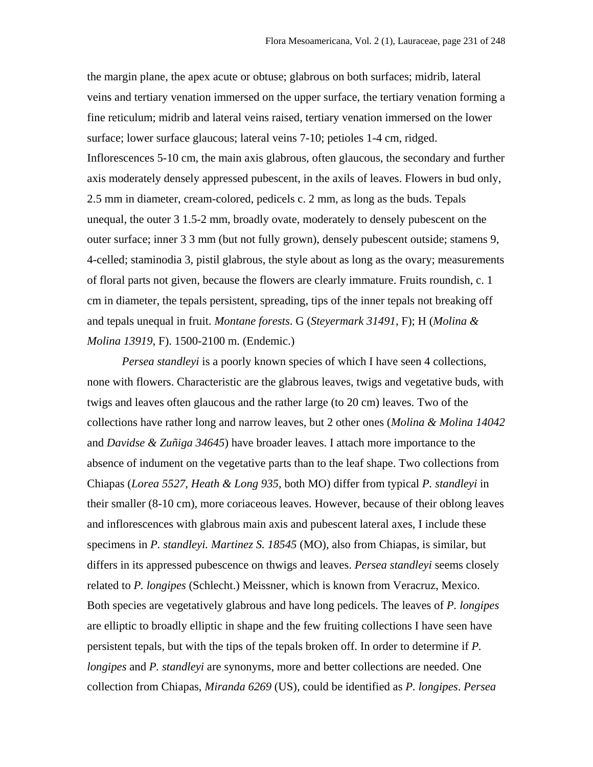the margin plane, the apex acute or obtuse; glabrous on both surfaces; midrib, lateral veins and tertiary venation immersed on the upper surface, the tertiary venation forming a fine reticulum; midrib and lateral veins raised, tertiary venation immersed on the lower surface; lower surface glaucous; lateral veins 7-10; petioles 1-4 cm, ridged. Inflorescences 5-10 cm, the main axis glabrous, often glaucous, the secondary and further axis moderately densely appressed pubescent, in the axils of leaves. Flowers in bud only, 2.5 mm in diameter, cream-colored, pedicels c. 2 mm, as long as the buds. Tepals unequal, the outer 3 1.5-2 mm, broadly ovate, moderately to densely pubescent on the outer surface; inner 3 3 mm (but not fully grown), densely pubescent outside; stamens 9, 4-celled; staminodia 3, pistil glabrous, the style about as long as the ovary; measurements of floral parts not given, because the flowers are clearly immature. Fruits roundish, c. 1 cm in diameter, the tepals persistent, spreading, tips of the inner tepals not breaking off and tepals unequal in fruit. *Montane forests*. G (*Steyermark 31491*, F); H (*Molina & Molina 13919*, F). 1500-2100 m. (Endemic.)

*Persea standleyi* is a poorly known species of which I have seen 4 collections, none with flowers. Characteristic are the glabrous leaves, twigs and vegetative buds, with twigs and leaves often glaucous and the rather large (to 20 cm) leaves. Two of the collections have rather long and narrow leaves, but 2 other ones (*Molina & Molina 14042* and *Davidse & Zuñiga 34645*) have broader leaves. I attach more importance to the absence of indument on the vegetative parts than to the leaf shape. Two collections from Chiapas (*Lorea 5527*, *Heath & Long 935*, both MO) differ from typical *P. standleyi* in their smaller (8-10 cm), more coriaceous leaves. However, because of their oblong leaves and inflorescences with glabrous main axis and pubescent lateral axes, I include these specimens in *P. standleyi*. *Martinez S. 18545* (MO), also from Chiapas, is similar, but differs in its appressed pubescence on thwigs and leaves. *Persea standleyi* seems closely related to *P. longipes* (Schlecht.) Meissner, which is known from Veracruz, Mexico. Both species are vegetatively glabrous and have long pedicels. The leaves of *P. longipes* are elliptic to broadly elliptic in shape and the few fruiting collections I have seen have persistent tepals, but with the tips of the tepals broken off. In order to determine if *P. longipes* and *P. standleyi* are synonyms, more and better collections are needed. One collection from Chiapas, *Miranda 6269* (US), could be identified as *P. longipes*. *Persea*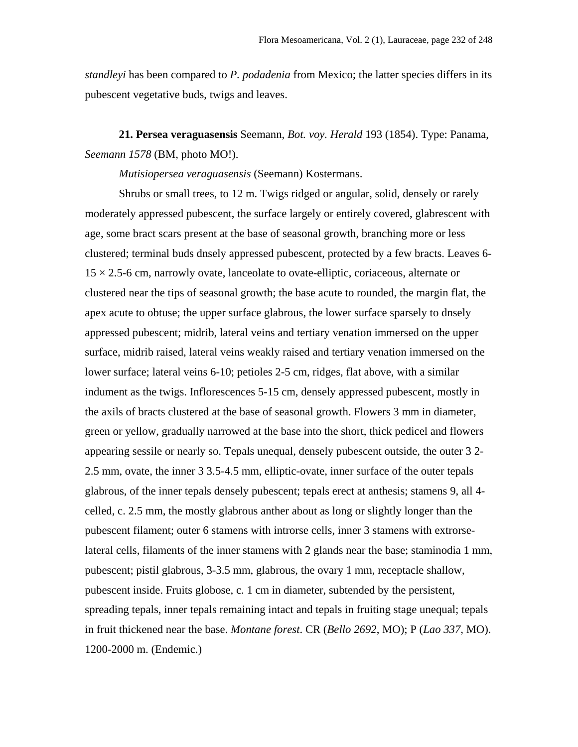*standleyi* has been compared to *P. podadenia* from Mexico; the latter species differs in its pubescent vegetative buds, twigs and leaves.

**21. Persea veraguasensis** Seemann, *Bot. voy. Herald* 193 (1854). Type: Panama, *Seemann 1578* (BM, photo MO!).

*Mutisiopersea veraguasensis* (Seemann) Kostermans.

Shrubs or small trees, to 12 m. Twigs ridged or angular, solid, densely or rarely moderately appressed pubescent, the surface largely or entirely covered, glabrescent with age, some bract scars present at the base of seasonal growth, branching more or less clustered; terminal buds dnsely appressed pubescent, protected by a few bracts. Leaves 6-15 × 2.5-6 cm, narrowly ovate, lanceolate to ovate-elliptic, coriaceous, alternate or clustered near the tips of seasonal growth; the base acute to rounded, the margin flat, the apex acute to obtuse; the upper surface glabrous, the lower surface sparsely to dnsely appressed pubescent; midrib, lateral veins and tertiary venation immersed on the upper surface, midrib raised, lateral veins weakly raised and tertiary venation immersed on the lower surface; lateral veins 6-10; petioles 2-5 cm, ridges, flat above, with a similar indument as the twigs. Inflorescences 5-15 cm, densely appressed pubescent, mostly in the axils of bracts clustered at the base of seasonal growth. Flowers 3 mm in diameter, green or yellow, gradually narrowed at the base into the short, thick pedicel and flowers appearing sessile or nearly so. Tepals unequal, densely pubescent outside, the outer 3 2-2.5 mm, ovate, the inner 3 3.5-4.5 mm, elliptic-ovate, inner surface of the outer tepals glabrous, of the inner tepals densely pubescent; tepals erect at anthesis; stamens 9, all 4-celled, c. 2.5 mm, the mostly glabrous anther about as long or slightly longer than the pubescent filament; outer 6 stamens with introrse cells, inner 3 stamens with extrorse-lateral cells, filaments of the inner stamens with 2 glands near the base; staminodia 1 mm, pubescent; pistil glabrous, 3-3.5 mm, glabrous, the ovary 1 mm, receptacle shallow, pubescent inside. Fruits globose, c. 1 cm in diameter, subtended by the persistent, spreading tepals, inner tepals remaining intact and tepals in fruiting stage unequal; tepals in fruit thickened near the base. *Montane forest*. CR (*Bello 2692*, MO); P (*Lao 337*, MO). 1200-2000 m. (Endemic.)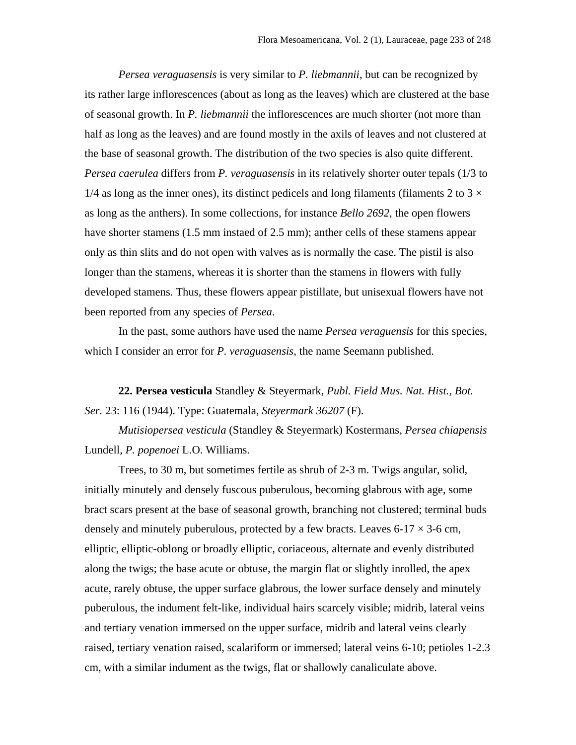*Persea veraguasensis* is very similar to *P. liebmannii*, but can be recognized by its rather large inflorescences (about as long as the leaves) which are clustered at the base of seasonal growth. In *P. liebmannii* the inflorescences are much shorter (not more than half as long as the leaves) and are found mostly in the axils of leaves and not clustered at the base of seasonal growth. The distribution of the two species is also quite different. *Persea caerulea* differs from *P. veraguasensis* in its relatively shorter outer tepals (1/3 to 1/4 as long as the inner ones), its distinct pedicels and long filaments (filaments 2 to 3 × as long as the anthers). In some collections, for instance *Bello 2692*, the open flowers have shorter stamens (1.5 mm instaed of 2.5 mm); anther cells of these stamens appear only as thin slits and do not open with valves as is normally the case. The pistil is also longer than the stamens, whereas it is shorter than the stamens in flowers with fully developed stamens. Thus, these flowers appear pistillate, but unisexual flowers have not been reported from any species of *Persea*.

In the past, some authors have used the name *Persea veraguensis* for this species, which I consider an error for *P. veraguasensis*, the name Seemann published.

**22. Persea vesticula** Standley & Steyermark, *Publ. Field Mus. Nat. Hist., Bot. Ser.* 23: 116 (1944). Type: Guatemala, *Steyermark 36207* (F).

*Mutisiopersea vesticula* (Standley & Steyermark) Kostermans, *Persea chiapensis* Lundell, *P. popenoei* L.O. Williams.

Trees, to 30 m, but sometimes fertile as shrub of 2-3 m. Twigs angular, solid, initially minutely and densely fuscous puberulous, becoming glabrous with age, some bract scars present at the base of seasonal growth, branching not clustered; terminal buds densely and minutely puberulous, protected by a few bracts. Leaves 6-17 × 3-6 cm, elliptic, elliptic-oblong or broadly elliptic, coriaceous, alternate and evenly distributed along the twigs; the base acute or obtuse, the margin flat or slightly inrolled, the apex acute, rarely obtuse, the upper surface glabrous, the lower surface densely and minutely puberulous, the indument felt-like, individual hairs scarcely visible; midrib, lateral veins and tertiary venation immersed on the upper surface, midrib and lateral veins clearly raised, tertiary venation raised, scalariform or immersed; lateral veins 6-10; petioles 1-2.3 cm, with a similar indument as the twigs, flat or shallowly canaliculate above.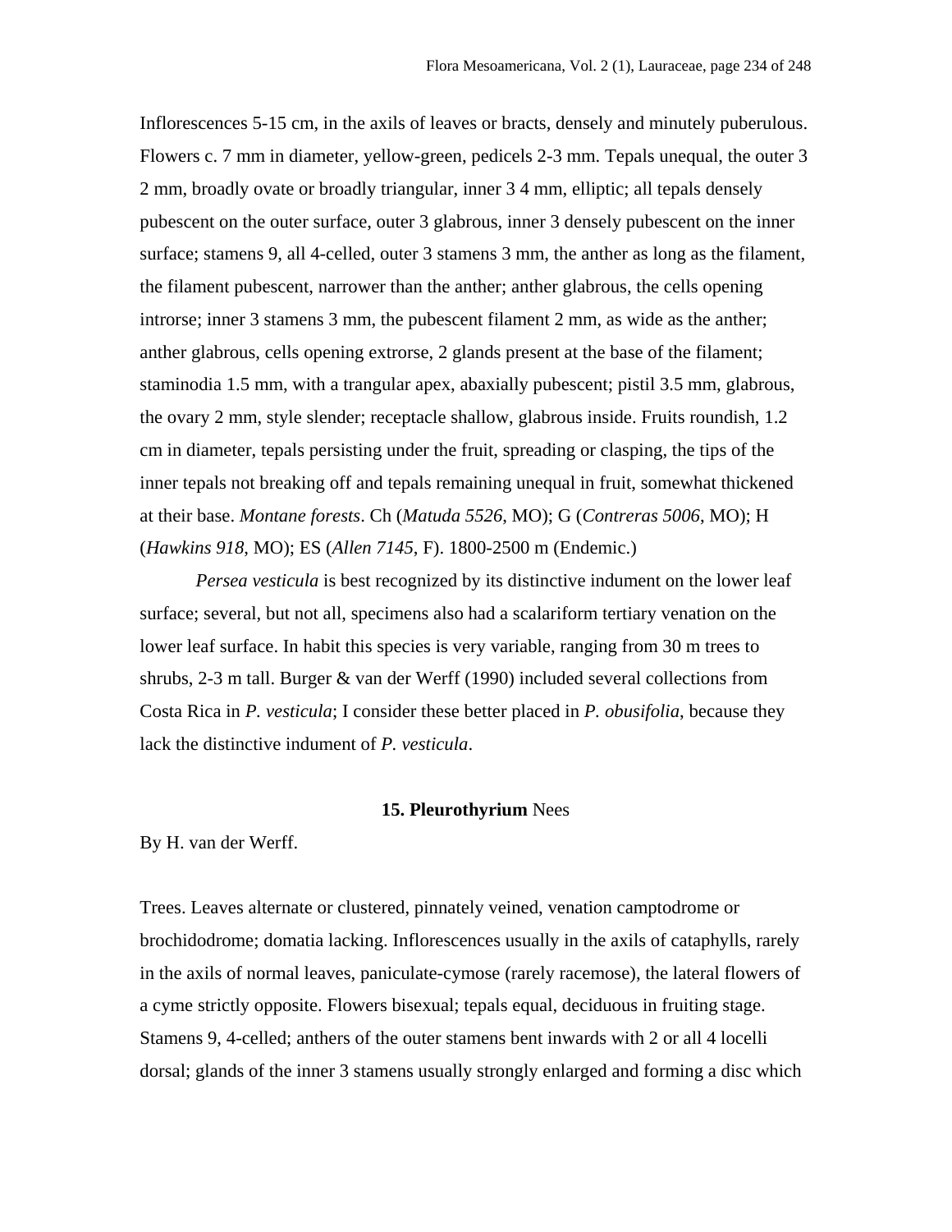Inflorescences 5-15 cm, in the axils of leaves or bracts, densely and minutely puberulous. Flowers c. 7 mm in diameter, yellow-green, pedicels 2-3 mm. Tepals unequal, the outer 3 2 mm, broadly ovate or broadly triangular, inner 3 4 mm, elliptic; all tepals densely pubescent on the outer surface, outer 3 glabrous, inner 3 densely pubescent on the inner surface; stamens 9, all 4-celled, outer 3 stamens 3 mm, the anther as long as the filament, the filament pubescent, narrower than the anther; anther glabrous, the cells opening introrse; inner 3 stamens 3 mm, the pubescent filament 2 mm, as wide as the anther; anther glabrous, cells opening extrorse, 2 glands present at the base of the filament; staminodia 1.5 mm, with a trangular apex, abaxially pubescent; pistil 3.5 mm, glabrous, the ovary 2 mm, style slender; receptacle shallow, glabrous inside. Fruits roundish, 1.2 cm in diameter, tepals persisting under the fruit, spreading or clasping, the tips of the inner tepals not breaking off and tepals remaining unequal in fruit, somewhat thickened at their base. *Montane forests*. Ch (*Matuda 5526*, MO); G (*Contreras 5006*, MO); H (*Hawkins 918*, MO); ES (*Allen 7145*, F). 1800-2500 m (Endemic.)

*Persea vesticula* is best recognized by its distinctive indument on the lower leaf surface; several, but not all, specimens also had a scalariform tertiary venation on the lower leaf surface. In habit this species is very variable, ranging from 30 m trees to shrubs, 2-3 m tall. Burger & van der Werff (1990) included several collections from Costa Rica in *P. vesticula*; I consider these better placed in *P. obusifolia*, because they lack the distinctive indument of *P. vesticula*.

## 15. **Pleurothyrium** Nees

By H. van der Werff.

Trees. Leaves alternate or clustered, pinnately veined, venation camptodrome or brochidodrome; domatia lacking. Inflorescences usually in the axils of cataphylls, rarely in the axils of normal leaves, paniculate-cymose (rarely racemose), the lateral flowers of a cyme strictly opposite. Flowers bisexual; tepals equal, deciduous in fruiting stage. Stamens 9, 4-celled; anthers of the outer stamens bent inwards with 2 or all 4 locelli dorsal; glands of the inner 3 stamens usually strongly enlarged and forming a disc which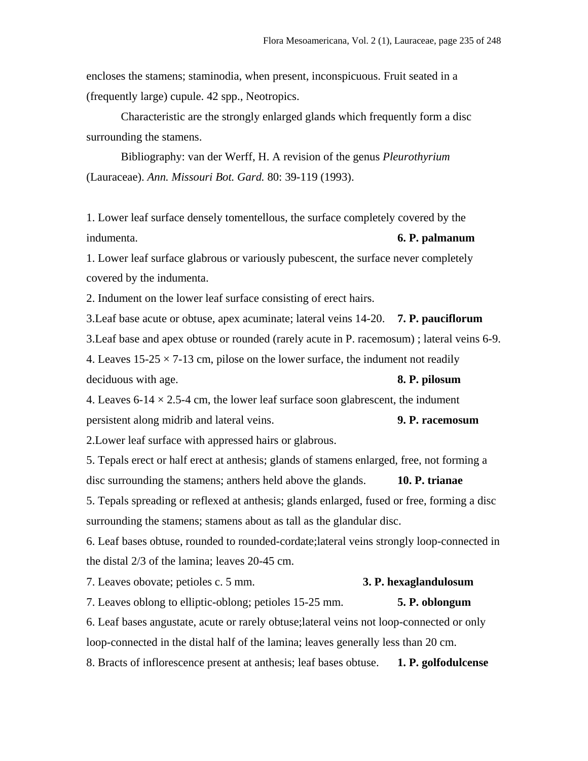encloses the stamens; staminodia, when present, inconspicuous. Fruit seated in a (frequently large) cupule. 42 spp., Neotropics.

Characteristic are the strongly enlarged glands which frequently form a disc surrounding the stamens.

Bibliography: van der Werff, H. A revision of the genus *Pleurothyrium* (Lauraceae). *Ann. Missouri Bot. Gard.* 80: 39-119 (1993).

1. Lower leaf surface densely tomentellous, the surface completely covered by the indumenta. **6. P. palmanum**

1. Lower leaf surface glabrous or variously pubescent, the surface never completely covered by the indumenta.

2. Indument on the lower leaf surface consisting of erect hairs.

3.Leaf base acute or obtuse, apex acuminate; lateral veins 14-20. **7. P. pauciflorum**

3.Leaf base and apex obtuse or rounded (rarely acute in P. racemosum) ; lateral veins 6-9.

4. Leaves 15-25 × 7-13 cm, pilose on the lower surface, the indument not readily deciduous with age. **8. P. pilosum**

4. Leaves 6-14 × 2.5-4 cm, the lower leaf surface soon glabrescent, the indument persistent along midrib and lateral veins. **9. P. racemosum**

2.Lower leaf surface with appressed hairs or glabrous.

5. Tepals erect or half erect at anthesis; glands of stamens enlarged, free, not forming a disc surrounding the stamens; anthers held above the glands. **10. P. trianae**

5. Tepals spreading or reflexed at anthesis; glands enlarged, fused or free, forming a disc surrounding the stamens; stamens about as tall as the glandular disc.

6. Leaf bases obtuse, rounded to rounded-cordate;lateral veins strongly loop-connected in the distal 2/3 of the lamina; leaves 20-45 cm.

7. Leaves obovate; petioles c. 5 mm. **3. P. hexaglandulosum**

7. Leaves oblong to elliptic-oblong; petioles 15-25 mm. **5. P. oblongum**

6. Leaf bases angustate, acute or rarely obtuse;lateral veins not loop-connected or only loop-connected in the distal half of the lamina; leaves generally less than 20 cm.

8. Bracts of inflorescence present at anthesis; leaf bases obtuse. **1. P. golfodulcense**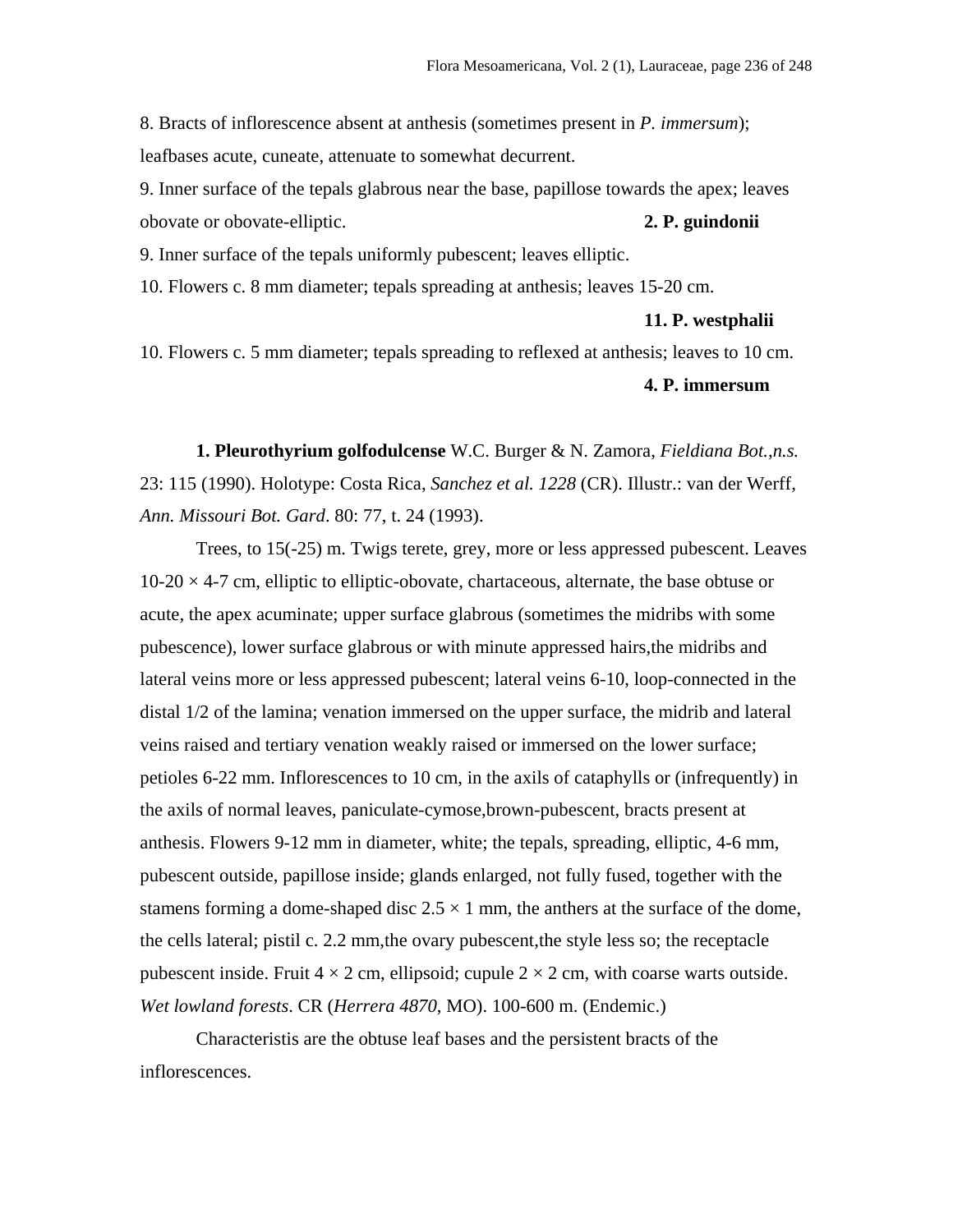8. Bracts of inflorescence absent at anthesis (sometimes present in *P. immersum*); leafbases acute, cuneate, attenuate to somewhat decurrent.

9. Inner surface of the tepals glabrous near the base, papillose towards the apex; leaves obovate or obovate-elliptic. **2. P. guindonii**

9. Inner surface of the tepals uniformly pubescent; leaves elliptic.

10. Flowers c. 8 mm diameter; tepals spreading at anthesis; leaves 15-20 cm. **11. P. westphalii**

10. Flowers c. 5 mm diameter; tepals spreading to reflexed at anthesis; leaves to 10 cm. **4. P. immersum**

**1. Pleurothyrium golfodulcense** W.C. Burger & N. Zamora, *Fieldiana Bot.,n.s.* 23: 115 (1990). Holotype: Costa Rica, *Sanchez et al. 1228* (CR). Illustr.: van der Werff, *Ann. Missouri Bot. Gard*. 80: 77, t. 24 (1993).

Trees, to 15(-25) m. Twigs terete, grey, more or less appressed pubescent. Leaves 10-20 × 4-7 cm, elliptic to elliptic-obovate, chartaceous, alternate, the base obtuse or acute, the apex acuminate; upper surface glabrous (sometimes the midribs with some pubescence), lower surface glabrous or with minute appressed hairs,the midribs and lateral veins more or less appressed pubescent; lateral veins 6-10, loop-connected in the distal 1/2 of the lamina; venation immersed on the upper surface, the midrib and lateral veins raised and tertiary venation weakly raised or immersed on the lower surface; petioles 6-22 mm. Inflorescences to 10 cm, in the axils of cataphylls or (infrequently) in the axils of normal leaves, paniculate-cymose,brown-pubescent, bracts present at anthesis. Flowers 9-12 mm in diameter, white; the tepals, spreading, elliptic, 4-6 mm, pubescent outside, papillose inside; glands enlarged, not fully fused, together with the stamens forming a dome-shaped disc 2.5 × 1 mm, the anthers at the surface of the dome, the cells lateral; pistil c. 2.2 mm,the ovary pubescent,the style less so; the receptacle pubescent inside. Fruit 4 × 2 cm, ellipsoid; cupule 2 × 2 cm, with coarse warts outside. *Wet lowland forests*. CR (*Herrera 4870*, MO). 100-600 m. (Endemic.)

Characteristis are the obtuse leaf bases and the persistent bracts of the inflorescences.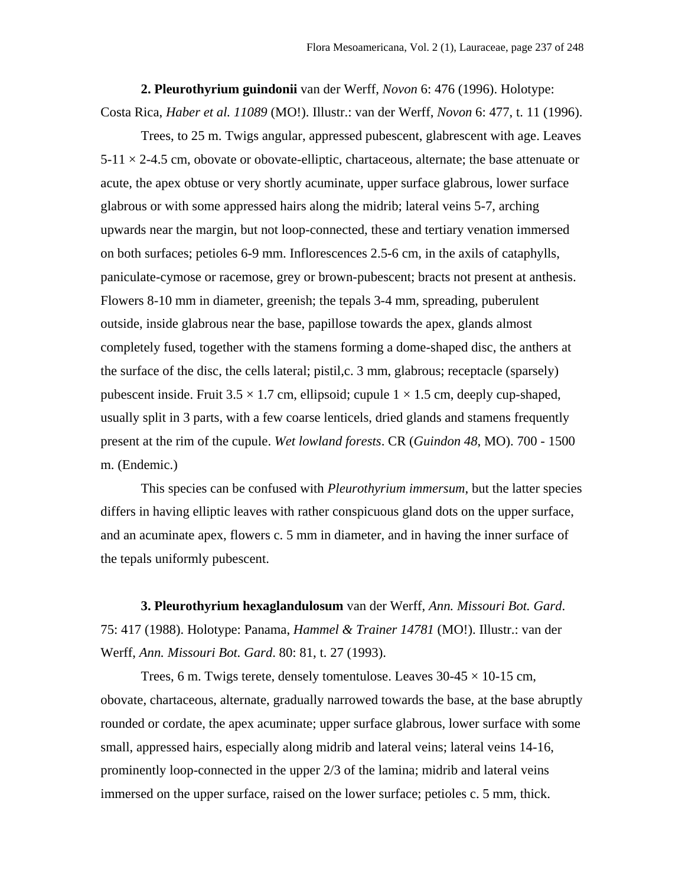**2. Pleurothyrium guindonii** van der Werff, *Novon* 6: 476 (1996). Holotype: Costa Rica, *Haber et al. 11089* (MO!). Illustr.: van der Werff, *Novon* 6: 477, t. 11 (1996).

Trees, to 25 m. Twigs angular, appressed pubescent, glabrescent with age. Leaves 5-11 × 2-4.5 cm, obovate or obovate-elliptic, chartaceous, alternate; the base attenuate or acute, the apex obtuse or very shortly acuminate, upper surface glabrous, lower surface glabrous or with some appressed hairs along the midrib; lateral veins 5-7, arching upwards near the margin, but not loop-connected, these and tertiary venation immersed on both surfaces; petioles 6-9 mm. Inflorescences 2.5-6 cm, in the axils of cataphylls, paniculate-cymose or racemose, grey or brown-pubescent; bracts not present at anthesis. Flowers 8-10 mm in diameter, greenish; the tepals 3-4 mm, spreading, puberulent outside, inside glabrous near the base, papillose towards the apex, glands almost completely fused, together with the stamens forming a dome-shaped disc, the anthers at the surface of the disc, the cells lateral; pistil,c. 3 mm, glabrous; receptacle (sparsely) pubescent inside. Fruit 3.5 × 1.7 cm, ellipsoid; cupule 1 × 1.5 cm, deeply cup-shaped, usually split in 3 parts, with a few coarse lenticels, dried glands and stamens frequently present at the rim of the cupule. *Wet lowland forests*. CR (*Guindon 48*, MO). 700 - 1500 m. (Endemic.)

This species can be confused with *Pleurothyrium immersum*, but the latter species differs in having elliptic leaves with rather conspicuous gland dots on the upper surface, and an acuminate apex, flowers c. 5 mm in diameter, and in having the inner surface of the tepals uniformly pubescent.

**3. Pleurothyrium hexaglandulosum** van der Werff, *Ann. Missouri Bot. Gard*. 75: 417 (1988). Holotype: Panama, *Hammel & Trainer 14781* (MO!). Illustr.: van der Werff, *Ann. Missouri Bot. Gard*. 80: 81, t. 27 (1993).

Trees, 6 m. Twigs terete, densely tomentulose. Leaves 30-45 × 10-15 cm, obovate, chartaceous, alternate, gradually narrowed towards the base, at the base abruptly rounded or cordate, the apex acuminate; upper surface glabrous, lower surface with some small, appressed hairs, especially along midrib and lateral veins; lateral veins 14-16, prominently loop-connected in the upper 2/3 of the lamina; midrib and lateral veins immersed on the upper surface, raised on the lower surface; petioles c. 5 mm, thick.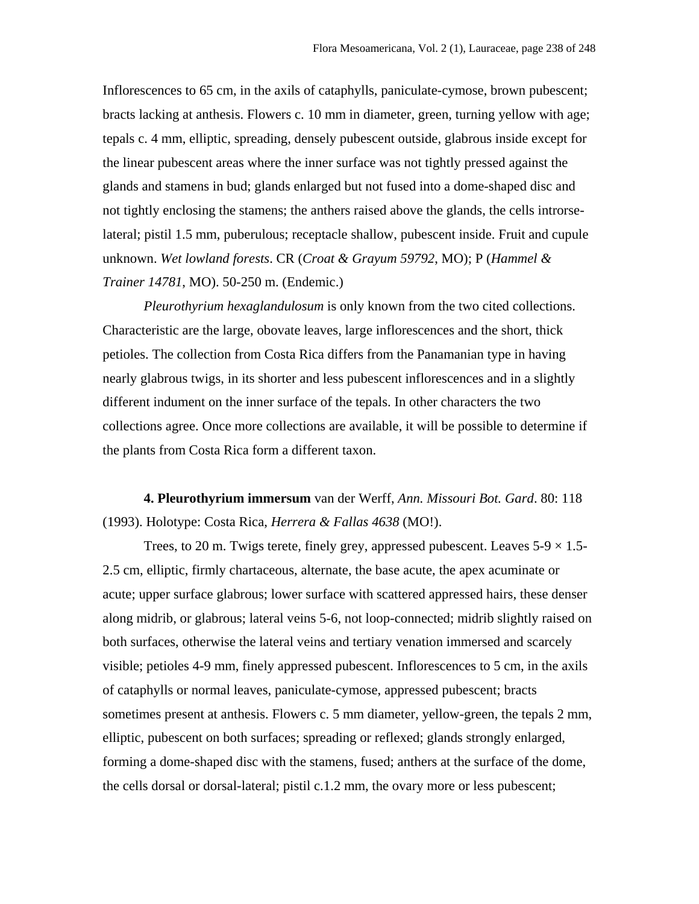Inflorescences to 65 cm, in the axils of cataphylls, paniculate-cymose, brown pubescent; bracts lacking at anthesis. Flowers c. 10 mm in diameter, green, turning yellow with age; tepals c. 4 mm, elliptic, spreading, densely pubescent outside, glabrous inside except for the linear pubescent areas where the inner surface was not tightly pressed against the glands and stamens in bud; glands enlarged but not fused into a dome-shaped disc and not tightly enclosing the stamens; the anthers raised above the glands, the cells introrse-lateral; pistil 1.5 mm, puberulous; receptacle shallow, pubescent inside. Fruit and cupule unknown. *Wet lowland forests*. CR (*Croat & Grayum 59792*, MO); P (*Hammel & Trainer 14781*, MO). 50-250 m. (Endemic.)

*Pleurothyrium hexaglandulosum* is only known from the two cited collections. Characteristic are the large, obovate leaves, large inflorescences and the short, thick petioles. The collection from Costa Rica differs from the Panamanian type in having nearly glabrous twigs, in its shorter and less pubescent inflorescences and in a slightly different indument on the inner surface of the tepals. In other characters the two collections agree. Once more collections are available, it will be possible to determine if the plants from Costa Rica form a different taxon.

**4. Pleurothyrium immersum** van der Werff, *Ann. Missouri Bot. Gard*. 80: 118 (1993). Holotype: Costa Rica, *Herrera & Fallas 4638* (MO!).

Trees, to 20 m. Twigs terete, finely grey, appressed pubescent. Leaves 5-9 × 1.5-2.5 cm, elliptic, firmly chartaceous, alternate, the base acute, the apex acuminate or acute; upper surface glabrous; lower surface with scattered appressed hairs, these denser along midrib, or glabrous; lateral veins 5-6, not loop-connected; midrib slightly raised on both surfaces, otherwise the lateral veins and tertiary venation immersed and scarcely visible; petioles 4-9 mm, finely appressed pubescent. Inflorescences to 5 cm, in the axils of cataphylls or normal leaves, paniculate-cymose, appressed pubescent; bracts sometimes present at anthesis. Flowers c. 5 mm diameter, yellow-green, the tepals 2 mm, elliptic, pubescent on both surfaces; spreading or reflexed; glands strongly enlarged, forming a dome-shaped disc with the stamens, fused; anthers at the surface of the dome, the cells dorsal or dorsal-lateral; pistil c.1.2 mm, the ovary more or less pubescent;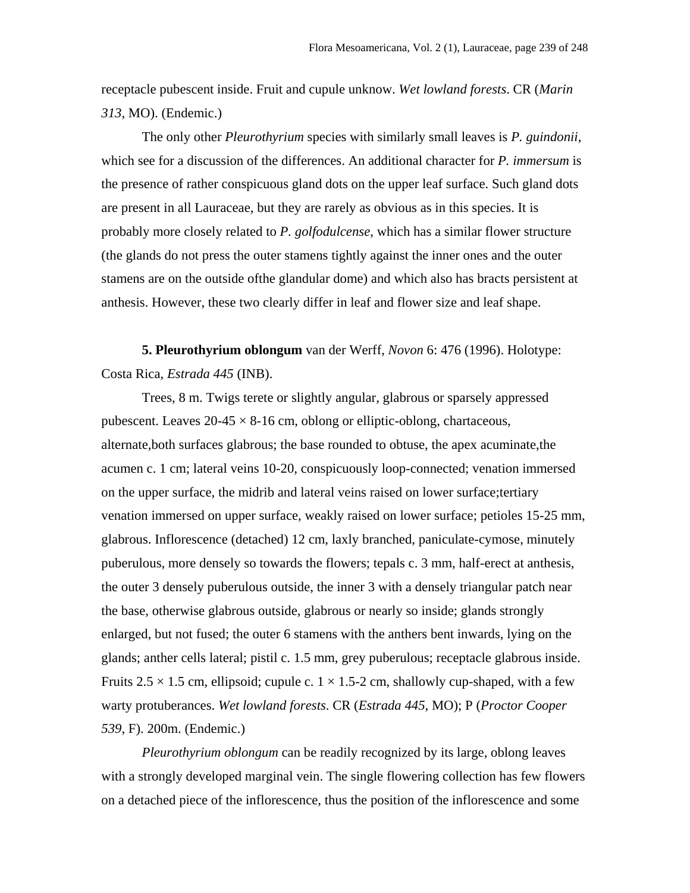receptacle pubescent inside. Fruit and cupule unknow. *Wet lowland forests*. CR (*Marin 313*, MO). (Endemic.)

The only other *Pleurothyrium* species with similarly small leaves is *P. guindonii*, which see for a discussion of the differences. An additional character for *P. immersum* is the presence of rather conspicuous gland dots on the upper leaf surface. Such gland dots are present in all Lauraceae, but they are rarely as obvious as in this species. It is probably more closely related to *P. golfodulcense*, which has a similar flower structure (the glands do not press the outer stamens tightly against the inner ones and the outer stamens are on the outside ofthe glandular dome) and which also has bracts persistent at anthesis. However, these two clearly differ in leaf and flower size and leaf shape.

**5. Pleurothyrium oblongum** van der Werff, *Novon* 6: 476 (1996). Holotype: Costa Rica, *Estrada 445* (INB).

Trees, 8 m. Twigs terete or slightly angular, glabrous or sparsely appressed pubescent. Leaves 20-45 × 8-16 cm, oblong or elliptic-oblong, chartaceous, alternate,both surfaces glabrous; the base rounded to obtuse, the apex acuminate,the acumen c. 1 cm; lateral veins 10-20, conspicuously loop-connected; venation immersed on the upper surface, the midrib and lateral veins raised on lower surface;tertiary venation immersed on upper surface, weakly raised on lower surface; petioles 15-25 mm, glabrous. Inflorescence (detached) 12 cm, laxly branched, paniculate-cymose, minutely puberulous, more densely so towards the flowers; tepals c. 3 mm, half-erect at anthesis, the outer 3 densely puberulous outside, the inner 3 with a densely triangular patch near the base, otherwise glabrous outside, glabrous or nearly so inside; glands strongly enlarged, but not fused; the outer 6 stamens with the anthers bent inwards, lying on the glands; anther cells lateral; pistil c. 1.5 mm, grey puberulous; receptacle glabrous inside. Fruits 2.5 × 1.5 cm, ellipsoid; cupule c. 1 × 1.5-2 cm, shallowly cup-shaped, with a few warty protuberances. *Wet lowland forests*. CR (*Estrada 445*, MO); P (*Proctor Cooper 539*, F). 200m. (Endemic.)

*Pleurothyrium oblongum* can be readily recognized by its large, oblong leaves with a strongly developed marginal vein. The single flowering collection has few flowers on a detached piece of the inflorescence, thus the position of the inflorescence and some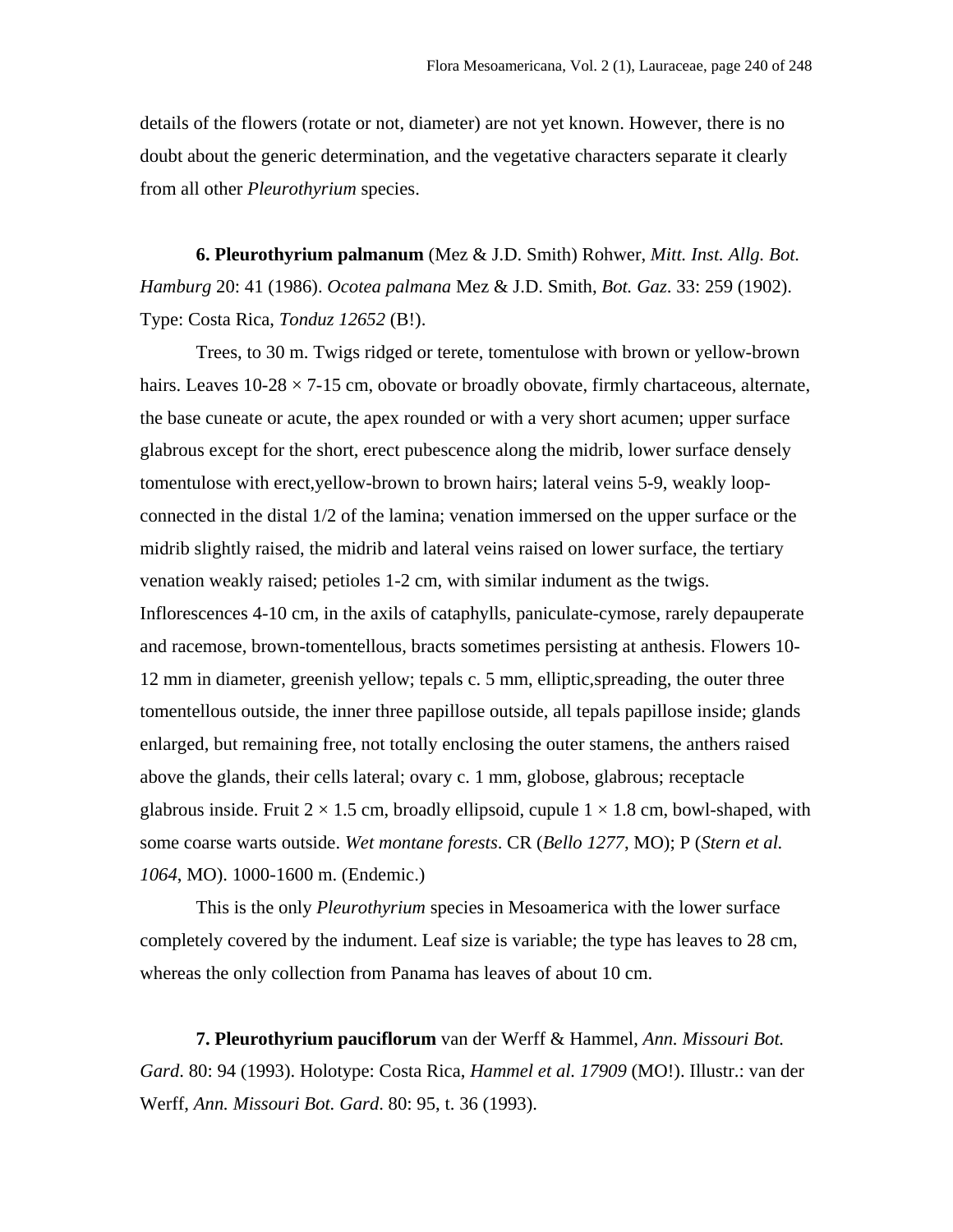details of the flowers (rotate or not, diameter) are not yet known. However, there is no doubt about the generic determination, and the vegetative characters separate it clearly from all other *Pleurothyrium* species.

**6. Pleurothyrium palmanum** (Mez & J.D. Smith) Rohwer, *Mitt. Inst. Allg. Bot. Hamburg* 20: 41 (1986). *Ocotea palmana* Mez & J.D. Smith, *Bot. Gaz*. 33: 259 (1902). Type: Costa Rica, *Tonduz 12652* (B!).

Trees, to 30 m. Twigs ridged or terete, tomentulose with brown or yellow-brown hairs. Leaves 10-28 × 7-15 cm, obovate or broadly obovate, firmly chartaceous, alternate, the base cuneate or acute, the apex rounded or with a very short acumen; upper surface glabrous except for the short, erect pubescence along the midrib, lower surface densely tomentulose with erect,yellow-brown to brown hairs; lateral veins 5-9, weakly loop-connected in the distal 1/2 of the lamina; venation immersed on the upper surface or the midrib slightly raised, the midrib and lateral veins raised on lower surface, the tertiary venation weakly raised; petioles 1-2 cm, with similar indument as the twigs. Inflorescences 4-10 cm, in the axils of cataphylls, paniculate-cymose, rarely depauperate and racemose, brown-tomentellous, bracts sometimes persisting at anthesis. Flowers 10-12 mm in diameter, greenish yellow; tepals c. 5 mm, elliptic,spreading, the outer three tomentellous outside, the inner three papillose outside, all tepals papillose inside; glands enlarged, but remaining free, not totally enclosing the outer stamens, the anthers raised above the glands, their cells lateral; ovary c. 1 mm, globose, glabrous; receptacle glabrous inside. Fruit 2 × 1.5 cm, broadly ellipsoid, cupule 1 × 1.8 cm, bowl-shaped, with some coarse warts outside. *Wet montane forests*. CR (*Bello 1277*, MO); P (*Stern et al. 1064*, MO). 1000-1600 m. (Endemic.)

This is the only *Pleurothyrium* species in Mesoamerica with the lower surface completely covered by the indument. Leaf size is variable; the type has leaves to 28 cm, whereas the only collection from Panama has leaves of about 10 cm.

**7. Pleurothyrium pauciflorum** van der Werff & Hammel, *Ann. Missouri Bot. Gard*. 80: 94 (1993). Holotype: Costa Rica, *Hammel et al. 17909* (MO!). Illustr.: van der Werff, *Ann. Missouri Bot. Gard*. 80: 95, t. 36 (1993).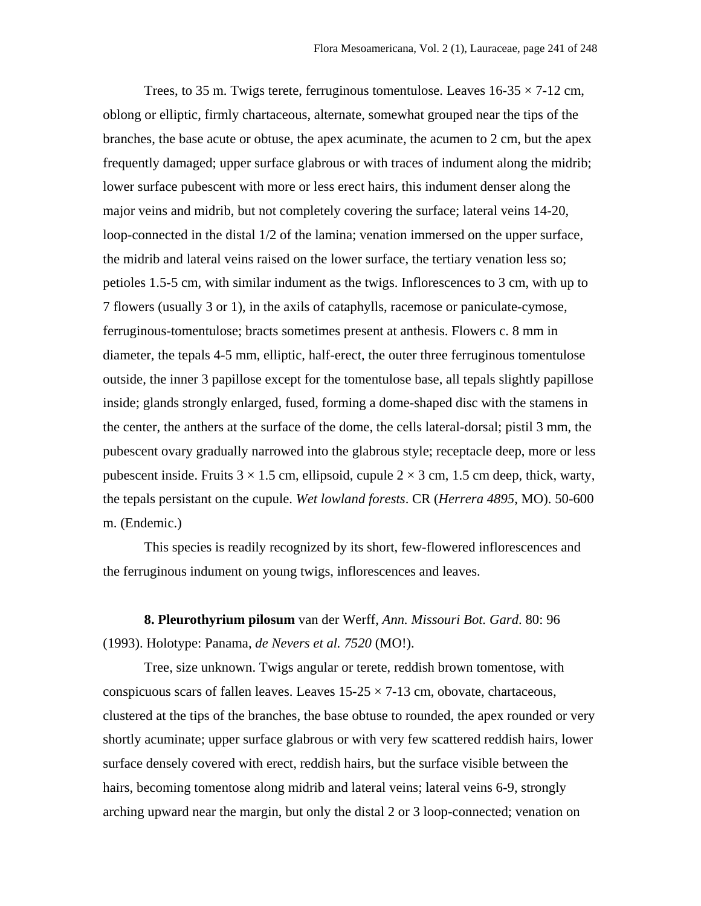Trees, to 35 m. Twigs terete, ferruginous tomentulose. Leaves 16-35 × 7-12 cm, oblong or elliptic, firmly chartaceous, alternate, somewhat grouped near the tips of the branches, the base acute or obtuse, the apex acuminate, the acumen to 2 cm, but the apex frequently damaged; upper surface glabrous or with traces of indument along the midrib; lower surface pubescent with more or less erect hairs, this indument denser along the major veins and midrib, but not completely covering the surface; lateral veins 14-20, loop-connected in the distal 1/2 of the lamina; venation immersed on the upper surface, the midrib and lateral veins raised on the lower surface, the tertiary venation less so; petioles 1.5-5 cm, with similar indument as the twigs. Inflorescences to 3 cm, with up to 7 flowers (usually 3 or 1), in the axils of cataphylls, racemose or paniculate-cymose, ferruginous-tomentulose; bracts sometimes present at anthesis. Flowers c. 8 mm in diameter, the tepals 4-5 mm, elliptic, half-erect, the outer three ferruginous tomentulose outside, the inner 3 papillose except for the tomentulose base, all tepals slightly papillose inside; glands strongly enlarged, fused, forming a dome-shaped disc with the stamens in the center, the anthers at the surface of the dome, the cells lateral-dorsal; pistil 3 mm, the pubescent ovary gradually narrowed into the glabrous style; receptacle deep, more or less pubescent inside. Fruits 3 × 1.5 cm, ellipsoid, cupule 2 × 3 cm, 1.5 cm deep, thick, warty, the tepals persistant on the cupule. *Wet lowland forests*. CR (*Herrera 4895*, MO). 50-600 m. (Endemic.)

This species is readily recognized by its short, few-flowered inflorescences and the ferruginous indument on young twigs, inflorescences and leaves.

**8. Pleurothyrium pilosum** van der Werff, *Ann. Missouri Bot. Gard*. 80: 96 (1993). Holotype: Panama, *de Nevers et al. 7520* (MO!).

Tree, size unknown. Twigs angular or terete, reddish brown tomentose, with conspicuous scars of fallen leaves. Leaves 15-25 × 7-13 cm, obovate, chartaceous, clustered at the tips of the branches, the base obtuse to rounded, the apex rounded or very shortly acuminate; upper surface glabrous or with very few scattered reddish hairs, lower surface densely covered with erect, reddish hairs, but the surface visible between the hairs, becoming tomentose along midrib and lateral veins; lateral veins 6-9, strongly arching upward near the margin, but only the distal 2 or 3 loop-connected; venation on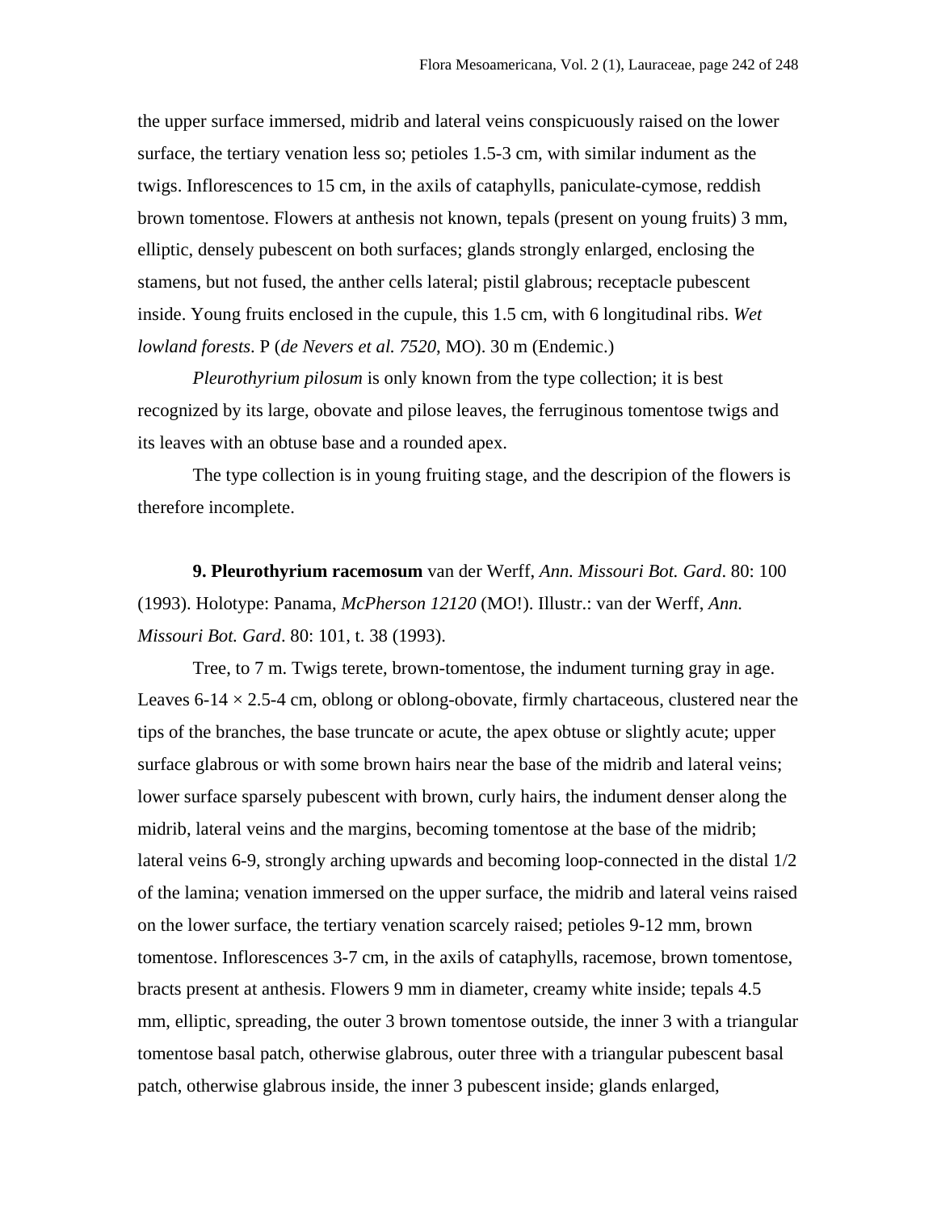the upper surface immersed, midrib and lateral veins conspicuously raised on the lower surface, the tertiary venation less so; petioles 1.5-3 cm, with similar indument as the twigs. Inflorescences to 15 cm, in the axils of cataphylls, paniculate-cymose, reddish brown tomentose. Flowers at anthesis not known, tepals (present on young fruits) 3 mm, elliptic, densely pubescent on both surfaces; glands strongly enlarged, enclosing the stamens, but not fused, the anther cells lateral; pistil glabrous; receptacle pubescent inside. Young fruits enclosed in the cupule, this 1.5 cm, with 6 longitudinal ribs. *Wet lowland forests*. P (*de Nevers et al. 7520*, MO). 30 m (Endemic.)

*Pleurothyrium pilosum* is only known from the type collection; it is best recognized by its large, obovate and pilose leaves, the ferruginous tomentose twigs and its leaves with an obtuse base and a rounded apex.

The type collection is in young fruiting stage, and the descripion of the flowers is therefore incomplete.

**9. Pleurothyrium racemosum** van der Werff, *Ann. Missouri Bot. Gard*. 80: 100 (1993). Holotype: Panama, *McPherson 12120* (MO!). Illustr.: van der Werff, *Ann. Missouri Bot. Gard*. 80: 101, t. 38 (1993).

Tree, to 7 m. Twigs terete, brown-tomentose, the indument turning gray in age. Leaves 6-14 × 2.5-4 cm, oblong or oblong-obovate, firmly chartaceous, clustered near the tips of the branches, the base truncate or acute, the apex obtuse or slightly acute; upper surface glabrous or with some brown hairs near the base of the midrib and lateral veins; lower surface sparsely pubescent with brown, curly hairs, the indument denser along the midrib, lateral veins and the margins, becoming tomentose at the base of the midrib; lateral veins 6-9, strongly arching upwards and becoming loop-connected in the distal 1/2 of the lamina; venation immersed on the upper surface, the midrib and lateral veins raised on the lower surface, the tertiary venation scarcely raised; petioles 9-12 mm, brown tomentose. Inflorescences 3-7 cm, in the axils of cataphylls, racemose, brown tomentose, bracts present at anthesis. Flowers 9 mm in diameter, creamy white inside; tepals 4.5 mm, elliptic, spreading, the outer 3 brown tomentose outside, the inner 3 with a triangular tomentose basal patch, otherwise glabrous, outer three with a triangular pubescent basal patch, otherwise glabrous inside, the inner 3 pubescent inside; glands enlarged,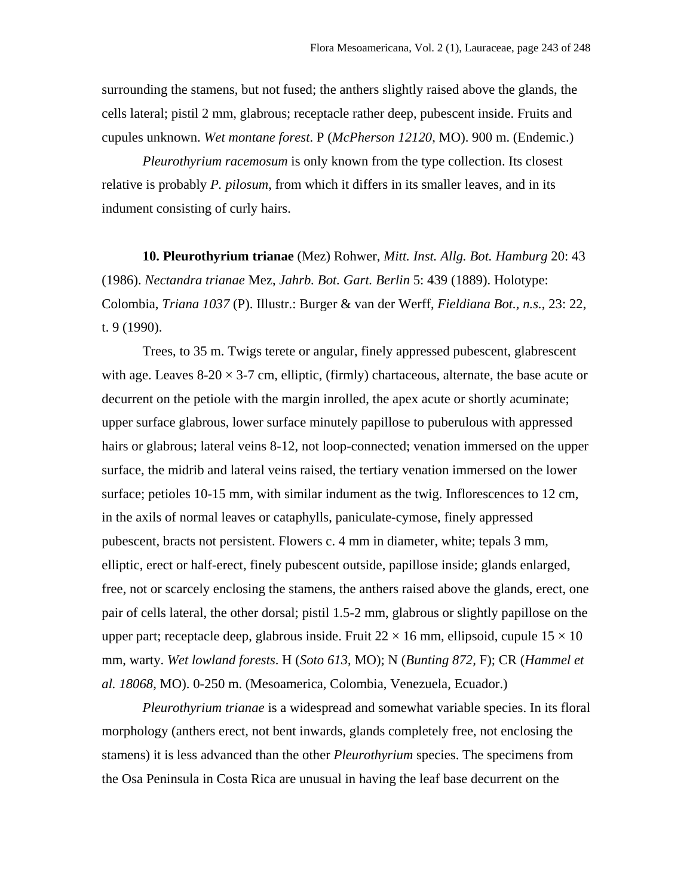surrounding the stamens, but not fused; the anthers slightly raised above the glands, the cells lateral; pistil 2 mm, glabrous; receptacle rather deep, pubescent inside. Fruits and cupules unknown. *Wet montane forest*. P (*McPherson 12120*, MO). 900 m. (Endemic.)

*Pleurothyrium racemosum* is only known from the type collection. Its closest relative is probably *P. pilosum*, from which it differs in its smaller leaves, and in its indument consisting of curly hairs.

**10. Pleurothyrium trianae** (Mez) Rohwer, *Mitt. Inst. Allg. Bot. Hamburg* 20: 43 (1986). *Nectandra trianae* Mez, *Jahrb. Bot. Gart. Berlin* 5: 439 (1889). Holotype: Colombia, *Triana 1037* (P). Illustr.: Burger & van der Werff, *Fieldiana Bot., n.s.*, 23: 22, t. 9 (1990).

Trees, to 35 m. Twigs terete or angular, finely appressed pubescent, glabrescent with age. Leaves 8-20 × 3-7 cm, elliptic, (firmly) chartaceous, alternate, the base acute or decurrent on the petiole with the margin inrolled, the apex acute or shortly acuminate; upper surface glabrous, lower surface minutely papillose to puberulous with appressed hairs or glabrous; lateral veins 8-12, not loop-connected; venation immersed on the upper surface, the midrib and lateral veins raised, the tertiary venation immersed on the lower surface; petioles 10-15 mm, with similar indument as the twig. Inflorescences to 12 cm, in the axils of normal leaves or cataphylls, paniculate-cymose, finely appressed pubescent, bracts not persistent. Flowers c. 4 mm in diameter, white; tepals 3 mm, elliptic, erect or half-erect, finely pubescent outside, papillose inside; glands enlarged, free, not or scarcely enclosing the stamens, the anthers raised above the glands, erect, one pair of cells lateral, the other dorsal; pistil 1.5-2 mm, glabrous or slightly papillose on the upper part; receptacle deep, glabrous inside. Fruit 22 × 16 mm, ellipsoid, cupule 15 × 10 mm, warty. *Wet lowland forests*. H (*Soto 613*, MO); N (*Bunting 872*, F); CR (*Hammel et al. 18068*, MO). 0-250 m. (Mesoamerica, Colombia, Venezuela, Ecuador.)

*Pleurothyrium trianae* is a widespread and somewhat variable species. In its floral morphology (anthers erect, not bent inwards, glands completely free, not enclosing the stamens) it is less advanced than the other *Pleurothyrium* species. The specimens from the Osa Peninsula in Costa Rica are unusual in having the leaf base decurrent on the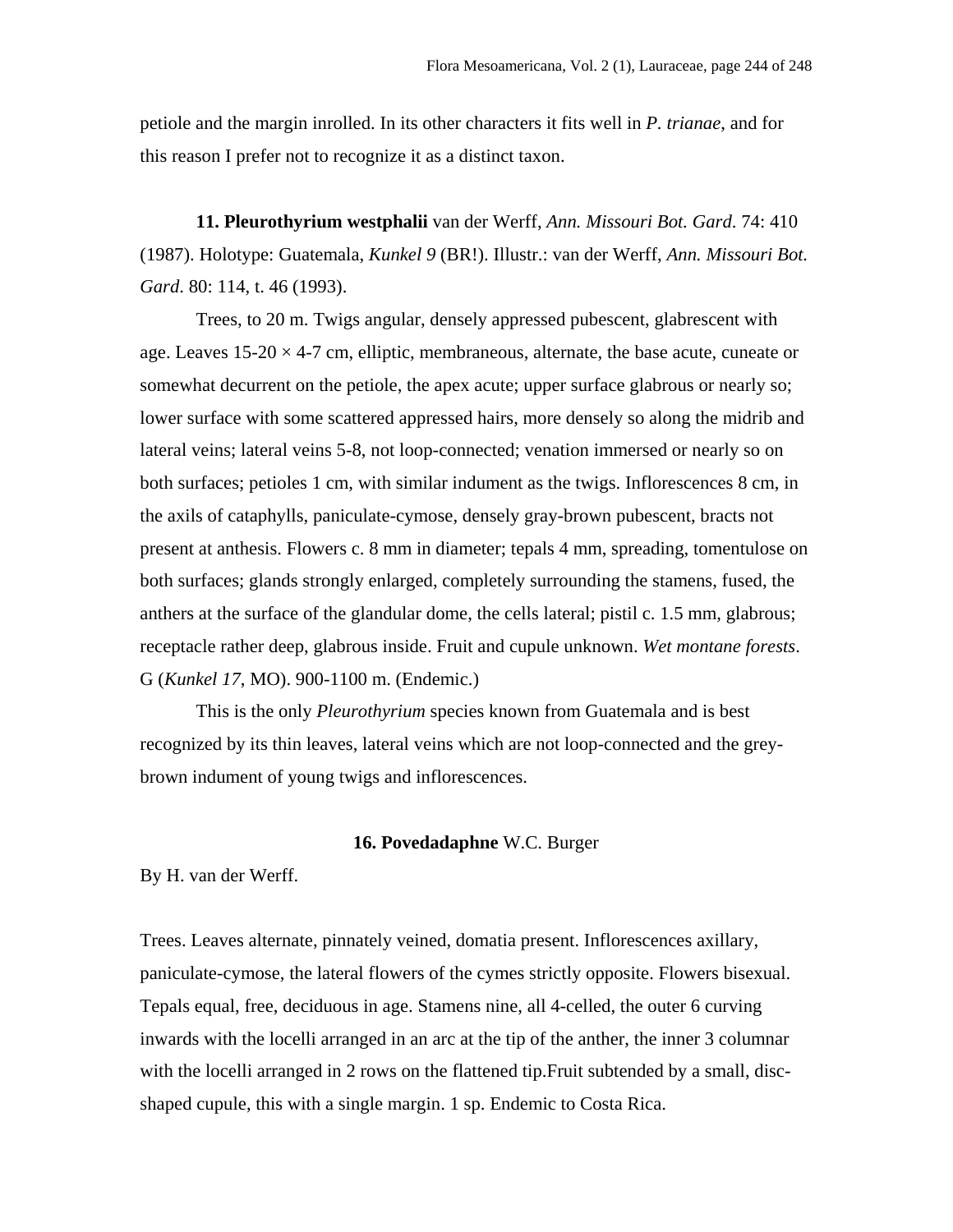petiole and the margin inrolled. In its other characters it fits well in *P. trianae*, and for this reason I prefer not to recognize it as a distinct taxon.

**11. Pleurothyrium westphalii** van der Werff, *Ann. Missouri Bot. Gard*. 74: 410 (1987). Holotype: Guatemala, *Kunkel 9* (BR!). Illustr.: van der Werff, *Ann. Missouri Bot. Gard*. 80: 114, t. 46 (1993).

Trees, to 20 m. Twigs angular, densely appressed pubescent, glabrescent with age. Leaves 15-20 × 4-7 cm, elliptic, membraneous, alternate, the base acute, cuneate or somewhat decurrent on the petiole, the apex acute; upper surface glabrous or nearly so; lower surface with some scattered appressed hairs, more densely so along the midrib and lateral veins; lateral veins 5-8, not loop-connected; venation immersed or nearly so on both surfaces; petioles 1 cm, with similar indument as the twigs. Inflorescences 8 cm, in the axils of cataphylls, paniculate-cymose, densely gray-brown pubescent, bracts not present at anthesis. Flowers c. 8 mm in diameter; tepals 4 mm, spreading, tomentulose on both surfaces; glands strongly enlarged, completely surrounding the stamens, fused, the anthers at the surface of the glandular dome, the cells lateral; pistil c. 1.5 mm, glabrous; receptacle rather deep, glabrous inside. Fruit and cupule unknown. *Wet montane forests*. G (*Kunkel 17*, MO). 900-1100 m. (Endemic.)

This is the only *Pleurothyrium* species known from Guatemala and is best recognized by its thin leaves, lateral veins which are not loop-connected and the grey-brown indument of young twigs and inflorescences.

## 16. Povedadaphne W.C. Burger

By H. van der Werff.

Trees. Leaves alternate, pinnately veined, domatia present. Inflorescences axillary, paniculate-cymose, the lateral flowers of the cymes strictly opposite. Flowers bisexual. Tepals equal, free, deciduous in age. Stamens nine, all 4-celled, the outer 6 curving inwards with the locelli arranged in an arc at the tip of the anther, the inner 3 columnar with the locelli arranged in 2 rows on the flattened tip.Fruit subtended by a small, disc-shaped cupule, this with a single margin. 1 sp. Endemic to Costa Rica.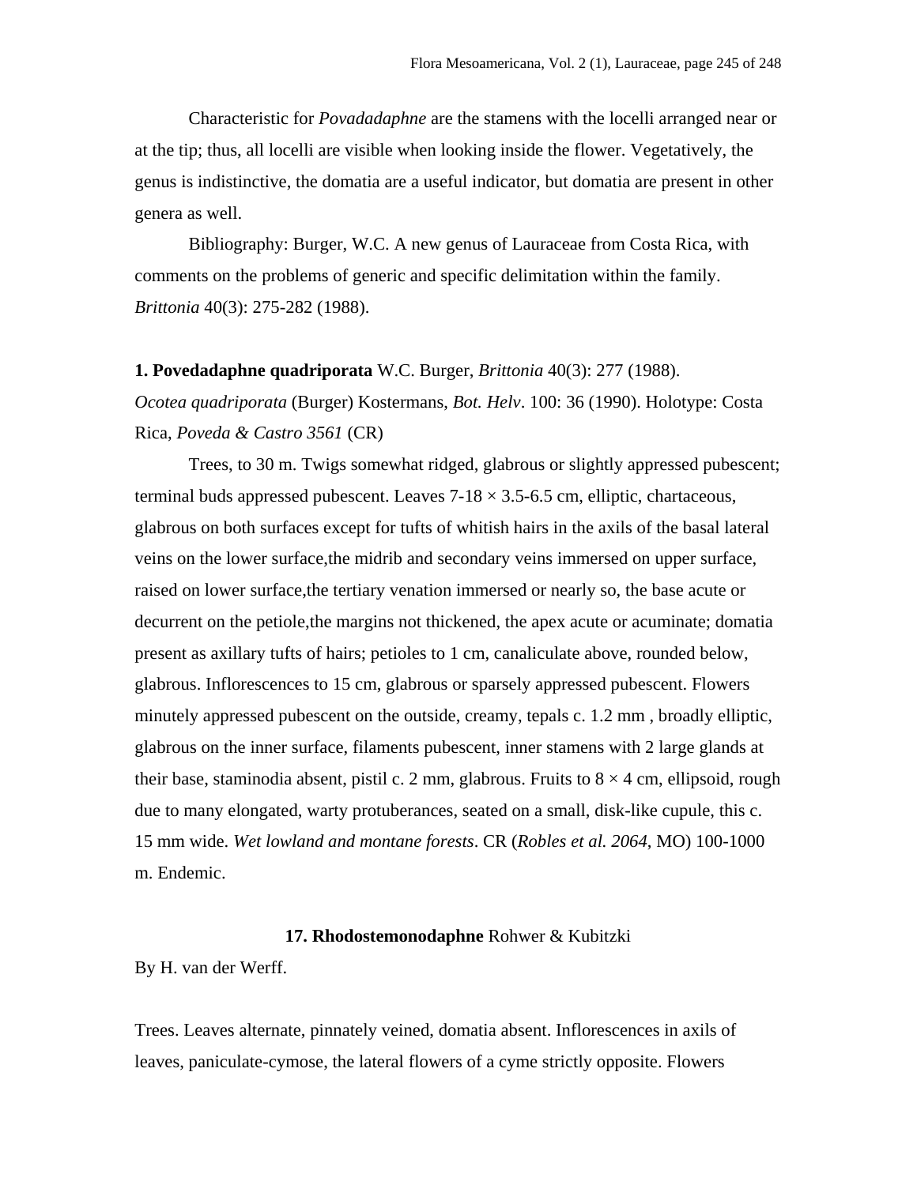Characteristic for *Povadadaphne* are the stamens with the locelli arranged near or at the tip; thus, all locelli are visible when looking inside the flower. Vegetatively, the genus is indistinctive, the domatia are a useful indicator, but domatia are present in other genera as well.

Bibliography: Burger, W.C. A new genus of Lauraceae from Costa Rica, with comments on the problems of generic and specific delimitation within the family. *Brittonia* 40(3): 275-282 (1988).

**1. Povedadaphne quadriporata** W.C. Burger, *Brittonia* 40(3): 277 (1988). *Ocotea quadriporata* (Burger) Kostermans, *Bot. Helv*. 100: 36 (1990). Holotype: Costa Rica, *Poveda & Castro 3561* (CR)

Trees, to 30 m. Twigs somewhat ridged, glabrous or slightly appressed pubescent; terminal buds appressed pubescent. Leaves 7-18 × 3.5-6.5 cm, elliptic, chartaceous, glabrous on both surfaces except for tufts of whitish hairs in the axils of the basal lateral veins on the lower surface,the midrib and secondary veins immersed on upper surface, raised on lower surface,the tertiary venation immersed or nearly so, the base acute or decurrent on the petiole,the margins not thickened, the apex acute or acuminate; domatia present as axillary tufts of hairs; petioles to 1 cm, canaliculate above, rounded below, glabrous. Inflorescences to 15 cm, glabrous or sparsely appressed pubescent. Flowers minutely appressed pubescent on the outside, creamy, tepals c. 1.2 mm , broadly elliptic, glabrous on the inner surface, filaments pubescent, inner stamens with 2 large glands at their base, staminodia absent, pistil c. 2 mm, glabrous. Fruits to 8 × 4 cm, ellipsoid, rough due to many elongated, warty protuberances, seated on a small, disk-like cupule, this c. 15 mm wide. *Wet lowland and montane forests*. CR (*Robles et al. 2064*, MO) 100-1000 m. Endemic.

## 17. Rhodostemonodaphne Rohwer & Kubitzki

By H. van der Werff.

Trees. Leaves alternate, pinnately veined, domatia absent. Inflorescences in axils of leaves, paniculate-cymose, the lateral flowers of a cyme strictly opposite. Flowers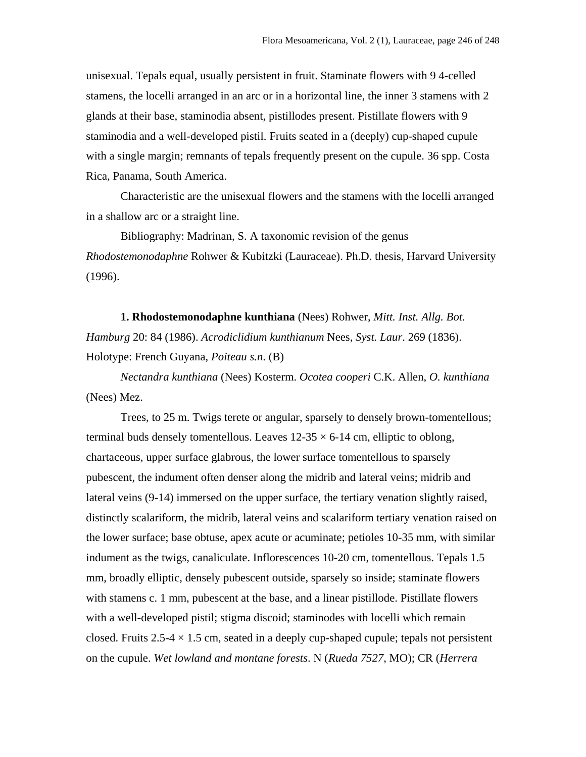unisexual. Tepals equal, usually persistent in fruit. Staminate flowers with 9 4-celled stamens, the locelli arranged in an arc or in a horizontal line, the inner 3 stamens with 2 glands at their base, staminodia absent, pistillodes present. Pistillate flowers with 9 staminodia and a well-developed pistil. Fruits seated in a (deeply) cup-shaped cupule with a single margin; remnants of tepals frequently present on the cupule. 36 spp. Costa Rica, Panama, South America.

Characteristic are the unisexual flowers and the stamens with the locelli arranged in a shallow arc or a straight line.

Bibliography: Madrinan, S. A taxonomic revision of the genus *Rhodostemonodaphne* Rohwer & Kubitzki (Lauraceae). Ph.D. thesis, Harvard University (1996).

**1. Rhodostemonodaphne kunthiana** (Nees) Rohwer, *Mitt. Inst. Allg. Bot. Hamburg* 20: 84 (1986). *Acrodiclidium kunthianum* Nees, *Syst. Laur*. 269 (1836). Holotype: French Guyana, *Poiteau s.n.* (B)

*Nectandra kunthiana* (Nees) Kosterm. *Ocotea cooperi* C.K. Allen, *O. kunthiana* (Nees) Mez.

Trees, to 25 m. Twigs terete or angular, sparsely to densely brown-tomentellous; terminal buds densely tomentellous. Leaves 12-35 × 6-14 cm, elliptic to oblong, chartaceous, upper surface glabrous, the lower surface tomentellous to sparsely pubescent, the indument often denser along the midrib and lateral veins; midrib and lateral veins (9-14) immersed on the upper surface, the tertiary venation slightly raised, distinctly scalariform, the midrib, lateral veins and scalariform tertiary venation raised on the lower surface; base obtuse, apex acute or acuminate; petioles 10-35 mm, with similar indument as the twigs, canaliculate. Inflorescences 10-20 cm, tomentellous. Tepals 1.5 mm, broadly elliptic, densely pubescent outside, sparsely so inside; staminate flowers with stamens c. 1 mm, pubescent at the base, and a linear pistillode. Pistillate flowers with a well-developed pistil; stigma discoid; staminodes with locelli which remain closed. Fruits 2.5-4 × 1.5 cm, seated in a deeply cup-shaped cupule; tepals not persistent on the cupule. *Wet lowland and montane forests*. N (*Rueda 7527*, MO); CR (*Herrera*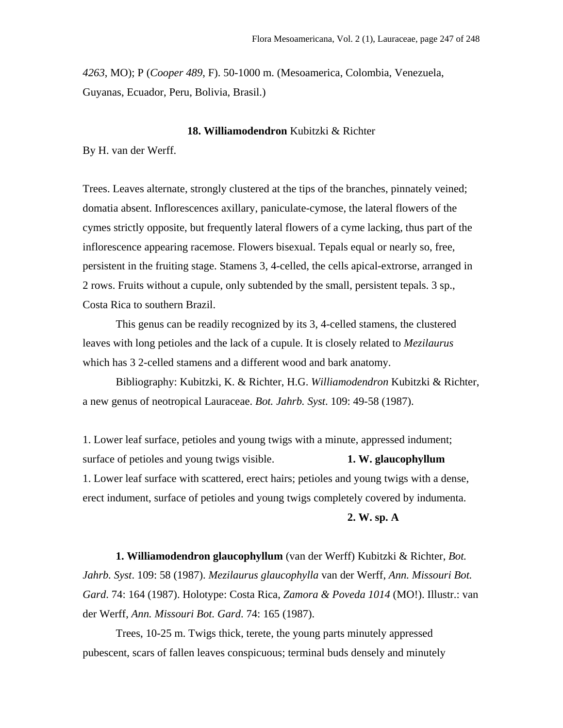*4263*, MO); P (*Cooper 489*, F). 50-1000 m. (Mesoamerica, Colombia, Venezuela, Guyanas, Ecuador, Peru, Bolivia, Brasil.)

## 18. **Williamodendron** Kubitzki & Richter

By H. van der Werff.

Trees. Leaves alternate, strongly clustered at the tips of the branches, pinnately veined; domatia absent. Inflorescences axillary, paniculate-cymose, the lateral flowers of the cymes strictly opposite, but frequently lateral flowers of a cyme lacking, thus part of the inflorescence appearing racemose. Flowers bisexual. Tepals equal or nearly so, free, persistent in the fruiting stage. Stamens 3, 4-celled, the cells apical-extrorse, arranged in 2 rows. Fruits without a cupule, only subtended by the small, persistent tepals. 3 sp., Costa Rica to southern Brazil.

This genus can be readily recognized by its 3, 4-celled stamens, the clustered leaves with long petioles and the lack of a cupule. It is closely related to *Mezilaurus* which has 3 2-celled stamens and a different wood and bark anatomy.

Bibliography: Kubitzki, K. & Richter, H.G. *Williamodendron* Kubitzki & Richter, a new genus of neotropical Lauraceae. *Bot. Jahrb. Syst*. 109: 49-58 (1987).

1. Lower leaf surface, petioles and young twigs with a minute, appressed indument; surface of petioles and young twigs visible. **1. W. glaucophyllum**

1. Lower leaf surface with scattered, erect hairs; petioles and young twigs with a dense, erect indument, surface of petioles and young twigs completely covered by indumenta. **2. W. sp. A**

**1. Williamodendron glaucophyllum** (van der Werff) Kubitzki & Richter, *Bot. Jahrb. Syst*. 109: 58 (1987). *Mezilaurus glaucophylla* van der Werff, *Ann. Missouri Bot. Gard*. 74: 164 (1987). Holotype: Costa Rica, *Zamora & Poveda 1014* (MO!). Illustr.: van der Werff, *Ann. Missouri Bot. Gard*. 74: 165 (1987).

Trees, 10-25 m. Twigs thick, terete, the young parts minutely appressed pubescent, scars of fallen leaves conspicuous; terminal buds densely and minutely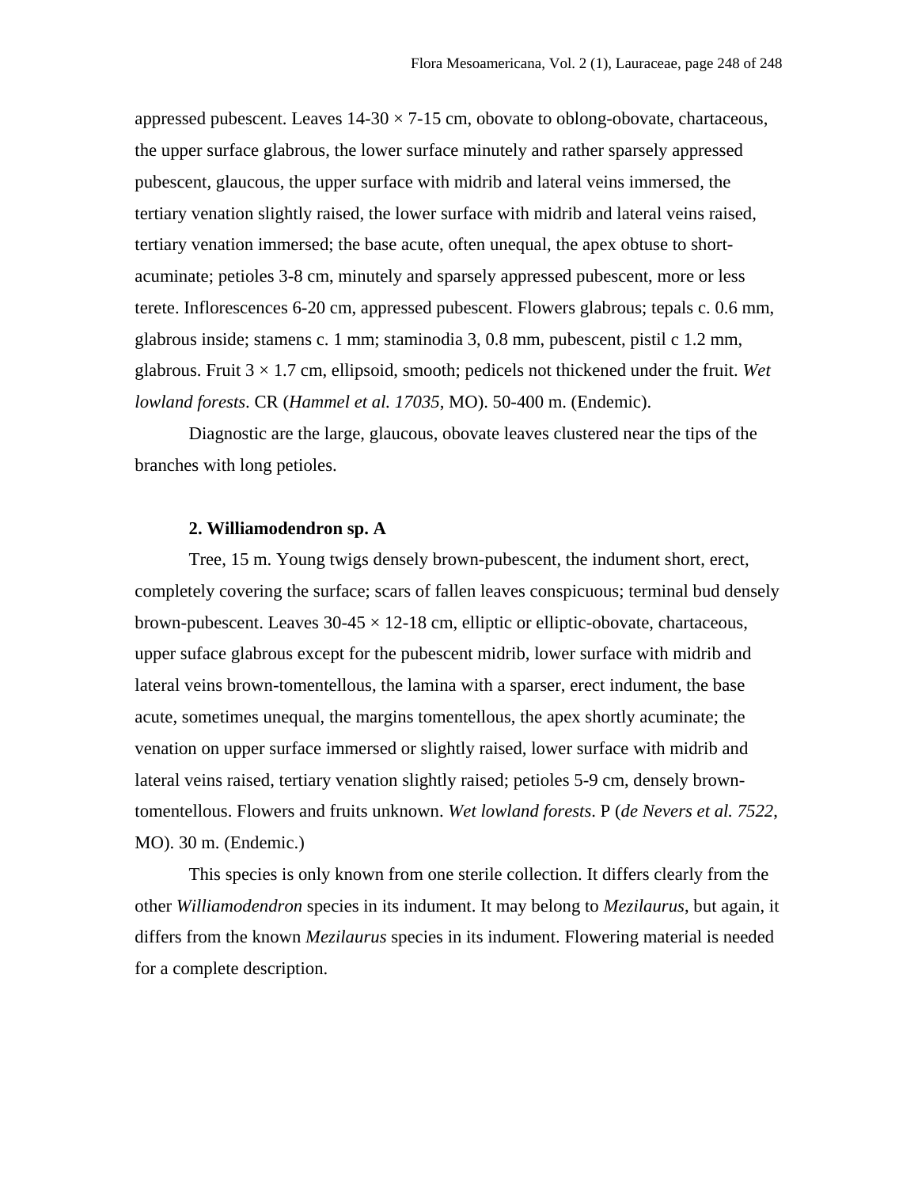appressed pubescent. Leaves 14-30 × 7-15 cm, obovate to oblong-obovate, chartaceous, the upper surface glabrous, the lower surface minutely and rather sparsely appressed pubescent, glaucous, the upper surface with midrib and lateral veins immersed, the tertiary venation slightly raised, the lower surface with midrib and lateral veins raised, tertiary venation immersed; the base acute, often unequal, the apex obtuse to short-acuminate; petioles 3-8 cm, minutely and sparsely appressed pubescent, more or less terete. Inflorescences 6-20 cm, appressed pubescent. Flowers glabrous; tepals c. 0.6 mm, glabrous inside; stamens c. 1 mm; staminodia 3, 0.8 mm, pubescent, pistil c 1.2 mm, glabrous. Fruit 3 × 1.7 cm, ellipsoid, smooth; pedicels not thickened under the fruit. *Wet lowland forests*. CR (*Hammel et al. 17035*, MO). 50-400 m. (Endemic).

Diagnostic are the large, glaucous, obovate leaves clustered near the tips of the branches with long petioles.

**2. Williamodendron sp. A**

Tree, 15 m. Young twigs densely brown-pubescent, the indument short, erect, completely covering the surface; scars of fallen leaves conspicuous; terminal bud densely brown-pubescent. Leaves 30-45 × 12-18 cm, elliptic or elliptic-obovate, chartaceous, upper suface glabrous except for the pubescent midrib, lower surface with midrib and lateral veins brown-tomentellous, the lamina with a sparser, erect indument, the base acute, sometimes unequal, the margins tomentellous, the apex shortly acuminate; the venation on upper surface immersed or slightly raised, lower surface with midrib and lateral veins raised, tertiary venation slightly raised; petioles 5-9 cm, densely brown-tomentellous. Flowers and fruits unknown. *Wet lowland forests*. P (*de Nevers et al. 7522*, MO). 30 m. (Endemic.)

This species is only known from one sterile collection. It differs clearly from the other *Williamodendron* species in its indument. It may belong to *Mezilaurus*, but again, it differs from the known *Mezilaurus* species in its indument. Flowering material is needed for a complete description.